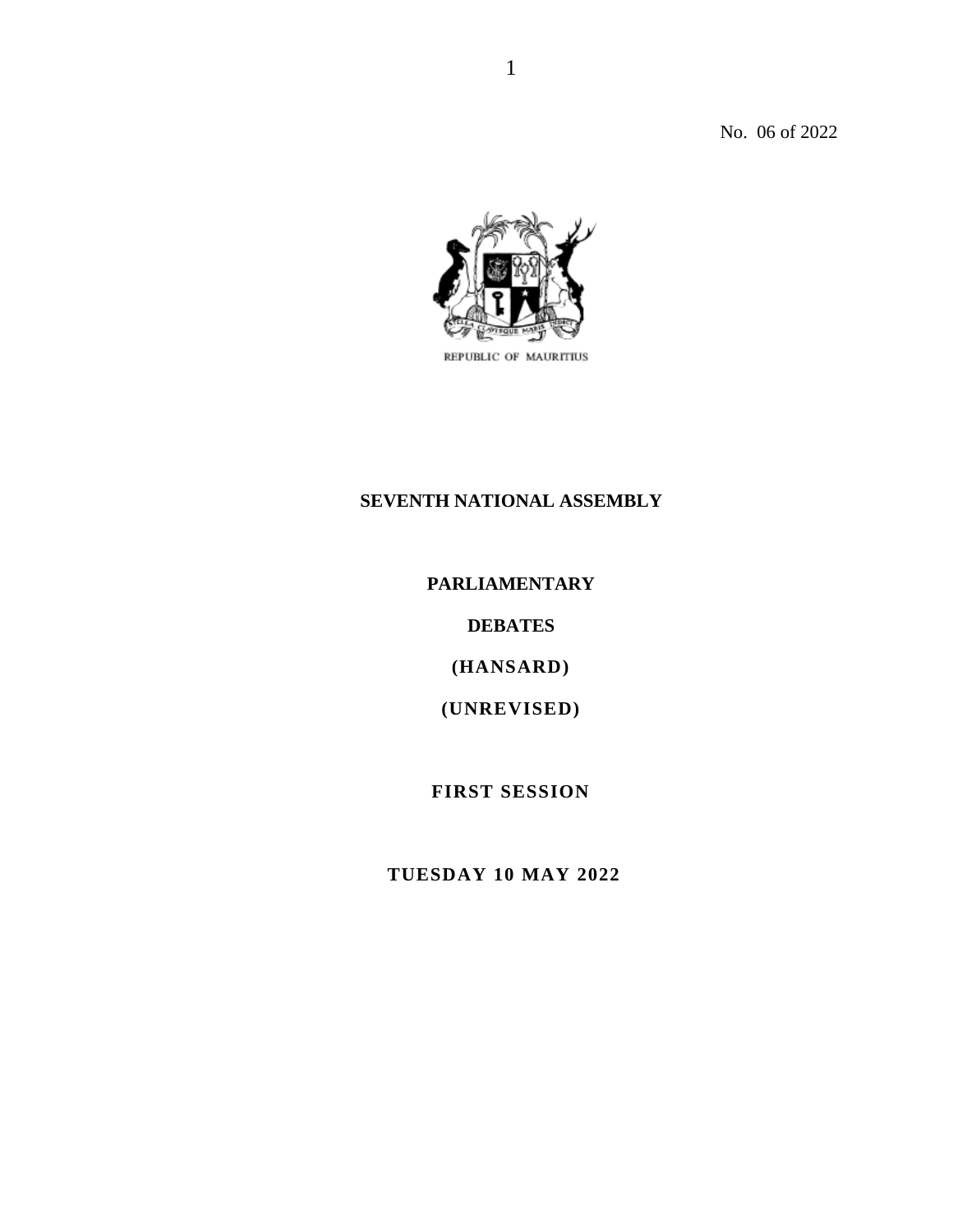No. 06 of 2022

REPUBLIC OF MAURITIUS

**SEVENTH NATIONAL ASSEMBLY**

**PARLIAMENTARY**

**DEBATES**

**(HANSARD)**

**(UNREVISED)**

**FIRST SESSION**

**TUESDAY 10 MAY 2022**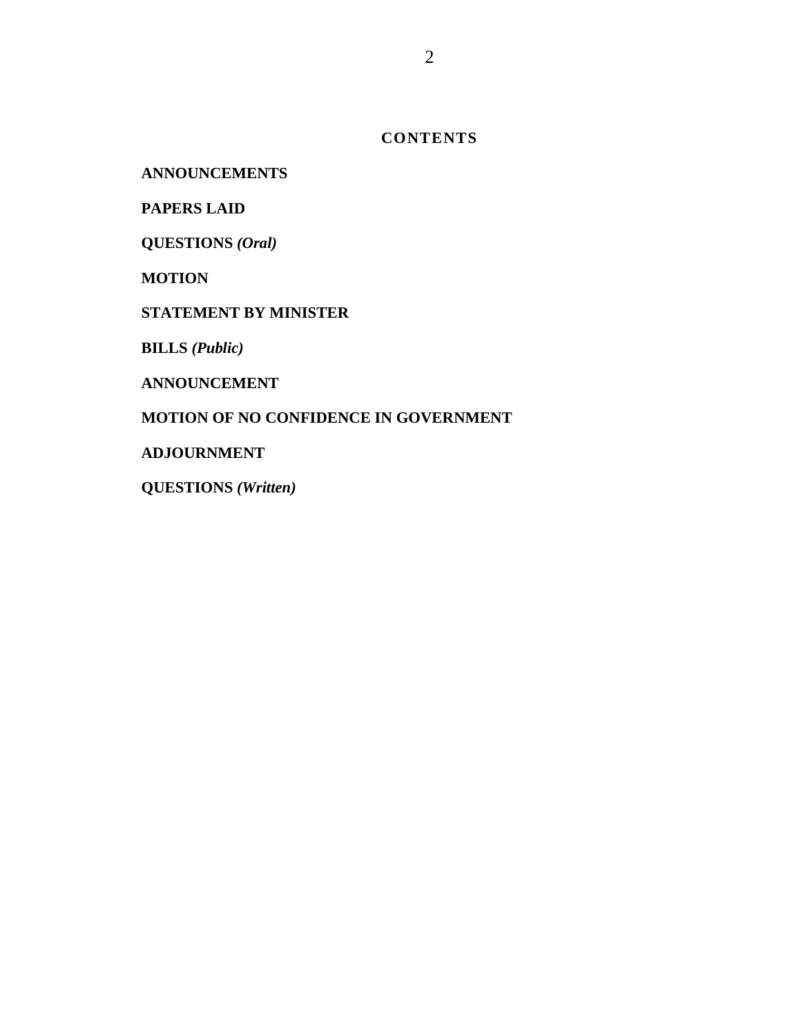# CONTENTS

**ANNOUNCEMENTS**

**PAPERS LAID**

**QUESTIONS *(Oral)***

**MOTION**

**STATEMENT BY MINISTER**

**BILLS *(Public)***

**ANNOUNCEMENT**

**MOTION OF NO CONFIDENCE IN GOVERNMENT**

**ADJOURNMENT**

**QUESTIONS *(Written)***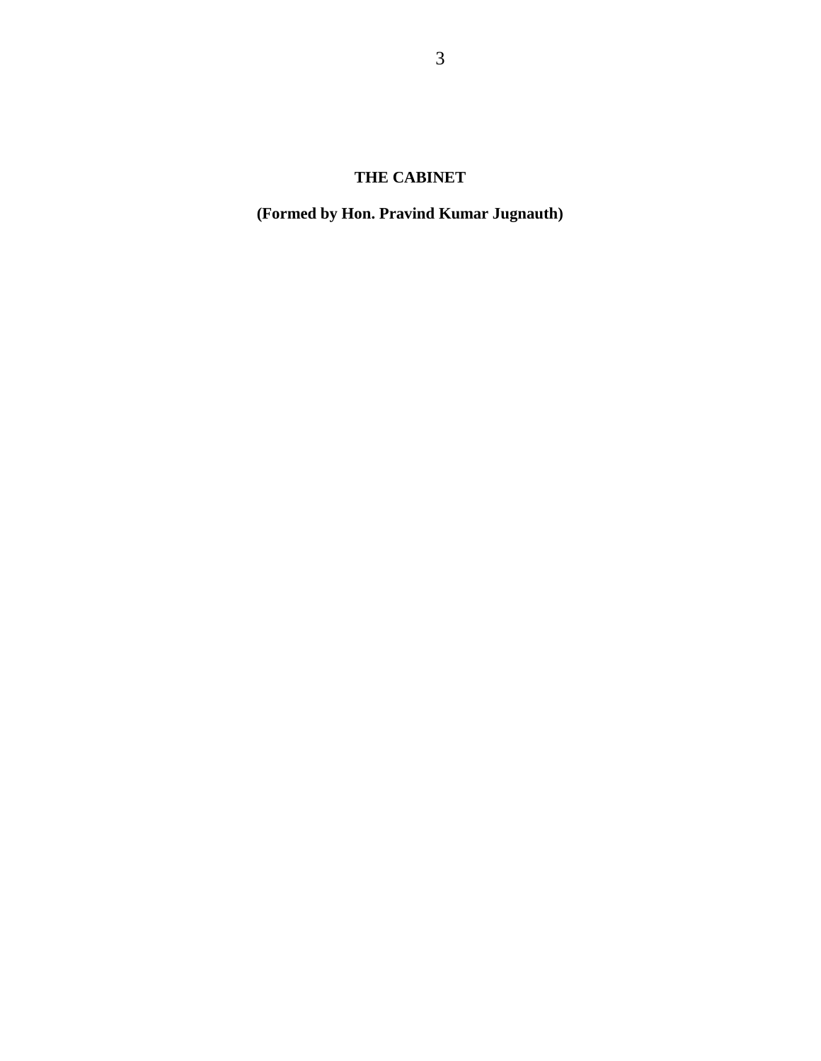## THE CABINET

**(Formed by Hon. Pravind Kumar Jugnauth)**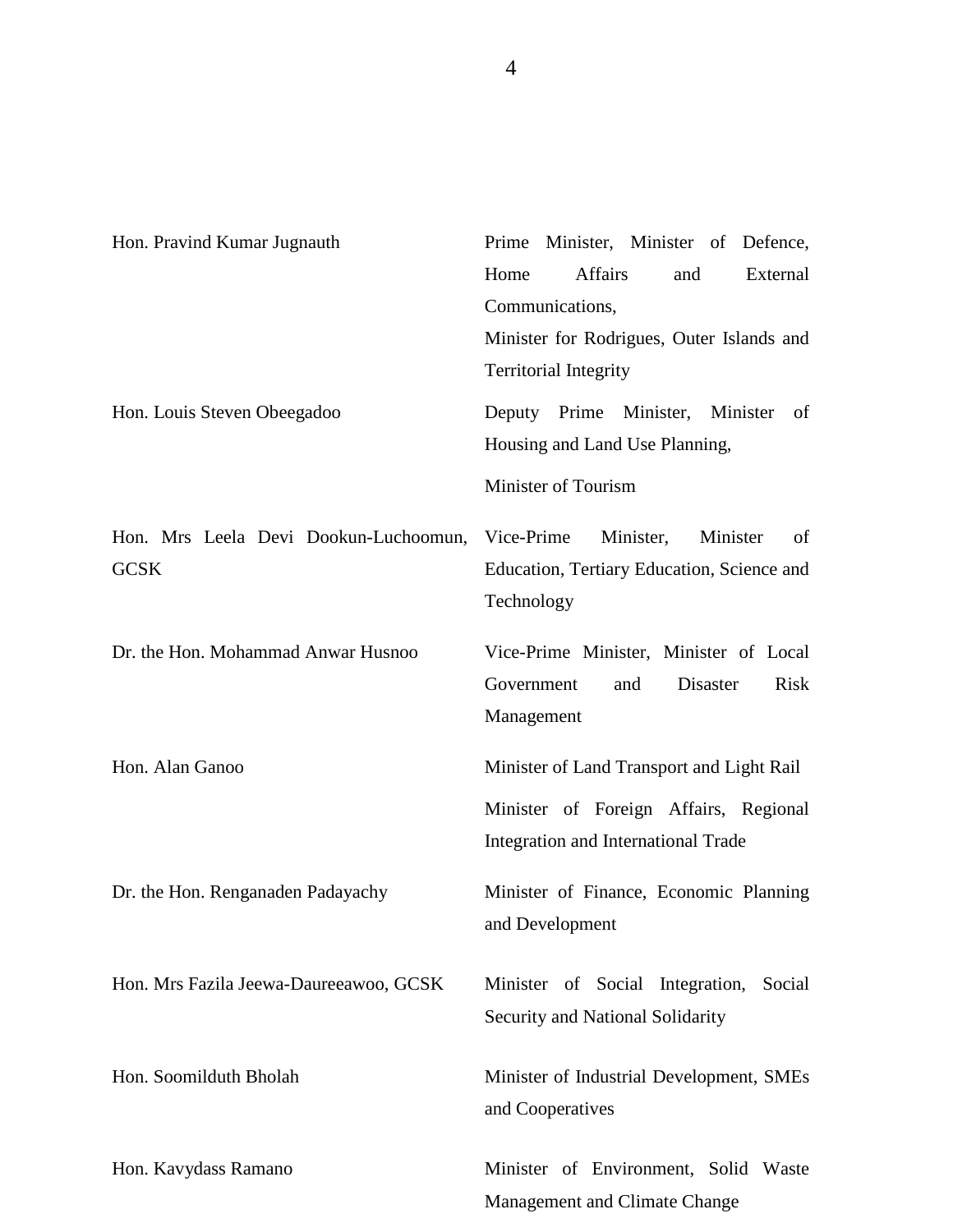| | |
|---|---|
| Hon. Pravind Kumar Jugnauth | Prime Minister, Minister of Defence, Home Affairs and External Communications,<br>Minister for Rodrigues, Outer Islands and Territorial Integrity |
| Hon. Louis Steven Obeegadoo | Deputy Prime Minister, Minister of Housing and Land Use Planning,<br>Minister of Tourism |
| Hon. Mrs Leela Devi Dookun-Luchoomun, GCSK | Vice-Prime Minister, Minister of Education, Tertiary Education, Science and Technology |
| Dr. the Hon. Mohammad Anwar Husnoo | Vice-Prime Minister, Minister of Local Government and Disaster Risk Management |
| Hon. Alan Ganoo | Minister of Land Transport and Light Rail<br>Minister of Foreign Affairs, Regional Integration and International Trade |
| Dr. the Hon. Renganaden Padayachy | Minister of Finance, Economic Planning and Development |
| Hon. Mrs Fazila Jeewa-Daureeawoo, GCSK | Minister of Social Integration, Social Security and National Solidarity |
| Hon. Soomilduth Bholah | Minister of Industrial Development, SMEs and Cooperatives |
| Hon. Kavydass Ramano | Minister of Environment, Solid Waste Management and Climate Change |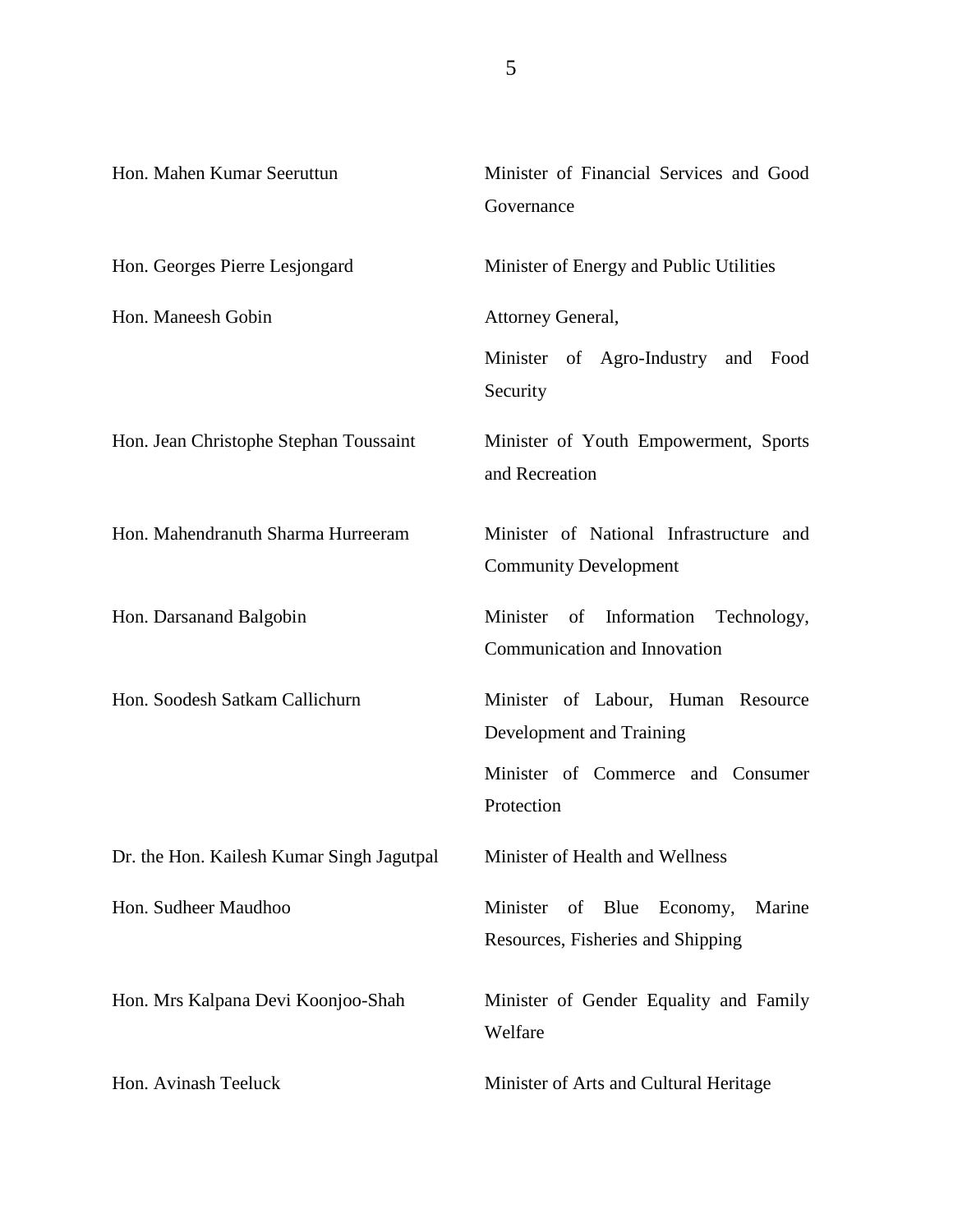| | |
|---|---|
| Hon. Mahen Kumar Seeruttun | Minister of Financial Services and Good Governance |
| Hon. Georges Pierre Lesjongard | Minister of Energy and Public Utilities |
| Hon. Maneesh Gobin | Attorney General,<br>Minister of Agro-Industry and Food Security |
| Hon. Jean Christophe Stephan Toussaint | Minister of Youth Empowerment, Sports and Recreation |
| Hon. Mahendranuth Sharma Hurreeram | Minister of National Infrastructure and Community Development |
| Hon. Darsanand Balgobin | Minister of Information Technology, Communication and Innovation |
| Hon. Soodesh Satkam Callichurn | Minister of Labour, Human Resource Development and Training<br>Minister of Commerce and Consumer Protection |
| Dr. the Hon. Kailesh Kumar Singh Jagutpal | Minister of Health and Wellness |
| Hon. Sudheer Maudhoo | Minister of Blue Economy, Marine Resources, Fisheries and Shipping |
| Hon. Mrs Kalpana Devi Koonjoo-Shah | Minister of Gender Equality and Family Welfare |
| Hon. Avinash Teeluck | Minister of Arts and Cultural Heritage |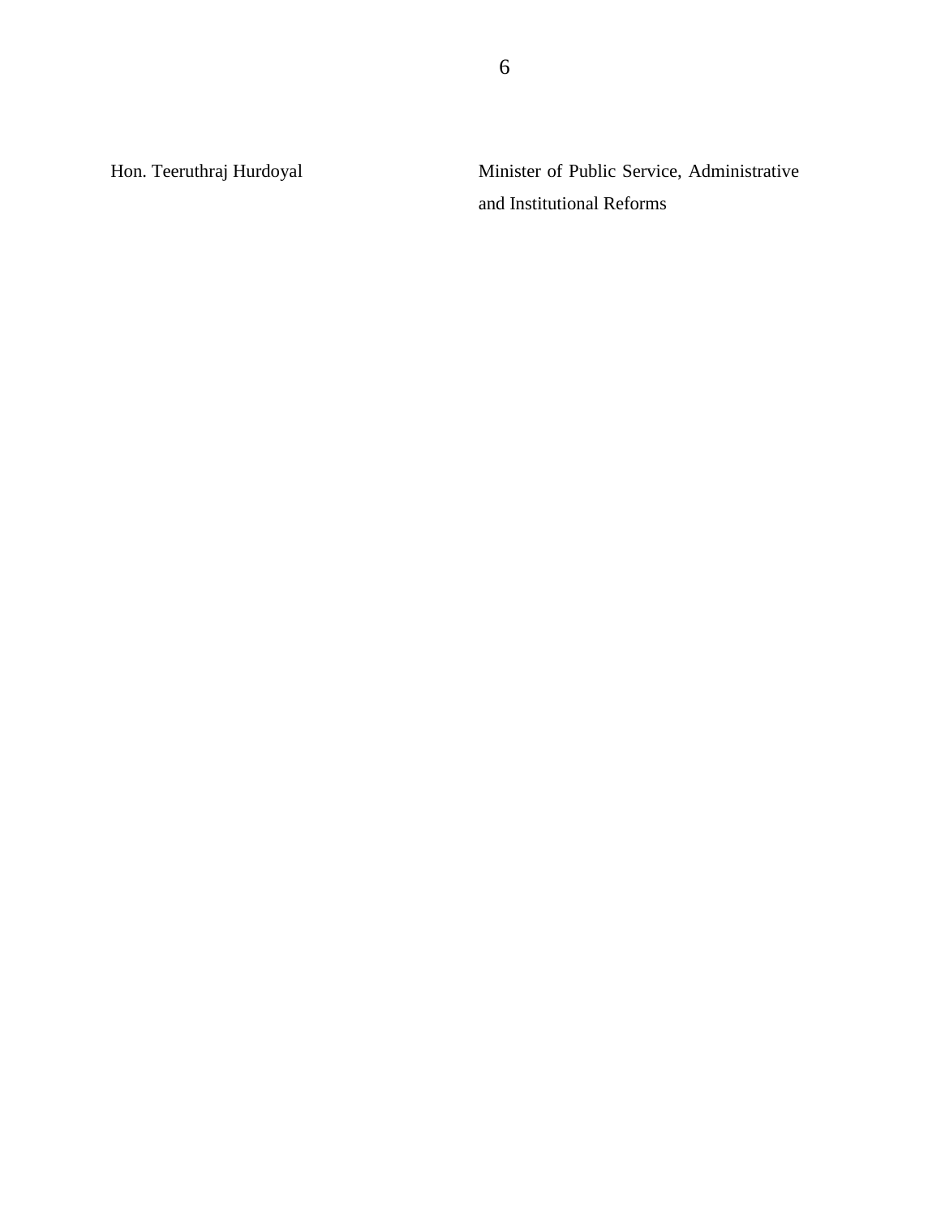| | |
|---|---|
| Hon. Teeruthraj Hurdoyal | Minister of Public Service, Administrative and Institutional Reforms |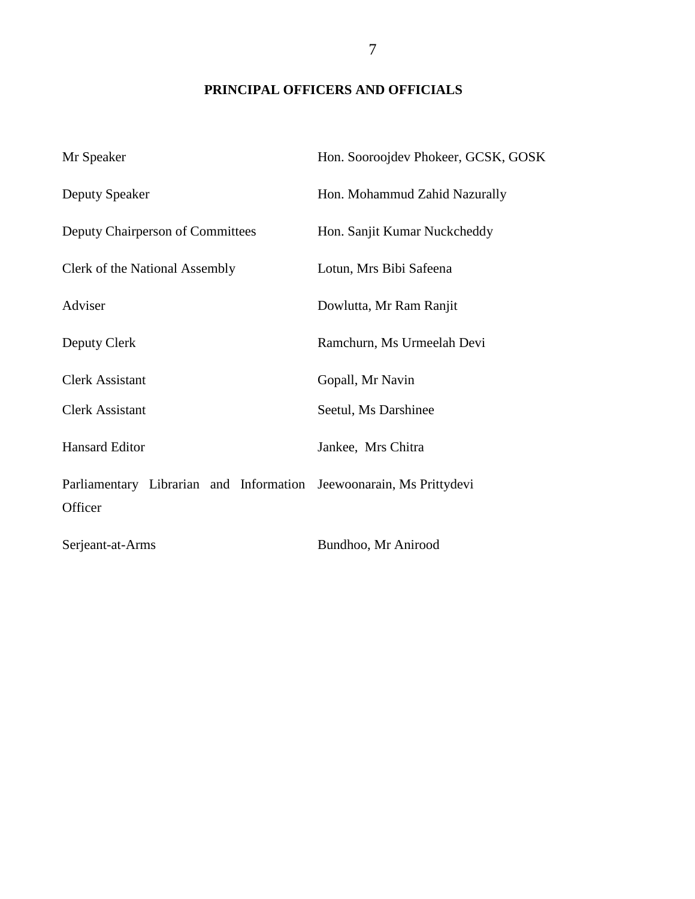# PRINCIPAL OFFICERS AND OFFICIALS

| | |
|---|---|
| Mr Speaker | Hon. Sooroojdev Phokeer, GCSK, GOSK |
| Deputy Speaker | Hon. Mohammud Zahid Nazurally |
| Deputy Chairperson of Committees | Hon. Sanjit Kumar Nuckcheddy |
| Clerk of the National Assembly | Lotun, Mrs Bibi Safeena |
| Adviser | Dowlutta, Mr Ram Ranjit |
| Deputy Clerk | Ramchurn, Ms Urmeelah Devi |
| Clerk Assistant | Gopall, Mr Navin |
| Clerk Assistant | Seetul, Ms Darshinee |
| Hansard Editor | Jankee, Mrs Chitra |
| Parliamentary Librarian and Information Officer | Jeewoonarain, Ms Prittydevi |
| Serjeant-at-Arms | Bundhoo, Mr Anirood |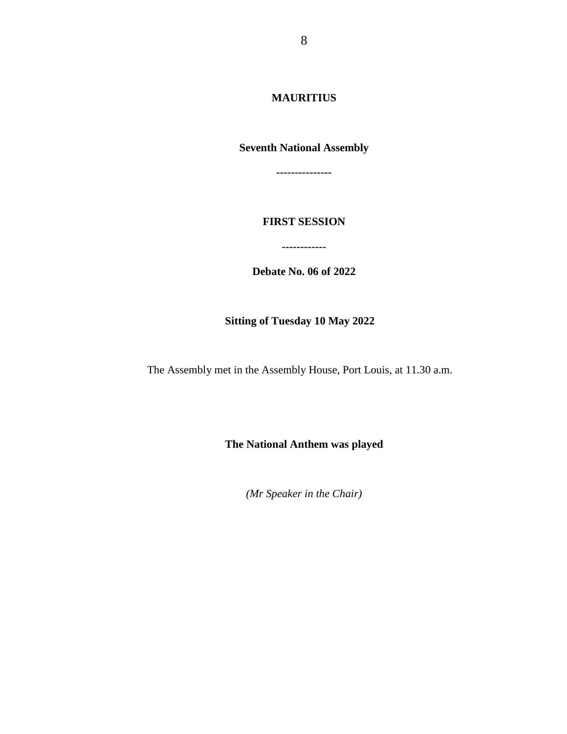**MAURITIUS**

**Seventh National Assembly**

---------------

**FIRST SESSION**

------------

**Debate No. 06 of 2022**

**Sitting of Tuesday 10 May 2022**

The Assembly met in the Assembly House, Port Louis, at 11.30 a.m.

**The National Anthem was played**

*(Mr Speaker in the Chair)*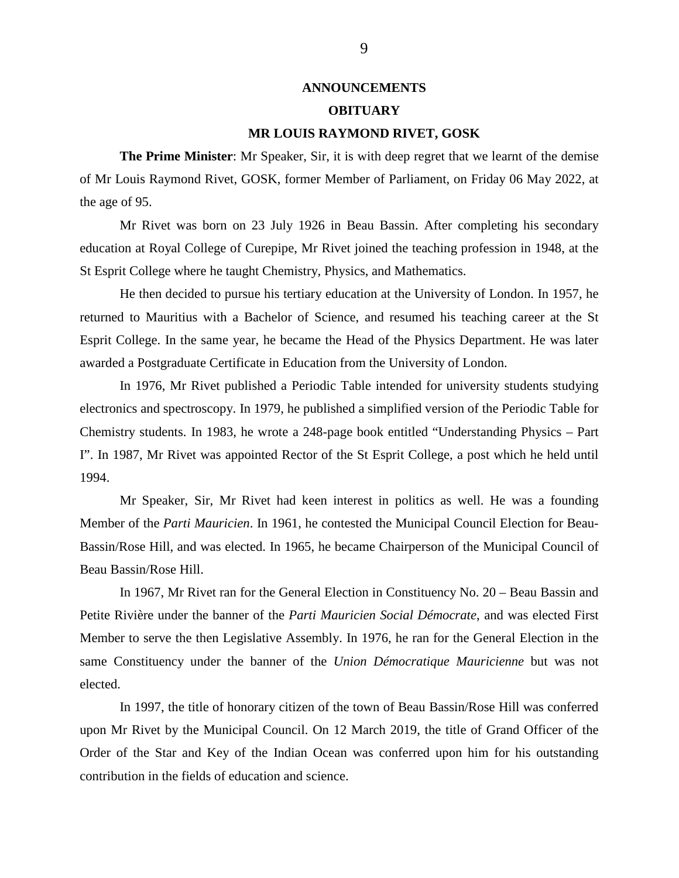## ANNOUNCEMENTS

### OBITUARY

### MR LOUIS RAYMOND RIVET, GOSK

**The Prime Minister**: Mr Speaker, Sir, it is with deep regret that we learnt of the demise of Mr Louis Raymond Rivet, GOSK, former Member of Parliament, on Friday 06 May 2022, at the age of 95.

Mr Rivet was born on 23 July 1926 in Beau Bassin. After completing his secondary education at Royal College of Curepipe, Mr Rivet joined the teaching profession in 1948, at the St Esprit College where he taught Chemistry, Physics, and Mathematics.

He then decided to pursue his tertiary education at the University of London. In 1957, he returned to Mauritius with a Bachelor of Science, and resumed his teaching career at the St Esprit College. In the same year, he became the Head of the Physics Department. He was later awarded a Postgraduate Certificate in Education from the University of London.

In 1976, Mr Rivet published a Periodic Table intended for university students studying electronics and spectroscopy. In 1979, he published a simplified version of the Periodic Table for Chemistry students. In 1983, he wrote a 248-page book entitled "Understanding Physics – Part I". In 1987, Mr Rivet was appointed Rector of the St Esprit College, a post which he held until 1994.

Mr Speaker, Sir, Mr Rivet had keen interest in politics as well. He was a founding Member of the *Parti Mauricien*. In 1961, he contested the Municipal Council Election for Beau-Bassin/Rose Hill, and was elected. In 1965, he became Chairperson of the Municipal Council of Beau Bassin/Rose Hill.

In 1967, Mr Rivet ran for the General Election in Constituency No. 20 – Beau Bassin and Petite Rivière under the banner of the *Parti Mauricien Social Démocrate*, and was elected First Member to serve the then Legislative Assembly. In 1976, he ran for the General Election in the same Constituency under the banner of the *Union Démocratique Mauricienne* but was not elected.

In 1997, the title of honorary citizen of the town of Beau Bassin/Rose Hill was conferred upon Mr Rivet by the Municipal Council. On 12 March 2019, the title of Grand Officer of the Order of the Star and Key of the Indian Ocean was conferred upon him for his outstanding contribution in the fields of education and science.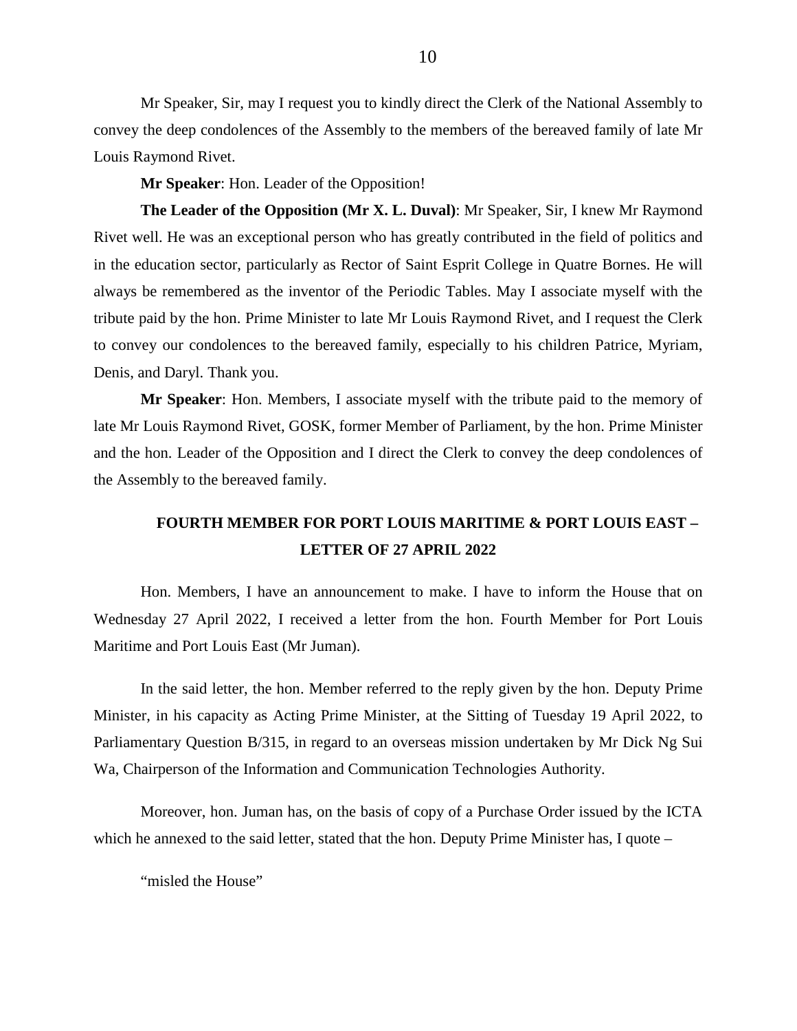Mr Speaker, Sir, may I request you to kindly direct the Clerk of the National Assembly to convey the deep condolences of the Assembly to the members of the bereaved family of late Mr Louis Raymond Rivet.

**Mr Speaker**: Hon. Leader of the Opposition!

**The Leader of the Opposition (Mr X. L. Duval)**: Mr Speaker, Sir, I knew Mr Raymond Rivet well. He was an exceptional person who has greatly contributed in the field of politics and in the education sector, particularly as Rector of Saint Esprit College in Quatre Bornes. He will always be remembered as the inventor of the Periodic Tables. May I associate myself with the tribute paid by the hon. Prime Minister to late Mr Louis Raymond Rivet, and I request the Clerk to convey our condolences to the bereaved family, especially to his children Patrice, Myriam, Denis, and Daryl. Thank you.

**Mr Speaker**: Hon. Members, I associate myself with the tribute paid to the memory of late Mr Louis Raymond Rivet, GOSK, former Member of Parliament, by the hon. Prime Minister and the hon. Leader of the Opposition and I direct the Clerk to convey the deep condolences of the Assembly to the bereaved family.

## FOURTH MEMBER FOR PORT LOUIS MARITIME & PORT LOUIS EAST – LETTER OF 27 APRIL 2022

Hon. Members, I have an announcement to make. I have to inform the House that on Wednesday 27 April 2022, I received a letter from the hon. Fourth Member for Port Louis Maritime and Port Louis East (Mr Juman).

In the said letter, the hon. Member referred to the reply given by the hon. Deputy Prime Minister, in his capacity as Acting Prime Minister, at the Sitting of Tuesday 19 April 2022, to Parliamentary Question B/315, in regard to an overseas mission undertaken by Mr Dick Ng Sui Wa, Chairperson of the Information and Communication Technologies Authority.

Moreover, hon. Juman has, on the basis of copy of a Purchase Order issued by the ICTA which he annexed to the said letter, stated that the hon. Deputy Prime Minister has, I quote –

"misled the House"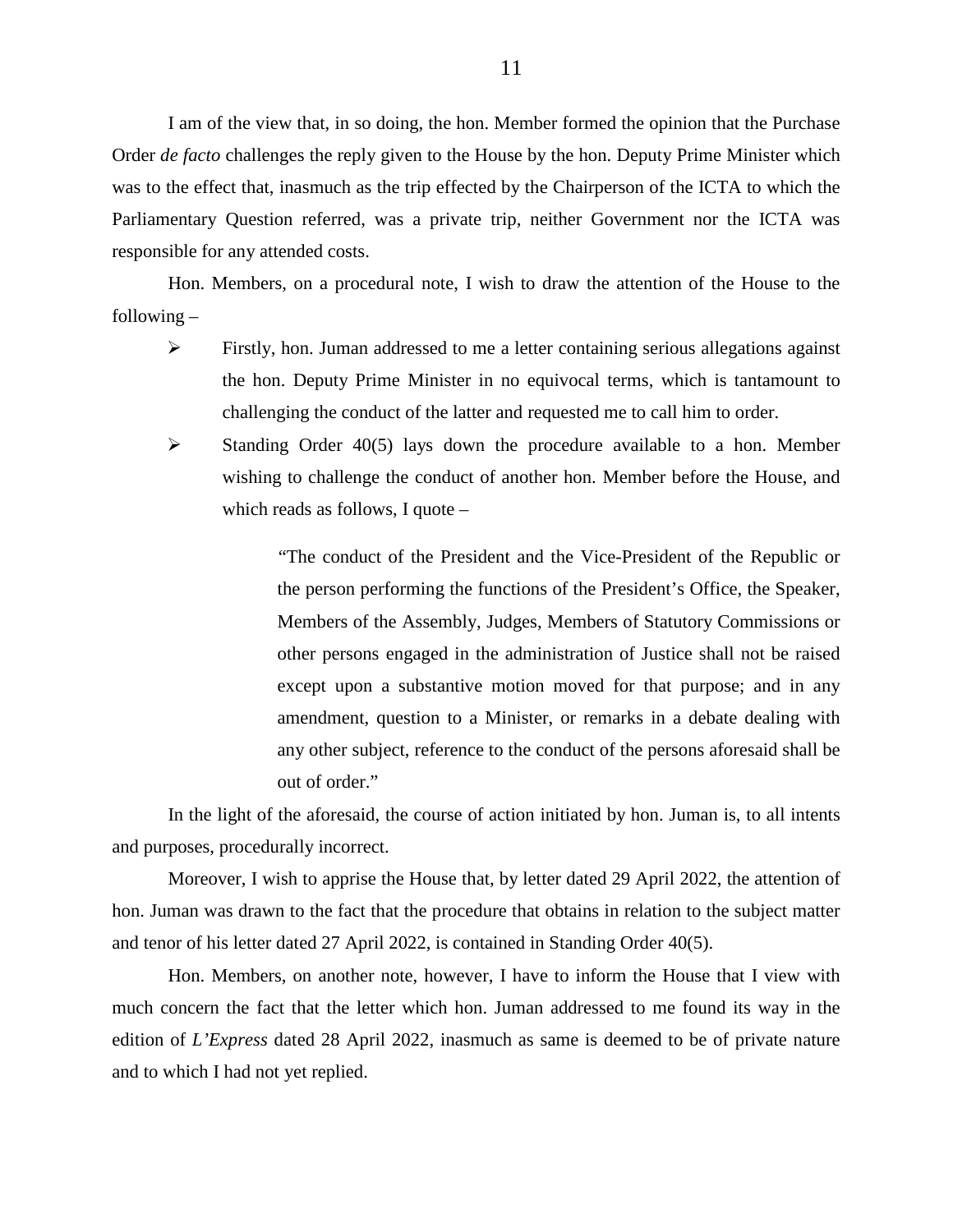I am of the view that, in so doing, the hon. Member formed the opinion that the Purchase Order *de facto* challenges the reply given to the House by the hon. Deputy Prime Minister which was to the effect that, inasmuch as the trip effected by the Chairperson of the ICTA to which the Parliamentary Question referred, was a private trip, neither Government nor the ICTA was responsible for any attended costs.

Hon. Members, on a procedural note, I wish to draw the attention of the House to the following –

- Firstly, hon. Juman addressed to me a letter containing serious allegations against the hon. Deputy Prime Minister in no equivocal terms, which is tantamount to challenging the conduct of the latter and requested me to call him to order.
- Standing Order 40(5) lays down the procedure available to a hon. Member wishing to challenge the conduct of another hon. Member before the House, and which reads as follows, I quote –

> "The conduct of the President and the Vice-President of the Republic or the person performing the functions of the President's Office, the Speaker, Members of the Assembly, Judges, Members of Statutory Commissions or other persons engaged in the administration of Justice shall not be raised except upon a substantive motion moved for that purpose; and in any amendment, question to a Minister, or remarks in a debate dealing with any other subject, reference to the conduct of the persons aforesaid shall be out of order."

In the light of the aforesaid, the course of action initiated by hon. Juman is, to all intents and purposes, procedurally incorrect.

Moreover, I wish to apprise the House that, by letter dated 29 April 2022, the attention of hon. Juman was drawn to the fact that the procedure that obtains in relation to the subject matter and tenor of his letter dated 27 April 2022, is contained in Standing Order 40(5).

Hon. Members, on another note, however, I have to inform the House that I view with much concern the fact that the letter which hon. Juman addressed to me found its way in the edition of *L'Express* dated 28 April 2022, inasmuch as same is deemed to be of private nature and to which I had not yet replied.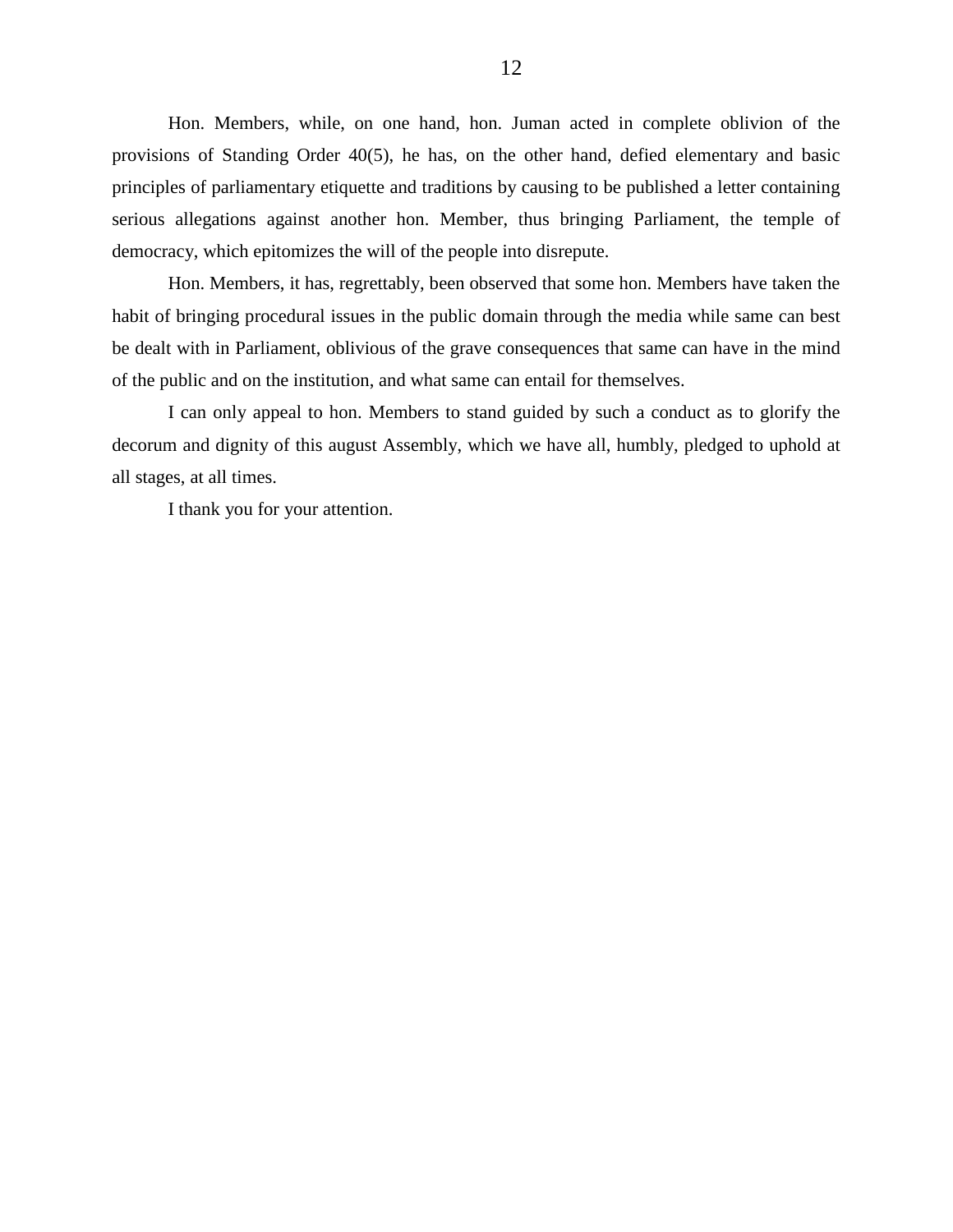Hon. Members, while, on one hand, hon. Juman acted in complete oblivion of the provisions of Standing Order 40(5), he has, on the other hand, defied elementary and basic principles of parliamentary etiquette and traditions by causing to be published a letter containing serious allegations against another hon. Member, thus bringing Parliament, the temple of democracy, which epitomizes the will of the people into disrepute.

Hon. Members, it has, regrettably, been observed that some hon. Members have taken the habit of bringing procedural issues in the public domain through the media while same can best be dealt with in Parliament, oblivious of the grave consequences that same can have in the mind of the public and on the institution, and what same can entail for themselves.

I can only appeal to hon. Members to stand guided by such a conduct as to glorify the decorum and dignity of this august Assembly, which we have all, humbly, pledged to uphold at all stages, at all times.

I thank you for your attention.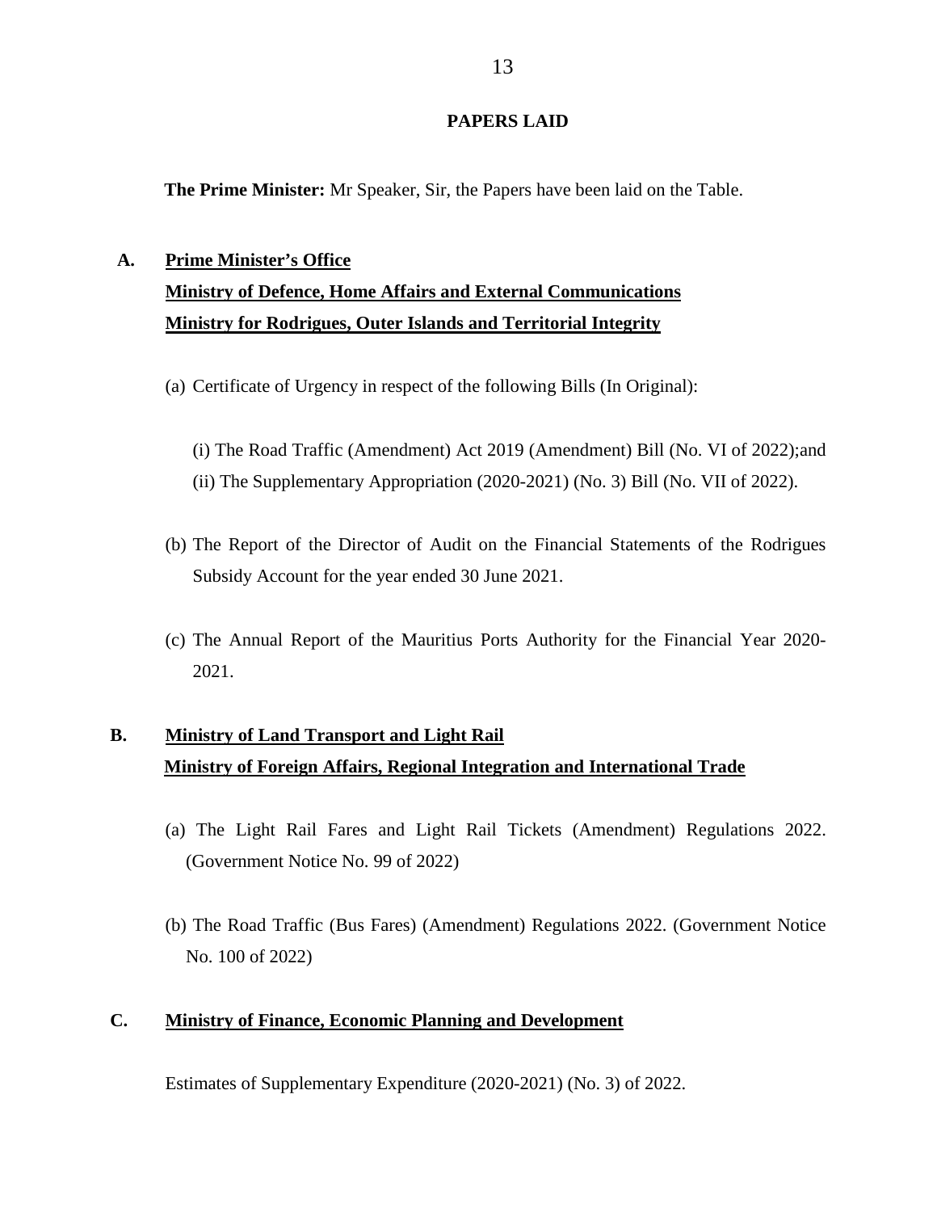## PAPERS LAID

**The Prime Minister:** Mr Speaker, Sir, the Papers have been laid on the Table.

**A. Prime Minister's Office**
**Ministry of Defence, Home Affairs and External Communications**
**Ministry for Rodrigues, Outer Islands and Territorial Integrity**

(a) Certificate of Urgency in respect of the following Bills (In Original):

(i) The Road Traffic (Amendment) Act 2019 (Amendment) Bill (No. VI of 2022);and
(ii) The Supplementary Appropriation (2020-2021) (No. 3) Bill (No. VII of 2022).

(b) The Report of the Director of Audit on the Financial Statements of the Rodrigues Subsidy Account for the year ended 30 June 2021.

(c) The Annual Report of the Mauritius Ports Authority for the Financial Year 2020-2021.

**B. Ministry of Land Transport and Light Rail**
**Ministry of Foreign Affairs, Regional Integration and International Trade**

(a) The Light Rail Fares and Light Rail Tickets (Amendment) Regulations 2022. (Government Notice No. 99 of 2022)

(b) The Road Traffic (Bus Fares) (Amendment) Regulations 2022. (Government Notice No. 100 of 2022)

**C. Ministry of Finance, Economic Planning and Development**

Estimates of Supplementary Expenditure (2020-2021) (No. 3) of 2022.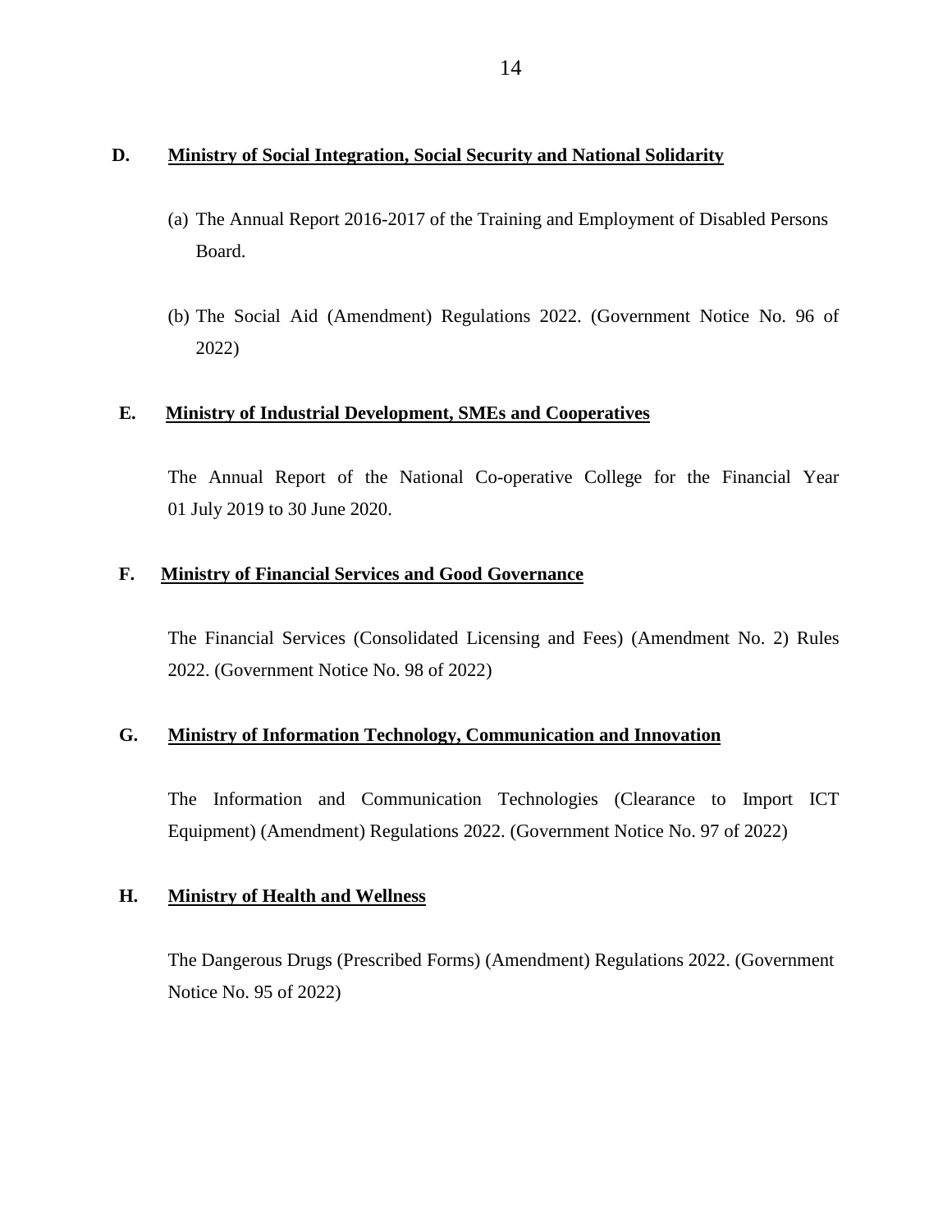**D. Ministry of Social Integration, Social Security and National Solidarity**

(a) The Annual Report 2016-2017 of the Training and Employment of Disabled Persons Board.

(b) The Social Aid (Amendment) Regulations 2022. (Government Notice No. 96 of 2022)

**E. Ministry of Industrial Development, SMEs and Cooperatives**

The Annual Report of the National Co-operative College for the Financial Year 01 July 2019 to 30 June 2020.

**F. Ministry of Financial Services and Good Governance**

The Financial Services (Consolidated Licensing and Fees) (Amendment No. 2) Rules 2022. (Government Notice No. 98 of 2022)

**G. Ministry of Information Technology, Communication and Innovation**

The Information and Communication Technologies (Clearance to Import ICT Equipment) (Amendment) Regulations 2022. (Government Notice No. 97 of 2022)

**H. Ministry of Health and Wellness**

The Dangerous Drugs (Prescribed Forms) (Amendment) Regulations 2022. (Government Notice No. 95 of 2022)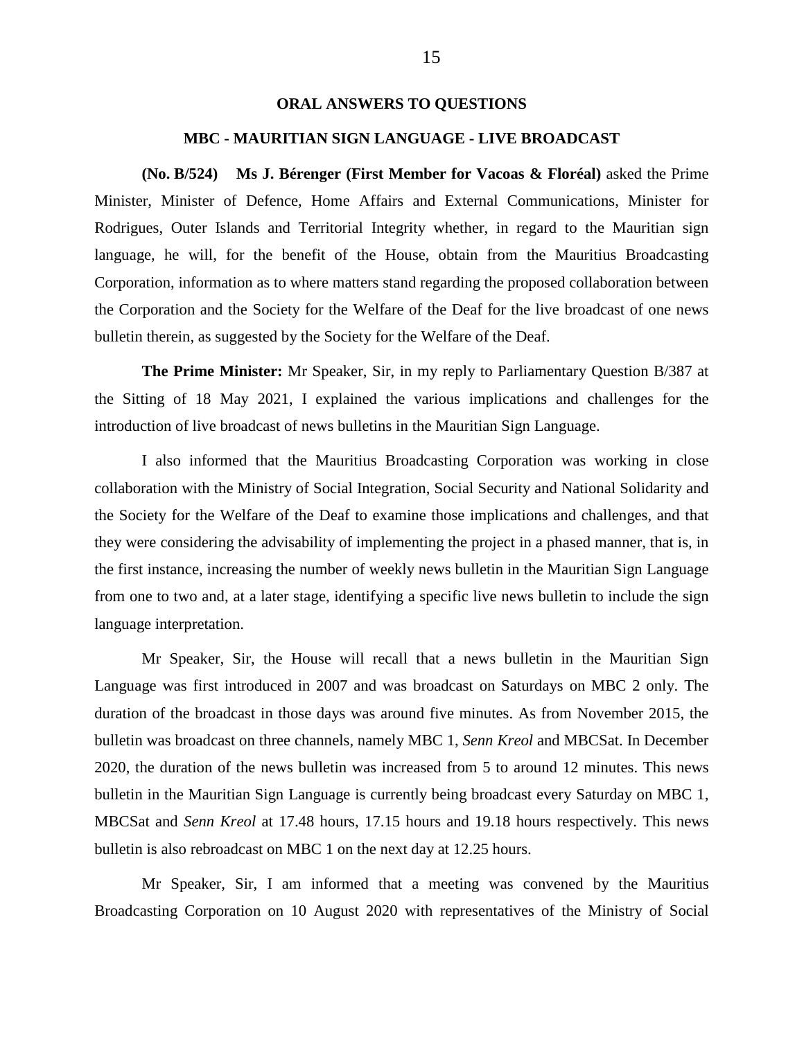## ORAL ANSWERS TO QUESTIONS

### MBC - MAURITIAN SIGN LANGUAGE - LIVE BROADCAST

**(No. B/524) Ms J. Bérenger (First Member for Vacoas & Floréal)** asked the Prime Minister, Minister of Defence, Home Affairs and External Communications, Minister for Rodrigues, Outer Islands and Territorial Integrity whether, in regard to the Mauritian sign language, he will, for the benefit of the House, obtain from the Mauritius Broadcasting Corporation, information as to where matters stand regarding the proposed collaboration between the Corporation and the Society for the Welfare of the Deaf for the live broadcast of one news bulletin therein, as suggested by the Society for the Welfare of the Deaf.

**The Prime Minister:** Mr Speaker, Sir, in my reply to Parliamentary Question B/387 at the Sitting of 18 May 2021, I explained the various implications and challenges for the introduction of live broadcast of news bulletins in the Mauritian Sign Language.

I also informed that the Mauritius Broadcasting Corporation was working in close collaboration with the Ministry of Social Integration, Social Security and National Solidarity and the Society for the Welfare of the Deaf to examine those implications and challenges, and that they were considering the advisability of implementing the project in a phased manner, that is, in the first instance, increasing the number of weekly news bulletin in the Mauritian Sign Language from one to two and, at a later stage, identifying a specific live news bulletin to include the sign language interpretation.

Mr Speaker, Sir, the House will recall that a news bulletin in the Mauritian Sign Language was first introduced in 2007 and was broadcast on Saturdays on MBC 2 only. The duration of the broadcast in those days was around five minutes. As from November 2015, the bulletin was broadcast on three channels, namely MBC 1, *Senn Kreol* and MBCSat. In December 2020, the duration of the news bulletin was increased from 5 to around 12 minutes. This news bulletin in the Mauritian Sign Language is currently being broadcast every Saturday on MBC 1, MBCSat and *Senn Kreol* at 17.48 hours, 17.15 hours and 19.18 hours respectively. This news bulletin is also rebroadcast on MBC 1 on the next day at 12.25 hours.

Mr Speaker, Sir, I am informed that a meeting was convened by the Mauritius Broadcasting Corporation on 10 August 2020 with representatives of the Ministry of Social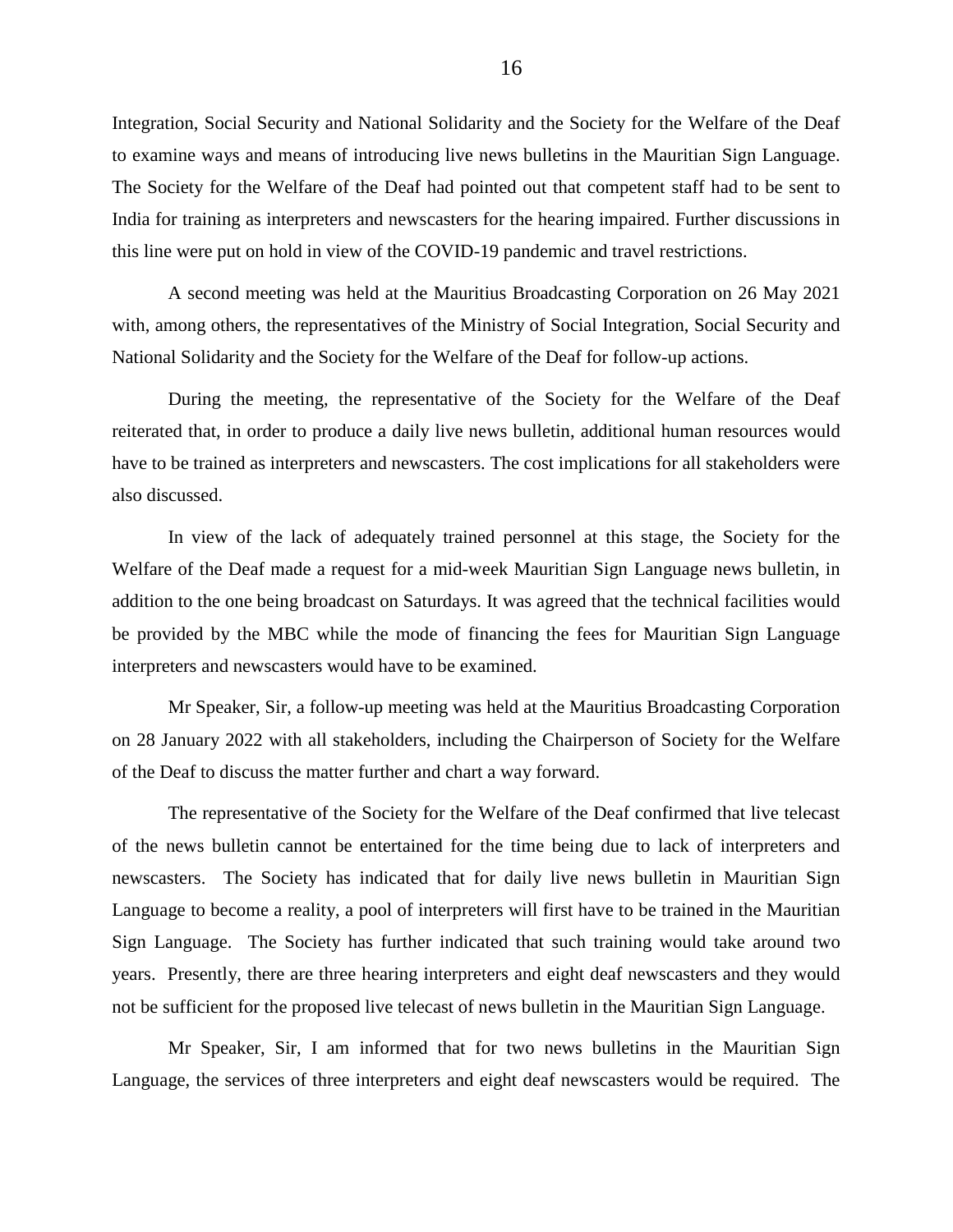Integration, Social Security and National Solidarity and the Society for the Welfare of the Deaf to examine ways and means of introducing live news bulletins in the Mauritian Sign Language. The Society for the Welfare of the Deaf had pointed out that competent staff had to be sent to India for training as interpreters and newscasters for the hearing impaired. Further discussions in this line were put on hold in view of the COVID-19 pandemic and travel restrictions.

A second meeting was held at the Mauritius Broadcasting Corporation on 26 May 2021 with, among others, the representatives of the Ministry of Social Integration, Social Security and National Solidarity and the Society for the Welfare of the Deaf for follow-up actions.

During the meeting, the representative of the Society for the Welfare of the Deaf reiterated that, in order to produce a daily live news bulletin, additional human resources would have to be trained as interpreters and newscasters. The cost implications for all stakeholders were also discussed.

In view of the lack of adequately trained personnel at this stage, the Society for the Welfare of the Deaf made a request for a mid-week Mauritian Sign Language news bulletin, in addition to the one being broadcast on Saturdays. It was agreed that the technical facilities would be provided by the MBC while the mode of financing the fees for Mauritian Sign Language interpreters and newscasters would have to be examined.

Mr Speaker, Sir, a follow-up meeting was held at the Mauritius Broadcasting Corporation on 28 January 2022 with all stakeholders, including the Chairperson of Society for the Welfare of the Deaf to discuss the matter further and chart a way forward.

The representative of the Society for the Welfare of the Deaf confirmed that live telecast of the news bulletin cannot be entertained for the time being due to lack of interpreters and newscasters. The Society has indicated that for daily live news bulletin in Mauritian Sign Language to become a reality, a pool of interpreters will first have to be trained in the Mauritian Sign Language. The Society has further indicated that such training would take around two years. Presently, there are three hearing interpreters and eight deaf newscasters and they would not be sufficient for the proposed live telecast of news bulletin in the Mauritian Sign Language.

Mr Speaker, Sir, I am informed that for two news bulletins in the Mauritian Sign Language, the services of three interpreters and eight deaf newscasters would be required. The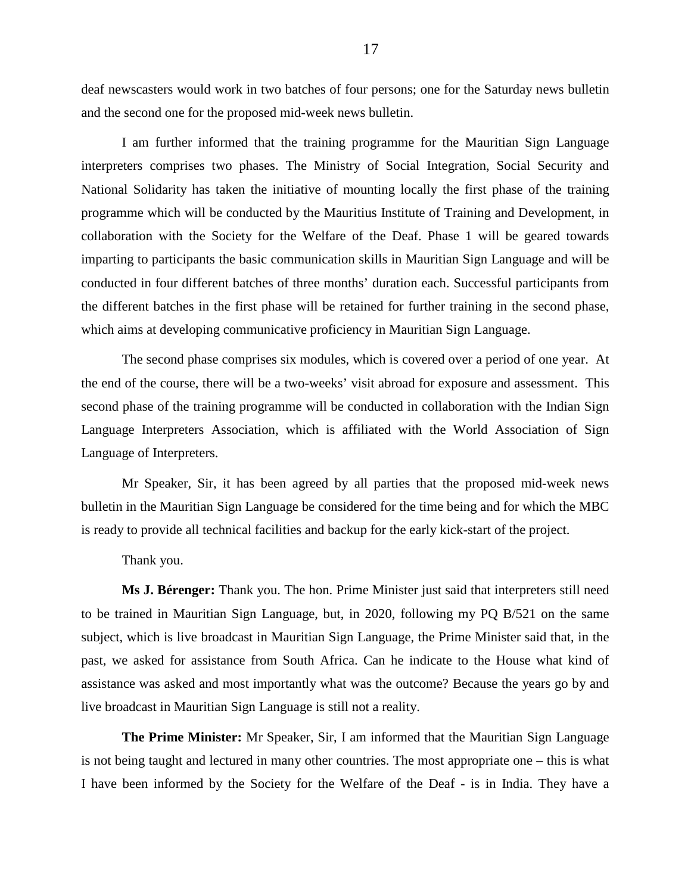deaf newscasters would work in two batches of four persons; one for the Saturday news bulletin and the second one for the proposed mid-week news bulletin.

I am further informed that the training programme for the Mauritian Sign Language interpreters comprises two phases. The Ministry of Social Integration, Social Security and National Solidarity has taken the initiative of mounting locally the first phase of the training programme which will be conducted by the Mauritius Institute of Training and Development, in collaboration with the Society for the Welfare of the Deaf. Phase 1 will be geared towards imparting to participants the basic communication skills in Mauritian Sign Language and will be conducted in four different batches of three months' duration each. Successful participants from the different batches in the first phase will be retained for further training in the second phase, which aims at developing communicative proficiency in Mauritian Sign Language.

The second phase comprises six modules, which is covered over a period of one year. At the end of the course, there will be a two-weeks' visit abroad for exposure and assessment. This second phase of the training programme will be conducted in collaboration with the Indian Sign Language Interpreters Association, which is affiliated with the World Association of Sign Language of Interpreters.

Mr Speaker, Sir, it has been agreed by all parties that the proposed mid-week news bulletin in the Mauritian Sign Language be considered for the time being and for which the MBC is ready to provide all technical facilities and backup for the early kick-start of the project.

Thank you.

**Ms J. Bérenger:** Thank you. The hon. Prime Minister just said that interpreters still need to be trained in Mauritian Sign Language, but, in 2020, following my PQ B/521 on the same subject, which is live broadcast in Mauritian Sign Language, the Prime Minister said that, in the past, we asked for assistance from South Africa. Can he indicate to the House what kind of assistance was asked and most importantly what was the outcome? Because the years go by and live broadcast in Mauritian Sign Language is still not a reality.

**The Prime Minister:** Mr Speaker, Sir, I am informed that the Mauritian Sign Language is not being taught and lectured in many other countries. The most appropriate one – this is what I have been informed by the Society for the Welfare of the Deaf - is in India. They have a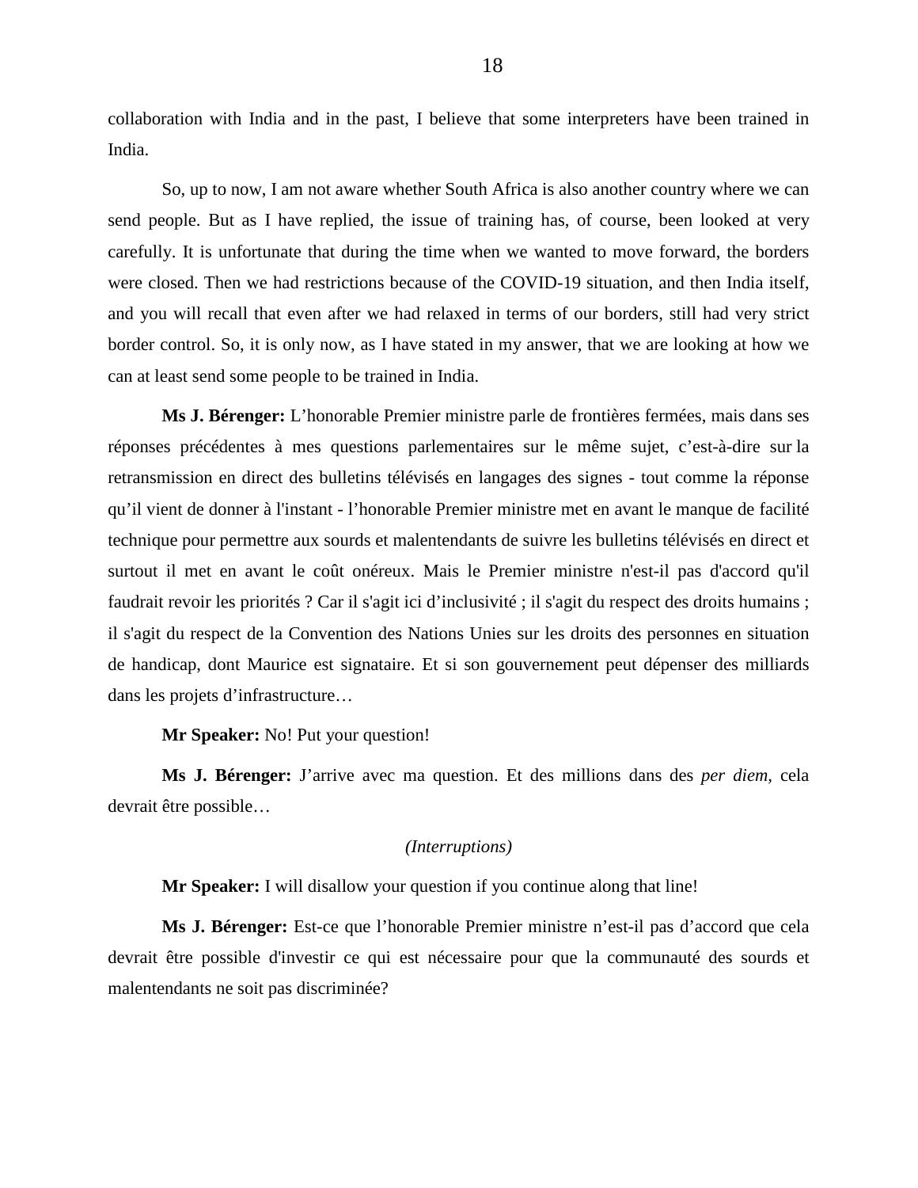collaboration with India and in the past, I believe that some interpreters have been trained in India.

So, up to now, I am not aware whether South Africa is also another country where we can send people. But as I have replied, the issue of training has, of course, been looked at very carefully. It is unfortunate that during the time when we wanted to move forward, the borders were closed. Then we had restrictions because of the COVID-19 situation, and then India itself, and you will recall that even after we had relaxed in terms of our borders, still had very strict border control. So, it is only now, as I have stated in my answer, that we are looking at how we can at least send some people to be trained in India.

**Ms J. Bérenger:** L'honorable Premier ministre parle de frontières fermées, mais dans ses réponses précédentes à mes questions parlementaires sur le même sujet, c'est-à-dire sur la retransmission en direct des bulletins télévisés en langages des signes - tout comme la réponse qu'il vient de donner à l'instant - l'honorable Premier ministre met en avant le manque de facilité technique pour permettre aux sourds et malentendants de suivre les bulletins télévisés en direct et surtout il met en avant le coût onéreux. Mais le Premier ministre n'est-il pas d'accord qu'il faudrait revoir les priorités ? Car il s'agit ici d'inclusivité ; il s'agit du respect des droits humains ; il s'agit du respect de la Convention des Nations Unies sur les droits des personnes en situation de handicap, dont Maurice est signataire. Et si son gouvernement peut dépenser des milliards dans les projets d'infrastructure…

**Mr Speaker:** No! Put your question!

**Ms J. Bérenger:** J'arrive avec ma question. Et des millions dans des *per diem,* cela devrait être possible…

*(Interruptions)*

**Mr Speaker:** I will disallow your question if you continue along that line!

**Ms J. Bérenger:** Est-ce que l'honorable Premier ministre n'est-il pas d'accord que cela devrait être possible d'investir ce qui est nécessaire pour que la communauté des sourds et malentendants ne soit pas discriminée?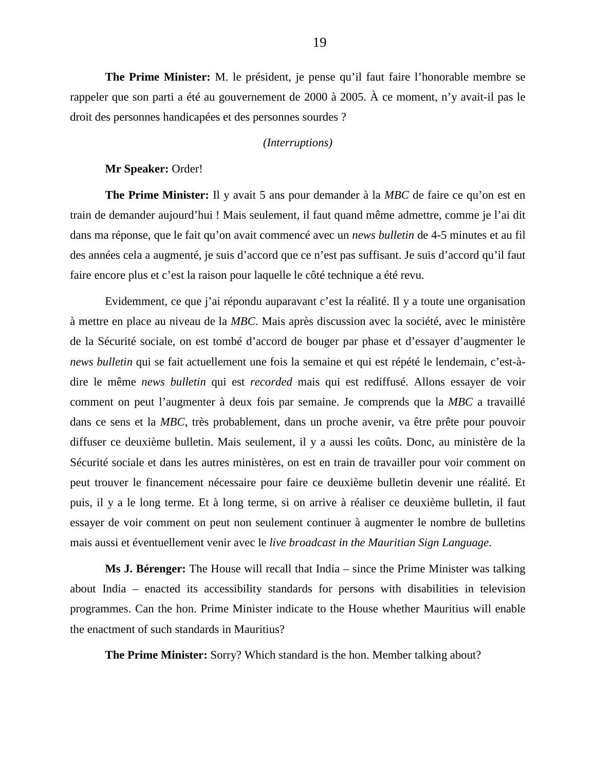**The Prime Minister:** M. le président, je pense qu'il faut faire l'honorable membre se rappeler que son parti a été au gouvernement de 2000 à 2005. À ce moment, n'y avait-il pas le droit des personnes handicapées et des personnes sourdes ?

*(Interruptions)*

**Mr Speaker:** Order!

**The Prime Minister:** Il y avait 5 ans pour demander à la *MBC* de faire ce qu'on est en train de demander aujourd'hui ! Mais seulement, il faut quand même admettre, comme je l'ai dit dans ma réponse, que le fait qu'on avait commencé avec un *news bulletin* de 4-5 minutes et au fil des années cela a augmenté, je suis d'accord que ce n'est pas suffisant. Je suis d'accord qu'il faut faire encore plus et c'est la raison pour laquelle le côté technique a été revu.

Evidemment, ce que j'ai répondu auparavant c'est la réalité. Il y a toute une organisation à mettre en place au niveau de la *MBC*. Mais après discussion avec la société, avec le ministère de la Sécurité sociale, on est tombé d'accord de bouger par phase et d'essayer d'augmenter le *news bulletin* qui se fait actuellement une fois la semaine et qui est répété le lendemain, c'est-à-dire le même *news bulletin* qui est *recorded* mais qui est rediffusé. Allons essayer de voir comment on peut l'augmenter à deux fois par semaine. Je comprends que la *MBC* a travaillé dans ce sens et la *MBC*, très probablement, dans un proche avenir, va être prête pour pouvoir diffuser ce deuxième bulletin. Mais seulement, il y a aussi les coûts. Donc, au ministère de la Sécurité sociale et dans les autres ministères, on est en train de travailler pour voir comment on peut trouver le financement nécessaire pour faire ce deuxième bulletin devenir une réalité. Et puis, il y a le long terme. Et à long terme, si on arrive à réaliser ce deuxième bulletin, il faut essayer de voir comment on peut non seulement continuer à augmenter le nombre de bulletins mais aussi et éventuellement venir avec le *live broadcast in the Mauritian Sign Language*.

**Ms J. Bérenger:** The House will recall that India – since the Prime Minister was talking about India – enacted its accessibility standards for persons with disabilities in television programmes. Can the hon. Prime Minister indicate to the House whether Mauritius will enable the enactment of such standards in Mauritius?

**The Prime Minister:** Sorry? Which standard is the hon. Member talking about?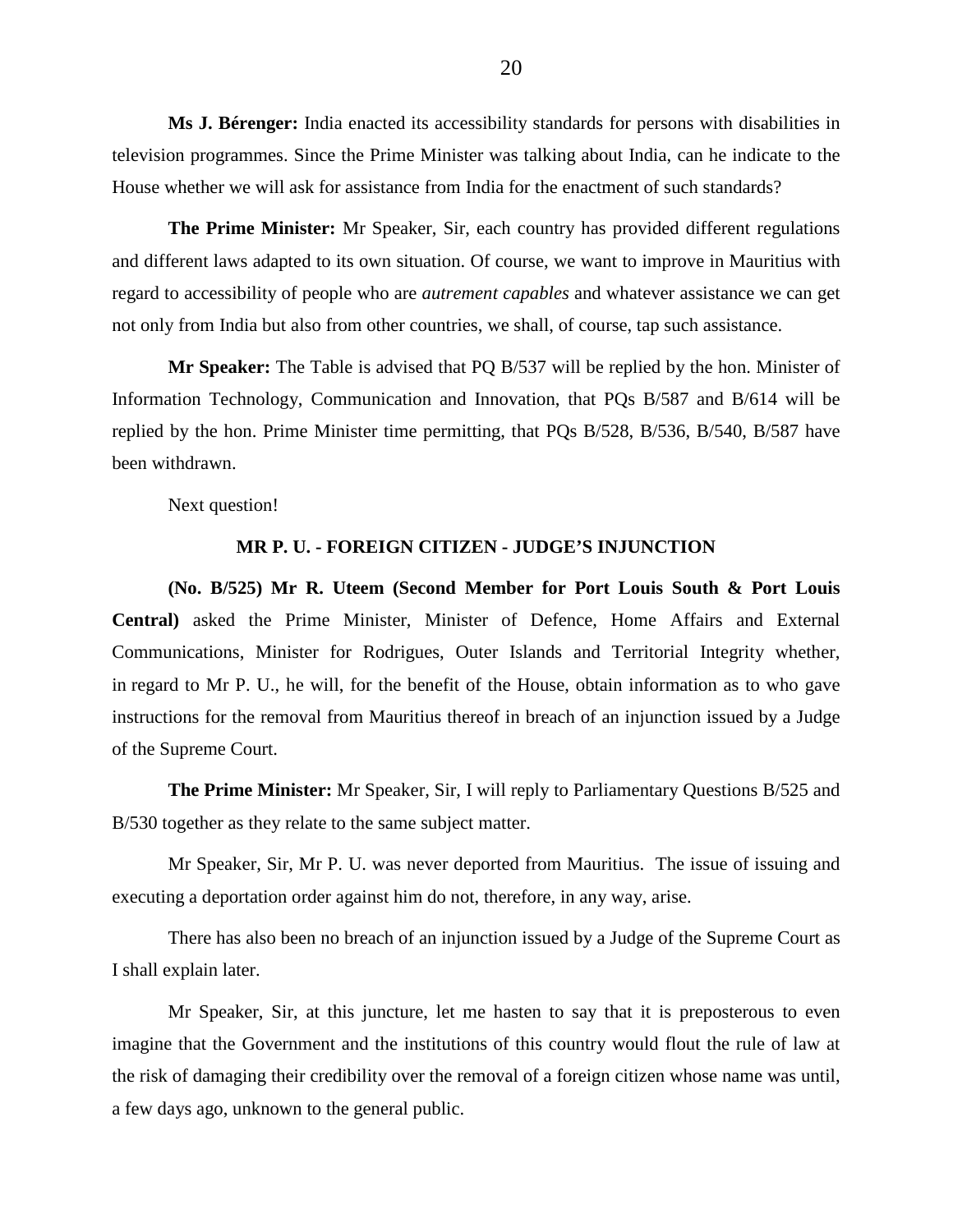**Ms J. Bérenger:** India enacted its accessibility standards for persons with disabilities in television programmes. Since the Prime Minister was talking about India, can he indicate to the House whether we will ask for assistance from India for the enactment of such standards?

**The Prime Minister:** Mr Speaker, Sir, each country has provided different regulations and different laws adapted to its own situation. Of course, we want to improve in Mauritius with regard to accessibility of people who are *autrement capables* and whatever assistance we can get not only from India but also from other countries, we shall, of course, tap such assistance.

**Mr Speaker:** The Table is advised that PQ B/537 will be replied by the hon. Minister of Information Technology, Communication and Innovation, that PQs B/587 and B/614 will be replied by the hon. Prime Minister time permitting, that PQs B/528, B/536, B/540, B/587 have been withdrawn.

Next question!

### MR P. U. - FOREIGN CITIZEN - JUDGE'S INJUNCTION

**(No. B/525) Mr R. Uteem (Second Member for Port Louis South & Port Louis Central)** asked the Prime Minister, Minister of Defence, Home Affairs and External Communications, Minister for Rodrigues, Outer Islands and Territorial Integrity whether, in regard to Mr P. U., he will, for the benefit of the House, obtain information as to who gave instructions for the removal from Mauritius thereof in breach of an injunction issued by a Judge of the Supreme Court.

**The Prime Minister:** Mr Speaker, Sir, I will reply to Parliamentary Questions B/525 and B/530 together as they relate to the same subject matter.

Mr Speaker, Sir, Mr P. U. was never deported from Mauritius. The issue of issuing and executing a deportation order against him do not, therefore, in any way, arise.

There has also been no breach of an injunction issued by a Judge of the Supreme Court as I shall explain later.

Mr Speaker, Sir, at this juncture, let me hasten to say that it is preposterous to even imagine that the Government and the institutions of this country would flout the rule of law at the risk of damaging their credibility over the removal of a foreign citizen whose name was until, a few days ago, unknown to the general public.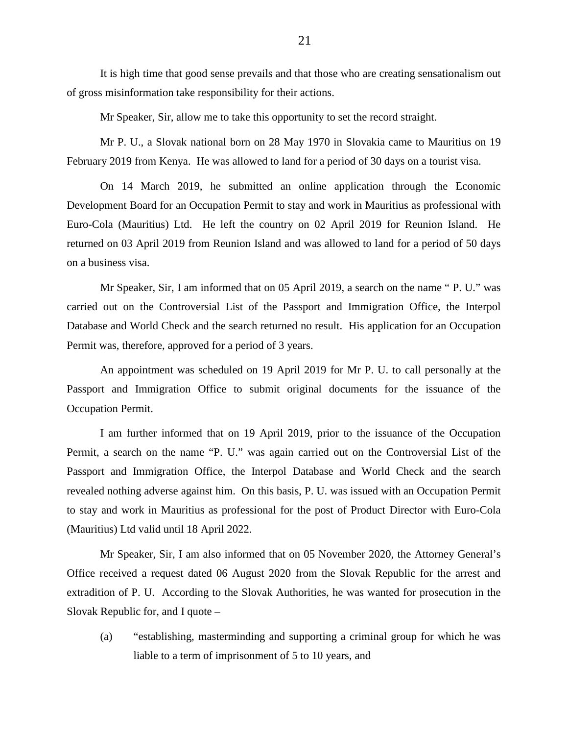It is high time that good sense prevails and that those who are creating sensationalism out of gross misinformation take responsibility for their actions.

Mr Speaker, Sir, allow me to take this opportunity to set the record straight.

Mr P. U., a Slovak national born on 28 May 1970 in Slovakia came to Mauritius on 19 February 2019 from Kenya. He was allowed to land for a period of 30 days on a tourist visa.

On 14 March 2019, he submitted an online application through the Economic Development Board for an Occupation Permit to stay and work in Mauritius as professional with Euro-Cola (Mauritius) Ltd. He left the country on 02 April 2019 for Reunion Island. He returned on 03 April 2019 from Reunion Island and was allowed to land for a period of 50 days on a business visa.

Mr Speaker, Sir, I am informed that on 05 April 2019, a search on the name " P. U." was carried out on the Controversial List of the Passport and Immigration Office, the Interpol Database and World Check and the search returned no result. His application for an Occupation Permit was, therefore, approved for a period of 3 years.

An appointment was scheduled on 19 April 2019 for Mr P. U. to call personally at the Passport and Immigration Office to submit original documents for the issuance of the Occupation Permit.

I am further informed that on 19 April 2019, prior to the issuance of the Occupation Permit, a search on the name "P. U." was again carried out on the Controversial List of the Passport and Immigration Office, the Interpol Database and World Check and the search revealed nothing adverse against him. On this basis, P. U. was issued with an Occupation Permit to stay and work in Mauritius as professional for the post of Product Director with Euro-Cola (Mauritius) Ltd valid until 18 April 2022.

Mr Speaker, Sir, I am also informed that on 05 November 2020, the Attorney General's Office received a request dated 06 August 2020 from the Slovak Republic for the arrest and extradition of P. U. According to the Slovak Authorities, he was wanted for prosecution in the Slovak Republic for, and I quote –

(a) "establishing, masterminding and supporting a criminal group for which he was liable to a term of imprisonment of 5 to 10 years, and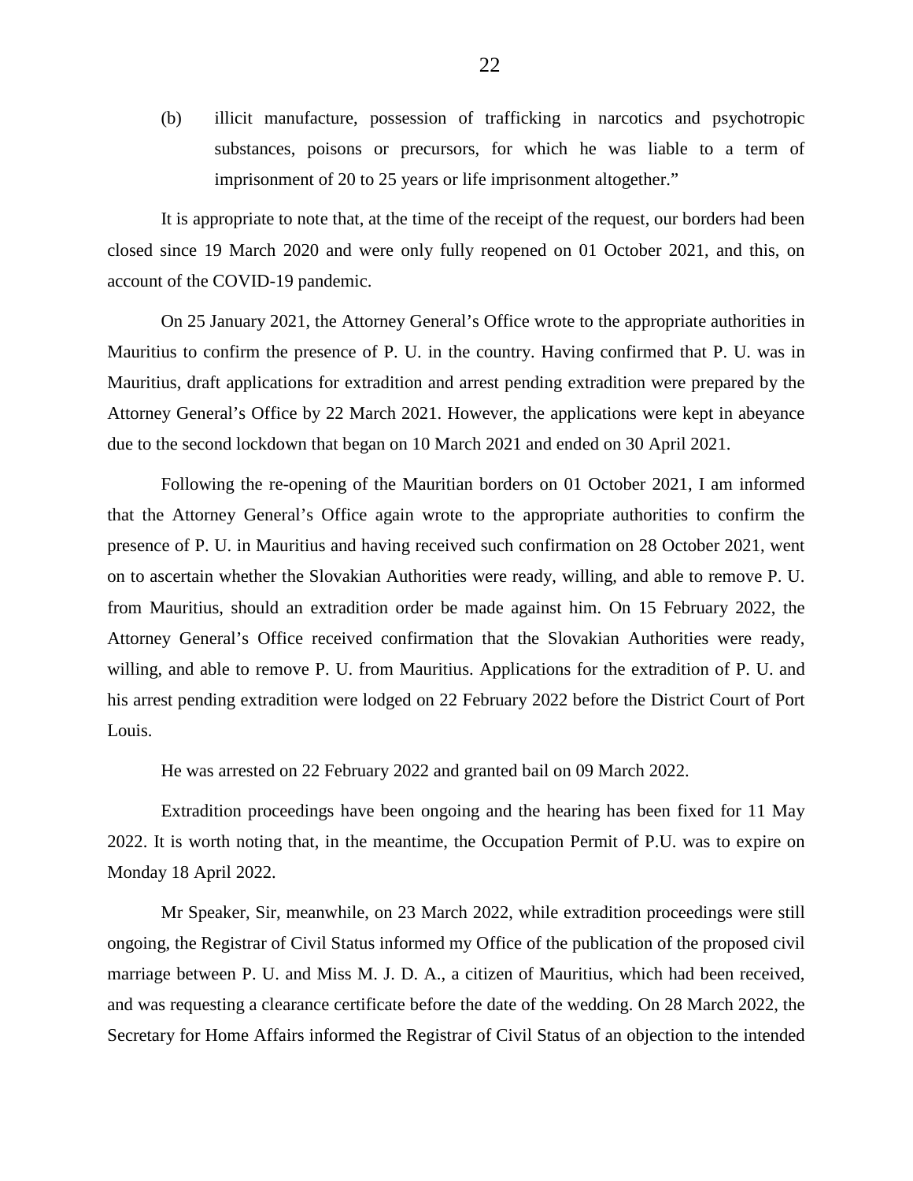(b) illicit manufacture, possession of trafficking in narcotics and psychotropic substances, poisons or precursors, for which he was liable to a term of imprisonment of 20 to 25 years or life imprisonment altogether."

It is appropriate to note that, at the time of the receipt of the request, our borders had been closed since 19 March 2020 and were only fully reopened on 01 October 2021, and this, on account of the COVID-19 pandemic.

On 25 January 2021, the Attorney General's Office wrote to the appropriate authorities in Mauritius to confirm the presence of P. U. in the country. Having confirmed that P. U. was in Mauritius, draft applications for extradition and arrest pending extradition were prepared by the Attorney General's Office by 22 March 2021. However, the applications were kept in abeyance due to the second lockdown that began on 10 March 2021 and ended on 30 April 2021.

Following the re-opening of the Mauritian borders on 01 October 2021, I am informed that the Attorney General's Office again wrote to the appropriate authorities to confirm the presence of P. U. in Mauritius and having received such confirmation on 28 October 2021, went on to ascertain whether the Slovakian Authorities were ready, willing, and able to remove P. U. from Mauritius, should an extradition order be made against him. On 15 February 2022, the Attorney General's Office received confirmation that the Slovakian Authorities were ready, willing, and able to remove P. U. from Mauritius. Applications for the extradition of P. U. and his arrest pending extradition were lodged on 22 February 2022 before the District Court of Port Louis.

He was arrested on 22 February 2022 and granted bail on 09 March 2022.

Extradition proceedings have been ongoing and the hearing has been fixed for 11 May 2022. It is worth noting that, in the meantime, the Occupation Permit of P.U. was to expire on Monday 18 April 2022.

Mr Speaker, Sir, meanwhile, on 23 March 2022, while extradition proceedings were still ongoing, the Registrar of Civil Status informed my Office of the publication of the proposed civil marriage between P. U. and Miss M. J. D. A., a citizen of Mauritius, which had been received, and was requesting a clearance certificate before the date of the wedding. On 28 March 2022, the Secretary for Home Affairs informed the Registrar of Civil Status of an objection to the intended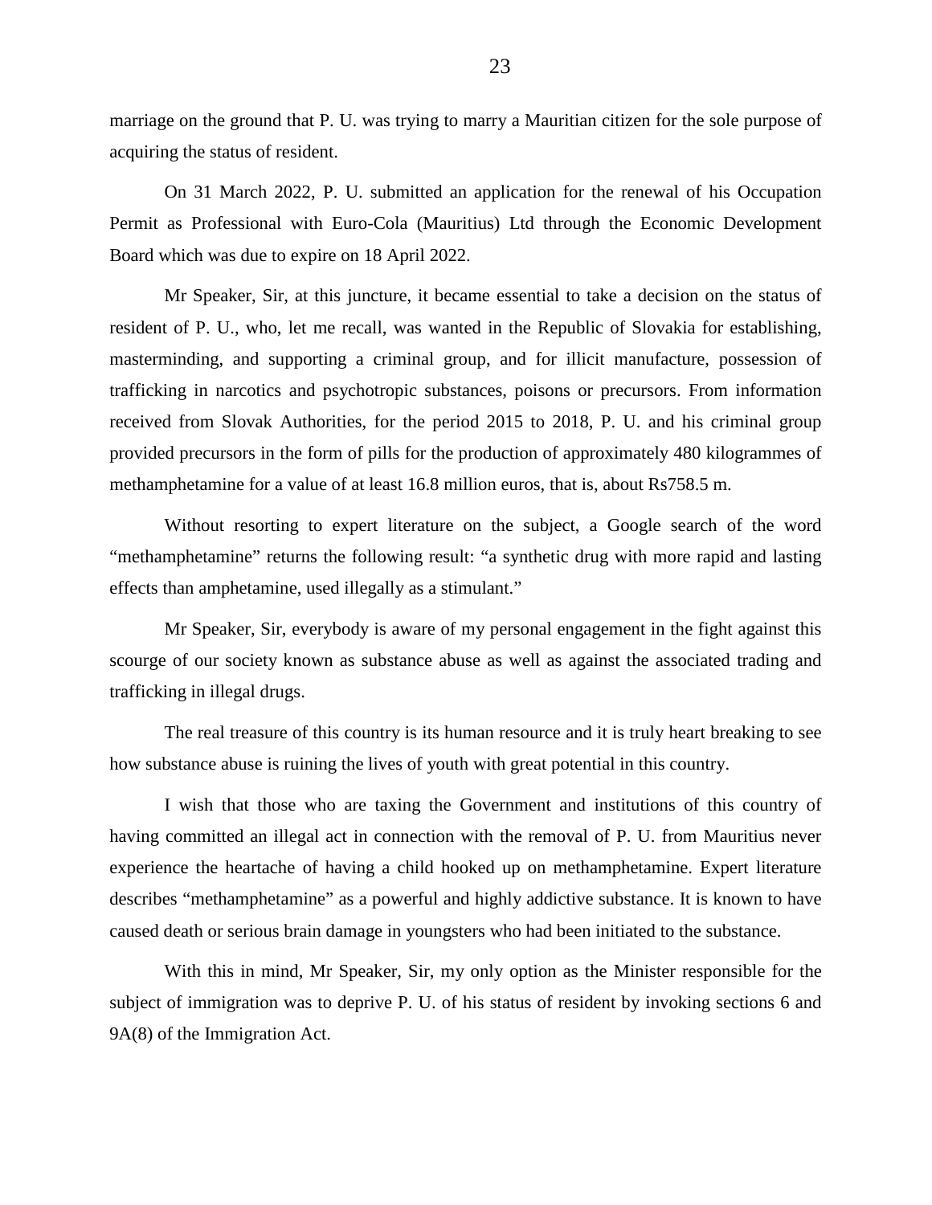marriage on the ground that P. U. was trying to marry a Mauritian citizen for the sole purpose of acquiring the status of resident.

On 31 March 2022, P. U. submitted an application for the renewal of his Occupation Permit as Professional with Euro-Cola (Mauritius) Ltd through the Economic Development Board which was due to expire on 18 April 2022.

Mr Speaker, Sir, at this juncture, it became essential to take a decision on the status of resident of P. U., who, let me recall, was wanted in the Republic of Slovakia for establishing, masterminding, and supporting a criminal group, and for illicit manufacture, possession of trafficking in narcotics and psychotropic substances, poisons or precursors. From information received from Slovak Authorities, for the period 2015 to 2018, P. U. and his criminal group provided precursors in the form of pills for the production of approximately 480 kilogrammes of methamphetamine for a value of at least 16.8 million euros, that is, about Rs758.5 m.

Without resorting to expert literature on the subject, a Google search of the word "methamphetamine" returns the following result: "a synthetic drug with more rapid and lasting effects than amphetamine, used illegally as a stimulant."

Mr Speaker, Sir, everybody is aware of my personal engagement in the fight against this scourge of our society known as substance abuse as well as against the associated trading and trafficking in illegal drugs.

The real treasure of this country is its human resource and it is truly heart breaking to see how substance abuse is ruining the lives of youth with great potential in this country.

I wish that those who are taxing the Government and institutions of this country of having committed an illegal act in connection with the removal of P. U. from Mauritius never experience the heartache of having a child hooked up on methamphetamine. Expert literature describes "methamphetamine" as a powerful and highly addictive substance. It is known to have caused death or serious brain damage in youngsters who had been initiated to the substance.

With this in mind, Mr Speaker, Sir, my only option as the Minister responsible for the subject of immigration was to deprive P. U. of his status of resident by invoking sections 6 and 9A(8) of the Immigration Act.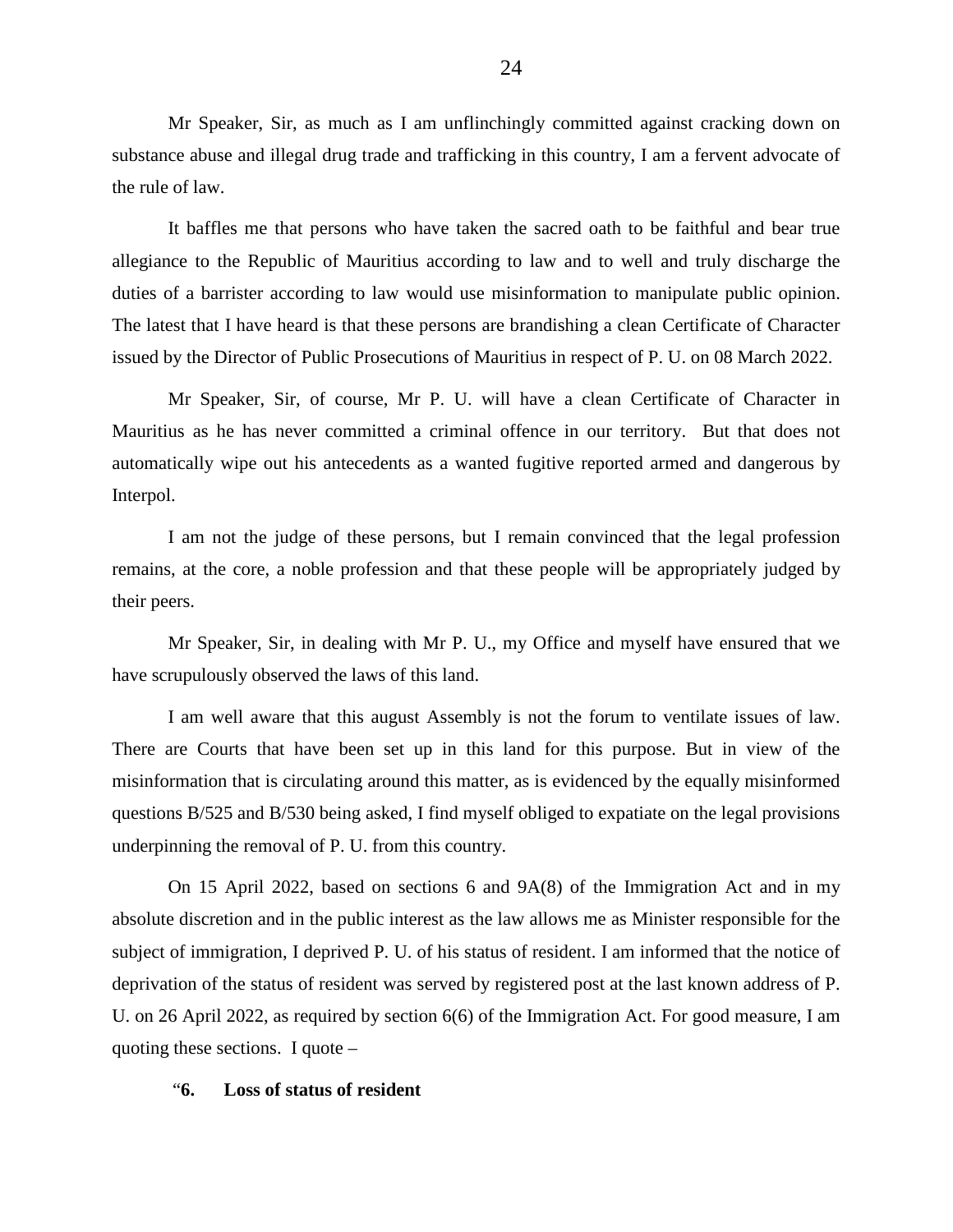Mr Speaker, Sir, as much as I am unflinchingly committed against cracking down on substance abuse and illegal drug trade and trafficking in this country, I am a fervent advocate of the rule of law.

It baffles me that persons who have taken the sacred oath to be faithful and bear true allegiance to the Republic of Mauritius according to law and to well and truly discharge the duties of a barrister according to law would use misinformation to manipulate public opinion. The latest that I have heard is that these persons are brandishing a clean Certificate of Character issued by the Director of Public Prosecutions of Mauritius in respect of P. U. on 08 March 2022.

Mr Speaker, Sir, of course, Mr P. U. will have a clean Certificate of Character in Mauritius as he has never committed a criminal offence in our territory. But that does not automatically wipe out his antecedents as a wanted fugitive reported armed and dangerous by Interpol.

I am not the judge of these persons, but I remain convinced that the legal profession remains, at the core, a noble profession and that these people will be appropriately judged by their peers.

Mr Speaker, Sir, in dealing with Mr P. U., my Office and myself have ensured that we have scrupulously observed the laws of this land.

I am well aware that this august Assembly is not the forum to ventilate issues of law. There are Courts that have been set up in this land for this purpose. But in view of the misinformation that is circulating around this matter, as is evidenced by the equally misinformed questions B/525 and B/530 being asked, I find myself obliged to expatiate on the legal provisions underpinning the removal of P. U. from this country.

On 15 April 2022, based on sections 6 and 9A(8) of the Immigration Act and in my absolute discretion and in the public interest as the law allows me as Minister responsible for the subject of immigration, I deprived P. U. of his status of resident. I am informed that the notice of deprivation of the status of resident was served by registered post at the last known address of P. U. on 26 April 2022, as required by section 6(6) of the Immigration Act. For good measure, I am quoting these sections. I quote –

"**6. Loss of status of resident**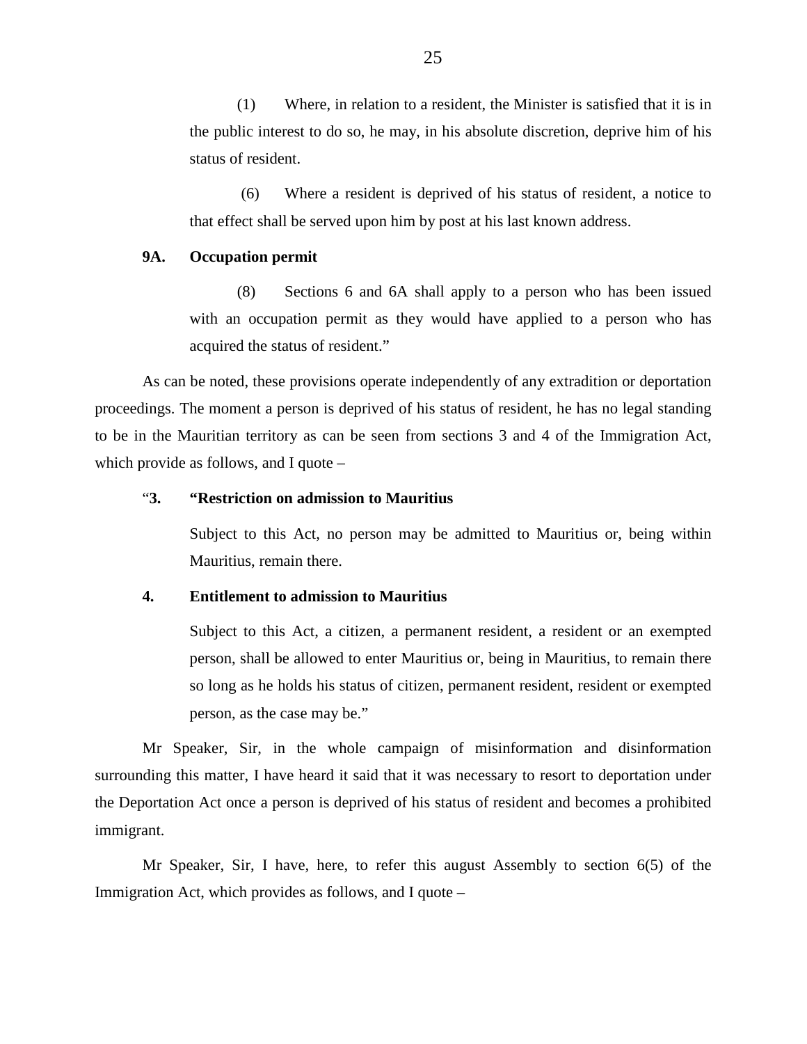(1) Where, in relation to a resident, the Minister is satisfied that it is in the public interest to do so, he may, in his absolute discretion, deprive him of his status of resident.

(6) Where a resident is deprived of his status of resident, a notice to that effect shall be served upon him by post at his last known address.

**9A. Occupation permit**

(8) Sections 6 and 6A shall apply to a person who has been issued with an occupation permit as they would have applied to a person who has acquired the status of resident."

As can be noted, these provisions operate independently of any extradition or deportation proceedings. The moment a person is deprived of his status of resident, he has no legal standing to be in the Mauritian territory as can be seen from sections 3 and 4 of the Immigration Act, which provide as follows, and I quote –

"**3. "Restriction on admission to Mauritius**

Subject to this Act, no person may be admitted to Mauritius or, being within Mauritius, remain there.

**4. Entitlement to admission to Mauritius**

Subject to this Act, a citizen, a permanent resident, a resident or an exempted person, shall be allowed to enter Mauritius or, being in Mauritius, to remain there so long as he holds his status of citizen, permanent resident, resident or exempted person, as the case may be."

Mr Speaker, Sir, in the whole campaign of misinformation and disinformation surrounding this matter, I have heard it said that it was necessary to resort to deportation under the Deportation Act once a person is deprived of his status of resident and becomes a prohibited immigrant.

Mr Speaker, Sir, I have, here, to refer this august Assembly to section 6(5) of the Immigration Act, which provides as follows, and I quote –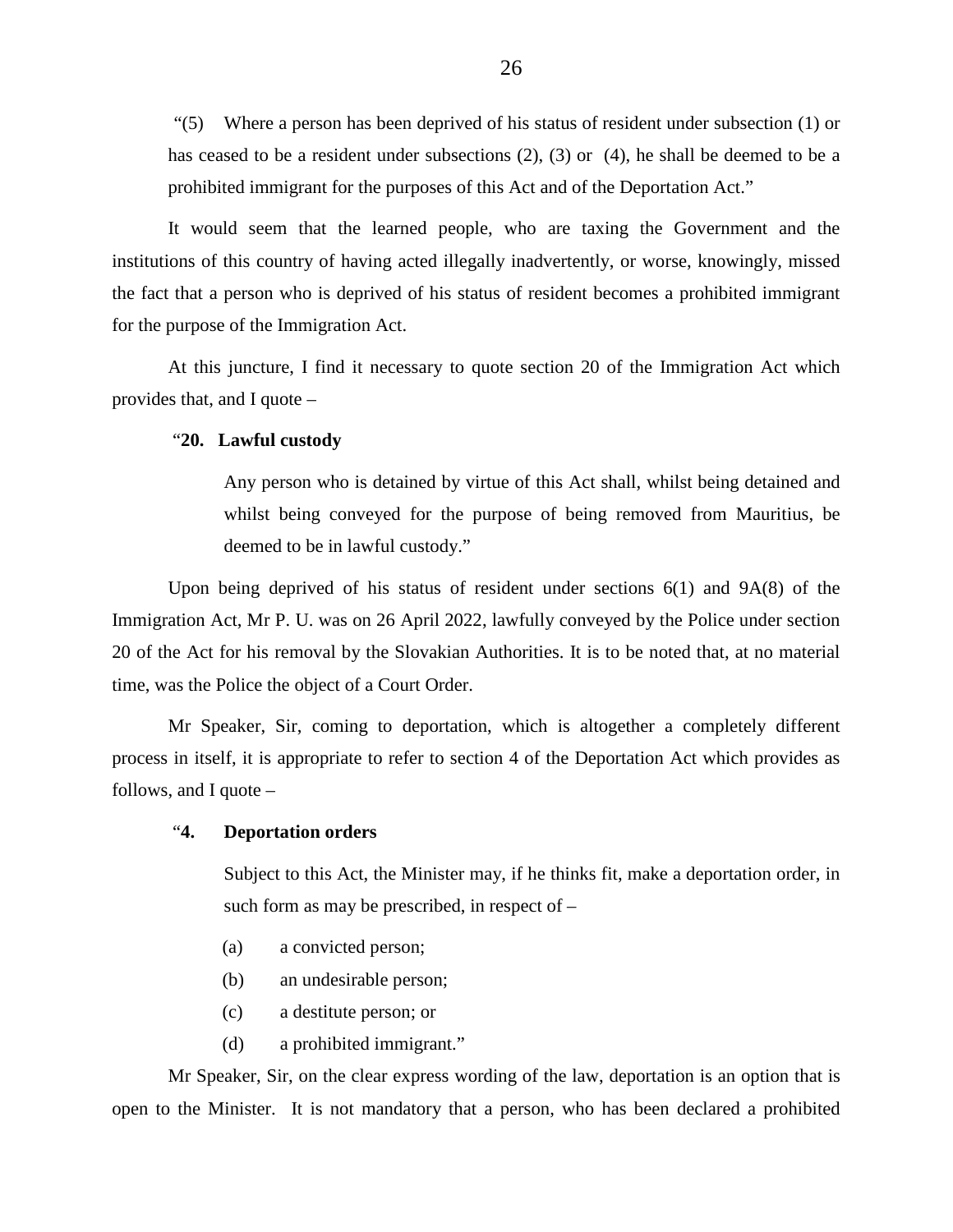"(5) Where a person has been deprived of his status of resident under subsection (1) or has ceased to be a resident under subsections (2), (3) or (4), he shall be deemed to be a prohibited immigrant for the purposes of this Act and of the Deportation Act."

It would seem that the learned people, who are taxing the Government and the institutions of this country of having acted illegally inadvertently, or worse, knowingly, missed the fact that a person who is deprived of his status of resident becomes a prohibited immigrant for the purpose of the Immigration Act.

At this juncture, I find it necessary to quote section 20 of the Immigration Act which provides that, and I quote –

> "**20. Lawful custody**
>
> Any person who is detained by virtue of this Act shall, whilst being detained and whilst being conveyed for the purpose of being removed from Mauritius, be deemed to be in lawful custody."

Upon being deprived of his status of resident under sections 6(1) and 9A(8) of the Immigration Act, Mr P. U. was on 26 April 2022, lawfully conveyed by the Police under section 20 of the Act for his removal by the Slovakian Authorities. It is to be noted that, at no material time, was the Police the object of a Court Order.

Mr Speaker, Sir, coming to deportation, which is altogether a completely different process in itself, it is appropriate to refer to section 4 of the Deportation Act which provides as follows, and I quote –

> "**4. Deportation orders**
>
> Subject to this Act, the Minister may, if he thinks fit, make a deportation order, in such form as may be prescribed, in respect of –
>
> (a) a convicted person;
>
> (b) an undesirable person;
>
> (c) a destitute person; or
>
> (d) a prohibited immigrant."

Mr Speaker, Sir, on the clear express wording of the law, deportation is an option that is open to the Minister. It is not mandatory that a person, who has been declared a prohibited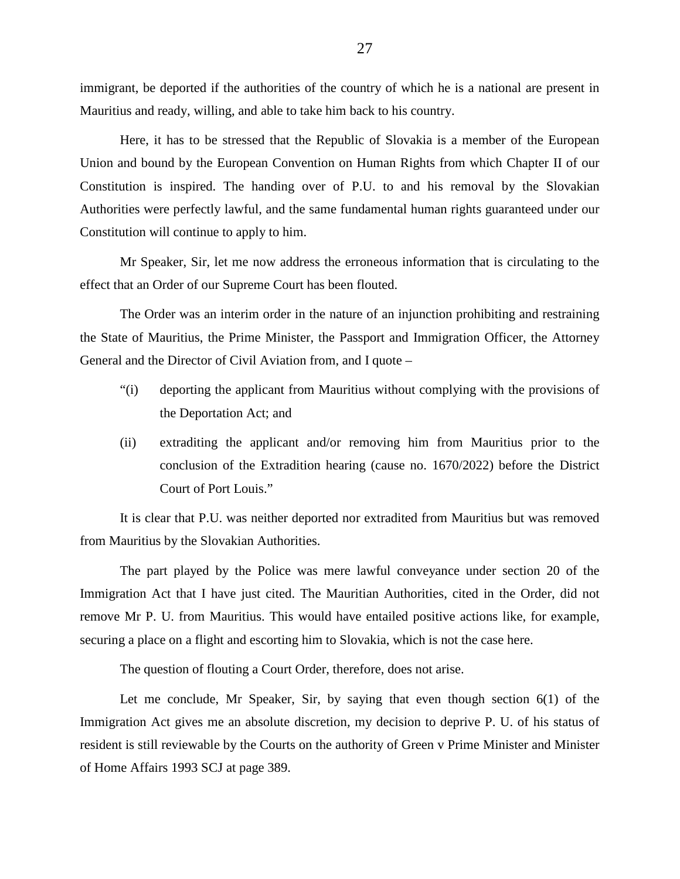immigrant, be deported if the authorities of the country of which he is a national are present in Mauritius and ready, willing, and able to take him back to his country.

Here, it has to be stressed that the Republic of Slovakia is a member of the European Union and bound by the European Convention on Human Rights from which Chapter II of our Constitution is inspired. The handing over of P.U. to and his removal by the Slovakian Authorities were perfectly lawful, and the same fundamental human rights guaranteed under our Constitution will continue to apply to him.

Mr Speaker, Sir, let me now address the erroneous information that is circulating to the effect that an Order of our Supreme Court has been flouted.

The Order was an interim order in the nature of an injunction prohibiting and restraining the State of Mauritius, the Prime Minister, the Passport and Immigration Officer, the Attorney General and the Director of Civil Aviation from, and I quote –

"(i) deporting the applicant from Mauritius without complying with the provisions of the Deportation Act; and

(ii) extraditing the applicant and/or removing him from Mauritius prior to the conclusion of the Extradition hearing (cause no. 1670/2022) before the District Court of Port Louis."

It is clear that P.U. was neither deported nor extradited from Mauritius but was removed from Mauritius by the Slovakian Authorities.

The part played by the Police was mere lawful conveyance under section 20 of the Immigration Act that I have just cited. The Mauritian Authorities, cited in the Order, did not remove Mr P. U. from Mauritius. This would have entailed positive actions like, for example, securing a place on a flight and escorting him to Slovakia, which is not the case here.

The question of flouting a Court Order, therefore, does not arise.

Let me conclude, Mr Speaker, Sir, by saying that even though section 6(1) of the Immigration Act gives me an absolute discretion, my decision to deprive P. U. of his status of resident is still reviewable by the Courts on the authority of Green v Prime Minister and Minister of Home Affairs 1993 SCJ at page 389.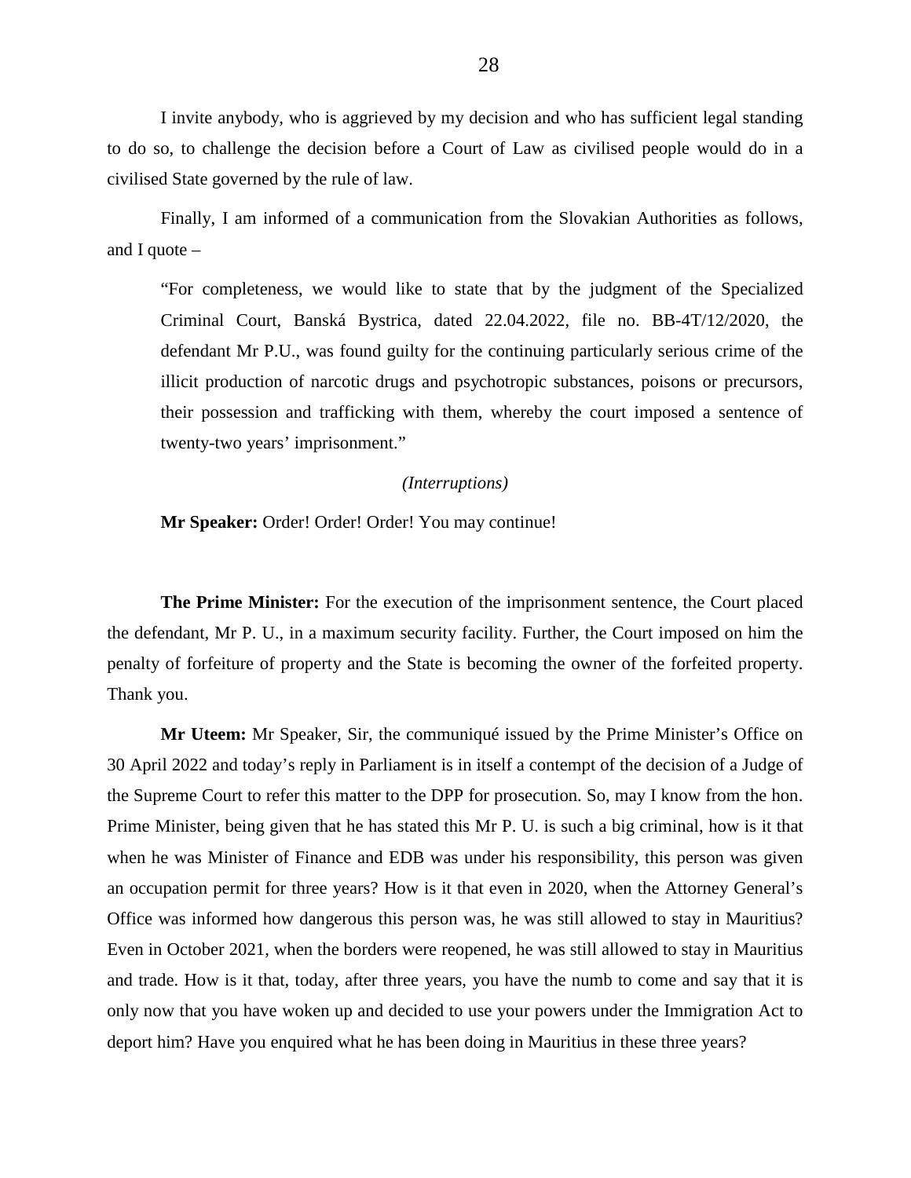I invite anybody, who is aggrieved by my decision and who has sufficient legal standing to do so, to challenge the decision before a Court of Law as civilised people would do in a civilised State governed by the rule of law.

Finally, I am informed of a communication from the Slovakian Authorities as follows, and I quote –

> "For completeness, we would like to state that by the judgment of the Specialized Criminal Court, Banská Bystrica, dated 22.04.2022, file no. BB-4T/12/2020, the defendant Mr P.U., was found guilty for the continuing particularly serious crime of the illicit production of narcotic drugs and psychotropic substances, poisons or precursors, their possession and trafficking with them, whereby the court imposed a sentence of twenty-two years' imprisonment."

*(Interruptions)*

**Mr Speaker:** Order! Order! Order! You may continue!

**The Prime Minister:** For the execution of the imprisonment sentence, the Court placed the defendant, Mr P. U., in a maximum security facility. Further, the Court imposed on him the penalty of forfeiture of property and the State is becoming the owner of the forfeited property. Thank you.

**Mr Uteem:** Mr Speaker, Sir, the communiqué issued by the Prime Minister's Office on 30 April 2022 and today's reply in Parliament is in itself a contempt of the decision of a Judge of the Supreme Court to refer this matter to the DPP for prosecution. So, may I know from the hon. Prime Minister, being given that he has stated this Mr P. U. is such a big criminal, how is it that when he was Minister of Finance and EDB was under his responsibility, this person was given an occupation permit for three years? How is it that even in 2020, when the Attorney General's Office was informed how dangerous this person was, he was still allowed to stay in Mauritius? Even in October 2021, when the borders were reopened, he was still allowed to stay in Mauritius and trade. How is it that, today, after three years, you have the numb to come and say that it is only now that you have woken up and decided to use your powers under the Immigration Act to deport him? Have you enquired what he has been doing in Mauritius in these three years?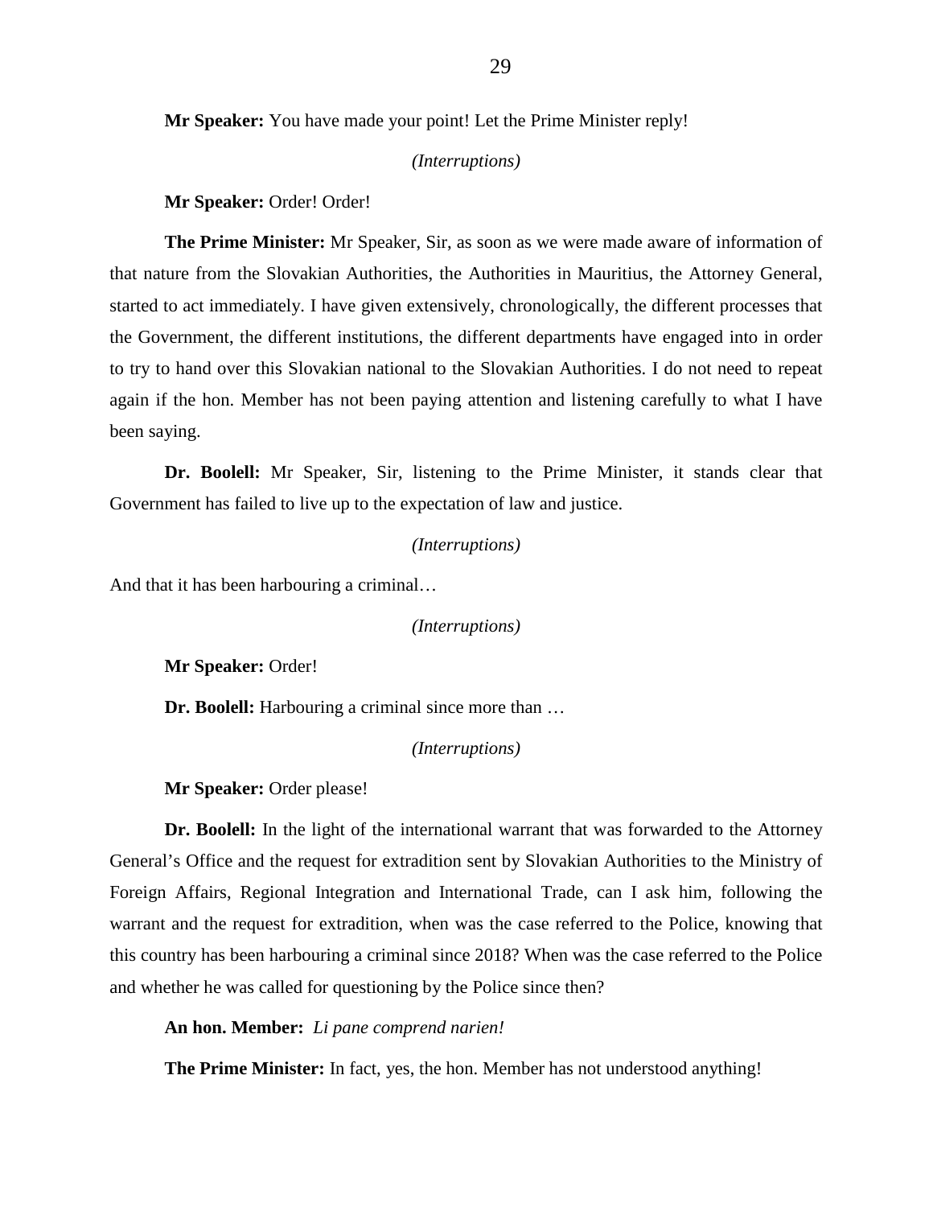**Mr Speaker:** You have made your point! Let the Prime Minister reply!

*(Interruptions)*

**Mr Speaker:** Order! Order!

**The Prime Minister:** Mr Speaker, Sir, as soon as we were made aware of information of that nature from the Slovakian Authorities, the Authorities in Mauritius, the Attorney General, started to act immediately. I have given extensively, chronologically, the different processes that the Government, the different institutions, the different departments have engaged into in order to try to hand over this Slovakian national to the Slovakian Authorities. I do not need to repeat again if the hon. Member has not been paying attention and listening carefully to what I have been saying.

**Dr. Boolell:** Mr Speaker, Sir, listening to the Prime Minister, it stands clear that Government has failed to live up to the expectation of law and justice.

*(Interruptions)*

And that it has been harbouring a criminal…

*(Interruptions)*

**Mr Speaker:** Order!

**Dr. Boolell:** Harbouring a criminal since more than …

*(Interruptions)*

**Mr Speaker:** Order please!

**Dr. Boolell:** In the light of the international warrant that was forwarded to the Attorney General's Office and the request for extradition sent by Slovakian Authorities to the Ministry of Foreign Affairs, Regional Integration and International Trade, can I ask him, following the warrant and the request for extradition, when was the case referred to the Police, knowing that this country has been harbouring a criminal since 2018? When was the case referred to the Police and whether he was called for questioning by the Police since then?

**An hon. Member:** *Li pane comprend narien!*

**The Prime Minister:** In fact, yes, the hon. Member has not understood anything!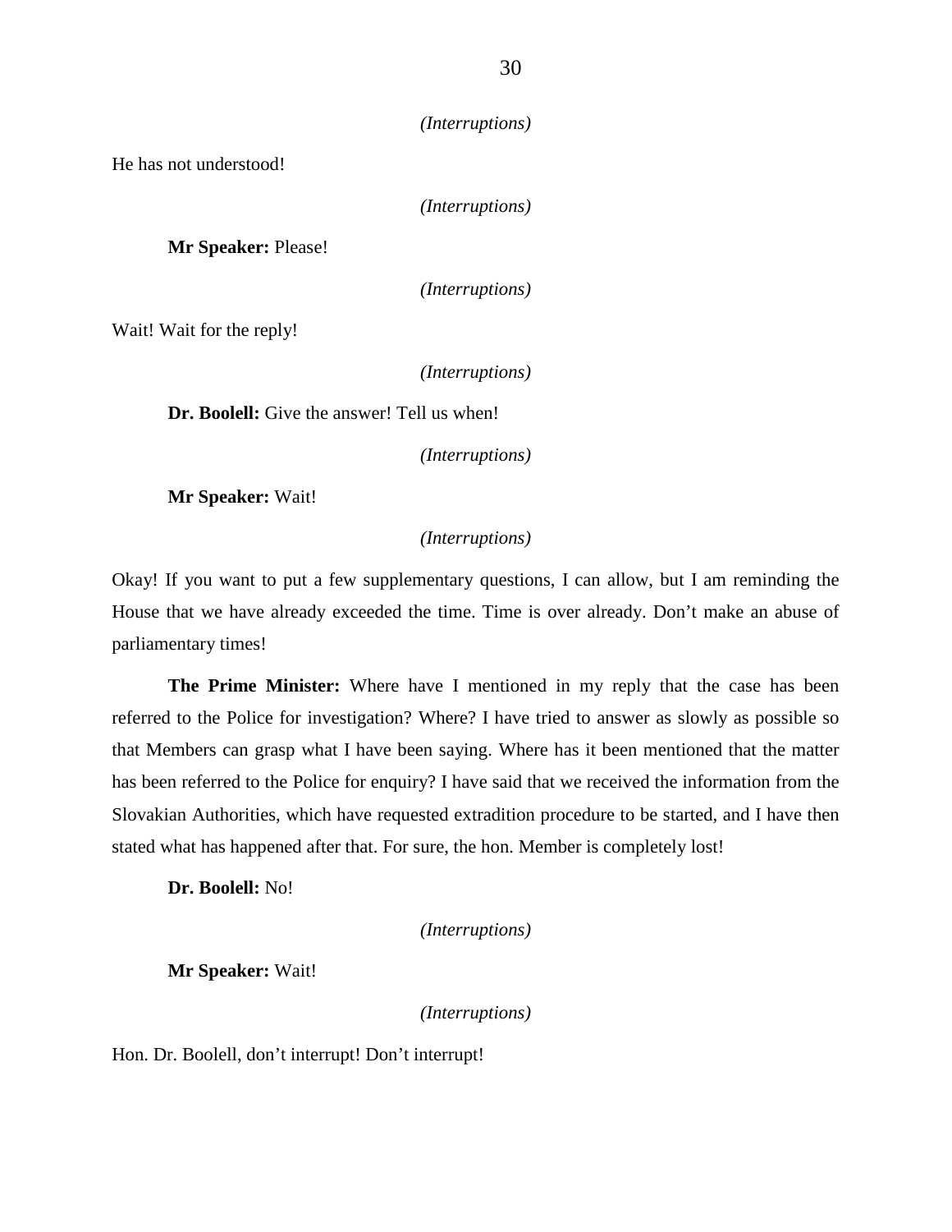*(Interruptions)*

He has not understood!

*(Interruptions)*

**Mr Speaker:** Please!

*(Interruptions)*

Wait! Wait for the reply!

*(Interruptions)*

**Dr. Boolell:** Give the answer! Tell us when!

*(Interruptions)*

**Mr Speaker:** Wait!

*(Interruptions)*

Okay! If you want to put a few supplementary questions, I can allow, but I am reminding the House that we have already exceeded the time. Time is over already. Don't make an abuse of parliamentary times!

**The Prime Minister:** Where have I mentioned in my reply that the case has been referred to the Police for investigation? Where? I have tried to answer as slowly as possible so that Members can grasp what I have been saying. Where has it been mentioned that the matter has been referred to the Police for enquiry? I have said that we received the information from the Slovakian Authorities, which have requested extradition procedure to be started, and I have then stated what has happened after that. For sure, the hon. Member is completely lost!

**Dr. Boolell:** No!

*(Interruptions)*

**Mr Speaker:** Wait!

*(Interruptions)*

Hon. Dr. Boolell, don't interrupt! Don't interrupt!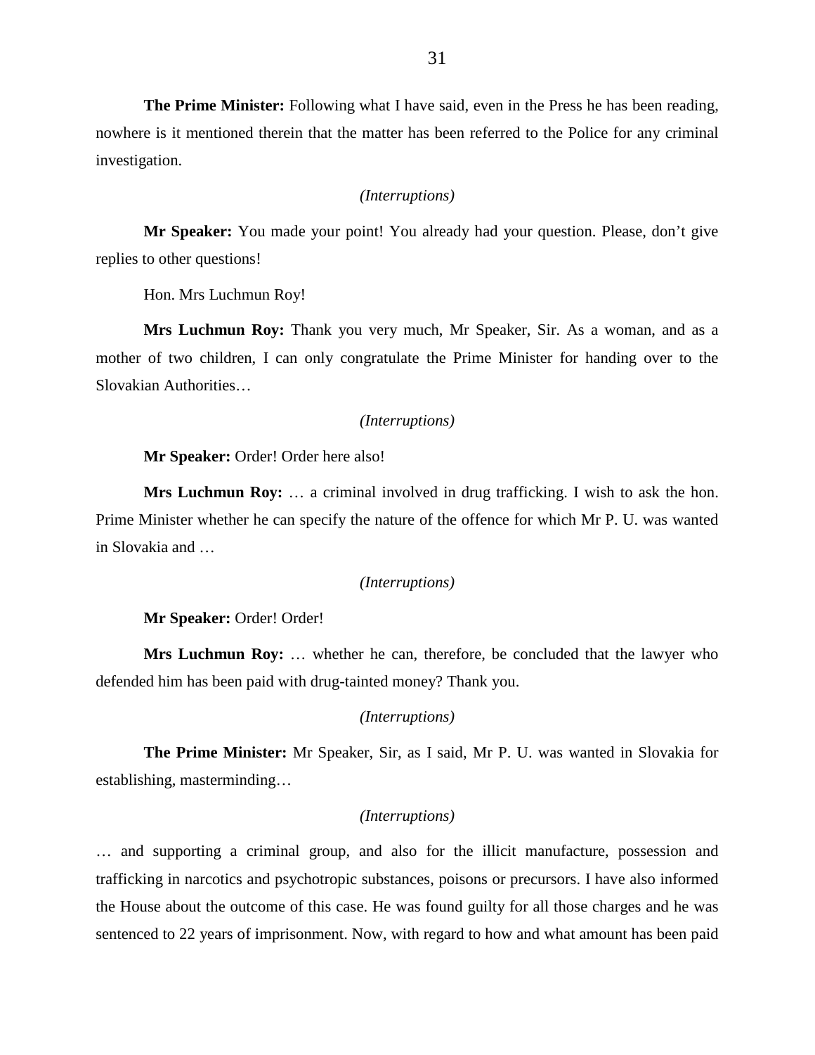**The Prime Minister:** Following what I have said, even in the Press he has been reading, nowhere is it mentioned therein that the matter has been referred to the Police for any criminal investigation.

*(Interruptions)*

**Mr Speaker:** You made your point! You already had your question. Please, don't give replies to other questions!

Hon. Mrs Luchmun Roy!

**Mrs Luchmun Roy:** Thank you very much, Mr Speaker, Sir. As a woman, and as a mother of two children, I can only congratulate the Prime Minister for handing over to the Slovakian Authorities…

*(Interruptions)*

**Mr Speaker:** Order! Order here also!

**Mrs Luchmun Roy:** … a criminal involved in drug trafficking. I wish to ask the hon. Prime Minister whether he can specify the nature of the offence for which Mr P. U. was wanted in Slovakia and …

*(Interruptions)*

**Mr Speaker:** Order! Order!

**Mrs Luchmun Roy:** … whether he can, therefore, be concluded that the lawyer who defended him has been paid with drug-tainted money? Thank you.

*(Interruptions)*

**The Prime Minister:** Mr Speaker, Sir, as I said, Mr P. U. was wanted in Slovakia for establishing, masterminding…

*(Interruptions)*

… and supporting a criminal group, and also for the illicit manufacture, possession and trafficking in narcotics and psychotropic substances, poisons or precursors. I have also informed the House about the outcome of this case. He was found guilty for all those charges and he was sentenced to 22 years of imprisonment. Now, with regard to how and what amount has been paid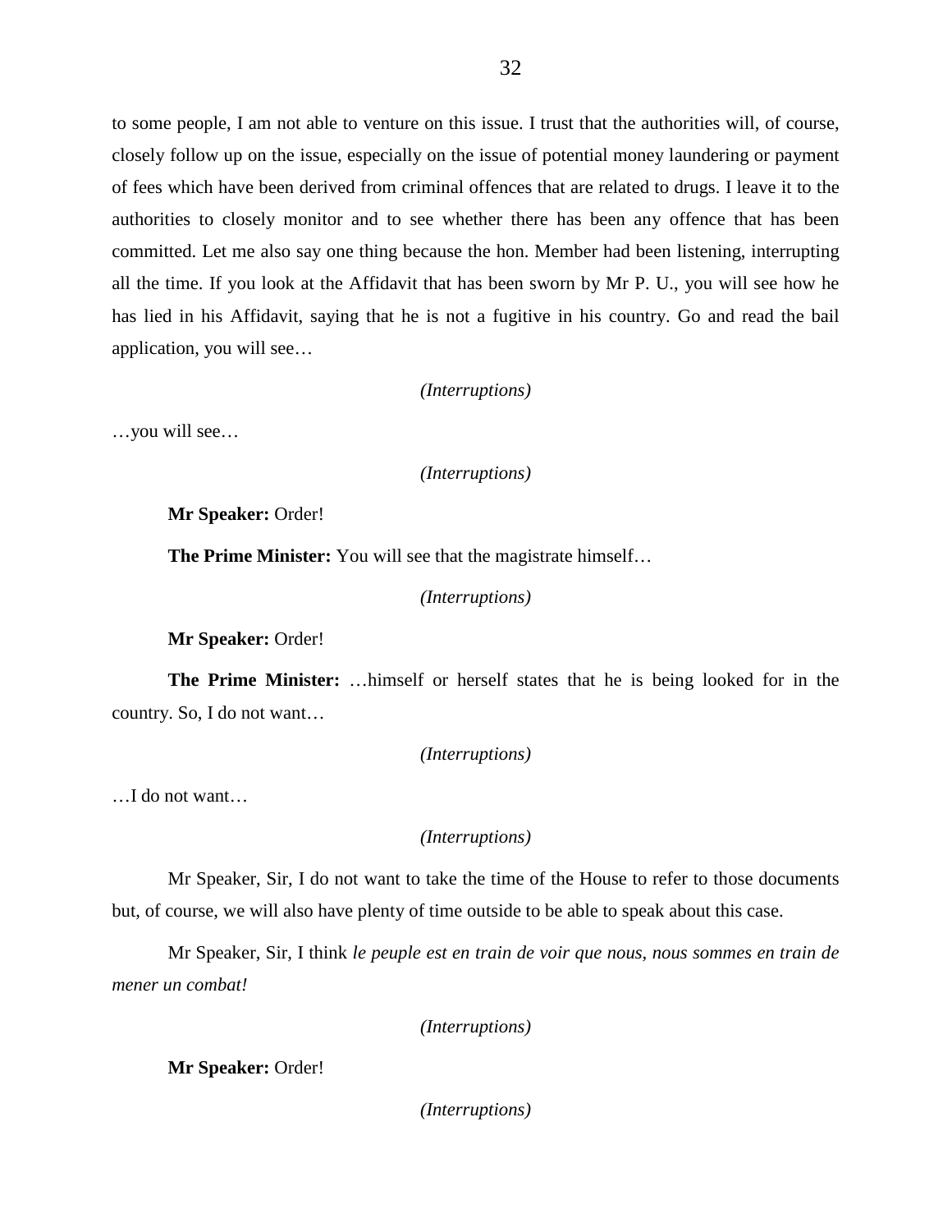to some people, I am not able to venture on this issue. I trust that the authorities will, of course, closely follow up on the issue, especially on the issue of potential money laundering or payment of fees which have been derived from criminal offences that are related to drugs. I leave it to the authorities to closely monitor and to see whether there has been any offence that has been committed. Let me also say one thing because the hon. Member had been listening, interrupting all the time. If you look at the Affidavit that has been sworn by Mr P. U., you will see how he has lied in his Affidavit, saying that he is not a fugitive in his country. Go and read the bail application, you will see…

*(Interruptions)*

…you will see…

*(Interruptions)*

**Mr Speaker:** Order!

**The Prime Minister:** You will see that the magistrate himself…

*(Interruptions)*

**Mr Speaker:** Order!

**The Prime Minister:** …himself or herself states that he is being looked for in the country. So, I do not want…

*(Interruptions)*

…I do not want…

*(Interruptions)*

Mr Speaker, Sir, I do not want to take the time of the House to refer to those documents but, of course, we will also have plenty of time outside to be able to speak about this case.

Mr Speaker, Sir, I think *le peuple est en train de voir que nous, nous sommes en train de mener un combat!*

*(Interruptions)*

**Mr Speaker:** Order!

*(Interruptions)*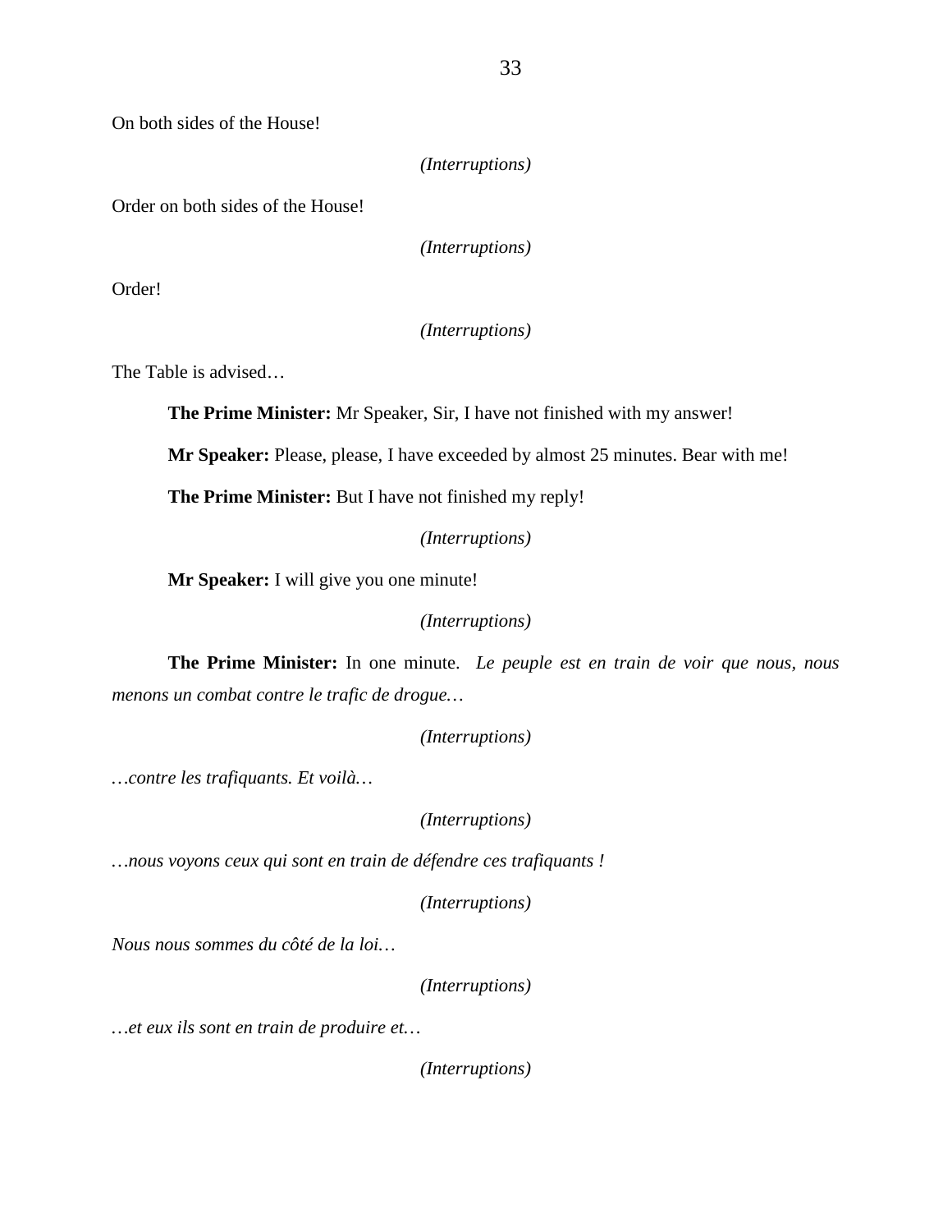On both sides of the House!

*(Interruptions)*

Order on both sides of the House!

*(Interruptions)*

Order!

*(Interruptions)*

The Table is advised…

**The Prime Minister:** Mr Speaker, Sir, I have not finished with my answer!

**Mr Speaker:** Please, please, I have exceeded by almost 25 minutes. Bear with me!

**The Prime Minister:** But I have not finished my reply!

*(Interruptions)*

**Mr Speaker:** I will give you one minute!

*(Interruptions)*

**The Prime Minister:** In one minute. *Le peuple est en train de voir que nous, nous menons un combat contre le trafic de drogue…*

*(Interruptions)*

*…contre les trafiquants. Et voilà…*

*(Interruptions)*

*…nous voyons ceux qui sont en train de défendre ces trafiquants !*

*(Interruptions)*

*Nous nous sommes du côté de la loi…*

*(Interruptions)*

*…et eux ils sont en train de produire et…*

*(Interruptions)*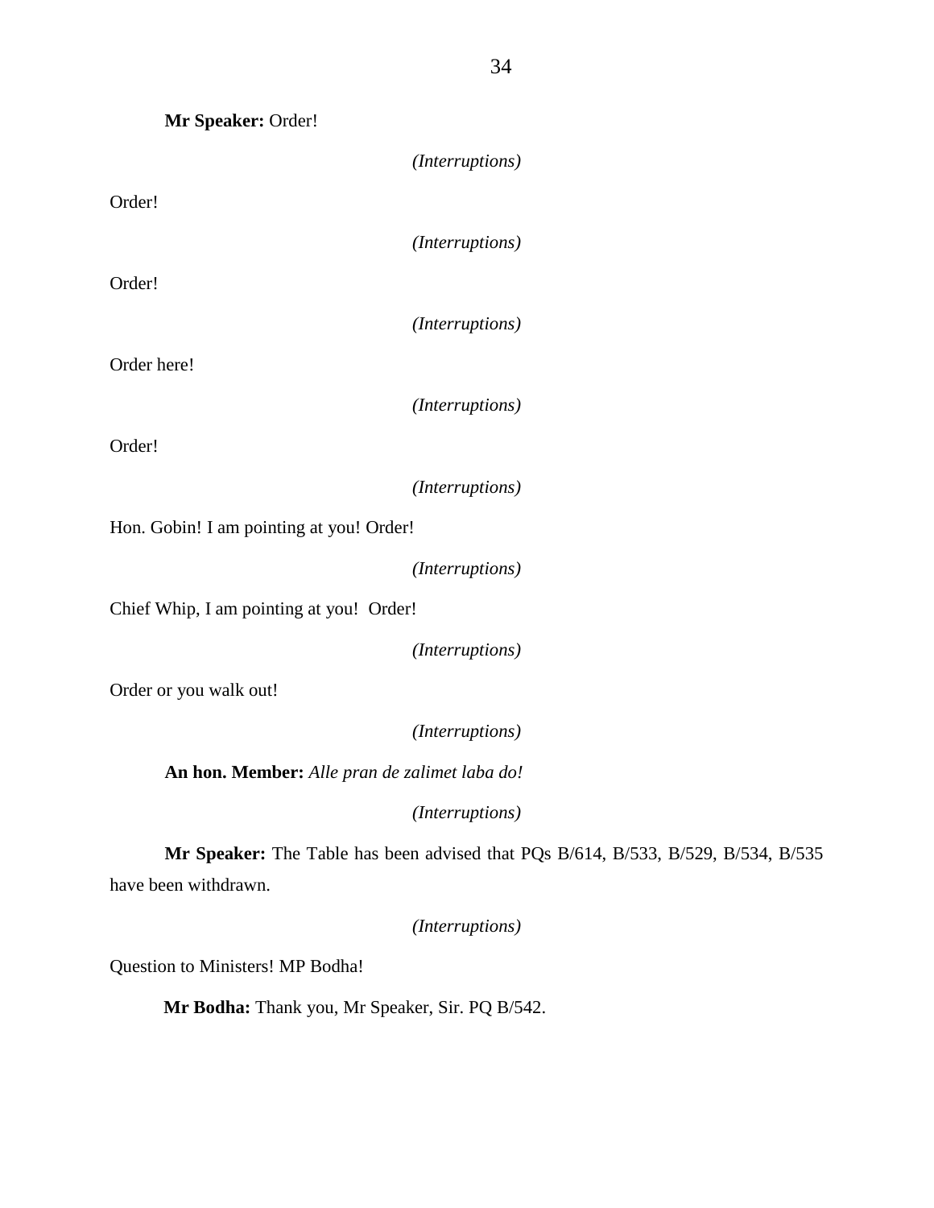**Mr Speaker:** Order!

*(Interruptions)*

Order!

*(Interruptions)*

Order!

*(Interruptions)*

Order here!

*(Interruptions)*

Order!

*(Interruptions)*

Hon. Gobin! I am pointing at you! Order!

*(Interruptions)*

Chief Whip, I am pointing at you! Order!

*(Interruptions)*

Order or you walk out!

*(Interruptions)*

**An hon. Member:** *Alle pran de zalimet laba do!*

*(Interruptions)*

**Mr Speaker:** The Table has been advised that PQs B/614, B/533, B/529, B/534, B/535 have been withdrawn.

*(Interruptions)*

Question to Ministers! MP Bodha!

**Mr Bodha:** Thank you, Mr Speaker, Sir. PQ B/542.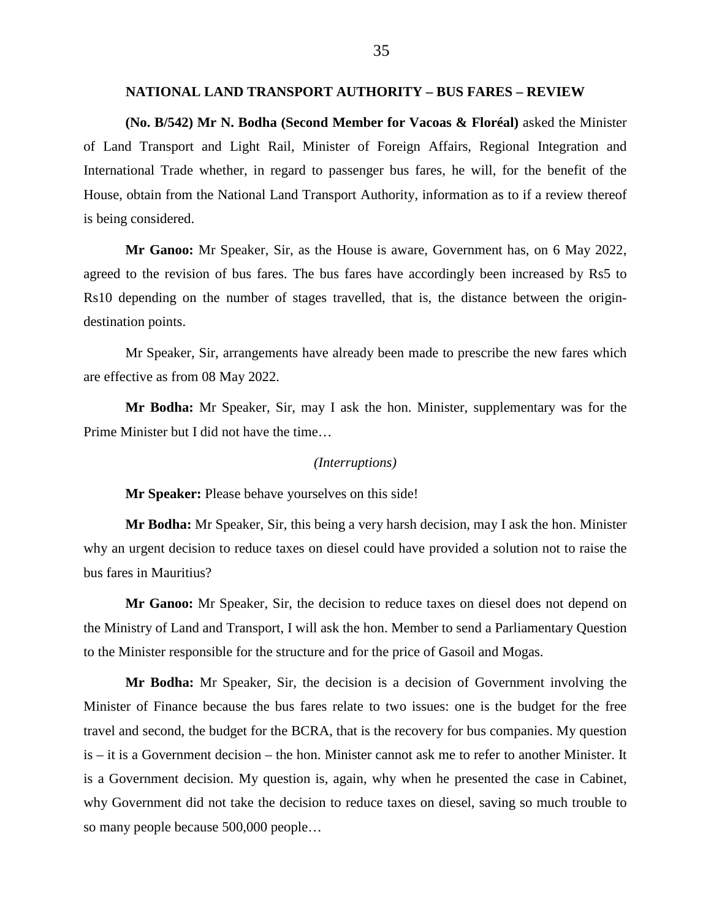## NATIONAL LAND TRANSPORT AUTHORITY – BUS FARES – REVIEW

**(No. B/542) Mr N. Bodha (Second Member for Vacoas & Floréal)** asked the Minister of Land Transport and Light Rail, Minister of Foreign Affairs, Regional Integration and International Trade whether, in regard to passenger bus fares, he will, for the benefit of the House, obtain from the National Land Transport Authority, information as to if a review thereof is being considered.

**Mr Ganoo:** Mr Speaker, Sir, as the House is aware, Government has, on 6 May 2022, agreed to the revision of bus fares. The bus fares have accordingly been increased by Rs5 to Rs10 depending on the number of stages travelled, that is, the distance between the origin-destination points.

Mr Speaker, Sir, arrangements have already been made to prescribe the new fares which are effective as from 08 May 2022.

**Mr Bodha:** Mr Speaker, Sir, may I ask the hon. Minister, supplementary was for the Prime Minister but I did not have the time…

*(Interruptions)*

**Mr Speaker:** Please behave yourselves on this side!

**Mr Bodha:** Mr Speaker, Sir, this being a very harsh decision, may I ask the hon. Minister why an urgent decision to reduce taxes on diesel could have provided a solution not to raise the bus fares in Mauritius?

**Mr Ganoo:** Mr Speaker, Sir, the decision to reduce taxes on diesel does not depend on the Ministry of Land and Transport, I will ask the hon. Member to send a Parliamentary Question to the Minister responsible for the structure and for the price of Gasoil and Mogas.

**Mr Bodha:** Mr Speaker, Sir, the decision is a decision of Government involving the Minister of Finance because the bus fares relate to two issues: one is the budget for the free travel and second, the budget for the BCRA, that is the recovery for bus companies. My question is – it is a Government decision – the hon. Minister cannot ask me to refer to another Minister. It is a Government decision. My question is, again, why when he presented the case in Cabinet, why Government did not take the decision to reduce taxes on diesel, saving so much trouble to so many people because 500,000 people…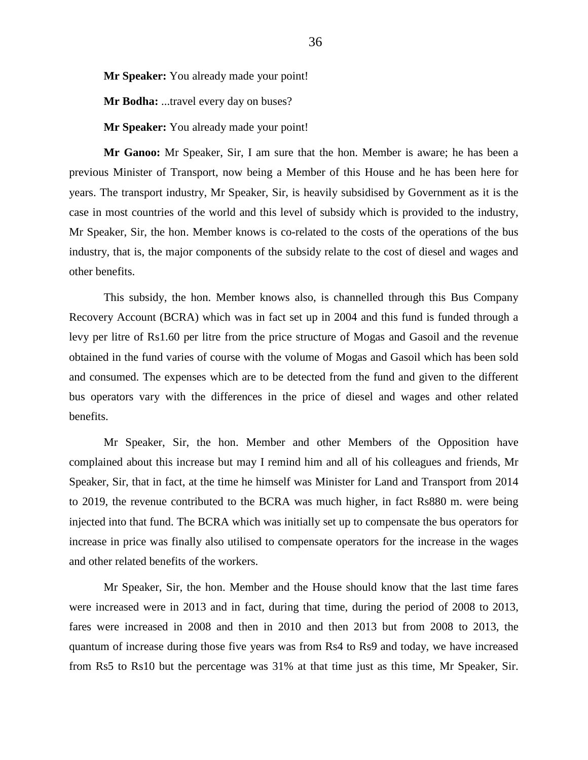**Mr Speaker:** You already made your point!

**Mr Bodha:** ...travel every day on buses?

**Mr Speaker:** You already made your point!

**Mr Ganoo:** Mr Speaker, Sir, I am sure that the hon. Member is aware; he has been a previous Minister of Transport, now being a Member of this House and he has been here for years. The transport industry, Mr Speaker, Sir, is heavily subsidised by Government as it is the case in most countries of the world and this level of subsidy which is provided to the industry, Mr Speaker, Sir, the hon. Member knows is co-related to the costs of the operations of the bus industry, that is, the major components of the subsidy relate to the cost of diesel and wages and other benefits.

This subsidy, the hon. Member knows also, is channelled through this Bus Company Recovery Account (BCRA) which was in fact set up in 2004 and this fund is funded through a levy per litre of Rs1.60 per litre from the price structure of Mogas and Gasoil and the revenue obtained in the fund varies of course with the volume of Mogas and Gasoil which has been sold and consumed. The expenses which are to be detected from the fund and given to the different bus operators vary with the differences in the price of diesel and wages and other related benefits.

Mr Speaker, Sir, the hon. Member and other Members of the Opposition have complained about this increase but may I remind him and all of his colleagues and friends, Mr Speaker, Sir, that in fact, at the time he himself was Minister for Land and Transport from 2014 to 2019, the revenue contributed to the BCRA was much higher, in fact Rs880 m. were being injected into that fund. The BCRA which was initially set up to compensate the bus operators for increase in price was finally also utilised to compensate operators for the increase in the wages and other related benefits of the workers.

Mr Speaker, Sir, the hon. Member and the House should know that the last time fares were increased were in 2013 and in fact, during that time, during the period of 2008 to 2013, fares were increased in 2008 and then in 2010 and then 2013 but from 2008 to 2013, the quantum of increase during those five years was from Rs4 to Rs9 and today, we have increased from Rs5 to Rs10 but the percentage was 31% at that time just as this time, Mr Speaker, Sir.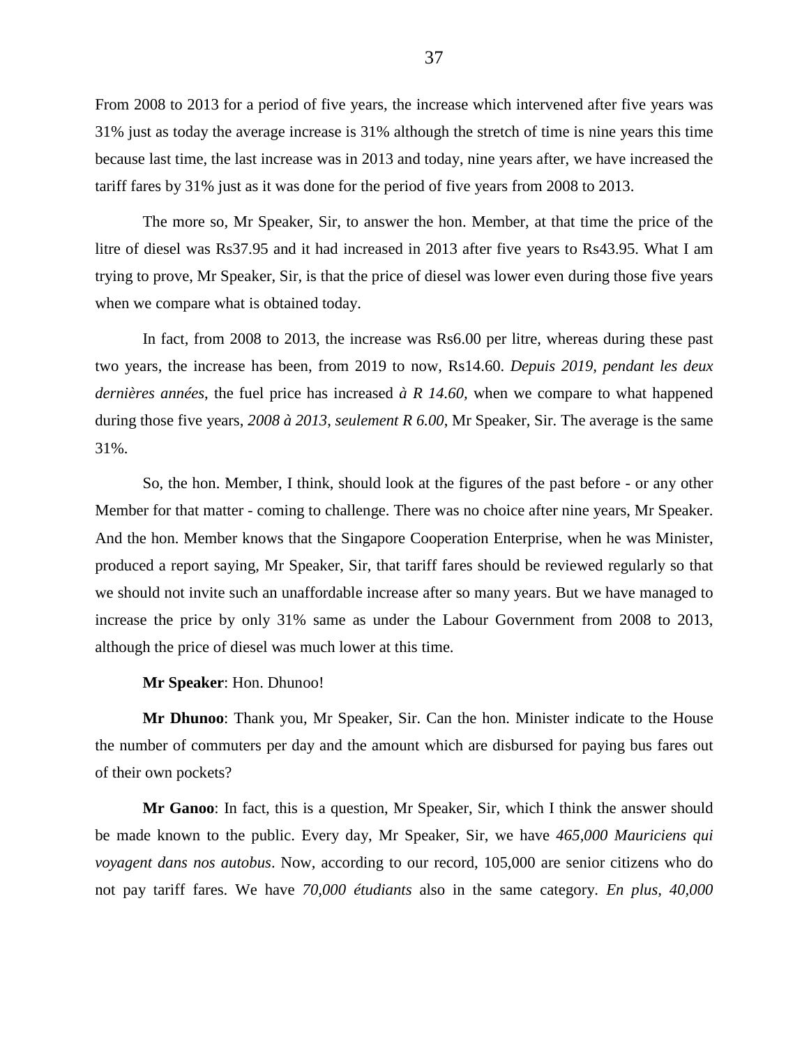From 2008 to 2013 for a period of five years, the increase which intervened after five years was 31% just as today the average increase is 31% although the stretch of time is nine years this time because last time, the last increase was in 2013 and today, nine years after, we have increased the tariff fares by 31% just as it was done for the period of five years from 2008 to 2013.

The more so, Mr Speaker, Sir, to answer the hon. Member, at that time the price of the litre of diesel was Rs37.95 and it had increased in 2013 after five years to Rs43.95. What I am trying to prove, Mr Speaker, Sir, is that the price of diesel was lower even during those five years when we compare what is obtained today.

In fact, from 2008 to 2013, the increase was Rs6.00 per litre, whereas during these past two years, the increase has been, from 2019 to now, Rs14.60. *Depuis 2019, pendant les deux dernières années*, the fuel price has increased *à R 14.60,* when we compare to what happened during those five years, *2008 à 2013*, *seulement R 6.00*, Mr Speaker, Sir. The average is the same 31%.

So, the hon. Member, I think, should look at the figures of the past before - or any other Member for that matter - coming to challenge. There was no choice after nine years, Mr Speaker. And the hon. Member knows that the Singapore Cooperation Enterprise, when he was Minister, produced a report saying, Mr Speaker, Sir, that tariff fares should be reviewed regularly so that we should not invite such an unaffordable increase after so many years. But we have managed to increase the price by only 31% same as under the Labour Government from 2008 to 2013, although the price of diesel was much lower at this time.

**Mr Speaker**: Hon. Dhunoo!

**Mr Dhunoo**: Thank you, Mr Speaker, Sir. Can the hon. Minister indicate to the House the number of commuters per day and the amount which are disbursed for paying bus fares out of their own pockets?

**Mr Ganoo**: In fact, this is a question, Mr Speaker, Sir, which I think the answer should be made known to the public. Every day, Mr Speaker, Sir, we have *465,000 Mauriciens qui voyagent dans nos autobus*. Now, according to our record, 105,000 are senior citizens who do not pay tariff fares. We have *70,000 étudiants* also in the same category. *En plus, 40,000*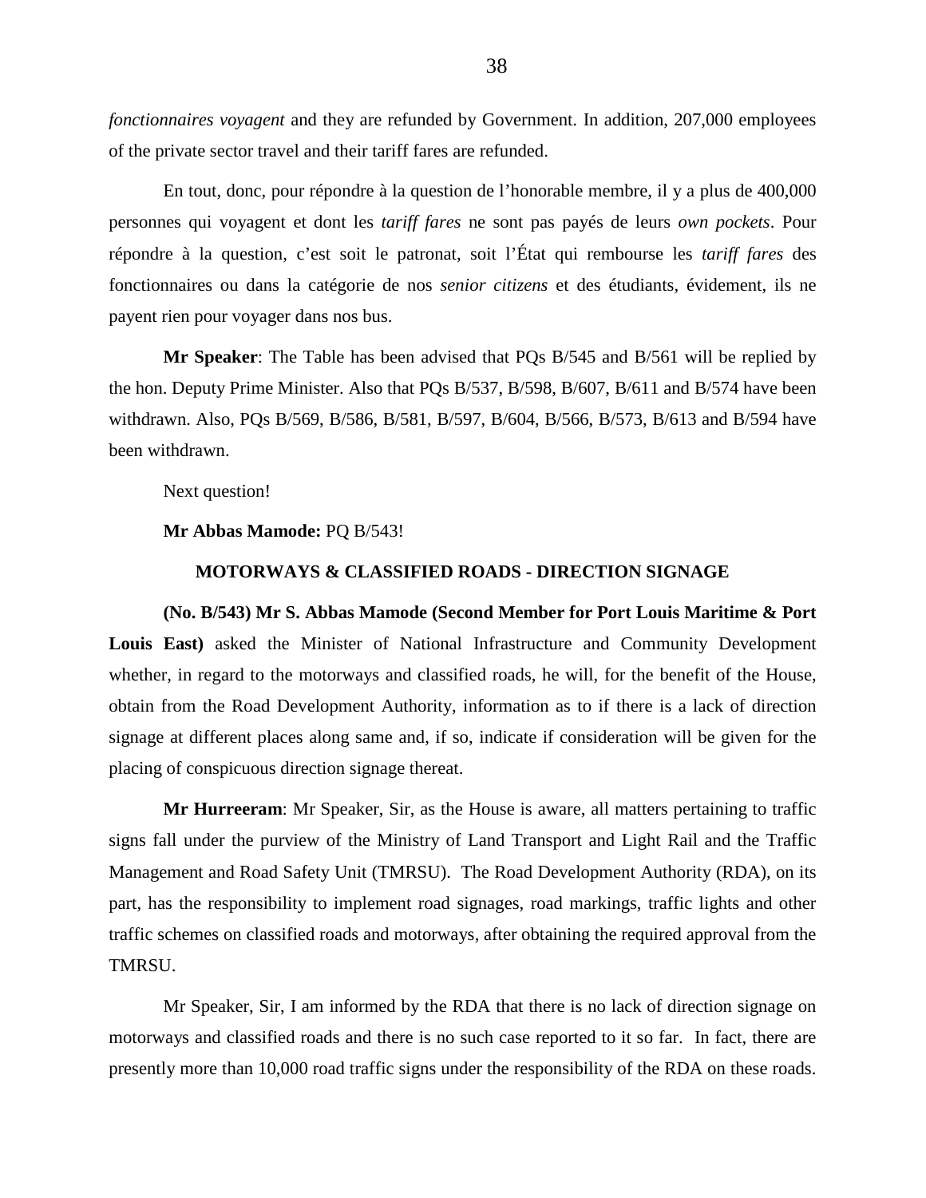*fonctionnaires voyagent* and they are refunded by Government. In addition, 207,000 employees of the private sector travel and their tariff fares are refunded.

En tout, donc, pour répondre à la question de l'honorable membre, il y a plus de 400,000 personnes qui voyagent et dont les *tariff fares* ne sont pas payés de leurs *own pockets*. Pour répondre à la question, c'est soit le patronat, soit l'État qui rembourse les *tariff fares* des fonctionnaires ou dans la catégorie de nos *senior citizens* et des étudiants, évidement, ils ne payent rien pour voyager dans nos bus.

**Mr Speaker**: The Table has been advised that PQs B/545 and B/561 will be replied by the hon. Deputy Prime Minister. Also that PQs B/537, B/598, B/607, B/611 and B/574 have been withdrawn. Also, PQs B/569, B/586, B/581, B/597, B/604, B/566, B/573, B/613 and B/594 have been withdrawn.

Next question!

**Mr Abbas Mamode:** PQ B/543!

**MOTORWAYS & CLASSIFIED ROADS - DIRECTION SIGNAGE**

**(No. B/543) Mr S. Abbas Mamode (Second Member for Port Louis Maritime & Port Louis East)** asked the Minister of National Infrastructure and Community Development whether, in regard to the motorways and classified roads, he will, for the benefit of the House, obtain from the Road Development Authority, information as to if there is a lack of direction signage at different places along same and, if so, indicate if consideration will be given for the placing of conspicuous direction signage thereat.

**Mr Hurreeram**: Mr Speaker, Sir, as the House is aware, all matters pertaining to traffic signs fall under the purview of the Ministry of Land Transport and Light Rail and the Traffic Management and Road Safety Unit (TMRSU). The Road Development Authority (RDA), on its part, has the responsibility to implement road signages, road markings, traffic lights and other traffic schemes on classified roads and motorways, after obtaining the required approval from the TMRSU.

Mr Speaker, Sir, I am informed by the RDA that there is no lack of direction signage on motorways and classified roads and there is no such case reported to it so far. In fact, there are presently more than 10,000 road traffic signs under the responsibility of the RDA on these roads.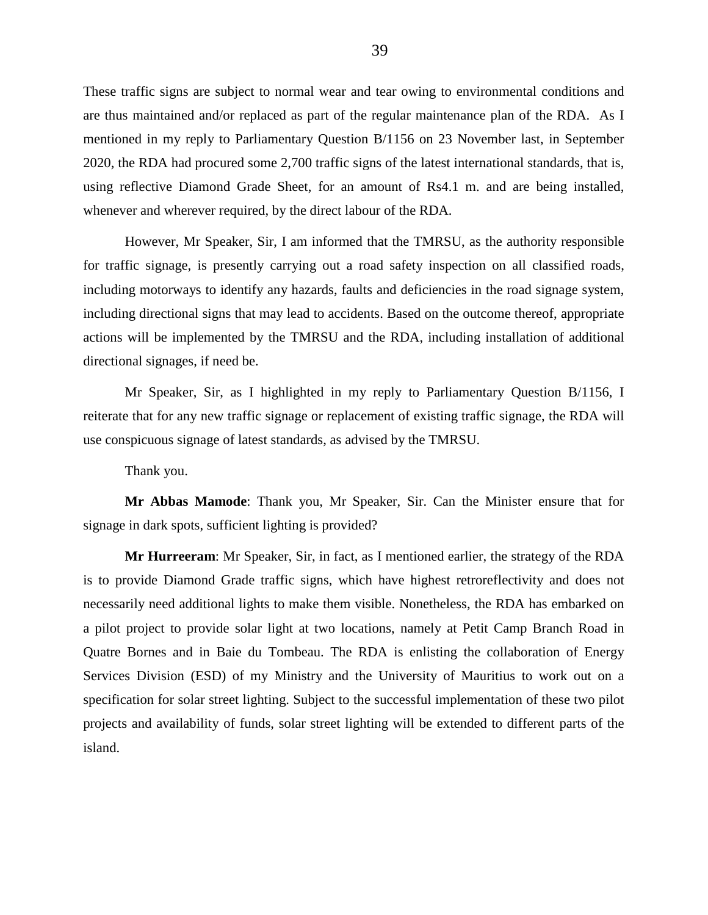These traffic signs are subject to normal wear and tear owing to environmental conditions and are thus maintained and/or replaced as part of the regular maintenance plan of the RDA. As I mentioned in my reply to Parliamentary Question B/1156 on 23 November last, in September 2020, the RDA had procured some 2,700 traffic signs of the latest international standards, that is, using reflective Diamond Grade Sheet, for an amount of Rs4.1 m. and are being installed, whenever and wherever required, by the direct labour of the RDA.

However, Mr Speaker, Sir, I am informed that the TMRSU, as the authority responsible for traffic signage, is presently carrying out a road safety inspection on all classified roads, including motorways to identify any hazards, faults and deficiencies in the road signage system, including directional signs that may lead to accidents. Based on the outcome thereof, appropriate actions will be implemented by the TMRSU and the RDA, including installation of additional directional signages, if need be.

Mr Speaker, Sir, as I highlighted in my reply to Parliamentary Question B/1156, I reiterate that for any new traffic signage or replacement of existing traffic signage, the RDA will use conspicuous signage of latest standards, as advised by the TMRSU.

Thank you.

**Mr Abbas Mamode**: Thank you, Mr Speaker, Sir. Can the Minister ensure that for signage in dark spots, sufficient lighting is provided?

**Mr Hurreeram**: Mr Speaker, Sir, in fact, as I mentioned earlier, the strategy of the RDA is to provide Diamond Grade traffic signs, which have highest retroreflectivity and does not necessarily need additional lights to make them visible. Nonetheless, the RDA has embarked on a pilot project to provide solar light at two locations, namely at Petit Camp Branch Road in Quatre Bornes and in Baie du Tombeau. The RDA is enlisting the collaboration of Energy Services Division (ESD) of my Ministry and the University of Mauritius to work out on a specification for solar street lighting. Subject to the successful implementation of these two pilot projects and availability of funds, solar street lighting will be extended to different parts of the island.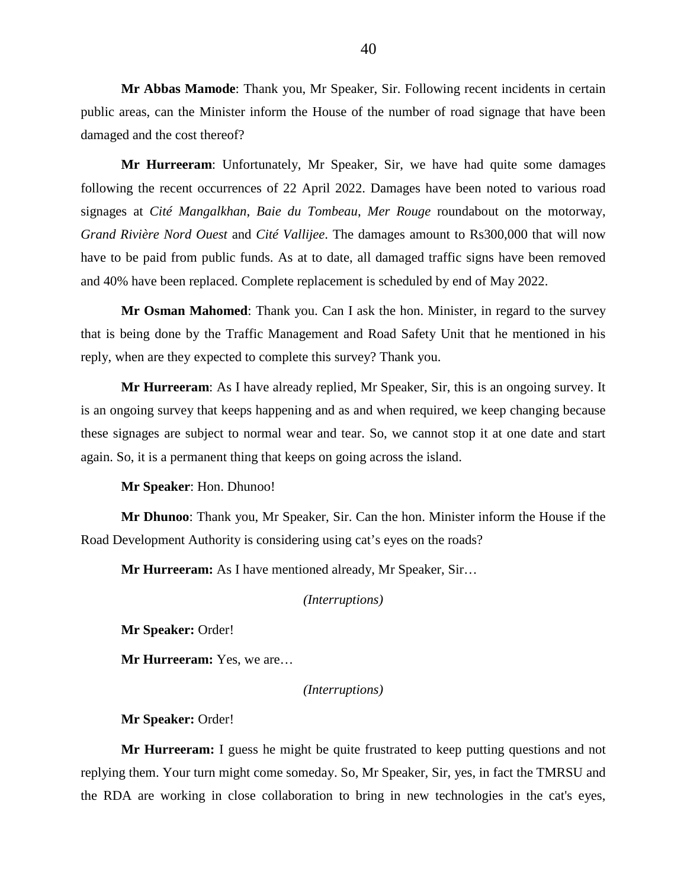**Mr Abbas Mamode**: Thank you, Mr Speaker, Sir. Following recent incidents in certain public areas, can the Minister inform the House of the number of road signage that have been damaged and the cost thereof?

**Mr Hurreeram**: Unfortunately, Mr Speaker, Sir, we have had quite some damages following the recent occurrences of 22 April 2022. Damages have been noted to various road signages at *Cité Mangalkhan*, *Baie du Tombeau*, *Mer Rouge* roundabout on the motorway, *Grand Rivière Nord Ouest* and *Cité Vallijee*. The damages amount to Rs300,000 that will now have to be paid from public funds. As at to date, all damaged traffic signs have been removed and 40% have been replaced. Complete replacement is scheduled by end of May 2022.

**Mr Osman Mahomed**: Thank you. Can I ask the hon. Minister, in regard to the survey that is being done by the Traffic Management and Road Safety Unit that he mentioned in his reply, when are they expected to complete this survey? Thank you.

**Mr Hurreeram**: As I have already replied, Mr Speaker, Sir, this is an ongoing survey. It is an ongoing survey that keeps happening and as and when required, we keep changing because these signages are subject to normal wear and tear. So, we cannot stop it at one date and start again. So, it is a permanent thing that keeps on going across the island.

**Mr Speaker**: Hon. Dhunoo!

**Mr Dhunoo**: Thank you, Mr Speaker, Sir. Can the hon. Minister inform the House if the Road Development Authority is considering using cat's eyes on the roads?

**Mr Hurreeram:** As I have mentioned already, Mr Speaker, Sir…

*(Interruptions)*

**Mr Speaker:** Order!

**Mr Hurreeram:** Yes, we are…

*(Interruptions)*

**Mr Speaker:** Order!

**Mr Hurreeram:** I guess he might be quite frustrated to keep putting questions and not replying them. Your turn might come someday. So, Mr Speaker, Sir, yes, in fact the TMRSU and the RDA are working in close collaboration to bring in new technologies in the cat's eyes,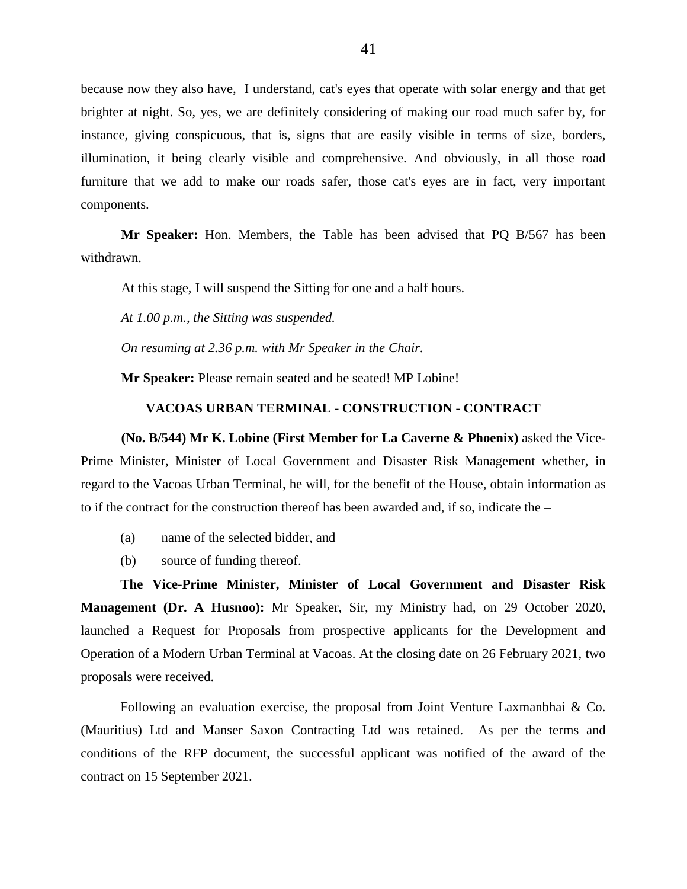because now they also have, I understand, cat's eyes that operate with solar energy and that get brighter at night. So, yes, we are definitely considering of making our road much safer by, for instance, giving conspicuous, that is, signs that are easily visible in terms of size, borders, illumination, it being clearly visible and comprehensive. And obviously, in all those road furniture that we add to make our roads safer, those cat's eyes are in fact, very important components.

**Mr Speaker:** Hon. Members, the Table has been advised that PQ B/567 has been withdrawn.

At this stage, I will suspend the Sitting for one and a half hours.

*At 1.00 p.m., the Sitting was suspended.*

*On resuming at 2.36 p.m. with Mr Speaker in the Chair.*

**Mr Speaker:** Please remain seated and be seated! MP Lobine!

## VACOAS URBAN TERMINAL - CONSTRUCTION - CONTRACT

**(No. B/544) Mr K. Lobine (First Member for La Caverne & Phoenix)** asked the Vice-Prime Minister, Minister of Local Government and Disaster Risk Management whether, in regard to the Vacoas Urban Terminal, he will, for the benefit of the House, obtain information as to if the contract for the construction thereof has been awarded and, if so, indicate the –

(a) name of the selected bidder, and

(b) source of funding thereof.

**The Vice-Prime Minister, Minister of Local Government and Disaster Risk Management (Dr. A Husnoo):** Mr Speaker, Sir, my Ministry had, on 29 October 2020, launched a Request for Proposals from prospective applicants for the Development and Operation of a Modern Urban Terminal at Vacoas. At the closing date on 26 February 2021, two proposals were received.

Following an evaluation exercise, the proposal from Joint Venture Laxmanbhai & Co. (Mauritius) Ltd and Manser Saxon Contracting Ltd was retained. As per the terms and conditions of the RFP document, the successful applicant was notified of the award of the contract on 15 September 2021.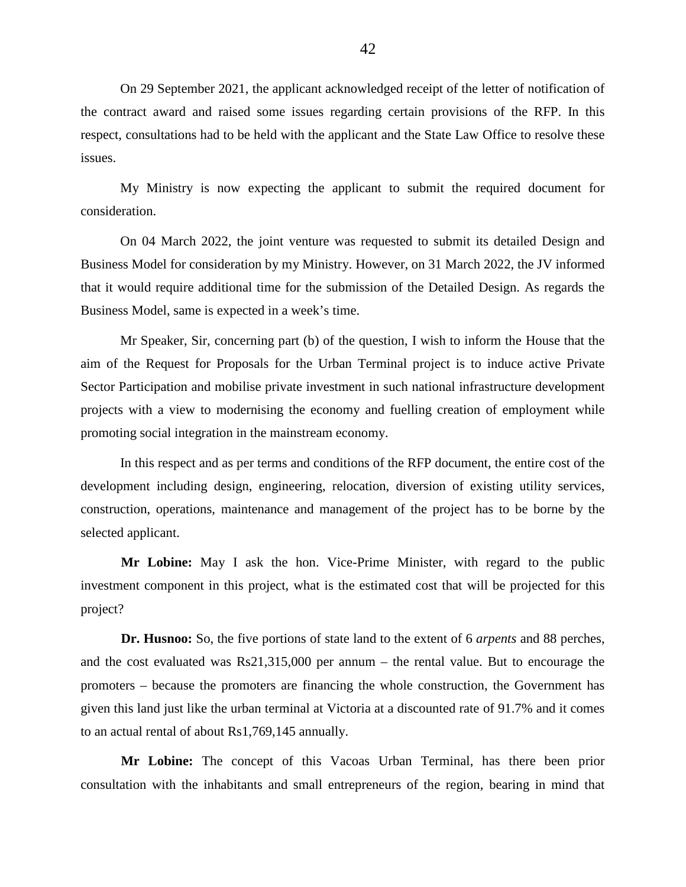On 29 September 2021, the applicant acknowledged receipt of the letter of notification of the contract award and raised some issues regarding certain provisions of the RFP. In this respect, consultations had to be held with the applicant and the State Law Office to resolve these issues.

My Ministry is now expecting the applicant to submit the required document for consideration.

On 04 March 2022, the joint venture was requested to submit its detailed Design and Business Model for consideration by my Ministry. However, on 31 March 2022, the JV informed that it would require additional time for the submission of the Detailed Design. As regards the Business Model, same is expected in a week's time.

Mr Speaker, Sir, concerning part (b) of the question, I wish to inform the House that the aim of the Request for Proposals for the Urban Terminal project is to induce active Private Sector Participation and mobilise private investment in such national infrastructure development projects with a view to modernising the economy and fuelling creation of employment while promoting social integration in the mainstream economy.

In this respect and as per terms and conditions of the RFP document, the entire cost of the development including design, engineering, relocation, diversion of existing utility services, construction, operations, maintenance and management of the project has to be borne by the selected applicant.

**Mr Lobine:** May I ask the hon. Vice-Prime Minister, with regard to the public investment component in this project, what is the estimated cost that will be projected for this project?

**Dr. Husnoo:** So, the five portions of state land to the extent of 6 *arpents* and 88 perches, and the cost evaluated was Rs21,315,000 per annum – the rental value. But to encourage the promoters – because the promoters are financing the whole construction, the Government has given this land just like the urban terminal at Victoria at a discounted rate of 91.7% and it comes to an actual rental of about Rs1,769,145 annually.

**Mr Lobine:** The concept of this Vacoas Urban Terminal, has there been prior consultation with the inhabitants and small entrepreneurs of the region, bearing in mind that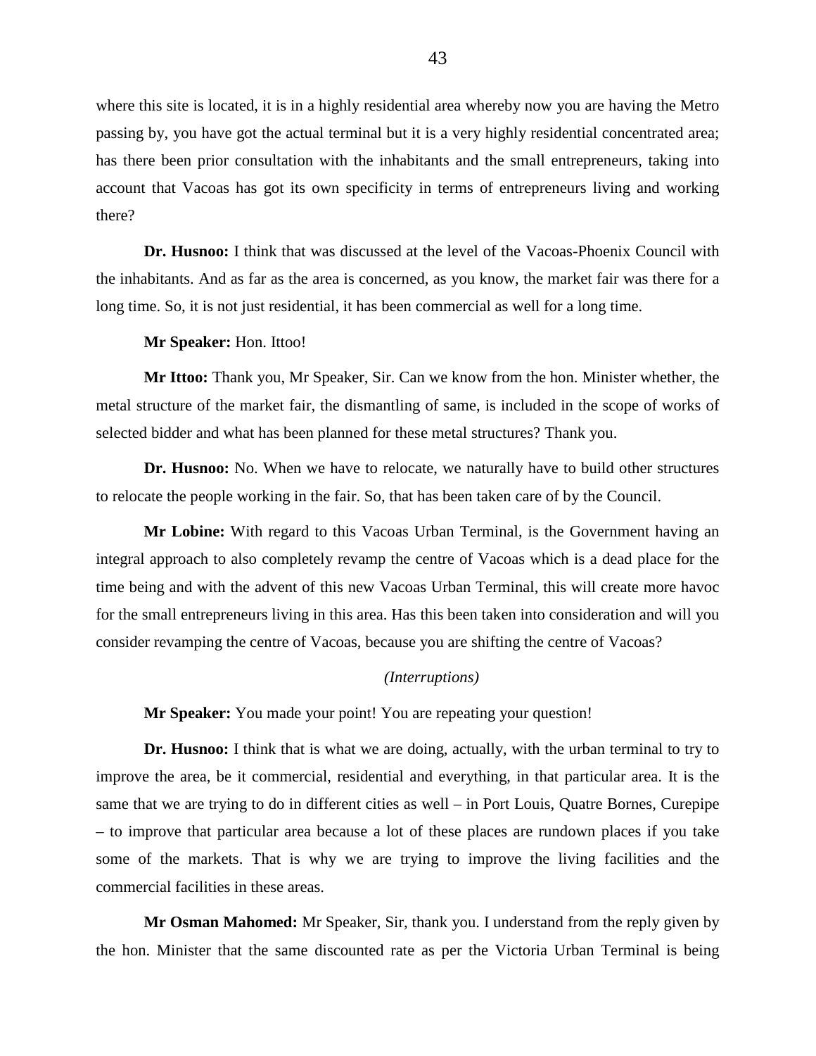where this site is located, it is in a highly residential area whereby now you are having the Metro passing by, you have got the actual terminal but it is a very highly residential concentrated area; has there been prior consultation with the inhabitants and the small entrepreneurs, taking into account that Vacoas has got its own specificity in terms of entrepreneurs living and working there?

**Dr. Husnoo:** I think that was discussed at the level of the Vacoas-Phoenix Council with the inhabitants. And as far as the area is concerned, as you know, the market fair was there for a long time. So, it is not just residential, it has been commercial as well for a long time.

**Mr Speaker:** Hon. Ittoo!

**Mr Ittoo:** Thank you, Mr Speaker, Sir. Can we know from the hon. Minister whether, the metal structure of the market fair, the dismantling of same, is included in the scope of works of selected bidder and what has been planned for these metal structures? Thank you.

**Dr. Husnoo:** No. When we have to relocate, we naturally have to build other structures to relocate the people working in the fair. So, that has been taken care of by the Council.

**Mr Lobine:** With regard to this Vacoas Urban Terminal, is the Government having an integral approach to also completely revamp the centre of Vacoas which is a dead place for the time being and with the advent of this new Vacoas Urban Terminal, this will create more havoc for the small entrepreneurs living in this area. Has this been taken into consideration and will you consider revamping the centre of Vacoas, because you are shifting the centre of Vacoas?

*(Interruptions)*

**Mr Speaker:** You made your point! You are repeating your question!

**Dr. Husnoo:** I think that is what we are doing, actually, with the urban terminal to try to improve the area, be it commercial, residential and everything, in that particular area. It is the same that we are trying to do in different cities as well – in Port Louis, Quatre Bornes, Curepipe – to improve that particular area because a lot of these places are rundown places if you take some of the markets. That is why we are trying to improve the living facilities and the commercial facilities in these areas.

**Mr Osman Mahomed:** Mr Speaker, Sir, thank you. I understand from the reply given by the hon. Minister that the same discounted rate as per the Victoria Urban Terminal is being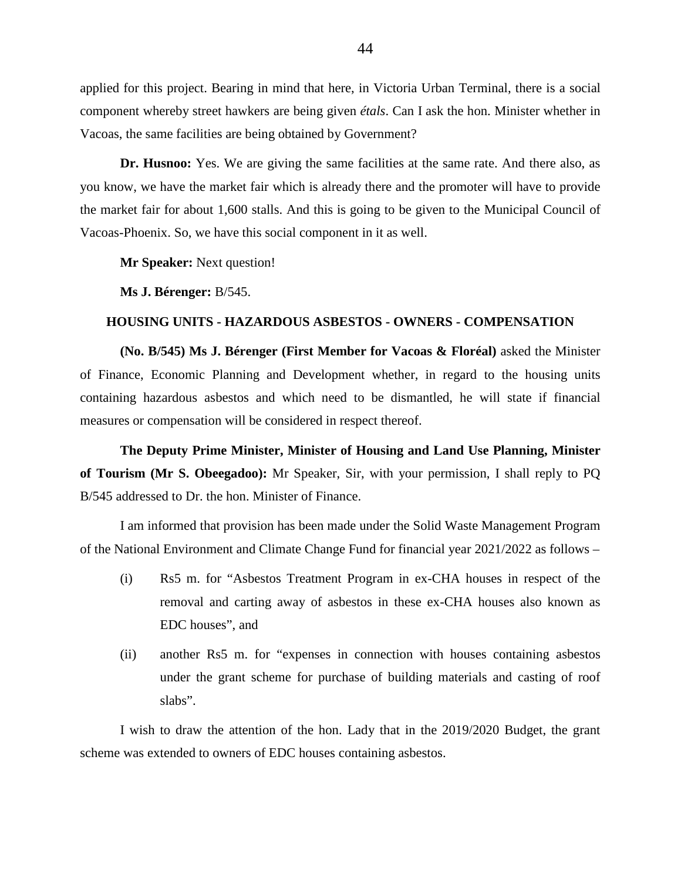applied for this project. Bearing in mind that here, in Victoria Urban Terminal, there is a social component whereby street hawkers are being given *étals*. Can I ask the hon. Minister whether in Vacoas, the same facilities are being obtained by Government?

**Dr. Husnoo:** Yes. We are giving the same facilities at the same rate. And there also, as you know, we have the market fair which is already there and the promoter will have to provide the market fair for about 1,600 stalls. And this is going to be given to the Municipal Council of Vacoas-Phoenix. So, we have this social component in it as well.

**Mr Speaker:** Next question!

**Ms J. Bérenger:** B/545.

## HOUSING UNITS - HAZARDOUS ASBESTOS - OWNERS - COMPENSATION

**(No. B/545) Ms J. Bérenger (First Member for Vacoas & Floréal)** asked the Minister of Finance, Economic Planning and Development whether, in regard to the housing units containing hazardous asbestos and which need to be dismantled, he will state if financial measures or compensation will be considered in respect thereof.

**The Deputy Prime Minister, Minister of Housing and Land Use Planning, Minister of Tourism (Mr S. Obeegadoo):** Mr Speaker, Sir, with your permission, I shall reply to PQ B/545 addressed to Dr. the hon. Minister of Finance.

I am informed that provision has been made under the Solid Waste Management Program of the National Environment and Climate Change Fund for financial year 2021/2022 as follows –

(i) Rs5 m. for "Asbestos Treatment Program in ex-CHA houses in respect of the removal and carting away of asbestos in these ex-CHA houses also known as EDC houses", and

(ii) another Rs5 m. for "expenses in connection with houses containing asbestos under the grant scheme for purchase of building materials and casting of roof slabs".

I wish to draw the attention of the hon. Lady that in the 2019/2020 Budget, the grant scheme was extended to owners of EDC houses containing asbestos.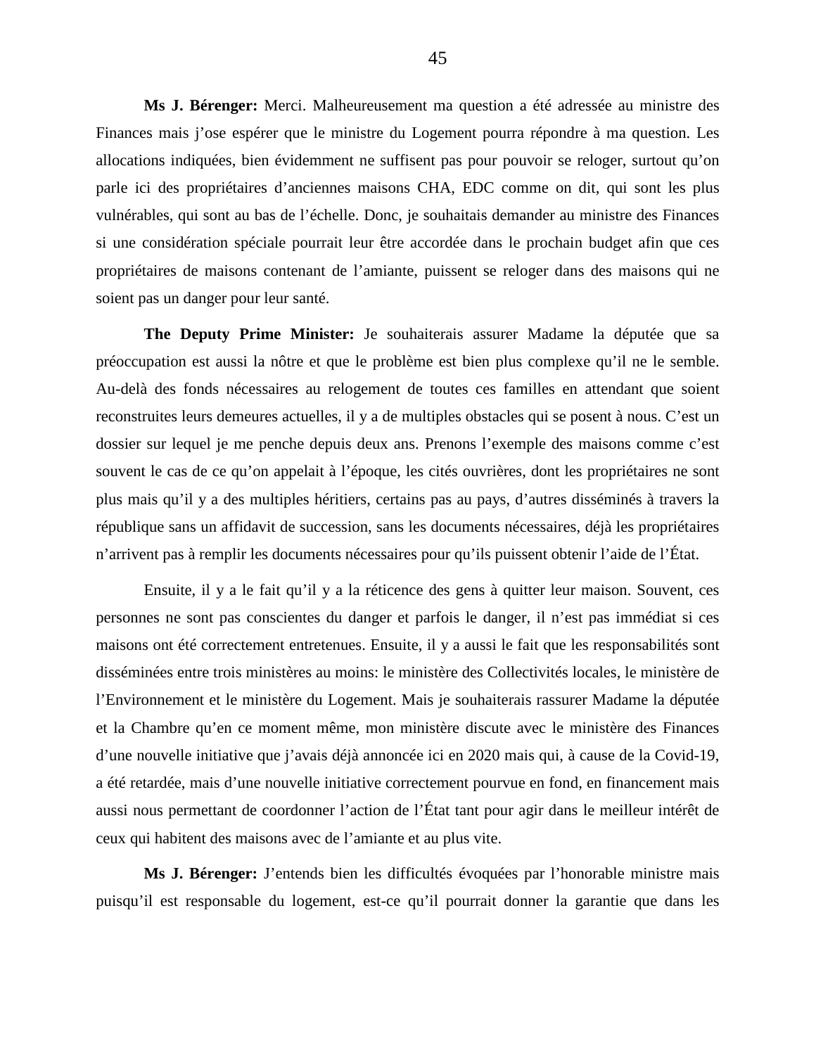**Ms J. Bérenger:** Merci. Malheureusement ma question a été adressée au ministre des Finances mais j'ose espérer que le ministre du Logement pourra répondre à ma question. Les allocations indiquées, bien évidemment ne suffisent pas pour pouvoir se reloger, surtout qu'on parle ici des propriétaires d'anciennes maisons CHA, EDC comme on dit, qui sont les plus vulnérables, qui sont au bas de l'échelle. Donc, je souhaitais demander au ministre des Finances si une considération spéciale pourrait leur être accordée dans le prochain budget afin que ces propriétaires de maisons contenant de l'amiante, puissent se reloger dans des maisons qui ne soient pas un danger pour leur santé.

**The Deputy Prime Minister:** Je souhaiterais assurer Madame la députée que sa préoccupation est aussi la nôtre et que le problème est bien plus complexe qu'il ne le semble. Au-delà des fonds nécessaires au relogement de toutes ces familles en attendant que soient reconstruites leurs demeures actuelles, il y a de multiples obstacles qui se posent à nous. C'est un dossier sur lequel je me penche depuis deux ans. Prenons l'exemple des maisons comme c'est souvent le cas de ce qu'on appelait à l'époque, les cités ouvrières, dont les propriétaires ne sont plus mais qu'il y a des multiples héritiers, certains pas au pays, d'autres disséminés à travers la république sans un affidavit de succession, sans les documents nécessaires, déjà les propriétaires n'arrivent pas à remplir les documents nécessaires pour qu'ils puissent obtenir l'aide de l'État.

Ensuite, il y a le fait qu'il y a la réticence des gens à quitter leur maison. Souvent, ces personnes ne sont pas conscientes du danger et parfois le danger, il n'est pas immédiat si ces maisons ont été correctement entretenues. Ensuite, il y a aussi le fait que les responsabilités sont disséminées entre trois ministères au moins: le ministère des Collectivités locales, le ministère de l'Environnement et le ministère du Logement. Mais je souhaiterais rassurer Madame la députée et la Chambre qu'en ce moment même, mon ministère discute avec le ministère des Finances d'une nouvelle initiative que j'avais déjà annoncée ici en 2020 mais qui, à cause de la Covid-19, a été retardée, mais d'une nouvelle initiative correctement pourvue en fond, en financement mais aussi nous permettant de coordonner l'action de l'État tant pour agir dans le meilleur intérêt de ceux qui habitent des maisons avec de l'amiante et au plus vite.

**Ms J. Bérenger:** J'entends bien les difficultés évoquées par l'honorable ministre mais puisqu'il est responsable du logement, est-ce qu'il pourrait donner la garantie que dans les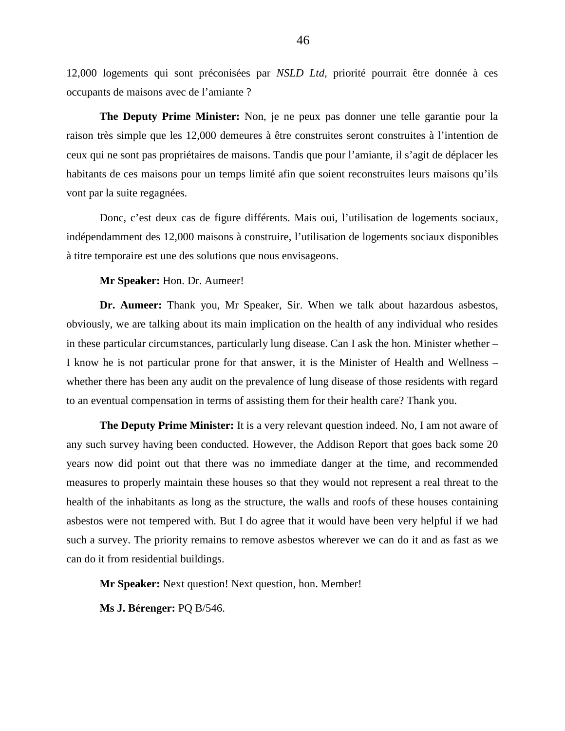12,000 logements qui sont préconisées par *NSLD Ltd*, priorité pourrait être donnée à ces occupants de maisons avec de l'amiante ?

**The Deputy Prime Minister:** Non, je ne peux pas donner une telle garantie pour la raison très simple que les 12,000 demeures à être construites seront construites à l'intention de ceux qui ne sont pas propriétaires de maisons. Tandis que pour l'amiante, il s'agit de déplacer les habitants de ces maisons pour un temps limité afin que soient reconstruites leurs maisons qu'ils vont par la suite regagnées.

Donc, c'est deux cas de figure différents. Mais oui, l'utilisation de logements sociaux, indépendamment des 12,000 maisons à construire, l'utilisation de logements sociaux disponibles à titre temporaire est une des solutions que nous envisageons.

**Mr Speaker:** Hon. Dr. Aumeer!

**Dr. Aumeer:** Thank you, Mr Speaker, Sir. When we talk about hazardous asbestos, obviously, we are talking about its main implication on the health of any individual who resides in these particular circumstances, particularly lung disease. Can I ask the hon. Minister whether – I know he is not particular prone for that answer, it is the Minister of Health and Wellness – whether there has been any audit on the prevalence of lung disease of those residents with regard to an eventual compensation in terms of assisting them for their health care? Thank you.

**The Deputy Prime Minister:** It is a very relevant question indeed. No, I am not aware of any such survey having been conducted. However, the Addison Report that goes back some 20 years now did point out that there was no immediate danger at the time, and recommended measures to properly maintain these houses so that they would not represent a real threat to the health of the inhabitants as long as the structure, the walls and roofs of these houses containing asbestos were not tempered with. But I do agree that it would have been very helpful if we had such a survey. The priority remains to remove asbestos wherever we can do it and as fast as we can do it from residential buildings.

**Mr Speaker:** Next question! Next question, hon. Member!

**Ms J. Bérenger:** PQ B/546.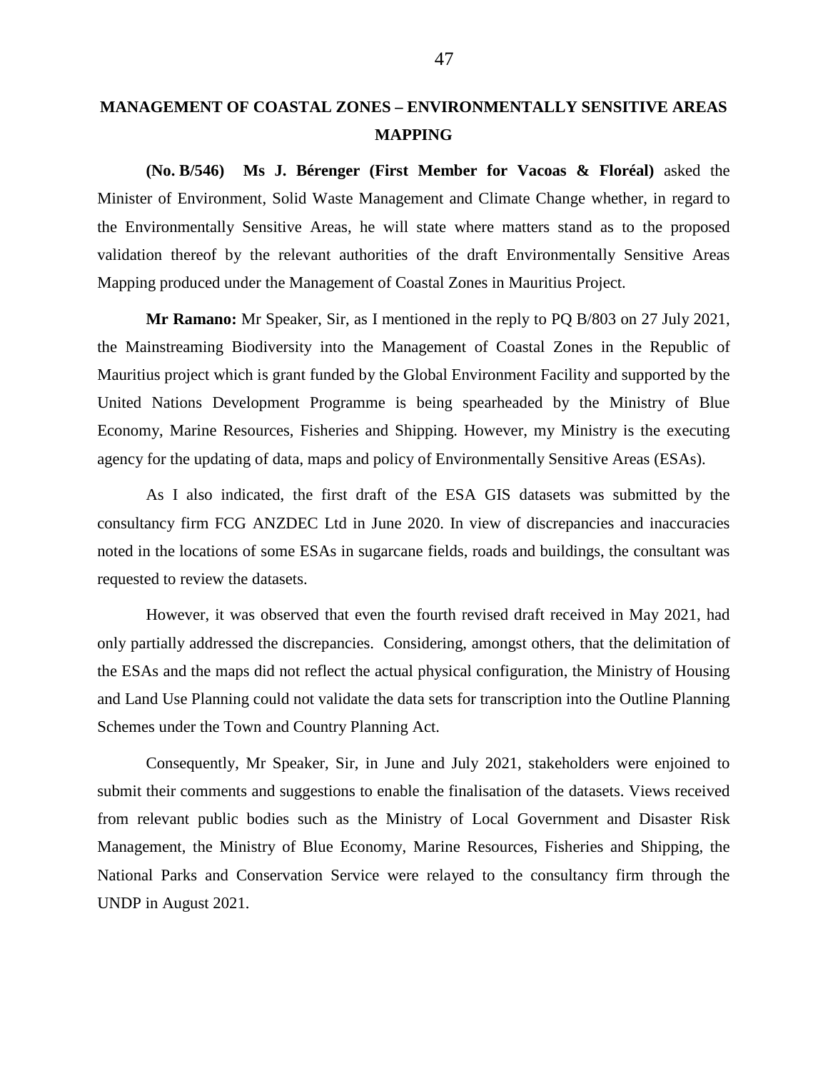## MANAGEMENT OF COASTAL ZONES – ENVIRONMENTALLY SENSITIVE AREAS MAPPING

**(No. B/546) Ms J. Bérenger (First Member for Vacoas & Floréal)** asked the Minister of Environment, Solid Waste Management and Climate Change whether, in regard to the Environmentally Sensitive Areas, he will state where matters stand as to the proposed validation thereof by the relevant authorities of the draft Environmentally Sensitive Areas Mapping produced under the Management of Coastal Zones in Mauritius Project.

**Mr Ramano:** Mr Speaker, Sir, as I mentioned in the reply to PQ B/803 on 27 July 2021, the Mainstreaming Biodiversity into the Management of Coastal Zones in the Republic of Mauritius project which is grant funded by the Global Environment Facility and supported by the United Nations Development Programme is being spearheaded by the Ministry of Blue Economy, Marine Resources, Fisheries and Shipping. However, my Ministry is the executing agency for the updating of data, maps and policy of Environmentally Sensitive Areas (ESAs).

As I also indicated, the first draft of the ESA GIS datasets was submitted by the consultancy firm FCG ANZDEC Ltd in June 2020. In view of discrepancies and inaccuracies noted in the locations of some ESAs in sugarcane fields, roads and buildings, the consultant was requested to review the datasets.

However, it was observed that even the fourth revised draft received in May 2021, had only partially addressed the discrepancies. Considering, amongst others, that the delimitation of the ESAs and the maps did not reflect the actual physical configuration, the Ministry of Housing and Land Use Planning could not validate the data sets for transcription into the Outline Planning Schemes under the Town and Country Planning Act.

Consequently, Mr Speaker, Sir, in June and July 2021, stakeholders were enjoined to submit their comments and suggestions to enable the finalisation of the datasets. Views received from relevant public bodies such as the Ministry of Local Government and Disaster Risk Management, the Ministry of Blue Economy, Marine Resources, Fisheries and Shipping, the National Parks and Conservation Service were relayed to the consultancy firm through the UNDP in August 2021.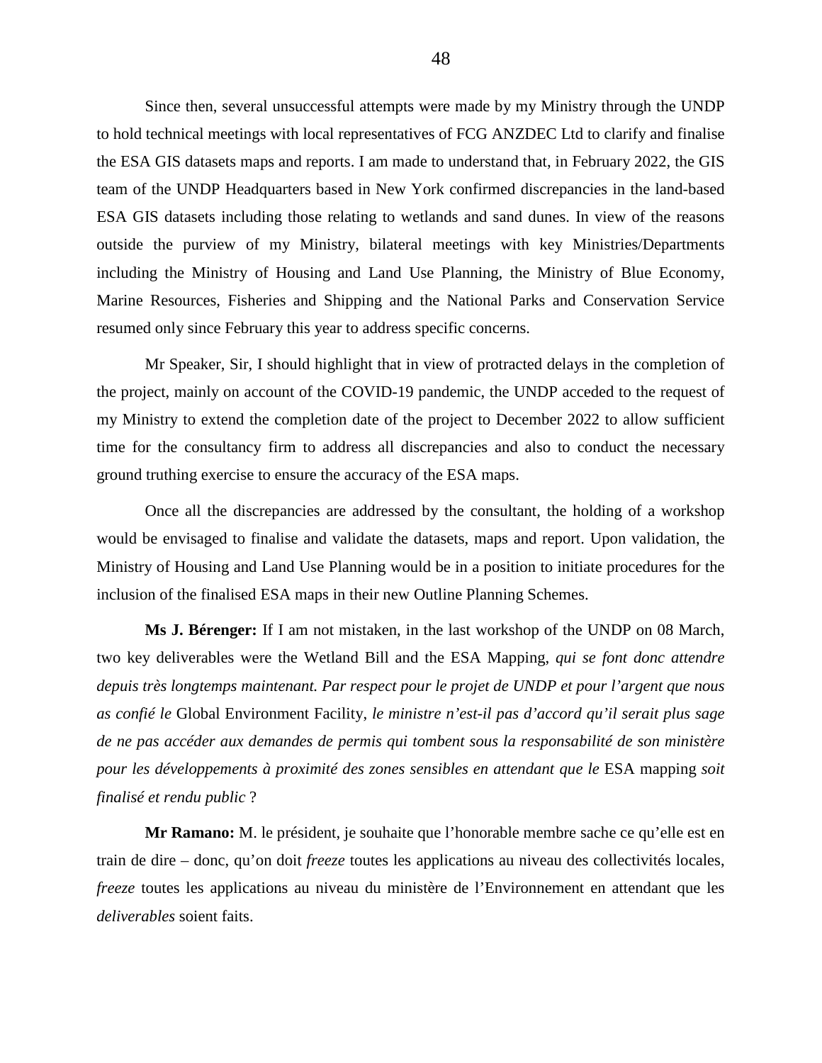Since then, several unsuccessful attempts were made by my Ministry through the UNDP to hold technical meetings with local representatives of FCG ANZDEC Ltd to clarify and finalise the ESA GIS datasets maps and reports. I am made to understand that, in February 2022, the GIS team of the UNDP Headquarters based in New York confirmed discrepancies in the land-based ESA GIS datasets including those relating to wetlands and sand dunes. In view of the reasons outside the purview of my Ministry, bilateral meetings with key Ministries/Departments including the Ministry of Housing and Land Use Planning, the Ministry of Blue Economy, Marine Resources, Fisheries and Shipping and the National Parks and Conservation Service resumed only since February this year to address specific concerns.

Mr Speaker, Sir, I should highlight that in view of protracted delays in the completion of the project, mainly on account of the COVID-19 pandemic, the UNDP acceded to the request of my Ministry to extend the completion date of the project to December 2022 to allow sufficient time for the consultancy firm to address all discrepancies and also to conduct the necessary ground truthing exercise to ensure the accuracy of the ESA maps.

Once all the discrepancies are addressed by the consultant, the holding of a workshop would be envisaged to finalise and validate the datasets, maps and report. Upon validation, the Ministry of Housing and Land Use Planning would be in a position to initiate procedures for the inclusion of the finalised ESA maps in their new Outline Planning Schemes.

**Ms J. Bérenger:** If I am not mistaken, in the last workshop of the UNDP on 08 March, two key deliverables were the Wetland Bill and the ESA Mapping, *qui se font donc attendre depuis très longtemps maintenant. Par respect pour le projet de UNDP et pour l'argent que nous as confié le* Global Environment Facility, *le ministre n'est-il pas d'accord qu'il serait plus sage de ne pas accéder aux demandes de permis qui tombent sous la responsabilité de son ministère pour les développements à proximité des zones sensibles en attendant que le* ESA mapping *soit finalisé et rendu public* ?

**Mr Ramano:** M. le président, je souhaite que l'honorable membre sache ce qu'elle est en train de dire – donc, qu'on doit *freeze* toutes les applications au niveau des collectivités locales, *freeze* toutes les applications au niveau du ministère de l'Environnement en attendant que les *deliverables* soient faits.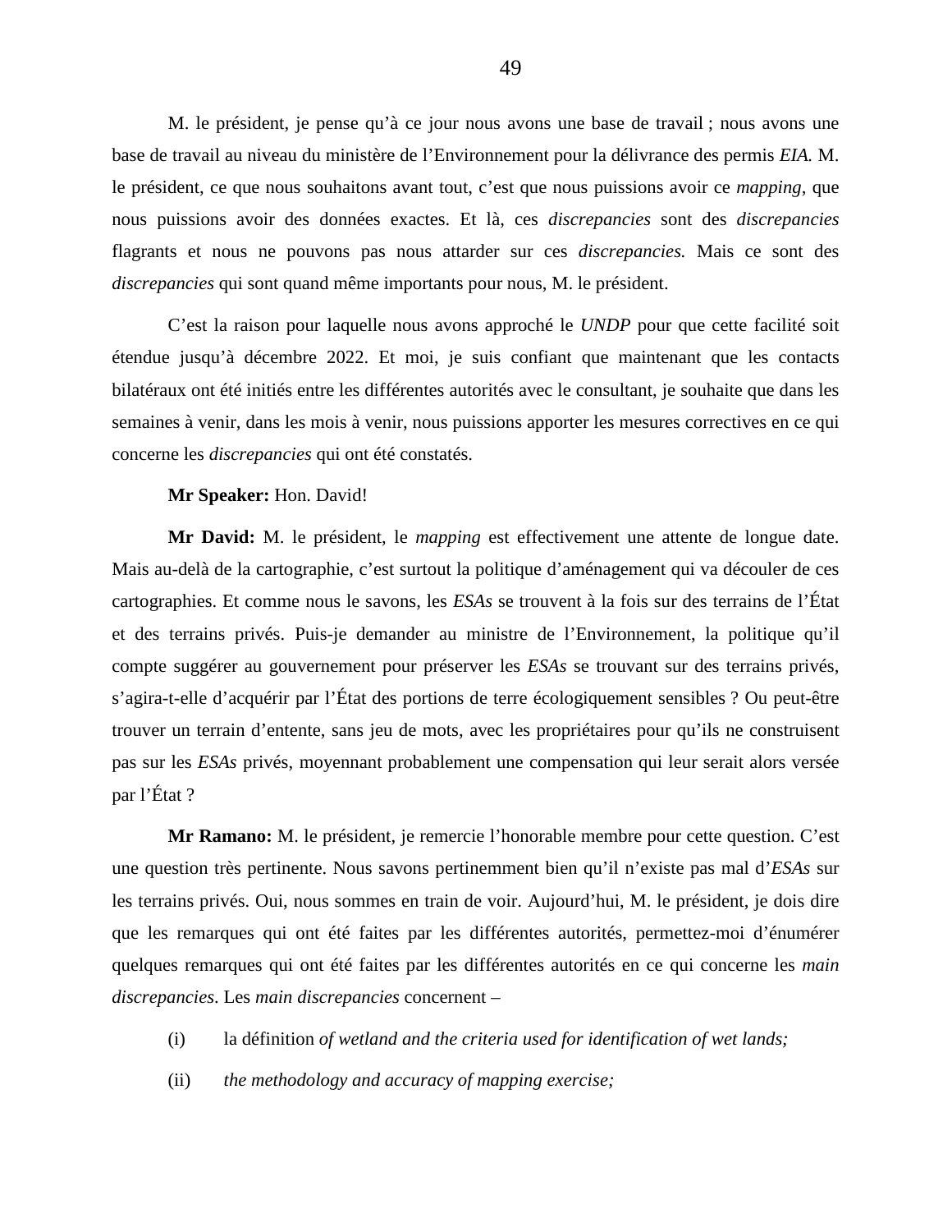M. le président, je pense qu'à ce jour nous avons une base de travail ; nous avons une base de travail au niveau du ministère de l'Environnement pour la délivrance des permis *EIA.* M. le président, ce que nous souhaitons avant tout, c'est que nous puissions avoir ce *mapping*, que nous puissions avoir des données exactes. Et là, ces *discrepancies* sont des *discrepancies* flagrants et nous ne pouvons pas nous attarder sur ces *discrepancies.* Mais ce sont des *discrepancies* qui sont quand même importants pour nous, M. le président.

C'est la raison pour laquelle nous avons approché le *UNDP* pour que cette facilité soit étendue jusqu'à décembre 2022. Et moi, je suis confiant que maintenant que les contacts bilatéraux ont été initiés entre les différentes autorités avec le consultant, je souhaite que dans les semaines à venir, dans les mois à venir, nous puissions apporter les mesures correctives en ce qui concerne les *discrepancies* qui ont été constatés.

**Mr Speaker:** Hon. David!

**Mr David:** M. le président, le *mapping* est effectivement une attente de longue date. Mais au-delà de la cartographie, c'est surtout la politique d'aménagement qui va découler de ces cartographies. Et comme nous le savons, les *ESAs* se trouvent à la fois sur des terrains de l'État et des terrains privés. Puis-je demander au ministre de l'Environnement, la politique qu'il compte suggérer au gouvernement pour préserver les *ESAs* se trouvant sur des terrains privés, s'agira-t-elle d'acquérir par l'État des portions de terre écologiquement sensibles ? Ou peut-être trouver un terrain d'entente, sans jeu de mots, avec les propriétaires pour qu'ils ne construisent pas sur les *ESAs* privés, moyennant probablement une compensation qui leur serait alors versée par l'État ?

**Mr Ramano:** M. le président, je remercie l'honorable membre pour cette question. C'est une question très pertinente. Nous savons pertinemment bien qu'il n'existe pas mal d'*ESAs* sur les terrains privés. Oui, nous sommes en train de voir. Aujourd'hui, M. le président, je dois dire que les remarques qui ont été faites par les différentes autorités, permettez-moi d'énumérer quelques remarques qui ont été faites par les différentes autorités en ce qui concerne les *main discrepancies*. Les *main discrepancies* concernent –

(i) la définition *of wetland and the criteria used for identification of wet lands;*

(ii) *the methodology and accuracy of mapping exercise;*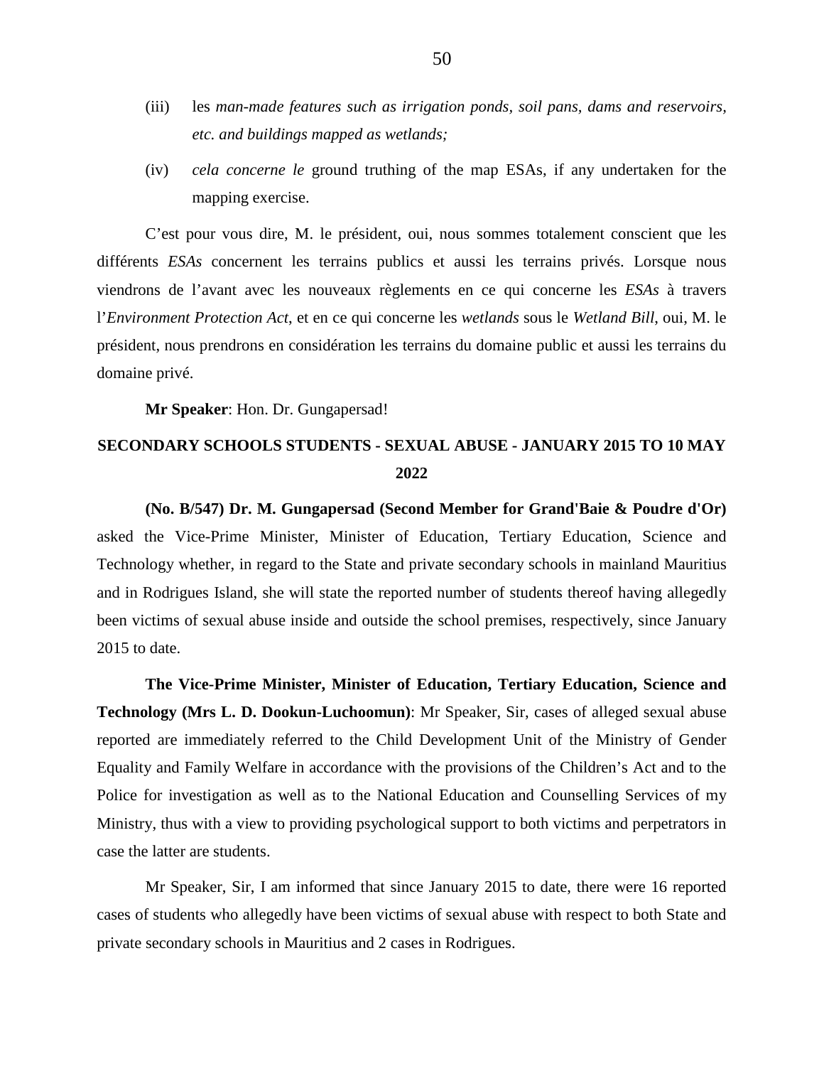(iii) les *man-made features such as irrigation ponds, soil pans, dams and reservoirs, etc. and buildings mapped as wetlands;*

(iv) *cela concerne le* ground truthing of the map ESAs, if any undertaken for the mapping exercise.

C'est pour vous dire, M. le président, oui, nous sommes totalement conscient que les différents *ESAs* concernent les terrains publics et aussi les terrains privés. Lorsque nous viendrons de l'avant avec les nouveaux règlements en ce qui concerne les *ESAs* à travers l'*Environment Protection Act*, et en ce qui concerne les *wetlands* sous le *Wetland Bill*, oui, M. le président, nous prendrons en considération les terrains du domaine public et aussi les terrains du domaine privé.

**Mr Speaker**: Hon. Dr. Gungapersad!

## SECONDARY SCHOOLS STUDENTS - SEXUAL ABUSE - JANUARY 2015 TO 10 MAY 2022

**(No. B/547) Dr. M. Gungapersad (Second Member for Grand'Baie & Poudre d'Or)** asked the Vice-Prime Minister, Minister of Education, Tertiary Education, Science and Technology whether, in regard to the State and private secondary schools in mainland Mauritius and in Rodrigues Island, she will state the reported number of students thereof having allegedly been victims of sexual abuse inside and outside the school premises, respectively, since January 2015 to date.

**The Vice-Prime Minister, Minister of Education, Tertiary Education, Science and Technology (Mrs L. D. Dookun-Luchoomun)**: Mr Speaker, Sir, cases of alleged sexual abuse reported are immediately referred to the Child Development Unit of the Ministry of Gender Equality and Family Welfare in accordance with the provisions of the Children's Act and to the Police for investigation as well as to the National Education and Counselling Services of my Ministry, thus with a view to providing psychological support to both victims and perpetrators in case the latter are students.

Mr Speaker, Sir, I am informed that since January 2015 to date, there were 16 reported cases of students who allegedly have been victims of sexual abuse with respect to both State and private secondary schools in Mauritius and 2 cases in Rodrigues.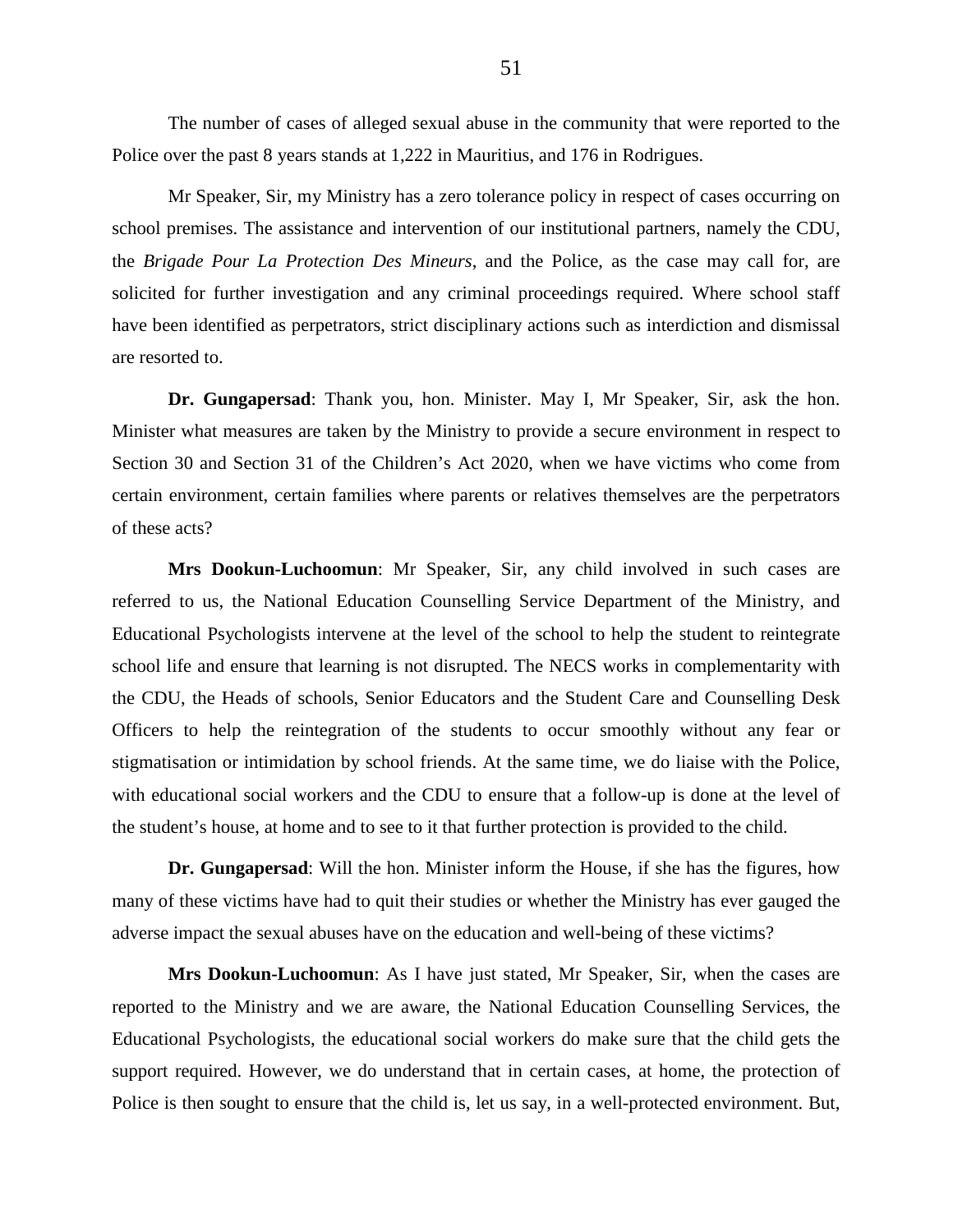The number of cases of alleged sexual abuse in the community that were reported to the Police over the past 8 years stands at 1,222 in Mauritius, and 176 in Rodrigues.

Mr Speaker, Sir, my Ministry has a zero tolerance policy in respect of cases occurring on school premises. The assistance and intervention of our institutional partners, namely the CDU, the *Brigade Pour La Protection Des Mineurs*, and the Police, as the case may call for, are solicited for further investigation and any criminal proceedings required. Where school staff have been identified as perpetrators, strict disciplinary actions such as interdiction and dismissal are resorted to.

**Dr. Gungapersad**: Thank you, hon. Minister. May I, Mr Speaker, Sir, ask the hon. Minister what measures are taken by the Ministry to provide a secure environment in respect to Section 30 and Section 31 of the Children's Act 2020, when we have victims who come from certain environment, certain families where parents or relatives themselves are the perpetrators of these acts?

**Mrs Dookun-Luchoomun**: Mr Speaker, Sir, any child involved in such cases are referred to us, the National Education Counselling Service Department of the Ministry, and Educational Psychologists intervene at the level of the school to help the student to reintegrate school life and ensure that learning is not disrupted. The NECS works in complementarity with the CDU, the Heads of schools, Senior Educators and the Student Care and Counselling Desk Officers to help the reintegration of the students to occur smoothly without any fear or stigmatisation or intimidation by school friends. At the same time, we do liaise with the Police, with educational social workers and the CDU to ensure that a follow-up is done at the level of the student's house, at home and to see to it that further protection is provided to the child.

**Dr. Gungapersad**: Will the hon. Minister inform the House, if she has the figures, how many of these victims have had to quit their studies or whether the Ministry has ever gauged the adverse impact the sexual abuses have on the education and well-being of these victims?

**Mrs Dookun-Luchoomun**: As I have just stated, Mr Speaker, Sir, when the cases are reported to the Ministry and we are aware, the National Education Counselling Services, the Educational Psychologists, the educational social workers do make sure that the child gets the support required. However, we do understand that in certain cases, at home, the protection of Police is then sought to ensure that the child is, let us say, in a well-protected environment. But,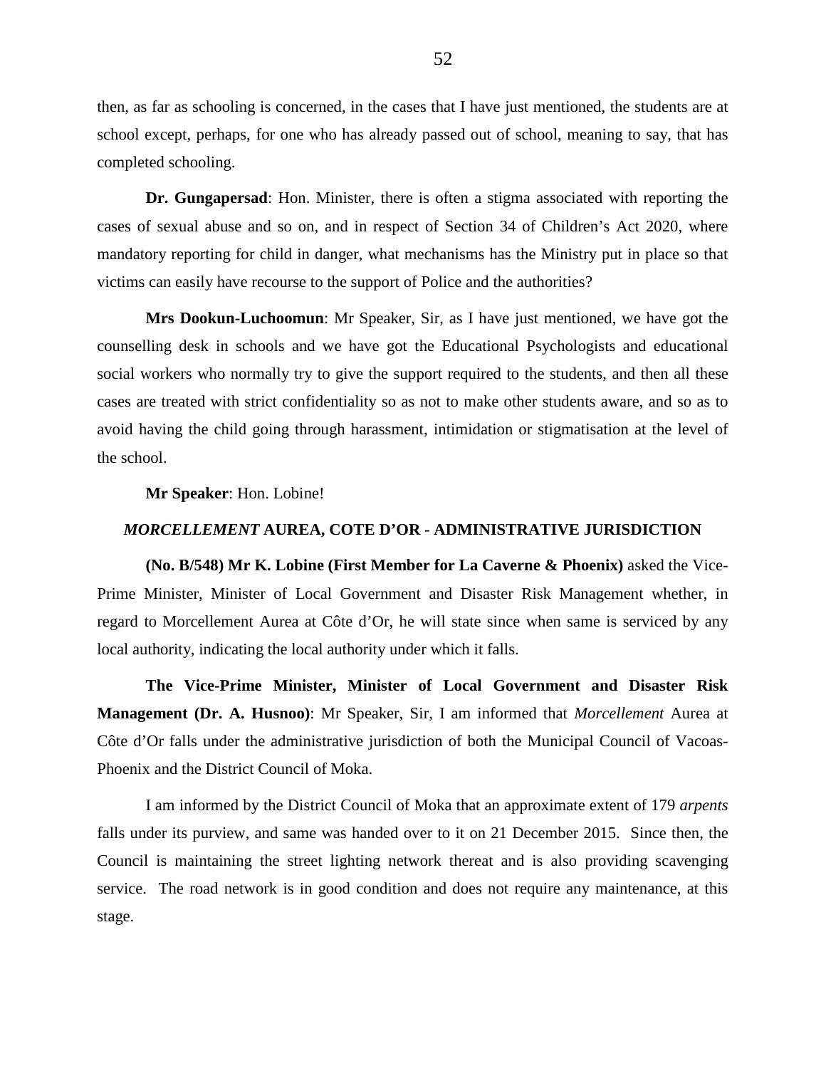then, as far as schooling is concerned, in the cases that I have just mentioned, the students are at school except, perhaps, for one who has already passed out of school, meaning to say, that has completed schooling.

**Dr. Gungapersad**: Hon. Minister, there is often a stigma associated with reporting the cases of sexual abuse and so on, and in respect of Section 34 of Children's Act 2020, where mandatory reporting for child in danger, what mechanisms has the Ministry put in place so that victims can easily have recourse to the support of Police and the authorities?

**Mrs Dookun-Luchoomun**: Mr Speaker, Sir, as I have just mentioned, we have got the counselling desk in schools and we have got the Educational Psychologists and educational social workers who normally try to give the support required to the students, and then all these cases are treated with strict confidentiality so as not to make other students aware, and so as to avoid having the child going through harassment, intimidation or stigmatisation at the level of the school.

**Mr Speaker**: Hon. Lobine!

### *MORCELLEMENT* AUREA, COTE D'OR - ADMINISTRATIVE JURISDICTION

**(No. B/548) Mr K. Lobine (First Member for La Caverne & Phoenix)** asked the Vice-Prime Minister, Minister of Local Government and Disaster Risk Management whether, in regard to Morcellement Aurea at Côte d'Or, he will state since when same is serviced by any local authority, indicating the local authority under which it falls.

**The Vice-Prime Minister, Minister of Local Government and Disaster Risk Management (Dr. A. Husnoo)**: Mr Speaker, Sir, I am informed that *Morcellement* Aurea at Côte d'Or falls under the administrative jurisdiction of both the Municipal Council of Vacoas-Phoenix and the District Council of Moka.

I am informed by the District Council of Moka that an approximate extent of 179 *arpents* falls under its purview, and same was handed over to it on 21 December 2015. Since then, the Council is maintaining the street lighting network thereat and is also providing scavenging service. The road network is in good condition and does not require any maintenance, at this stage.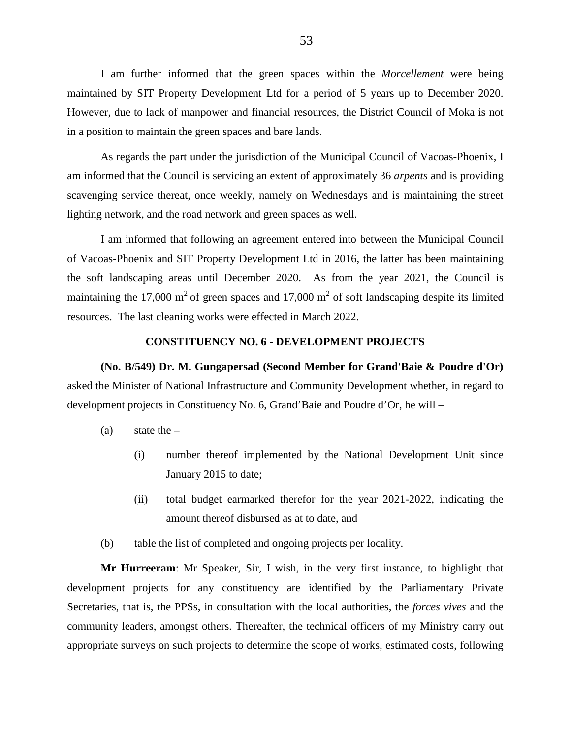I am further informed that the green spaces within the *Morcellement* were being maintained by SIT Property Development Ltd for a period of 5 years up to December 2020. However, due to lack of manpower and financial resources, the District Council of Moka is not in a position to maintain the green spaces and bare lands.

As regards the part under the jurisdiction of the Municipal Council of Vacoas-Phoenix, I am informed that the Council is servicing an extent of approximately 36 *arpents* and is providing scavenging service thereat, once weekly, namely on Wednesdays and is maintaining the street lighting network, and the road network and green spaces as well.

I am informed that following an agreement entered into between the Municipal Council of Vacoas-Phoenix and SIT Property Development Ltd in 2016, the latter has been maintaining the soft landscaping areas until December 2020. As from the year 2021, the Council is maintaining the 17,000 $m^2$ of green spaces and 17,000 $m^2$ of soft landscaping despite its limited resources. The last cleaning works were effected in March 2022.

## CONSTITUENCY NO. 6 - DEVELOPMENT PROJECTS

**(No. B/549) Dr. M. Gungapersad (Second Member for Grand'Baie & Poudre d'Or)** asked the Minister of National Infrastructure and Community Development whether, in regard to development projects in Constituency No. 6, Grand'Baie and Poudre d'Or, he will –

(a) state the –

(i) number thereof implemented by the National Development Unit since January 2015 to date;

(ii) total budget earmarked therefor for the year 2021-2022, indicating the amount thereof disbursed as at to date, and

(b) table the list of completed and ongoing projects per locality.

**Mr Hurreeram**: Mr Speaker, Sir, I wish, in the very first instance, to highlight that development projects for any constituency are identified by the Parliamentary Private Secretaries, that is, the PPSs, in consultation with the local authorities, the *forces vives* and the community leaders, amongst others. Thereafter, the technical officers of my Ministry carry out appropriate surveys on such projects to determine the scope of works, estimated costs, following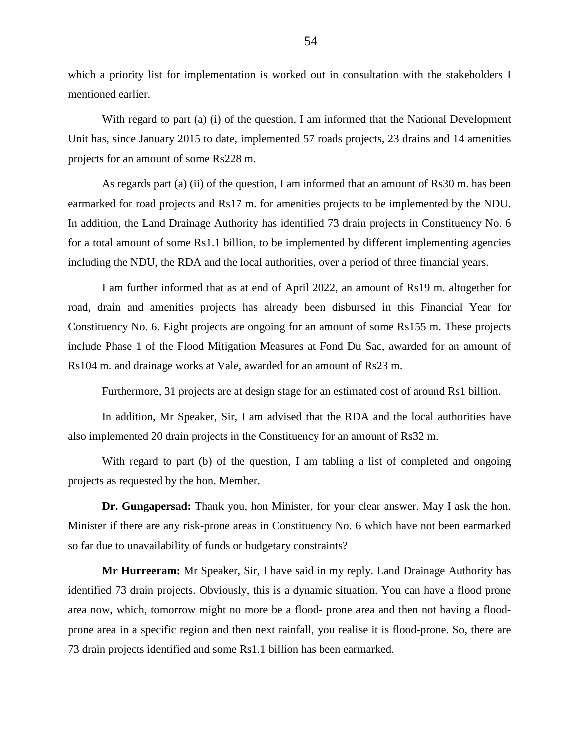which a priority list for implementation is worked out in consultation with the stakeholders I mentioned earlier.

With regard to part (a) (i) of the question, I am informed that the National Development Unit has, since January 2015 to date, implemented 57 roads projects, 23 drains and 14 amenities projects for an amount of some Rs228 m.

As regards part (a) (ii) of the question, I am informed that an amount of Rs30 m. has been earmarked for road projects and Rs17 m. for amenities projects to be implemented by the NDU. In addition, the Land Drainage Authority has identified 73 drain projects in Constituency No. 6 for a total amount of some Rs1.1 billion, to be implemented by different implementing agencies including the NDU, the RDA and the local authorities, over a period of three financial years.

I am further informed that as at end of April 2022, an amount of Rs19 m. altogether for road, drain and amenities projects has already been disbursed in this Financial Year for Constituency No. 6. Eight projects are ongoing for an amount of some Rs155 m. These projects include Phase 1 of the Flood Mitigation Measures at Fond Du Sac, awarded for an amount of Rs104 m. and drainage works at Vale, awarded for an amount of Rs23 m.

Furthermore, 31 projects are at design stage for an estimated cost of around Rs1 billion.

In addition, Mr Speaker, Sir, I am advised that the RDA and the local authorities have also implemented 20 drain projects in the Constituency for an amount of Rs32 m.

With regard to part (b) of the question, I am tabling a list of completed and ongoing projects as requested by the hon. Member.

**Dr. Gungapersad:** Thank you, hon Minister, for your clear answer. May I ask the hon. Minister if there are any risk-prone areas in Constituency No. 6 which have not been earmarked so far due to unavailability of funds or budgetary constraints?

**Mr Hurreeram:** Mr Speaker, Sir, I have said in my reply. Land Drainage Authority has identified 73 drain projects. Obviously, this is a dynamic situation. You can have a flood prone area now, which, tomorrow might no more be a flood- prone area and then not having a flood-prone area in a specific region and then next rainfall, you realise it is flood-prone. So, there are 73 drain projects identified and some Rs1.1 billion has been earmarked.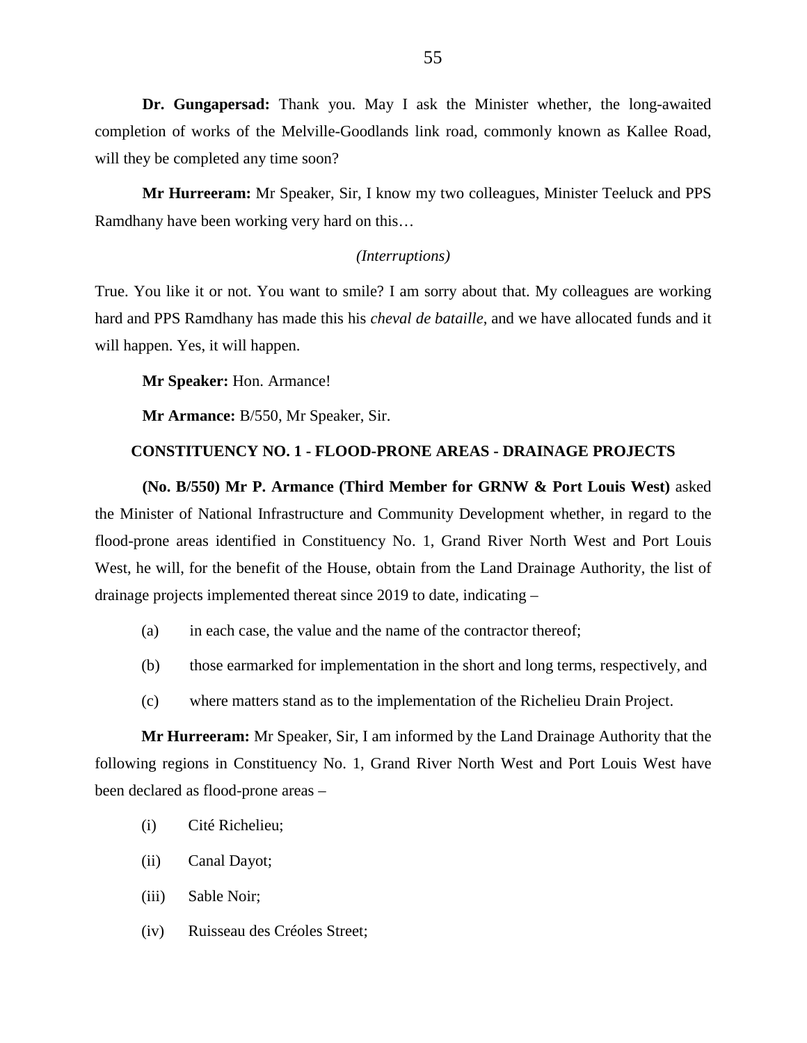**Dr. Gungapersad:** Thank you. May I ask the Minister whether, the long-awaited completion of works of the Melville-Goodlands link road, commonly known as Kallee Road, will they be completed any time soon?

**Mr Hurreeram:** Mr Speaker, Sir, I know my two colleagues, Minister Teeluck and PPS Ramdhany have been working very hard on this…

*(Interruptions)*

True. You like it or not. You want to smile? I am sorry about that. My colleagues are working hard and PPS Ramdhany has made this his *cheval de bataille*, and we have allocated funds and it will happen. Yes, it will happen.

**Mr Speaker:** Hon. Armance!

**Mr Armance:** B/550, Mr Speaker, Sir.

**CONSTITUENCY NO. 1 - FLOOD-PRONE AREAS - DRAINAGE PROJECTS**

**(No. B/550) Mr P. Armance (Third Member for GRNW & Port Louis West)** asked the Minister of National Infrastructure and Community Development whether, in regard to the flood-prone areas identified in Constituency No. 1, Grand River North West and Port Louis West, he will, for the benefit of the House, obtain from the Land Drainage Authority, the list of drainage projects implemented thereat since 2019 to date, indicating –

(a) in each case, the value and the name of the contractor thereof;

(b) those earmarked for implementation in the short and long terms, respectively, and

(c) where matters stand as to the implementation of the Richelieu Drain Project.

**Mr Hurreeram:** Mr Speaker, Sir, I am informed by the Land Drainage Authority that the following regions in Constituency No. 1, Grand River North West and Port Louis West have been declared as flood-prone areas –

(i) Cité Richelieu;

(ii) Canal Dayot;

(iii) Sable Noir;

(iv) Ruisseau des Créoles Street;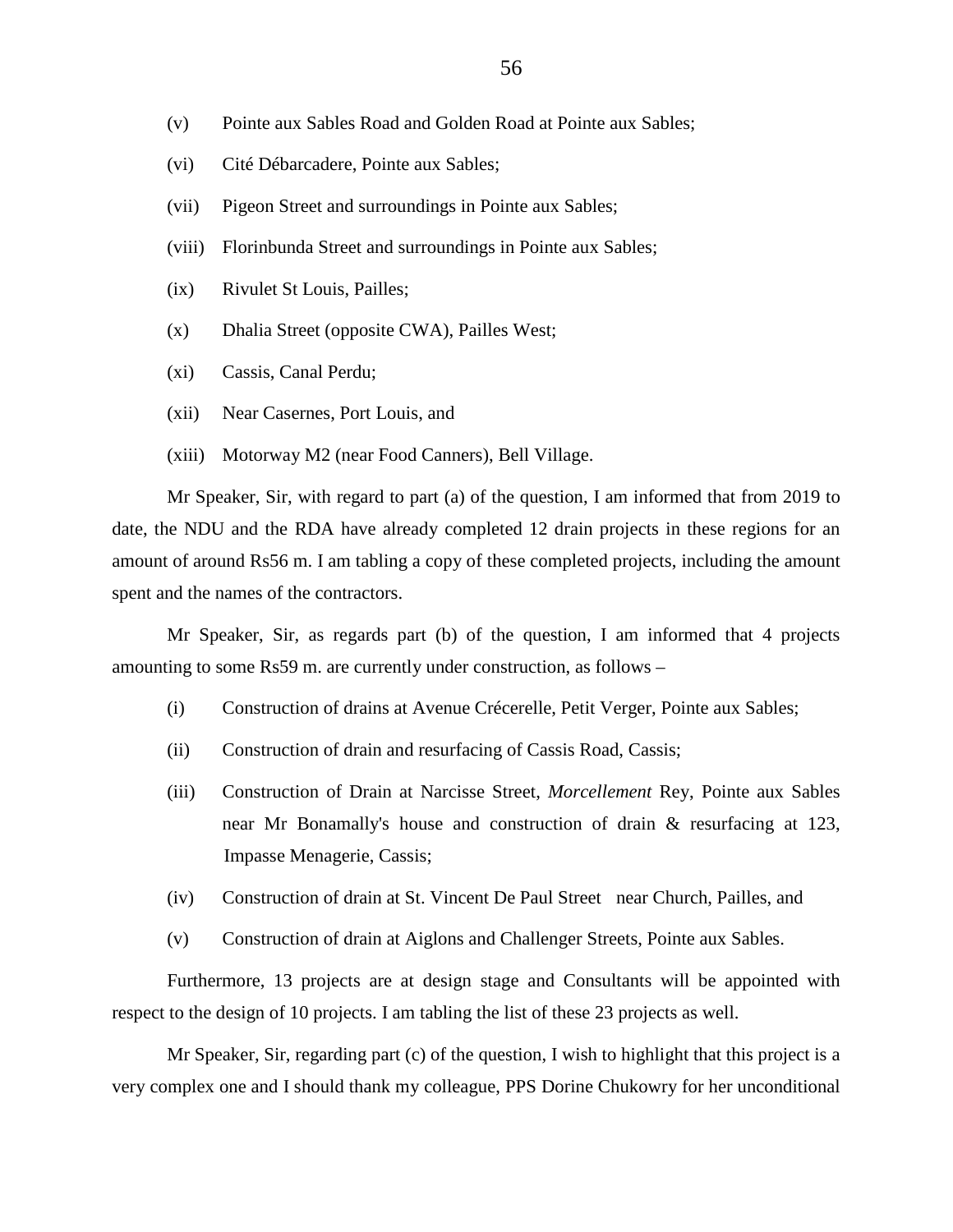(v) Pointe aux Sables Road and Golden Road at Pointe aux Sables;

(vi) Cité Débarcadere, Pointe aux Sables;

(vii) Pigeon Street and surroundings in Pointe aux Sables;

(viii) Florinbunda Street and surroundings in Pointe aux Sables;

(ix) Rivulet St Louis, Pailles;

(x) Dhalia Street (opposite CWA), Pailles West;

(xi) Cassis, Canal Perdu;

(xii) Near Casernes, Port Louis, and

(xiii) Motorway M2 (near Food Canners), Bell Village.

Mr Speaker, Sir, with regard to part (a) of the question, I am informed that from 2019 to date, the NDU and the RDA have already completed 12 drain projects in these regions for an amount of around Rs56 m. I am tabling a copy of these completed projects, including the amount spent and the names of the contractors.

Mr Speaker, Sir, as regards part (b) of the question, I am informed that 4 projects amounting to some Rs59 m. are currently under construction, as follows –

(i) Construction of drains at Avenue Crécerelle, Petit Verger, Pointe aux Sables;

(ii) Construction of drain and resurfacing of Cassis Road, Cassis;

(iii) Construction of Drain at Narcisse Street, *Morcellement* Rey, Pointe aux Sables near Mr Bonamally's house and construction of drain & resurfacing at 123, Impasse Menagerie, Cassis;

(iv) Construction of drain at St. Vincent De Paul Street near Church, Pailles, and

(v) Construction of drain at Aiglons and Challenger Streets, Pointe aux Sables.

Furthermore, 13 projects are at design stage and Consultants will be appointed with respect to the design of 10 projects. I am tabling the list of these 23 projects as well.

Mr Speaker, Sir, regarding part (c) of the question, I wish to highlight that this project is a very complex one and I should thank my colleague, PPS Dorine Chukowry for her unconditional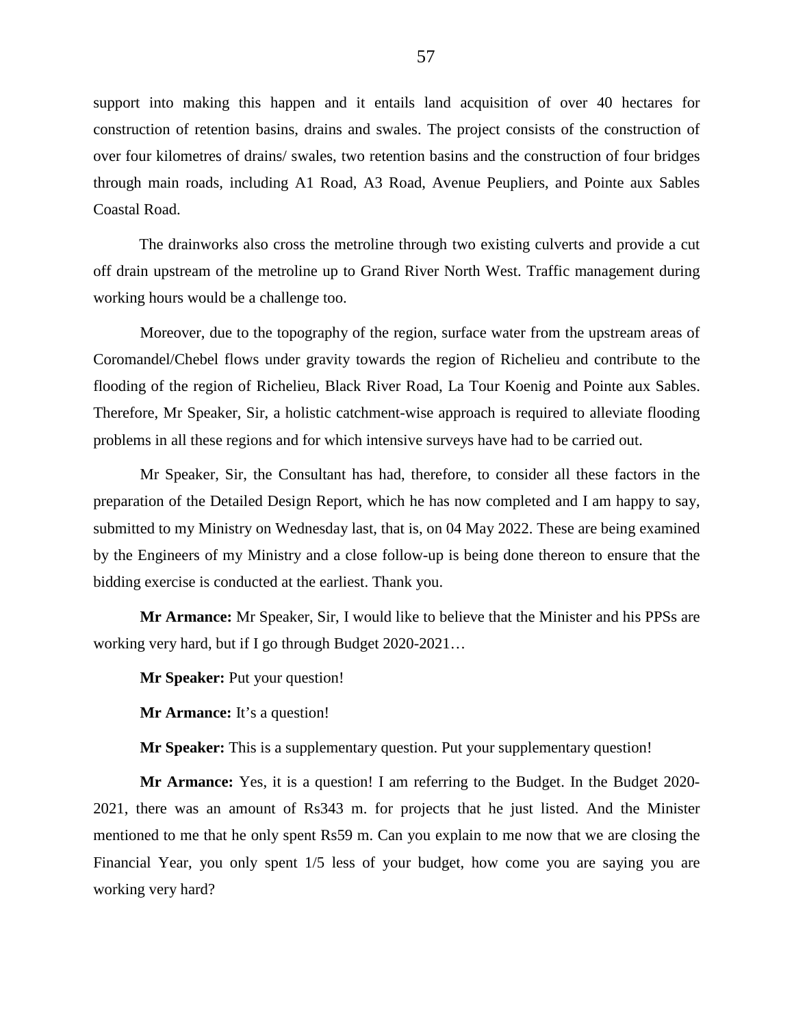support into making this happen and it entails land acquisition of over 40 hectares for construction of retention basins, drains and swales. The project consists of the construction of over four kilometres of drains/ swales, two retention basins and the construction of four bridges through main roads, including A1 Road, A3 Road, Avenue Peupliers, and Pointe aux Sables Coastal Road.

The drainworks also cross the metroline through two existing culverts and provide a cut off drain upstream of the metroline up to Grand River North West. Traffic management during working hours would be a challenge too.

Moreover, due to the topography of the region, surface water from the upstream areas of Coromandel/Chebel flows under gravity towards the region of Richelieu and contribute to the flooding of the region of Richelieu, Black River Road, La Tour Koenig and Pointe aux Sables. Therefore, Mr Speaker, Sir, a holistic catchment-wise approach is required to alleviate flooding problems in all these regions and for which intensive surveys have had to be carried out.

Mr Speaker, Sir, the Consultant has had, therefore, to consider all these factors in the preparation of the Detailed Design Report, which he has now completed and I am happy to say, submitted to my Ministry on Wednesday last, that is, on 04 May 2022. These are being examined by the Engineers of my Ministry and a close follow-up is being done thereon to ensure that the bidding exercise is conducted at the earliest. Thank you.

**Mr Armance:** Mr Speaker, Sir, I would like to believe that the Minister and his PPSs are working very hard, but if I go through Budget 2020-2021…

**Mr Speaker:** Put your question!

**Mr Armance:** It's a question!

**Mr Speaker:** This is a supplementary question. Put your supplementary question!

**Mr Armance:** Yes, it is a question! I am referring to the Budget. In the Budget 2020-2021, there was an amount of Rs343 m. for projects that he just listed. And the Minister mentioned to me that he only spent Rs59 m. Can you explain to me now that we are closing the Financial Year, you only spent 1/5 less of your budget, how come you are saying you are working very hard?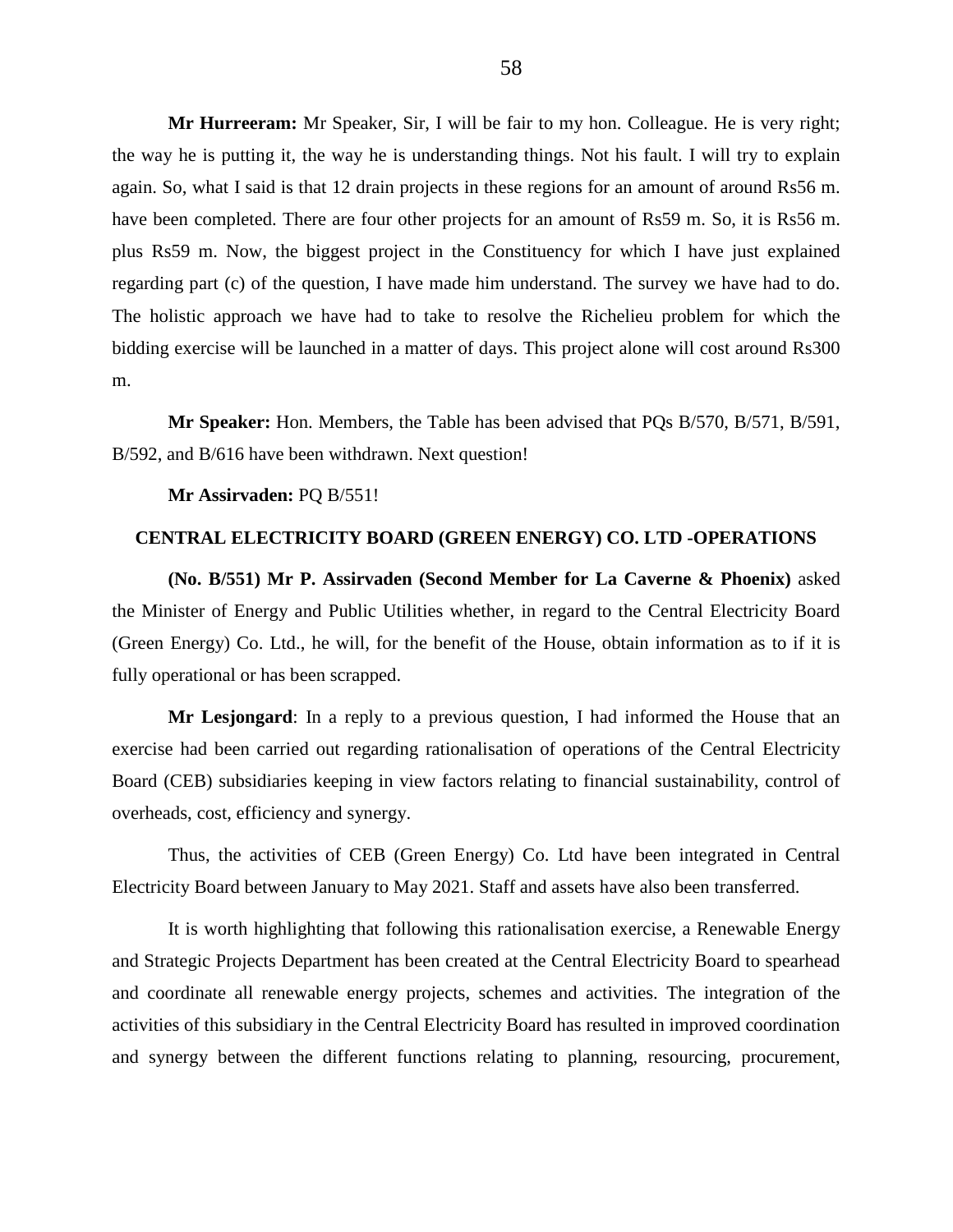**Mr Hurreeram:** Mr Speaker, Sir, I will be fair to my hon. Colleague. He is very right; the way he is putting it, the way he is understanding things. Not his fault. I will try to explain again. So, what I said is that 12 drain projects in these regions for an amount of around Rs56 m. have been completed. There are four other projects for an amount of Rs59 m. So, it is Rs56 m. plus Rs59 m. Now, the biggest project in the Constituency for which I have just explained regarding part (c) of the question, I have made him understand. The survey we have had to do. The holistic approach we have had to take to resolve the Richelieu problem for which the bidding exercise will be launched in a matter of days. This project alone will cost around Rs300 m.

**Mr Speaker:** Hon. Members, the Table has been advised that PQs B/570, B/571, B/591, B/592, and B/616 have been withdrawn. Next question!

**Mr Assirvaden:** PQ B/551!

## CENTRAL ELECTRICITY BOARD (GREEN ENERGY) CO. LTD -OPERATIONS

**(No. B/551) Mr P. Assirvaden (Second Member for La Caverne & Phoenix)** asked the Minister of Energy and Public Utilities whether, in regard to the Central Electricity Board (Green Energy) Co. Ltd., he will, for the benefit of the House, obtain information as to if it is fully operational or has been scrapped.

**Mr Lesjongard**: In a reply to a previous question, I had informed the House that an exercise had been carried out regarding rationalisation of operations of the Central Electricity Board (CEB) subsidiaries keeping in view factors relating to financial sustainability, control of overheads, cost, efficiency and synergy.

Thus, the activities of CEB (Green Energy) Co. Ltd have been integrated in Central Electricity Board between January to May 2021. Staff and assets have also been transferred.

It is worth highlighting that following this rationalisation exercise, a Renewable Energy and Strategic Projects Department has been created at the Central Electricity Board to spearhead and coordinate all renewable energy projects, schemes and activities. The integration of the activities of this subsidiary in the Central Electricity Board has resulted in improved coordination and synergy between the different functions relating to planning, resourcing, procurement,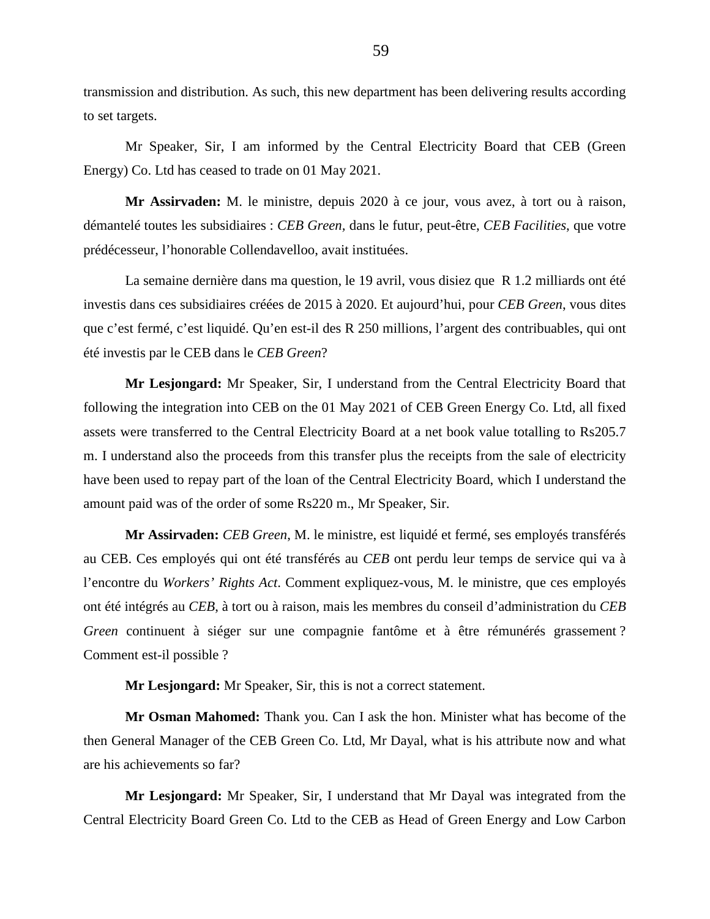transmission and distribution. As such, this new department has been delivering results according to set targets.

Mr Speaker, Sir, I am informed by the Central Electricity Board that CEB (Green Energy) Co. Ltd has ceased to trade on 01 May 2021.

**Mr Assirvaden:** M. le ministre, depuis 2020 à ce jour, vous avez, à tort ou à raison, démantelé toutes les subsidiaires : *CEB Green,* dans le futur, peut-être, *CEB Facilities*, que votre prédécesseur, l'honorable Collendavelloo, avait instituées.

La semaine dernière dans ma question, le 19 avril, vous disiez que R 1.2 milliards ont été investis dans ces subsidiaires créées de 2015 à 2020. Et aujourd'hui, pour *CEB Green*, vous dites que c'est fermé, c'est liquidé. Qu'en est-il des R 250 millions, l'argent des contribuables, qui ont été investis par le CEB dans le *CEB Green*?

**Mr Lesjongard:** Mr Speaker, Sir, I understand from the Central Electricity Board that following the integration into CEB on the 01 May 2021 of CEB Green Energy Co. Ltd, all fixed assets were transferred to the Central Electricity Board at a net book value totalling to Rs205.7 m. I understand also the proceeds from this transfer plus the receipts from the sale of electricity have been used to repay part of the loan of the Central Electricity Board, which I understand the amount paid was of the order of some Rs220 m., Mr Speaker, Sir.

**Mr Assirvaden:** *CEB Green*, M. le ministre, est liquidé et fermé, ses employés transférés au CEB. Ces employés qui ont été transférés au *CEB* ont perdu leur temps de service qui va à l'encontre du *Workers' Rights Act*. Comment expliquez-vous, M. le ministre, que ces employés ont été intégrés au *CEB*, à tort ou à raison, mais les membres du conseil d'administration du *CEB Green* continuent à siéger sur une compagnie fantôme et à être rémunérés grassement ? Comment est-il possible ?

**Mr Lesjongard:** Mr Speaker, Sir, this is not a correct statement.

**Mr Osman Mahomed:** Thank you. Can I ask the hon. Minister what has become of the then General Manager of the CEB Green Co. Ltd, Mr Dayal, what is his attribute now and what are his achievements so far?

**Mr Lesjongard:** Mr Speaker, Sir, I understand that Mr Dayal was integrated from the Central Electricity Board Green Co. Ltd to the CEB as Head of Green Energy and Low Carbon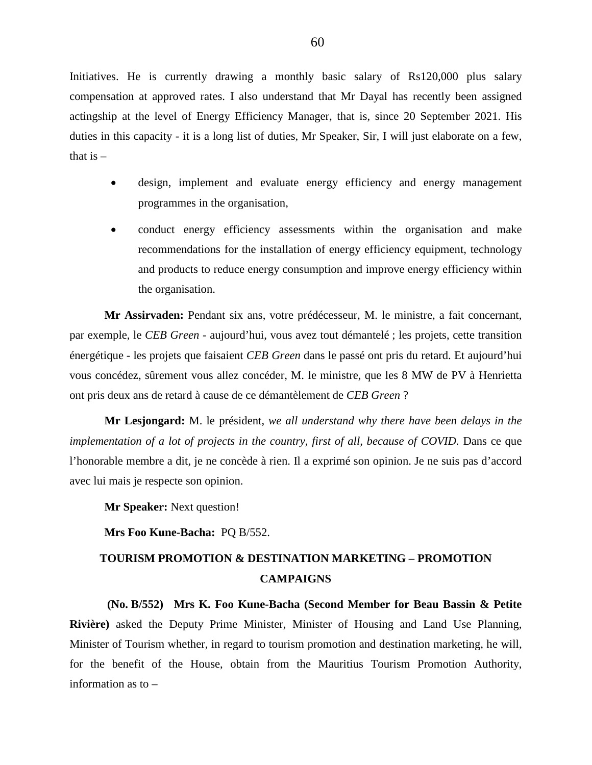Initiatives. He is currently drawing a monthly basic salary of Rs120,000 plus salary compensation at approved rates. I also understand that Mr Dayal has recently been assigned actingship at the level of Energy Efficiency Manager, that is, since 20 September 2021. His duties in this capacity - it is a long list of duties, Mr Speaker, Sir, I will just elaborate on a few, that is –

- design, implement and evaluate energy efficiency and energy management programmes in the organisation,
- conduct energy efficiency assessments within the organisation and make recommendations for the installation of energy efficiency equipment, technology and products to reduce energy consumption and improve energy efficiency within the organisation.

**Mr Assirvaden:** Pendant six ans, votre prédécesseur, M. le ministre, a fait concernant, par exemple, le *CEB Green* - aujourd'hui, vous avez tout démantelé ; les projets, cette transition énergétique - les projets que faisaient *CEB Green* dans le passé ont pris du retard. Et aujourd'hui vous concédez, sûrement vous allez concéder, M. le ministre, que les 8 MW de PV à Henrietta ont pris deux ans de retard à cause de ce démantèlement de *CEB Green* ?

**Mr Lesjongard:** M. le président, *we all understand why there have been delays in the implementation of a lot of projects in the country, first of all, because of COVID.* Dans ce que l'honorable membre a dit, je ne concède à rien. Il a exprimé son opinion. Je ne suis pas d'accord avec lui mais je respecte son opinion.

**Mr Speaker:** Next question!

**Mrs Foo Kune-Bacha:** PQ B/552.

## TOURISM PROMOTION & DESTINATION MARKETING – PROMOTION CAMPAIGNS

**(No. B/552) Mrs K. Foo Kune-Bacha (Second Member for Beau Bassin & Petite Rivière)** asked the Deputy Prime Minister, Minister of Housing and Land Use Planning, Minister of Tourism whether, in regard to tourism promotion and destination marketing, he will, for the benefit of the House, obtain from the Mauritius Tourism Promotion Authority, information as to –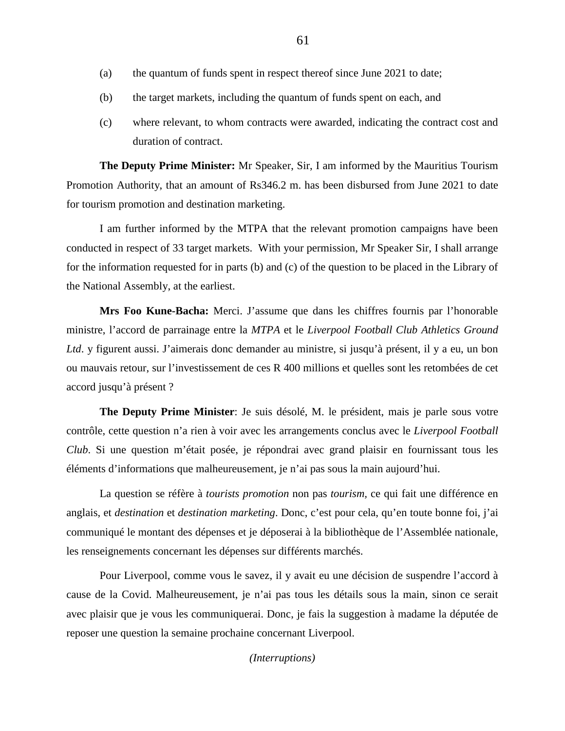(a) the quantum of funds spent in respect thereof since June 2021 to date;

(b) the target markets, including the quantum of funds spent on each, and

(c) where relevant, to whom contracts were awarded, indicating the contract cost and duration of contract.

**The Deputy Prime Minister:** Mr Speaker, Sir, I am informed by the Mauritius Tourism Promotion Authority, that an amount of Rs346.2 m. has been disbursed from June 2021 to date for tourism promotion and destination marketing.

I am further informed by the MTPA that the relevant promotion campaigns have been conducted in respect of 33 target markets. With your permission, Mr Speaker Sir, I shall arrange for the information requested for in parts (b) and (c) of the question to be placed in the Library of the National Assembly, at the earliest.

**Mrs Foo Kune-Bacha:** Merci. J'assume que dans les chiffres fournis par l'honorable ministre, l'accord de parrainage entre la *MTPA* et le *Liverpool Football Club Athletics Ground Ltd*. y figurent aussi. J'aimerais donc demander au ministre, si jusqu'à présent, il y a eu, un bon ou mauvais retour, sur l'investissement de ces R 400 millions et quelles sont les retombées de cet accord jusqu'à présent ?

**The Deputy Prime Minister**: Je suis désolé, M. le président, mais je parle sous votre contrôle, cette question n'a rien à voir avec les arrangements conclus avec le *Liverpool Football Club*. Si une question m'était posée, je répondrai avec grand plaisir en fournissant tous les éléments d'informations que malheureusement, je n'ai pas sous la main aujourd'hui.

La question se réfère à *tourists promotion* non pas *tourism*, ce qui fait une différence en anglais, et *destination* et *destination marketing*. Donc, c'est pour cela, qu'en toute bonne foi, j'ai communiqué le montant des dépenses et je déposerai à la bibliothèque de l'Assemblée nationale, les renseignements concernant les dépenses sur différents marchés.

Pour Liverpool, comme vous le savez, il y avait eu une décision de suspendre l'accord à cause de la Covid. Malheureusement, je n'ai pas tous les détails sous la main, sinon ce serait avec plaisir que je vous les communiquerai. Donc, je fais la suggestion à madame la députée de reposer une question la semaine prochaine concernant Liverpool.

*(Interruptions)*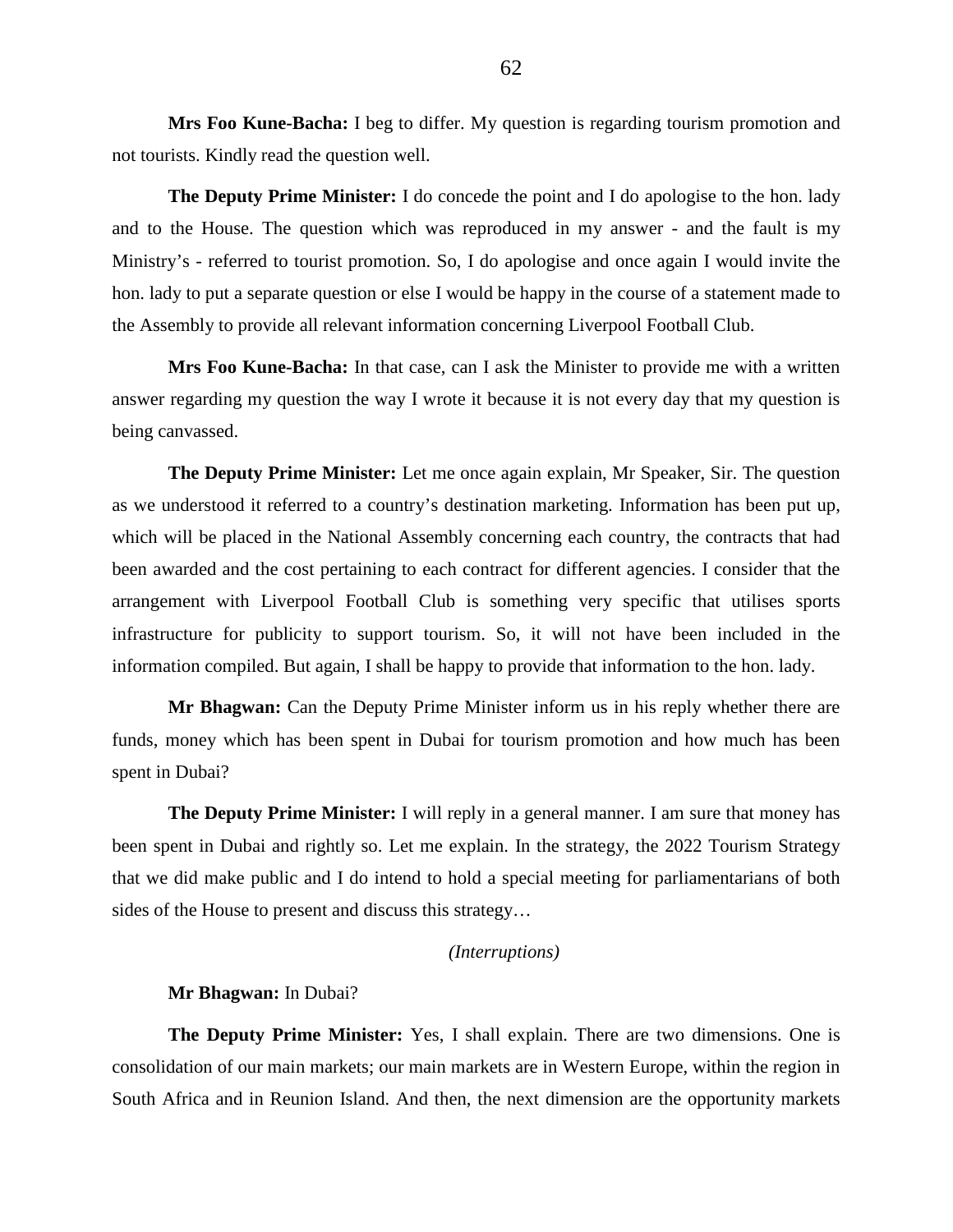**Mrs Foo Kune-Bacha:** I beg to differ. My question is regarding tourism promotion and not tourists. Kindly read the question well.

**The Deputy Prime Minister:** I do concede the point and I do apologise to the hon. lady and to the House. The question which was reproduced in my answer - and the fault is my Ministry's - referred to tourist promotion. So, I do apologise and once again I would invite the hon. lady to put a separate question or else I would be happy in the course of a statement made to the Assembly to provide all relevant information concerning Liverpool Football Club.

**Mrs Foo Kune-Bacha:** In that case, can I ask the Minister to provide me with a written answer regarding my question the way I wrote it because it is not every day that my question is being canvassed.

**The Deputy Prime Minister:** Let me once again explain, Mr Speaker, Sir. The question as we understood it referred to a country's destination marketing. Information has been put up, which will be placed in the National Assembly concerning each country, the contracts that had been awarded and the cost pertaining to each contract for different agencies. I consider that the arrangement with Liverpool Football Club is something very specific that utilises sports infrastructure for publicity to support tourism. So, it will not have been included in the information compiled. But again, I shall be happy to provide that information to the hon. lady.

**Mr Bhagwan:** Can the Deputy Prime Minister inform us in his reply whether there are funds, money which has been spent in Dubai for tourism promotion and how much has been spent in Dubai?

**The Deputy Prime Minister:** I will reply in a general manner. I am sure that money has been spent in Dubai and rightly so. Let me explain. In the strategy, the 2022 Tourism Strategy that we did make public and I do intend to hold a special meeting for parliamentarians of both sides of the House to present and discuss this strategy…

*(Interruptions)*

**Mr Bhagwan:** In Dubai?

**The Deputy Prime Minister:** Yes, I shall explain. There are two dimensions. One is consolidation of our main markets; our main markets are in Western Europe, within the region in South Africa and in Reunion Island. And then, the next dimension are the opportunity markets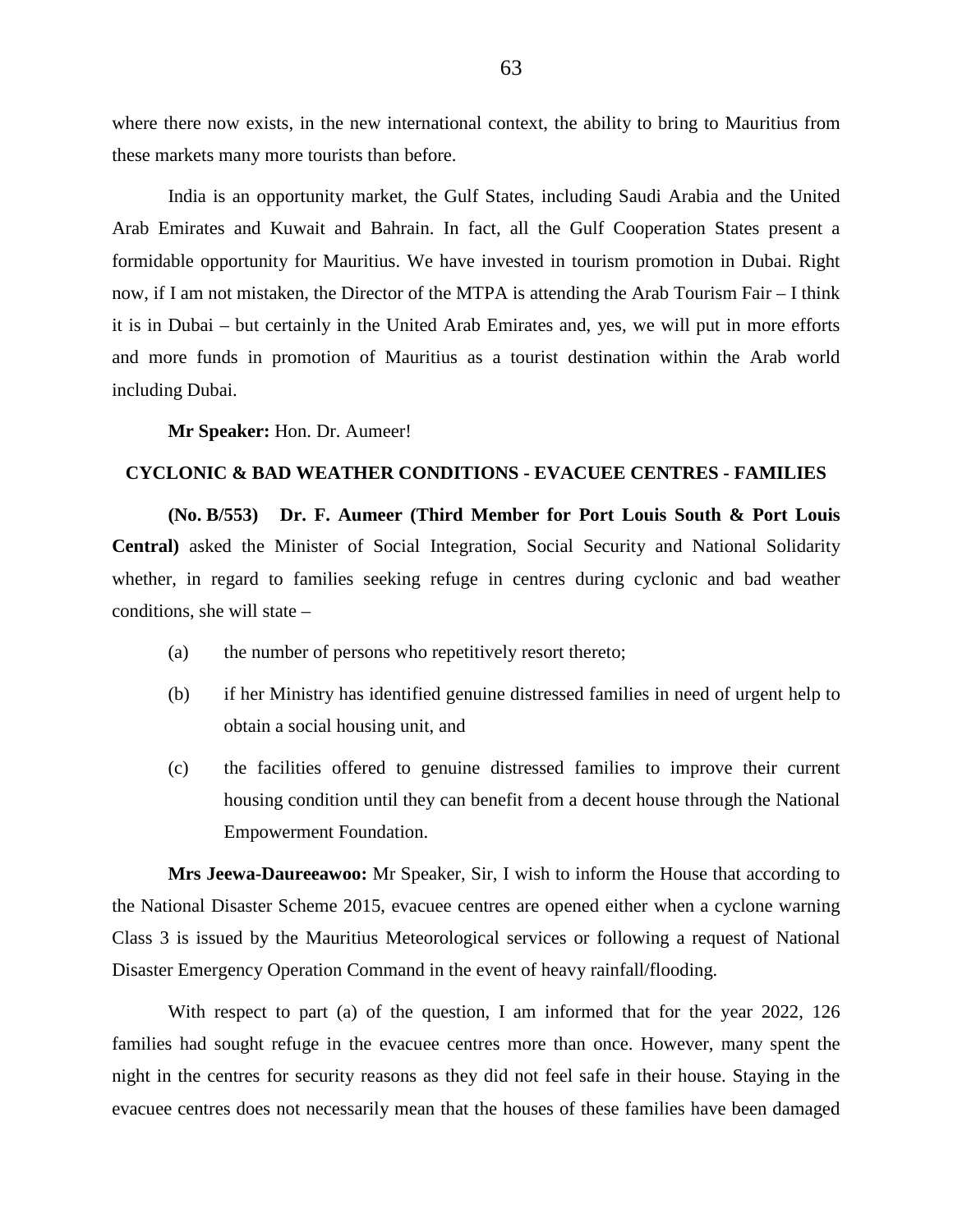where there now exists, in the new international context, the ability to bring to Mauritius from these markets many more tourists than before.

India is an opportunity market, the Gulf States, including Saudi Arabia and the United Arab Emirates and Kuwait and Bahrain. In fact, all the Gulf Cooperation States present a formidable opportunity for Mauritius. We have invested in tourism promotion in Dubai. Right now, if I am not mistaken, the Director of the MTPA is attending the Arab Tourism Fair – I think it is in Dubai – but certainly in the United Arab Emirates and, yes, we will put in more efforts and more funds in promotion of Mauritius as a tourist destination within the Arab world including Dubai.

**Mr Speaker:** Hon. Dr. Aumeer!

**CYCLONIC & BAD WEATHER CONDITIONS - EVACUEE CENTRES - FAMILIES**

**(No. B/553) Dr. F. Aumeer (Third Member for Port Louis South & Port Louis Central)** asked the Minister of Social Integration, Social Security and National Solidarity whether, in regard to families seeking refuge in centres during cyclonic and bad weather conditions, she will state –

(a) the number of persons who repetitively resort thereto;

(b) if her Ministry has identified genuine distressed families in need of urgent help to obtain a social housing unit, and

(c) the facilities offered to genuine distressed families to improve their current housing condition until they can benefit from a decent house through the National Empowerment Foundation.

**Mrs Jeewa-Daureeawoo:** Mr Speaker, Sir, I wish to inform the House that according to the National Disaster Scheme 2015, evacuee centres are opened either when a cyclone warning Class 3 is issued by the Mauritius Meteorological services or following a request of National Disaster Emergency Operation Command in the event of heavy rainfall/flooding.

With respect to part (a) of the question, I am informed that for the year 2022, 126 families had sought refuge in the evacuee centres more than once. However, many spent the night in the centres for security reasons as they did not feel safe in their house. Staying in the evacuee centres does not necessarily mean that the houses of these families have been damaged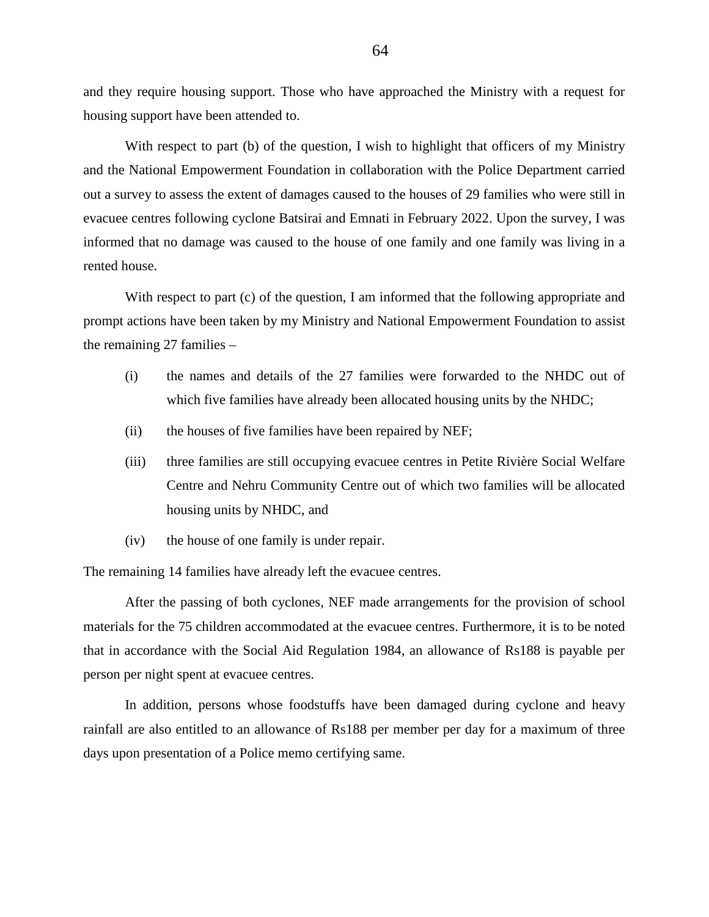and they require housing support. Those who have approached the Ministry with a request for housing support have been attended to.

With respect to part (b) of the question, I wish to highlight that officers of my Ministry and the National Empowerment Foundation in collaboration with the Police Department carried out a survey to assess the extent of damages caused to the houses of 29 families who were still in evacuee centres following cyclone Batsirai and Emnati in February 2022. Upon the survey, I was informed that no damage was caused to the house of one family and one family was living in a rented house.

With respect to part (c) of the question, I am informed that the following appropriate and prompt actions have been taken by my Ministry and National Empowerment Foundation to assist the remaining 27 families –

(i) the names and details of the 27 families were forwarded to the NHDC out of which five families have already been allocated housing units by the NHDC;

(ii) the houses of five families have been repaired by NEF;

(iii) three families are still occupying evacuee centres in Petite Rivière Social Welfare Centre and Nehru Community Centre out of which two families will be allocated housing units by NHDC, and

(iv) the house of one family is under repair.

The remaining 14 families have already left the evacuee centres.

After the passing of both cyclones, NEF made arrangements for the provision of school materials for the 75 children accommodated at the evacuee centres. Furthermore, it is to be noted that in accordance with the Social Aid Regulation 1984, an allowance of Rs188 is payable per person per night spent at evacuee centres.

In addition, persons whose foodstuffs have been damaged during cyclone and heavy rainfall are also entitled to an allowance of Rs188 per member per day for a maximum of three days upon presentation of a Police memo certifying same.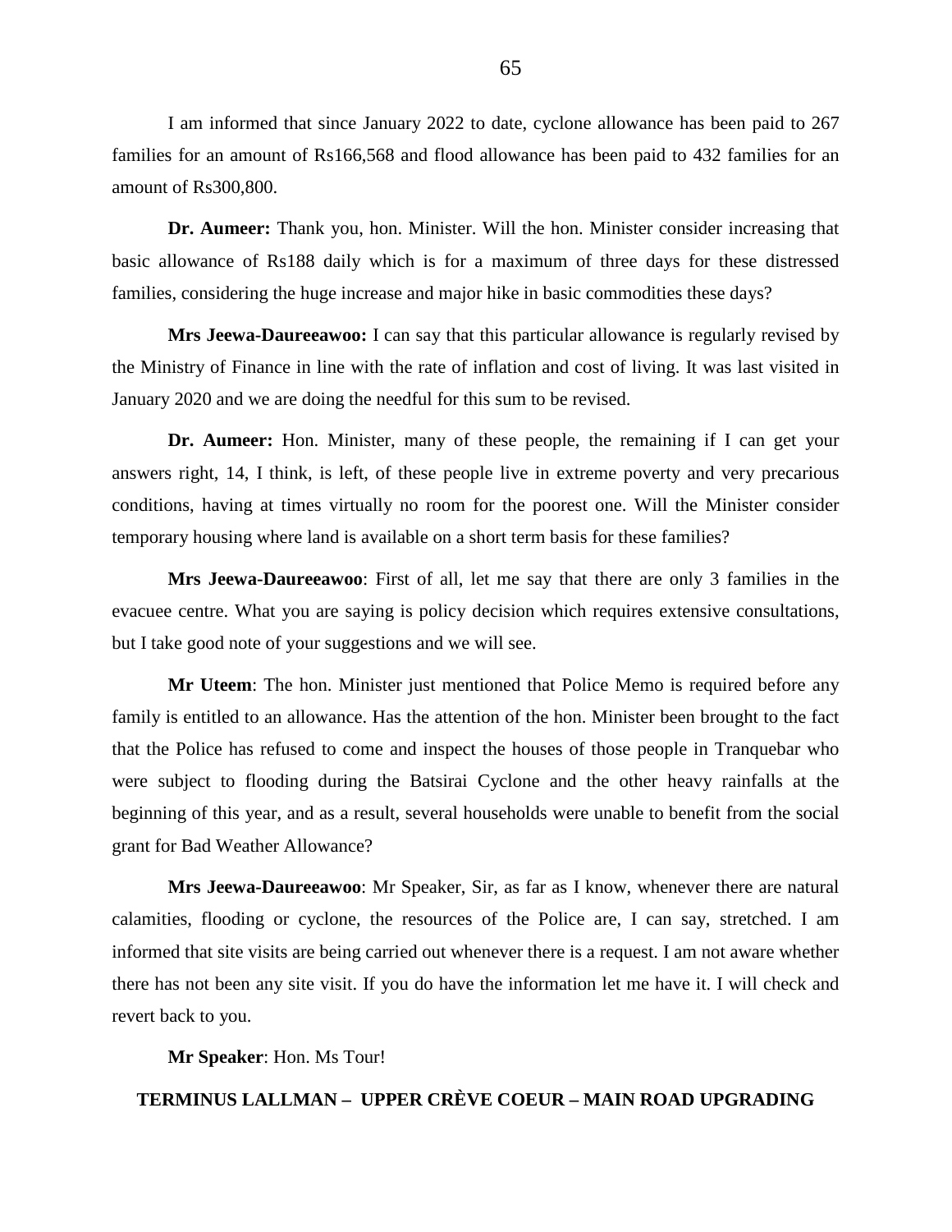I am informed that since January 2022 to date, cyclone allowance has been paid to 267 families for an amount of Rs166,568 and flood allowance has been paid to 432 families for an amount of Rs300,800.

**Dr. Aumeer:** Thank you, hon. Minister. Will the hon. Minister consider increasing that basic allowance of Rs188 daily which is for a maximum of three days for these distressed families, considering the huge increase and major hike in basic commodities these days?

**Mrs Jeewa-Daureeawoo:** I can say that this particular allowance is regularly revised by the Ministry of Finance in line with the rate of inflation and cost of living. It was last visited in January 2020 and we are doing the needful for this sum to be revised.

**Dr. Aumeer:** Hon. Minister, many of these people, the remaining if I can get your answers right, 14, I think, is left, of these people live in extreme poverty and very precarious conditions, having at times virtually no room for the poorest one. Will the Minister consider temporary housing where land is available on a short term basis for these families?

**Mrs Jeewa-Daureeawoo**: First of all, let me say that there are only 3 families in the evacuee centre. What you are saying is policy decision which requires extensive consultations, but I take good note of your suggestions and we will see.

**Mr Uteem**: The hon. Minister just mentioned that Police Memo is required before any family is entitled to an allowance. Has the attention of the hon. Minister been brought to the fact that the Police has refused to come and inspect the houses of those people in Tranquebar who were subject to flooding during the Batsirai Cyclone and the other heavy rainfalls at the beginning of this year, and as a result, several households were unable to benefit from the social grant for Bad Weather Allowance?

**Mrs Jeewa-Daureeawoo**: Mr Speaker, Sir, as far as I know, whenever there are natural calamities, flooding or cyclone, the resources of the Police are, I can say, stretched. I am informed that site visits are being carried out whenever there is a request. I am not aware whether there has not been any site visit. If you do have the information let me have it. I will check and revert back to you.

**Mr Speaker**: Hon. Ms Tour!

## TERMINUS LALLMAN – UPPER CRÈVE COEUR – MAIN ROAD UPGRADING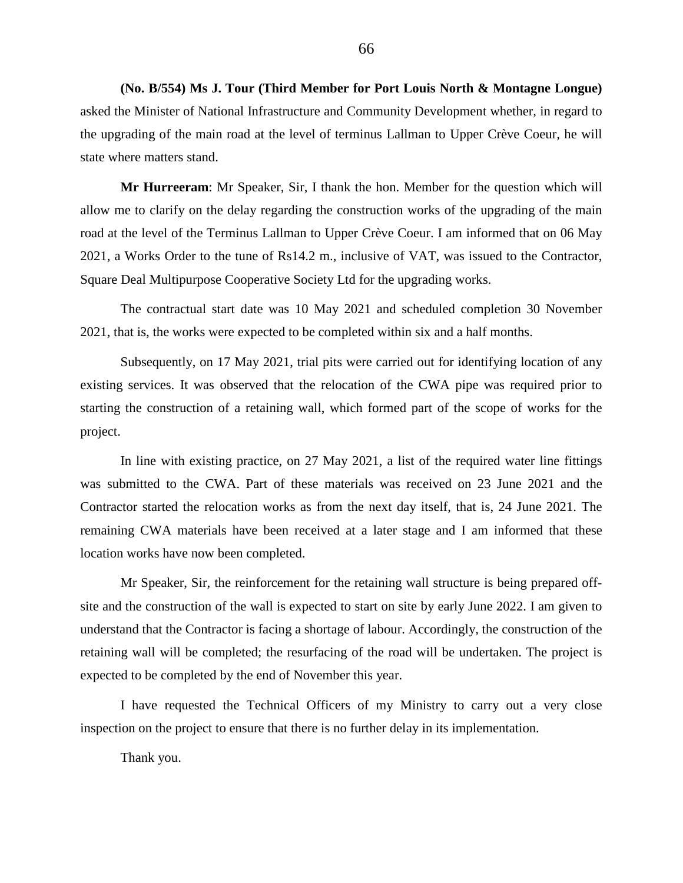**(No. B/554) Ms J. Tour (Third Member for Port Louis North & Montagne Longue)** asked the Minister of National Infrastructure and Community Development whether, in regard to the upgrading of the main road at the level of terminus Lallman to Upper Crève Coeur, he will state where matters stand.

**Mr Hurreeram**: Mr Speaker, Sir, I thank the hon. Member for the question which will allow me to clarify on the delay regarding the construction works of the upgrading of the main road at the level of the Terminus Lallman to Upper Crève Coeur. I am informed that on 06 May 2021, a Works Order to the tune of Rs14.2 m., inclusive of VAT, was issued to the Contractor, Square Deal Multipurpose Cooperative Society Ltd for the upgrading works.

The contractual start date was 10 May 2021 and scheduled completion 30 November 2021, that is, the works were expected to be completed within six and a half months.

Subsequently, on 17 May 2021, trial pits were carried out for identifying location of any existing services. It was observed that the relocation of the CWA pipe was required prior to starting the construction of a retaining wall, which formed part of the scope of works for the project.

In line with existing practice, on 27 May 2021, a list of the required water line fittings was submitted to the CWA. Part of these materials was received on 23 June 2021 and the Contractor started the relocation works as from the next day itself, that is, 24 June 2021. The remaining CWA materials have been received at a later stage and I am informed that these location works have now been completed.

Mr Speaker, Sir, the reinforcement for the retaining wall structure is being prepared off-site and the construction of the wall is expected to start on site by early June 2022. I am given to understand that the Contractor is facing a shortage of labour. Accordingly, the construction of the retaining wall will be completed; the resurfacing of the road will be undertaken. The project is expected to be completed by the end of November this year.

I have requested the Technical Officers of my Ministry to carry out a very close inspection on the project to ensure that there is no further delay in its implementation.

Thank you.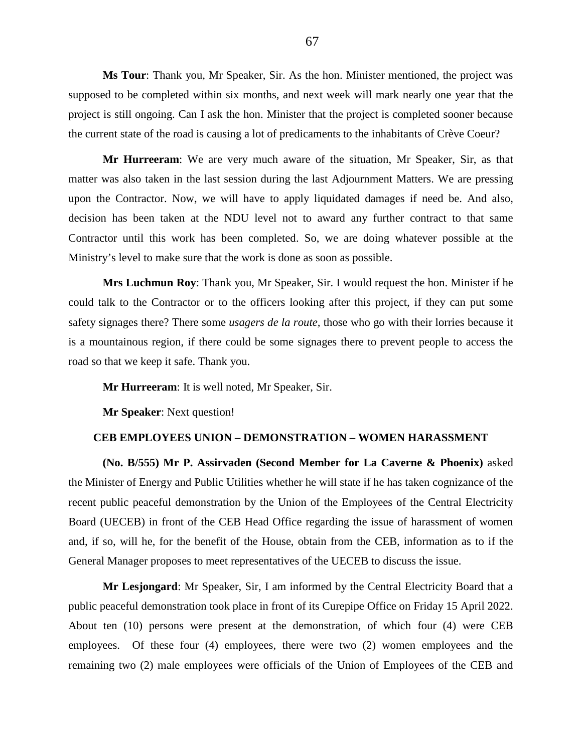**Ms Tour**: Thank you, Mr Speaker, Sir. As the hon. Minister mentioned, the project was supposed to be completed within six months, and next week will mark nearly one year that the project is still ongoing. Can I ask the hon. Minister that the project is completed sooner because the current state of the road is causing a lot of predicaments to the inhabitants of Crève Coeur?

**Mr Hurreeram**: We are very much aware of the situation, Mr Speaker, Sir, as that matter was also taken in the last session during the last Adjournment Matters. We are pressing upon the Contractor. Now, we will have to apply liquidated damages if need be. And also, decision has been taken at the NDU level not to award any further contract to that same Contractor until this work has been completed. So, we are doing whatever possible at the Ministry's level to make sure that the work is done as soon as possible.

**Mrs Luchmun Roy**: Thank you, Mr Speaker, Sir. I would request the hon. Minister if he could talk to the Contractor or to the officers looking after this project, if they can put some safety signages there? There some *usagers de la route*, those who go with their lorries because it is a mountainous region, if there could be some signages there to prevent people to access the road so that we keep it safe. Thank you.

**Mr Hurreeram**: It is well noted, Mr Speaker, Sir.

**Mr Speaker**: Next question!

## CEB EMPLOYEES UNION – DEMONSTRATION – WOMEN HARASSMENT

**(No. B/555) Mr P. Assirvaden (Second Member for La Caverne & Phoenix)** asked the Minister of Energy and Public Utilities whether he will state if he has taken cognizance of the recent public peaceful demonstration by the Union of the Employees of the Central Electricity Board (UECEB) in front of the CEB Head Office regarding the issue of harassment of women and, if so, will he, for the benefit of the House, obtain from the CEB, information as to if the General Manager proposes to meet representatives of the UECEB to discuss the issue.

**Mr Lesjongard**: Mr Speaker, Sir, I am informed by the Central Electricity Board that a public peaceful demonstration took place in front of its Curepipe Office on Friday 15 April 2022. About ten (10) persons were present at the demonstration, of which four (4) were CEB employees. Of these four (4) employees, there were two (2) women employees and the remaining two (2) male employees were officials of the Union of Employees of the CEB and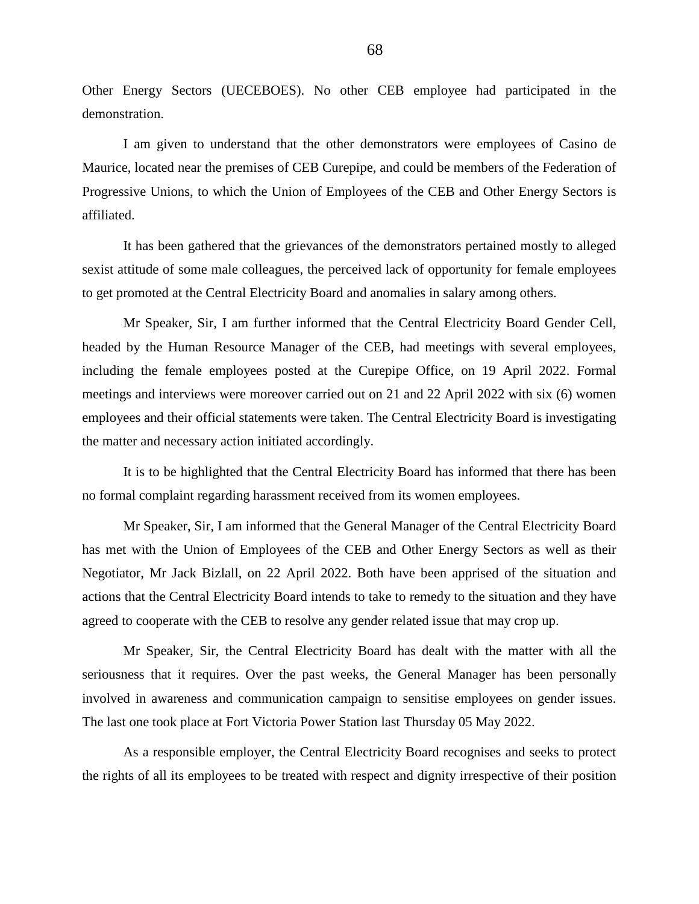Other Energy Sectors (UECEBOES). No other CEB employee had participated in the demonstration.

I am given to understand that the other demonstrators were employees of Casino de Maurice, located near the premises of CEB Curepipe, and could be members of the Federation of Progressive Unions, to which the Union of Employees of the CEB and Other Energy Sectors is affiliated.

It has been gathered that the grievances of the demonstrators pertained mostly to alleged sexist attitude of some male colleagues, the perceived lack of opportunity for female employees to get promoted at the Central Electricity Board and anomalies in salary among others.

Mr Speaker, Sir, I am further informed that the Central Electricity Board Gender Cell, headed by the Human Resource Manager of the CEB, had meetings with several employees, including the female employees posted at the Curepipe Office, on 19 April 2022. Formal meetings and interviews were moreover carried out on 21 and 22 April 2022 with six (6) women employees and their official statements were taken. The Central Electricity Board is investigating the matter and necessary action initiated accordingly.

It is to be highlighted that the Central Electricity Board has informed that there has been no formal complaint regarding harassment received from its women employees.

Mr Speaker, Sir, I am informed that the General Manager of the Central Electricity Board has met with the Union of Employees of the CEB and Other Energy Sectors as well as their Negotiator, Mr Jack Bizlall, on 22 April 2022. Both have been apprised of the situation and actions that the Central Electricity Board intends to take to remedy to the situation and they have agreed to cooperate with the CEB to resolve any gender related issue that may crop up.

Mr Speaker, Sir, the Central Electricity Board has dealt with the matter with all the seriousness that it requires. Over the past weeks, the General Manager has been personally involved in awareness and communication campaign to sensitise employees on gender issues. The last one took place at Fort Victoria Power Station last Thursday 05 May 2022.

As a responsible employer, the Central Electricity Board recognises and seeks to protect the rights of all its employees to be treated with respect and dignity irrespective of their position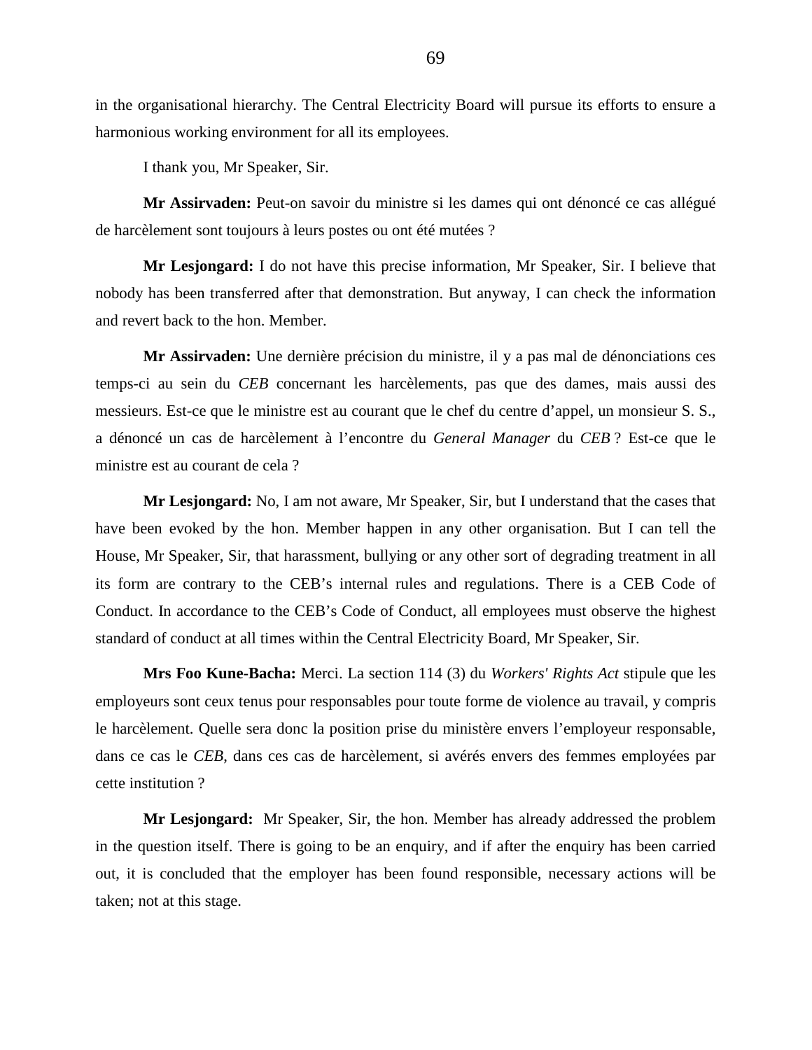in the organisational hierarchy. The Central Electricity Board will pursue its efforts to ensure a harmonious working environment for all its employees.

I thank you, Mr Speaker, Sir.

**Mr Assirvaden:** Peut-on savoir du ministre si les dames qui ont dénoncé ce cas allégué de harcèlement sont toujours à leurs postes ou ont été mutées ?

**Mr Lesjongard:** I do not have this precise information, Mr Speaker, Sir. I believe that nobody has been transferred after that demonstration. But anyway, I can check the information and revert back to the hon. Member.

**Mr Assirvaden:** Une dernière précision du ministre, il y a pas mal de dénonciations ces temps-ci au sein du *CEB* concernant les harcèlements, pas que des dames, mais aussi des messieurs. Est-ce que le ministre est au courant que le chef du centre d'appel, un monsieur S. S., a dénoncé un cas de harcèlement à l'encontre du *General Manager* du *CEB* ? Est-ce que le ministre est au courant de cela ?

**Mr Lesjongard:** No, I am not aware, Mr Speaker, Sir, but I understand that the cases that have been evoked by the hon. Member happen in any other organisation. But I can tell the House, Mr Speaker, Sir, that harassment, bullying or any other sort of degrading treatment in all its form are contrary to the CEB's internal rules and regulations. There is a CEB Code of Conduct. In accordance to the CEB's Code of Conduct, all employees must observe the highest standard of conduct at all times within the Central Electricity Board, Mr Speaker, Sir.

**Mrs Foo Kune-Bacha:** Merci. La section 114 (3) du *Workers' Rights Act* stipule que les employeurs sont ceux tenus pour responsables pour toute forme de violence au travail, y compris le harcèlement. Quelle sera donc la position prise du ministère envers l'employeur responsable, dans ce cas le *CEB,* dans ces cas de harcèlement, si avérés envers des femmes employées par cette institution ?

**Mr Lesjongard:** Mr Speaker, Sir, the hon. Member has already addressed the problem in the question itself. There is going to be an enquiry, and if after the enquiry has been carried out, it is concluded that the employer has been found responsible, necessary actions will be taken; not at this stage.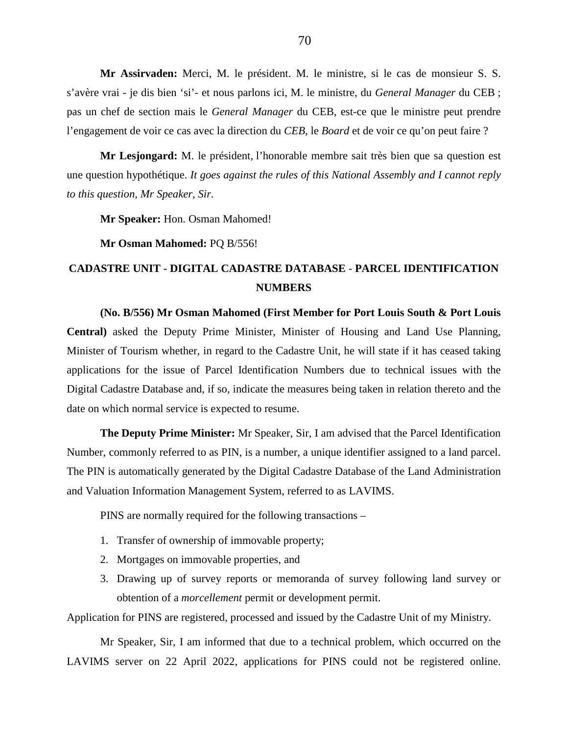**Mr Assirvaden:** Merci, M. le président. M. le ministre, si le cas de monsieur S. S. s'avère vrai - je dis bien 'si'- et nous parlons ici, M. le ministre, du *General Manager* du CEB ; pas un chef de section mais le *General Manager* du CEB, est-ce que le ministre peut prendre l'engagement de voir ce cas avec la direction du *CEB*, le *Board* et de voir ce qu'on peut faire ?

**Mr Lesjongard:** M. le président, l'honorable membre sait très bien que sa question est une question hypothétique. *It goes against the rules of this National Assembly and I cannot reply to this question, Mr Speaker, Sir.*

**Mr Speaker:** Hon. Osman Mahomed!

**Mr Osman Mahomed:** PQ B/556!

## CADASTRE UNIT - DIGITAL CADASTRE DATABASE - PARCEL IDENTIFICATION NUMBERS

**(No. B/556) Mr Osman Mahomed (First Member for Port Louis South & Port Louis Central)** asked the Deputy Prime Minister, Minister of Housing and Land Use Planning, Minister of Tourism whether, in regard to the Cadastre Unit, he will state if it has ceased taking applications for the issue of Parcel Identification Numbers due to technical issues with the Digital Cadastre Database and, if so, indicate the measures being taken in relation thereto and the date on which normal service is expected to resume.

**The Deputy Prime Minister:** Mr Speaker, Sir, I am advised that the Parcel Identification Number, commonly referred to as PIN, is a number, a unique identifier assigned to a land parcel. The PIN is automatically generated by the Digital Cadastre Database of the Land Administration and Valuation Information Management System, referred to as LAVIMS.

PINS are normally required for the following transactions –

1. Transfer of ownership of immovable property;
2. Mortgages on immovable properties, and
3. Drawing up of survey reports or memoranda of survey following land survey or obtention of a *morcellement* permit or development permit.

Application for PINS are registered, processed and issued by the Cadastre Unit of my Ministry.

Mr Speaker, Sir, I am informed that due to a technical problem, which occurred on the LAVIMS server on 22 April 2022, applications for PINS could not be registered online.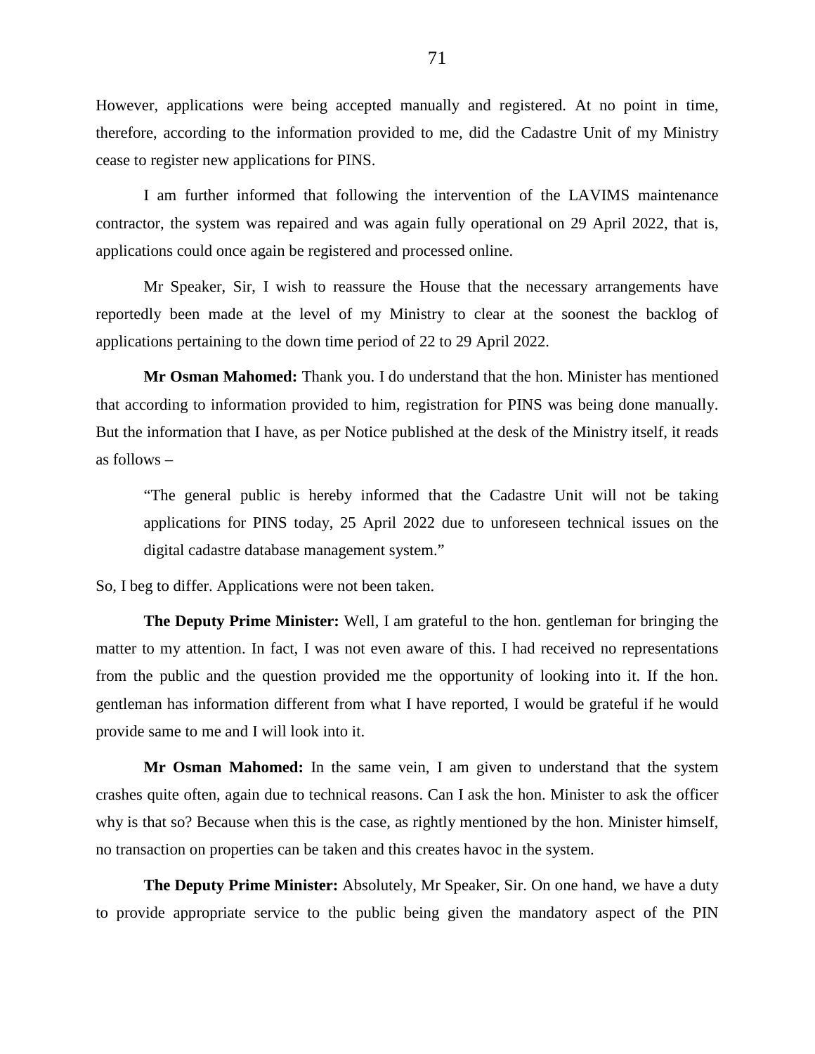However, applications were being accepted manually and registered. At no point in time, therefore, according to the information provided to me, did the Cadastre Unit of my Ministry cease to register new applications for PINS.

I am further informed that following the intervention of the LAVIMS maintenance contractor, the system was repaired and was again fully operational on 29 April 2022, that is, applications could once again be registered and processed online.

Mr Speaker, Sir, I wish to reassure the House that the necessary arrangements have reportedly been made at the level of my Ministry to clear at the soonest the backlog of applications pertaining to the down time period of 22 to 29 April 2022.

**Mr Osman Mahomed:** Thank you. I do understand that the hon. Minister has mentioned that according to information provided to him, registration for PINS was being done manually. But the information that I have, as per Notice published at the desk of the Ministry itself, it reads as follows –

> "The general public is hereby informed that the Cadastre Unit will not be taking applications for PINS today, 25 April 2022 due to unforeseen technical issues on the digital cadastre database management system."

So, I beg to differ. Applications were not been taken.

**The Deputy Prime Minister:** Well, I am grateful to the hon. gentleman for bringing the matter to my attention. In fact, I was not even aware of this. I had received no representations from the public and the question provided me the opportunity of looking into it. If the hon. gentleman has information different from what I have reported, I would be grateful if he would provide same to me and I will look into it.

**Mr Osman Mahomed:** In the same vein, I am given to understand that the system crashes quite often, again due to technical reasons. Can I ask the hon. Minister to ask the officer why is that so? Because when this is the case, as rightly mentioned by the hon. Minister himself, no transaction on properties can be taken and this creates havoc in the system.

**The Deputy Prime Minister:** Absolutely, Mr Speaker, Sir. On one hand, we have a duty to provide appropriate service to the public being given the mandatory aspect of the PIN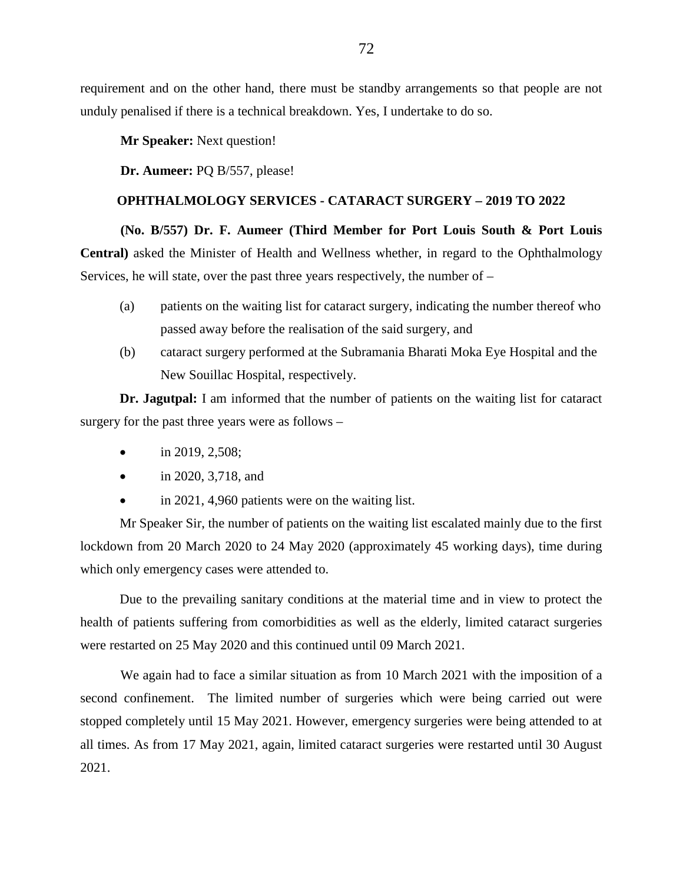requirement and on the other hand, there must be standby arrangements so that people are not unduly penalised if there is a technical breakdown. Yes, I undertake to do so.

**Mr Speaker:** Next question!

**Dr. Aumeer:** PQ B/557, please!

## OPHTHALMOLOGY SERVICES - CATARACT SURGERY – 2019 TO 2022

**(No. B/557) Dr. F. Aumeer (Third Member for Port Louis South & Port Louis Central)** asked the Minister of Health and Wellness whether, in regard to the Ophthalmology Services, he will state, over the past three years respectively, the number of –

(a) patients on the waiting list for cataract surgery, indicating the number thereof who passed away before the realisation of the said surgery, and

(b) cataract surgery performed at the Subramania Bharati Moka Eye Hospital and the New Souillac Hospital, respectively.

**Dr. Jagutpal:** I am informed that the number of patients on the waiting list for cataract surgery for the past three years were as follows –

- in 2019, 2,508;
- in 2020, 3,718, and
- in 2021, 4,960 patients were on the waiting list.

Mr Speaker Sir, the number of patients on the waiting list escalated mainly due to the first lockdown from 20 March 2020 to 24 May 2020 (approximately 45 working days), time during which only emergency cases were attended to.

Due to the prevailing sanitary conditions at the material time and in view to protect the health of patients suffering from comorbidities as well as the elderly, limited cataract surgeries were restarted on 25 May 2020 and this continued until 09 March 2021.

We again had to face a similar situation as from 10 March 2021 with the imposition of a second confinement. The limited number of surgeries which were being carried out were stopped completely until 15 May 2021. However, emergency surgeries were being attended to at all times. As from 17 May 2021, again, limited cataract surgeries were restarted until 30 August 2021.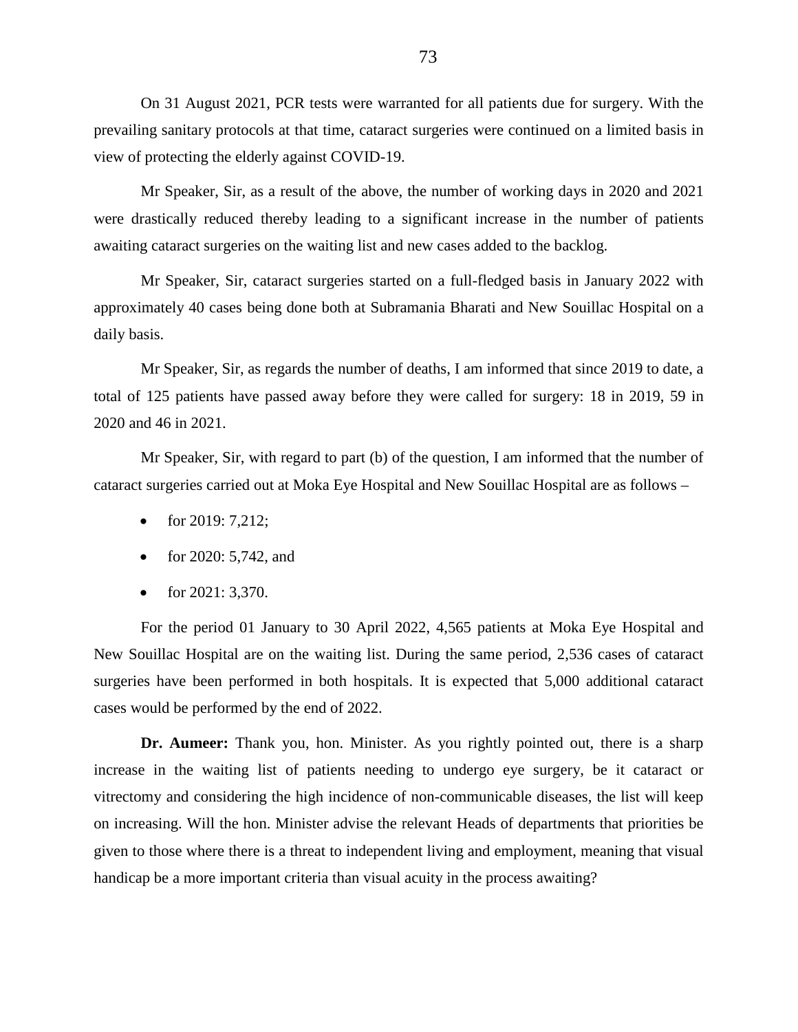On 31 August 2021, PCR tests were warranted for all patients due for surgery. With the prevailing sanitary protocols at that time, cataract surgeries were continued on a limited basis in view of protecting the elderly against COVID-19.

Mr Speaker, Sir, as a result of the above, the number of working days in 2020 and 2021 were drastically reduced thereby leading to a significant increase in the number of patients awaiting cataract surgeries on the waiting list and new cases added to the backlog.

Mr Speaker, Sir, cataract surgeries started on a full-fledged basis in January 2022 with approximately 40 cases being done both at Subramania Bharati and New Souillac Hospital on a daily basis.

Mr Speaker, Sir, as regards the number of deaths, I am informed that since 2019 to date, a total of 125 patients have passed away before they were called for surgery: 18 in 2019, 59 in 2020 and 46 in 2021.

Mr Speaker, Sir, with regard to part (b) of the question, I am informed that the number of cataract surgeries carried out at Moka Eye Hospital and New Souillac Hospital are as follows –

- for 2019: 7,212;
- for 2020: 5,742, and
- for 2021: 3,370.

For the period 01 January to 30 April 2022, 4,565 patients at Moka Eye Hospital and New Souillac Hospital are on the waiting list. During the same period, 2,536 cases of cataract surgeries have been performed in both hospitals. It is expected that 5,000 additional cataract cases would be performed by the end of 2022.

**Dr. Aumeer:** Thank you, hon. Minister. As you rightly pointed out, there is a sharp increase in the waiting list of patients needing to undergo eye surgery, be it cataract or vitrectomy and considering the high incidence of non-communicable diseases, the list will keep on increasing. Will the hon. Minister advise the relevant Heads of departments that priorities be given to those where there is a threat to independent living and employment, meaning that visual handicap be a more important criteria than visual acuity in the process awaiting?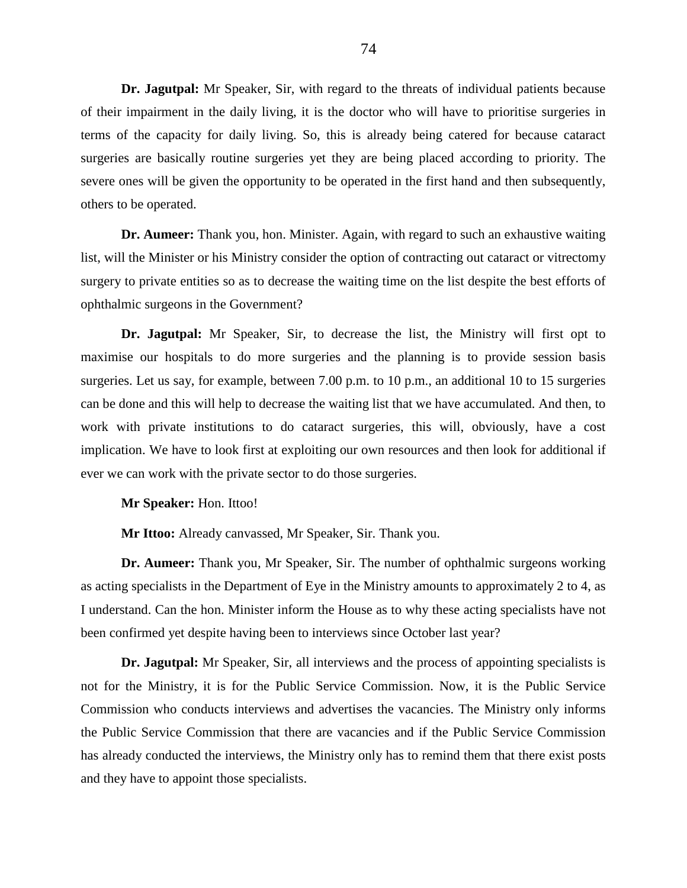**Dr. Jagutpal:** Mr Speaker, Sir, with regard to the threats of individual patients because of their impairment in the daily living, it is the doctor who will have to prioritise surgeries in terms of the capacity for daily living. So, this is already being catered for because cataract surgeries are basically routine surgeries yet they are being placed according to priority. The severe ones will be given the opportunity to be operated in the first hand and then subsequently, others to be operated.

**Dr. Aumeer:** Thank you, hon. Minister. Again, with regard to such an exhaustive waiting list, will the Minister or his Ministry consider the option of contracting out cataract or vitrectomy surgery to private entities so as to decrease the waiting time on the list despite the best efforts of ophthalmic surgeons in the Government?

**Dr. Jagutpal:** Mr Speaker, Sir, to decrease the list, the Ministry will first opt to maximise our hospitals to do more surgeries and the planning is to provide session basis surgeries. Let us say, for example, between 7.00 p.m. to 10 p.m., an additional 10 to 15 surgeries can be done and this will help to decrease the waiting list that we have accumulated. And then, to work with private institutions to do cataract surgeries, this will, obviously, have a cost implication. We have to look first at exploiting our own resources and then look for additional if ever we can work with the private sector to do those surgeries.

**Mr Speaker:** Hon. Ittoo!

**Mr Ittoo:** Already canvassed, Mr Speaker, Sir. Thank you.

**Dr. Aumeer:** Thank you, Mr Speaker, Sir. The number of ophthalmic surgeons working as acting specialists in the Department of Eye in the Ministry amounts to approximately 2 to 4, as I understand. Can the hon. Minister inform the House as to why these acting specialists have not been confirmed yet despite having been to interviews since October last year?

**Dr. Jagutpal:** Mr Speaker, Sir, all interviews and the process of appointing specialists is not for the Ministry, it is for the Public Service Commission. Now, it is the Public Service Commission who conducts interviews and advertises the vacancies. The Ministry only informs the Public Service Commission that there are vacancies and if the Public Service Commission has already conducted the interviews, the Ministry only has to remind them that there exist posts and they have to appoint those specialists.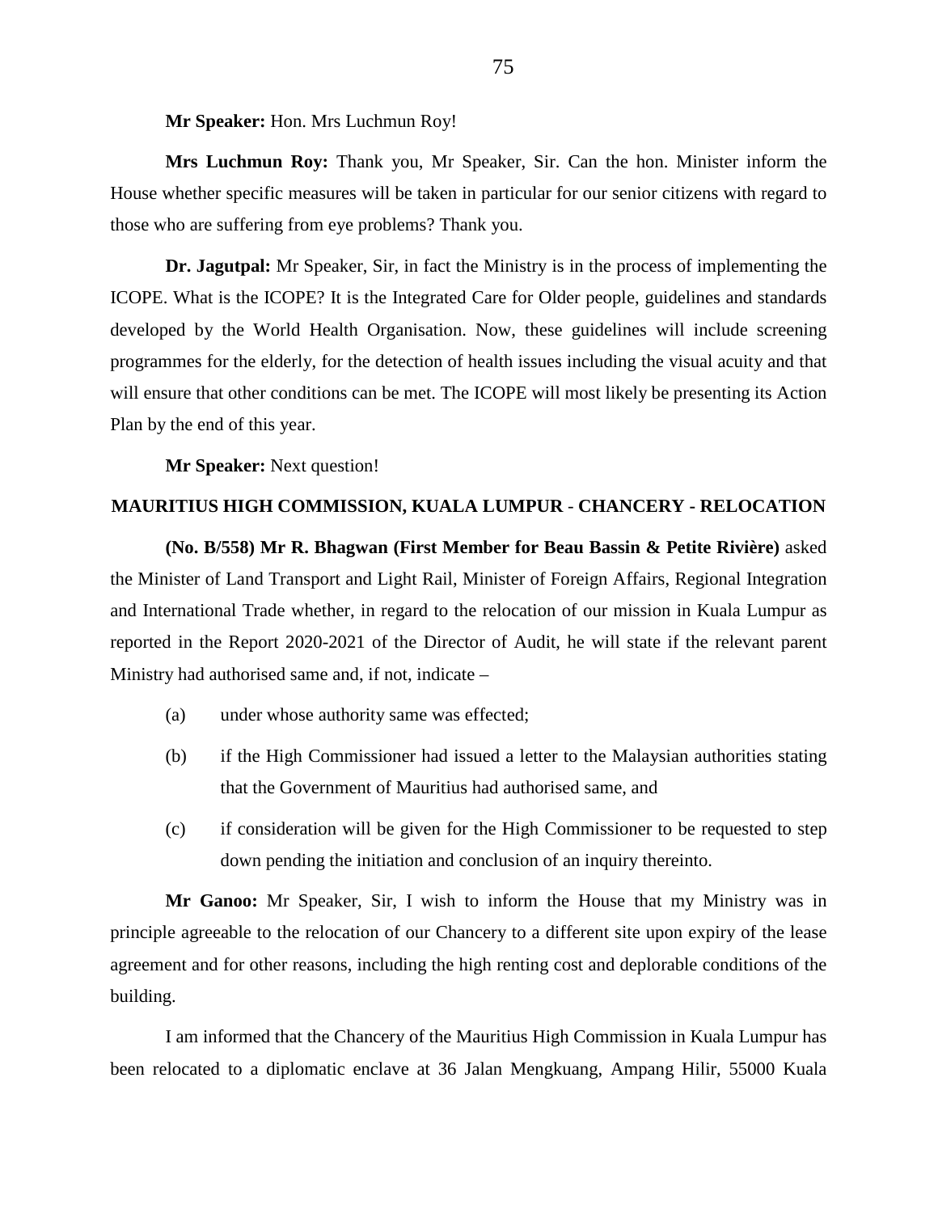**Mr Speaker:** Hon. Mrs Luchmun Roy!

**Mrs Luchmun Roy:** Thank you, Mr Speaker, Sir. Can the hon. Minister inform the House whether specific measures will be taken in particular for our senior citizens with regard to those who are suffering from eye problems? Thank you.

**Dr. Jagutpal:** Mr Speaker, Sir, in fact the Ministry is in the process of implementing the ICOPE. What is the ICOPE? It is the Integrated Care for Older people, guidelines and standards developed by the World Health Organisation. Now, these guidelines will include screening programmes for the elderly, for the detection of health issues including the visual acuity and that will ensure that other conditions can be met. The ICOPE will most likely be presenting its Action Plan by the end of this year.

**Mr Speaker:** Next question!

**MAURITIUS HIGH COMMISSION, KUALA LUMPUR - CHANCERY - RELOCATION**

**(No. B/558) Mr R. Bhagwan (First Member for Beau Bassin & Petite Rivière)** asked the Minister of Land Transport and Light Rail, Minister of Foreign Affairs, Regional Integration and International Trade whether, in regard to the relocation of our mission in Kuala Lumpur as reported in the Report 2020-2021 of the Director of Audit, he will state if the relevant parent Ministry had authorised same and, if not, indicate –

(a) under whose authority same was effected;

(b) if the High Commissioner had issued a letter to the Malaysian authorities stating that the Government of Mauritius had authorised same, and

(c) if consideration will be given for the High Commissioner to be requested to step down pending the initiation and conclusion of an inquiry thereinto.

**Mr Ganoo:** Mr Speaker, Sir, I wish to inform the House that my Ministry was in principle agreeable to the relocation of our Chancery to a different site upon expiry of the lease agreement and for other reasons, including the high renting cost and deplorable conditions of the building.

I am informed that the Chancery of the Mauritius High Commission in Kuala Lumpur has been relocated to a diplomatic enclave at 36 Jalan Mengkuang, Ampang Hilir, 55000 Kuala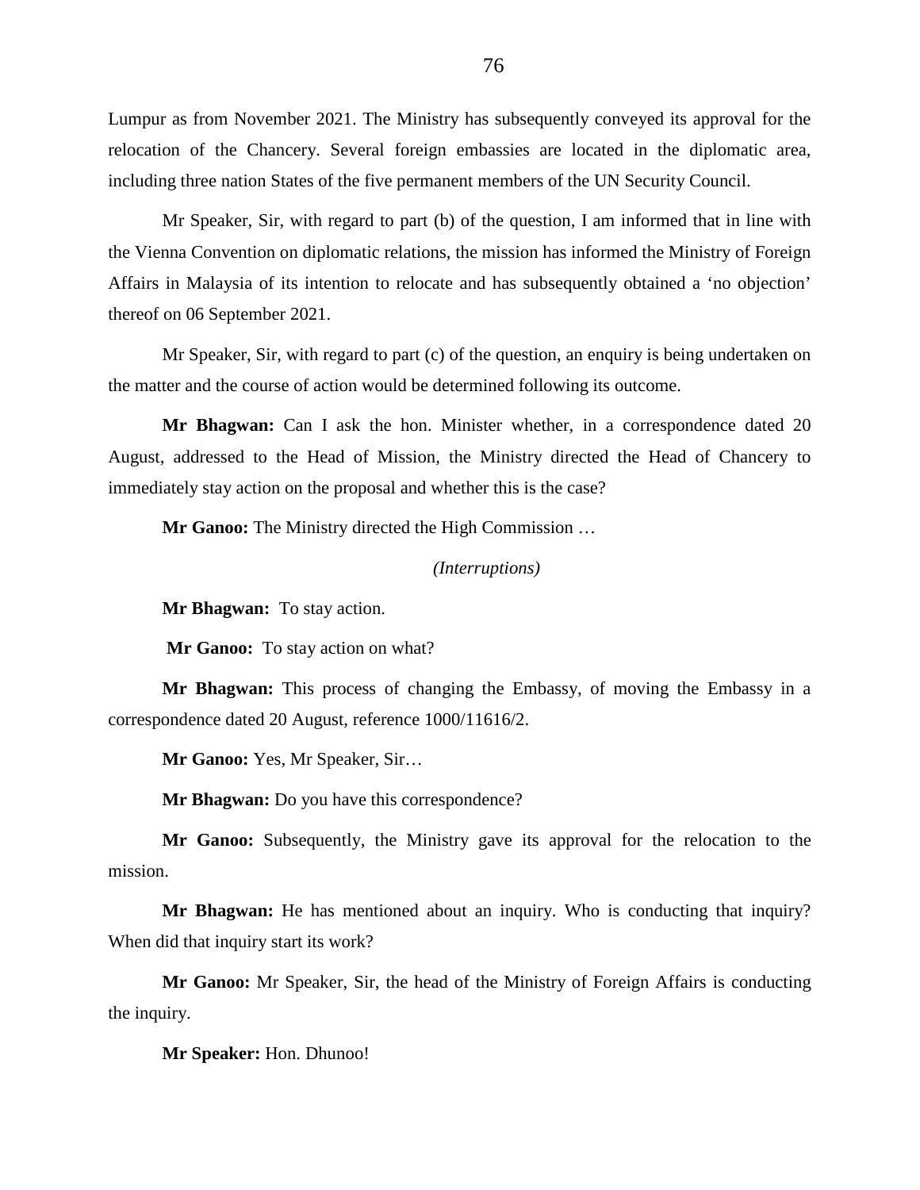Lumpur as from November 2021. The Ministry has subsequently conveyed its approval for the relocation of the Chancery. Several foreign embassies are located in the diplomatic area, including three nation States of the five permanent members of the UN Security Council.

Mr Speaker, Sir, with regard to part (b) of the question, I am informed that in line with the Vienna Convention on diplomatic relations, the mission has informed the Ministry of Foreign Affairs in Malaysia of its intention to relocate and has subsequently obtained a 'no objection' thereof on 06 September 2021.

Mr Speaker, Sir, with regard to part (c) of the question, an enquiry is being undertaken on the matter and the course of action would be determined following its outcome.

**Mr Bhagwan:** Can I ask the hon. Minister whether, in a correspondence dated 20 August, addressed to the Head of Mission, the Ministry directed the Head of Chancery to immediately stay action on the proposal and whether this is the case?

**Mr Ganoo:** The Ministry directed the High Commission …

*(Interruptions)*

**Mr Bhagwan:** To stay action.

**Mr Ganoo:** To stay action on what?

**Mr Bhagwan:** This process of changing the Embassy, of moving the Embassy in a correspondence dated 20 August, reference 1000/11616/2.

**Mr Ganoo:** Yes, Mr Speaker, Sir…

**Mr Bhagwan:** Do you have this correspondence?

**Mr Ganoo:** Subsequently, the Ministry gave its approval for the relocation to the mission.

**Mr Bhagwan:** He has mentioned about an inquiry. Who is conducting that inquiry? When did that inquiry start its work?

**Mr Ganoo:** Mr Speaker, Sir, the head of the Ministry of Foreign Affairs is conducting the inquiry.

**Mr Speaker:** Hon. Dhunoo!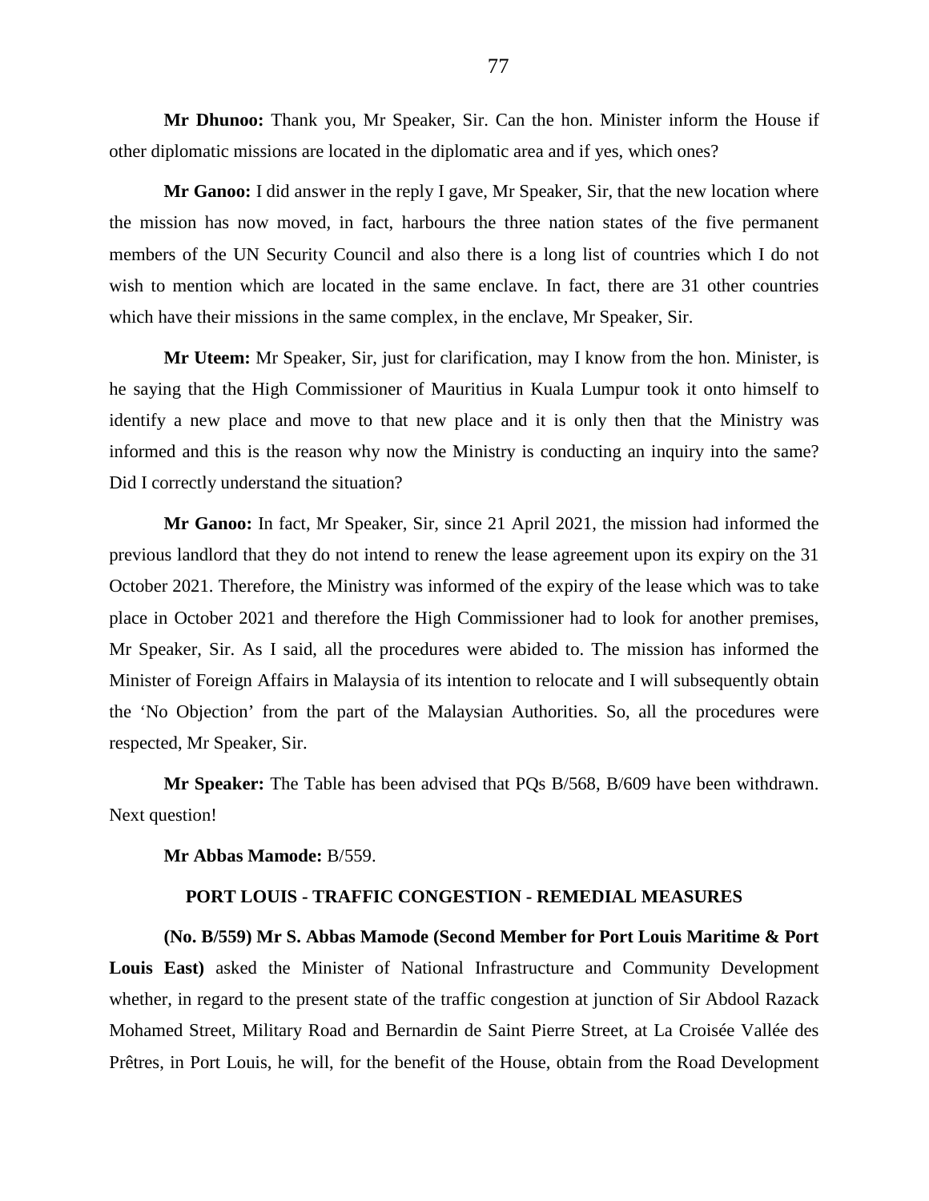**Mr Dhunoo:** Thank you, Mr Speaker, Sir. Can the hon. Minister inform the House if other diplomatic missions are located in the diplomatic area and if yes, which ones?

**Mr Ganoo:** I did answer in the reply I gave, Mr Speaker, Sir, that the new location where the mission has now moved, in fact, harbours the three nation states of the five permanent members of the UN Security Council and also there is a long list of countries which I do not wish to mention which are located in the same enclave. In fact, there are 31 other countries which have their missions in the same complex, in the enclave, Mr Speaker, Sir.

**Mr Uteem:** Mr Speaker, Sir, just for clarification, may I know from the hon. Minister, is he saying that the High Commissioner of Mauritius in Kuala Lumpur took it onto himself to identify a new place and move to that new place and it is only then that the Ministry was informed and this is the reason why now the Ministry is conducting an inquiry into the same? Did I correctly understand the situation?

**Mr Ganoo:** In fact, Mr Speaker, Sir, since 21 April 2021, the mission had informed the previous landlord that they do not intend to renew the lease agreement upon its expiry on the 31 October 2021. Therefore, the Ministry was informed of the expiry of the lease which was to take place in October 2021 and therefore the High Commissioner had to look for another premises, Mr Speaker, Sir. As I said, all the procedures were abided to. The mission has informed the Minister of Foreign Affairs in Malaysia of its intention to relocate and I will subsequently obtain the 'No Objection' from the part of the Malaysian Authorities. So, all the procedures were respected, Mr Speaker, Sir.

**Mr Speaker:** The Table has been advised that PQs B/568, B/609 have been withdrawn. Next question!

**Mr Abbas Mamode:** B/559.

## PORT LOUIS - TRAFFIC CONGESTION - REMEDIAL MEASURES

**(No. B/559) Mr S. Abbas Mamode (Second Member for Port Louis Maritime & Port Louis East)** asked the Minister of National Infrastructure and Community Development whether, in regard to the present state of the traffic congestion at junction of Sir Abdool Razack Mohamed Street, Military Road and Bernardin de Saint Pierre Street, at La Croisée Vallée des Prêtres, in Port Louis, he will, for the benefit of the House, obtain from the Road Development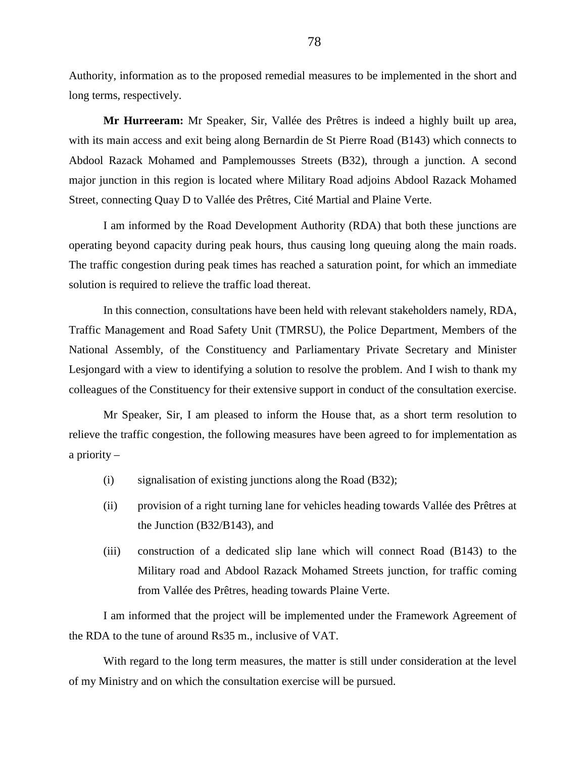Authority, information as to the proposed remedial measures to be implemented in the short and long terms, respectively.

**Mr Hurreeram:** Mr Speaker, Sir, Vallée des Prêtres is indeed a highly built up area, with its main access and exit being along Bernardin de St Pierre Road (B143) which connects to Abdool Razack Mohamed and Pamplemousses Streets (B32), through a junction. A second major junction in this region is located where Military Road adjoins Abdool Razack Mohamed Street, connecting Quay D to Vallée des Prêtres, Cité Martial and Plaine Verte.

I am informed by the Road Development Authority (RDA) that both these junctions are operating beyond capacity during peak hours, thus causing long queuing along the main roads. The traffic congestion during peak times has reached a saturation point, for which an immediate solution is required to relieve the traffic load thereat.

In this connection, consultations have been held with relevant stakeholders namely, RDA, Traffic Management and Road Safety Unit (TMRSU), the Police Department, Members of the National Assembly, of the Constituency and Parliamentary Private Secretary and Minister Lesjongard with a view to identifying a solution to resolve the problem. And I wish to thank my colleagues of the Constituency for their extensive support in conduct of the consultation exercise.

Mr Speaker, Sir, I am pleased to inform the House that, as a short term resolution to relieve the traffic congestion, the following measures have been agreed to for implementation as a priority –

(i) signalisation of existing junctions along the Road (B32);

(ii) provision of a right turning lane for vehicles heading towards Vallée des Prêtres at the Junction (B32/B143), and

(iii) construction of a dedicated slip lane which will connect Road (B143) to the Military road and Abdool Razack Mohamed Streets junction, for traffic coming from Vallée des Prêtres, heading towards Plaine Verte.

I am informed that the project will be implemented under the Framework Agreement of the RDA to the tune of around Rs35 m., inclusive of VAT.

With regard to the long term measures, the matter is still under consideration at the level of my Ministry and on which the consultation exercise will be pursued.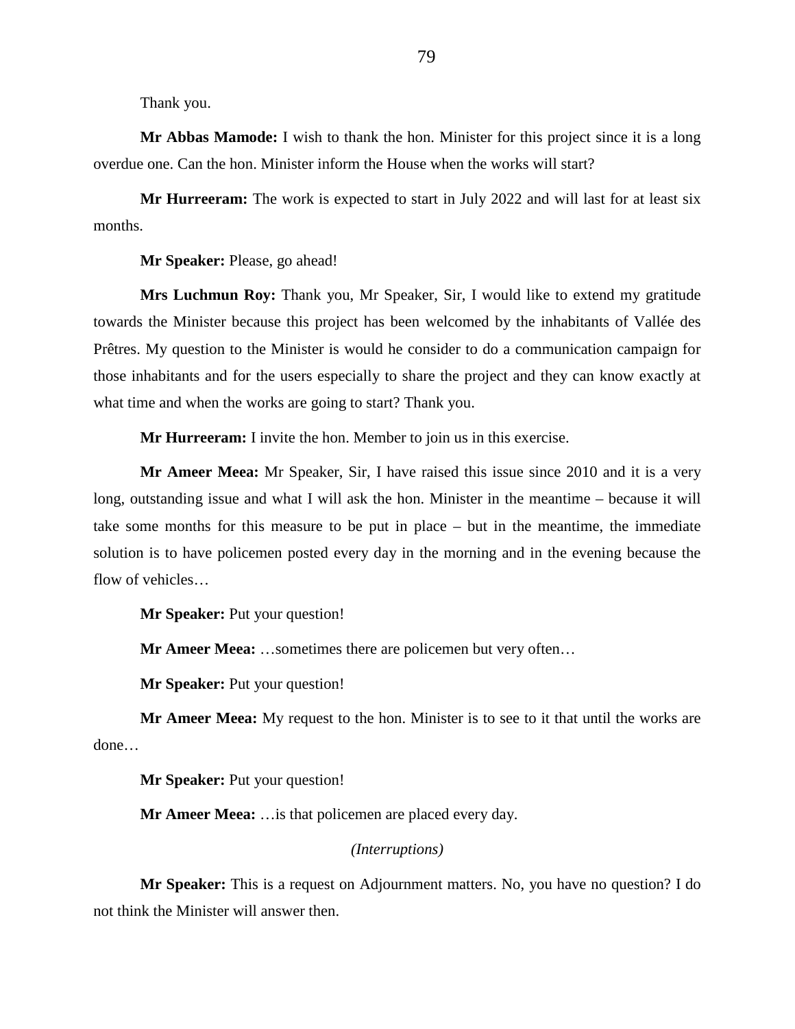Thank you.

**Mr Abbas Mamode:** I wish to thank the hon. Minister for this project since it is a long overdue one. Can the hon. Minister inform the House when the works will start?

**Mr Hurreeram:** The work is expected to start in July 2022 and will last for at least six months.

**Mr Speaker:** Please, go ahead!

**Mrs Luchmun Roy:** Thank you, Mr Speaker, Sir, I would like to extend my gratitude towards the Minister because this project has been welcomed by the inhabitants of Vallée des Prêtres. My question to the Minister is would he consider to do a communication campaign for those inhabitants and for the users especially to share the project and they can know exactly at what time and when the works are going to start? Thank you.

**Mr Hurreeram:** I invite the hon. Member to join us in this exercise.

**Mr Ameer Meea:** Mr Speaker, Sir, I have raised this issue since 2010 and it is a very long, outstanding issue and what I will ask the hon. Minister in the meantime – because it will take some months for this measure to be put in place – but in the meantime, the immediate solution is to have policemen posted every day in the morning and in the evening because the flow of vehicles…

**Mr Speaker:** Put your question!

**Mr Ameer Meea:** …sometimes there are policemen but very often…

**Mr Speaker:** Put your question!

**Mr Ameer Meea:** My request to the hon. Minister is to see to it that until the works are done…

**Mr Speaker:** Put your question!

**Mr Ameer Meea:** …is that policemen are placed every day.

*(Interruptions)*

**Mr Speaker:** This is a request on Adjournment matters. No, you have no question? I do not think the Minister will answer then.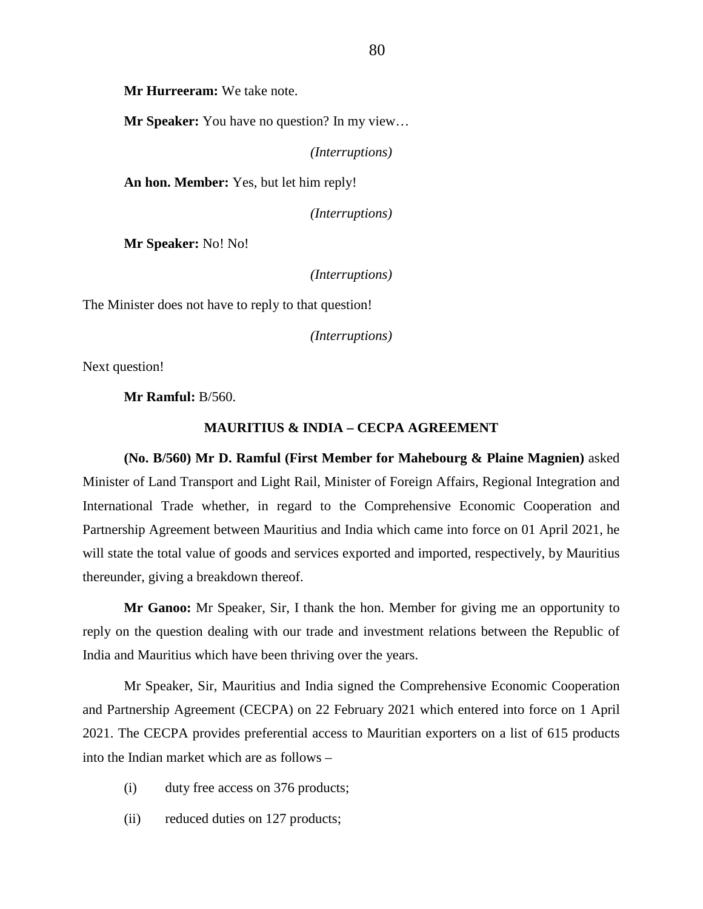**Mr Hurreeram:** We take note.

**Mr Speaker:** You have no question? In my view…

*(Interruptions)*

**An hon. Member:** Yes, but let him reply!

*(Interruptions)*

**Mr Speaker:** No! No!

*(Interruptions)*

The Minister does not have to reply to that question!

*(Interruptions)*

Next question!

**Mr Ramful:** B/560.

**MAURITIUS & INDIA – CECPA AGREEMENT**

**(No. B/560) Mr D. Ramful (First Member for Mahebourg & Plaine Magnien)** asked Minister of Land Transport and Light Rail, Minister of Foreign Affairs, Regional Integration and International Trade whether, in regard to the Comprehensive Economic Cooperation and Partnership Agreement between Mauritius and India which came into force on 01 April 2021, he will state the total value of goods and services exported and imported, respectively, by Mauritius thereunder, giving a breakdown thereof.

**Mr Ganoo:** Mr Speaker, Sir, I thank the hon. Member for giving me an opportunity to reply on the question dealing with our trade and investment relations between the Republic of India and Mauritius which have been thriving over the years.

Mr Speaker, Sir, Mauritius and India signed the Comprehensive Economic Cooperation and Partnership Agreement (CECPA) on 22 February 2021 which entered into force on 1 April 2021. The CECPA provides preferential access to Mauritian exporters on a list of 615 products into the Indian market which are as follows –

(i) duty free access on 376 products;

(ii) reduced duties on 127 products;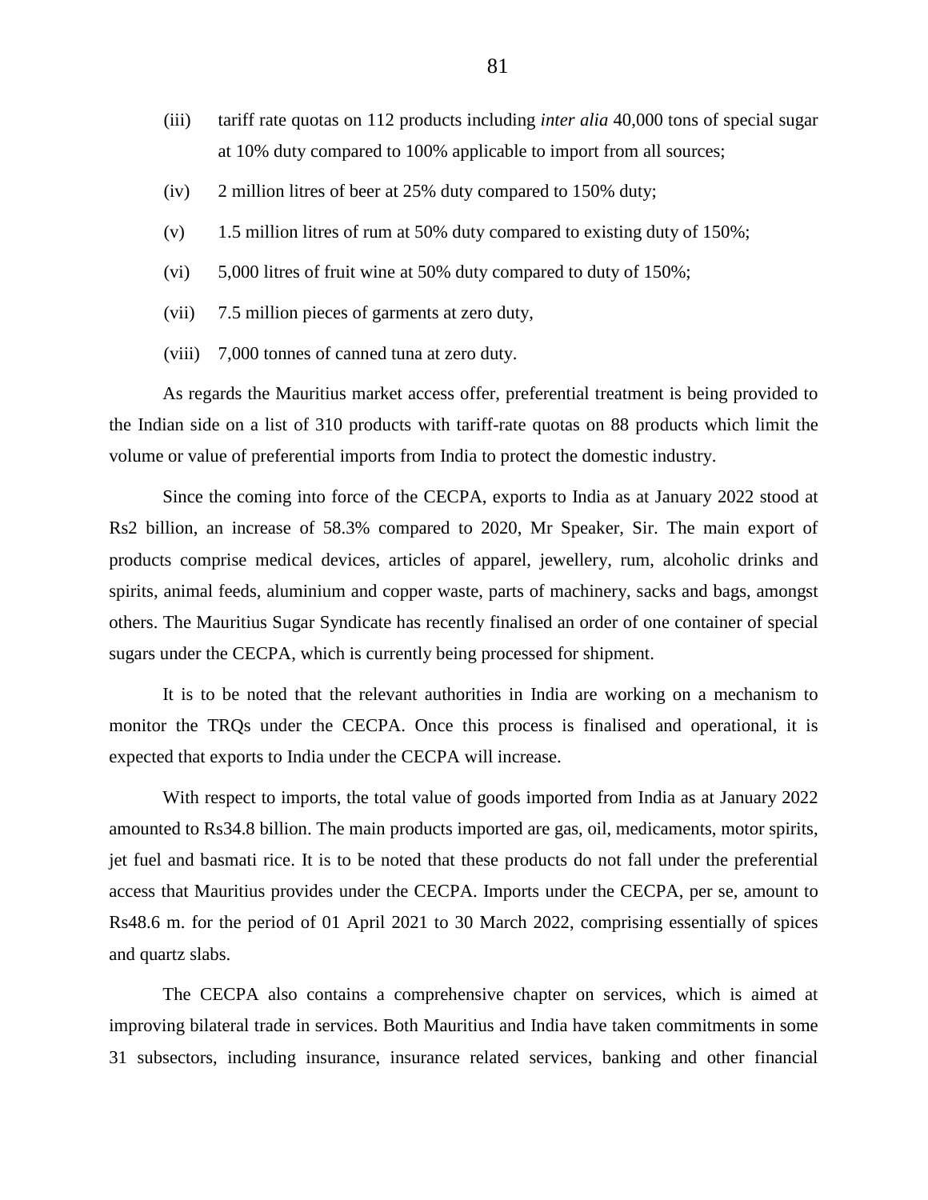(iii) tariff rate quotas on 112 products including *inter alia* 40,000 tons of special sugar at 10% duty compared to 100% applicable to import from all sources;

(iv) 2 million litres of beer at 25% duty compared to 150% duty;

(v) 1.5 million litres of rum at 50% duty compared to existing duty of 150%;

(vi) 5,000 litres of fruit wine at 50% duty compared to duty of 150%;

(vii) 7.5 million pieces of garments at zero duty,

(viii) 7,000 tonnes of canned tuna at zero duty.

As regards the Mauritius market access offer, preferential treatment is being provided to the Indian side on a list of 310 products with tariff-rate quotas on 88 products which limit the volume or value of preferential imports from India to protect the domestic industry.

Since the coming into force of the CECPA, exports to India as at January 2022 stood at Rs2 billion, an increase of 58.3% compared to 2020, Mr Speaker, Sir. The main export of products comprise medical devices, articles of apparel, jewellery, rum, alcoholic drinks and spirits, animal feeds, aluminium and copper waste, parts of machinery, sacks and bags, amongst others. The Mauritius Sugar Syndicate has recently finalised an order of one container of special sugars under the CECPA, which is currently being processed for shipment.

It is to be noted that the relevant authorities in India are working on a mechanism to monitor the TRQs under the CECPA. Once this process is finalised and operational, it is expected that exports to India under the CECPA will increase.

With respect to imports, the total value of goods imported from India as at January 2022 amounted to Rs34.8 billion. The main products imported are gas, oil, medicaments, motor spirits, jet fuel and basmati rice. It is to be noted that these products do not fall under the preferential access that Mauritius provides under the CECPA. Imports under the CECPA, per se, amount to Rs48.6 m. for the period of 01 April 2021 to 30 March 2022, comprising essentially of spices and quartz slabs.

The CECPA also contains a comprehensive chapter on services, which is aimed at improving bilateral trade in services. Both Mauritius and India have taken commitments in some 31 subsectors, including insurance, insurance related services, banking and other financial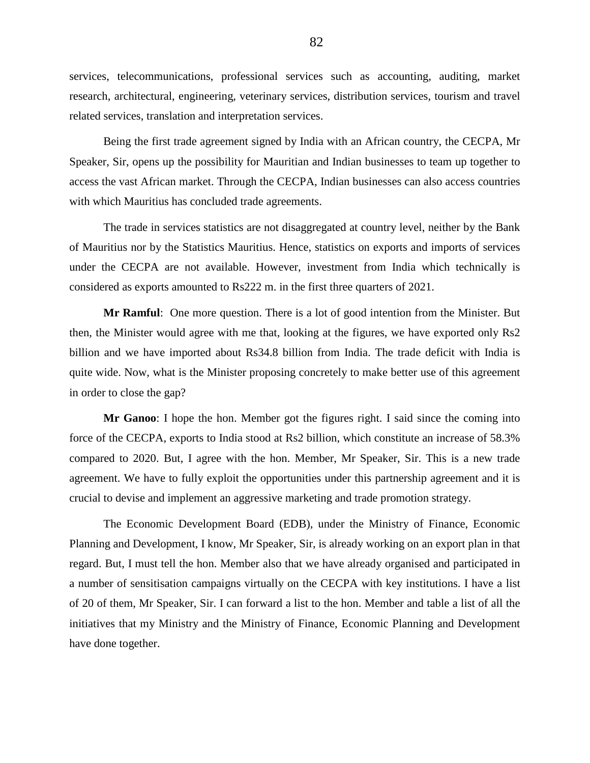services, telecommunications, professional services such as accounting, auditing, market research, architectural, engineering, veterinary services, distribution services, tourism and travel related services, translation and interpretation services.

Being the first trade agreement signed by India with an African country, the CECPA, Mr Speaker, Sir, opens up the possibility for Mauritian and Indian businesses to team up together to access the vast African market. Through the CECPA, Indian businesses can also access countries with which Mauritius has concluded trade agreements.

The trade in services statistics are not disaggregated at country level, neither by the Bank of Mauritius nor by the Statistics Mauritius. Hence, statistics on exports and imports of services under the CECPA are not available. However, investment from India which technically is considered as exports amounted to Rs222 m. in the first three quarters of 2021.

**Mr Ramful**: One more question. There is a lot of good intention from the Minister. But then, the Minister would agree with me that, looking at the figures, we have exported only Rs2 billion and we have imported about Rs34.8 billion from India. The trade deficit with India is quite wide. Now, what is the Minister proposing concretely to make better use of this agreement in order to close the gap?

**Mr Ganoo**: I hope the hon. Member got the figures right. I said since the coming into force of the CECPA, exports to India stood at Rs2 billion, which constitute an increase of 58.3% compared to 2020. But, I agree with the hon. Member, Mr Speaker, Sir. This is a new trade agreement. We have to fully exploit the opportunities under this partnership agreement and it is crucial to devise and implement an aggressive marketing and trade promotion strategy.

The Economic Development Board (EDB), under the Ministry of Finance, Economic Planning and Development, I know, Mr Speaker, Sir, is already working on an export plan in that regard. But, I must tell the hon. Member also that we have already organised and participated in a number of sensitisation campaigns virtually on the CECPA with key institutions. I have a list of 20 of them, Mr Speaker, Sir. I can forward a list to the hon. Member and table a list of all the initiatives that my Ministry and the Ministry of Finance, Economic Planning and Development have done together.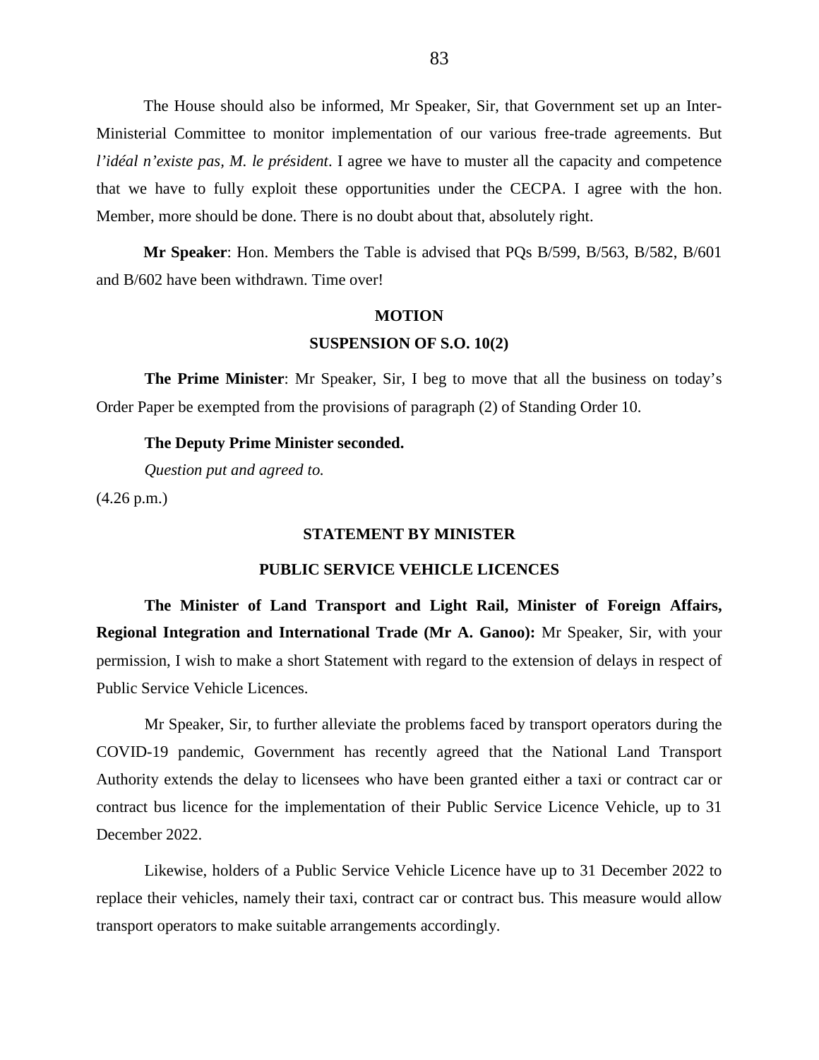The House should also be informed, Mr Speaker, Sir, that Government set up an Inter-Ministerial Committee to monitor implementation of our various free-trade agreements. But *l'idéal n'existe pas, M. le président*. I agree we have to muster all the capacity and competence that we have to fully exploit these opportunities under the CECPA. I agree with the hon. Member, more should be done. There is no doubt about that, absolutely right.

**Mr Speaker**: Hon. Members the Table is advised that PQs B/599, B/563, B/582, B/601 and B/602 have been withdrawn. Time over!

## MOTION

## SUSPENSION OF S.O. 10(2)

**The Prime Minister**: Mr Speaker, Sir, I beg to move that all the business on today's Order Paper be exempted from the provisions of paragraph (2) of Standing Order 10.

**The Deputy Prime Minister seconded.**

*Question put and agreed to.*

(4.26 p.m.)

## STATEMENT BY MINISTER

## PUBLIC SERVICE VEHICLE LICENCES

**The Minister of Land Transport and Light Rail, Minister of Foreign Affairs, Regional Integration and International Trade (Mr A. Ganoo):** Mr Speaker, Sir, with your permission, I wish to make a short Statement with regard to the extension of delays in respect of Public Service Vehicle Licences.

Mr Speaker, Sir, to further alleviate the problems faced by transport operators during the COVID-19 pandemic, Government has recently agreed that the National Land Transport Authority extends the delay to licensees who have been granted either a taxi or contract car or contract bus licence for the implementation of their Public Service Licence Vehicle, up to 31 December 2022.

Likewise, holders of a Public Service Vehicle Licence have up to 31 December 2022 to replace their vehicles, namely their taxi, contract car or contract bus. This measure would allow transport operators to make suitable arrangements accordingly.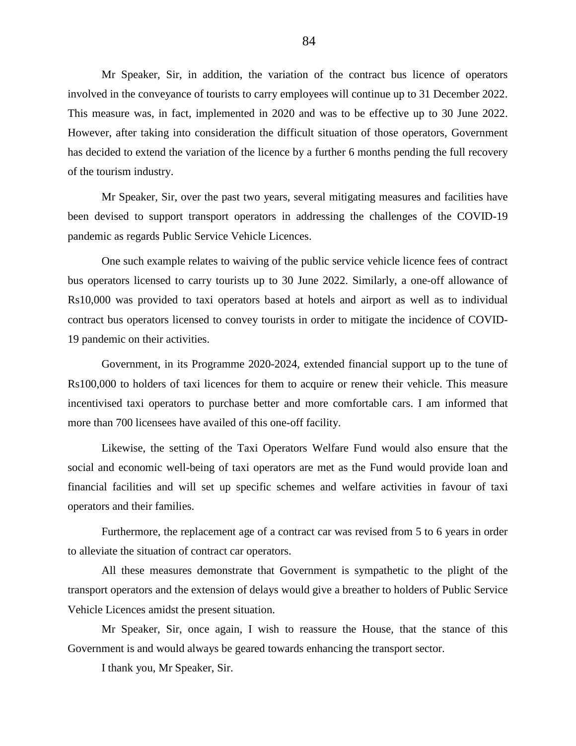Mr Speaker, Sir, in addition, the variation of the contract bus licence of operators involved in the conveyance of tourists to carry employees will continue up to 31 December 2022. This measure was, in fact, implemented in 2020 and was to be effective up to 30 June 2022. However, after taking into consideration the difficult situation of those operators, Government has decided to extend the variation of the licence by a further 6 months pending the full recovery of the tourism industry.

Mr Speaker, Sir, over the past two years, several mitigating measures and facilities have been devised to support transport operators in addressing the challenges of the COVID-19 pandemic as regards Public Service Vehicle Licences.

One such example relates to waiving of the public service vehicle licence fees of contract bus operators licensed to carry tourists up to 30 June 2022. Similarly, a one-off allowance of Rs10,000 was provided to taxi operators based at hotels and airport as well as to individual contract bus operators licensed to convey tourists in order to mitigate the incidence of COVID-19 pandemic on their activities.

Government, in its Programme 2020-2024, extended financial support up to the tune of Rs100,000 to holders of taxi licences for them to acquire or renew their vehicle. This measure incentivised taxi operators to purchase better and more comfortable cars. I am informed that more than 700 licensees have availed of this one-off facility.

Likewise, the setting of the Taxi Operators Welfare Fund would also ensure that the social and economic well-being of taxi operators are met as the Fund would provide loan and financial facilities and will set up specific schemes and welfare activities in favour of taxi operators and their families.

Furthermore, the replacement age of a contract car was revised from 5 to 6 years in order to alleviate the situation of contract car operators.

All these measures demonstrate that Government is sympathetic to the plight of the transport operators and the extension of delays would give a breather to holders of Public Service Vehicle Licences amidst the present situation.

Mr Speaker, Sir, once again, I wish to reassure the House, that the stance of this Government is and would always be geared towards enhancing the transport sector.

I thank you, Mr Speaker, Sir.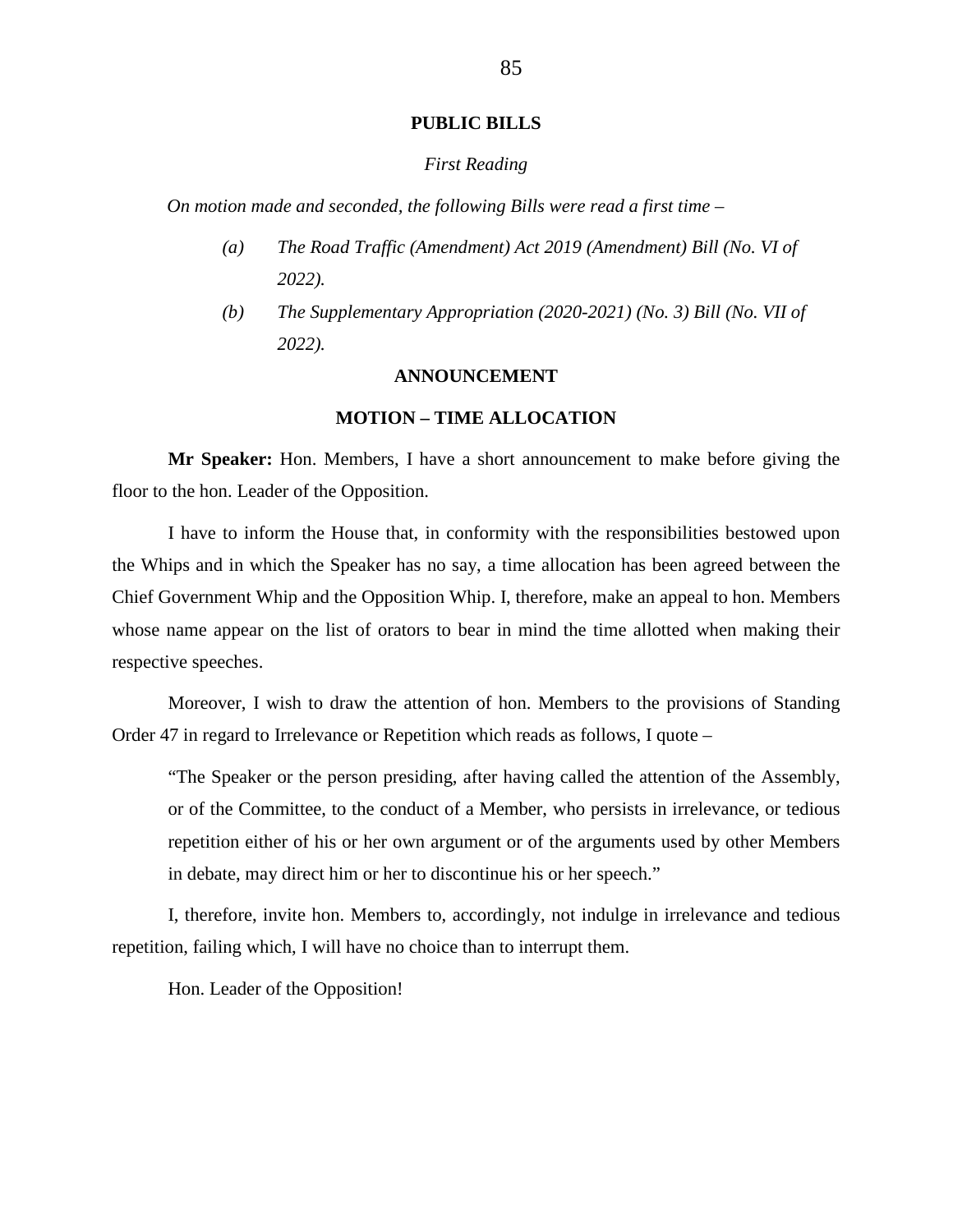## PUBLIC BILLS

*First Reading*

*On motion made and seconded, the following Bills were read a first time –*

*(a) The Road Traffic (Amendment) Act 2019 (Amendment) Bill (No. VI of 2022).*

*(b) The Supplementary Appropriation (2020-2021) (No. 3) Bill (No. VII of 2022).*

## ANNOUNCEMENT

## MOTION – TIME ALLOCATION

**Mr Speaker:** Hon. Members, I have a short announcement to make before giving the floor to the hon. Leader of the Opposition.

I have to inform the House that, in conformity with the responsibilities bestowed upon the Whips and in which the Speaker has no say, a time allocation has been agreed between the Chief Government Whip and the Opposition Whip. I, therefore, make an appeal to hon. Members whose name appear on the list of orators to bear in mind the time allotted when making their respective speeches.

Moreover, I wish to draw the attention of hon. Members to the provisions of Standing Order 47 in regard to Irrelevance or Repetition which reads as follows, I quote –

> "The Speaker or the person presiding, after having called the attention of the Assembly, or of the Committee, to the conduct of a Member, who persists in irrelevance, or tedious repetition either of his or her own argument or of the arguments used by other Members in debate, may direct him or her to discontinue his or her speech."

I, therefore, invite hon. Members to, accordingly, not indulge in irrelevance and tedious repetition, failing which, I will have no choice than to interrupt them.

Hon. Leader of the Opposition!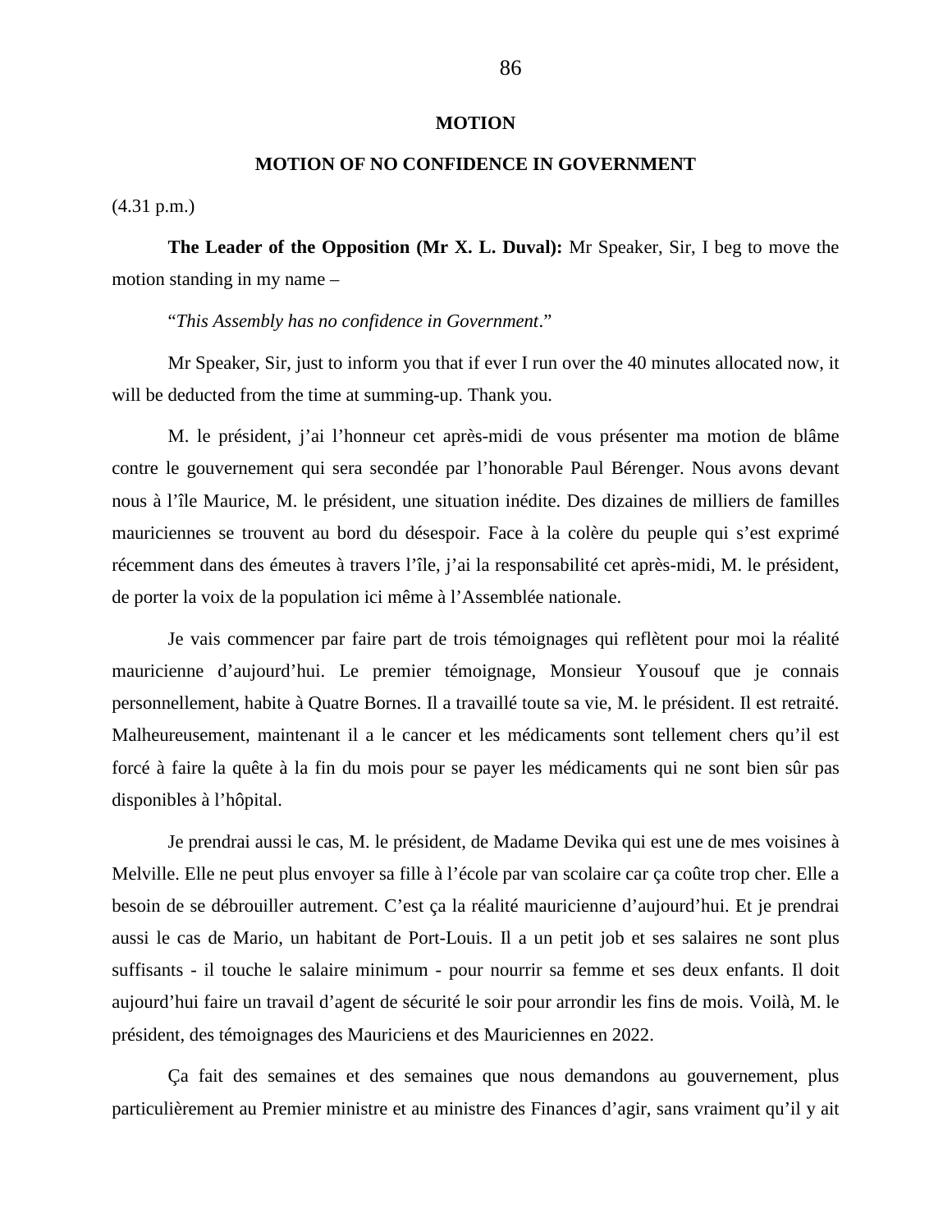**MOTION**

**MOTION OF NO CONFIDENCE IN GOVERNMENT**

(4.31 p.m.)

**The Leader of the Opposition (Mr X. L. Duval):** Mr Speaker, Sir, I beg to move the motion standing in my name –

"*This Assembly has no confidence in Government*."

Mr Speaker, Sir, just to inform you that if ever I run over the 40 minutes allocated now, it will be deducted from the time at summing-up. Thank you.

M. le président, j'ai l'honneur cet après-midi de vous présenter ma motion de blâme contre le gouvernement qui sera secondée par l'honorable Paul Bérenger. Nous avons devant nous à l'île Maurice, M. le président, une situation inédite. Des dizaines de milliers de familles mauriciennes se trouvent au bord du désespoir. Face à la colère du peuple qui s'est exprimé récemment dans des émeutes à travers l'île, j'ai la responsabilité cet après-midi, M. le président, de porter la voix de la population ici même à l'Assemblée nationale.

Je vais commencer par faire part de trois témoignages qui reflètent pour moi la réalité mauricienne d'aujourd'hui. Le premier témoignage, Monsieur Yousouf que je connais personnellement, habite à Quatre Bornes. Il a travaillé toute sa vie, M. le président. Il est retraité. Malheureusement, maintenant il a le cancer et les médicaments sont tellement chers qu'il est forcé à faire la quête à la fin du mois pour se payer les médicaments qui ne sont bien sûr pas disponibles à l'hôpital.

Je prendrai aussi le cas, M. le président, de Madame Devika qui est une de mes voisines à Melville. Elle ne peut plus envoyer sa fille à l'école par van scolaire car ça coûte trop cher. Elle a besoin de se débrouiller autrement. C'est ça la réalité mauricienne d'aujourd'hui. Et je prendrai aussi le cas de Mario, un habitant de Port-Louis. Il a un petit job et ses salaires ne sont plus suffisants - il touche le salaire minimum - pour nourrir sa femme et ses deux enfants. Il doit aujourd'hui faire un travail d'agent de sécurité le soir pour arrondir les fins de mois. Voilà, M. le président, des témoignages des Mauriciens et des Mauriciennes en 2022.

Ça fait des semaines et des semaines que nous demandons au gouvernement, plus particulièrement au Premier ministre et au ministre des Finances d'agir, sans vraiment qu'il y ait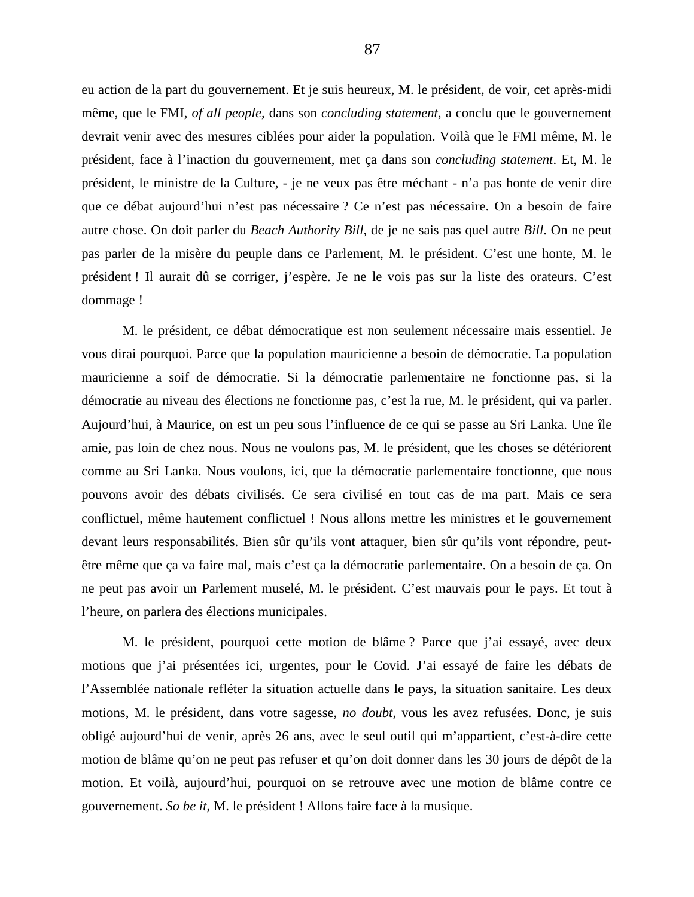eu action de la part du gouvernement. Et je suis heureux, M. le président, de voir, cet après-midi même, que le FMI, *of all people,* dans son *concluding statement*, a conclu que le gouvernement devrait venir avec des mesures ciblées pour aider la population. Voilà que le FMI même, M. le président, face à l'inaction du gouvernement, met ça dans son *concluding statement*. Et, M. le président, le ministre de la Culture, - je ne veux pas être méchant - n'a pas honte de venir dire que ce débat aujourd'hui n'est pas nécessaire ? Ce n'est pas nécessaire. On a besoin de faire autre chose. On doit parler du *Beach Authority Bill,* de je ne sais pas quel autre *Bill*. On ne peut pas parler de la misère du peuple dans ce Parlement, M. le président. C'est une honte, M. le président ! Il aurait dû se corriger, j'espère. Je ne le vois pas sur la liste des orateurs. C'est dommage !

M. le président, ce débat démocratique est non seulement nécessaire mais essentiel. Je vous dirai pourquoi. Parce que la population mauricienne a besoin de démocratie. La population mauricienne a soif de démocratie. Si la démocratie parlementaire ne fonctionne pas, si la démocratie au niveau des élections ne fonctionne pas, c'est la rue, M. le président, qui va parler. Aujourd'hui, à Maurice, on est un peu sous l'influence de ce qui se passe au Sri Lanka. Une île amie, pas loin de chez nous. Nous ne voulons pas, M. le président, que les choses se détériorent comme au Sri Lanka. Nous voulons, ici, que la démocratie parlementaire fonctionne, que nous pouvons avoir des débats civilisés. Ce sera civilisé en tout cas de ma part. Mais ce sera conflictuel, même hautement conflictuel ! Nous allons mettre les ministres et le gouvernement devant leurs responsabilités. Bien sûr qu'ils vont attaquer, bien sûr qu'ils vont répondre, peut-être même que ça va faire mal, mais c'est ça la démocratie parlementaire. On a besoin de ça. On ne peut pas avoir un Parlement muselé, M. le président. C'est mauvais pour le pays. Et tout à l'heure, on parlera des élections municipales.

M. le président, pourquoi cette motion de blâme ? Parce que j'ai essayé, avec deux motions que j'ai présentées ici, urgentes, pour le Covid. J'ai essayé de faire les débats de l'Assemblée nationale refléter la situation actuelle dans le pays, la situation sanitaire. Les deux motions, M. le président, dans votre sagesse, *no doubt*, vous les avez refusées. Donc, je suis obligé aujourd'hui de venir, après 26 ans, avec le seul outil qui m'appartient, c'est-à-dire cette motion de blâme qu'on ne peut pas refuser et qu'on doit donner dans les 30 jours de dépôt de la motion. Et voilà, aujourd'hui, pourquoi on se retrouve avec une motion de blâme contre ce gouvernement. *So be it*, M. le président ! Allons faire face à la musique.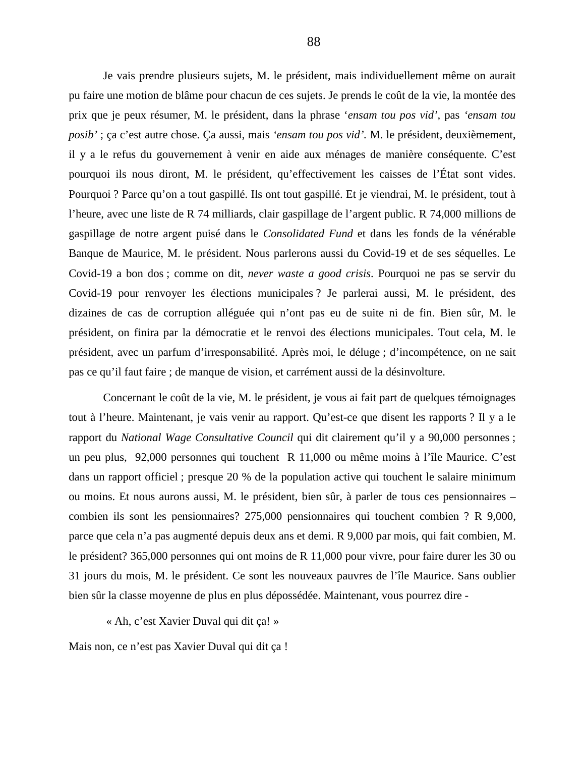Je vais prendre plusieurs sujets, M. le président, mais individuellement même on aurait pu faire une motion de blâme pour chacun de ces sujets. Je prends le coût de la vie, la montée des prix que je peux résumer, M. le président, dans la phrase ‘*ensam tou pos vid’*, pas *‘ensam tou posib’* ; ça c’est autre chose. Ça aussi, mais *‘ensam tou pos vid’*. M. le président, deuxièmement, il y a le refus du gouvernement à venir en aide aux ménages de manière conséquente. C’est pourquoi ils nous diront, M. le président, qu’effectivement les caisses de l’État sont vides. Pourquoi ? Parce qu’on a tout gaspillé. Ils ont tout gaspillé. Et je viendrai, M. le président, tout à l’heure, avec une liste de R 74 milliards, clair gaspillage de l’argent public. R 74,000 millions de gaspillage de notre argent puisé dans le *Consolidated Fund* et dans les fonds de la vénérable Banque de Maurice, M. le président. Nous parlerons aussi du Covid-19 et de ses séquelles. Le Covid-19 a bon dos ; comme on dit, *never waste a good crisis*. Pourquoi ne pas se servir du Covid-19 pour renvoyer les élections municipales ? Je parlerai aussi, M. le président, des dizaines de cas de corruption alléguée qui n’ont pas eu de suite ni de fin. Bien sûr, M. le président, on finira par la démocratie et le renvoi des élections municipales. Tout cela, M. le président, avec un parfum d’irresponsabilité. Après moi, le déluge ; d’incompétence, on ne sait pas ce qu’il faut faire ; de manque de vision, et carrément aussi de la désinvolture.

Concernant le coût de la vie, M. le président, je vous ai fait part de quelques témoignages tout à l’heure. Maintenant, je vais venir au rapport. Qu’est-ce que disent les rapports ? Il y a le rapport du *National Wage Consultative Council* qui dit clairement qu’il y a 90,000 personnes ; un peu plus, 92,000 personnes qui touchent R 11,000 ou même moins à l’île Maurice. C’est dans un rapport officiel ; presque 20 % de la population active qui touchent le salaire minimum ou moins. Et nous aurons aussi, M. le président, bien sûr, à parler de tous ces pensionnaires – combien ils sont les pensionnaires? 275,000 pensionnaires qui touchent combien ? R 9,000, parce que cela n’a pas augmenté depuis deux ans et demi. R 9,000 par mois, qui fait combien, M. le président? 365,000 personnes qui ont moins de R 11,000 pour vivre, pour faire durer les 30 ou 31 jours du mois, M. le président. Ce sont les nouveaux pauvres de l’île Maurice. Sans oublier bien sûr la classe moyenne de plus en plus dépossédée. Maintenant, vous pourrez dire -

« Ah, c’est Xavier Duval qui dit ça! »

Mais non, ce n’est pas Xavier Duval qui dit ça !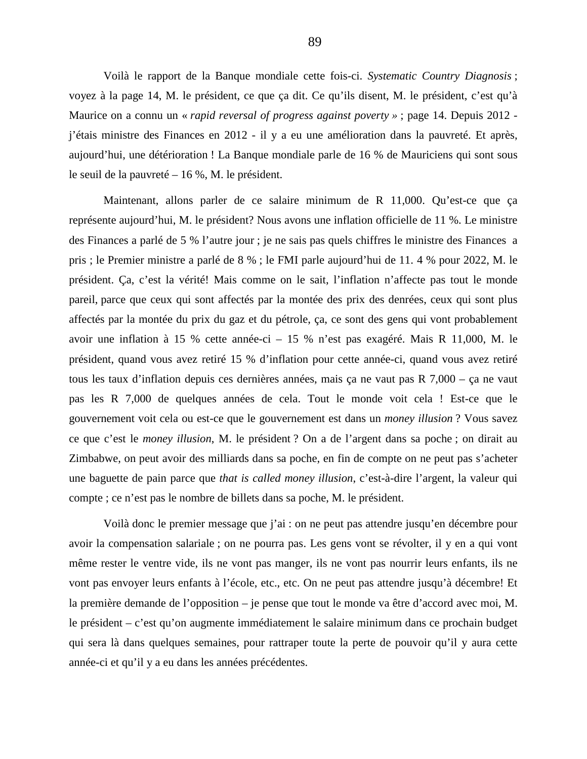Voilà le rapport de la Banque mondiale cette fois-ci. *Systematic Country Diagnosis* ; voyez à la page 14, M. le président, ce que ça dit. Ce qu'ils disent, M. le président, c'est qu'à Maurice on a connu un « *rapid reversal of progress against poverty* » ; page 14. Depuis 2012 - j'étais ministre des Finances en 2012 - il y a eu une amélioration dans la pauvreté. Et après, aujourd'hui, une détérioration ! La Banque mondiale parle de 16 % de Mauriciens qui sont sous le seuil de la pauvreté – 16 %, M. le président.

Maintenant, allons parler de ce salaire minimum de R 11,000. Qu'est-ce que ça représente aujourd'hui, M. le président? Nous avons une inflation officielle de 11 %. Le ministre des Finances a parlé de 5 % l'autre jour ; je ne sais pas quels chiffres le ministre des Finances a pris ; le Premier ministre a parlé de 8 % ; le FMI parle aujourd'hui de 11. 4 % pour 2022, M. le président. Ça, c'est la vérité! Mais comme on le sait, l'inflation n'affecte pas tout le monde pareil, parce que ceux qui sont affectés par la montée des prix des denrées, ceux qui sont plus affectés par la montée du prix du gaz et du pétrole, ça, ce sont des gens qui vont probablement avoir une inflation à 15 % cette année-ci – 15 % n'est pas exagéré. Mais R 11,000, M. le président, quand vous avez retiré 15 % d'inflation pour cette année-ci, quand vous avez retiré tous les taux d'inflation depuis ces dernières années, mais ça ne vaut pas R 7,000 – ça ne vaut pas les R 7,000 de quelques années de cela. Tout le monde voit cela ! Est-ce que le gouvernement voit cela ou est-ce que le gouvernement est dans un *money illusion* ? Vous savez ce que c'est le *money illusion*, M. le président ? On a de l'argent dans sa poche ; on dirait au Zimbabwe, on peut avoir des milliards dans sa poche, en fin de compte on ne peut pas s'acheter une baguette de pain parce que *that is called money illusion*, c'est-à-dire l'argent, la valeur qui compte ; ce n'est pas le nombre de billets dans sa poche, M. le président.

Voilà donc le premier message que j'ai : on ne peut pas attendre jusqu'en décembre pour avoir la compensation salariale ; on ne pourra pas. Les gens vont se révolter, il y en a qui vont même rester le ventre vide, ils ne vont pas manger, ils ne vont pas nourrir leurs enfants, ils ne vont pas envoyer leurs enfants à l'école, etc., etc. On ne peut pas attendre jusqu'à décembre! Et la première demande de l'opposition – je pense que tout le monde va être d'accord avec moi, M. le président – c'est qu'on augmente immédiatement le salaire minimum dans ce prochain budget qui sera là dans quelques semaines, pour rattraper toute la perte de pouvoir qu'il y aura cette année-ci et qu'il y a eu dans les années précédentes.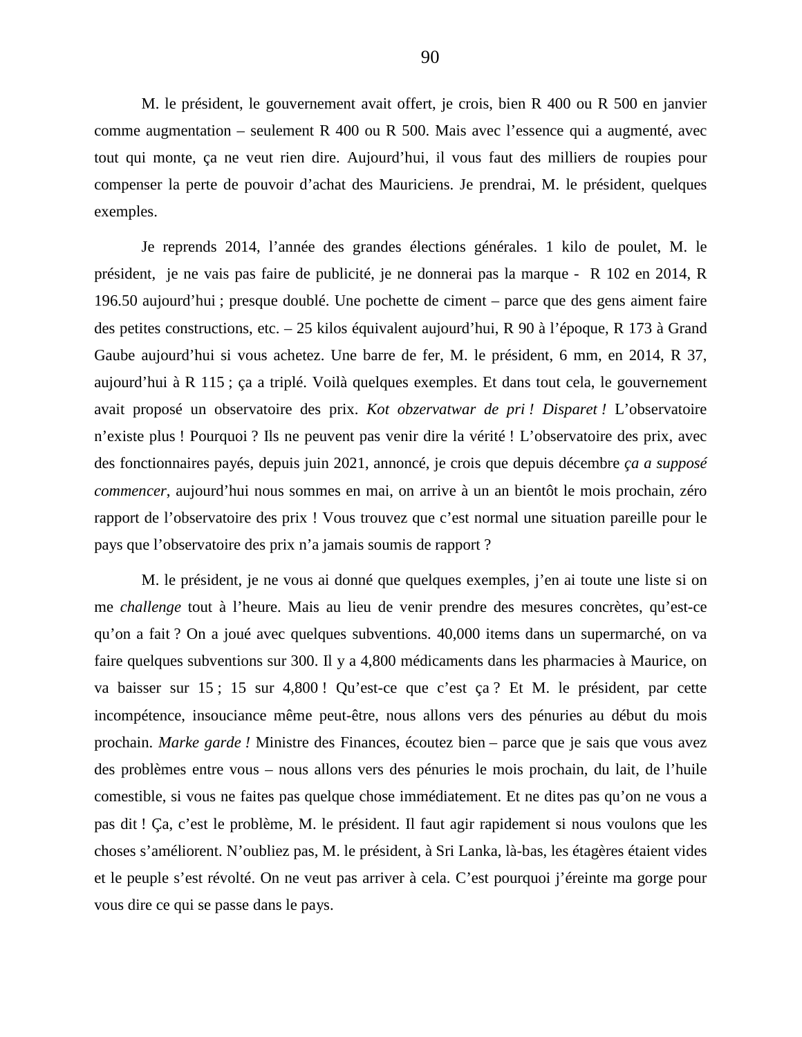M. le président, le gouvernement avait offert, je crois, bien R 400 ou R 500 en janvier comme augmentation – seulement R 400 ou R 500. Mais avec l'essence qui a augmenté, avec tout qui monte, ça ne veut rien dire. Aujourd'hui, il vous faut des milliers de roupies pour compenser la perte de pouvoir d'achat des Mauriciens. Je prendrai, M. le président, quelques exemples.

Je reprends 2014, l'année des grandes élections générales. 1 kilo de poulet, M. le président, je ne vais pas faire de publicité, je ne donnerai pas la marque - R 102 en 2014, R 196.50 aujourd'hui ; presque doublé. Une pochette de ciment – parce que des gens aiment faire des petites constructions, etc. – 25 kilos équivalent aujourd'hui, R 90 à l'époque, R 173 à Grand Gaube aujourd'hui si vous achetez. Une barre de fer, M. le président, 6 mm, en 2014, R 37, aujourd'hui à R 115 ; ça a triplé. Voilà quelques exemples. Et dans tout cela, le gouvernement avait proposé un observatoire des prix. *Kot obzervatwar de pri ! Disparet !* L'observatoire n'existe plus ! Pourquoi ? Ils ne peuvent pas venir dire la vérité ! L'observatoire des prix, avec des fonctionnaires payés, depuis juin 2021, annoncé, je crois que depuis décembre *ça a supposé commencer*, aujourd'hui nous sommes en mai, on arrive à un an bientôt le mois prochain, zéro rapport de l'observatoire des prix ! Vous trouvez que c'est normal une situation pareille pour le pays que l'observatoire des prix n'a jamais soumis de rapport ?

M. le président, je ne vous ai donné que quelques exemples, j'en ai toute une liste si on me *challenge* tout à l'heure. Mais au lieu de venir prendre des mesures concrètes, qu'est-ce qu'on a fait ? On a joué avec quelques subventions. 40,000 items dans un supermarché, on va faire quelques subventions sur 300. Il y a 4,800 médicaments dans les pharmacies à Maurice, on va baisser sur 15 ; 15 sur 4,800 ! Qu'est-ce que c'est ça ? Et M. le président, par cette incompétence, insouciance même peut-être, nous allons vers des pénuries au début du mois prochain. *Marke garde !* Ministre des Finances, écoutez bien – parce que je sais que vous avez des problèmes entre vous – nous allons vers des pénuries le mois prochain, du lait, de l'huile comestible, si vous ne faites pas quelque chose immédiatement. Et ne dites pas qu'on ne vous a pas dit ! Ça, c'est le problème, M. le président. Il faut agir rapidement si nous voulons que les choses s'améliorent. N'oubliez pas, M. le président, à Sri Lanka, là-bas, les étagères étaient vides et le peuple s'est révolté. On ne veut pas arriver à cela. C'est pourquoi j'éreinte ma gorge pour vous dire ce qui se passe dans le pays.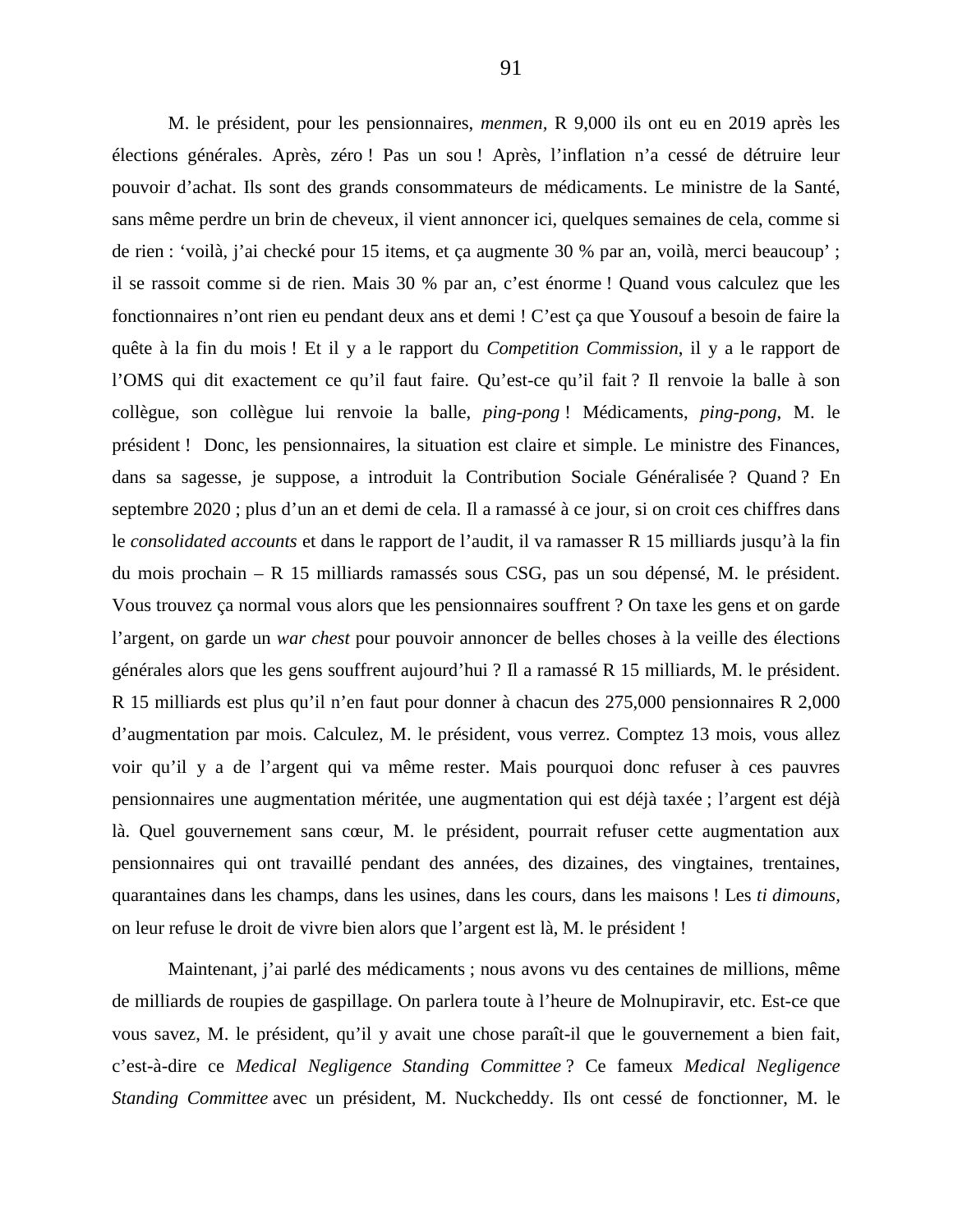M. le président, pour les pensionnaires, *menmen,* R 9,000 ils ont eu en 2019 après les élections générales. Après, zéro ! Pas un sou ! Après, l'inflation n'a cessé de détruire leur pouvoir d'achat. Ils sont des grands consommateurs de médicaments. Le ministre de la Santé, sans même perdre un brin de cheveux, il vient annoncer ici, quelques semaines de cela, comme si de rien : 'voilà, j'ai checké pour 15 items, et ça augmente 30 % par an, voilà, merci beaucoup' ; il se rassoit comme si de rien. Mais 30 % par an, c'est énorme ! Quand vous calculez que les fonctionnaires n'ont rien eu pendant deux ans et demi ! C'est ça que Yousouf a besoin de faire la quête à la fin du mois ! Et il y a le rapport du *Competition Commission*, il y a le rapport de l'OMS qui dit exactement ce qu'il faut faire. Qu'est-ce qu'il fait ? Il renvoie la balle à son collègue, son collègue lui renvoie la balle, *ping-pong* ! Médicaments, *ping-pong*, M. le président ! Donc, les pensionnaires, la situation est claire et simple. Le ministre des Finances, dans sa sagesse, je suppose, a introduit la Contribution Sociale Généralisée ? Quand ? En septembre 2020 ; plus d'un an et demi de cela. Il a ramassé à ce jour, si on croit ces chiffres dans le *consolidated accounts* et dans le rapport de l'audit, il va ramasser R 15 milliards jusqu'à la fin du mois prochain – R 15 milliards ramassés sous CSG, pas un sou dépensé, M. le président. Vous trouvez ça normal vous alors que les pensionnaires souffrent ? On taxe les gens et on garde l'argent, on garde un *war chest* pour pouvoir annoncer de belles choses à la veille des élections générales alors que les gens souffrent aujourd'hui ? Il a ramassé R 15 milliards, M. le président. R 15 milliards est plus qu'il n'en faut pour donner à chacun des 275,000 pensionnaires R 2,000 d'augmentation par mois. Calculez, M. le président, vous verrez. Comptez 13 mois, vous allez voir qu'il y a de l'argent qui va même rester. Mais pourquoi donc refuser à ces pauvres pensionnaires une augmentation méritée, une augmentation qui est déjà taxée ; l'argent est déjà là. Quel gouvernement sans cœur, M. le président, pourrait refuser cette augmentation aux pensionnaires qui ont travaillé pendant des années, des dizaines, des vingtaines, trentaines, quarantaines dans les champs, dans les usines, dans les cours, dans les maisons ! Les *ti dimouns*, on leur refuse le droit de vivre bien alors que l'argent est là, M. le président !

Maintenant, j'ai parlé des médicaments ; nous avons vu des centaines de millions, même de milliards de roupies de gaspillage. On parlera toute à l'heure de Molnupiravir, etc. Est-ce que vous savez, M. le président, qu'il y avait une chose paraît-il que le gouvernement a bien fait, c'est-à-dire ce *Medical Negligence Standing Committee* ? Ce fameux *Medical Negligence Standing Committee* avec un président, M. Nuckcheddy. Ils ont cessé de fonctionner, M. le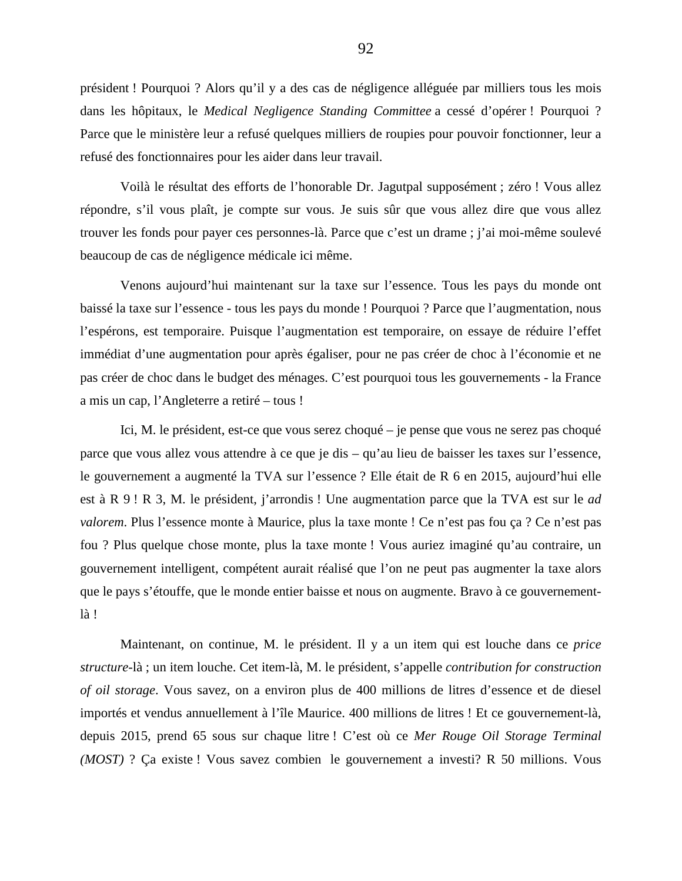président ! Pourquoi ? Alors qu'il y a des cas de négligence alléguée par milliers tous les mois dans les hôpitaux, le *Medical Negligence Standing Committee* a cessé d'opérer ! Pourquoi ? Parce que le ministère leur a refusé quelques milliers de roupies pour pouvoir fonctionner, leur a refusé des fonctionnaires pour les aider dans leur travail.

Voilà le résultat des efforts de l'honorable Dr. Jagutpal supposément ; zéro ! Vous allez répondre, s'il vous plaît, je compte sur vous. Je suis sûr que vous allez dire que vous allez trouver les fonds pour payer ces personnes-là. Parce que c'est un drame ; j'ai moi-même soulevé beaucoup de cas de négligence médicale ici même.

Venons aujourd'hui maintenant sur la taxe sur l'essence. Tous les pays du monde ont baissé la taxe sur l'essence - tous les pays du monde ! Pourquoi ? Parce que l'augmentation, nous l'espérons, est temporaire. Puisque l'augmentation est temporaire, on essaye de réduire l'effet immédiat d'une augmentation pour après égaliser, pour ne pas créer de choc à l'économie et ne pas créer de choc dans le budget des ménages. C'est pourquoi tous les gouvernements - la France a mis un cap, l'Angleterre a retiré – tous !

Ici, M. le président, est-ce que vous serez choqué – je pense que vous ne serez pas choqué parce que vous allez vous attendre à ce que je dis – qu'au lieu de baisser les taxes sur l'essence, le gouvernement a augmenté la TVA sur l'essence ? Elle était de R 6 en 2015, aujourd'hui elle est à R 9 ! R 3, M. le président, j'arrondis ! Une augmentation parce que la TVA est sur le *ad valorem*. Plus l'essence monte à Maurice, plus la taxe monte ! Ce n'est pas fou ça ? Ce n'est pas fou ? Plus quelque chose monte, plus la taxe monte ! Vous auriez imaginé qu'au contraire, un gouvernement intelligent, compétent aurait réalisé que l'on ne peut pas augmenter la taxe alors que le pays s'étouffe, que le monde entier baisse et nous on augmente. Bravo à ce gouvernement-là !

Maintenant, on continue, M. le président. Il y a un item qui est louche dans ce *price structure*-là ; un item louche. Cet item-là, M. le président, s'appelle *contribution for construction of oil storage*. Vous savez, on a environ plus de 400 millions de litres d'essence et de diesel importés et vendus annuellement à l'île Maurice. 400 millions de litres ! Et ce gouvernement-là, depuis 2015, prend 65 sous sur chaque litre ! C'est où ce *Mer Rouge Oil Storage Terminal (MOST)* ? Ça existe ! Vous savez combien le gouvernement a investi? R 50 millions. Vous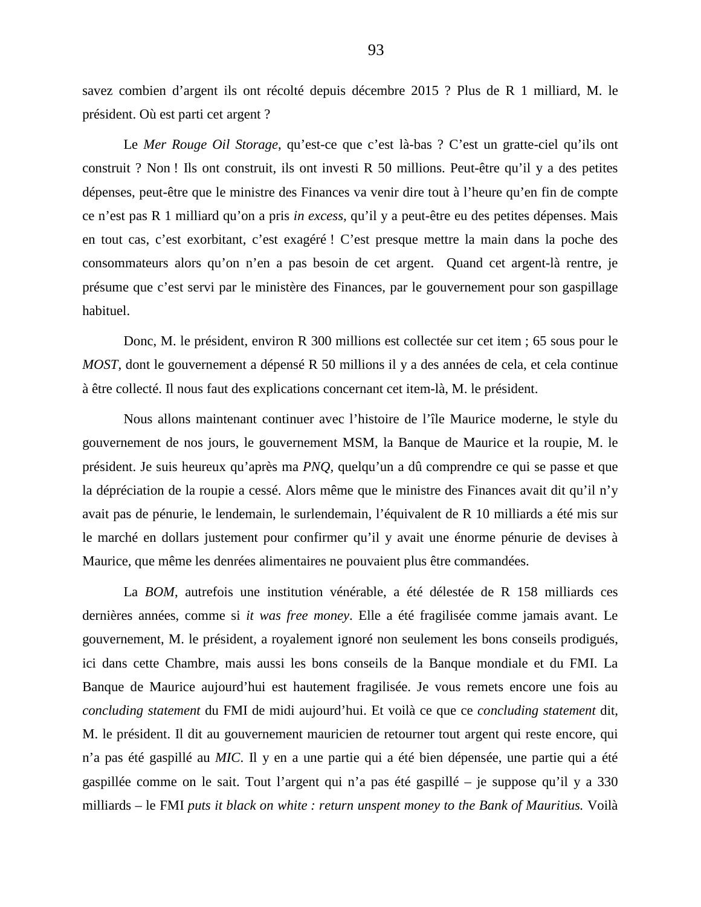savez combien d'argent ils ont récolté depuis décembre 2015 ? Plus de R 1 milliard, M. le président. Où est parti cet argent ?

Le *Mer Rouge Oil Storage*, qu'est-ce que c'est là-bas ? C'est un gratte-ciel qu'ils ont construit ? Non ! Ils ont construit, ils ont investi R 50 millions. Peut-être qu'il y a des petites dépenses, peut-être que le ministre des Finances va venir dire tout à l'heure qu'en fin de compte ce n'est pas R 1 milliard qu'on a pris *in excess,* qu'il y a peut-être eu des petites dépenses. Mais en tout cas, c'est exorbitant, c'est exagéré ! C'est presque mettre la main dans la poche des consommateurs alors qu'on n'en a pas besoin de cet argent. Quand cet argent-là rentre, je présume que c'est servi par le ministère des Finances, par le gouvernement pour son gaspillage habituel.

Donc, M. le président, environ R 300 millions est collectée sur cet item ; 65 sous pour le *MOST*, dont le gouvernement a dépensé R 50 millions il y a des années de cela, et cela continue à être collecté. Il nous faut des explications concernant cet item-là, M. le président.

Nous allons maintenant continuer avec l'histoire de l'île Maurice moderne, le style du gouvernement de nos jours, le gouvernement MSM, la Banque de Maurice et la roupie, M. le président. Je suis heureux qu'après ma *PNQ,* quelqu'un a dû comprendre ce qui se passe et que la dépréciation de la roupie a cessé. Alors même que le ministre des Finances avait dit qu'il n'y avait pas de pénurie, le lendemain, le surlendemain, l'équivalent de R 10 milliards a été mis sur le marché en dollars justement pour confirmer qu'il y avait une énorme pénurie de devises à Maurice, que même les denrées alimentaires ne pouvaient plus être commandées.

La *BOM*, autrefois une institution vénérable, a été délestée de R 158 milliards ces dernières années, comme si *it was free money*. Elle a été fragilisée comme jamais avant. Le gouvernement, M. le président, a royalement ignoré non seulement les bons conseils prodigués, ici dans cette Chambre, mais aussi les bons conseils de la Banque mondiale et du FMI. La Banque de Maurice aujourd'hui est hautement fragilisée. Je vous remets encore une fois au *concluding statement* du FMI de midi aujourd'hui. Et voilà ce que ce *concluding statement* dit, M. le président. Il dit au gouvernement mauricien de retourner tout argent qui reste encore, qui n'a pas été gaspillé au *MIC*. Il y en a une partie qui a été bien dépensée, une partie qui a été gaspillée comme on le sait. Tout l'argent qui n'a pas été gaspillé – je suppose qu'il y a 330 milliards – le FMI *puts it black on white : return unspent money to the Bank of Mauritius.* Voilà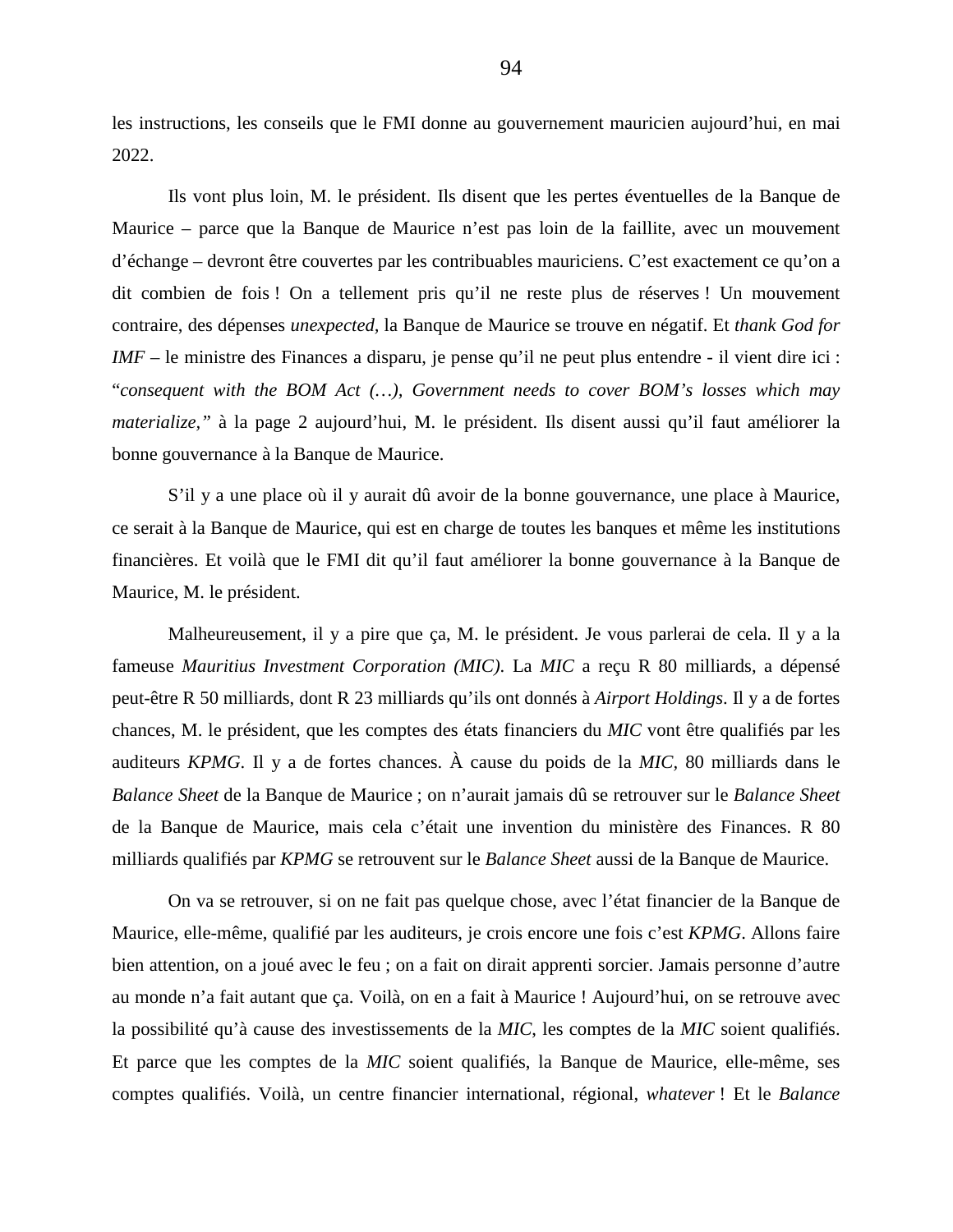les instructions, les conseils que le FMI donne au gouvernement mauricien aujourd'hui, en mai 2022.

Ils vont plus loin, M. le président. Ils disent que les pertes éventuelles de la Banque de Maurice – parce que la Banque de Maurice n'est pas loin de la faillite, avec un mouvement d'échange – devront être couvertes par les contribuables mauriciens. C'est exactement ce qu'on a dit combien de fois ! On a tellement pris qu'il ne reste plus de réserves ! Un mouvement contraire, des dépenses *unexpected,* la Banque de Maurice se trouve en négatif. Et *thank God for IMF* – le ministre des Finances a disparu, je pense qu'il ne peut plus entendre - il vient dire ici : "*consequent with the BOM Act (…), Government needs to cover BOM's losses which may materialize,"* à la page 2 aujourd'hui, M. le président. Ils disent aussi qu'il faut améliorer la bonne gouvernance à la Banque de Maurice.

S'il y a une place où il y aurait dû avoir de la bonne gouvernance, une place à Maurice, ce serait à la Banque de Maurice, qui est en charge de toutes les banques et même les institutions financières. Et voilà que le FMI dit qu'il faut améliorer la bonne gouvernance à la Banque de Maurice, M. le président.

Malheureusement, il y a pire que ça, M. le président. Je vous parlerai de cela. Il y a la fameuse *Mauritius Investment Corporation (MIC)*. La *MIC* a reçu R 80 milliards, a dépensé peut-être R 50 milliards, dont R 23 milliards qu'ils ont donnés à *Airport Holdings*. Il y a de fortes chances, M. le président, que les comptes des états financiers du *MIC* vont être qualifiés par les auditeurs *KPMG*. Il y a de fortes chances. À cause du poids de la *MIC,* 80 milliards dans le *Balance Sheet* de la Banque de Maurice ; on n'aurait jamais dû se retrouver sur le *Balance Sheet* de la Banque de Maurice, mais cela c'était une invention du ministère des Finances. R 80 milliards qualifiés par *KPMG* se retrouvent sur le *Balance Sheet* aussi de la Banque de Maurice.

On va se retrouver, si on ne fait pas quelque chose, avec l'état financier de la Banque de Maurice, elle-même, qualifié par les auditeurs, je crois encore une fois c'est *KPMG*. Allons faire bien attention, on a joué avec le feu ; on a fait on dirait apprenti sorcier. Jamais personne d'autre au monde n'a fait autant que ça. Voilà, on en a fait à Maurice ! Aujourd'hui, on se retrouve avec la possibilité qu'à cause des investissements de la *MIC*, les comptes de la *MIC* soient qualifiés. Et parce que les comptes de la *MIC* soient qualifiés, la Banque de Maurice, elle-même, ses comptes qualifiés. Voilà, un centre financier international, régional, *whatever* ! Et le *Balance*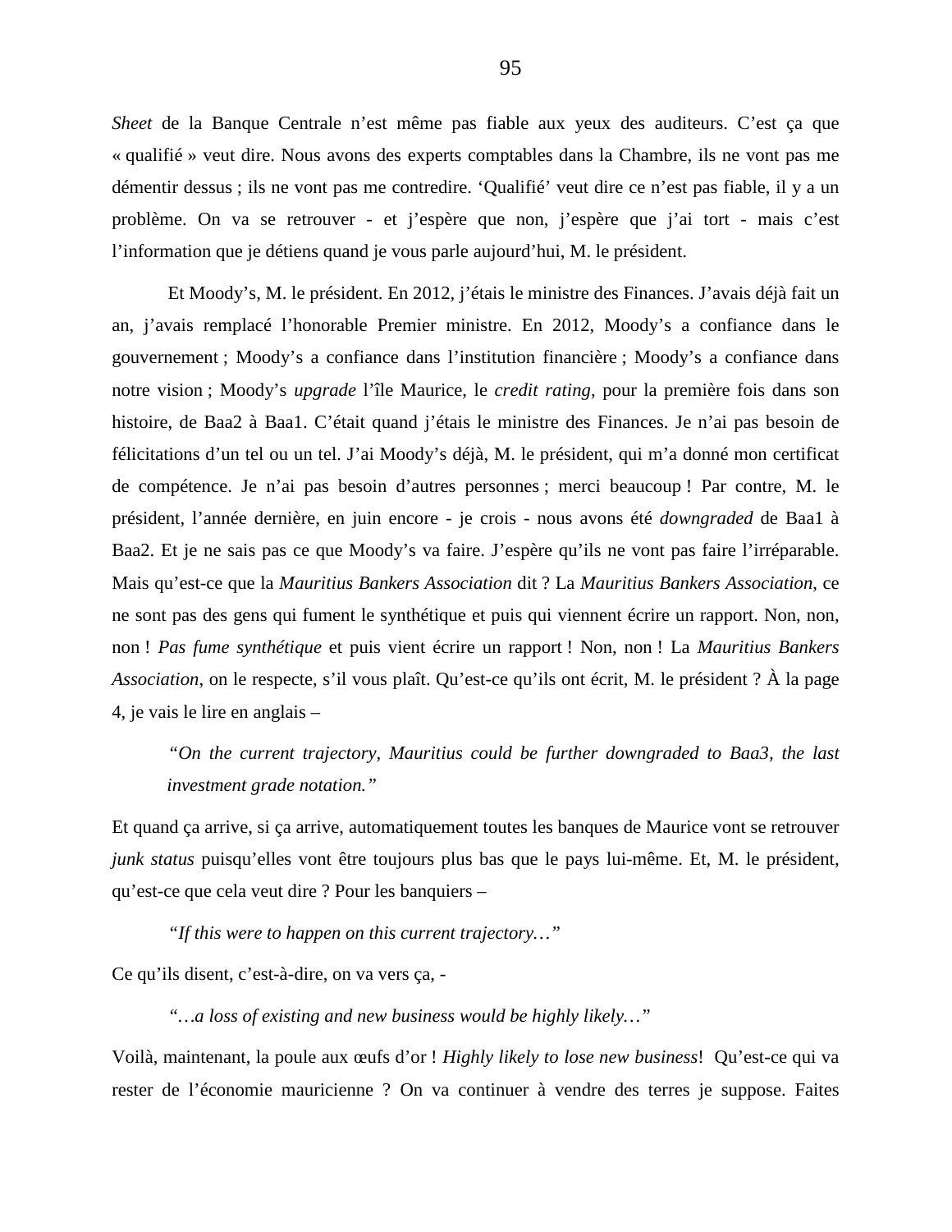*Sheet* de la Banque Centrale n'est même pas fiable aux yeux des auditeurs. C'est ça que « qualifié » veut dire. Nous avons des experts comptables dans la Chambre, ils ne vont pas me démentir dessus ; ils ne vont pas me contredire. 'Qualifié' veut dire ce n'est pas fiable, il y a un problème. On va se retrouver - et j'espère que non, j'espère que j'ai tort - mais c'est l'information que je détiens quand je vous parle aujourd'hui, M. le président.

Et Moody's, M. le président. En 2012, j'étais le ministre des Finances. J'avais déjà fait un an, j'avais remplacé l'honorable Premier ministre. En 2012, Moody's a confiance dans le gouvernement ; Moody's a confiance dans l'institution financière ; Moody's a confiance dans notre vision ; Moody's *upgrade* l'île Maurice, le *credit rating*, pour la première fois dans son histoire, de Baa2 à Baa1. C'était quand j'étais le ministre des Finances. Je n'ai pas besoin de félicitations d'un tel ou un tel. J'ai Moody's déjà, M. le président, qui m'a donné mon certificat de compétence. Je n'ai pas besoin d'autres personnes ; merci beaucoup ! Par contre, M. le président, l'année dernière, en juin encore - je crois - nous avons été *downgraded* de Baa1 à Baa2. Et je ne sais pas ce que Moody's va faire. J'espère qu'ils ne vont pas faire l'irréparable. Mais qu'est-ce que la *Mauritius Bankers Association* dit ? La *Mauritius Bankers Association*, ce ne sont pas des gens qui fument le synthétique et puis qui viennent écrire un rapport. Non, non, non ! *Pas fume synthétique* et puis vient écrire un rapport ! Non, non ! La *Mauritius Bankers Association*, on le respecte, s'il vous plaît. Qu'est-ce qu'ils ont écrit, M. le président ? À la page 4, je vais le lire en anglais –

> *"On the current trajectory, Mauritius could be further downgraded to Baa3, the last investment grade notation."*

Et quand ça arrive, si ça arrive, automatiquement toutes les banques de Maurice vont se retrouver *junk status* puisqu'elles vont être toujours plus bas que le pays lui-même. Et, M. le président, qu'est-ce que cela veut dire ? Pour les banquiers –

> *"If this were to happen on this current trajectory…"*

Ce qu'ils disent, c'est-à-dire, on va vers ça, -

> *"…a loss of existing and new business would be highly likely…"*

Voilà, maintenant, la poule aux œufs d'or ! *Highly likely to lose new business*! Qu'est-ce qui va rester de l'économie mauricienne ? On va continuer à vendre des terres je suppose. Faites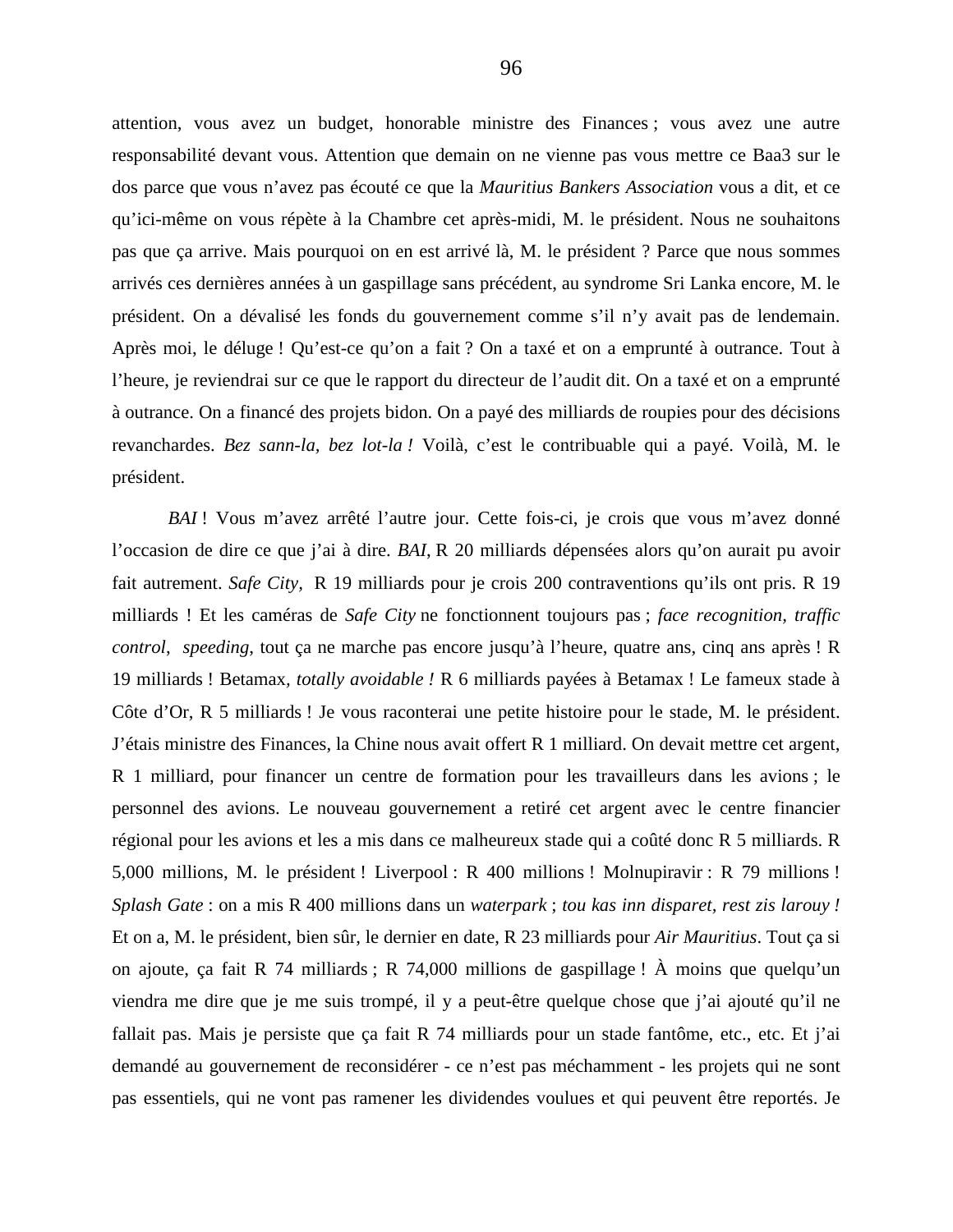attention, vous avez un budget, honorable ministre des Finances ; vous avez une autre responsabilité devant vous. Attention que demain on ne vienne pas vous mettre ce Baa3 sur le dos parce que vous n'avez pas écouté ce que la *Mauritius Bankers Association* vous a dit, et ce qu'ici-même on vous répète à la Chambre cet après-midi, M. le président. Nous ne souhaitons pas que ça arrive. Mais pourquoi on en est arrivé là, M. le président ? Parce que nous sommes arrivés ces dernières années à un gaspillage sans précédent, au syndrome Sri Lanka encore, M. le président. On a dévalisé les fonds du gouvernement comme s'il n'y avait pas de lendemain. Après moi, le déluge ! Qu'est-ce qu'on a fait ? On a taxé et on a emprunté à outrance. Tout à l'heure, je reviendrai sur ce que le rapport du directeur de l'audit dit. On a taxé et on a emprunté à outrance. On a financé des projets bidon. On a payé des milliards de roupies pour des décisions revanchardes. *Bez sann-la, bez lot-la !* Voilà, c'est le contribuable qui a payé. Voilà, M. le président.

*BAI* ! Vous m'avez arrêté l'autre jour. Cette fois-ci, je crois que vous m'avez donné l'occasion de dire ce que j'ai à dire. *BAI*, R 20 milliards dépensées alors qu'on aurait pu avoir fait autrement. *Safe City*, R 19 milliards pour je crois 200 contraventions qu'ils ont pris. R 19 milliards ! Et les caméras de *Safe City* ne fonctionnent toujours pas ; *face recognition, traffic control, speeding*, tout ça ne marche pas encore jusqu'à l'heure, quatre ans, cinq ans après ! R 19 milliards ! Betamax, *totally avoidable !* R 6 milliards payées à Betamax ! Le fameux stade à Côte d'Or, R 5 milliards ! Je vous raconterai une petite histoire pour le stade, M. le président. J'étais ministre des Finances, la Chine nous avait offert R 1 milliard. On devait mettre cet argent, R 1 milliard, pour financer un centre de formation pour les travailleurs dans les avions ; le personnel des avions. Le nouveau gouvernement a retiré cet argent avec le centre financier régional pour les avions et les a mis dans ce malheureux stade qui a coûté donc R 5 milliards. R 5,000 millions, M. le président ! Liverpool : R 400 millions ! Molnupiravir : R 79 millions ! *Splash Gate* : on a mis R 400 millions dans un *waterpark* ; *tou kas inn disparet, rest zis larouy !* Et on a, M. le président, bien sûr, le dernier en date, R 23 milliards pour *Air Mauritius*. Tout ça si on ajoute, ça fait R 74 milliards ; R 74,000 millions de gaspillage ! À moins que quelqu'un viendra me dire que je me suis trompé, il y a peut-être quelque chose que j'ai ajouté qu'il ne fallait pas. Mais je persiste que ça fait R 74 milliards pour un stade fantôme, etc., etc. Et j'ai demandé au gouvernement de reconsidérer - ce n'est pas méchamment - les projets qui ne sont pas essentiels, qui ne vont pas ramener les dividendes voulues et qui peuvent être reportés. Je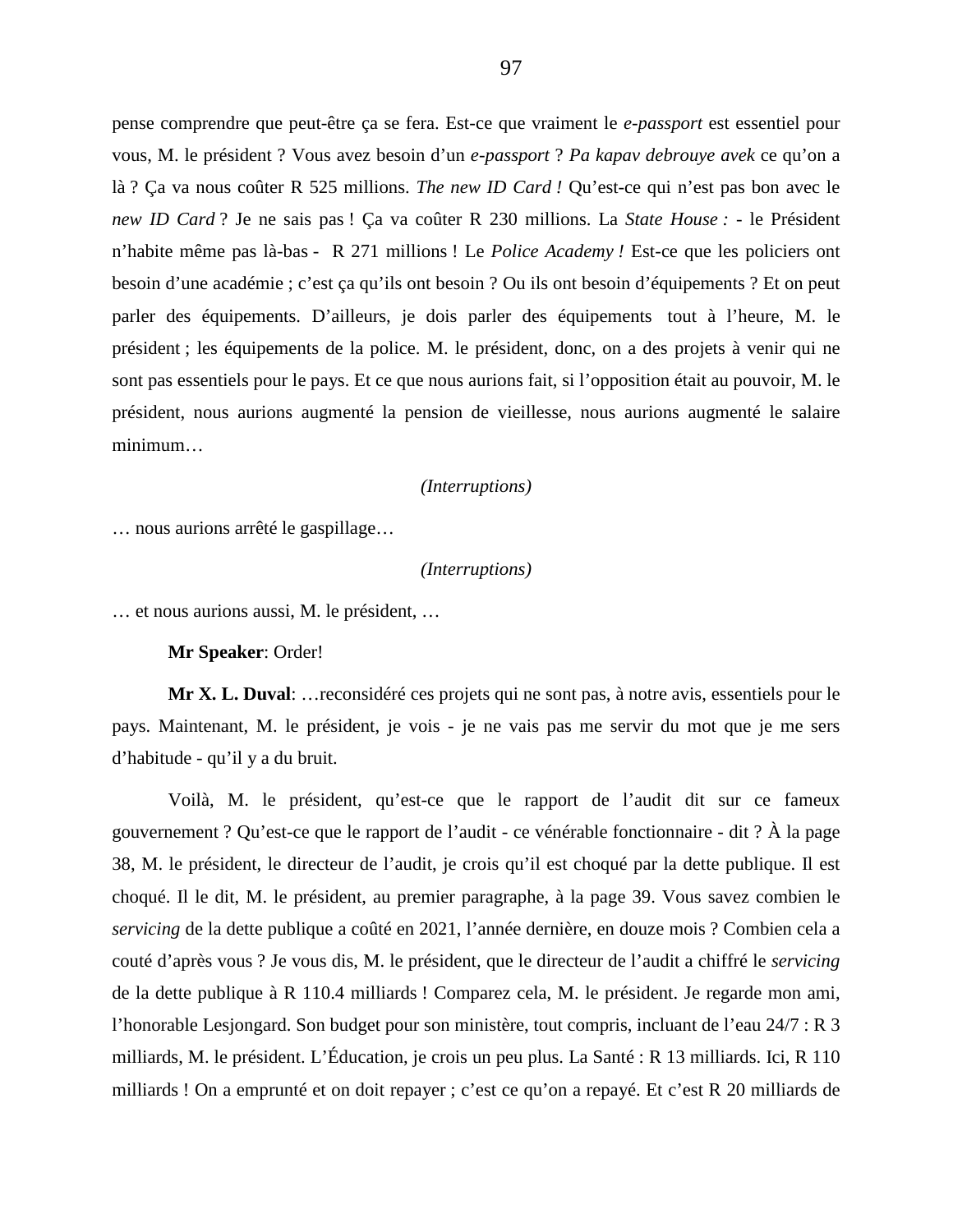pense comprendre que peut-être ça se fera. Est-ce que vraiment le *e-passport* est essentiel pour vous, M. le président ? Vous avez besoin d'un *e-passport* ? *Pa kapav debrouye avek* ce qu'on a là ? Ça va nous coûter R 525 millions. *The new ID Card !* Qu'est-ce qui n'est pas bon avec le *new ID Card* ? Je ne sais pas ! Ça va coûter R 230 millions. La *State House :* - le Président n'habite même pas là-bas - R 271 millions ! Le *Police Academy !* Est-ce que les policiers ont besoin d'une académie ; c'est ça qu'ils ont besoin ? Ou ils ont besoin d'équipements ? Et on peut parler des équipements. D'ailleurs, je dois parler des équipements tout à l'heure, M. le président ; les équipements de la police. M. le président, donc, on a des projets à venir qui ne sont pas essentiels pour le pays. Et ce que nous aurions fait, si l'opposition était au pouvoir, M. le président, nous aurions augmenté la pension de vieillesse, nous aurions augmenté le salaire minimum…

*(Interruptions)*

… nous aurions arrêté le gaspillage…

*(Interruptions)*

… et nous aurions aussi, M. le président, …

**Mr Speaker**: Order!

**Mr X. L. Duval**: …reconsidéré ces projets qui ne sont pas, à notre avis, essentiels pour le pays. Maintenant, M. le président, je vois - je ne vais pas me servir du mot que je me sers d'habitude - qu'il y a du bruit.

Voilà, M. le président, qu'est-ce que le rapport de l'audit dit sur ce fameux gouvernement ? Qu'est-ce que le rapport de l'audit - ce vénérable fonctionnaire - dit ? À la page 38, M. le président, le directeur de l'audit, je crois qu'il est choqué par la dette publique. Il est choqué. Il le dit, M. le président, au premier paragraphe, à la page 39. Vous savez combien le *servicing* de la dette publique a coûté en 2021, l'année dernière, en douze mois ? Combien cela a couté d'après vous ? Je vous dis, M. le président, que le directeur de l'audit a chiffré le *servicing* de la dette publique à R 110.4 milliards ! Comparez cela, M. le président. Je regarde mon ami, l'honorable Lesjongard. Son budget pour son ministère, tout compris, incluant de l'eau 24/7 : R 3 milliards, M. le président. L'Éducation, je crois un peu plus. La Santé : R 13 milliards. Ici, R 110 milliards ! On a emprunté et on doit repayer ; c'est ce qu'on a repayé. Et c'est R 20 milliards de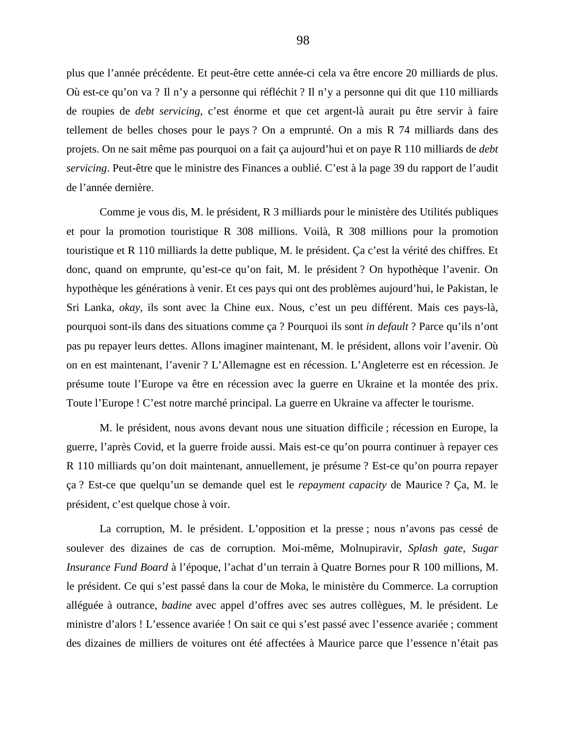plus que l'année précédente. Et peut-être cette année-ci cela va être encore 20 milliards de plus. Où est-ce qu'on va ? Il n'y a personne qui réfléchit ? Il n'y a personne qui dit que 110 milliards de roupies de *debt servicing*, c'est énorme et que cet argent-là aurait pu être servir à faire tellement de belles choses pour le pays ? On a emprunté. On a mis R 74 milliards dans des projets. On ne sait même pas pourquoi on a fait ça aujourd'hui et on paye R 110 milliards de *debt servicing*. Peut-être que le ministre des Finances a oublié. C'est à la page 39 du rapport de l'audit de l'année dernière.

Comme je vous dis, M. le président, R 3 milliards pour le ministère des Utilités publiques et pour la promotion touristique R 308 millions. Voilà, R 308 millions pour la promotion touristique et R 110 milliards la dette publique, M. le président. Ça c'est la vérité des chiffres. Et donc, quand on emprunte, qu'est-ce qu'on fait, M. le président ? On hypothèque l'avenir. On hypothèque les générations à venir. Et ces pays qui ont des problèmes aujourd'hui, le Pakistan, le Sri Lanka, *okay*, ils sont avec la Chine eux. Nous, c'est un peu différent. Mais ces pays-là, pourquoi sont-ils dans des situations comme ça ? Pourquoi ils sont *in default* ? Parce qu'ils n'ont pas pu repayer leurs dettes. Allons imaginer maintenant, M. le président, allons voir l'avenir. Où on en est maintenant, l'avenir ? L'Allemagne est en récession. L'Angleterre est en récession. Je présume toute l'Europe va être en récession avec la guerre en Ukraine et la montée des prix. Toute l'Europe ! C'est notre marché principal. La guerre en Ukraine va affecter le tourisme.

M. le président, nous avons devant nous une situation difficile ; récession en Europe, la guerre, l'après Covid, et la guerre froide aussi. Mais est-ce qu'on pourra continuer à repayer ces R 110 milliards qu'on doit maintenant, annuellement, je présume ? Est-ce qu'on pourra repayer ça ? Est-ce que quelqu'un se demande quel est le *repayment capacity* de Maurice ? Ça, M. le président, c'est quelque chose à voir.

La corruption, M. le président. L'opposition et la presse ; nous n'avons pas cessé de soulever des dizaines de cas de corruption. Moi-même, Molnupiravir, *Splash gate*, *Sugar Insurance Fund Board* à l'époque, l'achat d'un terrain à Quatre Bornes pour R 100 millions, M. le président. Ce qui s'est passé dans la cour de Moka, le ministère du Commerce. La corruption alléguée à outrance, *badine* avec appel d'offres avec ses autres collègues, M. le président. Le ministre d'alors ! L'essence avariée ! On sait ce qui s'est passé avec l'essence avariée ; comment des dizaines de milliers de voitures ont été affectées à Maurice parce que l'essence n'était pas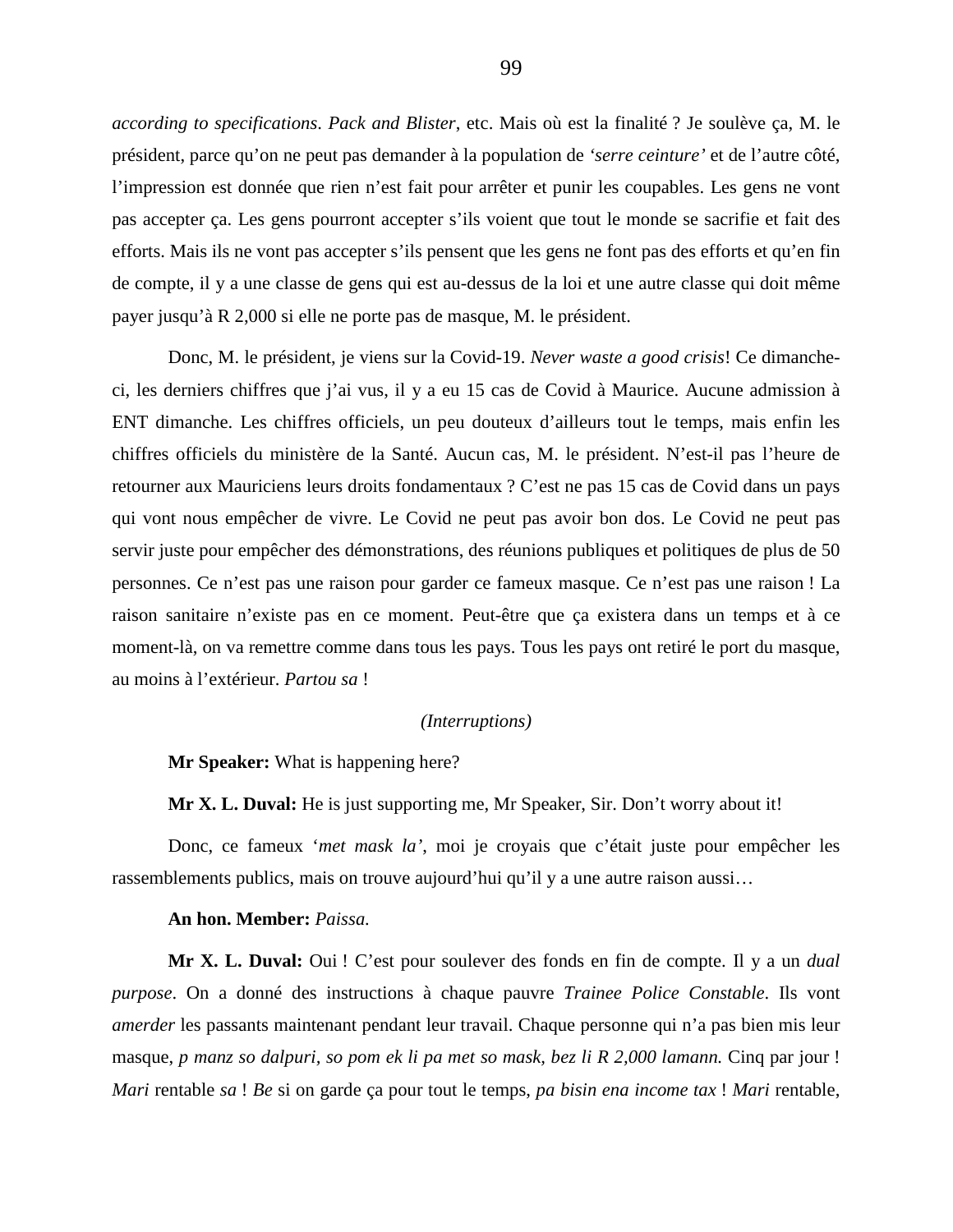*according to specifications*. *Pack and Blister*, etc. Mais où est la finalité ? Je soulève ça, M. le président, parce qu'on ne peut pas demander à la population de *'serre ceinture'* et de l'autre côté, l'impression est donnée que rien n'est fait pour arrêter et punir les coupables. Les gens ne vont pas accepter ça. Les gens pourront accepter s'ils voient que tout le monde se sacrifie et fait des efforts. Mais ils ne vont pas accepter s'ils pensent que les gens ne font pas des efforts et qu'en fin de compte, il y a une classe de gens qui est au-dessus de la loi et une autre classe qui doit même payer jusqu'à R 2,000 si elle ne porte pas de masque, M. le président.

Donc, M. le président, je viens sur la Covid-19. *Never waste a good crisis*! Ce dimanche-ci, les derniers chiffres que j'ai vus, il y a eu 15 cas de Covid à Maurice. Aucune admission à ENT dimanche. Les chiffres officiels, un peu douteux d'ailleurs tout le temps, mais enfin les chiffres officiels du ministère de la Santé. Aucun cas, M. le président. N'est-il pas l'heure de retourner aux Mauriciens leurs droits fondamentaux ? C'est ne pas 15 cas de Covid dans un pays qui vont nous empêcher de vivre. Le Covid ne peut pas avoir bon dos. Le Covid ne peut pas servir juste pour empêcher des démonstrations, des réunions publiques et politiques de plus de 50 personnes. Ce n'est pas une raison pour garder ce fameux masque. Ce n'est pas une raison ! La raison sanitaire n'existe pas en ce moment. Peut-être que ça existera dans un temps et à ce moment-là, on va remettre comme dans tous les pays. Tous les pays ont retiré le port du masque, au moins à l'extérieur. *Partou sa* !

*(Interruptions)*

**Mr Speaker:** What is happening here?

**Mr X. L. Duval:** He is just supporting me, Mr Speaker, Sir. Don't worry about it!

Donc, ce fameux '*met mask la'*, moi je croyais que c'était juste pour empêcher les rassemblements publics, mais on trouve aujourd'hui qu'il y a une autre raison aussi…

**An hon. Member:** *Paissa.*

**Mr X. L. Duval:** Oui ! C'est pour soulever des fonds en fin de compte. Il y a un *dual purpose*. On a donné des instructions à chaque pauvre *Trainee Police Constable*. Ils vont *amerder* les passants maintenant pendant leur travail. Chaque personne qui n'a pas bien mis leur masque, *p manz so dalpuri, so pom ek li pa met so mask, bez li R 2,000 lamann.* Cinq par jour ! *Mari* rentable *sa* ! *Be* si on garde ça pour tout le temps, *pa bisin ena income tax* ! *Mari* rentable,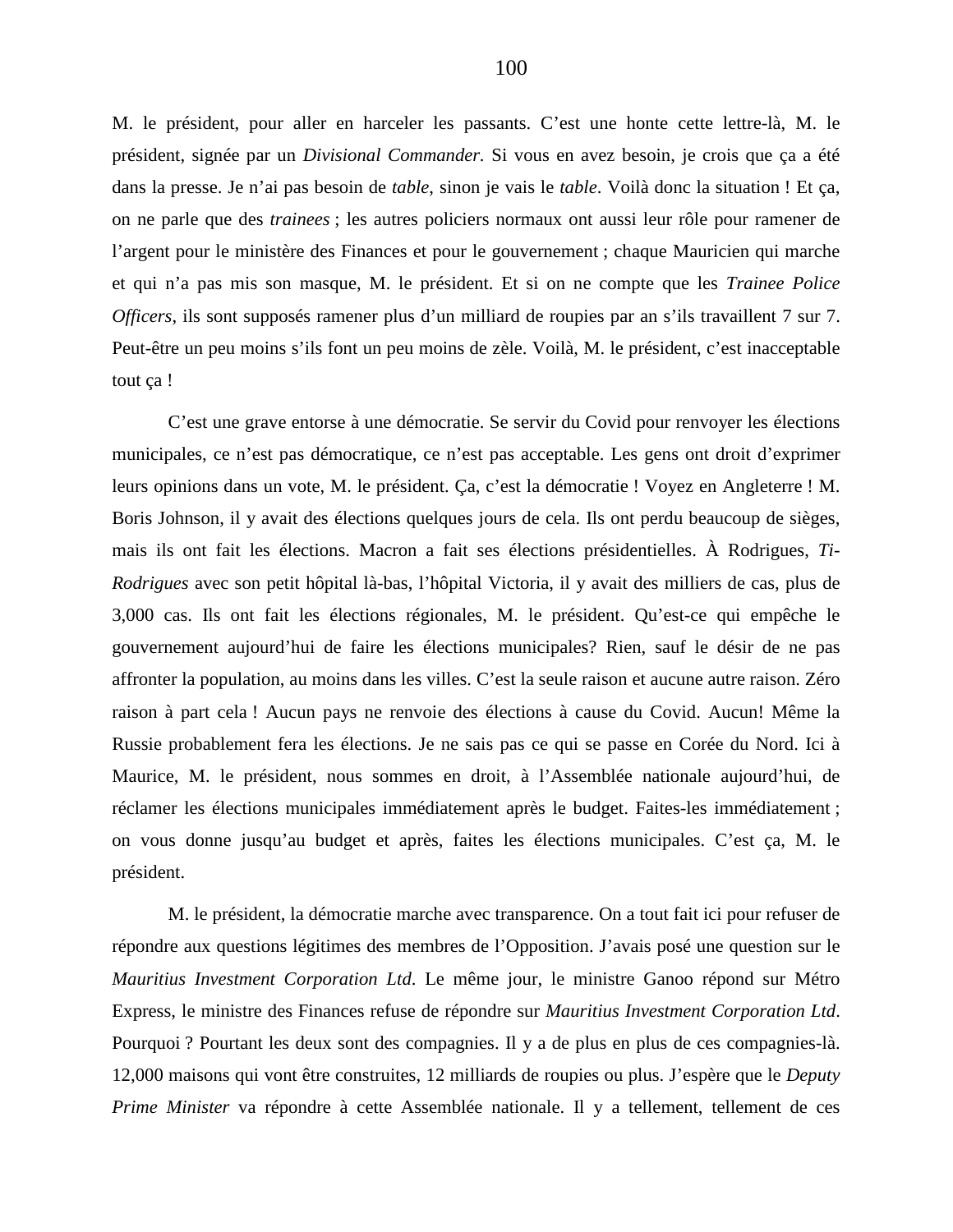M. le président, pour aller en harceler les passants. C'est une honte cette lettre-là, M. le président, signée par un *Divisional Commander*. Si vous en avez besoin, je crois que ça a été dans la presse. Je n'ai pas besoin de *table*, sinon je vais le *table*. Voilà donc la situation ! Et ça, on ne parle que des *trainees* ; les autres policiers normaux ont aussi leur rôle pour ramener de l'argent pour le ministère des Finances et pour le gouvernement ; chaque Mauricien qui marche et qui n'a pas mis son masque, M. le président. Et si on ne compte que les *Trainee Police Officers*, ils sont supposés ramener plus d'un milliard de roupies par an s'ils travaillent 7 sur 7. Peut-être un peu moins s'ils font un peu moins de zèle. Voilà, M. le président, c'est inacceptable tout ça !

C'est une grave entorse à une démocratie. Se servir du Covid pour renvoyer les élections municipales, ce n'est pas démocratique, ce n'est pas acceptable. Les gens ont droit d'exprimer leurs opinions dans un vote, M. le président. Ça, c'est la démocratie ! Voyez en Angleterre ! M. Boris Johnson, il y avait des élections quelques jours de cela. Ils ont perdu beaucoup de sièges, mais ils ont fait les élections. Macron a fait ses élections présidentielles. À Rodrigues, *Ti-Rodrigues* avec son petit hôpital là-bas, l'hôpital Victoria, il y avait des milliers de cas, plus de 3,000 cas. Ils ont fait les élections régionales, M. le président. Qu'est-ce qui empêche le gouvernement aujourd'hui de faire les élections municipales? Rien, sauf le désir de ne pas affronter la population, au moins dans les villes. C'est la seule raison et aucune autre raison. Zéro raison à part cela ! Aucun pays ne renvoie des élections à cause du Covid. Aucun! Même la Russie probablement fera les élections. Je ne sais pas ce qui se passe en Corée du Nord. Ici à Maurice, M. le président, nous sommes en droit, à l'Assemblée nationale aujourd'hui, de réclamer les élections municipales immédiatement après le budget. Faites-les immédiatement ; on vous donne jusqu'au budget et après, faites les élections municipales. C'est ça, M. le président.

M. le président, la démocratie marche avec transparence. On a tout fait ici pour refuser de répondre aux questions légitimes des membres de l'Opposition. J'avais posé une question sur le *Mauritius Investment Corporation Ltd*. Le même jour, le ministre Ganoo répond sur Métro Express, le ministre des Finances refuse de répondre sur *Mauritius Investment Corporation Ltd*. Pourquoi ? Pourtant les deux sont des compagnies. Il y a de plus en plus de ces compagnies-là. 12,000 maisons qui vont être construites, 12 milliards de roupies ou plus. J'espère que le *Deputy Prime Minister* va répondre à cette Assemblée nationale. Il y a tellement, tellement de ces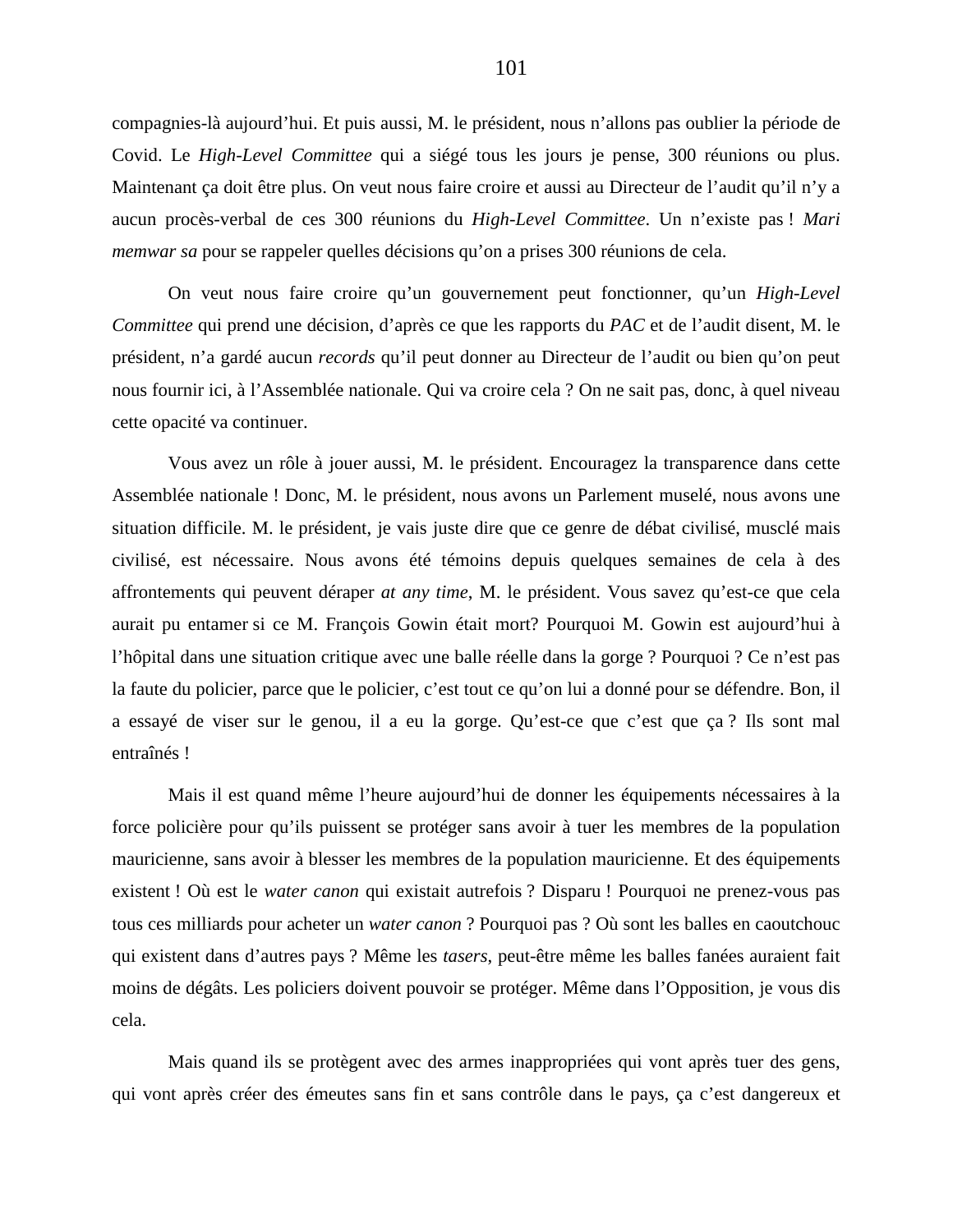compagnies-là aujourd'hui. Et puis aussi, M. le président, nous n'allons pas oublier la période de Covid. Le *High-Level Committee* qui a siégé tous les jours je pense, 300 réunions ou plus. Maintenant ça doit être plus. On veut nous faire croire et aussi au Directeur de l'audit qu'il n'y a aucun procès-verbal de ces 300 réunions du *High-Level Committee*. Un n'existe pas ! *Mari memwar sa* pour se rappeler quelles décisions qu'on a prises 300 réunions de cela.

On veut nous faire croire qu'un gouvernement peut fonctionner, qu'un *High-Level Committee* qui prend une décision, d'après ce que les rapports du *PAC* et de l'audit disent, M. le président, n'a gardé aucun *records* qu'il peut donner au Directeur de l'audit ou bien qu'on peut nous fournir ici, à l'Assemblée nationale. Qui va croire cela ? On ne sait pas, donc, à quel niveau cette opacité va continuer.

Vous avez un rôle à jouer aussi, M. le président. Encouragez la transparence dans cette Assemblée nationale ! Donc, M. le président, nous avons un Parlement muselé, nous avons une situation difficile. M. le président, je vais juste dire que ce genre de débat civilisé, musclé mais civilisé, est nécessaire. Nous avons été témoins depuis quelques semaines de cela à des affrontements qui peuvent déraper *at any time*, M. le président. Vous savez qu'est-ce que cela aurait pu entamer si ce M. François Gowin était mort? Pourquoi M. Gowin est aujourd'hui à l'hôpital dans une situation critique avec une balle réelle dans la gorge ? Pourquoi ? Ce n'est pas la faute du policier, parce que le policier, c'est tout ce qu'on lui a donné pour se défendre. Bon, il a essayé de viser sur le genou, il a eu la gorge. Qu'est-ce que c'est que ça ? Ils sont mal entraînés !

Mais il est quand même l'heure aujourd'hui de donner les équipements nécessaires à la force policière pour qu'ils puissent se protéger sans avoir à tuer les membres de la population mauricienne, sans avoir à blesser les membres de la population mauricienne. Et des équipements existent ! Où est le *water canon* qui existait autrefois ? Disparu ! Pourquoi ne prenez-vous pas tous ces milliards pour acheter un *water canon* ? Pourquoi pas ? Où sont les balles en caoutchouc qui existent dans d'autres pays ? Même les *tasers*, peut-être même les balles fanées auraient fait moins de dégâts. Les policiers doivent pouvoir se protéger. Même dans l'Opposition, je vous dis cela.

Mais quand ils se protègent avec des armes inappropriées qui vont après tuer des gens, qui vont après créer des émeutes sans fin et sans contrôle dans le pays, ça c'est dangereux et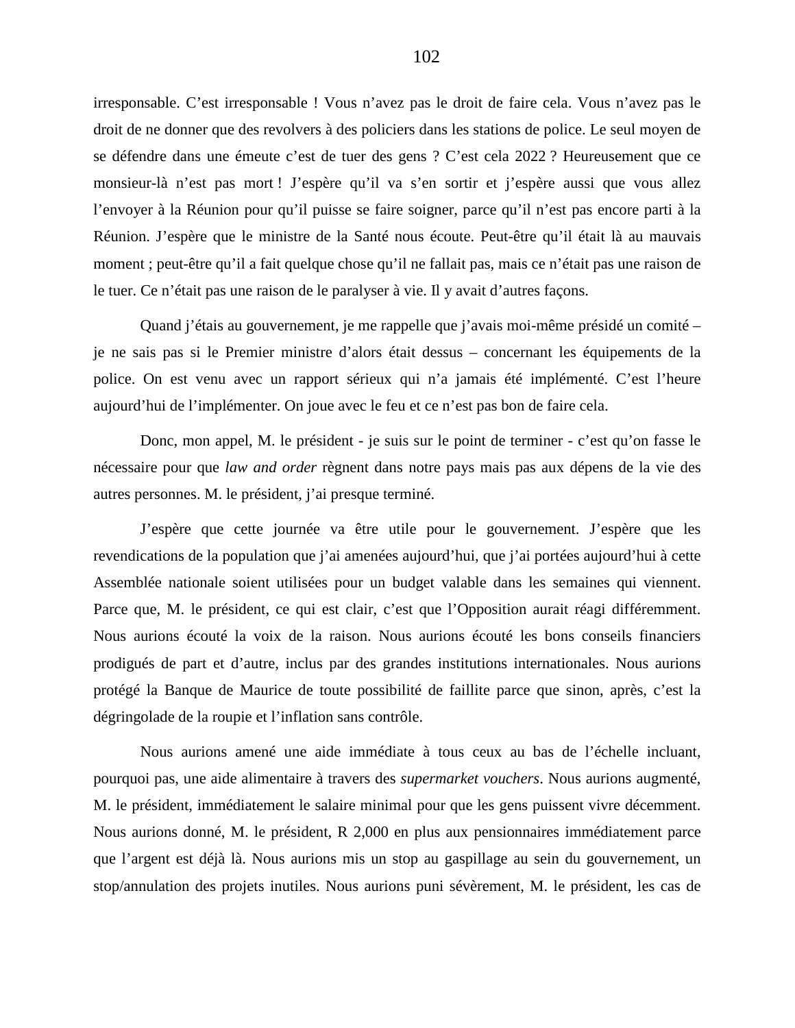irresponsable. C'est irresponsable ! Vous n'avez pas le droit de faire cela. Vous n'avez pas le droit de ne donner que des revolvers à des policiers dans les stations de police. Le seul moyen de se défendre dans une émeute c'est de tuer des gens ? C'est cela 2022 ? Heureusement que ce monsieur-là n'est pas mort ! J'espère qu'il va s'en sortir et j'espère aussi que vous allez l'envoyer à la Réunion pour qu'il puisse se faire soigner, parce qu'il n'est pas encore parti à la Réunion. J'espère que le ministre de la Santé nous écoute. Peut-être qu'il était là au mauvais moment ; peut-être qu'il a fait quelque chose qu'il ne fallait pas, mais ce n'était pas une raison de le tuer. Ce n'était pas une raison de le paralyser à vie. Il y avait d'autres façons.

Quand j'étais au gouvernement, je me rappelle que j'avais moi-même présidé un comité – je ne sais pas si le Premier ministre d'alors était dessus – concernant les équipements de la police. On est venu avec un rapport sérieux qui n'a jamais été implémenté. C'est l'heure aujourd'hui de l'implémenter. On joue avec le feu et ce n'est pas bon de faire cela.

Donc, mon appel, M. le président - je suis sur le point de terminer - c'est qu'on fasse le nécessaire pour que *law and order* règnent dans notre pays mais pas aux dépens de la vie des autres personnes. M. le président, j'ai presque terminé.

J'espère que cette journée va être utile pour le gouvernement. J'espère que les revendications de la population que j'ai amenées aujourd'hui, que j'ai portées aujourd'hui à cette Assemblée nationale soient utilisées pour un budget valable dans les semaines qui viennent. Parce que, M. le président, ce qui est clair, c'est que l'Opposition aurait réagi différemment. Nous aurions écouté la voix de la raison. Nous aurions écouté les bons conseils financiers prodigués de part et d'autre, inclus par des grandes institutions internationales. Nous aurions protégé la Banque de Maurice de toute possibilité de faillite parce que sinon, après, c'est la dégringolade de la roupie et l'inflation sans contrôle.

Nous aurions amené une aide immédiate à tous ceux au bas de l'échelle incluant, pourquoi pas, une aide alimentaire à travers des *supermarket vouchers*. Nous aurions augmenté, M. le président, immédiatement le salaire minimal pour que les gens puissent vivre décemment. Nous aurions donné, M. le président, R 2,000 en plus aux pensionnaires immédiatement parce que l'argent est déjà là. Nous aurions mis un stop au gaspillage au sein du gouvernement, un stop/annulation des projets inutiles. Nous aurions puni sévèrement, M. le président, les cas de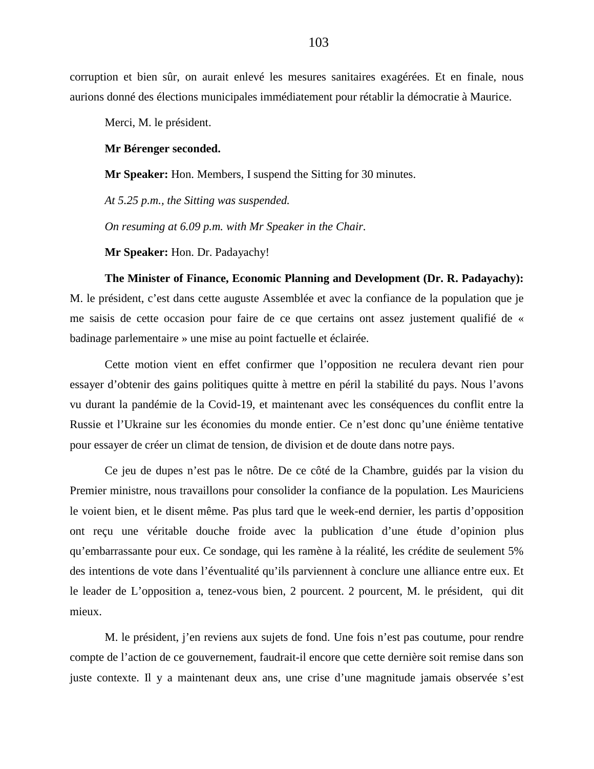corruption et bien sûr, on aurait enlevé les mesures sanitaires exagérées. Et en finale, nous aurions donné des élections municipales immédiatement pour rétablir la démocratie à Maurice.

Merci, M. le président.

**Mr Bérenger seconded.**

**Mr Speaker:** Hon. Members, I suspend the Sitting for 30 minutes.

*At 5.25 p.m., the Sitting was suspended.*

*On resuming at 6.09 p.m. with Mr Speaker in the Chair.*

**Mr Speaker:** Hon. Dr. Padayachy!

**The Minister of Finance, Economic Planning and Development (Dr. R. Padayachy):** M. le président, c'est dans cette auguste Assemblée et avec la confiance de la population que je me saisis de cette occasion pour faire de ce que certains ont assez justement qualifié de « badinage parlementaire » une mise au point factuelle et éclairée.

Cette motion vient en effet confirmer que l'opposition ne reculera devant rien pour essayer d'obtenir des gains politiques quitte à mettre en péril la stabilité du pays. Nous l'avons vu durant la pandémie de la Covid-19, et maintenant avec les conséquences du conflit entre la Russie et l'Ukraine sur les économies du monde entier. Ce n'est donc qu'une énième tentative pour essayer de créer un climat de tension, de division et de doute dans notre pays.

Ce jeu de dupes n'est pas le nôtre. De ce côté de la Chambre, guidés par la vision du Premier ministre, nous travaillons pour consolider la confiance de la population. Les Mauriciens le voient bien, et le disent même. Pas plus tard que le week-end dernier, les partis d'opposition ont reçu une véritable douche froide avec la publication d'une étude d'opinion plus qu'embarrassante pour eux. Ce sondage, qui les ramène à la réalité, les crédite de seulement 5% des intentions de vote dans l'éventualité qu'ils parviennent à conclure une alliance entre eux. Et le leader de L'opposition a, tenez-vous bien, 2 pourcent. 2 pourcent, M. le président, qui dit mieux.

M. le président, j'en reviens aux sujets de fond. Une fois n'est pas coutume, pour rendre compte de l'action de ce gouvernement, faudrait-il encore que cette dernière soit remise dans son juste contexte. Il y a maintenant deux ans, une crise d'une magnitude jamais observée s'est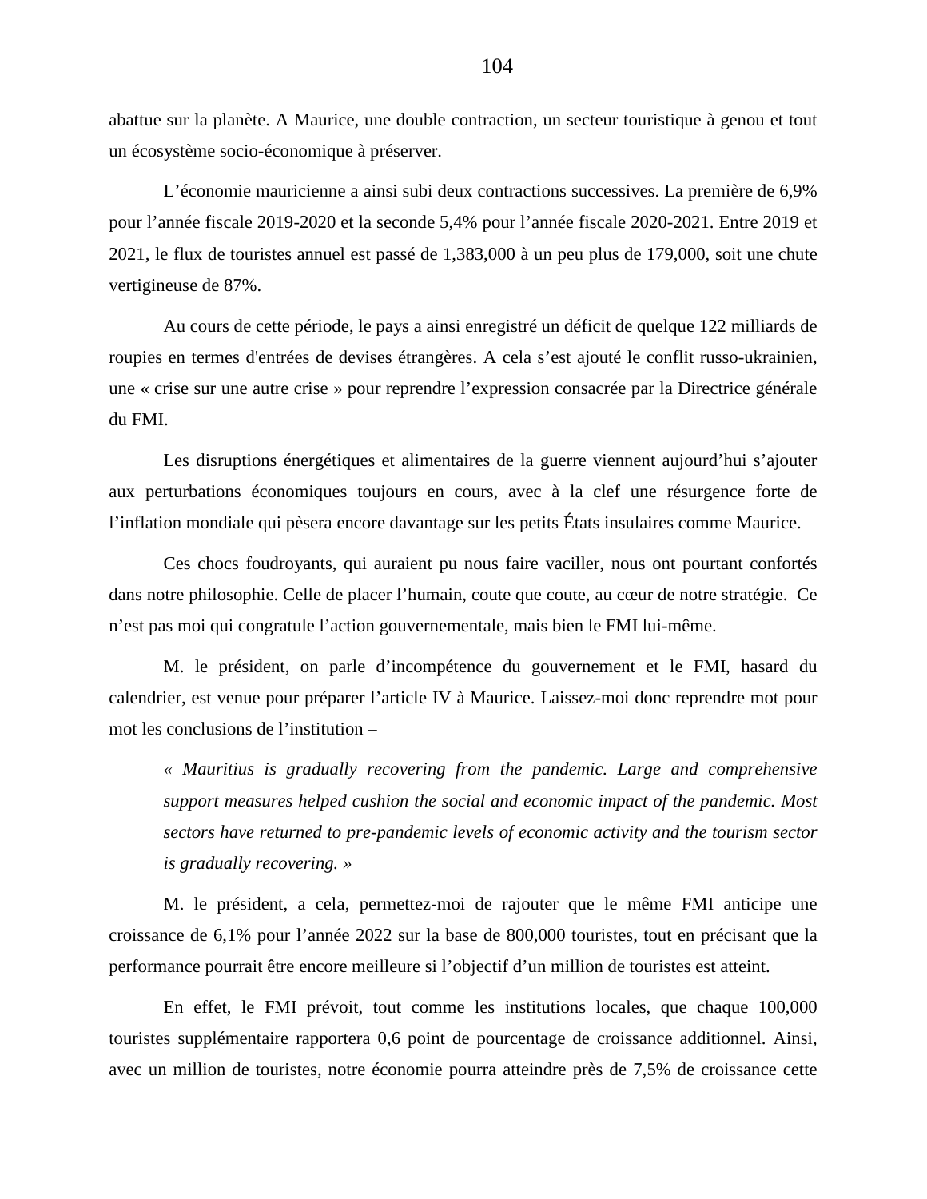abattue sur la planète. A Maurice, une double contraction, un secteur touristique à genou et tout un écosystème socio-économique à préserver.

L'économie mauricienne a ainsi subi deux contractions successives. La première de 6,9% pour l'année fiscale 2019-2020 et la seconde 5,4% pour l'année fiscale 2020-2021. Entre 2019 et 2021, le flux de touristes annuel est passé de 1,383,000 à un peu plus de 179,000, soit une chute vertigineuse de 87%.

Au cours de cette période, le pays a ainsi enregistré un déficit de quelque 122 milliards de roupies en termes d'entrées de devises étrangères. A cela s'est ajouté le conflit russo-ukrainien, une « crise sur une autre crise » pour reprendre l'expression consacrée par la Directrice générale du FMI.

Les disruptions énergétiques et alimentaires de la guerre viennent aujourd'hui s'ajouter aux perturbations économiques toujours en cours, avec à la clef une résurgence forte de l'inflation mondiale qui pèsera encore davantage sur les petits États insulaires comme Maurice.

Ces chocs foudroyants, qui auraient pu nous faire vaciller, nous ont pourtant confortés dans notre philosophie. Celle de placer l'humain, coute que coute, au cœur de notre stratégie. Ce n'est pas moi qui congratule l'action gouvernementale, mais bien le FMI lui-même.

M. le président, on parle d'incompétence du gouvernement et le FMI, hasard du calendrier, est venue pour préparer l'article IV à Maurice. Laissez-moi donc reprendre mot pour mot les conclusions de l'institution –

> *« Mauritius is gradually recovering from the pandemic. Large and comprehensive support measures helped cushion the social and economic impact of the pandemic. Most sectors have returned to pre-pandemic levels of economic activity and the tourism sector is gradually recovering. »*

M. le président, a cela, permettez-moi de rajouter que le même FMI anticipe une croissance de 6,1% pour l'année 2022 sur la base de 800,000 touristes, tout en précisant que la performance pourrait être encore meilleure si l'objectif d'un million de touristes est atteint.

En effet, le FMI prévoit, tout comme les institutions locales, que chaque 100,000 touristes supplémentaire rapportera 0,6 point de pourcentage de croissance additionnel. Ainsi, avec un million de touristes, notre économie pourra atteindre près de 7,5% de croissance cette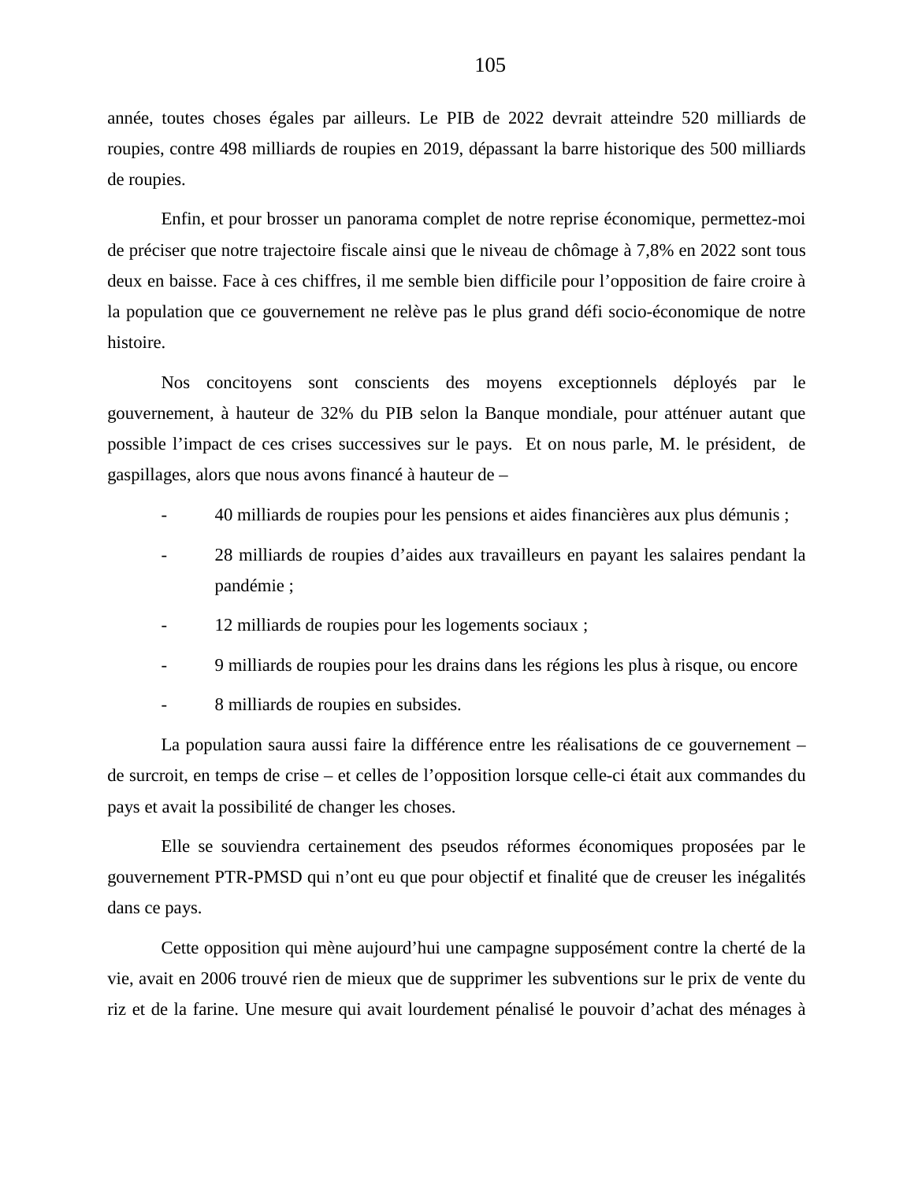année, toutes choses égales par ailleurs. Le PIB de 2022 devrait atteindre 520 milliards de roupies, contre 498 milliards de roupies en 2019, dépassant la barre historique des 500 milliards de roupies.

Enfin, et pour brosser un panorama complet de notre reprise économique, permettez-moi de préciser que notre trajectoire fiscale ainsi que le niveau de chômage à 7,8% en 2022 sont tous deux en baisse. Face à ces chiffres, il me semble bien difficile pour l'opposition de faire croire à la population que ce gouvernement ne relève pas le plus grand défi socio-économique de notre histoire.

Nos concitoyens sont conscients des moyens exceptionnels déployés par le gouvernement, à hauteur de 32% du PIB selon la Banque mondiale, pour atténuer autant que possible l'impact de ces crises successives sur le pays. Et on nous parle, M. le président, de gaspillages, alors que nous avons financé à hauteur de –

- 40 milliards de roupies pour les pensions et aides financières aux plus démunis ;
- 28 milliards de roupies d'aides aux travailleurs en payant les salaires pendant la pandémie ;
- 12 milliards de roupies pour les logements sociaux ;
- 9 milliards de roupies pour les drains dans les régions les plus à risque, ou encore
- 8 milliards de roupies en subsides.

La population saura aussi faire la différence entre les réalisations de ce gouvernement – de surcroit, en temps de crise – et celles de l'opposition lorsque celle-ci était aux commandes du pays et avait la possibilité de changer les choses.

Elle se souviendra certainement des pseudos réformes économiques proposées par le gouvernement PTR-PMSD qui n'ont eu que pour objectif et finalité que de creuser les inégalités dans ce pays.

Cette opposition qui mène aujourd'hui une campagne supposément contre la cherté de la vie, avait en 2006 trouvé rien de mieux que de supprimer les subventions sur le prix de vente du riz et de la farine. Une mesure qui avait lourdement pénalisé le pouvoir d'achat des ménages à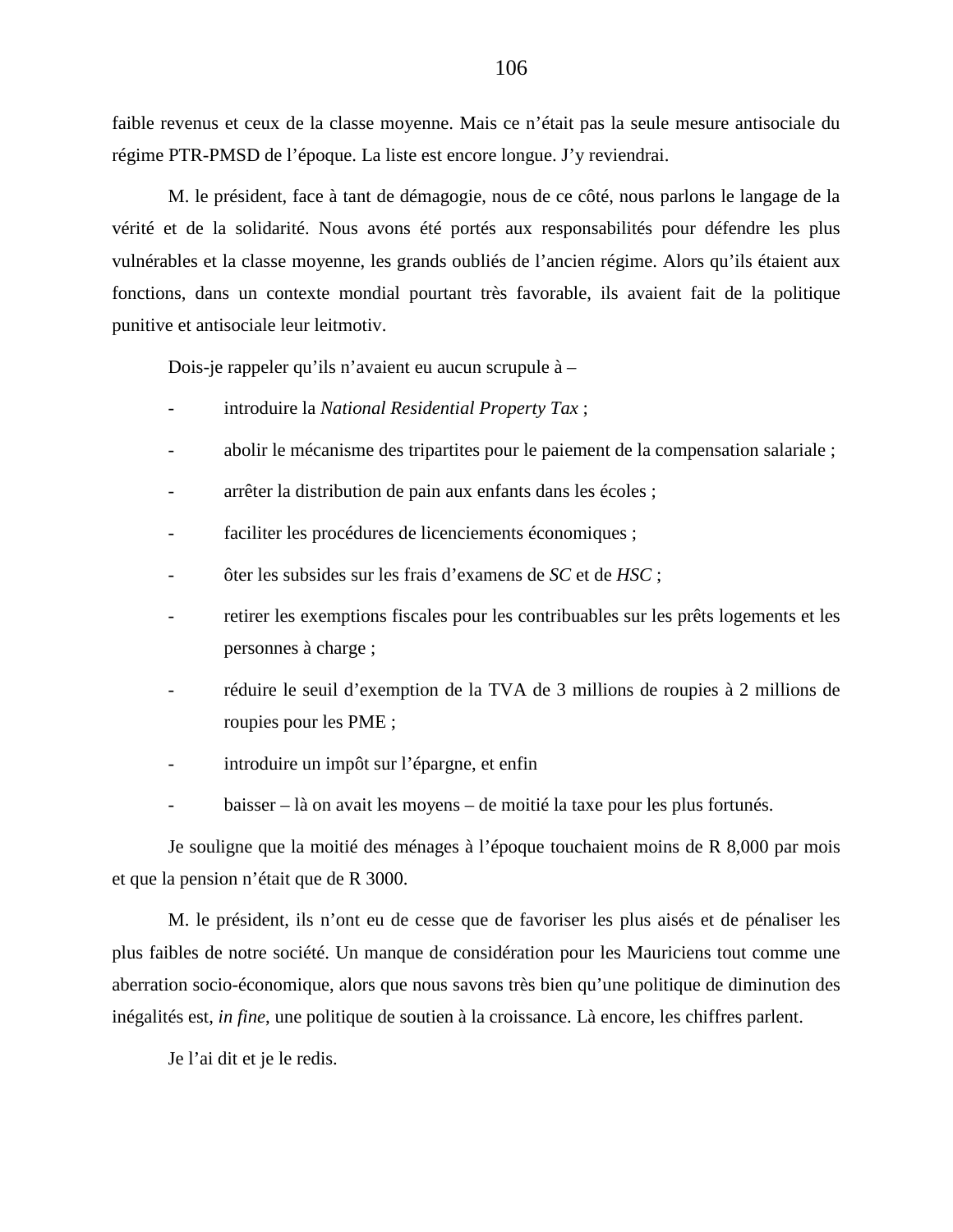faible revenus et ceux de la classe moyenne. Mais ce n'était pas la seule mesure antisociale du régime PTR-PMSD de l'époque. La liste est encore longue. J'y reviendrai.

M. le président, face à tant de démagogie, nous de ce côté, nous parlons le langage de la vérité et de la solidarité. Nous avons été portés aux responsabilités pour défendre les plus vulnérables et la classe moyenne, les grands oubliés de l'ancien régime. Alors qu'ils étaient aux fonctions, dans un contexte mondial pourtant très favorable, ils avaient fait de la politique punitive et antisociale leur leitmotiv.

Dois-je rappeler qu'ils n'avaient eu aucun scrupule à –

- introduire la *National Residential Property Tax* ;
- abolir le mécanisme des tripartites pour le paiement de la compensation salariale ;
- arrêter la distribution de pain aux enfants dans les écoles ;
- faciliter les procédures de licenciements économiques ;
- ôter les subsides sur les frais d'examens de *SC* et de *HSC* ;
- retirer les exemptions fiscales pour les contribuables sur les prêts logements et les personnes à charge ;
- réduire le seuil d'exemption de la TVA de 3 millions de roupies à 2 millions de roupies pour les PME ;
- introduire un impôt sur l'épargne, et enfin
- baisser – là on avait les moyens – de moitié la taxe pour les plus fortunés.

Je souligne que la moitié des ménages à l'époque touchaient moins de R 8,000 par mois et que la pension n'était que de R 3000.

M. le président, ils n'ont eu de cesse que de favoriser les plus aisés et de pénaliser les plus faibles de notre société. Un manque de considération pour les Mauriciens tout comme une aberration socio-économique, alors que nous savons très bien qu'une politique de diminution des inégalités est, *in fine*, une politique de soutien à la croissance. Là encore, les chiffres parlent.

Je l'ai dit et je le redis.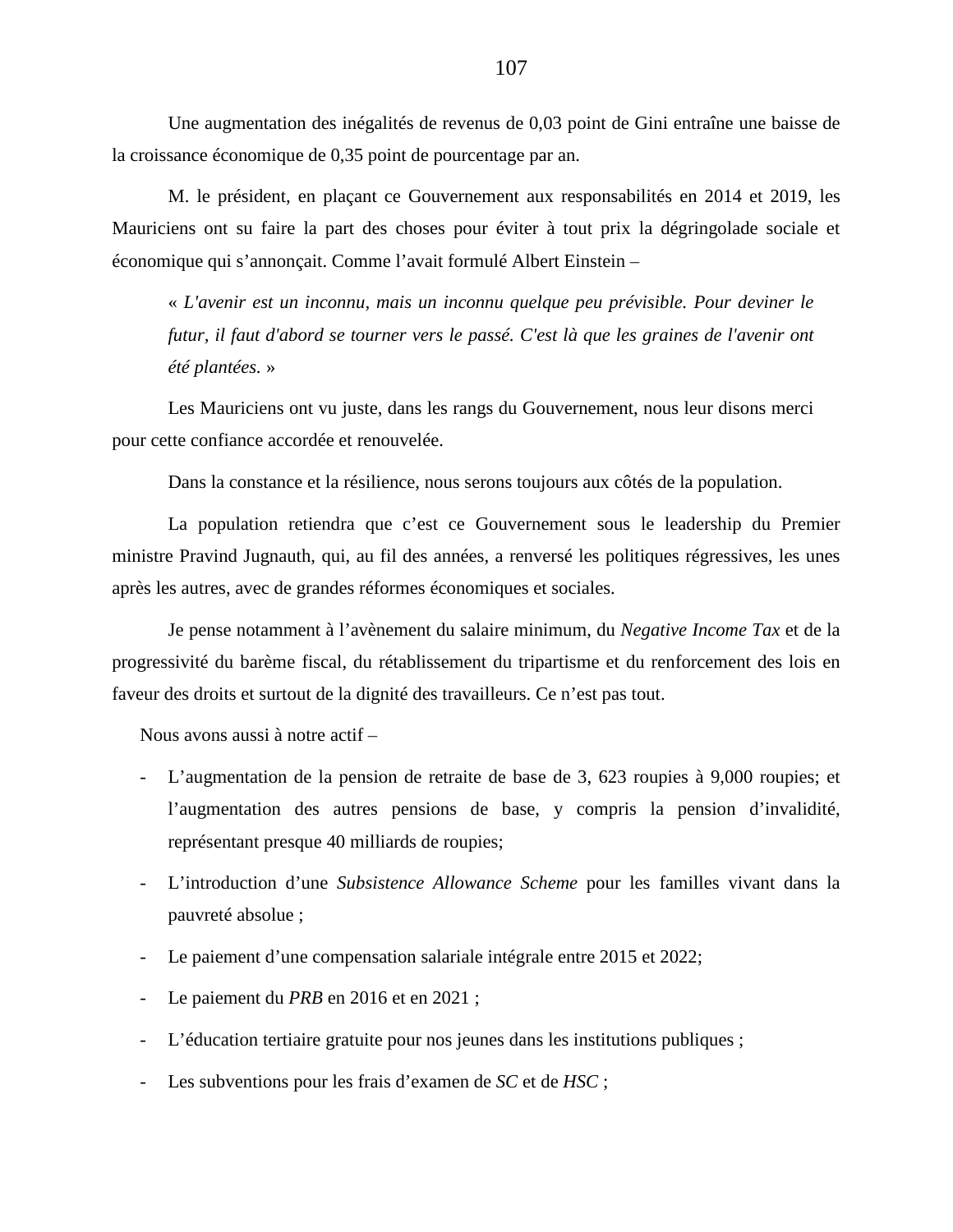Une augmentation des inégalités de revenus de 0,03 point de Gini entraîne une baisse de la croissance économique de 0,35 point de pourcentage par an.

M. le président, en plaçant ce Gouvernement aux responsabilités en 2014 et 2019, les Mauriciens ont su faire la part des choses pour éviter à tout prix la dégringolade sociale et économique qui s'annonçait. Comme l'avait formulé Albert Einstein –

> « *L'avenir est un inconnu, mais un inconnu quelque peu prévisible. Pour deviner le futur, il faut d'abord se tourner vers le passé. C'est là que les graines de l'avenir ont été plantées.* »

Les Mauriciens ont vu juste, dans les rangs du Gouvernement, nous leur disons merci pour cette confiance accordée et renouvelée.

Dans la constance et la résilience, nous serons toujours aux côtés de la population.

La population retiendra que c'est ce Gouvernement sous le leadership du Premier ministre Pravind Jugnauth, qui, au fil des années, a renversé les politiques régressives, les unes après les autres, avec de grandes réformes économiques et sociales.

Je pense notamment à l'avènement du salaire minimum, du *Negative Income Tax* et de la progressivité du barème fiscal, du rétablissement du tripartisme et du renforcement des lois en faveur des droits et surtout de la dignité des travailleurs. Ce n'est pas tout.

Nous avons aussi à notre actif –

- L'augmentation de la pension de retraite de base de 3, 623 roupies à 9,000 roupies; et l'augmentation des autres pensions de base, y compris la pension d'invalidité, représentant presque 40 milliards de roupies;
- L'introduction d'une *Subsistence Allowance Scheme* pour les familles vivant dans la pauvreté absolue ;
- Le paiement d'une compensation salariale intégrale entre 2015 et 2022;
- Le paiement du *PRB* en 2016 et en 2021 ;
- L'éducation tertiaire gratuite pour nos jeunes dans les institutions publiques ;
- Les subventions pour les frais d'examen de *SC* et de *HSC* ;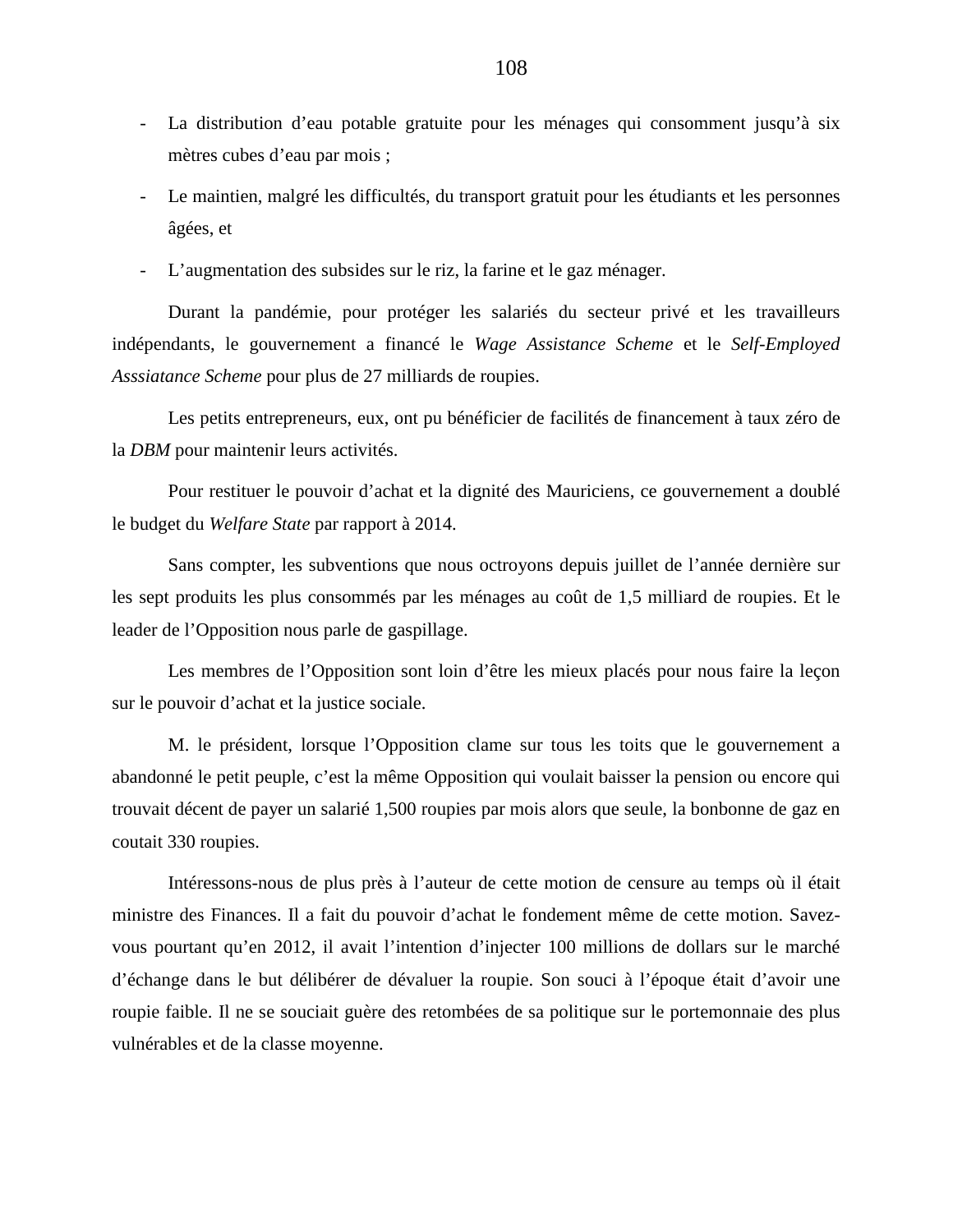- La distribution d'eau potable gratuite pour les ménages qui consomment jusqu'à six mètres cubes d'eau par mois ;
- Le maintien, malgré les difficultés, du transport gratuit pour les étudiants et les personnes âgées, et
- L'augmentation des subsides sur le riz, la farine et le gaz ménager.

Durant la pandémie, pour protéger les salariés du secteur privé et les travailleurs indépendants, le gouvernement a financé le *Wage Assistance Scheme* et le *Self-Employed Asssiatance Scheme* pour plus de 27 milliards de roupies.

Les petits entrepreneurs, eux, ont pu bénéficier de facilités de financement à taux zéro de la *DBM* pour maintenir leurs activités.

Pour restituer le pouvoir d'achat et la dignité des Mauriciens, ce gouvernement a doublé le budget du *Welfare State* par rapport à 2014.

Sans compter, les subventions que nous octroyons depuis juillet de l'année dernière sur les sept produits les plus consommés par les ménages au coût de 1,5 milliard de roupies. Et le leader de l'Opposition nous parle de gaspillage.

Les membres de l'Opposition sont loin d'être les mieux placés pour nous faire la leçon sur le pouvoir d'achat et la justice sociale.

M. le président, lorsque l'Opposition clame sur tous les toits que le gouvernement a abandonné le petit peuple, c'est la même Opposition qui voulait baisser la pension ou encore qui trouvait décent de payer un salarié 1,500 roupies par mois alors que seule, la bonbonne de gaz en coutait 330 roupies.

Intéressons-nous de plus près à l'auteur de cette motion de censure au temps où il était ministre des Finances. Il a fait du pouvoir d'achat le fondement même de cette motion. Savez-vous pourtant qu'en 2012, il avait l'intention d'injecter 100 millions de dollars sur le marché d'échange dans le but délibérer de dévaluer la roupie. Son souci à l'époque était d'avoir une roupie faible. Il ne se souciait guère des retombées de sa politique sur le portemonnaie des plus vulnérables et de la classe moyenne.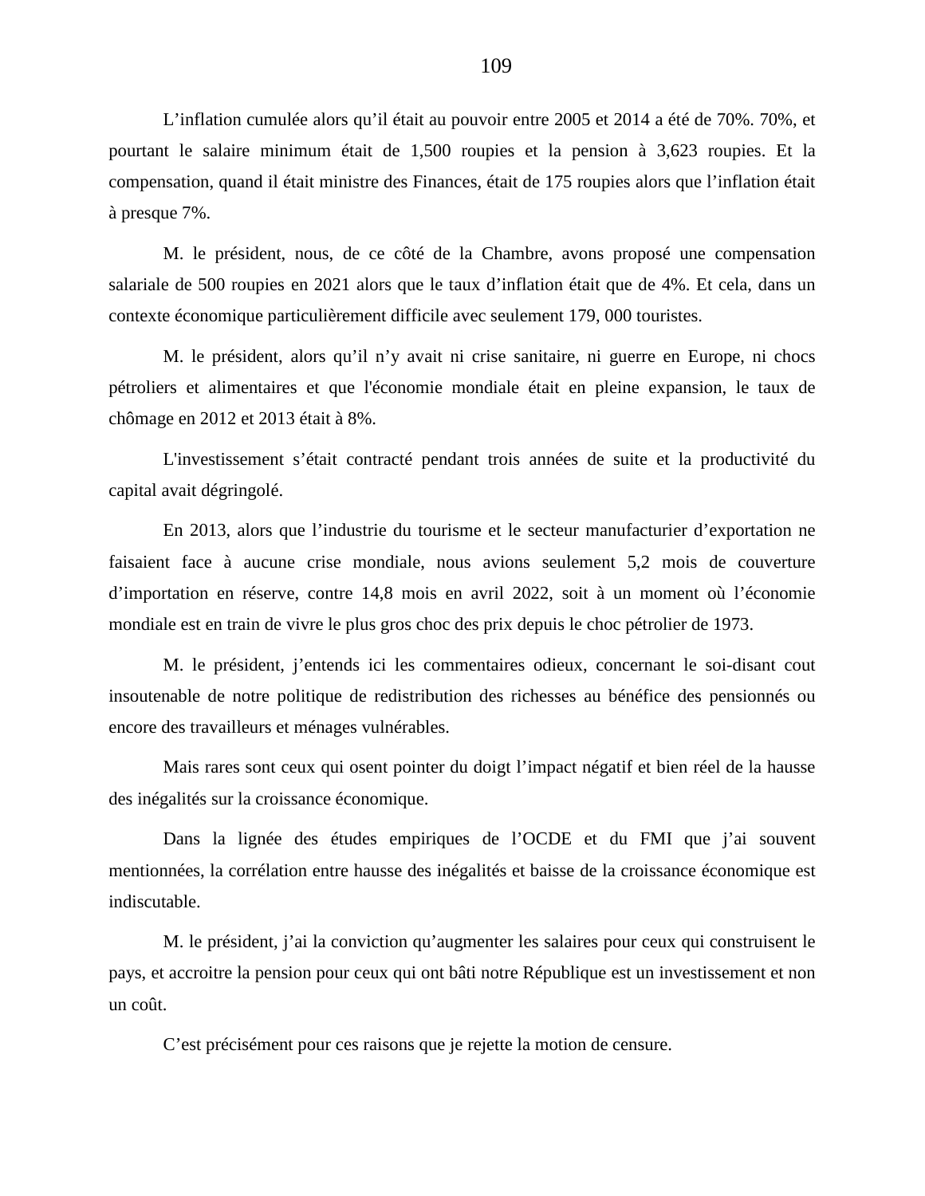L'inflation cumulée alors qu'il était au pouvoir entre 2005 et 2014 a été de 70%. 70%, et pourtant le salaire minimum était de 1,500 roupies et la pension à 3,623 roupies. Et la compensation, quand il était ministre des Finances, était de 175 roupies alors que l'inflation était à presque 7%.

M. le président, nous, de ce côté de la Chambre, avons proposé une compensation salariale de 500 roupies en 2021 alors que le taux d'inflation était que de 4%. Et cela, dans un contexte économique particulièrement difficile avec seulement 179, 000 touristes.

M. le président, alors qu'il n'y avait ni crise sanitaire, ni guerre en Europe, ni chocs pétroliers et alimentaires et que l'économie mondiale était en pleine expansion, le taux de chômage en 2012 et 2013 était à 8%.

L'investissement s'était contracté pendant trois années de suite et la productivité du capital avait dégringolé.

En 2013, alors que l'industrie du tourisme et le secteur manufacturier d'exportation ne faisaient face à aucune crise mondiale, nous avions seulement 5,2 mois de couverture d'importation en réserve, contre 14,8 mois en avril 2022, soit à un moment où l'économie mondiale est en train de vivre le plus gros choc des prix depuis le choc pétrolier de 1973.

M. le président, j'entends ici les commentaires odieux, concernant le soi-disant cout insoutenable de notre politique de redistribution des richesses au bénéfice des pensionnés ou encore des travailleurs et ménages vulnérables.

Mais rares sont ceux qui osent pointer du doigt l'impact négatif et bien réel de la hausse des inégalités sur la croissance économique.

Dans la lignée des études empiriques de l'OCDE et du FMI que j'ai souvent mentionnées, la corrélation entre hausse des inégalités et baisse de la croissance économique est indiscutable.

M. le président, j'ai la conviction qu'augmenter les salaires pour ceux qui construisent le pays, et accroitre la pension pour ceux qui ont bâti notre République est un investissement et non un coût.

C'est précisément pour ces raisons que je rejette la motion de censure.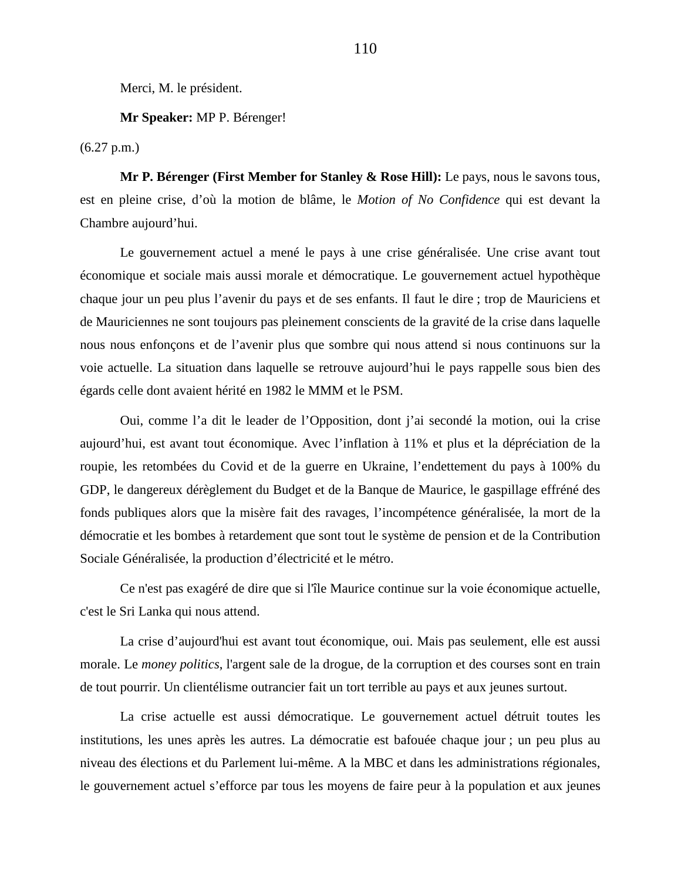Merci, M. le président.

**Mr Speaker:** MP P. Bérenger!

(6.27 p.m.)

**Mr P. Bérenger (First Member for Stanley & Rose Hill):** Le pays, nous le savons tous, est en pleine crise, d'où la motion de blâme, le *Motion of No Confidence* qui est devant la Chambre aujourd'hui.

Le gouvernement actuel a mené le pays à une crise généralisée. Une crise avant tout économique et sociale mais aussi morale et démocratique. Le gouvernement actuel hypothèque chaque jour un peu plus l'avenir du pays et de ses enfants. Il faut le dire ; trop de Mauriciens et de Mauriciennes ne sont toujours pas pleinement conscients de la gravité de la crise dans laquelle nous nous enfonçons et de l'avenir plus que sombre qui nous attend si nous continuons sur la voie actuelle. La situation dans laquelle se retrouve aujourd'hui le pays rappelle sous bien des égards celle dont avaient hérité en 1982 le MMM et le PSM.

Oui, comme l'a dit le leader de l'Opposition, dont j'ai secondé la motion, oui la crise aujourd'hui, est avant tout économique. Avec l'inflation à 11% et plus et la dépréciation de la roupie, les retombées du Covid et de la guerre en Ukraine, l'endettement du pays à 100% du GDP, le dangereux dérèglement du Budget et de la Banque de Maurice, le gaspillage effréné des fonds publiques alors que la misère fait des ravages, l'incompétence généralisée, la mort de la démocratie et les bombes à retardement que sont tout le système de pension et de la Contribution Sociale Généralisée, la production d'électricité et le métro.

Ce n'est pas exagéré de dire que si l'île Maurice continue sur la voie économique actuelle, c'est le Sri Lanka qui nous attend.

La crise d'aujourd'hui est avant tout économique, oui. Mais pas seulement, elle est aussi morale. Le *money politics*, l'argent sale de la drogue, de la corruption et des courses sont en train de tout pourrir. Un clientélisme outrancier fait un tort terrible au pays et aux jeunes surtout.

La crise actuelle est aussi démocratique. Le gouvernement actuel détruit toutes les institutions, les unes après les autres. La démocratie est bafouée chaque jour ; un peu plus au niveau des élections et du Parlement lui-même. A la MBC et dans les administrations régionales, le gouvernement actuel s'efforce par tous les moyens de faire peur à la population et aux jeunes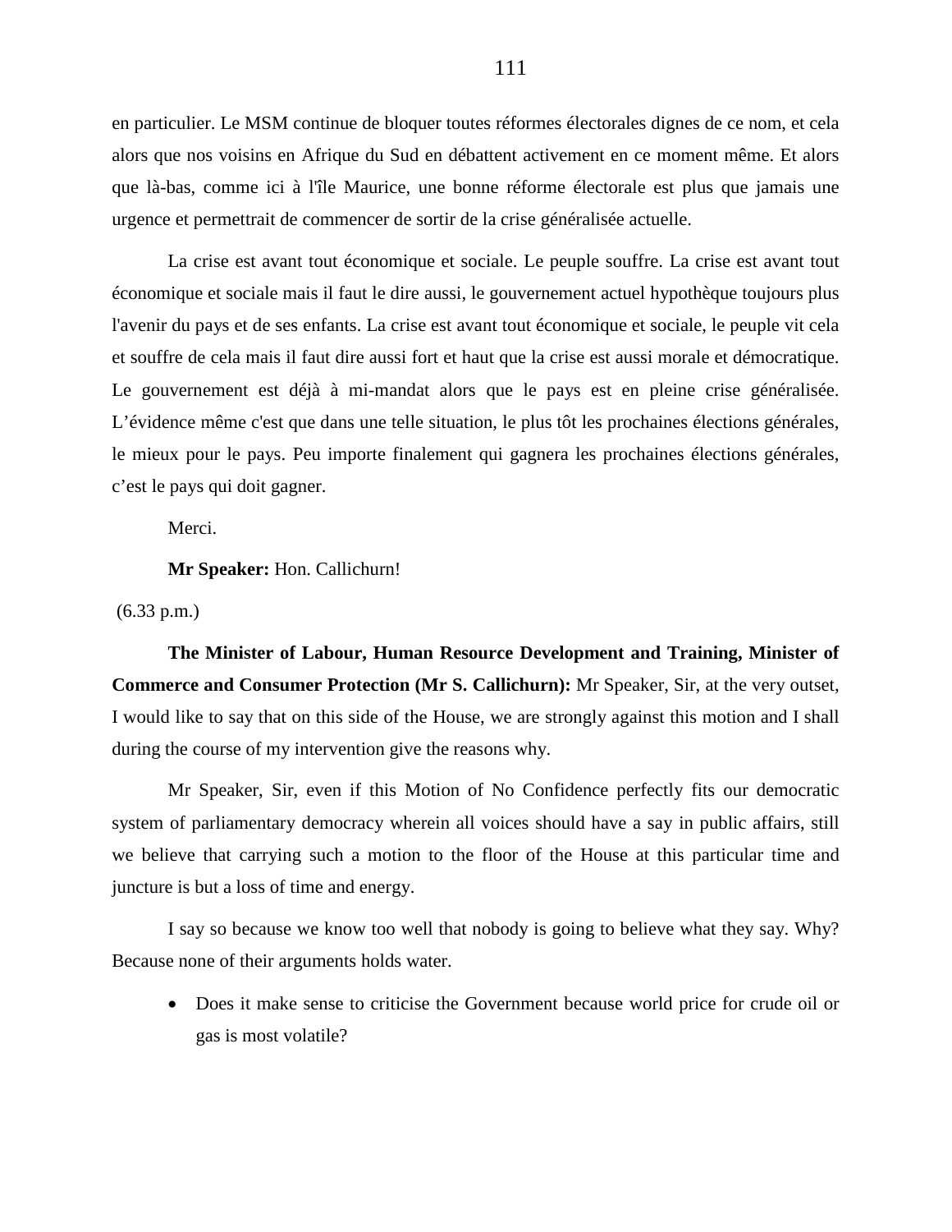en particulier. Le MSM continue de bloquer toutes réformes électorales dignes de ce nom, et cela alors que nos voisins en Afrique du Sud en débattent activement en ce moment même. Et alors que là-bas, comme ici à l'île Maurice, une bonne réforme électorale est plus que jamais une urgence et permettrait de commencer de sortir de la crise généralisée actuelle.

La crise est avant tout économique et sociale. Le peuple souffre. La crise est avant tout économique et sociale mais il faut le dire aussi, le gouvernement actuel hypothèque toujours plus l'avenir du pays et de ses enfants. La crise est avant tout économique et sociale, le peuple vit cela et souffre de cela mais il faut dire aussi fort et haut que la crise est aussi morale et démocratique. Le gouvernement est déjà à mi-mandat alors que le pays est en pleine crise généralisée. L'évidence même c'est que dans une telle situation, le plus tôt les prochaines élections générales, le mieux pour le pays. Peu importe finalement qui gagnera les prochaines élections générales, c'est le pays qui doit gagner.

Merci.

**Mr Speaker:** Hon. Callichurn!

(6.33 p.m.)

**The Minister of Labour, Human Resource Development and Training, Minister of Commerce and Consumer Protection (Mr S. Callichurn):** Mr Speaker, Sir, at the very outset, I would like to say that on this side of the House, we are strongly against this motion and I shall during the course of my intervention give the reasons why.

Mr Speaker, Sir, even if this Motion of No Confidence perfectly fits our democratic system of parliamentary democracy wherein all voices should have a say in public affairs, still we believe that carrying such a motion to the floor of the House at this particular time and juncture is but a loss of time and energy.

I say so because we know too well that nobody is going to believe what they say. Why? Because none of their arguments holds water.

- Does it make sense to criticise the Government because world price for crude oil or gas is most volatile?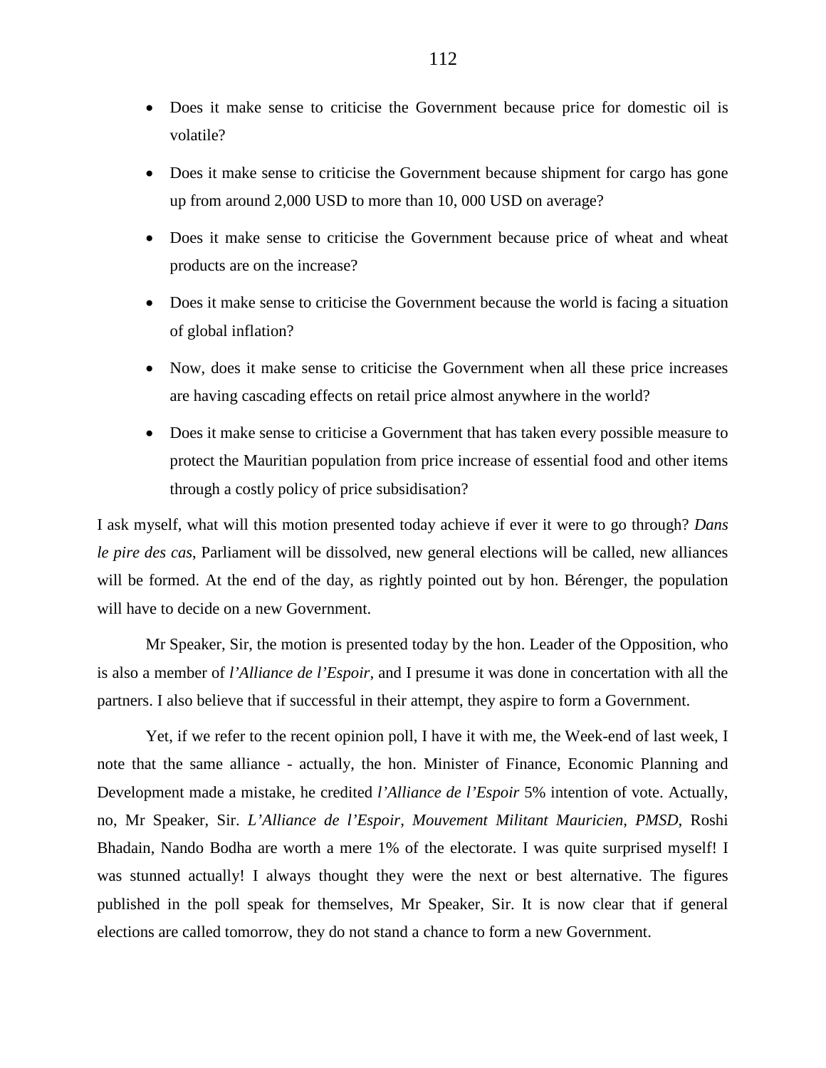- Does it make sense to criticise the Government because price for domestic oil is volatile?
- Does it make sense to criticise the Government because shipment for cargo has gone up from around 2,000 USD to more than 10, 000 USD on average?
- Does it make sense to criticise the Government because price of wheat and wheat products are on the increase?
- Does it make sense to criticise the Government because the world is facing a situation of global inflation?
- Now, does it make sense to criticise the Government when all these price increases are having cascading effects on retail price almost anywhere in the world?
- Does it make sense to criticise a Government that has taken every possible measure to protect the Mauritian population from price increase of essential food and other items through a costly policy of price subsidisation?

I ask myself, what will this motion presented today achieve if ever it were to go through? *Dans le pire des cas*, Parliament will be dissolved, new general elections will be called, new alliances will be formed. At the end of the day, as rightly pointed out by hon. Bérenger, the population will have to decide on a new Government.

Mr Speaker, Sir, the motion is presented today by the hon. Leader of the Opposition, who is also a member of *l'Alliance de l'Espoir*, and I presume it was done in concertation with all the partners. I also believe that if successful in their attempt, they aspire to form a Government.

Yet, if we refer to the recent opinion poll, I have it with me, the Week-end of last week, I note that the same alliance - actually, the hon. Minister of Finance, Economic Planning and Development made a mistake, he credited *l'Alliance de l'Espoir* 5% intention of vote. Actually, no, Mr Speaker, Sir. *L'Alliance de l'Espoir, Mouvement Militant Mauricien, PMSD*, Roshi Bhadain, Nando Bodha are worth a mere 1% of the electorate. I was quite surprised myself! I was stunned actually! I always thought they were the next or best alternative. The figures published in the poll speak for themselves, Mr Speaker, Sir. It is now clear that if general elections are called tomorrow, they do not stand a chance to form a new Government.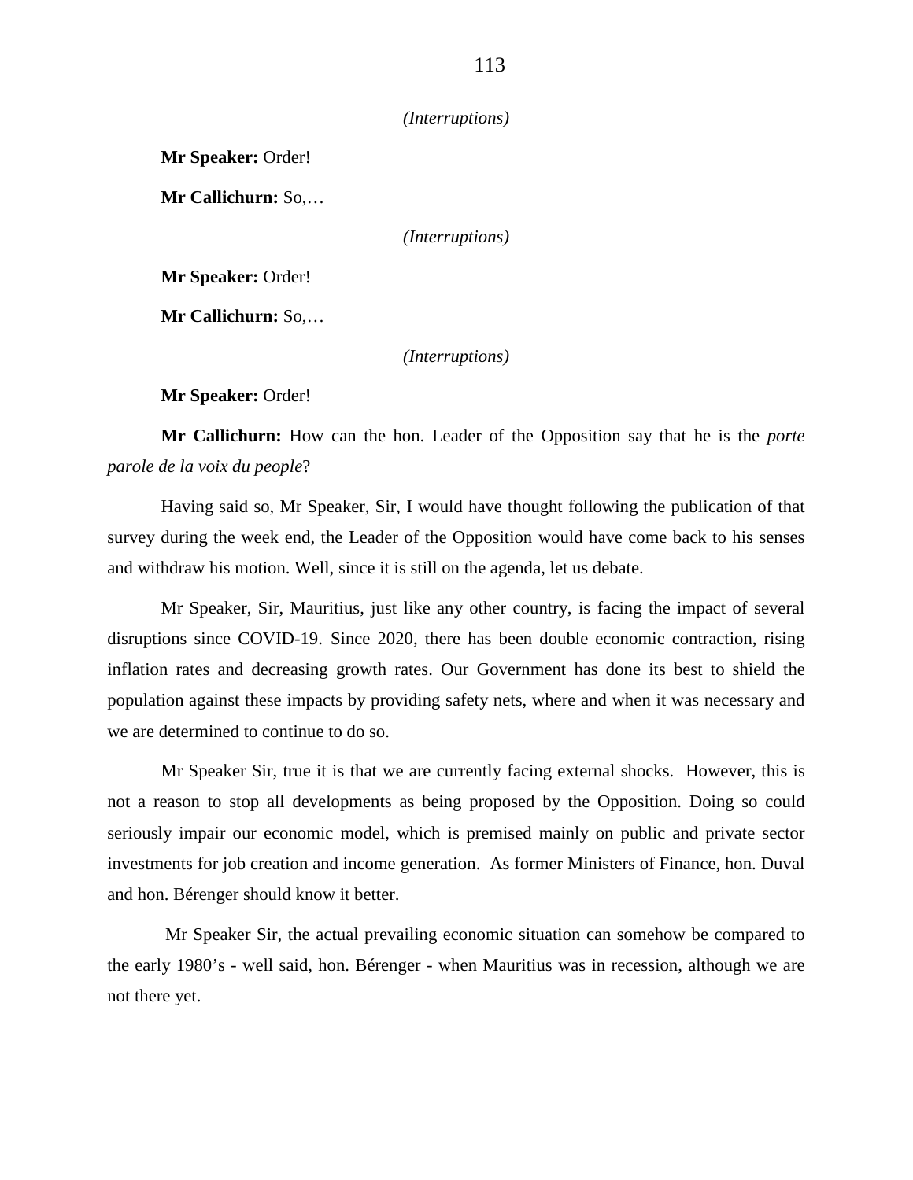*(Interruptions)*

**Mr Speaker:** Order!

**Mr Callichurn:** So,…

*(Interruptions)*

**Mr Speaker:** Order!

**Mr Callichurn:** So,…

*(Interruptions)*

**Mr Speaker:** Order!

**Mr Callichurn:** How can the hon. Leader of the Opposition say that he is the *porte parole de la voix du people*?

Having said so, Mr Speaker, Sir, I would have thought following the publication of that survey during the week end, the Leader of the Opposition would have come back to his senses and withdraw his motion. Well, since it is still on the agenda, let us debate.

Mr Speaker, Sir, Mauritius, just like any other country, is facing the impact of several disruptions since COVID-19. Since 2020, there has been double economic contraction, rising inflation rates and decreasing growth rates. Our Government has done its best to shield the population against these impacts by providing safety nets, where and when it was necessary and we are determined to continue to do so.

Mr Speaker Sir, true it is that we are currently facing external shocks. However, this is not a reason to stop all developments as being proposed by the Opposition. Doing so could seriously impair our economic model, which is premised mainly on public and private sector investments for job creation and income generation. As former Ministers of Finance, hon. Duval and hon. Bérenger should know it better.

Mr Speaker Sir, the actual prevailing economic situation can somehow be compared to the early 1980's - well said, hon. Bérenger - when Mauritius was in recession, although we are not there yet.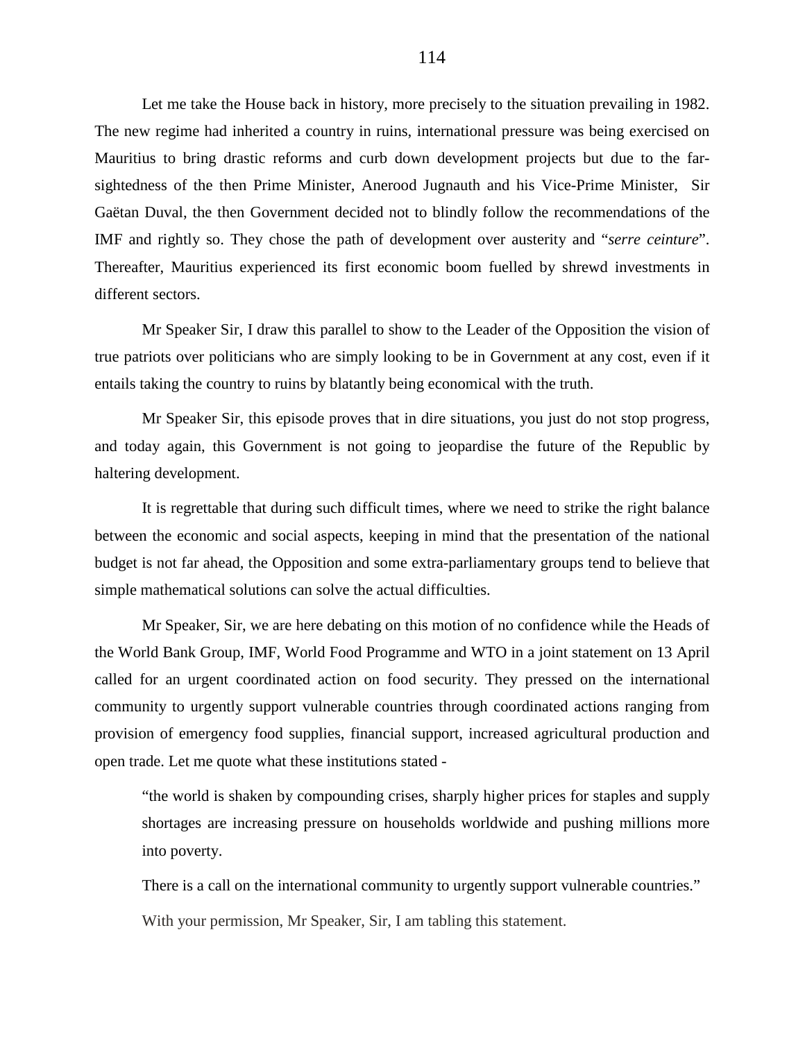Let me take the House back in history, more precisely to the situation prevailing in 1982. The new regime had inherited a country in ruins, international pressure was being exercised on Mauritius to bring drastic reforms and curb down development projects but due to the far-sightedness of the then Prime Minister, Anerood Jugnauth and his Vice-Prime Minister, Sir Gaëtan Duval, the then Government decided not to blindly follow the recommendations of the IMF and rightly so. They chose the path of development over austerity and "*serre ceinture*". Thereafter, Mauritius experienced its first economic boom fuelled by shrewd investments in different sectors.

Mr Speaker Sir, I draw this parallel to show to the Leader of the Opposition the vision of true patriots over politicians who are simply looking to be in Government at any cost, even if it entails taking the country to ruins by blatantly being economical with the truth.

Mr Speaker Sir, this episode proves that in dire situations, you just do not stop progress, and today again, this Government is not going to jeopardise the future of the Republic by haltering development.

It is regrettable that during such difficult times, where we need to strike the right balance between the economic and social aspects, keeping in mind that the presentation of the national budget is not far ahead, the Opposition and some extra-parliamentary groups tend to believe that simple mathematical solutions can solve the actual difficulties.

Mr Speaker, Sir, we are here debating on this motion of no confidence while the Heads of the World Bank Group, IMF, World Food Programme and WTO in a joint statement on 13 April called for an urgent coordinated action on food security. They pressed on the international community to urgently support vulnerable countries through coordinated actions ranging from provision of emergency food supplies, financial support, increased agricultural production and open trade. Let me quote what these institutions stated -

> "the world is shaken by compounding crises, sharply higher prices for staples and supply shortages are increasing pressure on households worldwide and pushing millions more into poverty.
>
> There is a call on the international community to urgently support vulnerable countries."

With your permission, Mr Speaker, Sir, I am tabling this statement.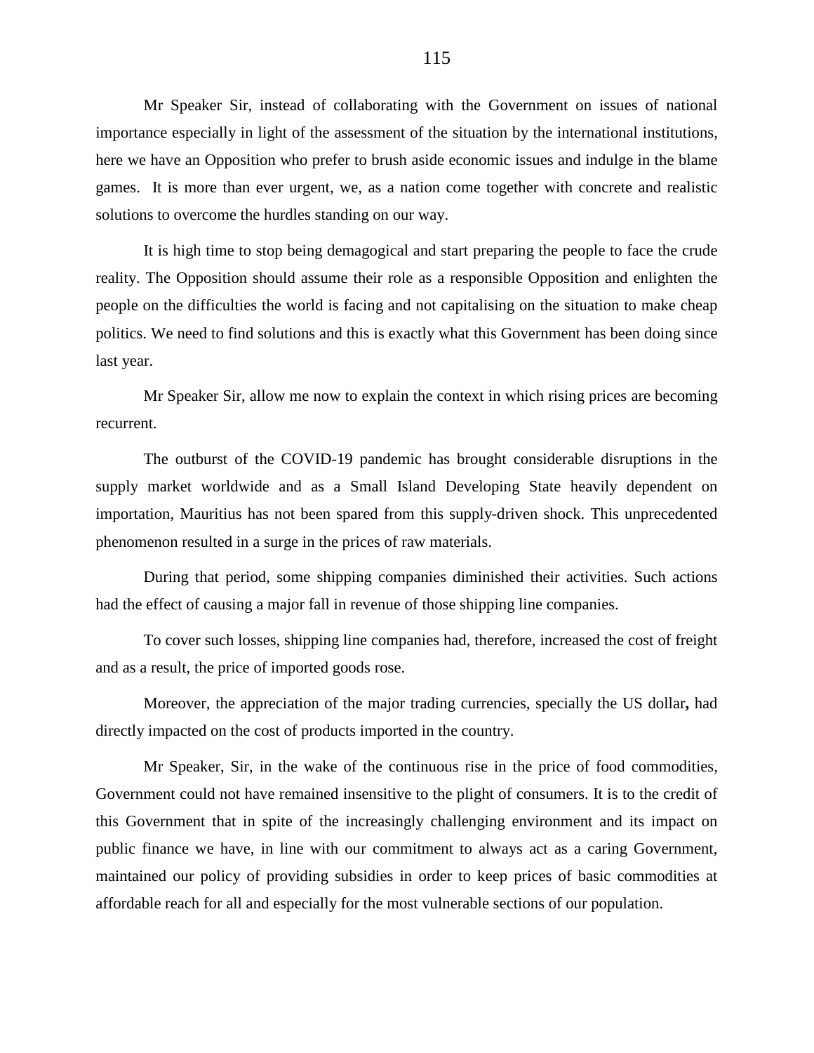Mr Speaker Sir, instead of collaborating with the Government on issues of national importance especially in light of the assessment of the situation by the international institutions, here we have an Opposition who prefer to brush aside economic issues and indulge in the blame games. It is more than ever urgent, we, as a nation come together with concrete and realistic solutions to overcome the hurdles standing on our way.

It is high time to stop being demagogical and start preparing the people to face the crude reality. The Opposition should assume their role as a responsible Opposition and enlighten the people on the difficulties the world is facing and not capitalising on the situation to make cheap politics. We need to find solutions and this is exactly what this Government has been doing since last year.

Mr Speaker Sir, allow me now to explain the context in which rising prices are becoming recurrent.

The outburst of the COVID-19 pandemic has brought considerable disruptions in the supply market worldwide and as a Small Island Developing State heavily dependent on importation, Mauritius has not been spared from this supply-driven shock. This unprecedented phenomenon resulted in a surge in the prices of raw materials.

During that period, some shipping companies diminished their activities. Such actions had the effect of causing a major fall in revenue of those shipping line companies.

To cover such losses, shipping line companies had, therefore, increased the cost of freight and as a result, the price of imported goods rose.

Moreover, the appreciation of the major trading currencies, specially the US dollar**,** had directly impacted on the cost of products imported in the country.

Mr Speaker, Sir, in the wake of the continuous rise in the price of food commodities, Government could not have remained insensitive to the plight of consumers. It is to the credit of this Government that in spite of the increasingly challenging environment and its impact on public finance we have, in line with our commitment to always act as a caring Government, maintained our policy of providing subsidies in order to keep prices of basic commodities at affordable reach for all and especially for the most vulnerable sections of our population.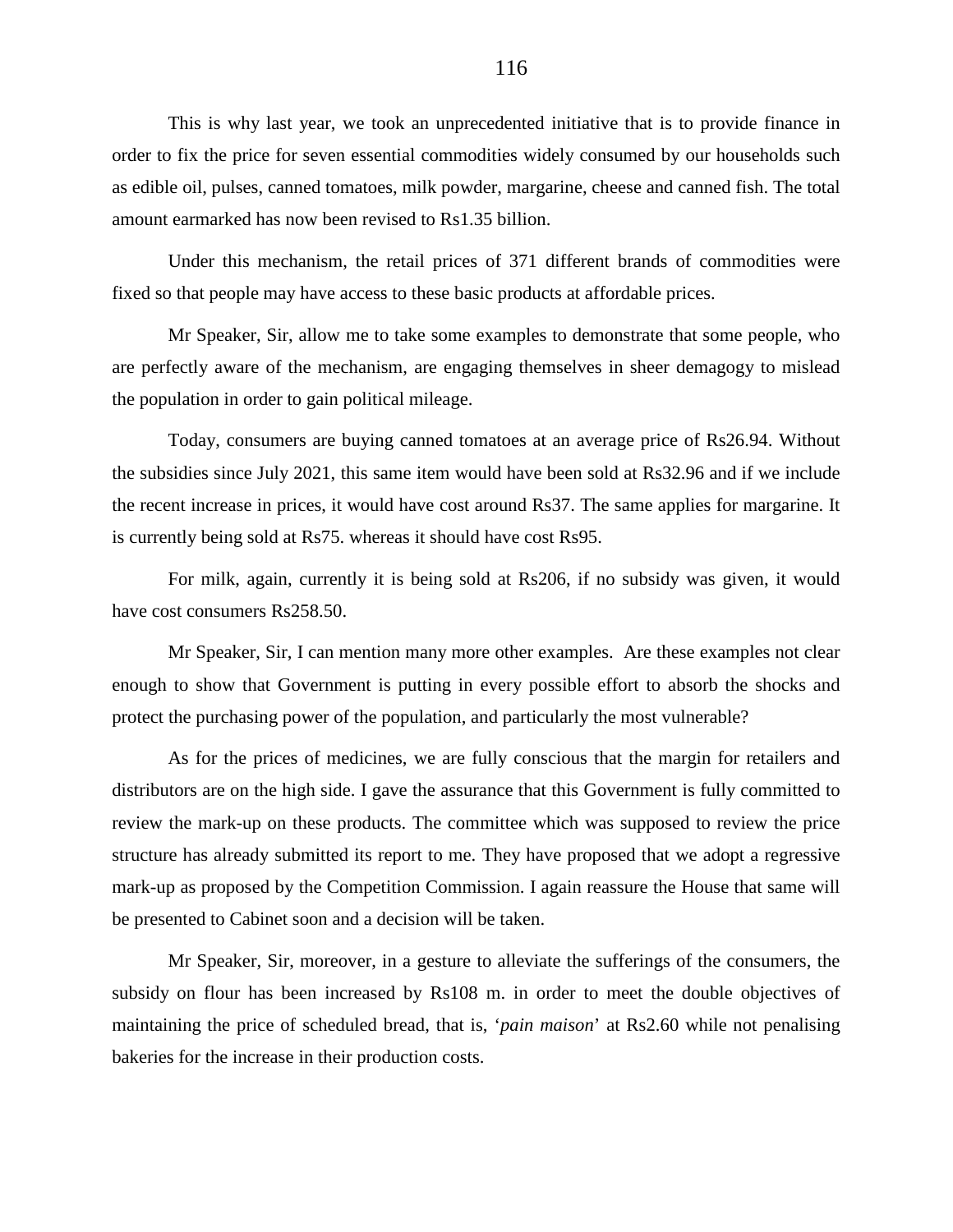This is why last year, we took an unprecedented initiative that is to provide finance in order to fix the price for seven essential commodities widely consumed by our households such as edible oil, pulses, canned tomatoes, milk powder, margarine, cheese and canned fish. The total amount earmarked has now been revised to Rs1.35 billion.

Under this mechanism, the retail prices of 371 different brands of commodities were fixed so that people may have access to these basic products at affordable prices.

Mr Speaker, Sir, allow me to take some examples to demonstrate that some people, who are perfectly aware of the mechanism, are engaging themselves in sheer demagogy to mislead the population in order to gain political mileage.

Today, consumers are buying canned tomatoes at an average price of Rs26.94. Without the subsidies since July 2021, this same item would have been sold at Rs32.96 and if we include the recent increase in prices, it would have cost around Rs37. The same applies for margarine. It is currently being sold at Rs75. whereas it should have cost Rs95.

For milk, again, currently it is being sold at Rs206, if no subsidy was given, it would have cost consumers Rs258.50.

Mr Speaker, Sir, I can mention many more other examples. Are these examples not clear enough to show that Government is putting in every possible effort to absorb the shocks and protect the purchasing power of the population, and particularly the most vulnerable?

As for the prices of medicines, we are fully conscious that the margin for retailers and distributors are on the high side. I gave the assurance that this Government is fully committed to review the mark-up on these products. The committee which was supposed to review the price structure has already submitted its report to me. They have proposed that we adopt a regressive mark-up as proposed by the Competition Commission. I again reassure the House that same will be presented to Cabinet soon and a decision will be taken.

Mr Speaker, Sir, moreover, in a gesture to alleviate the sufferings of the consumers, the subsidy on flour has been increased by Rs108 m. in order to meet the double objectives of maintaining the price of scheduled bread, that is, '*pain maison*' at Rs2.60 while not penalising bakeries for the increase in their production costs.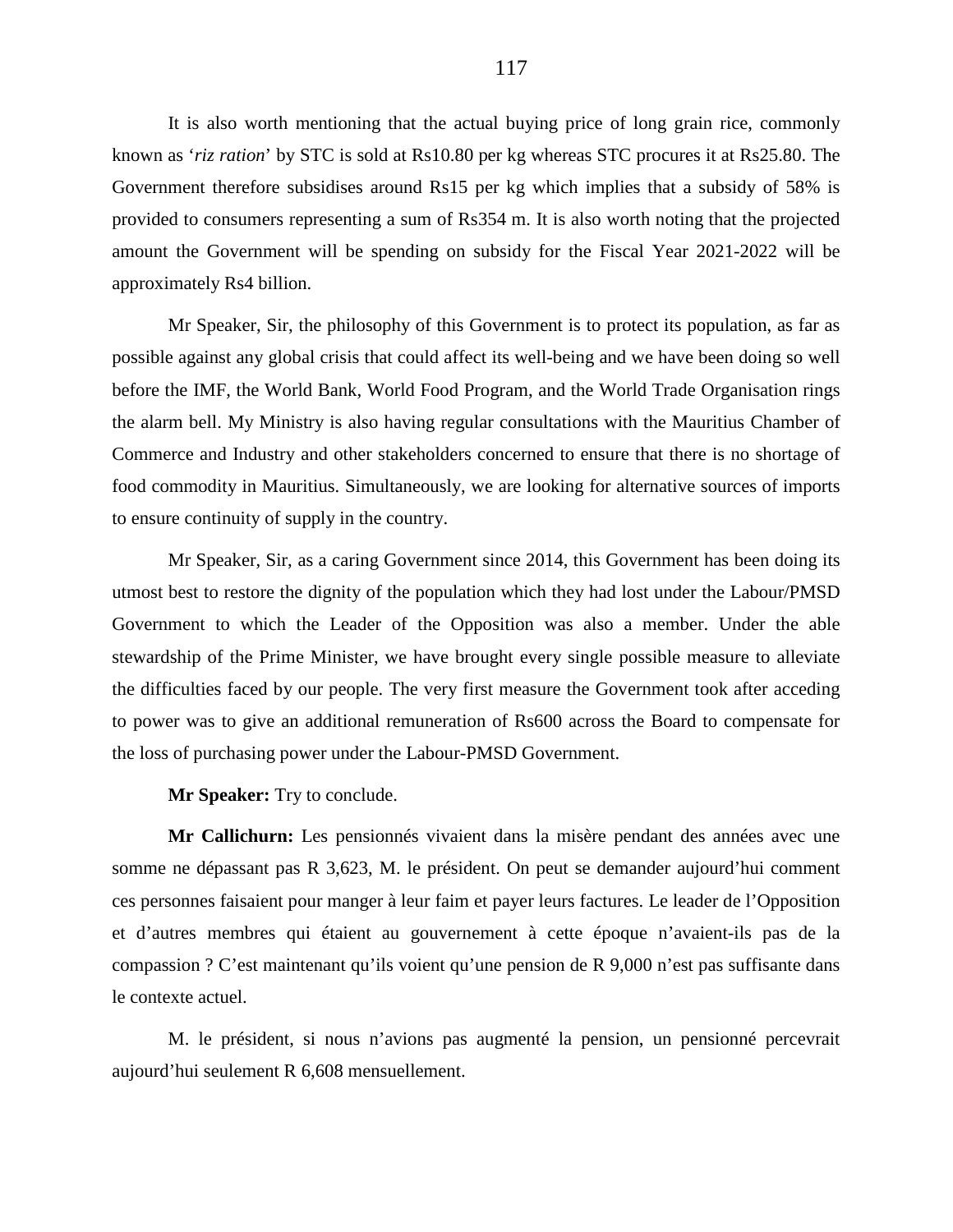It is also worth mentioning that the actual buying price of long grain rice, commonly known as '*riz ration*' by STC is sold at Rs10.80 per kg whereas STC procures it at Rs25.80. The Government therefore subsidises around Rs15 per kg which implies that a subsidy of 58% is provided to consumers representing a sum of Rs354 m. It is also worth noting that the projected amount the Government will be spending on subsidy for the Fiscal Year 2021-2022 will be approximately Rs4 billion.

Mr Speaker, Sir, the philosophy of this Government is to protect its population, as far as possible against any global crisis that could affect its well-being and we have been doing so well before the IMF, the World Bank, World Food Program, and the World Trade Organisation rings the alarm bell. My Ministry is also having regular consultations with the Mauritius Chamber of Commerce and Industry and other stakeholders concerned to ensure that there is no shortage of food commodity in Mauritius. Simultaneously, we are looking for alternative sources of imports to ensure continuity of supply in the country.

Mr Speaker, Sir, as a caring Government since 2014, this Government has been doing its utmost best to restore the dignity of the population which they had lost under the Labour/PMSD Government to which the Leader of the Opposition was also a member. Under the able stewardship of the Prime Minister, we have brought every single possible measure to alleviate the difficulties faced by our people. The very first measure the Government took after acceding to power was to give an additional remuneration of Rs600 across the Board to compensate for the loss of purchasing power under the Labour-PMSD Government.

**Mr Speaker:** Try to conclude.

**Mr Callichurn:** Les pensionnés vivaient dans la misère pendant des années avec une somme ne dépassant pas R 3,623, M. le président. On peut se demander aujourd'hui comment ces personnes faisaient pour manger à leur faim et payer leurs factures. Le leader de l'Opposition et d'autres membres qui étaient au gouvernement à cette époque n'avaient-ils pas de la compassion ? C'est maintenant qu'ils voient qu'une pension de R 9,000 n'est pas suffisante dans le contexte actuel.

M. le président, si nous n'avions pas augmenté la pension, un pensionné percevrait aujourd'hui seulement R 6,608 mensuellement.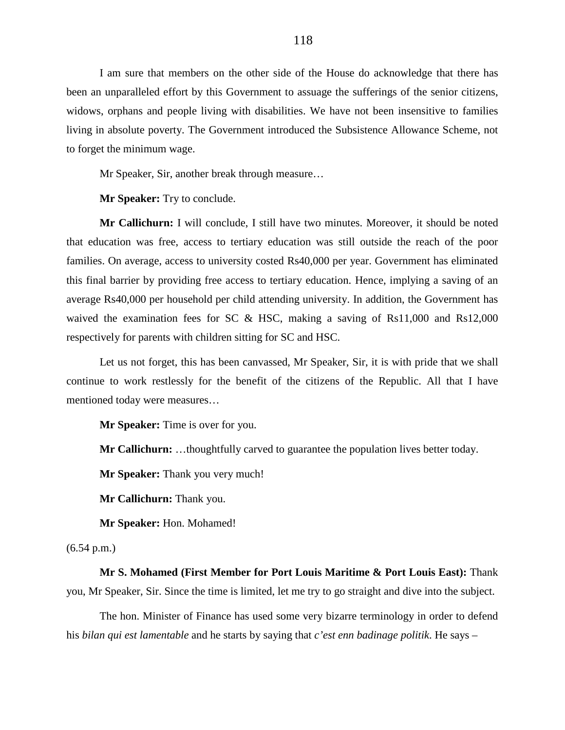I am sure that members on the other side of the House do acknowledge that there has been an unparalleled effort by this Government to assuage the sufferings of the senior citizens, widows, orphans and people living with disabilities. We have not been insensitive to families living in absolute poverty. The Government introduced the Subsistence Allowance Scheme, not to forget the minimum wage.

Mr Speaker, Sir, another break through measure…

**Mr Speaker:** Try to conclude.

**Mr Callichurn:** I will conclude, I still have two minutes. Moreover, it should be noted that education was free, access to tertiary education was still outside the reach of the poor families. On average, access to university costed Rs40,000 per year. Government has eliminated this final barrier by providing free access to tertiary education. Hence, implying a saving of an average Rs40,000 per household per child attending university. In addition, the Government has waived the examination fees for SC & HSC, making a saving of Rs11,000 and Rs12,000 respectively for parents with children sitting for SC and HSC.

Let us not forget, this has been canvassed, Mr Speaker, Sir, it is with pride that we shall continue to work restlessly for the benefit of the citizens of the Republic. All that I have mentioned today were measures…

**Mr Speaker:** Time is over for you.

**Mr Callichurn:** …thoughtfully carved to guarantee the population lives better today.

**Mr Speaker:** Thank you very much!

**Mr Callichurn:** Thank you.

**Mr Speaker:** Hon. Mohamed!

(6.54 p.m.)

**Mr S. Mohamed (First Member for Port Louis Maritime & Port Louis East):** Thank you, Mr Speaker, Sir. Since the time is limited, let me try to go straight and dive into the subject.

The hon. Minister of Finance has used some very bizarre terminology in order to defend his *bilan qui est lamentable* and he starts by saying that *c'est enn badinage politik*. He says –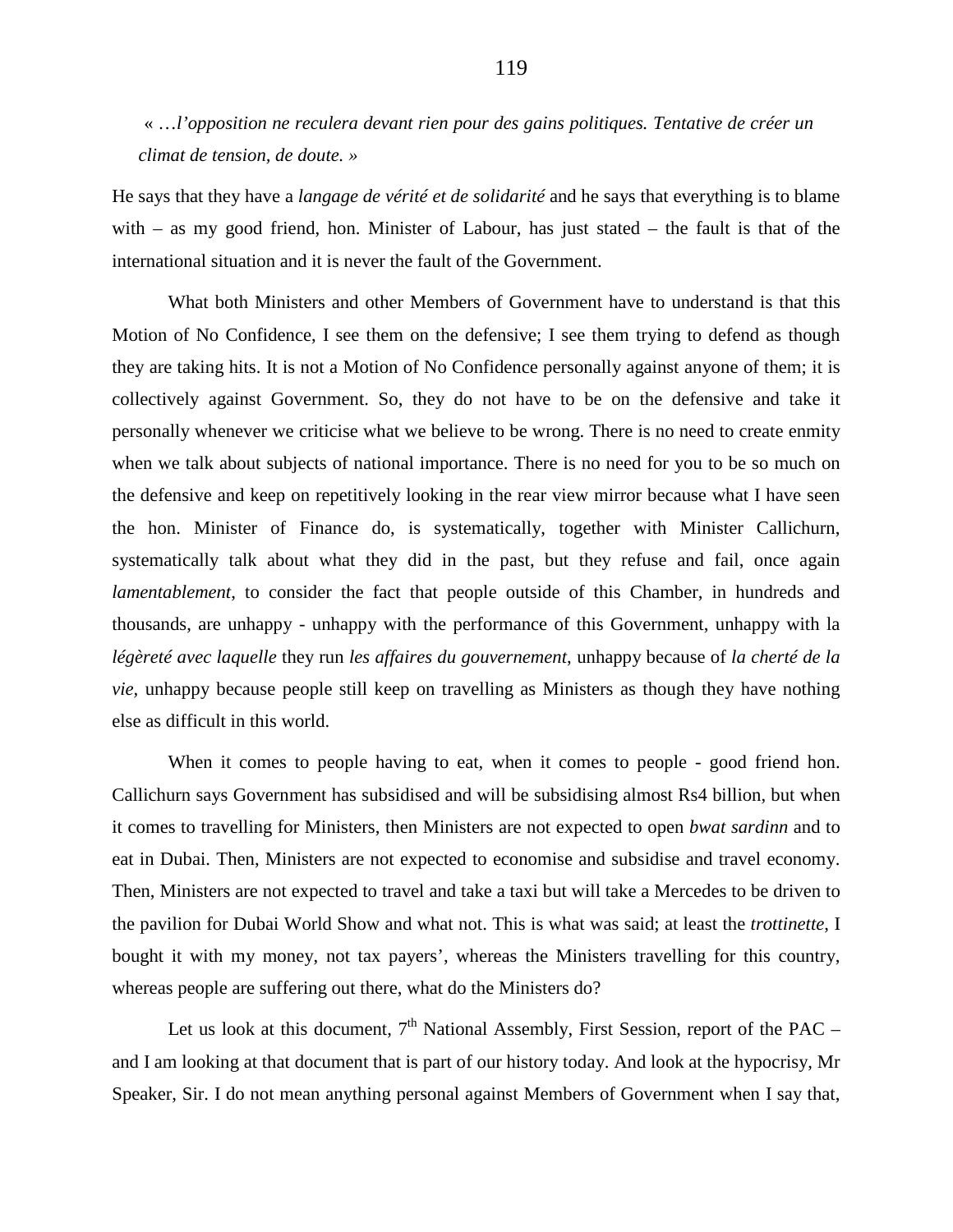« *…l'opposition ne reculera devant rien pour des gains politiques. Tentative de créer un climat de tension, de doute.* »

He says that they have a *langage de vérité et de solidarité* and he says that everything is to blame with – as my good friend, hon. Minister of Labour, has just stated – the fault is that of the international situation and it is never the fault of the Government.

What both Ministers and other Members of Government have to understand is that this Motion of No Confidence, I see them on the defensive; I see them trying to defend as though they are taking hits. It is not a Motion of No Confidence personally against anyone of them; it is collectively against Government. So, they do not have to be on the defensive and take it personally whenever we criticise what we believe to be wrong. There is no need to create enmity when we talk about subjects of national importance. There is no need for you to be so much on the defensive and keep on repetitively looking in the rear view mirror because what I have seen the hon. Minister of Finance do, is systematically, together with Minister Callichurn, systematically talk about what they did in the past, but they refuse and fail, once again *lamentablement*, to consider the fact that people outside of this Chamber, in hundreds and thousands, are unhappy - unhappy with the performance of this Government, unhappy with la *légèreté avec laquelle* they run *les affaires du gouvernement*, unhappy because of *la cherté de la vie*, unhappy because people still keep on travelling as Ministers as though they have nothing else as difficult in this world.

When it comes to people having to eat, when it comes to people - good friend hon. Callichurn says Government has subsidised and will be subsidising almost Rs4 billion, but when it comes to travelling for Ministers, then Ministers are not expected to open *bwat sardinn* and to eat in Dubai. Then, Ministers are not expected to economise and subsidise and travel economy. Then, Ministers are not expected to travel and take a taxi but will take a Mercedes to be driven to the pavilion for Dubai World Show and what not. This is what was said; at least the *trottinette*, I bought it with my money, not tax payers', whereas the Ministers travelling for this country, whereas people are suffering out there, what do the Ministers do?

Let us look at this document, 7th National Assembly, First Session, report of the PAC – and I am looking at that document that is part of our history today. And look at the hypocrisy, Mr Speaker, Sir. I do not mean anything personal against Members of Government when I say that,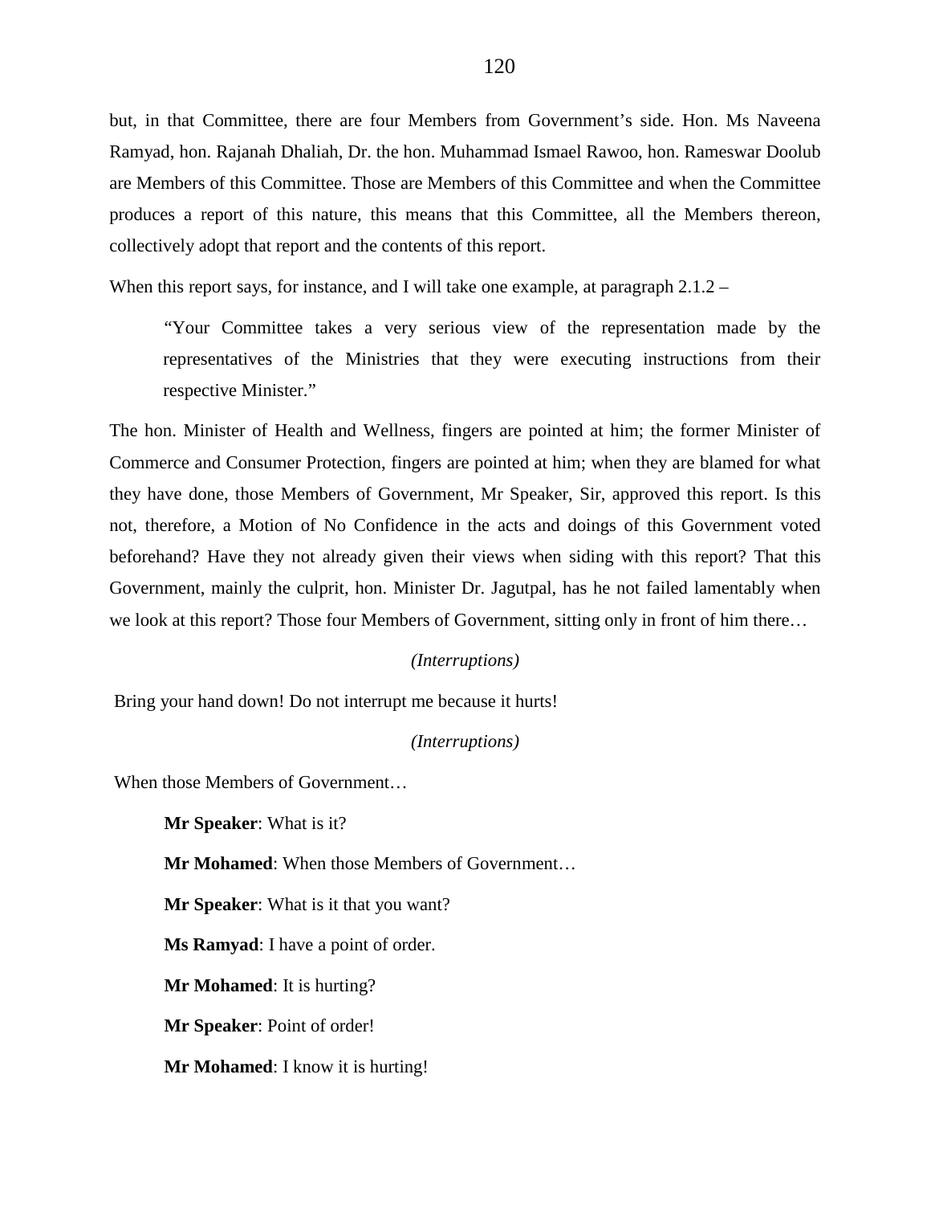but, in that Committee, there are four Members from Government's side. Hon. Ms Naveena Ramyad, hon. Rajanah Dhaliah, Dr. the hon. Muhammad Ismael Rawoo, hon. Rameswar Doolub are Members of this Committee. Those are Members of this Committee and when the Committee produces a report of this nature, this means that this Committee, all the Members thereon, collectively adopt that report and the contents of this report.

When this report says, for instance, and I will take one example, at paragraph 2.1.2 –

> "Your Committee takes a very serious view of the representation made by the representatives of the Ministries that they were executing instructions from their respective Minister."

The hon. Minister of Health and Wellness, fingers are pointed at him; the former Minister of Commerce and Consumer Protection, fingers are pointed at him; when they are blamed for what they have done, those Members of Government, Mr Speaker, Sir, approved this report. Is this not, therefore, a Motion of No Confidence in the acts and doings of this Government voted beforehand? Have they not already given their views when siding with this report? That this Government, mainly the culprit, hon. Minister Dr. Jagutpal, has he not failed lamentably when we look at this report? Those four Members of Government, sitting only in front of him there…

*(Interruptions)*

Bring your hand down! Do not interrupt me because it hurts!

*(Interruptions)*

When those Members of Government…

**Mr Speaker**: What is it?

**Mr Mohamed**: When those Members of Government…

**Mr Speaker**: What is it that you want?

**Ms Ramyad**: I have a point of order.

**Mr Mohamed**: It is hurting?

**Mr Speaker**: Point of order!

**Mr Mohamed**: I know it is hurting!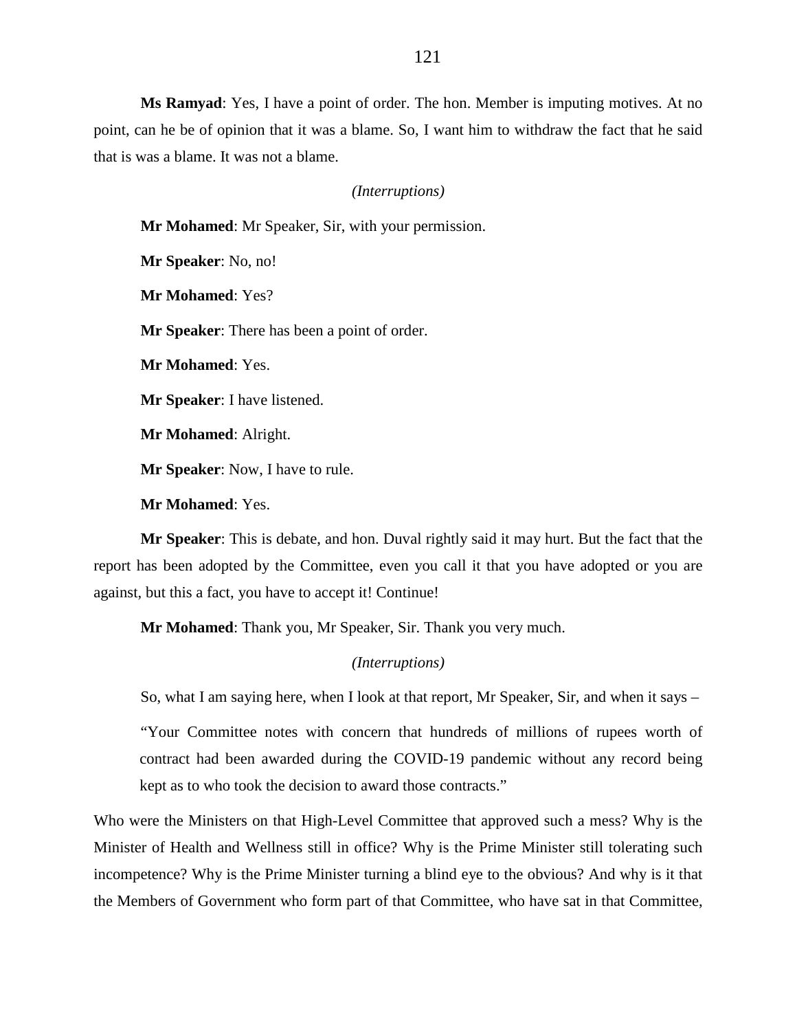**Ms Ramyad**: Yes, I have a point of order. The hon. Member is imputing motives. At no point, can he be of opinion that it was a blame. So, I want him to withdraw the fact that he said that is was a blame. It was not a blame.

*(Interruptions)*

**Mr Mohamed**: Mr Speaker, Sir, with your permission.

**Mr Speaker**: No, no!

**Mr Mohamed**: Yes?

**Mr Speaker**: There has been a point of order.

**Mr Mohamed**: Yes.

**Mr Speaker**: I have listened.

**Mr Mohamed**: Alright.

**Mr Speaker**: Now, I have to rule.

**Mr Mohamed**: Yes.

**Mr Speaker**: This is debate, and hon. Duval rightly said it may hurt. But the fact that the report has been adopted by the Committee, even you call it that you have adopted or you are against, but this a fact, you have to accept it! Continue!

**Mr Mohamed**: Thank you, Mr Speaker, Sir. Thank you very much.

*(Interruptions)*

So, what I am saying here, when I look at that report, Mr Speaker, Sir, and when it says –

> "Your Committee notes with concern that hundreds of millions of rupees worth of contract had been awarded during the COVID-19 pandemic without any record being kept as to who took the decision to award those contracts."

Who were the Ministers on that High-Level Committee that approved such a mess? Why is the Minister of Health and Wellness still in office? Why is the Prime Minister still tolerating such incompetence? Why is the Prime Minister turning a blind eye to the obvious? And why is it that the Members of Government who form part of that Committee, who have sat in that Committee,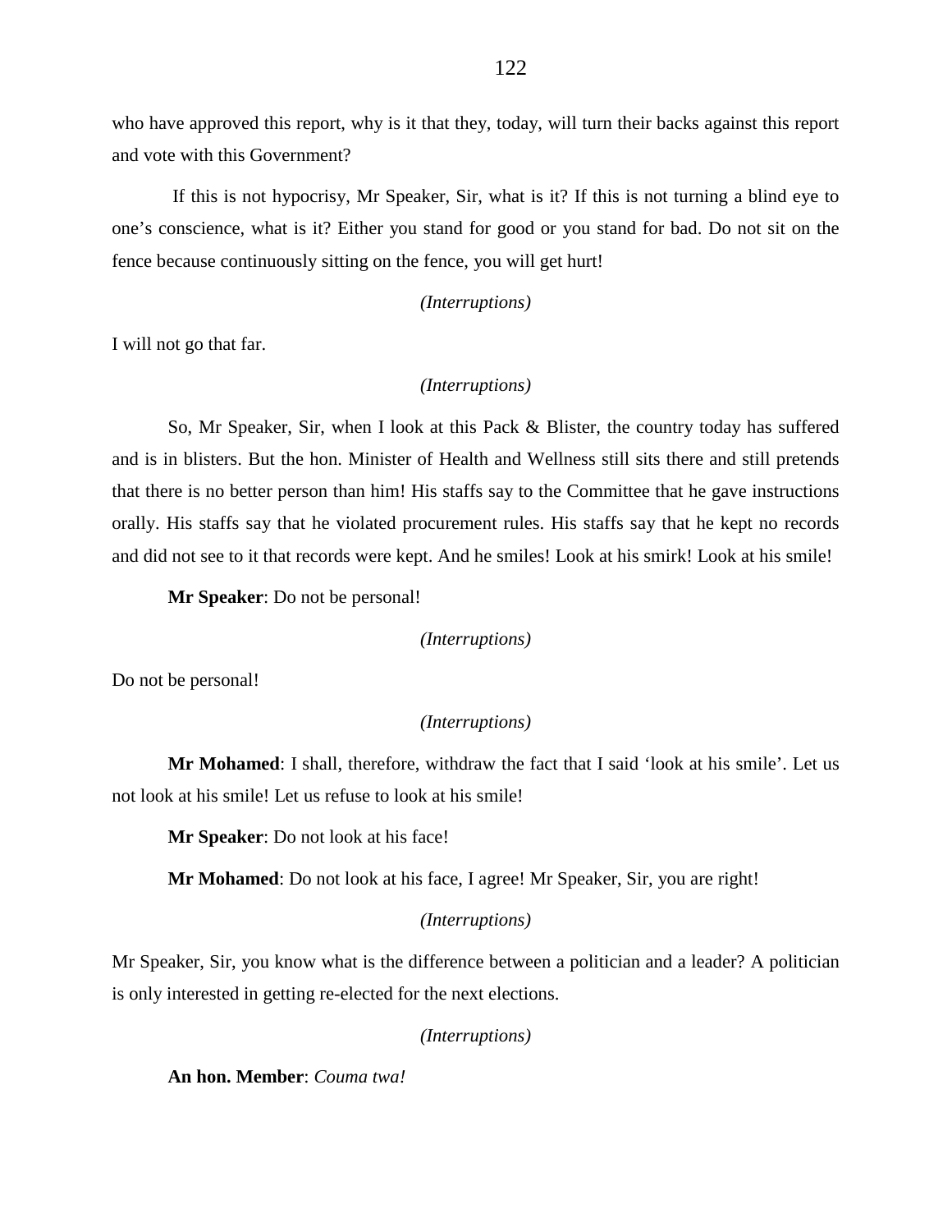who have approved this report, why is it that they, today, will turn their backs against this report and vote with this Government?

If this is not hypocrisy, Mr Speaker, Sir, what is it? If this is not turning a blind eye to one's conscience, what is it? Either you stand for good or you stand for bad. Do not sit on the fence because continuously sitting on the fence, you will get hurt!

*(Interruptions)*

I will not go that far.

*(Interruptions)*

So, Mr Speaker, Sir, when I look at this Pack & Blister, the country today has suffered and is in blisters. But the hon. Minister of Health and Wellness still sits there and still pretends that there is no better person than him! His staffs say to the Committee that he gave instructions orally. His staffs say that he violated procurement rules. His staffs say that he kept no records and did not see to it that records were kept. And he smiles! Look at his smirk! Look at his smile!

**Mr Speaker**: Do not be personal!

*(Interruptions)*

Do not be personal!

*(Interruptions)*

**Mr Mohamed**: I shall, therefore, withdraw the fact that I said 'look at his smile'. Let us not look at his smile! Let us refuse to look at his smile!

**Mr Speaker**: Do not look at his face!

**Mr Mohamed**: Do not look at his face, I agree! Mr Speaker, Sir, you are right!

*(Interruptions)*

Mr Speaker, Sir, you know what is the difference between a politician and a leader? A politician is only interested in getting re-elected for the next elections.

*(Interruptions)*

**An hon. Member**: *Couma twa!*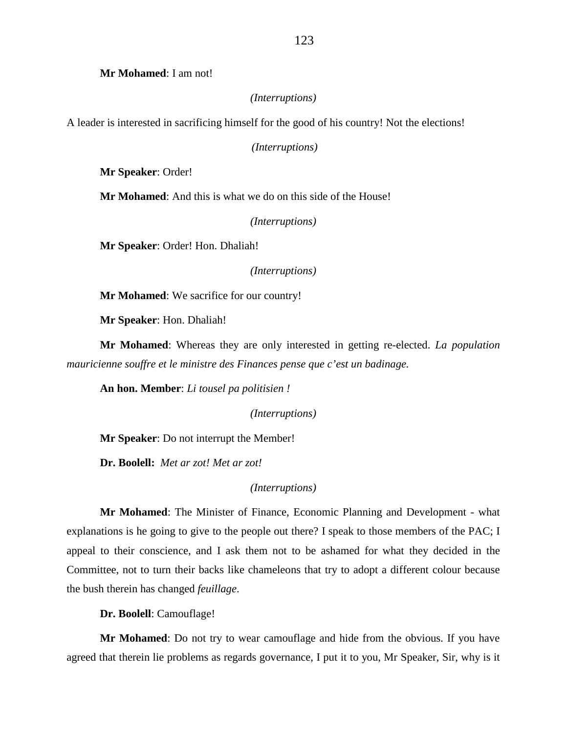**Mr Mohamed**: I am not!

*(Interruptions)*

A leader is interested in sacrificing himself for the good of his country! Not the elections!

*(Interruptions)*

**Mr Speaker**: Order!

**Mr Mohamed**: And this is what we do on this side of the House!

*(Interruptions)*

**Mr Speaker**: Order! Hon. Dhaliah!

*(Interruptions)*

**Mr Mohamed**: We sacrifice for our country!

**Mr Speaker**: Hon. Dhaliah!

**Mr Mohamed**: Whereas they are only interested in getting re-elected. *La population mauricienne souffre et le ministre des Finances pense que c'est un badinage.*

**An hon. Member**: *Li tousel pa politisien !*

*(Interruptions)*

**Mr Speaker**: Do not interrupt the Member!

**Dr. Boolell:** *Met ar zot! Met ar zot!*

*(Interruptions)*

**Mr Mohamed**: The Minister of Finance, Economic Planning and Development - what explanations is he going to give to the people out there? I speak to those members of the PAC; I appeal to their conscience, and I ask them not to be ashamed for what they decided in the Committee, not to turn their backs like chameleons that try to adopt a different colour because the bush therein has changed *feuillage*.

**Dr. Boolell**: Camouflage!

**Mr Mohamed**: Do not try to wear camouflage and hide from the obvious. If you have agreed that therein lie problems as regards governance, I put it to you, Mr Speaker, Sir, why is it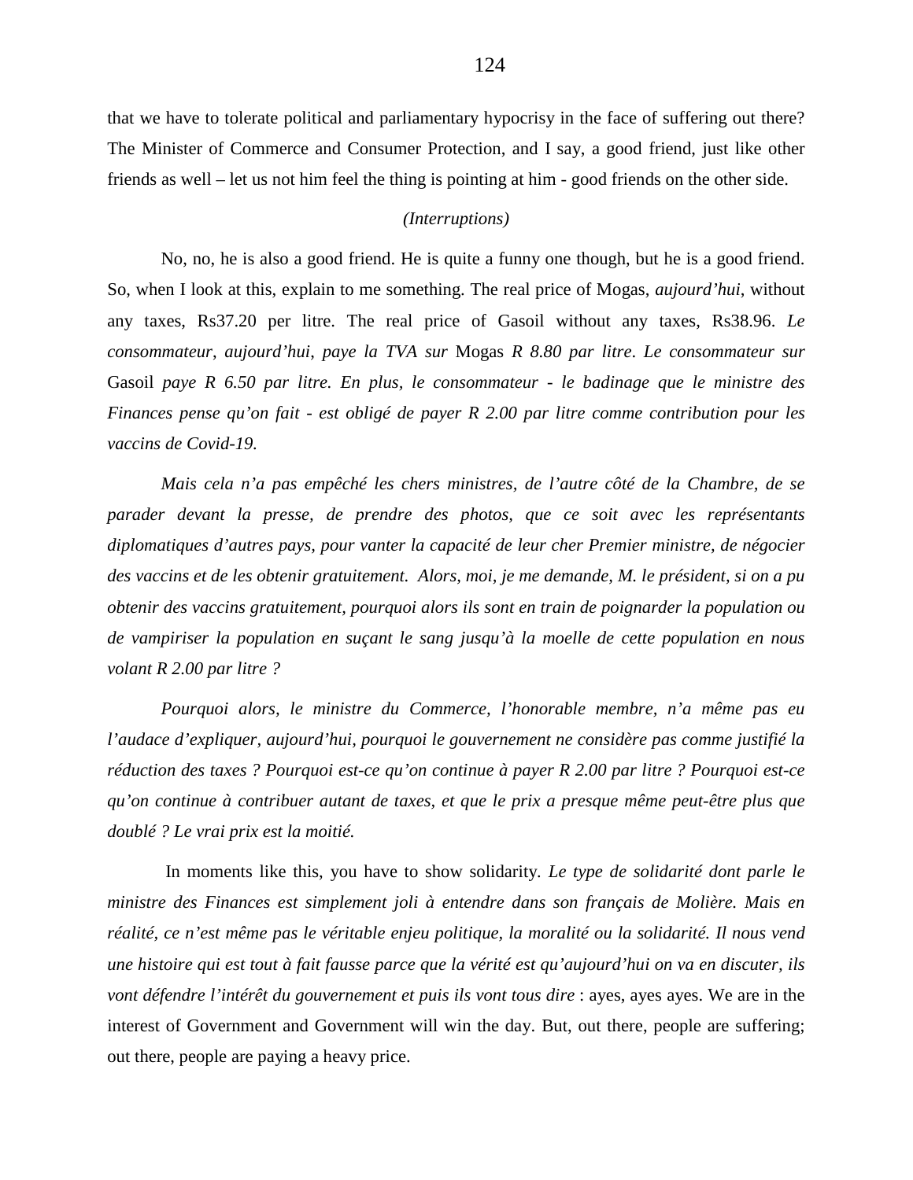that we have to tolerate political and parliamentary hypocrisy in the face of suffering out there? The Minister of Commerce and Consumer Protection, and I say, a good friend, just like other friends as well – let us not him feel the thing is pointing at him - good friends on the other side.

*(Interruptions)*

No, no, he is also a good friend. He is quite a funny one though, but he is a good friend. So, when I look at this, explain to me something. The real price of Mogas, *aujourd'hui*, without any taxes, Rs37.20 per litre. The real price of Gasoil without any taxes, Rs38.96. *Le consommateur*, *aujourd'hui*, *paye la TVA sur* Mogas *R 8.80 par litre*. *Le consommateur sur* Gasoil *paye R 6.50 par litre. En plus, le consommateur - le badinage que le ministre des Finances pense qu'on fait - est obligé de payer R 2.00 par litre comme contribution pour les vaccins de Covid-19.*

*Mais cela n'a pas empêché les chers ministres, de l'autre côté de la Chambre, de se parader devant la presse, de prendre des photos, que ce soit avec les représentants diplomatiques d'autres pays, pour vanter la capacité de leur cher Premier ministre, de négocier des vaccins et de les obtenir gratuitement. Alors, moi, je me demande, M. le président, si on a pu obtenir des vaccins gratuitement, pourquoi alors ils sont en train de poignarder la population ou de vampiriser la population en suçant le sang jusqu'à la moelle de cette population en nous volant R 2.00 par litre ?*

*Pourquoi alors, le ministre du Commerce, l'honorable membre, n'a même pas eu l'audace d'expliquer, aujourd'hui, pourquoi le gouvernement ne considère pas comme justifié la réduction des taxes ? Pourquoi est-ce qu'on continue à payer R 2.00 par litre ? Pourquoi est-ce qu'on continue à contribuer autant de taxes, et que le prix a presque même peut-être plus que doublé ? Le vrai prix est la moitié.*

In moments like this, you have to show solidarity. *Le type de solidarité dont parle le ministre des Finances est simplement joli à entendre dans son français de Molière. Mais en réalité, ce n'est même pas le véritable enjeu politique, la moralité ou la solidarité. Il nous vend une histoire qui est tout à fait fausse parce que la vérité est qu'aujourd'hui on va en discuter, ils vont défendre l'intérêt du gouvernement et puis ils vont tous dire* : ayes, ayes ayes. We are in the interest of Government and Government will win the day. But, out there, people are suffering; out there, people are paying a heavy price.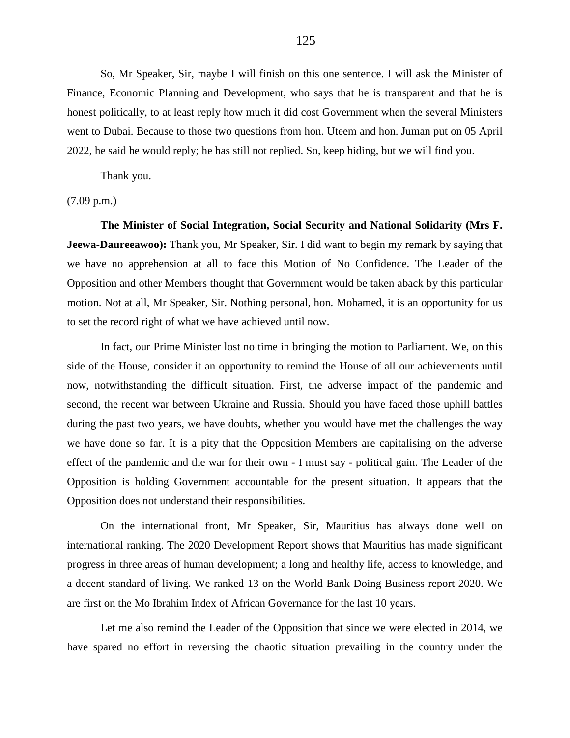So, Mr Speaker, Sir, maybe I will finish on this one sentence. I will ask the Minister of Finance, Economic Planning and Development, who says that he is transparent and that he is honest politically, to at least reply how much it did cost Government when the several Ministers went to Dubai. Because to those two questions from hon. Uteem and hon. Juman put on 05 April 2022, he said he would reply; he has still not replied. So, keep hiding, but we will find you.

Thank you.

(7.09 p.m.)

**The Minister of Social Integration, Social Security and National Solidarity (Mrs F. Jeewa-Daureeawoo):** Thank you, Mr Speaker, Sir. I did want to begin my remark by saying that we have no apprehension at all to face this Motion of No Confidence. The Leader of the Opposition and other Members thought that Government would be taken aback by this particular motion. Not at all, Mr Speaker, Sir. Nothing personal, hon. Mohamed, it is an opportunity for us to set the record right of what we have achieved until now.

In fact, our Prime Minister lost no time in bringing the motion to Parliament. We, on this side of the House, consider it an opportunity to remind the House of all our achievements until now, notwithstanding the difficult situation. First, the adverse impact of the pandemic and second, the recent war between Ukraine and Russia. Should you have faced those uphill battles during the past two years, we have doubts, whether you would have met the challenges the way we have done so far. It is a pity that the Opposition Members are capitalising on the adverse effect of the pandemic and the war for their own - I must say - political gain. The Leader of the Opposition is holding Government accountable for the present situation. It appears that the Opposition does not understand their responsibilities.

On the international front, Mr Speaker, Sir, Mauritius has always done well on international ranking. The 2020 Development Report shows that Mauritius has made significant progress in three areas of human development; a long and healthy life, access to knowledge, and a decent standard of living. We ranked 13 on the World Bank Doing Business report 2020. We are first on the Mo Ibrahim Index of African Governance for the last 10 years.

Let me also remind the Leader of the Opposition that since we were elected in 2014, we have spared no effort in reversing the chaotic situation prevailing in the country under the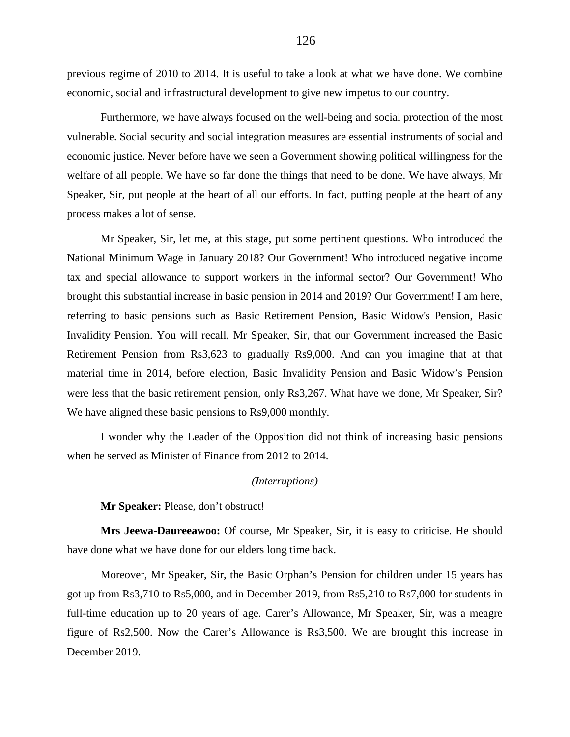previous regime of 2010 to 2014. It is useful to take a look at what we have done. We combine economic, social and infrastructural development to give new impetus to our country.

Furthermore, we have always focused on the well-being and social protection of the most vulnerable. Social security and social integration measures are essential instruments of social and economic justice. Never before have we seen a Government showing political willingness for the welfare of all people. We have so far done the things that need to be done. We have always, Mr Speaker, Sir, put people at the heart of all our efforts. In fact, putting people at the heart of any process makes a lot of sense.

Mr Speaker, Sir, let me, at this stage, put some pertinent questions. Who introduced the National Minimum Wage in January 2018? Our Government! Who introduced negative income tax and special allowance to support workers in the informal sector? Our Government! Who brought this substantial increase in basic pension in 2014 and 2019? Our Government! I am here, referring to basic pensions such as Basic Retirement Pension, Basic Widow's Pension, Basic Invalidity Pension. You will recall, Mr Speaker, Sir, that our Government increased the Basic Retirement Pension from Rs3,623 to gradually Rs9,000. And can you imagine that at that material time in 2014, before election, Basic Invalidity Pension and Basic Widow's Pension were less that the basic retirement pension, only Rs3,267. What have we done, Mr Speaker, Sir? We have aligned these basic pensions to Rs9,000 monthly.

I wonder why the Leader of the Opposition did not think of increasing basic pensions when he served as Minister of Finance from 2012 to 2014.

*(Interruptions)*

**Mr Speaker:** Please, don't obstruct!

**Mrs Jeewa-Daureeawoo:** Of course, Mr Speaker, Sir, it is easy to criticise. He should have done what we have done for our elders long time back.

Moreover, Mr Speaker, Sir, the Basic Orphan's Pension for children under 15 years has got up from Rs3,710 to Rs5,000, and in December 2019, from Rs5,210 to Rs7,000 for students in full-time education up to 20 years of age. Carer's Allowance, Mr Speaker, Sir, was a meagre figure of Rs2,500. Now the Carer's Allowance is Rs3,500. We are brought this increase in December 2019.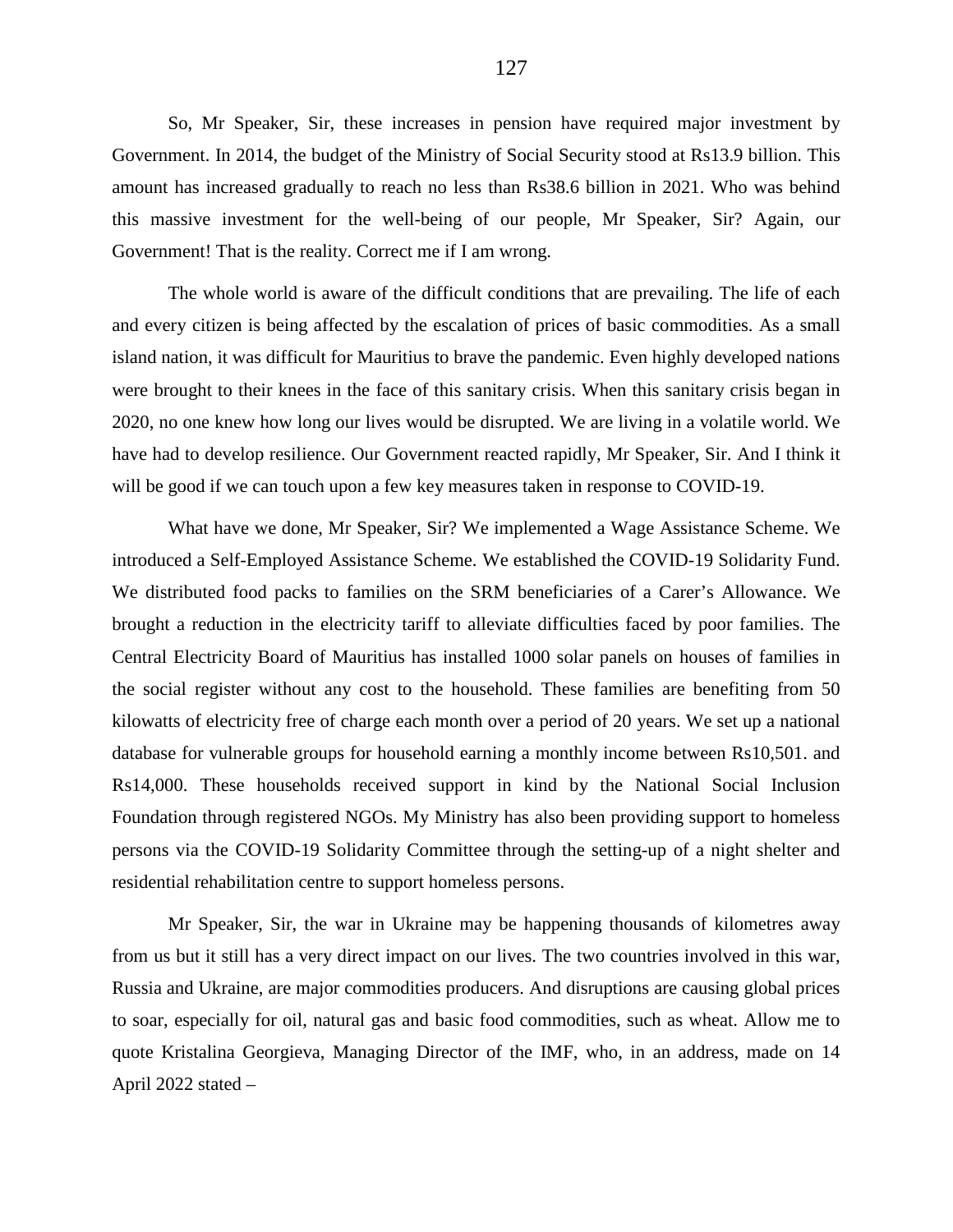So, Mr Speaker, Sir, these increases in pension have required major investment by Government. In 2014, the budget of the Ministry of Social Security stood at Rs13.9 billion. This amount has increased gradually to reach no less than Rs38.6 billion in 2021. Who was behind this massive investment for the well-being of our people, Mr Speaker, Sir? Again, our Government! That is the reality. Correct me if I am wrong.

The whole world is aware of the difficult conditions that are prevailing. The life of each and every citizen is being affected by the escalation of prices of basic commodities. As a small island nation, it was difficult for Mauritius to brave the pandemic. Even highly developed nations were brought to their knees in the face of this sanitary crisis. When this sanitary crisis began in 2020, no one knew how long our lives would be disrupted. We are living in a volatile world. We have had to develop resilience. Our Government reacted rapidly, Mr Speaker, Sir. And I think it will be good if we can touch upon a few key measures taken in response to COVID-19.

What have we done, Mr Speaker, Sir? We implemented a Wage Assistance Scheme. We introduced a Self-Employed Assistance Scheme. We established the COVID-19 Solidarity Fund. We distributed food packs to families on the SRM beneficiaries of a Carer's Allowance. We brought a reduction in the electricity tariff to alleviate difficulties faced by poor families. The Central Electricity Board of Mauritius has installed 1000 solar panels on houses of families in the social register without any cost to the household. These families are benefiting from 50 kilowatts of electricity free of charge each month over a period of 20 years. We set up a national database for vulnerable groups for household earning a monthly income between Rs10,501. and Rs14,000. These households received support in kind by the National Social Inclusion Foundation through registered NGOs. My Ministry has also been providing support to homeless persons via the COVID-19 Solidarity Committee through the setting-up of a night shelter and residential rehabilitation centre to support homeless persons.

Mr Speaker, Sir, the war in Ukraine may be happening thousands of kilometres away from us but it still has a very direct impact on our lives. The two countries involved in this war, Russia and Ukraine, are major commodities producers. And disruptions are causing global prices to soar, especially for oil, natural gas and basic food commodities, such as wheat. Allow me to quote Kristalina Georgieva, Managing Director of the IMF, who, in an address, made on 14 April 2022 stated –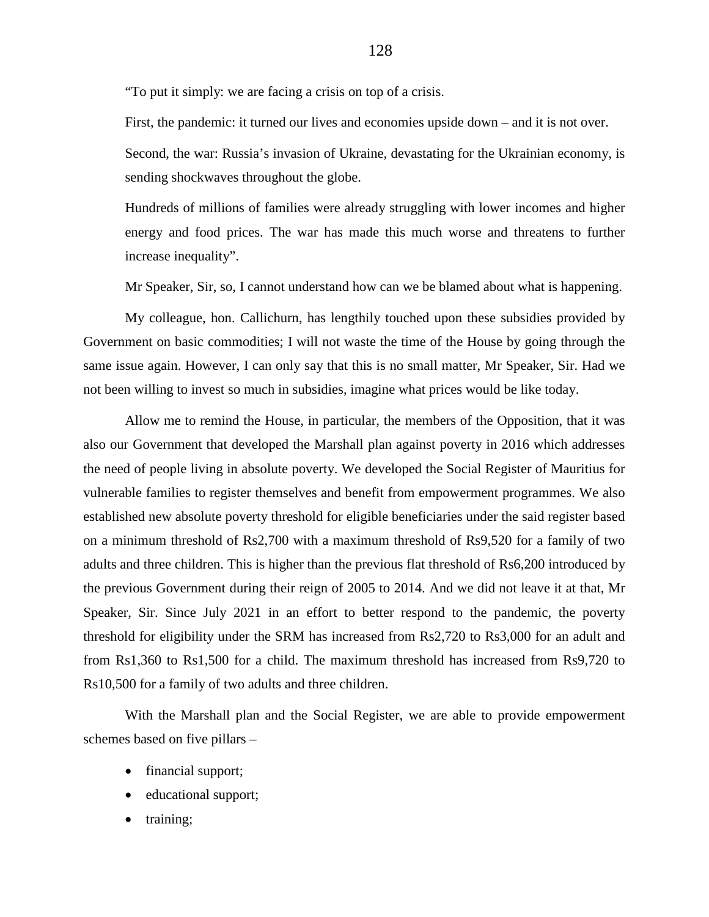"To put it simply: we are facing a crisis on top of a crisis.

First, the pandemic: it turned our lives and economies upside down – and it is not over.

Second, the war: Russia's invasion of Ukraine, devastating for the Ukrainian economy, is sending shockwaves throughout the globe.

Hundreds of millions of families were already struggling with lower incomes and higher energy and food prices. The war has made this much worse and threatens to further increase inequality".

Mr Speaker, Sir, so, I cannot understand how can we be blamed about what is happening.

My colleague, hon. Callichurn, has lengthily touched upon these subsidies provided by Government on basic commodities; I will not waste the time of the House by going through the same issue again. However, I can only say that this is no small matter, Mr Speaker, Sir. Had we not been willing to invest so much in subsidies, imagine what prices would be like today.

Allow me to remind the House, in particular, the members of the Opposition, that it was also our Government that developed the Marshall plan against poverty in 2016 which addresses the need of people living in absolute poverty. We developed the Social Register of Mauritius for vulnerable families to register themselves and benefit from empowerment programmes. We also established new absolute poverty threshold for eligible beneficiaries under the said register based on a minimum threshold of Rs2,700 with a maximum threshold of Rs9,520 for a family of two adults and three children. This is higher than the previous flat threshold of Rs6,200 introduced by the previous Government during their reign of 2005 to 2014. And we did not leave it at that, Mr Speaker, Sir. Since July 2021 in an effort to better respond to the pandemic, the poverty threshold for eligibility under the SRM has increased from Rs2,720 to Rs3,000 for an adult and from Rs1,360 to Rs1,500 for a child. The maximum threshold has increased from Rs9,720 to Rs10,500 for a family of two adults and three children.

With the Marshall plan and the Social Register, we are able to provide empowerment schemes based on five pillars –

- financial support;
- educational support;
- training;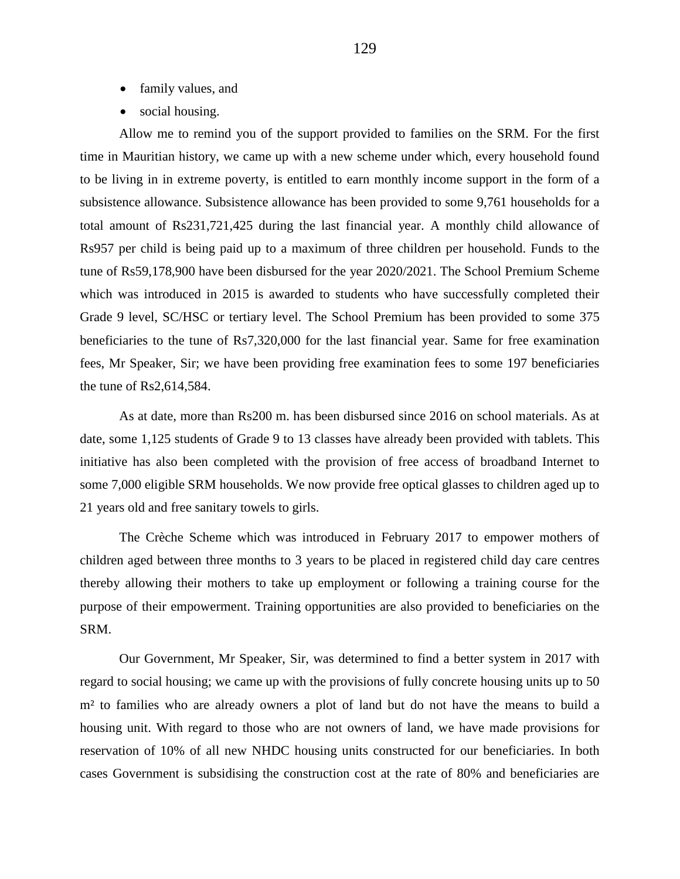- family values, and
- social housing.

Allow me to remind you of the support provided to families on the SRM. For the first time in Mauritian history, we came up with a new scheme under which, every household found to be living in in extreme poverty, is entitled to earn monthly income support in the form of a subsistence allowance. Subsistence allowance has been provided to some 9,761 households for a total amount of Rs231,721,425 during the last financial year. A monthly child allowance of Rs957 per child is being paid up to a maximum of three children per household. Funds to the tune of Rs59,178,900 have been disbursed for the year 2020/2021. The School Premium Scheme which was introduced in 2015 is awarded to students who have successfully completed their Grade 9 level, SC/HSC or tertiary level. The School Premium has been provided to some 375 beneficiaries to the tune of Rs7,320,000 for the last financial year. Same for free examination fees, Mr Speaker, Sir; we have been providing free examination fees to some 197 beneficiaries the tune of Rs2,614,584.

As at date, more than Rs200 m. has been disbursed since 2016 on school materials. As at date, some 1,125 students of Grade 9 to 13 classes have already been provided with tablets. This initiative has also been completed with the provision of free access of broadband Internet to some 7,000 eligible SRM households. We now provide free optical glasses to children aged up to 21 years old and free sanitary towels to girls.

The Crèche Scheme which was introduced in February 2017 to empower mothers of children aged between three months to 3 years to be placed in registered child day care centres thereby allowing their mothers to take up employment or following a training course for the purpose of their empowerment. Training opportunities are also provided to beneficiaries on the SRM.

Our Government, Mr Speaker, Sir, was determined to find a better system in 2017 with regard to social housing; we came up with the provisions of fully concrete housing units up to 50 m² to families who are already owners a plot of land but do not have the means to build a housing unit. With regard to those who are not owners of land, we have made provisions for reservation of 10% of all new NHDC housing units constructed for our beneficiaries. In both cases Government is subsidising the construction cost at the rate of 80% and beneficiaries are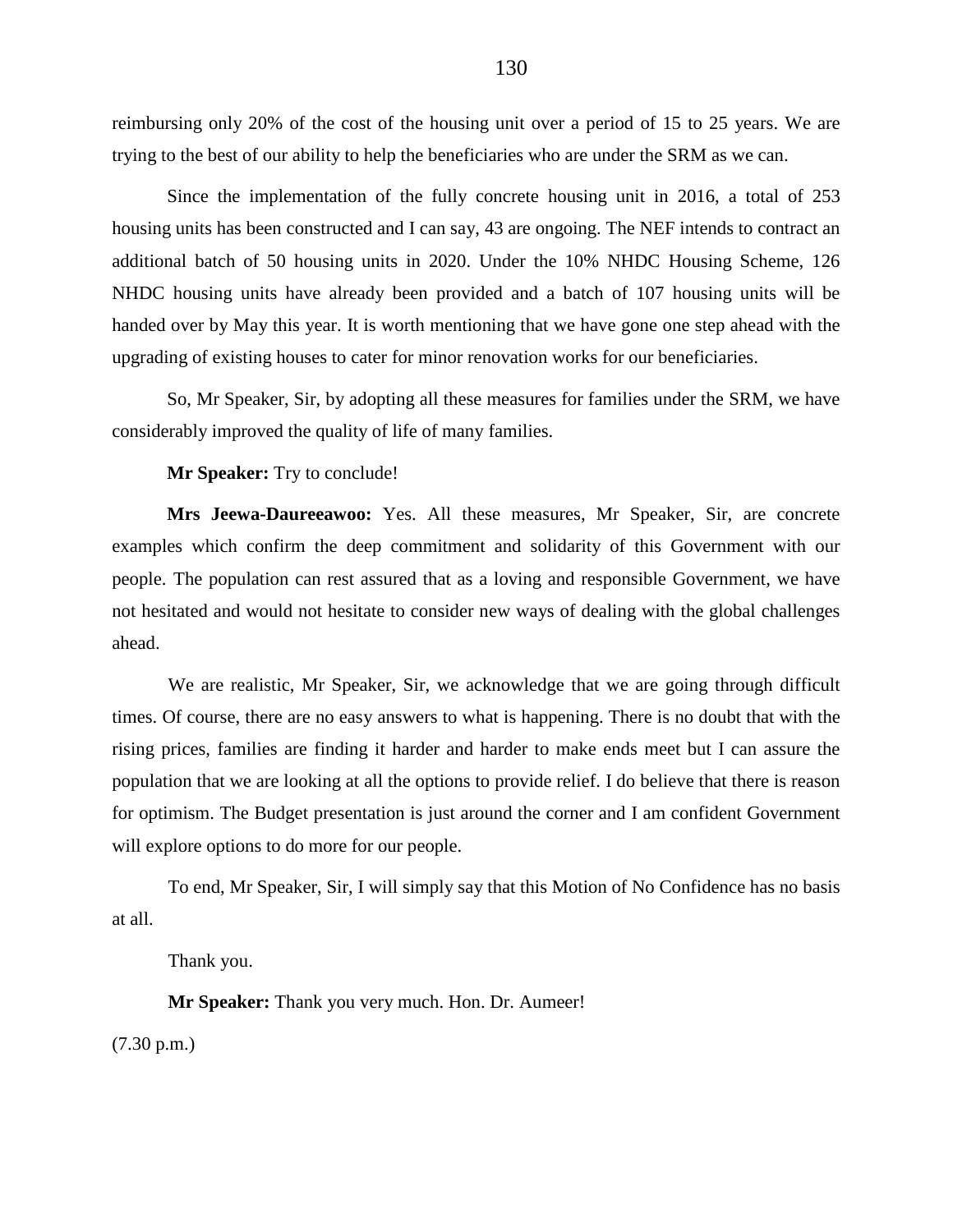reimbursing only 20% of the cost of the housing unit over a period of 15 to 25 years. We are trying to the best of our ability to help the beneficiaries who are under the SRM as we can.

Since the implementation of the fully concrete housing unit in 2016, a total of 253 housing units has been constructed and I can say, 43 are ongoing. The NEF intends to contract an additional batch of 50 housing units in 2020. Under the 10% NHDC Housing Scheme, 126 NHDC housing units have already been provided and a batch of 107 housing units will be handed over by May this year. It is worth mentioning that we have gone one step ahead with the upgrading of existing houses to cater for minor renovation works for our beneficiaries.

So, Mr Speaker, Sir, by adopting all these measures for families under the SRM, we have considerably improved the quality of life of many families.

**Mr Speaker:** Try to conclude!

**Mrs Jeewa-Daureeawoo:** Yes. All these measures, Mr Speaker, Sir, are concrete examples which confirm the deep commitment and solidarity of this Government with our people. The population can rest assured that as a loving and responsible Government, we have not hesitated and would not hesitate to consider new ways of dealing with the global challenges ahead.

We are realistic, Mr Speaker, Sir, we acknowledge that we are going through difficult times. Of course, there are no easy answers to what is happening. There is no doubt that with the rising prices, families are finding it harder and harder to make ends meet but I can assure the population that we are looking at all the options to provide relief. I do believe that there is reason for optimism. The Budget presentation is just around the corner and I am confident Government will explore options to do more for our people.

To end, Mr Speaker, Sir, I will simply say that this Motion of No Confidence has no basis at all.

Thank you.

**Mr Speaker:** Thank you very much. Hon. Dr. Aumeer!

(7.30 p.m.)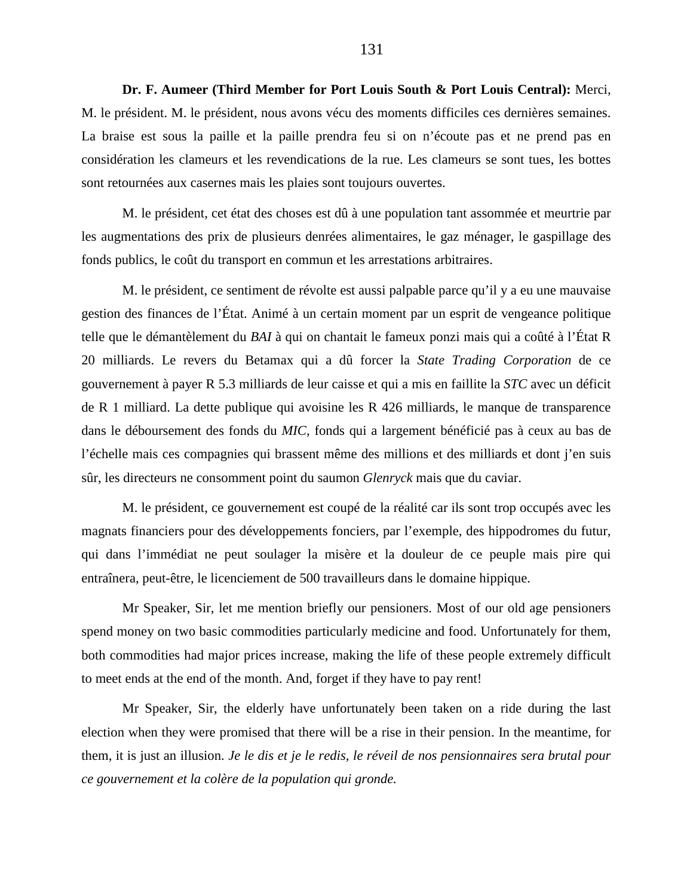**Dr. F. Aumeer (Third Member for Port Louis South & Port Louis Central):** Merci, M. le président. M. le président, nous avons vécu des moments difficiles ces dernières semaines. La braise est sous la paille et la paille prendra feu si on n'écoute pas et ne prend pas en considération les clameurs et les revendications de la rue. Les clameurs se sont tues, les bottes sont retournées aux casernes mais les plaies sont toujours ouvertes.

M. le président, cet état des choses est dû à une population tant assommée et meurtrie par les augmentations des prix de plusieurs denrées alimentaires, le gaz ménager, le gaspillage des fonds publics, le coût du transport en commun et les arrestations arbitraires.

M. le président, ce sentiment de révolte est aussi palpable parce qu'il y a eu une mauvaise gestion des finances de l'État. Animé à un certain moment par un esprit de vengeance politique telle que le démantèlement du *BAI* à qui on chantait le fameux ponzi mais qui a coûté à l'État R 20 milliards. Le revers du Betamax qui a dû forcer la *State Trading Corporation* de ce gouvernement à payer R 5.3 milliards de leur caisse et qui a mis en faillite la *STC* avec un déficit de R 1 milliard. La dette publique qui avoisine les R 426 milliards, le manque de transparence dans le déboursement des fonds du *MIC*, fonds qui a largement bénéficié pas à ceux au bas de l'échelle mais ces compagnies qui brassent même des millions et des milliards et dont j'en suis sûr, les directeurs ne consomment point du saumon *Glenryck* mais que du caviar.

M. le président, ce gouvernement est coupé de la réalité car ils sont trop occupés avec les magnats financiers pour des développements fonciers, par l'exemple, des hippodromes du futur, qui dans l'immédiat ne peut soulager la misère et la douleur de ce peuple mais pire qui entraînera, peut-être, le licenciement de 500 travailleurs dans le domaine hippique.

Mr Speaker, Sir, let me mention briefly our pensioners. Most of our old age pensioners spend money on two basic commodities particularly medicine and food. Unfortunately for them, both commodities had major prices increase, making the life of these people extremely difficult to meet ends at the end of the month. And, forget if they have to pay rent!

Mr Speaker, Sir, the elderly have unfortunately been taken on a ride during the last election when they were promised that there will be a rise in their pension. In the meantime, for them, it is just an illusion. *Je le dis et je le redis, le réveil de nos pensionnaires sera brutal pour ce gouvernement et la colère de la population qui gronde.*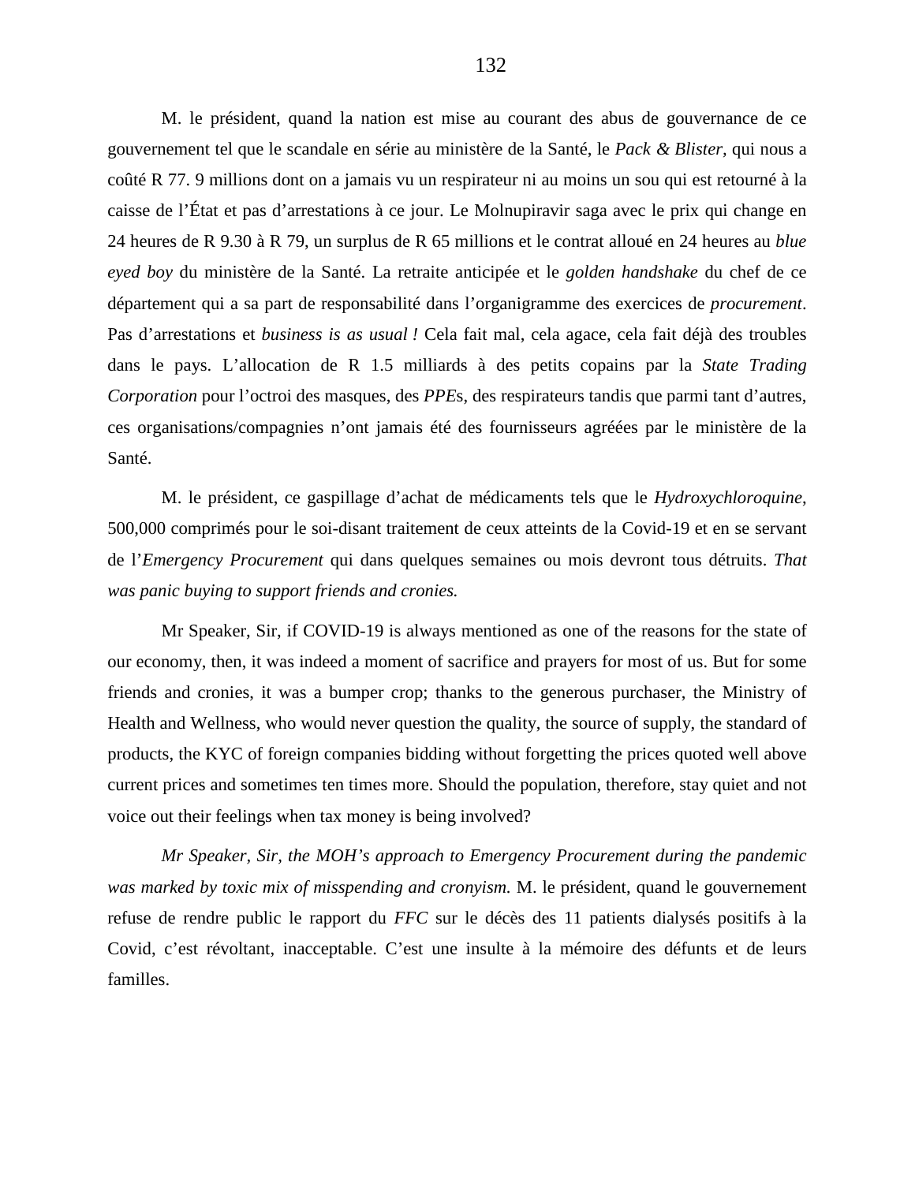M. le président, quand la nation est mise au courant des abus de gouvernance de ce gouvernement tel que le scandale en série au ministère de la Santé, le *Pack & Blister*, qui nous a coûté R 77. 9 millions dont on a jamais vu un respirateur ni au moins un sou qui est retourné à la caisse de l'État et pas d'arrestations à ce jour. Le Molnupiravir saga avec le prix qui change en 24 heures de R 9.30 à R 79, un surplus de R 65 millions et le contrat alloué en 24 heures au *blue eyed boy* du ministère de la Santé. La retraite anticipée et le *golden handshake* du chef de ce département qui a sa part de responsabilité dans l'organigramme des exercices de *procurement*. Pas d'arrestations et *business is as usual !* Cela fait mal, cela agace, cela fait déjà des troubles dans le pays. L'allocation de R 1.5 milliards à des petits copains par la *State Trading Corporation* pour l'octroi des masques, des *PPE*s, des respirateurs tandis que parmi tant d'autres, ces organisations/compagnies n'ont jamais été des fournisseurs agréées par le ministère de la Santé.

M. le président, ce gaspillage d'achat de médicaments tels que le *Hydroxychloroquine*, 500,000 comprimés pour le soi-disant traitement de ceux atteints de la Covid-19 et en se servant de l'*Emergency Procurement* qui dans quelques semaines ou mois devront tous détruits. *That was panic buying to support friends and cronies.*

Mr Speaker, Sir, if COVID-19 is always mentioned as one of the reasons for the state of our economy, then, it was indeed a moment of sacrifice and prayers for most of us. But for some friends and cronies, it was a bumper crop; thanks to the generous purchaser, the Ministry of Health and Wellness, who would never question the quality, the source of supply, the standard of products, the KYC of foreign companies bidding without forgetting the prices quoted well above current prices and sometimes ten times more. Should the population, therefore, stay quiet and not voice out their feelings when tax money is being involved?

*Mr Speaker, Sir, the MOH's approach to Emergency Procurement during the pandemic was marked by toxic mix of misspending and cronyism.* M. le président, quand le gouvernement refuse de rendre public le rapport du *FFC* sur le décès des 11 patients dialysés positifs à la Covid, c'est révoltant, inacceptable. C'est une insulte à la mémoire des défunts et de leurs familles.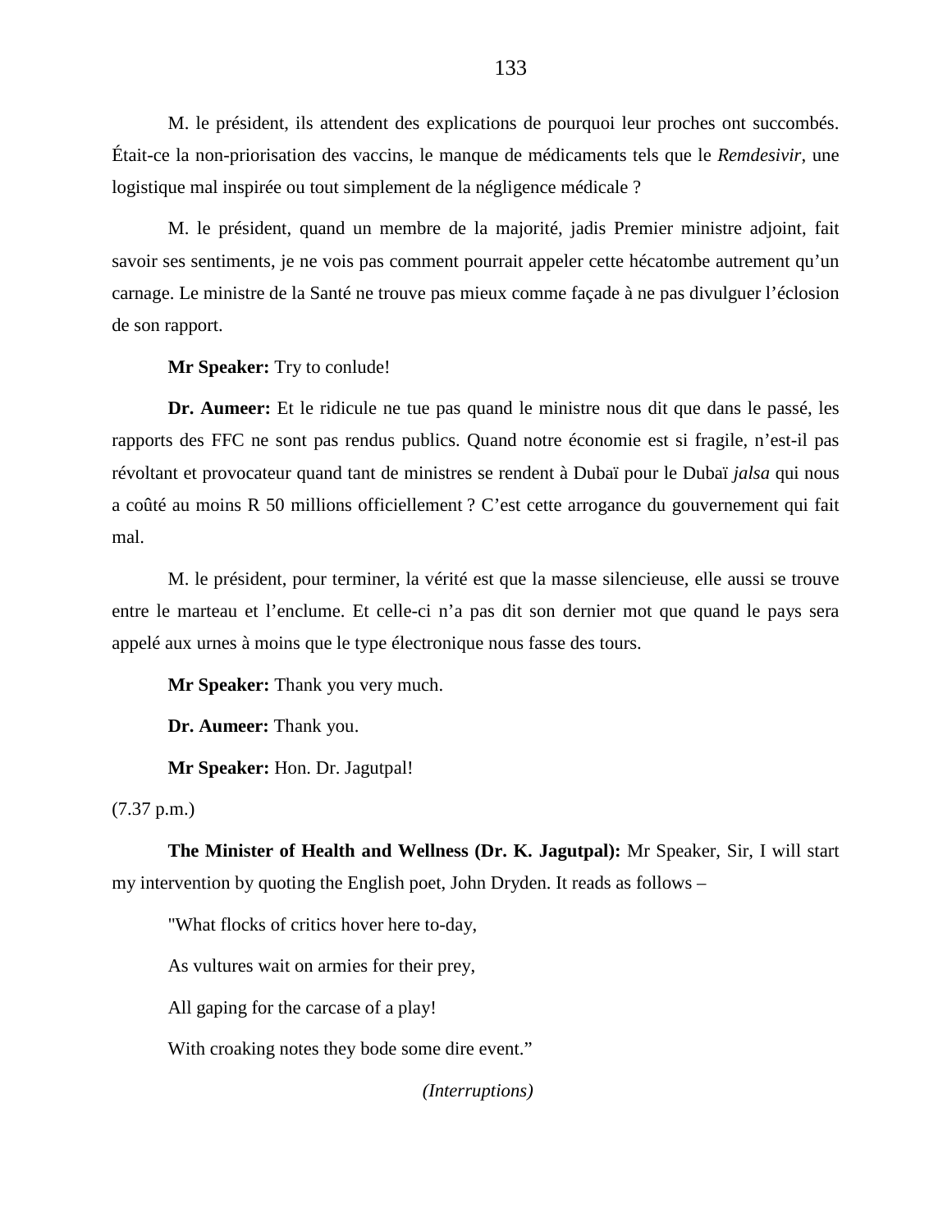M. le président, ils attendent des explications de pourquoi leur proches ont succombés. Était-ce la non-priorisation des vaccins, le manque de médicaments tels que le *Remdesivir*, une logistique mal inspirée ou tout simplement de la négligence médicale ?

M. le président, quand un membre de la majorité, jadis Premier ministre adjoint, fait savoir ses sentiments, je ne vois pas comment pourrait appeler cette hécatombe autrement qu'un carnage. Le ministre de la Santé ne trouve pas mieux comme façade à ne pas divulguer l'éclosion de son rapport.

**Mr Speaker:** Try to conlude!

**Dr. Aumeer:** Et le ridicule ne tue pas quand le ministre nous dit que dans le passé, les rapports des FFC ne sont pas rendus publics. Quand notre économie est si fragile, n'est-il pas révoltant et provocateur quand tant de ministres se rendent à Dubaï pour le Dubaï *jalsa* qui nous a coûté au moins R 50 millions officiellement ? C'est cette arrogance du gouvernement qui fait mal.

M. le président, pour terminer, la vérité est que la masse silencieuse, elle aussi se trouve entre le marteau et l'enclume. Et celle-ci n'a pas dit son dernier mot que quand le pays sera appelé aux urnes à moins que le type électronique nous fasse des tours.

**Mr Speaker:** Thank you very much.

**Dr. Aumeer:** Thank you.

**Mr Speaker:** Hon. Dr. Jagutpal!

(7.37 p.m.)

**The Minister of Health and Wellness (Dr. K. Jagutpal):** Mr Speaker, Sir, I will start my intervention by quoting the English poet, John Dryden. It reads as follows –

"What flocks of critics hover here to-day,

As vultures wait on armies for their prey,

All gaping for the carcase of a play!

With croaking notes they bode some dire event."

*(Interruptions)*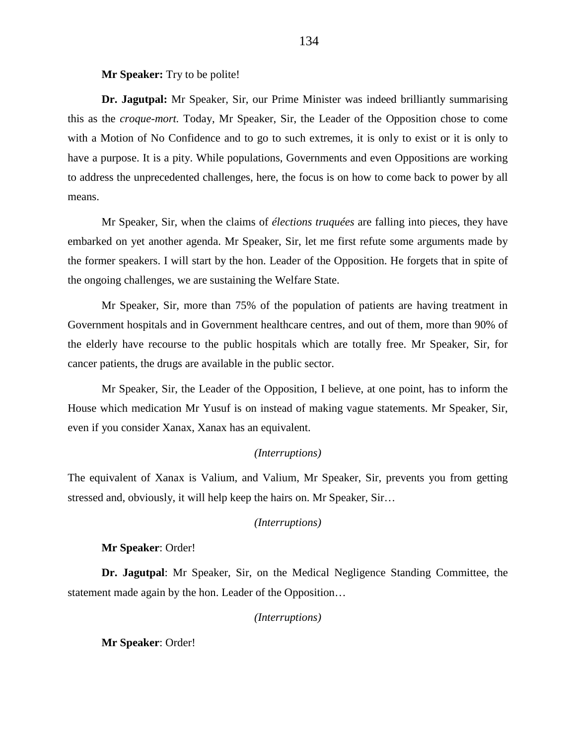**Mr Speaker:** Try to be polite!

**Dr. Jagutpal:** Mr Speaker, Sir, our Prime Minister was indeed brilliantly summarising this as the *croque-mort.* Today, Mr Speaker, Sir, the Leader of the Opposition chose to come with a Motion of No Confidence and to go to such extremes, it is only to exist or it is only to have a purpose. It is a pity. While populations, Governments and even Oppositions are working to address the unprecedented challenges, here, the focus is on how to come back to power by all means.

Mr Speaker, Sir, when the claims of *élections truquées* are falling into pieces, they have embarked on yet another agenda. Mr Speaker, Sir, let me first refute some arguments made by the former speakers. I will start by the hon. Leader of the Opposition. He forgets that in spite of the ongoing challenges, we are sustaining the Welfare State.

Mr Speaker, Sir, more than 75% of the population of patients are having treatment in Government hospitals and in Government healthcare centres, and out of them, more than 90% of the elderly have recourse to the public hospitals which are totally free. Mr Speaker, Sir, for cancer patients, the drugs are available in the public sector.

Mr Speaker, Sir, the Leader of the Opposition, I believe, at one point, has to inform the House which medication Mr Yusuf is on instead of making vague statements. Mr Speaker, Sir, even if you consider Xanax, Xanax has an equivalent.

*(Interruptions)*

The equivalent of Xanax is Valium, and Valium, Mr Speaker, Sir, prevents you from getting stressed and, obviously, it will help keep the hairs on. Mr Speaker, Sir…

*(Interruptions)*

**Mr Speaker**: Order!

**Dr. Jagutpal**: Mr Speaker, Sir, on the Medical Negligence Standing Committee, the statement made again by the hon. Leader of the Opposition…

*(Interruptions)*

**Mr Speaker**: Order!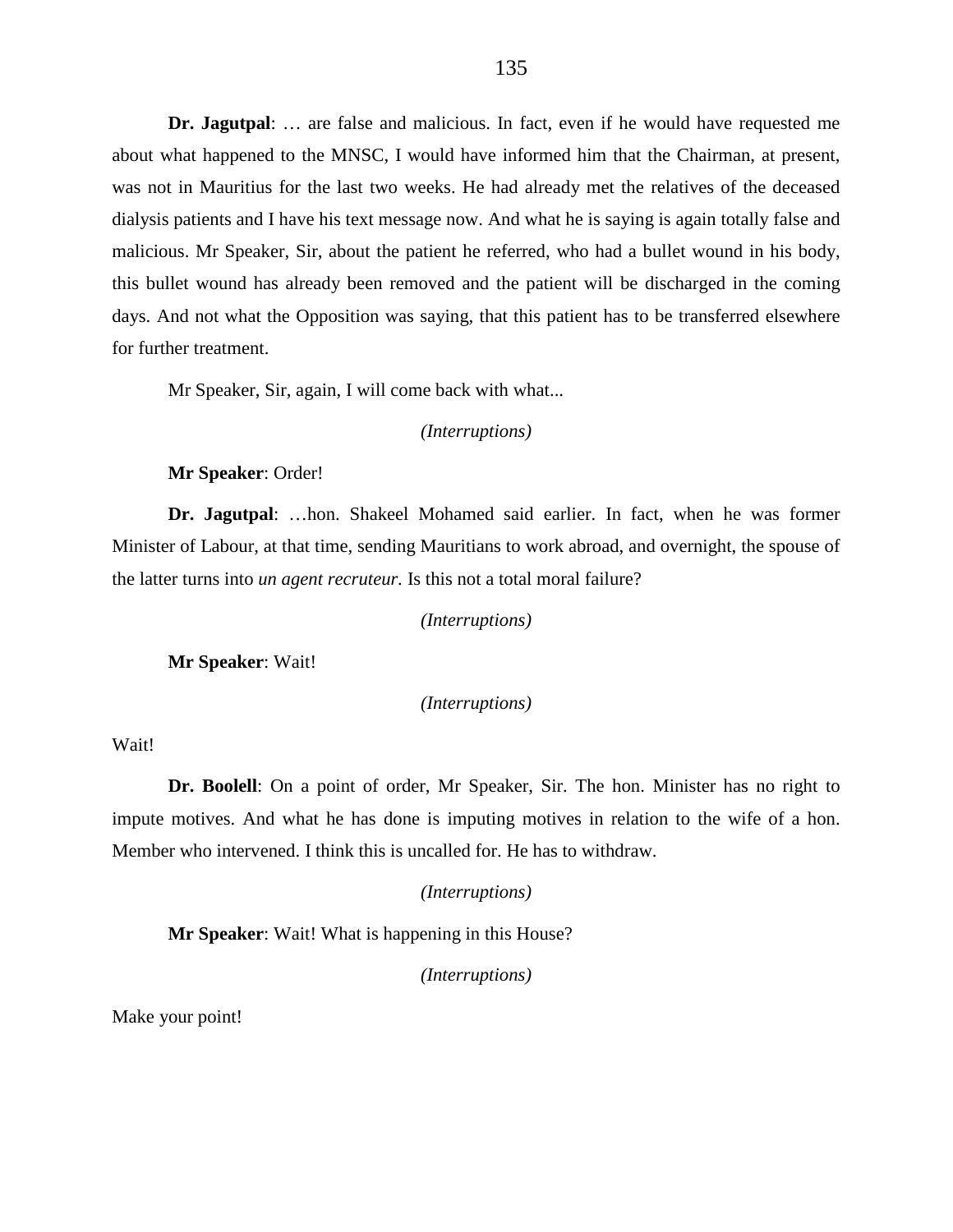**Dr. Jagutpal**: … are false and malicious. In fact, even if he would have requested me about what happened to the MNSC, I would have informed him that the Chairman, at present, was not in Mauritius for the last two weeks. He had already met the relatives of the deceased dialysis patients and I have his text message now. And what he is saying is again totally false and malicious. Mr Speaker, Sir, about the patient he referred, who had a bullet wound in his body, this bullet wound has already been removed and the patient will be discharged in the coming days. And not what the Opposition was saying, that this patient has to be transferred elsewhere for further treatment.

Mr Speaker, Sir, again, I will come back with what...

*(Interruptions)*

**Mr Speaker**: Order!

**Dr. Jagutpal**: …hon. Shakeel Mohamed said earlier. In fact, when he was former Minister of Labour, at that time, sending Mauritians to work abroad, and overnight, the spouse of the latter turns into *un agent recruteur*. Is this not a total moral failure?

*(Interruptions)*

**Mr Speaker**: Wait!

*(Interruptions)*

Wait!

**Dr. Boolell**: On a point of order, Mr Speaker, Sir. The hon. Minister has no right to impute motives. And what he has done is imputing motives in relation to the wife of a hon. Member who intervened. I think this is uncalled for. He has to withdraw.

*(Interruptions)*

**Mr Speaker**: Wait! What is happening in this House?

*(Interruptions)*

Make your point!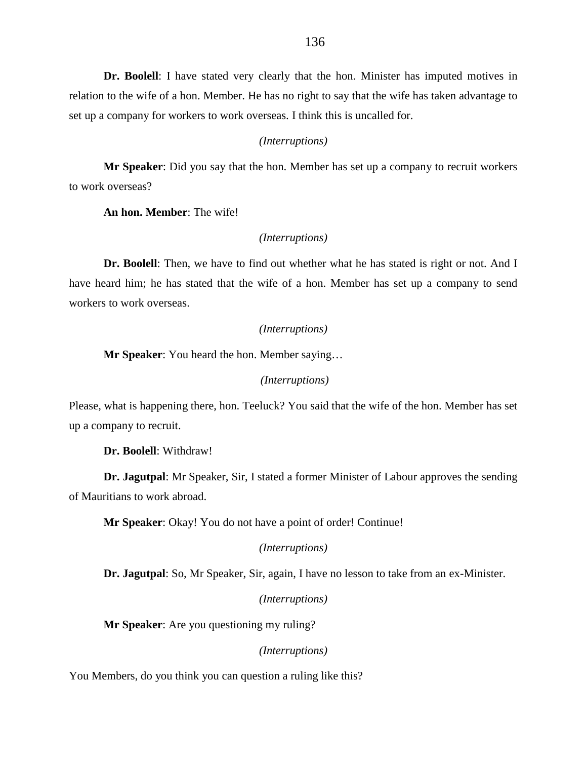**Dr. Boolell**: I have stated very clearly that the hon. Minister has imputed motives in relation to the wife of a hon. Member. He has no right to say that the wife has taken advantage to set up a company for workers to work overseas. I think this is uncalled for.

*(Interruptions)*

**Mr Speaker**: Did you say that the hon. Member has set up a company to recruit workers to work overseas?

**An hon. Member**: The wife!

*(Interruptions)*

**Dr. Boolell**: Then, we have to find out whether what he has stated is right or not. And I have heard him; he has stated that the wife of a hon. Member has set up a company to send workers to work overseas.

*(Interruptions)*

**Mr Speaker**: You heard the hon. Member saying…

*(Interruptions)*

Please, what is happening there, hon. Teeluck? You said that the wife of the hon. Member has set up a company to recruit.

**Dr. Boolell**: Withdraw!

**Dr. Jagutpal**: Mr Speaker, Sir, I stated a former Minister of Labour approves the sending of Mauritians to work abroad.

**Mr Speaker**: Okay! You do not have a point of order! Continue!

*(Interruptions)*

**Dr. Jagutpal**: So, Mr Speaker, Sir, again, I have no lesson to take from an ex-Minister.

*(Interruptions)*

**Mr Speaker**: Are you questioning my ruling?

*(Interruptions)*

You Members, do you think you can question a ruling like this?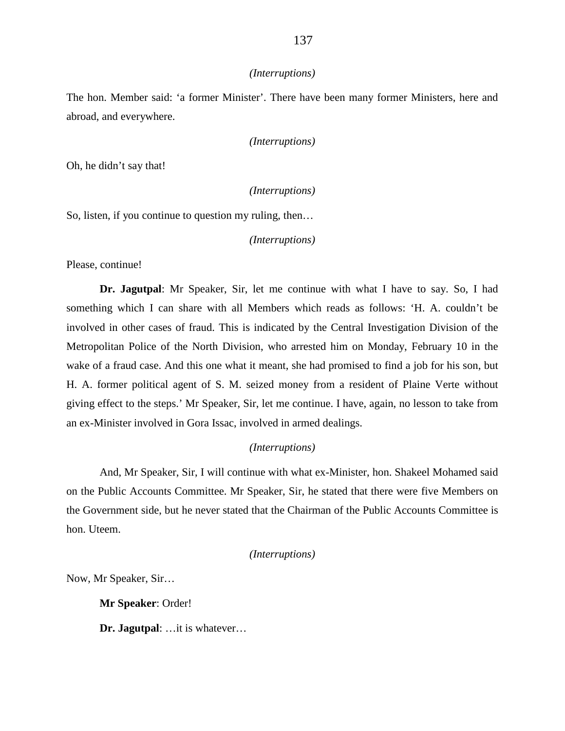*(Interruptions)*

The hon. Member said: 'a former Minister'. There have been many former Ministers, here and abroad, and everywhere.

*(Interruptions)*

Oh, he didn't say that!

*(Interruptions)*

So, listen, if you continue to question my ruling, then…

*(Interruptions)*

Please, continue!

**Dr. Jagutpal**: Mr Speaker, Sir, let me continue with what I have to say. So, I had something which I can share with all Members which reads as follows: 'H. A. couldn't be involved in other cases of fraud. This is indicated by the Central Investigation Division of the Metropolitan Police of the North Division, who arrested him on Monday, February 10 in the wake of a fraud case. And this one what it meant, she had promised to find a job for his son, but H. A. former political agent of S. M. seized money from a resident of Plaine Verte without giving effect to the steps.' Mr Speaker, Sir, let me continue. I have, again, no lesson to take from an ex-Minister involved in Gora Issac, involved in armed dealings.

*(Interruptions)*

And, Mr Speaker, Sir, I will continue with what ex-Minister, hon. Shakeel Mohamed said on the Public Accounts Committee. Mr Speaker, Sir, he stated that there were five Members on the Government side, but he never stated that the Chairman of the Public Accounts Committee is hon. Uteem.

*(Interruptions)*

Now, Mr Speaker, Sir…

**Mr Speaker**: Order!

**Dr. Jagutpal**: …it is whatever…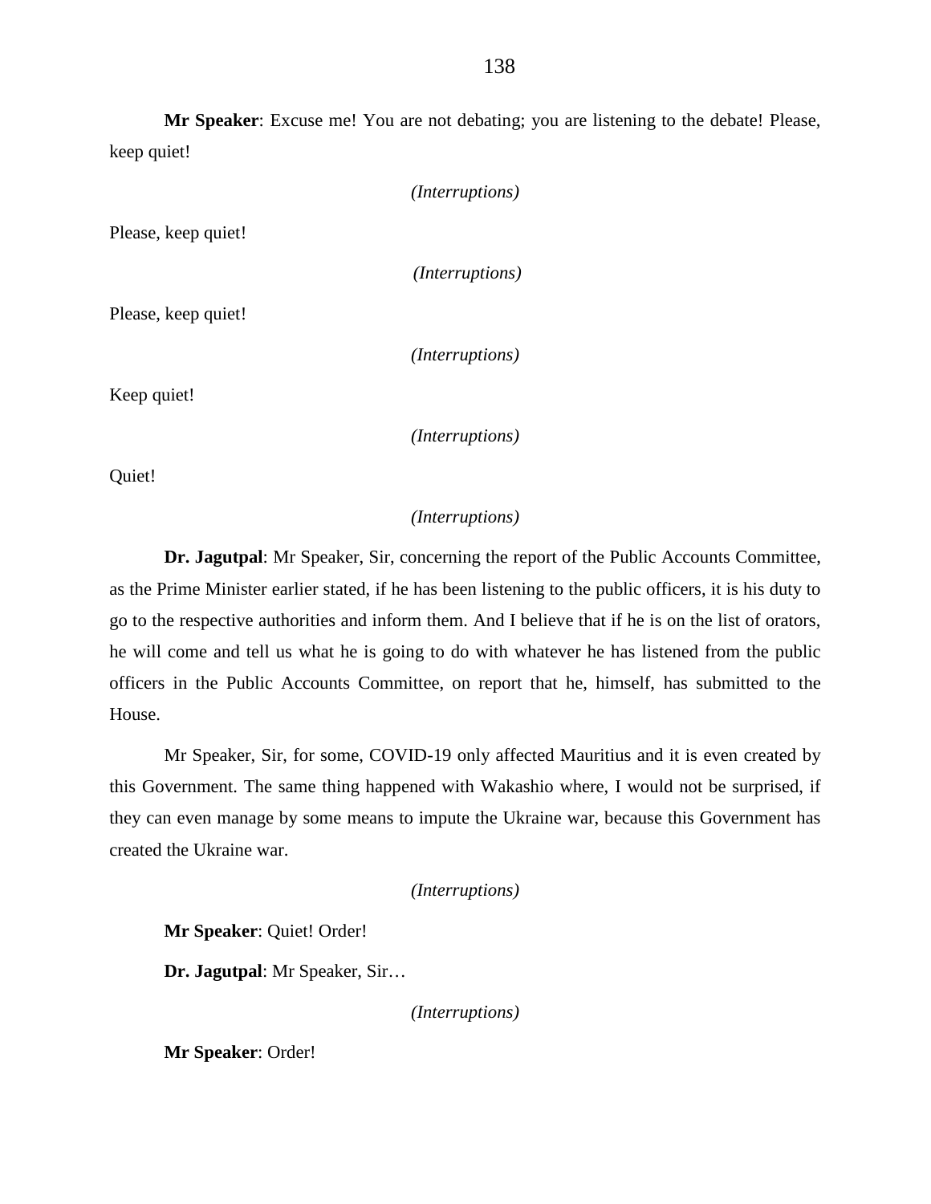**Mr Speaker**: Excuse me! You are not debating; you are listening to the debate! Please, keep quiet!

*(Interruptions)*

Please, keep quiet!

*(Interruptions)*

Please, keep quiet!

*(Interruptions)*

Keep quiet!

*(Interruptions)*

Quiet!

*(Interruptions)*

**Dr. Jagutpal**: Mr Speaker, Sir, concerning the report of the Public Accounts Committee, as the Prime Minister earlier stated, if he has been listening to the public officers, it is his duty to go to the respective authorities and inform them. And I believe that if he is on the list of orators, he will come and tell us what he is going to do with whatever he has listened from the public officers in the Public Accounts Committee, on report that he, himself, has submitted to the House.

Mr Speaker, Sir, for some, COVID-19 only affected Mauritius and it is even created by this Government. The same thing happened with Wakashio where, I would not be surprised, if they can even manage by some means to impute the Ukraine war, because this Government has created the Ukraine war.

*(Interruptions)*

**Mr Speaker**: Quiet! Order!

**Dr. Jagutpal**: Mr Speaker, Sir…

*(Interruptions)*

**Mr Speaker**: Order!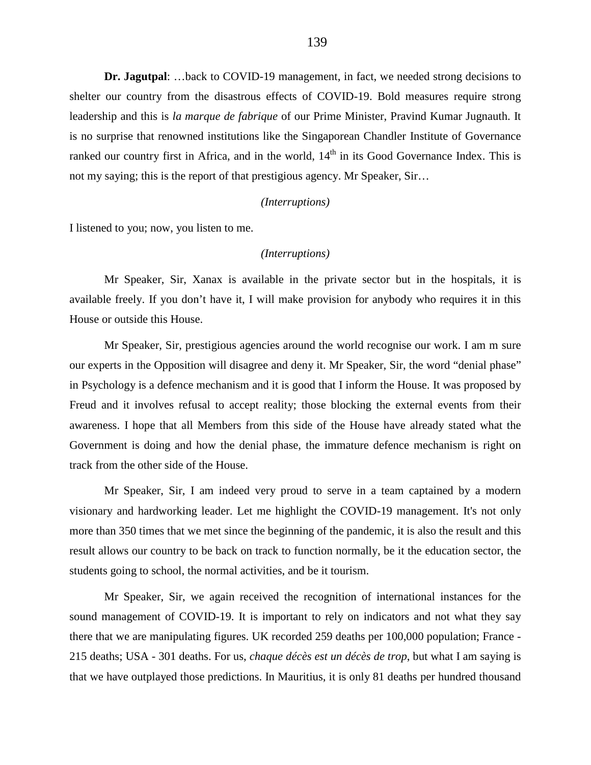**Dr. Jagutpal**: …back to COVID-19 management, in fact, we needed strong decisions to shelter our country from the disastrous effects of COVID-19. Bold measures require strong leadership and this is *la marque de fabrique* of our Prime Minister, Pravind Kumar Jugnauth. It is no surprise that renowned institutions like the Singaporean Chandler Institute of Governance ranked our country first in Africa, and in the world, 14th in its Good Governance Index. This is not my saying; this is the report of that prestigious agency. Mr Speaker, Sir…

*(Interruptions)*

I listened to you; now, you listen to me.

*(Interruptions)*

Mr Speaker, Sir, Xanax is available in the private sector but in the hospitals, it is available freely. If you don't have it, I will make provision for anybody who requires it in this House or outside this House.

Mr Speaker, Sir, prestigious agencies around the world recognise our work. I am m sure our experts in the Opposition will disagree and deny it. Mr Speaker, Sir, the word "denial phase" in Psychology is a defence mechanism and it is good that I inform the House. It was proposed by Freud and it involves refusal to accept reality; those blocking the external events from their awareness. I hope that all Members from this side of the House have already stated what the Government is doing and how the denial phase, the immature defence mechanism is right on track from the other side of the House.

Mr Speaker, Sir, I am indeed very proud to serve in a team captained by a modern visionary and hardworking leader. Let me highlight the COVID-19 management. It's not only more than 350 times that we met since the beginning of the pandemic, it is also the result and this result allows our country to be back on track to function normally, be it the education sector, the students going to school, the normal activities, and be it tourism.

Mr Speaker, Sir, we again received the recognition of international instances for the sound management of COVID-19. It is important to rely on indicators and not what they say there that we are manipulating figures. UK recorded 259 deaths per 100,000 population; France - 215 deaths; USA - 301 deaths. For us, *chaque décès est un décès de trop*, but what I am saying is that we have outplayed those predictions. In Mauritius, it is only 81 deaths per hundred thousand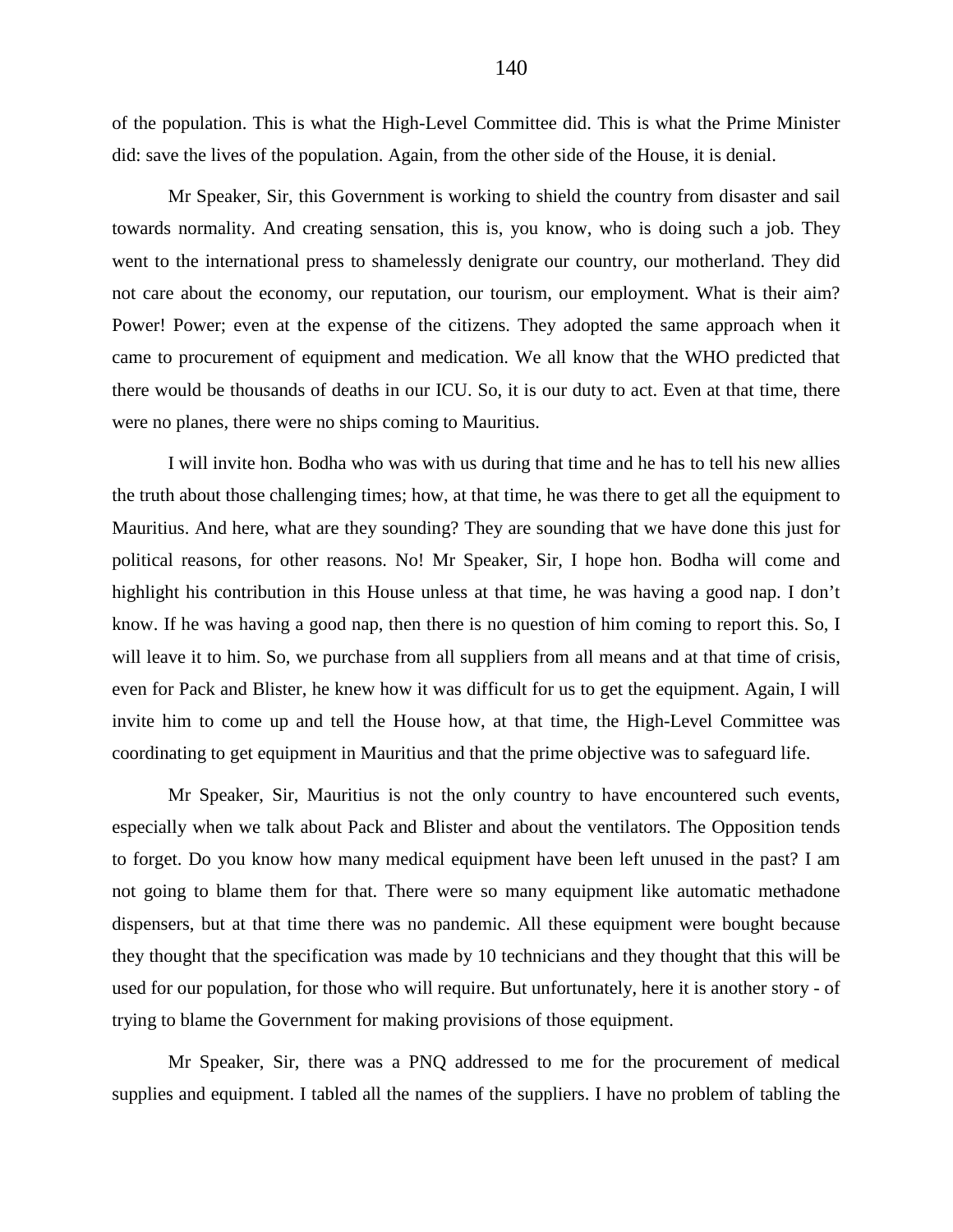of the population. This is what the High-Level Committee did. This is what the Prime Minister did: save the lives of the population. Again, from the other side of the House, it is denial.

Mr Speaker, Sir, this Government is working to shield the country from disaster and sail towards normality. And creating sensation, this is, you know, who is doing such a job. They went to the international press to shamelessly denigrate our country, our motherland. They did not care about the economy, our reputation, our tourism, our employment. What is their aim? Power! Power; even at the expense of the citizens. They adopted the same approach when it came to procurement of equipment and medication. We all know that the WHO predicted that there would be thousands of deaths in our ICU. So, it is our duty to act. Even at that time, there were no planes, there were no ships coming to Mauritius.

I will invite hon. Bodha who was with us during that time and he has to tell his new allies the truth about those challenging times; how, at that time, he was there to get all the equipment to Mauritius. And here, what are they sounding? They are sounding that we have done this just for political reasons, for other reasons. No! Mr Speaker, Sir, I hope hon. Bodha will come and highlight his contribution in this House unless at that time, he was having a good nap. I don't know. If he was having a good nap, then there is no question of him coming to report this. So, I will leave it to him. So, we purchase from all suppliers from all means and at that time of crisis, even for Pack and Blister, he knew how it was difficult for us to get the equipment. Again, I will invite him to come up and tell the House how, at that time, the High-Level Committee was coordinating to get equipment in Mauritius and that the prime objective was to safeguard life.

Mr Speaker, Sir, Mauritius is not the only country to have encountered such events, especially when we talk about Pack and Blister and about the ventilators. The Opposition tends to forget. Do you know how many medical equipment have been left unused in the past? I am not going to blame them for that. There were so many equipment like automatic methadone dispensers, but at that time there was no pandemic. All these equipment were bought because they thought that the specification was made by 10 technicians and they thought that this will be used for our population, for those who will require. But unfortunately, here it is another story - of trying to blame the Government for making provisions of those equipment.

Mr Speaker, Sir, there was a PNQ addressed to me for the procurement of medical supplies and equipment. I tabled all the names of the suppliers. I have no problem of tabling the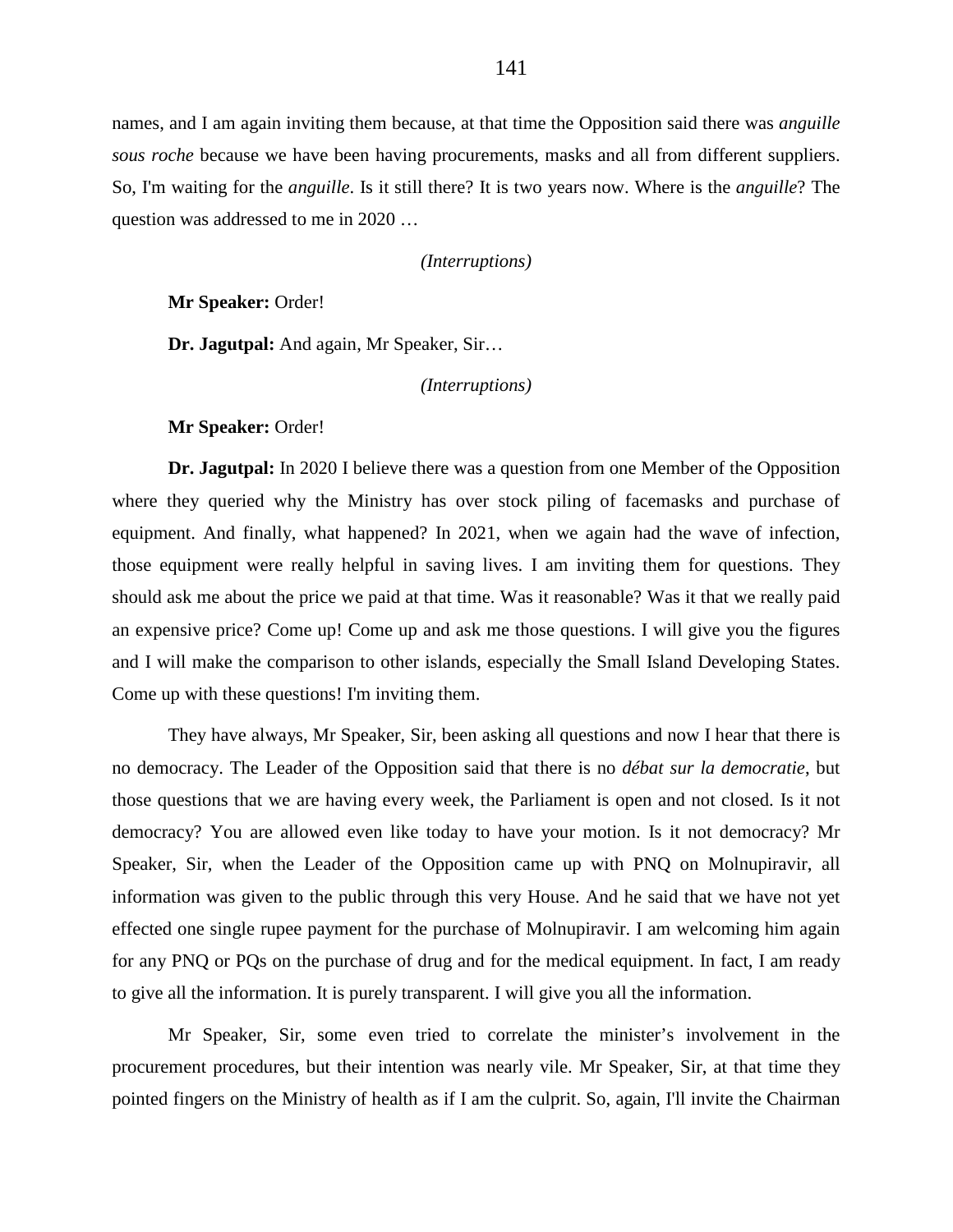names, and I am again inviting them because, at that time the Opposition said there was *anguille sous roche* because we have been having procurements, masks and all from different suppliers. So, I'm waiting for the *anguille*. Is it still there? It is two years now. Where is the *anguille*? The question was addressed to me in 2020 …

*(Interruptions)*

**Mr Speaker:** Order!

**Dr. Jagutpal:** And again, Mr Speaker, Sir…

*(Interruptions)*

**Mr Speaker:** Order!

**Dr. Jagutpal:** In 2020 I believe there was a question from one Member of the Opposition where they queried why the Ministry has over stock piling of facemasks and purchase of equipment. And finally, what happened? In 2021, when we again had the wave of infection, those equipment were really helpful in saving lives. I am inviting them for questions. They should ask me about the price we paid at that time. Was it reasonable? Was it that we really paid an expensive price? Come up! Come up and ask me those questions. I will give you the figures and I will make the comparison to other islands, especially the Small Island Developing States. Come up with these questions! I'm inviting them.

They have always, Mr Speaker, Sir, been asking all questions and now I hear that there is no democracy. The Leader of the Opposition said that there is no *débat sur la democratie*, but those questions that we are having every week, the Parliament is open and not closed. Is it not democracy? You are allowed even like today to have your motion. Is it not democracy? Mr Speaker, Sir, when the Leader of the Opposition came up with PNQ on Molnupiravir, all information was given to the public through this very House. And he said that we have not yet effected one single rupee payment for the purchase of Molnupiravir. I am welcoming him again for any PNQ or PQs on the purchase of drug and for the medical equipment. In fact, I am ready to give all the information. It is purely transparent. I will give you all the information.

Mr Speaker, Sir, some even tried to correlate the minister's involvement in the procurement procedures, but their intention was nearly vile. Mr Speaker, Sir, at that time they pointed fingers on the Ministry of health as if I am the culprit. So, again, I'll invite the Chairman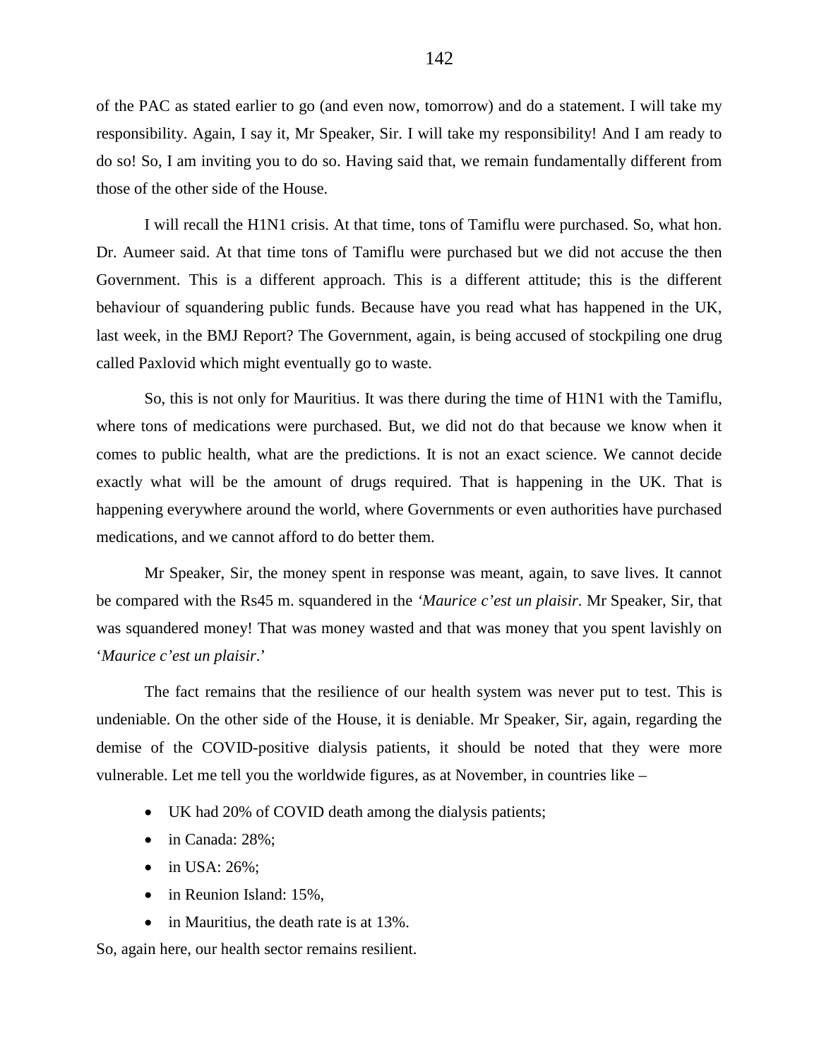of the PAC as stated earlier to go (and even now, tomorrow) and do a statement. I will take my responsibility. Again, I say it, Mr Speaker, Sir. I will take my responsibility! And I am ready to do so! So, I am inviting you to do so. Having said that, we remain fundamentally different from those of the other side of the House.

I will recall the H1N1 crisis. At that time, tons of Tamiflu were purchased. So, what hon. Dr. Aumeer said. At that time tons of Tamiflu were purchased but we did not accuse the then Government. This is a different approach. This is a different attitude; this is the different behaviour of squandering public funds. Because have you read what has happened in the UK, last week, in the BMJ Report? The Government, again, is being accused of stockpiling one drug called Paxlovid which might eventually go to waste.

So, this is not only for Mauritius. It was there during the time of H1N1 with the Tamiflu, where tons of medications were purchased. But, we did not do that because we know when it comes to public health, what are the predictions. It is not an exact science. We cannot decide exactly what will be the amount of drugs required. That is happening in the UK. That is happening everywhere around the world, where Governments or even authorities have purchased medications, and we cannot afford to do better them.

Mr Speaker, Sir, the money spent in response was meant, again, to save lives. It cannot be compared with the Rs45 m. squandered in the *'Maurice c'est un plaisir*. Mr Speaker, Sir, that was squandered money! That was money wasted and that was money that you spent lavishly on '*Maurice c'est un plaisir*.'

The fact remains that the resilience of our health system was never put to test. This is undeniable. On the other side of the House, it is deniable. Mr Speaker, Sir, again, regarding the demise of the COVID-positive dialysis patients, it should be noted that they were more vulnerable. Let me tell you the worldwide figures, as at November, in countries like –

- UK had 20% of COVID death among the dialysis patients;
- in Canada: 28%;
- in USA: 26%;
- in Reunion Island: 15%,
- in Mauritius, the death rate is at 13%.

So, again here, our health sector remains resilient.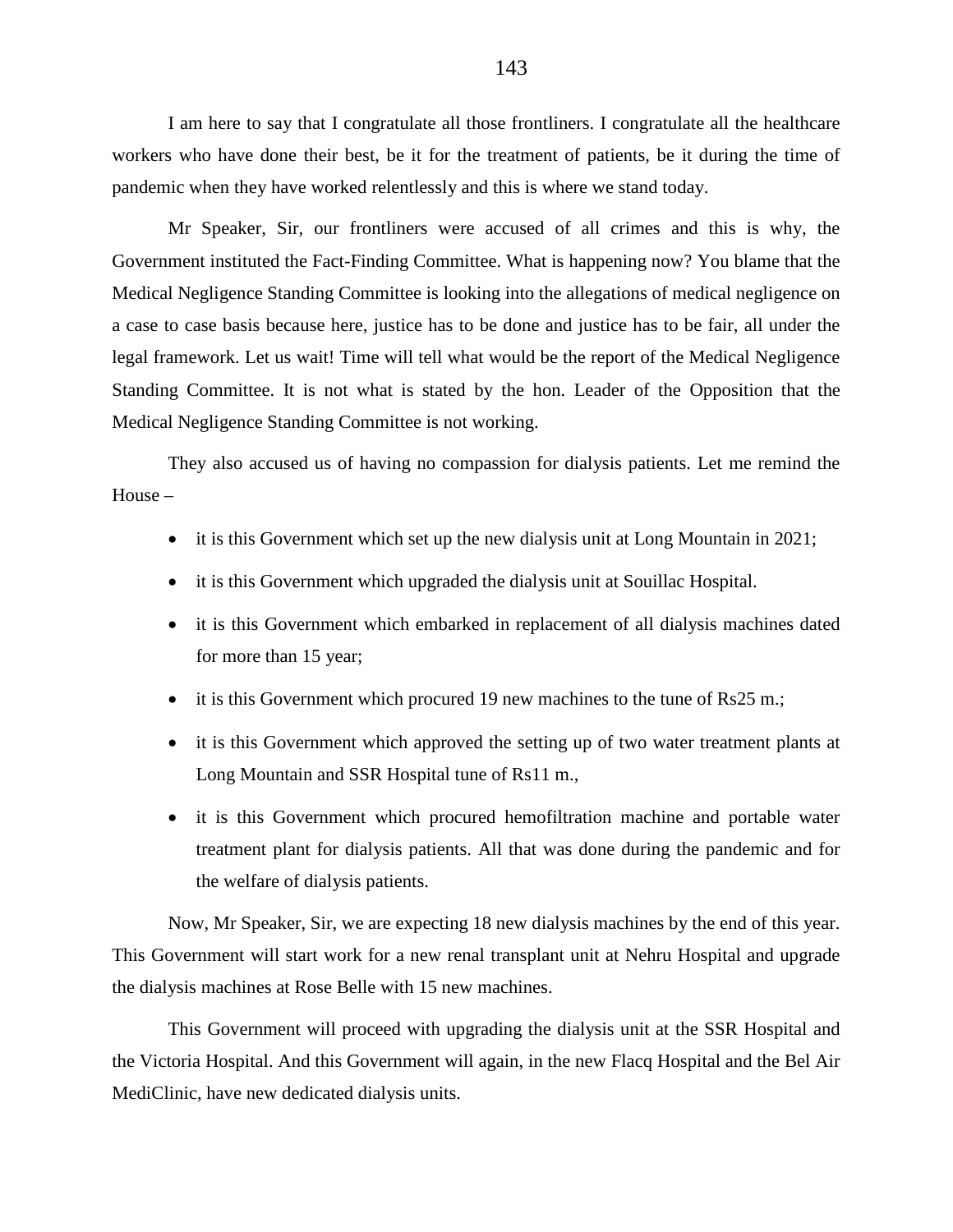I am here to say that I congratulate all those frontliners. I congratulate all the healthcare workers who have done their best, be it for the treatment of patients, be it during the time of pandemic when they have worked relentlessly and this is where we stand today.

Mr Speaker, Sir, our frontliners were accused of all crimes and this is why, the Government instituted the Fact-Finding Committee. What is happening now? You blame that the Medical Negligence Standing Committee is looking into the allegations of medical negligence on a case to case basis because here, justice has to be done and justice has to be fair, all under the legal framework. Let us wait! Time will tell what would be the report of the Medical Negligence Standing Committee. It is not what is stated by the hon. Leader of the Opposition that the Medical Negligence Standing Committee is not working.

They also accused us of having no compassion for dialysis patients. Let me remind the House –

- it is this Government which set up the new dialysis unit at Long Mountain in 2021;
- it is this Government which upgraded the dialysis unit at Souillac Hospital.
- it is this Government which embarked in replacement of all dialysis machines dated for more than 15 year;
- it is this Government which procured 19 new machines to the tune of Rs25 m.;
- it is this Government which approved the setting up of two water treatment plants at Long Mountain and SSR Hospital tune of Rs11 m.,
- it is this Government which procured hemofiltration machine and portable water treatment plant for dialysis patients. All that was done during the pandemic and for the welfare of dialysis patients.

Now, Mr Speaker, Sir, we are expecting 18 new dialysis machines by the end of this year. This Government will start work for a new renal transplant unit at Nehru Hospital and upgrade the dialysis machines at Rose Belle with 15 new machines.

This Government will proceed with upgrading the dialysis unit at the SSR Hospital and the Victoria Hospital. And this Government will again, in the new Flacq Hospital and the Bel Air MediClinic, have new dedicated dialysis units.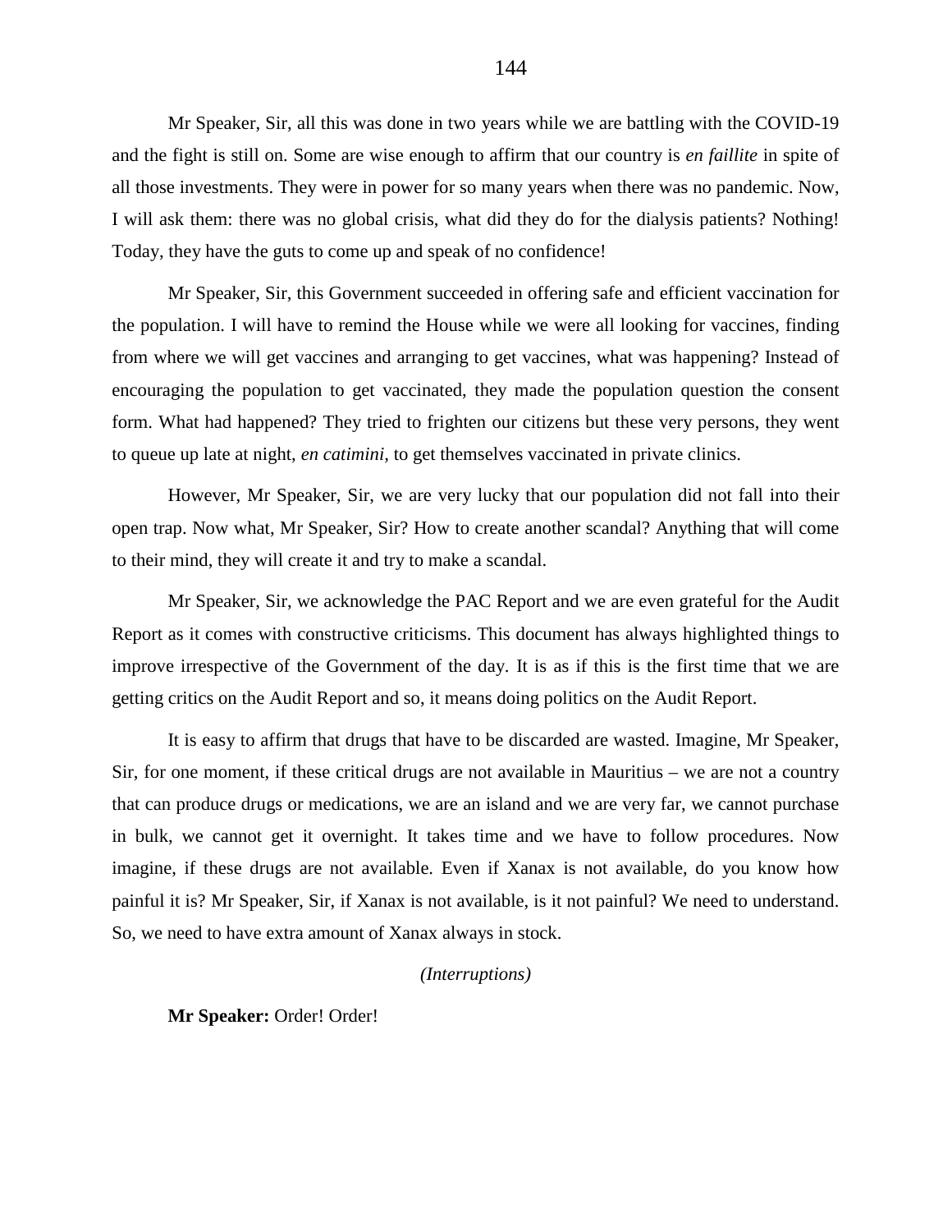Mr Speaker, Sir, all this was done in two years while we are battling with the COVID-19 and the fight is still on. Some are wise enough to affirm that our country is *en faillite* in spite of all those investments. They were in power for so many years when there was no pandemic. Now, I will ask them: there was no global crisis, what did they do for the dialysis patients? Nothing! Today, they have the guts to come up and speak of no confidence!

Mr Speaker, Sir, this Government succeeded in offering safe and efficient vaccination for the population. I will have to remind the House while we were all looking for vaccines, finding from where we will get vaccines and arranging to get vaccines, what was happening? Instead of encouraging the population to get vaccinated, they made the population question the consent form. What had happened? They tried to frighten our citizens but these very persons, they went to queue up late at night, *en catimini,* to get themselves vaccinated in private clinics.

However, Mr Speaker, Sir, we are very lucky that our population did not fall into their open trap. Now what, Mr Speaker, Sir? How to create another scandal? Anything that will come to their mind, they will create it and try to make a scandal.

Mr Speaker, Sir, we acknowledge the PAC Report and we are even grateful for the Audit Report as it comes with constructive criticisms. This document has always highlighted things to improve irrespective of the Government of the day. It is as if this is the first time that we are getting critics on the Audit Report and so, it means doing politics on the Audit Report.

It is easy to affirm that drugs that have to be discarded are wasted. Imagine, Mr Speaker, Sir, for one moment, if these critical drugs are not available in Mauritius – we are not a country that can produce drugs or medications, we are an island and we are very far, we cannot purchase in bulk, we cannot get it overnight. It takes time and we have to follow procedures. Now imagine, if these drugs are not available. Even if Xanax is not available, do you know how painful it is? Mr Speaker, Sir, if Xanax is not available, is it not painful? We need to understand. So, we need to have extra amount of Xanax always in stock.

*(Interruptions)*

**Mr Speaker:** Order! Order!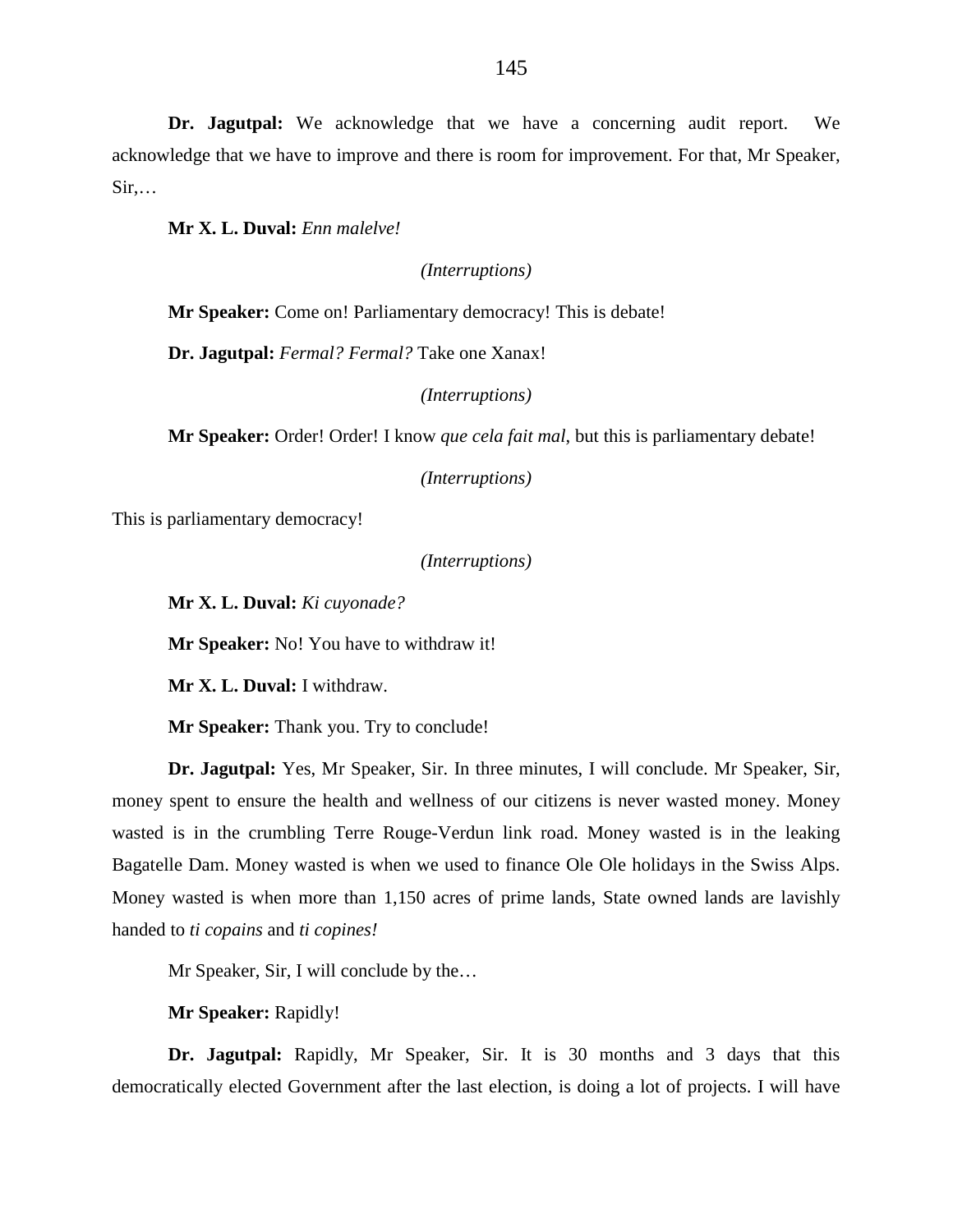**Dr. Jagutpal:** We acknowledge that we have a concerning audit report. We acknowledge that we have to improve and there is room for improvement. For that, Mr Speaker, Sir,…

**Mr X. L. Duval:** *Enn malelve!*

*(Interruptions)*

**Mr Speaker:** Come on! Parliamentary democracy! This is debate!

**Dr. Jagutpal:** *Fermal? Fermal?* Take one Xanax!

*(Interruptions)*

**Mr Speaker:** Order! Order! I know *que cela fait mal*, but this is parliamentary debate!

*(Interruptions)*

This is parliamentary democracy!

*(Interruptions)*

**Mr X. L. Duval:** *Ki cuyonade?*

**Mr Speaker:** No! You have to withdraw it!

**Mr X. L. Duval:** I withdraw.

**Mr Speaker:** Thank you. Try to conclude!

**Dr. Jagutpal:** Yes, Mr Speaker, Sir. In three minutes, I will conclude. Mr Speaker, Sir, money spent to ensure the health and wellness of our citizens is never wasted money. Money wasted is in the crumbling Terre Rouge-Verdun link road. Money wasted is in the leaking Bagatelle Dam. Money wasted is when we used to finance Ole Ole holidays in the Swiss Alps. Money wasted is when more than 1,150 acres of prime lands, State owned lands are lavishly handed to *ti copains* and *ti copines!*

Mr Speaker, Sir, I will conclude by the…

**Mr Speaker:** Rapidly!

**Dr. Jagutpal:** Rapidly, Mr Speaker, Sir. It is 30 months and 3 days that this democratically elected Government after the last election, is doing a lot of projects. I will have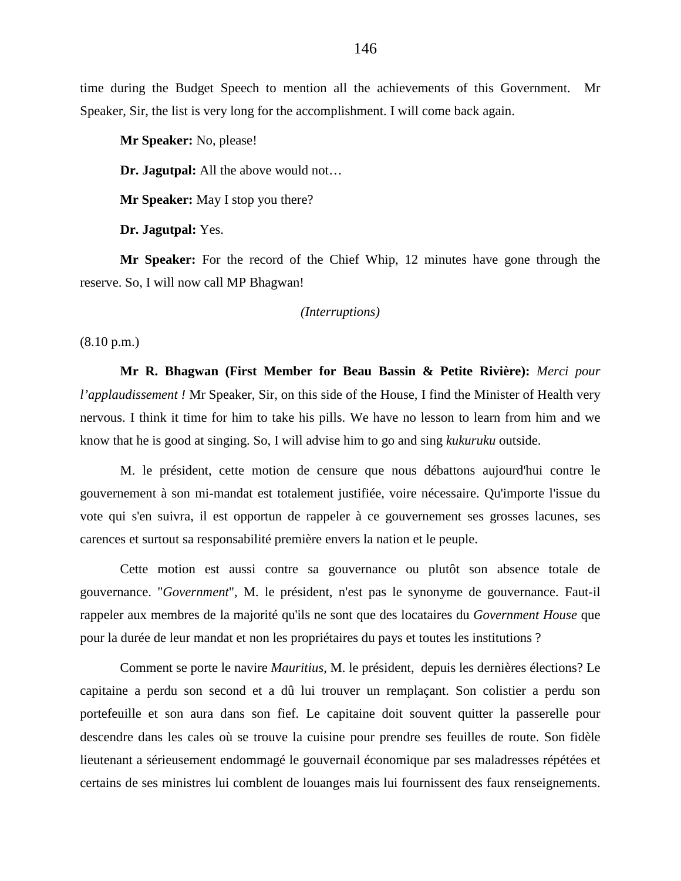time during the Budget Speech to mention all the achievements of this Government. Mr Speaker, Sir, the list is very long for the accomplishment. I will come back again.

**Mr Speaker:** No, please!

**Dr. Jagutpal:** All the above would not…

**Mr Speaker:** May I stop you there?

**Dr. Jagutpal:** Yes.

**Mr Speaker:** For the record of the Chief Whip, 12 minutes have gone through the reserve. So, I will now call MP Bhagwan!

*(Interruptions)*

(8.10 p.m.)

**Mr R. Bhagwan (First Member for Beau Bassin & Petite Rivière):** *Merci pour l'applaudissement !* Mr Speaker, Sir, on this side of the House, I find the Minister of Health very nervous. I think it time for him to take his pills. We have no lesson to learn from him and we know that he is good at singing. So, I will advise him to go and sing *kukuruku* outside.

M. le président, cette motion de censure que nous débattons aujourd'hui contre le gouvernement à son mi-mandat est totalement justifiée, voire nécessaire. Qu'importe l'issue du vote qui s'en suivra, il est opportun de rappeler à ce gouvernement ses grosses lacunes, ses carences et surtout sa responsabilité première envers la nation et le peuple.

Cette motion est aussi contre sa gouvernance ou plutôt son absence totale de gouvernance. "*Government*", M. le président, n'est pas le synonyme de gouvernance. Faut-il rappeler aux membres de la majorité qu'ils ne sont que des locataires du *Government House* que pour la durée de leur mandat et non les propriétaires du pays et toutes les institutions ?

Comment se porte le navire *Mauritius*, M. le président, depuis les dernières élections? Le capitaine a perdu son second et a dû lui trouver un remplaçant. Son colistier a perdu son portefeuille et son aura dans son fief. Le capitaine doit souvent quitter la passerelle pour descendre dans les cales où se trouve la cuisine pour prendre ses feuilles de route. Son fidèle lieutenant a sérieusement endommagé le gouvernail économique par ses maladresses répétées et certains de ses ministres lui comblent de louanges mais lui fournissent des faux renseignements.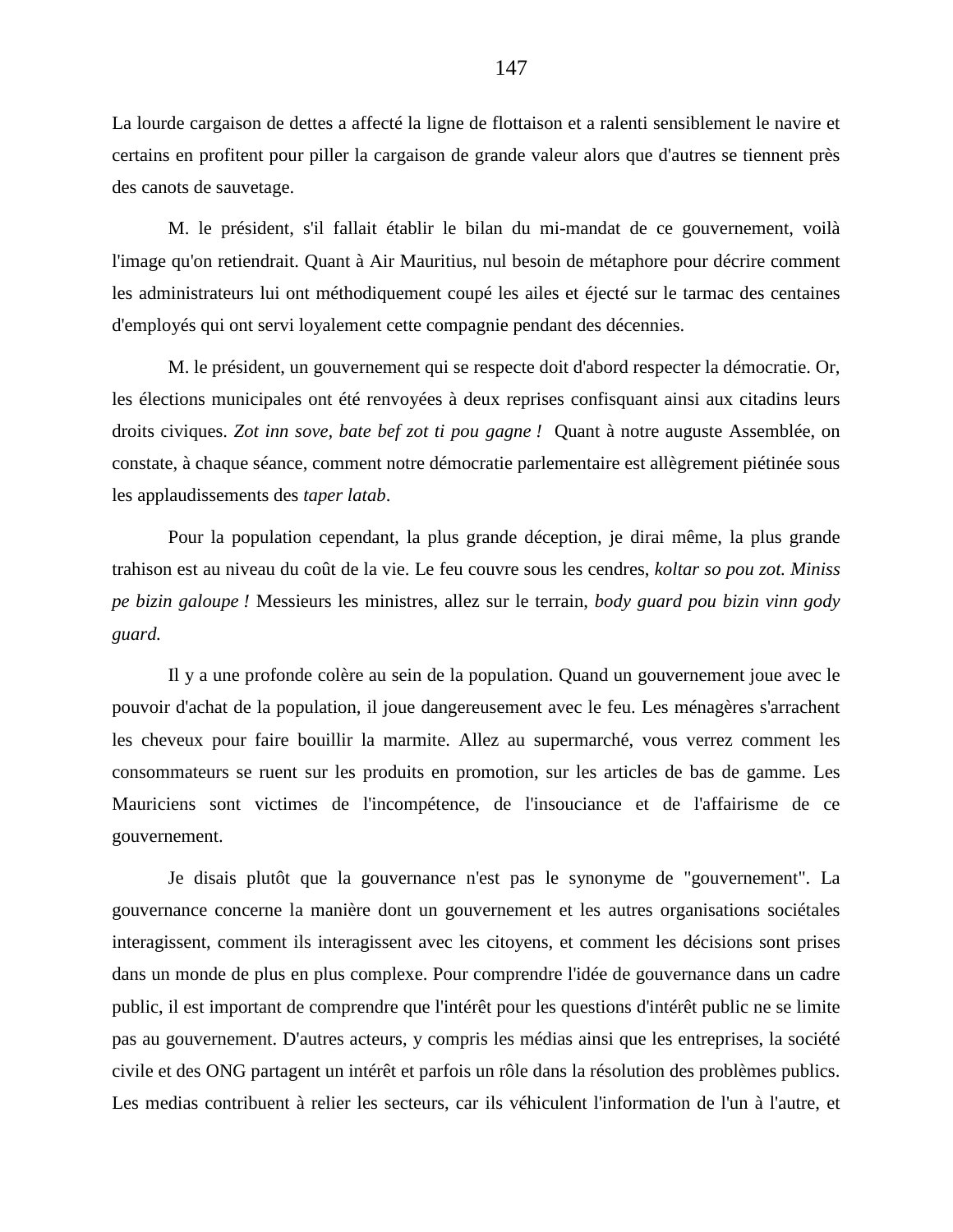La lourde cargaison de dettes a affecté la ligne de flottaison et a ralenti sensiblement le navire et certains en profitent pour piller la cargaison de grande valeur alors que d'autres se tiennent près des canots de sauvetage.

M. le président, s'il fallait établir le bilan du mi-mandat de ce gouvernement, voilà l'image qu'on retiendrait. Quant à Air Mauritius, nul besoin de métaphore pour décrire comment les administrateurs lui ont méthodiquement coupé les ailes et éjecté sur le tarmac des centaines d'employés qui ont servi loyalement cette compagnie pendant des décennies.

M. le président, un gouvernement qui se respecte doit d'abord respecter la démocratie. Or, les élections municipales ont été renvoyées à deux reprises confisquant ainsi aux citadins leurs droits civiques. *Zot inn sove, bate bef zot ti pou gagne !* Quant à notre auguste Assemblée, on constate, à chaque séance, comment notre démocratie parlementaire est allègrement piétinée sous les applaudissements des *taper latab*.

Pour la population cependant, la plus grande déception, je dirai même, la plus grande trahison est au niveau du coût de la vie. Le feu couvre sous les cendres, *koltar so pou zot. Miniss pe bizin galoupe !* Messieurs les ministres, allez sur le terrain, *body guard pou bizin vinn gody guard.*

Il y a une profonde colère au sein de la population. Quand un gouvernement joue avec le pouvoir d'achat de la population, il joue dangereusement avec le feu. Les ménagères s'arrachent les cheveux pour faire bouillir la marmite. Allez au supermarché, vous verrez comment les consommateurs se ruent sur les produits en promotion, sur les articles de bas de gamme. Les Mauriciens sont victimes de l'incompétence, de l'insouciance et de l'affairisme de ce gouvernement.

Je disais plutôt que la gouvernance n'est pas le synonyme de "gouvernement". La gouvernance concerne la manière dont un gouvernement et les autres organisations sociétales interagissent, comment ils interagissent avec les citoyens, et comment les décisions sont prises dans un monde de plus en plus complexe. Pour comprendre l'idée de gouvernance dans un cadre public, il est important de comprendre que l'intérêt pour les questions d'intérêt public ne se limite pas au gouvernement. D'autres acteurs, y compris les médias ainsi que les entreprises, la société civile et des ONG partagent un intérêt et parfois un rôle dans la résolution des problèmes publics. Les medias contribuent à relier les secteurs, car ils véhiculent l'information de l'un à l'autre, et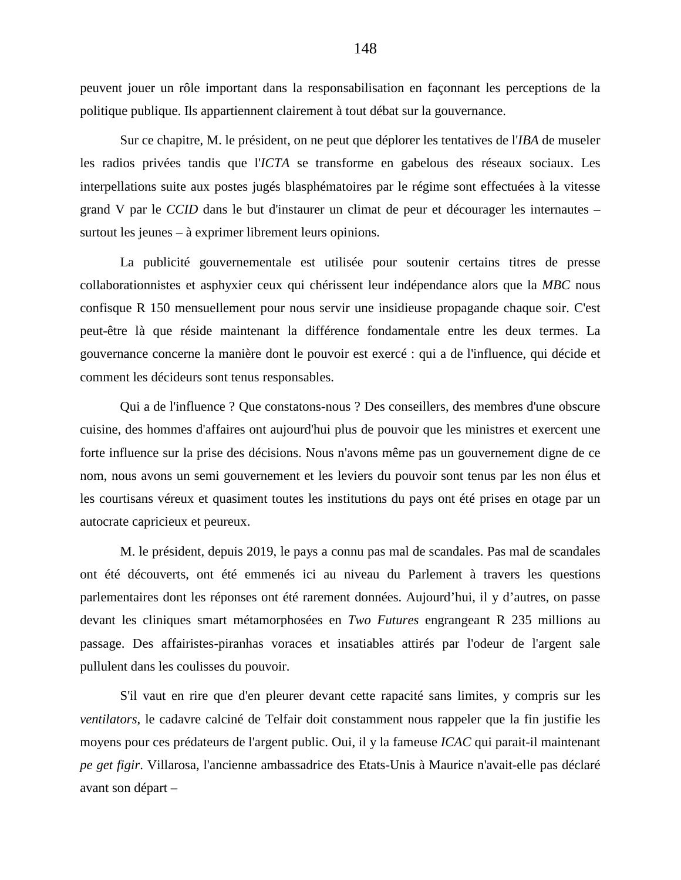peuvent jouer un rôle important dans la responsabilisation en façonnant les perceptions de la politique publique. Ils appartiennent clairement à tout débat sur la gouvernance.

Sur ce chapitre, M. le président, on ne peut que déplorer les tentatives de l'*IBA* de museler les radios privées tandis que l'*ICTA* se transforme en gabelous des réseaux sociaux. Les interpellations suite aux postes jugés blasphématoires par le régime sont effectuées à la vitesse grand V par le *CCID* dans le but d'instaurer un climat de peur et décourager les internautes – surtout les jeunes – à exprimer librement leurs opinions.

La publicité gouvernementale est utilisée pour soutenir certains titres de presse collaborationnistes et asphyxier ceux qui chérissent leur indépendance alors que la *MBC* nous confisque R 150 mensuellement pour nous servir une insidieuse propagande chaque soir. C'est peut-être là que réside maintenant la différence fondamentale entre les deux termes. La gouvernance concerne la manière dont le pouvoir est exercé : qui a de l'influence, qui décide et comment les décideurs sont tenus responsables.

Qui a de l'influence ? Que constatons-nous ? Des conseillers, des membres d'une obscure cuisine, des hommes d'affaires ont aujourd'hui plus de pouvoir que les ministres et exercent une forte influence sur la prise des décisions. Nous n'avons même pas un gouvernement digne de ce nom, nous avons un semi gouvernement et les leviers du pouvoir sont tenus par les non élus et les courtisans véreux et quasiment toutes les institutions du pays ont été prises en otage par un autocrate capricieux et peureux.

M. le président, depuis 2019, le pays a connu pas mal de scandales. Pas mal de scandales ont été découverts, ont été emmenés ici au niveau du Parlement à travers les questions parlementaires dont les réponses ont été rarement données. Aujourd'hui, il y d'autres, on passe devant les cliniques smart métamorphosées en *Two Futures* engrangeant R 235 millions au passage. Des affairistes-piranhas voraces et insatiables attirés par l'odeur de l'argent sale pullulent dans les coulisses du pouvoir.

S'il vaut en rire que d'en pleurer devant cette rapacité sans limites, y compris sur les *ventilators*, le cadavre calciné de Telfair doit constamment nous rappeler que la fin justifie les moyens pour ces prédateurs de l'argent public. Oui, il y la fameuse *ICAC* qui parait-il maintenant *pe get figir*. Villarosa, l'ancienne ambassadrice des Etats-Unis à Maurice n'avait-elle pas déclaré avant son départ –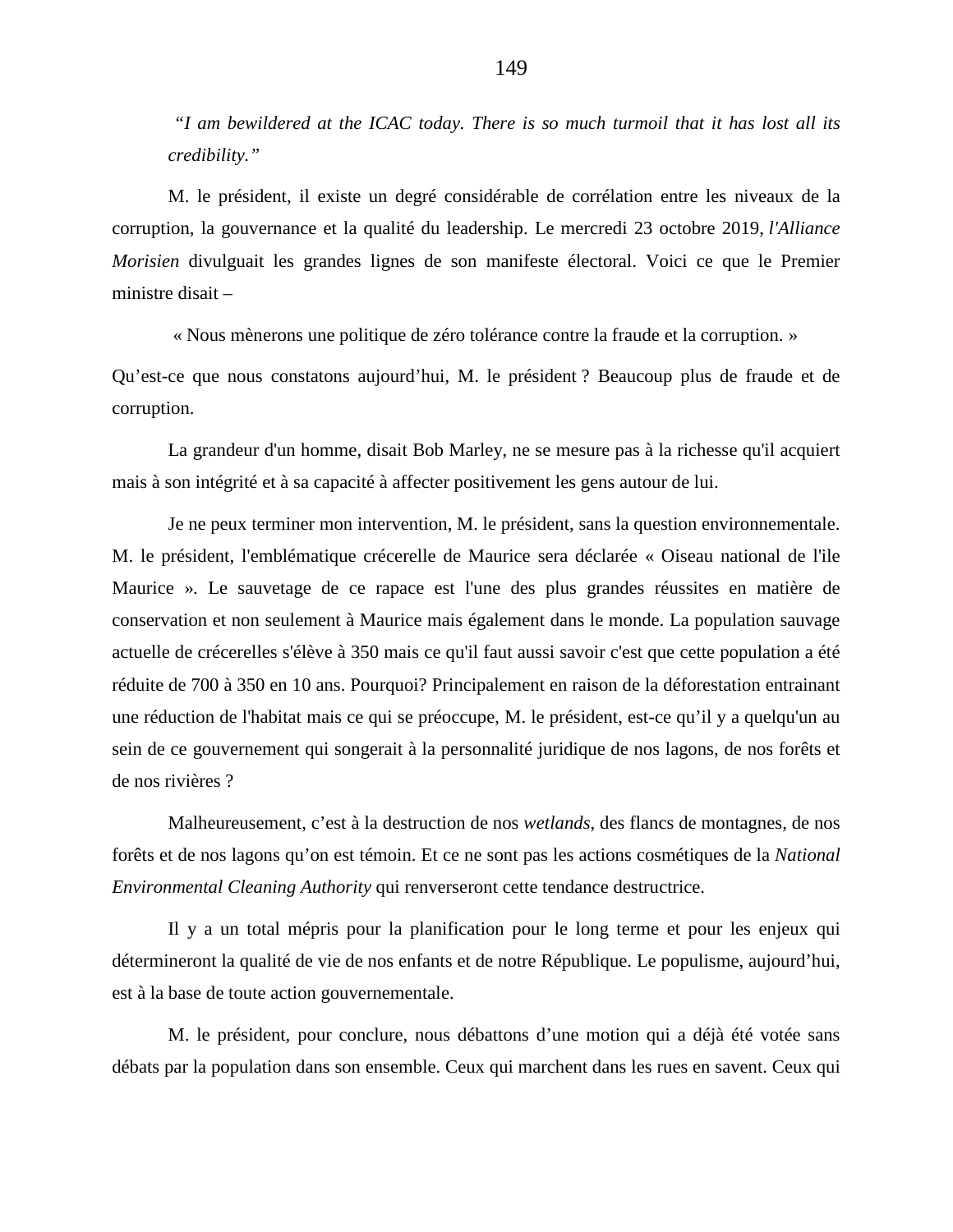*"I am bewildered at the ICAC today. There is so much turmoil that it has lost all its credibility."*

M. le président, il existe un degré considérable de corrélation entre les niveaux de la corruption, la gouvernance et la qualité du leadership. Le mercredi 23 octobre 2019, *l'Alliance Morisien* divulguait les grandes lignes de son manifeste électoral. Voici ce que le Premier ministre disait –

« Nous mènerons une politique de zéro tolérance contre la fraude et la corruption. »

Qu'est-ce que nous constatons aujourd'hui, M. le président ? Beaucoup plus de fraude et de corruption.

La grandeur d'un homme, disait Bob Marley, ne se mesure pas à la richesse qu'il acquiert mais à son intégrité et à sa capacité à affecter positivement les gens autour de lui.

Je ne peux terminer mon intervention, M. le président, sans la question environnementale. M. le président, l'emblématique crécerelle de Maurice sera déclarée « Oiseau national de l'ile Maurice ». Le sauvetage de ce rapace est l'une des plus grandes réussites en matière de conservation et non seulement à Maurice mais également dans le monde. La population sauvage actuelle de crécerelles s'élève à 350 mais ce qu'il faut aussi savoir c'est que cette population a été réduite de 700 à 350 en 10 ans. Pourquoi? Principalement en raison de la déforestation entrainant une réduction de l'habitat mais ce qui se préoccupe, M. le président, est-ce qu'il y a quelqu'un au sein de ce gouvernement qui songerait à la personnalité juridique de nos lagons, de nos forêts et de nos rivières ?

Malheureusement, c'est à la destruction de nos *wetlands*, des flancs de montagnes, de nos forêts et de nos lagons qu'on est témoin. Et ce ne sont pas les actions cosmétiques de la *National Environmental Cleaning Authority* qui renverseront cette tendance destructrice.

Il y a un total mépris pour la planification pour le long terme et pour les enjeux qui détermineront la qualité de vie de nos enfants et de notre République. Le populisme, aujourd'hui, est à la base de toute action gouvernementale.

M. le président, pour conclure, nous débattons d'une motion qui a déjà été votée sans débats par la population dans son ensemble. Ceux qui marchent dans les rues en savent. Ceux qui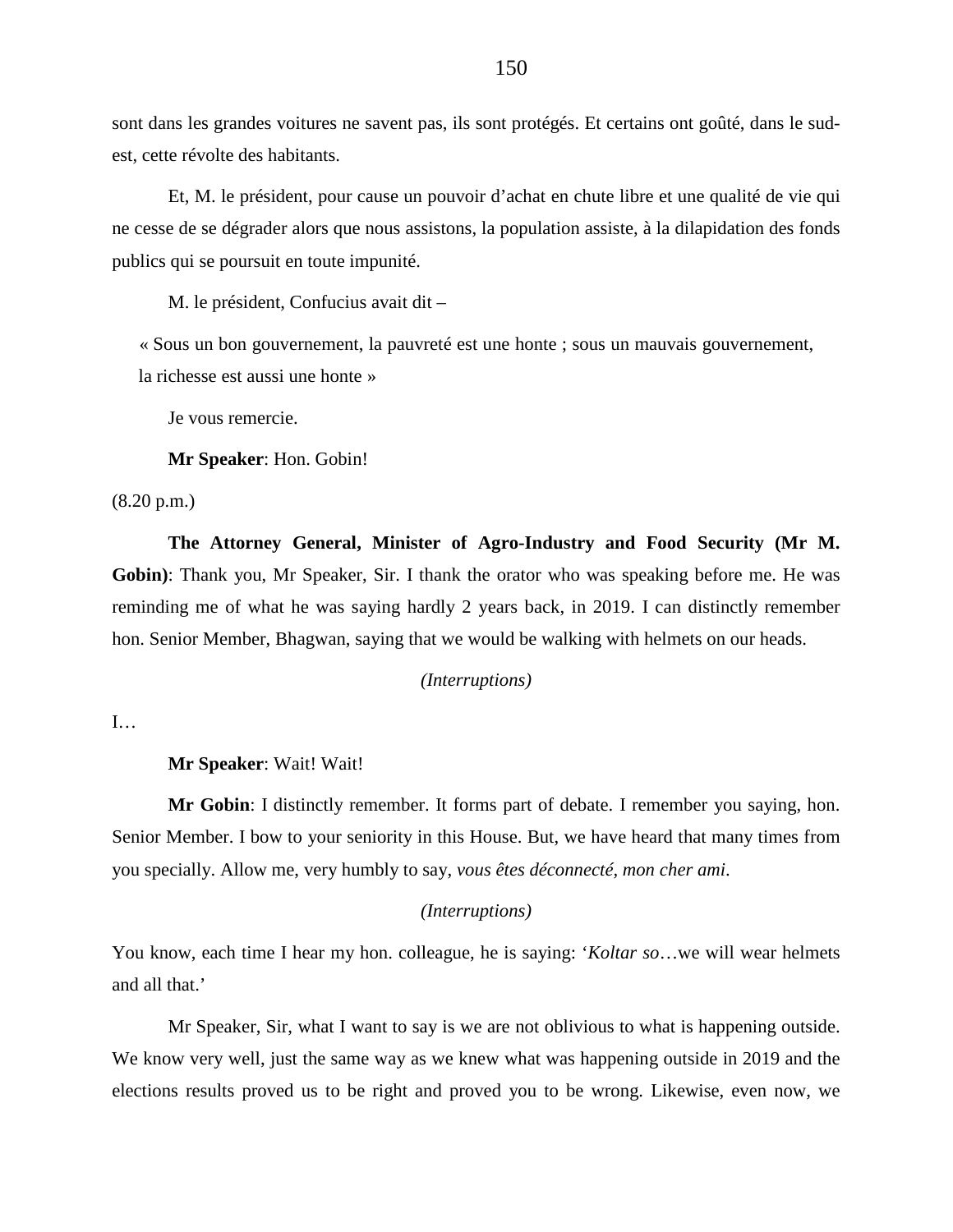sont dans les grandes voitures ne savent pas, ils sont protégés. Et certains ont goûté, dans le sud-est, cette révolte des habitants.

Et, M. le président, pour cause un pouvoir d'achat en chute libre et une qualité de vie qui ne cesse de se dégrader alors que nous assistons, la population assiste, à la dilapidation des fonds publics qui se poursuit en toute impunité.

M. le président, Confucius avait dit –

« Sous un bon gouvernement, la pauvreté est une honte ; sous un mauvais gouvernement, la richesse est aussi une honte »

Je vous remercie.

**Mr Speaker**: Hon. Gobin!

(8.20 p.m.)

**The Attorney General, Minister of Agro-Industry and Food Security (Mr M. Gobin)**: Thank you, Mr Speaker, Sir. I thank the orator who was speaking before me. He was reminding me of what he was saying hardly 2 years back, in 2019. I can distinctly remember hon. Senior Member, Bhagwan, saying that we would be walking with helmets on our heads.

*(Interruptions)*

I…

**Mr Speaker**: Wait! Wait!

**Mr Gobin**: I distinctly remember. It forms part of debate. I remember you saying, hon. Senior Member. I bow to your seniority in this House. But, we have heard that many times from you specially. Allow me, very humbly to say, *vous êtes déconnecté, mon cher ami*.

*(Interruptions)*

You know, each time I hear my hon. colleague, he is saying: '*Koltar so*…we will wear helmets and all that.'

Mr Speaker, Sir, what I want to say is we are not oblivious to what is happening outside. We know very well, just the same way as we knew what was happening outside in 2019 and the elections results proved us to be right and proved you to be wrong. Likewise, even now, we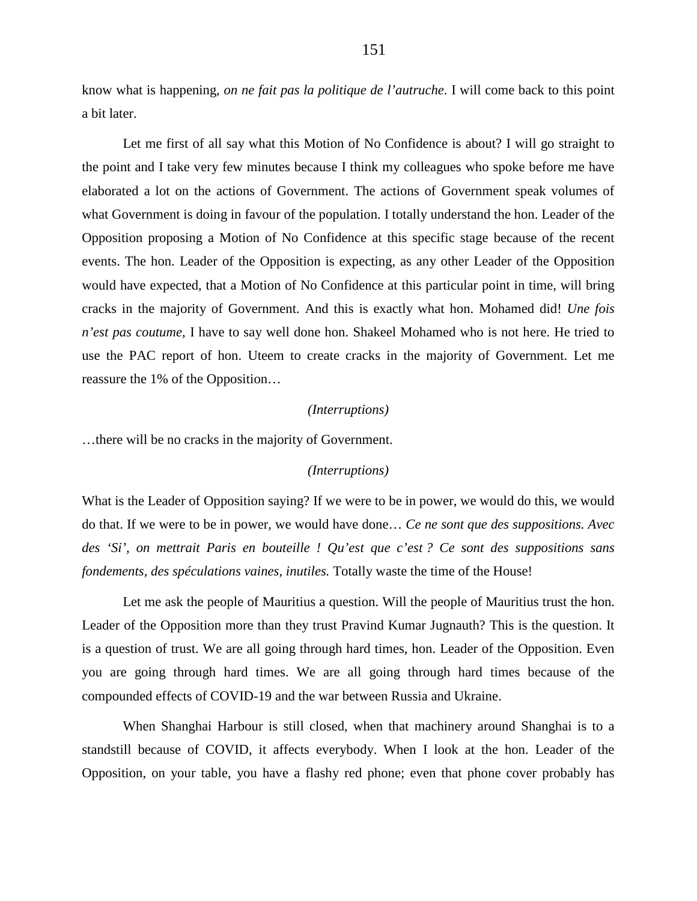know what is happening, *on ne fait pas la politique de l'autruche*. I will come back to this point a bit later.

Let me first of all say what this Motion of No Confidence is about? I will go straight to the point and I take very few minutes because I think my colleagues who spoke before me have elaborated a lot on the actions of Government. The actions of Government speak volumes of what Government is doing in favour of the population. I totally understand the hon. Leader of the Opposition proposing a Motion of No Confidence at this specific stage because of the recent events. The hon. Leader of the Opposition is expecting, as any other Leader of the Opposition would have expected, that a Motion of No Confidence at this particular point in time, will bring cracks in the majority of Government. And this is exactly what hon. Mohamed did! *Une fois n'est pas coutume*, I have to say well done hon. Shakeel Mohamed who is not here. He tried to use the PAC report of hon. Uteem to create cracks in the majority of Government. Let me reassure the 1% of the Opposition…

*(Interruptions)*

…there will be no cracks in the majority of Government.

*(Interruptions)*

What is the Leader of Opposition saying? If we were to be in power, we would do this, we would do that. If we were to be in power, we would have done… *Ce ne sont que des suppositions. Avec des 'Si', on mettrait Paris en bouteille ! Qu'est que c'est ? Ce sont des suppositions sans fondements, des spéculations vaines, inutiles.* Totally waste the time of the House!

Let me ask the people of Mauritius a question. Will the people of Mauritius trust the hon. Leader of the Opposition more than they trust Pravind Kumar Jugnauth? This is the question. It is a question of trust. We are all going through hard times, hon. Leader of the Opposition. Even you are going through hard times. We are all going through hard times because of the compounded effects of COVID-19 and the war between Russia and Ukraine.

When Shanghai Harbour is still closed, when that machinery around Shanghai is to a standstill because of COVID, it affects everybody. When I look at the hon. Leader of the Opposition, on your table, you have a flashy red phone; even that phone cover probably has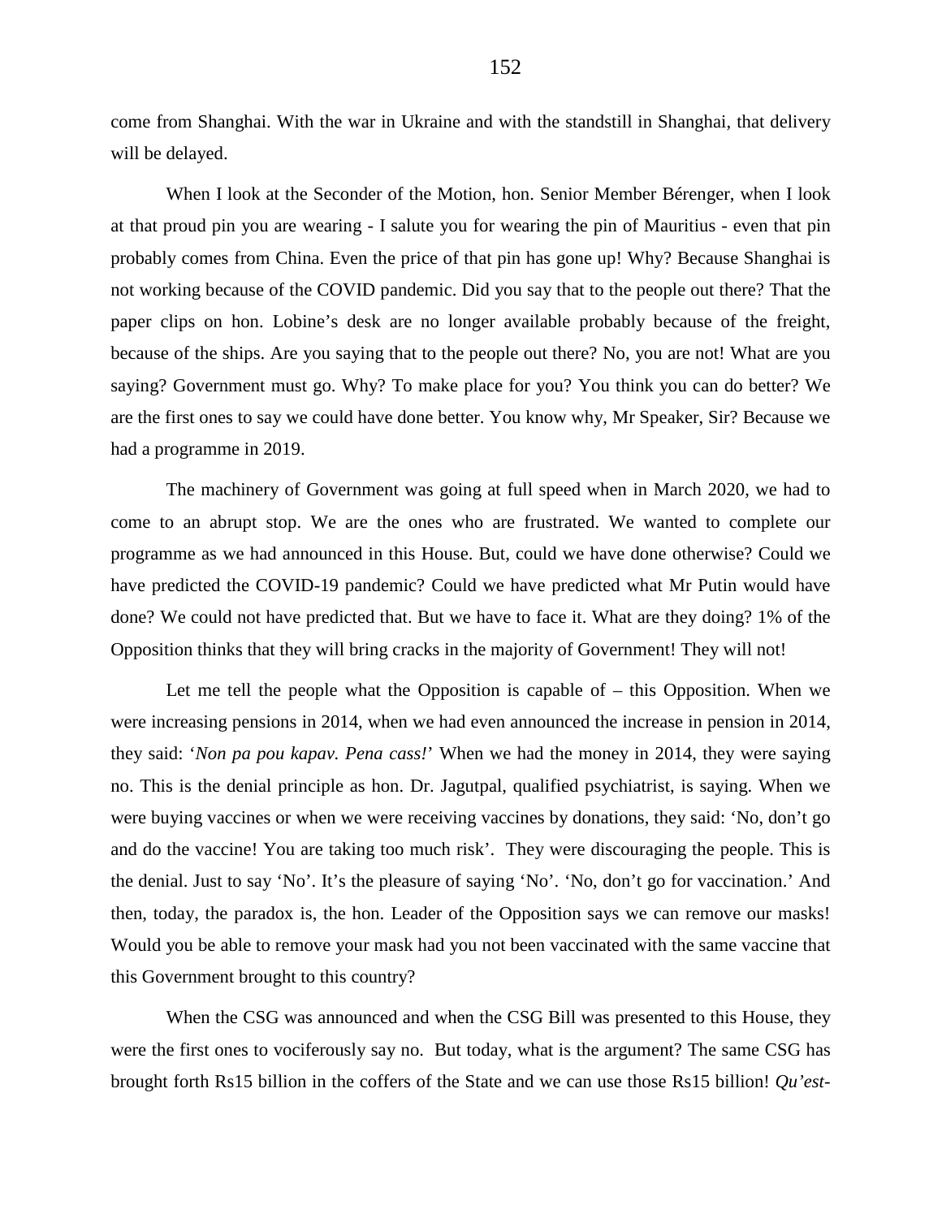come from Shanghai. With the war in Ukraine and with the standstill in Shanghai, that delivery will be delayed.

When I look at the Seconder of the Motion, hon. Senior Member Bérenger, when I look at that proud pin you are wearing - I salute you for wearing the pin of Mauritius - even that pin probably comes from China. Even the price of that pin has gone up! Why? Because Shanghai is not working because of the COVID pandemic. Did you say that to the people out there? That the paper clips on hon. Lobine's desk are no longer available probably because of the freight, because of the ships. Are you saying that to the people out there? No, you are not! What are you saying? Government must go. Why? To make place for you? You think you can do better? We are the first ones to say we could have done better. You know why, Mr Speaker, Sir? Because we had a programme in 2019.

The machinery of Government was going at full speed when in March 2020, we had to come to an abrupt stop. We are the ones who are frustrated. We wanted to complete our programme as we had announced in this House. But, could we have done otherwise? Could we have predicted the COVID-19 pandemic? Could we have predicted what Mr Putin would have done? We could not have predicted that. But we have to face it. What are they doing? 1% of the Opposition thinks that they will bring cracks in the majority of Government! They will not!

Let me tell the people what the Opposition is capable of – this Opposition. When we were increasing pensions in 2014, when we had even announced the increase in pension in 2014, they said: '*Non pa pou kapav. Pena cass!*' When we had the money in 2014, they were saying no. This is the denial principle as hon. Dr. Jagutpal, qualified psychiatrist, is saying. When we were buying vaccines or when we were receiving vaccines by donations, they said: 'No, don't go and do the vaccine! You are taking too much risk'. They were discouraging the people. This is the denial. Just to say 'No'. It's the pleasure of saying 'No'. 'No, don't go for vaccination.' And then, today, the paradox is, the hon. Leader of the Opposition says we can remove our masks! Would you be able to remove your mask had you not been vaccinated with the same vaccine that this Government brought to this country?

When the CSG was announced and when the CSG Bill was presented to this House, they were the first ones to vociferously say no. But today, what is the argument? The same CSG has brought forth Rs15 billion in the coffers of the State and we can use those Rs15 billion! *Qu'est-*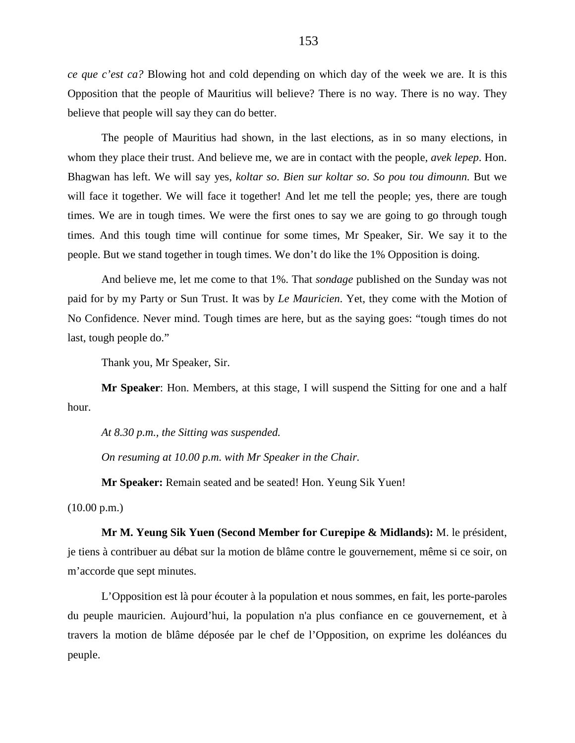*ce que c'est ca?* Blowing hot and cold depending on which day of the week we are. It is this Opposition that the people of Mauritius will believe? There is no way. There is no way. They believe that people will say they can do better.

The people of Mauritius had shown, in the last elections, as in so many elections, in whom they place their trust. And believe me, we are in contact with the people, *avek lepep*. Hon. Bhagwan has left. We will say yes, *koltar so*. *Bien sur koltar so*. *So pou tou dimounn.* But we will face it together. We will face it together! And let me tell the people; yes, there are tough times. We are in tough times. We were the first ones to say we are going to go through tough times. And this tough time will continue for some times, Mr Speaker, Sir. We say it to the people. But we stand together in tough times. We don't do like the 1% Opposition is doing.

And believe me, let me come to that 1%. That *sondage* published on the Sunday was not paid for by my Party or Sun Trust. It was by *Le Mauricien*. Yet, they come with the Motion of No Confidence. Never mind. Tough times are here, but as the saying goes: "tough times do not last, tough people do."

Thank you, Mr Speaker, Sir.

**Mr Speaker**: Hon. Members, at this stage, I will suspend the Sitting for one and a half hour.

*At 8.30 p.m., the Sitting was suspended.*

*On resuming at 10.00 p.m. with Mr Speaker in the Chair.*

**Mr Speaker:** Remain seated and be seated! Hon. Yeung Sik Yuen!

(10.00 p.m.)

**Mr M. Yeung Sik Yuen (Second Member for Curepipe & Midlands):** M. le président, je tiens à contribuer au débat sur la motion de blâme contre le gouvernement, même si ce soir, on m'accorde que sept minutes.

L'Opposition est là pour écouter à la population et nous sommes, en fait, les porte-paroles du peuple mauricien. Aujourd'hui, la population n'a plus confiance en ce gouvernement, et à travers la motion de blâme déposée par le chef de l'Opposition, on exprime les doléances du peuple.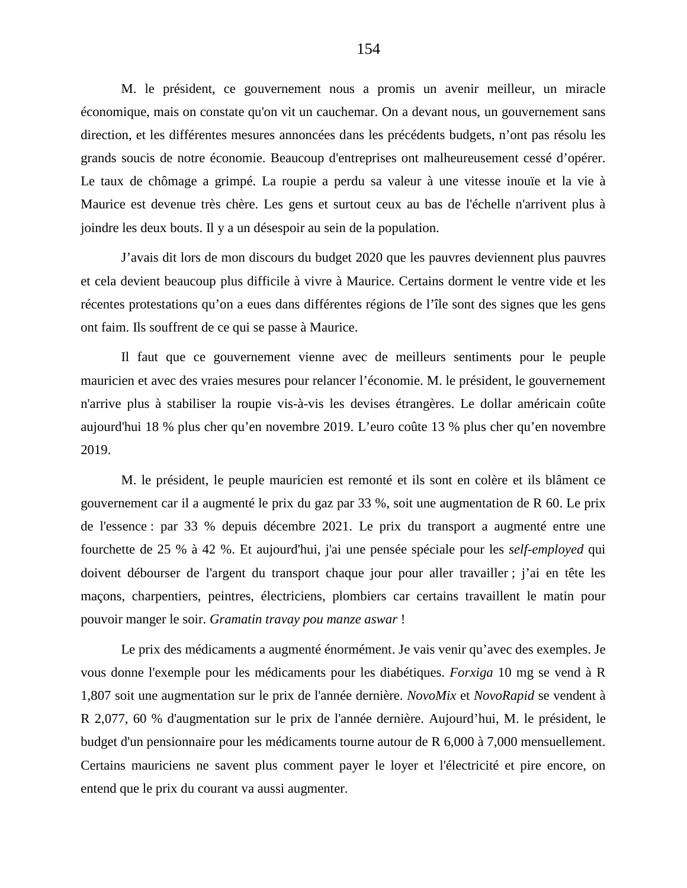M. le président, ce gouvernement nous a promis un avenir meilleur, un miracle économique, mais on constate qu'on vit un cauchemar. On a devant nous, un gouvernement sans direction, et les différentes mesures annoncées dans les précédents budgets, n'ont pas résolu les grands soucis de notre économie. Beaucoup d'entreprises ont malheureusement cessé d'opérer. Le taux de chômage a grimpé. La roupie a perdu sa valeur à une vitesse inouïe et la vie à Maurice est devenue très chère. Les gens et surtout ceux au bas de l'échelle n'arrivent plus à joindre les deux bouts. Il y a un désespoir au sein de la population.

J'avais dit lors de mon discours du budget 2020 que les pauvres deviennent plus pauvres et cela devient beaucoup plus difficile à vivre à Maurice. Certains dorment le ventre vide et les récentes protestations qu'on a eues dans différentes régions de l'île sont des signes que les gens ont faim. Ils souffrent de ce qui se passe à Maurice.

Il faut que ce gouvernement vienne avec de meilleurs sentiments pour le peuple mauricien et avec des vraies mesures pour relancer l'économie. M. le président, le gouvernement n'arrive plus à stabiliser la roupie vis-à-vis les devises étrangères. Le dollar américain coûte aujourd'hui 18 % plus cher qu'en novembre 2019. L'euro coûte 13 % plus cher qu'en novembre 2019.

M. le président, le peuple mauricien est remonté et ils sont en colère et ils blâment ce gouvernement car il a augmenté le prix du gaz par 33 %, soit une augmentation de R 60. Le prix de l'essence : par 33 % depuis décembre 2021. Le prix du transport a augmenté entre une fourchette de 25 % à 42 %. Et aujourd'hui, j'ai une pensée spéciale pour les *self-employed* qui doivent débourser de l'argent du transport chaque jour pour aller travailler ; j'ai en tête les maçons, charpentiers, peintres, électriciens, plombiers car certains travaillent le matin pour pouvoir manger le soir. *Gramatin travay pou manze aswar* !

Le prix des médicaments a augmenté énormément. Je vais venir qu'avec des exemples. Je vous donne l'exemple pour les médicaments pour les diabétiques. *Forxiga* 10 mg se vend à R 1,807 soit une augmentation sur le prix de l'année dernière. *NovoMix* et *NovoRapid* se vendent à R 2,077, 60 % d'augmentation sur le prix de l'année dernière. Aujourd'hui, M. le président, le budget d'un pensionnaire pour les médicaments tourne autour de R 6,000 à 7,000 mensuellement. Certains mauriciens ne savent plus comment payer le loyer et l'électricité et pire encore, on entend que le prix du courant va aussi augmenter.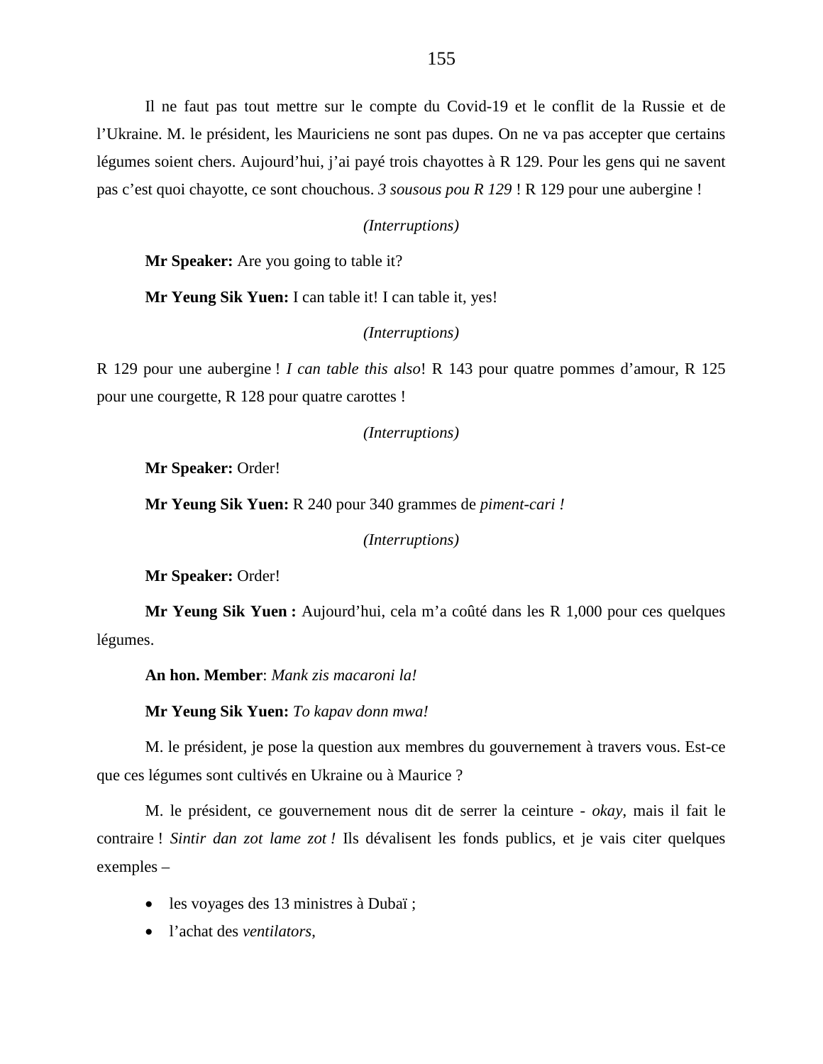Il ne faut pas tout mettre sur le compte du Covid-19 et le conflit de la Russie et de l'Ukraine. M. le président, les Mauriciens ne sont pas dupes. On ne va pas accepter que certains légumes soient chers. Aujourd'hui, j'ai payé trois chayottes à R 129. Pour les gens qui ne savent pas c'est quoi chayotte, ce sont chouchous. *3 sousous pou R 129* ! R 129 pour une aubergine !

*(Interruptions)*

**Mr Speaker:** Are you going to table it?

**Mr Yeung Sik Yuen:** I can table it! I can table it, yes!

*(Interruptions)*

R 129 pour une aubergine ! *I can table this also*! R 143 pour quatre pommes d'amour, R 125 pour une courgette, R 128 pour quatre carottes !

*(Interruptions)*

**Mr Speaker:** Order!

**Mr Yeung Sik Yuen:** R 240 pour 340 grammes de *piment-cari !*

*(Interruptions)*

**Mr Speaker:** Order!

**Mr Yeung Sik Yuen :** Aujourd'hui, cela m'a coûté dans les R 1,000 pour ces quelques légumes.

**An hon. Member**: *Mank zis macaroni la!*

**Mr Yeung Sik Yuen:** *To kapav donn mwa!*

M. le président, je pose la question aux membres du gouvernement à travers vous. Est-ce que ces légumes sont cultivés en Ukraine ou à Maurice ?

M. le président, ce gouvernement nous dit de serrer la ceinture - *okay*, mais il fait le contraire ! *Sintir dan zot lame zot !* Ils dévalisent les fonds publics, et je vais citer quelques exemples –

- les voyages des 13 ministres à Dubaï ;
- l'achat des *ventilators*,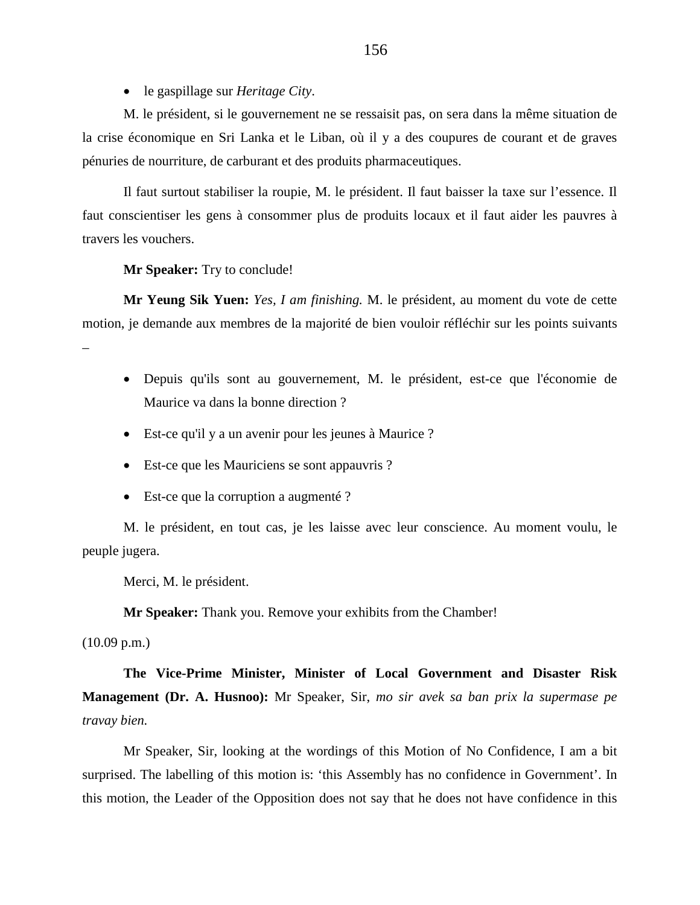- le gaspillage sur *Heritage City*.

M. le président, si le gouvernement ne se ressaisit pas, on sera dans la même situation de la crise économique en Sri Lanka et le Liban, où il y a des coupures de courant et de graves pénuries de nourriture, de carburant et des produits pharmaceutiques.

Il faut surtout stabiliser la roupie, M. le président. Il faut baisser la taxe sur l'essence. Il faut conscientiser les gens à consommer plus de produits locaux et il faut aider les pauvres à travers les vouchers.

**Mr Speaker:** Try to conclude!

**Mr Yeung Sik Yuen:** *Yes, I am finishing.* M. le président, au moment du vote de cette motion, je demande aux membres de la majorité de bien vouloir réfléchir sur les points suivants –

- Depuis qu'ils sont au gouvernement, M. le président, est-ce que l'économie de Maurice va dans la bonne direction ?
- Est-ce qu'il y a un avenir pour les jeunes à Maurice ?
- Est-ce que les Mauriciens se sont appauvris ?
- Est-ce que la corruption a augmenté ?

M. le président, en tout cas, je les laisse avec leur conscience. Au moment voulu, le peuple jugera.

Merci, M. le président.

**Mr Speaker:** Thank you. Remove your exhibits from the Chamber!

(10.09 p.m.)

**The Vice-Prime Minister, Minister of Local Government and Disaster Risk Management (Dr. A. Husnoo):** Mr Speaker, Sir, *mo sir avek sa ban prix la supermase pe travay bien.*

Mr Speaker, Sir, looking at the wordings of this Motion of No Confidence, I am a bit surprised. The labelling of this motion is: 'this Assembly has no confidence in Government'. In this motion, the Leader of the Opposition does not say that he does not have confidence in this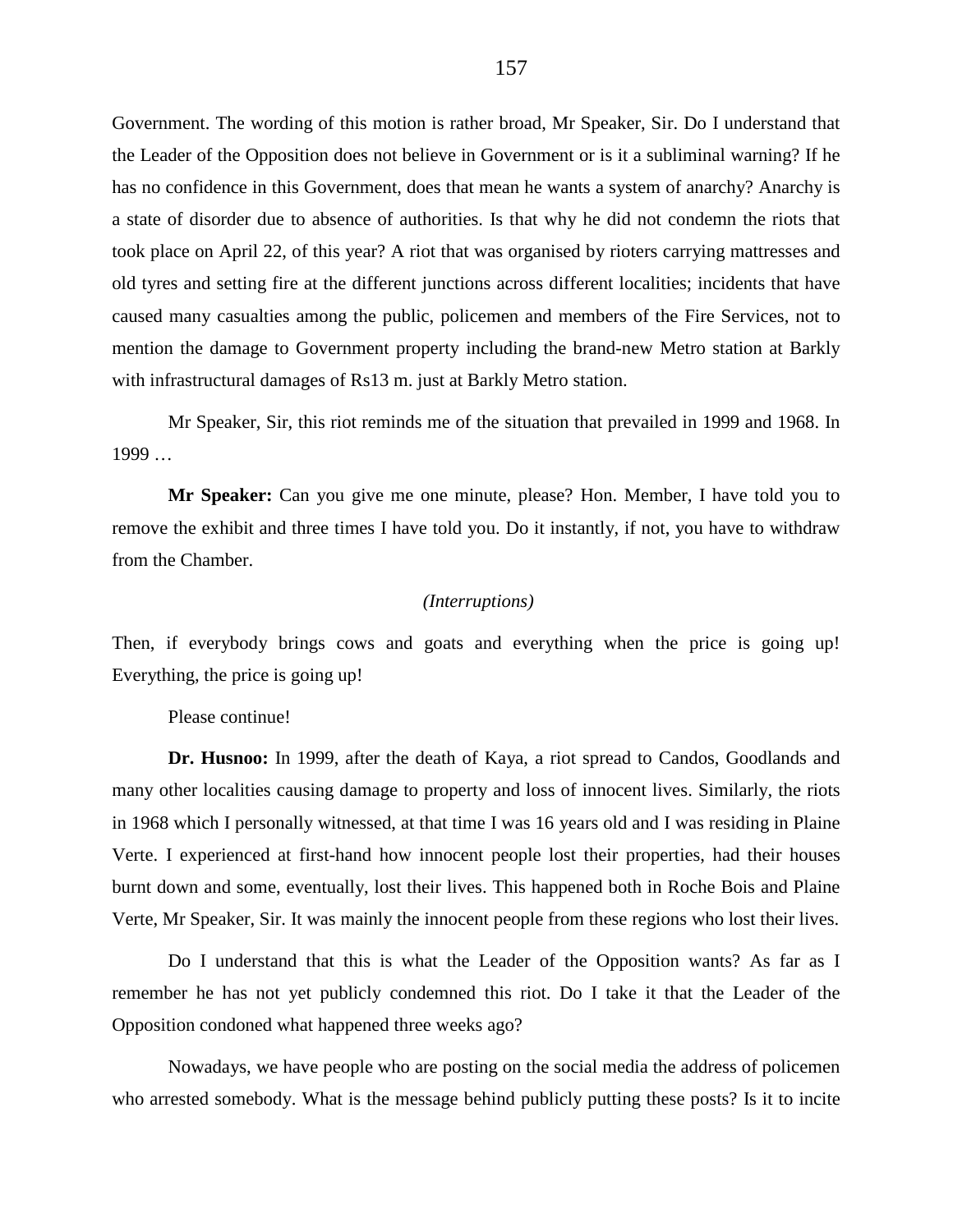Government. The wording of this motion is rather broad, Mr Speaker, Sir. Do I understand that the Leader of the Opposition does not believe in Government or is it a subliminal warning? If he has no confidence in this Government, does that mean he wants a system of anarchy? Anarchy is a state of disorder due to absence of authorities. Is that why he did not condemn the riots that took place on April 22, of this year? A riot that was organised by rioters carrying mattresses and old tyres and setting fire at the different junctions across different localities; incidents that have caused many casualties among the public, policemen and members of the Fire Services, not to mention the damage to Government property including the brand-new Metro station at Barkly with infrastructural damages of Rs13 m. just at Barkly Metro station.

Mr Speaker, Sir, this riot reminds me of the situation that prevailed in 1999 and 1968. In 1999 …

**Mr Speaker:** Can you give me one minute, please? Hon. Member, I have told you to remove the exhibit and three times I have told you. Do it instantly, if not, you have to withdraw from the Chamber.

*(Interruptions)*

Then, if everybody brings cows and goats and everything when the price is going up! Everything, the price is going up!

Please continue!

**Dr. Husnoo:** In 1999, after the death of Kaya, a riot spread to Candos, Goodlands and many other localities causing damage to property and loss of innocent lives. Similarly, the riots in 1968 which I personally witnessed, at that time I was 16 years old and I was residing in Plaine Verte. I experienced at first-hand how innocent people lost their properties, had their houses burnt down and some, eventually, lost their lives. This happened both in Roche Bois and Plaine Verte, Mr Speaker, Sir. It was mainly the innocent people from these regions who lost their lives.

Do I understand that this is what the Leader of the Opposition wants? As far as I remember he has not yet publicly condemned this riot. Do I take it that the Leader of the Opposition condoned what happened three weeks ago?

Nowadays, we have people who are posting on the social media the address of policemen who arrested somebody. What is the message behind publicly putting these posts? Is it to incite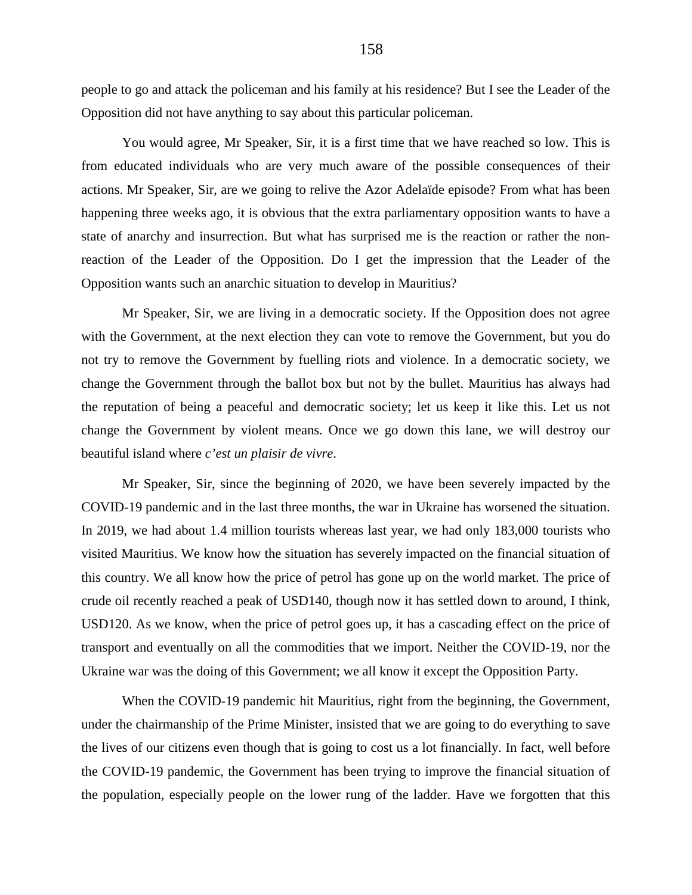people to go and attack the policeman and his family at his residence? But I see the Leader of the Opposition did not have anything to say about this particular policeman.

You would agree, Mr Speaker, Sir, it is a first time that we have reached so low. This is from educated individuals who are very much aware of the possible consequences of their actions. Mr Speaker, Sir, are we going to relive the Azor Adelaïde episode? From what has been happening three weeks ago, it is obvious that the extra parliamentary opposition wants to have a state of anarchy and insurrection. But what has surprised me is the reaction or rather the non-reaction of the Leader of the Opposition. Do I get the impression that the Leader of the Opposition wants such an anarchic situation to develop in Mauritius?

Mr Speaker, Sir, we are living in a democratic society. If the Opposition does not agree with the Government, at the next election they can vote to remove the Government, but you do not try to remove the Government by fuelling riots and violence. In a democratic society, we change the Government through the ballot box but not by the bullet. Mauritius has always had the reputation of being a peaceful and democratic society; let us keep it like this. Let us not change the Government by violent means. Once we go down this lane, we will destroy our beautiful island where *c'est un plaisir de vivre*.

Mr Speaker, Sir, since the beginning of 2020, we have been severely impacted by the COVID-19 pandemic and in the last three months, the war in Ukraine has worsened the situation. In 2019, we had about 1.4 million tourists whereas last year, we had only 183,000 tourists who visited Mauritius. We know how the situation has severely impacted on the financial situation of this country. We all know how the price of petrol has gone up on the world market. The price of crude oil recently reached a peak of USD140, though now it has settled down to around, I think, USD120. As we know, when the price of petrol goes up, it has a cascading effect on the price of transport and eventually on all the commodities that we import. Neither the COVID-19, nor the Ukraine war was the doing of this Government; we all know it except the Opposition Party.

When the COVID-19 pandemic hit Mauritius, right from the beginning, the Government, under the chairmanship of the Prime Minister, insisted that we are going to do everything to save the lives of our citizens even though that is going to cost us a lot financially. In fact, well before the COVID-19 pandemic, the Government has been trying to improve the financial situation of the population, especially people on the lower rung of the ladder. Have we forgotten that this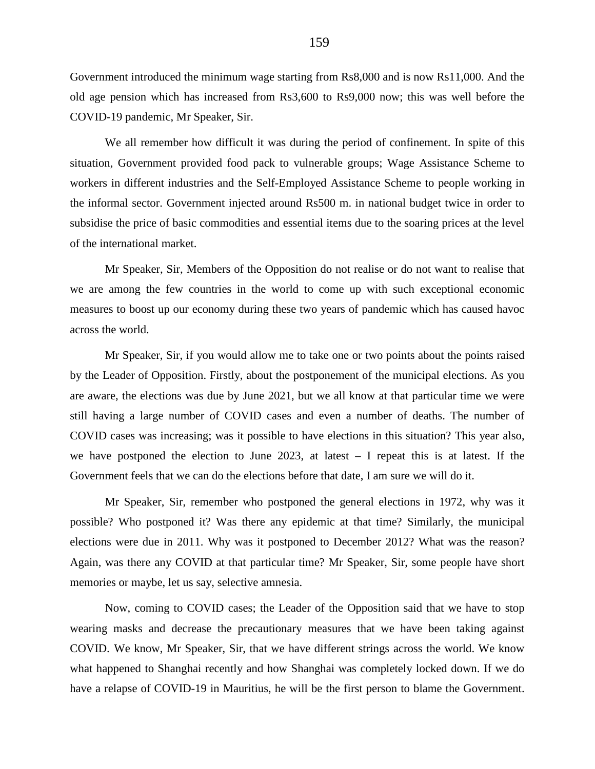Government introduced the minimum wage starting from Rs8,000 and is now Rs11,000. And the old age pension which has increased from Rs3,600 to Rs9,000 now; this was well before the COVID-19 pandemic, Mr Speaker, Sir.

We all remember how difficult it was during the period of confinement. In spite of this situation, Government provided food pack to vulnerable groups; Wage Assistance Scheme to workers in different industries and the Self-Employed Assistance Scheme to people working in the informal sector. Government injected around Rs500 m. in national budget twice in order to subsidise the price of basic commodities and essential items due to the soaring prices at the level of the international market.

Mr Speaker, Sir, Members of the Opposition do not realise or do not want to realise that we are among the few countries in the world to come up with such exceptional economic measures to boost up our economy during these two years of pandemic which has caused havoc across the world.

Mr Speaker, Sir, if you would allow me to take one or two points about the points raised by the Leader of Opposition. Firstly, about the postponement of the municipal elections. As you are aware, the elections was due by June 2021, but we all know at that particular time we were still having a large number of COVID cases and even a number of deaths. The number of COVID cases was increasing; was it possible to have elections in this situation? This year also, we have postponed the election to June 2023, at latest – I repeat this is at latest. If the Government feels that we can do the elections before that date, I am sure we will do it.

Mr Speaker, Sir, remember who postponed the general elections in 1972, why was it possible? Who postponed it? Was there any epidemic at that time? Similarly, the municipal elections were due in 2011. Why was it postponed to December 2012? What was the reason? Again, was there any COVID at that particular time? Mr Speaker, Sir, some people have short memories or maybe, let us say, selective amnesia.

Now, coming to COVID cases; the Leader of the Opposition said that we have to stop wearing masks and decrease the precautionary measures that we have been taking against COVID. We know, Mr Speaker, Sir, that we have different strings across the world. We know what happened to Shanghai recently and how Shanghai was completely locked down. If we do have a relapse of COVID-19 in Mauritius, he will be the first person to blame the Government.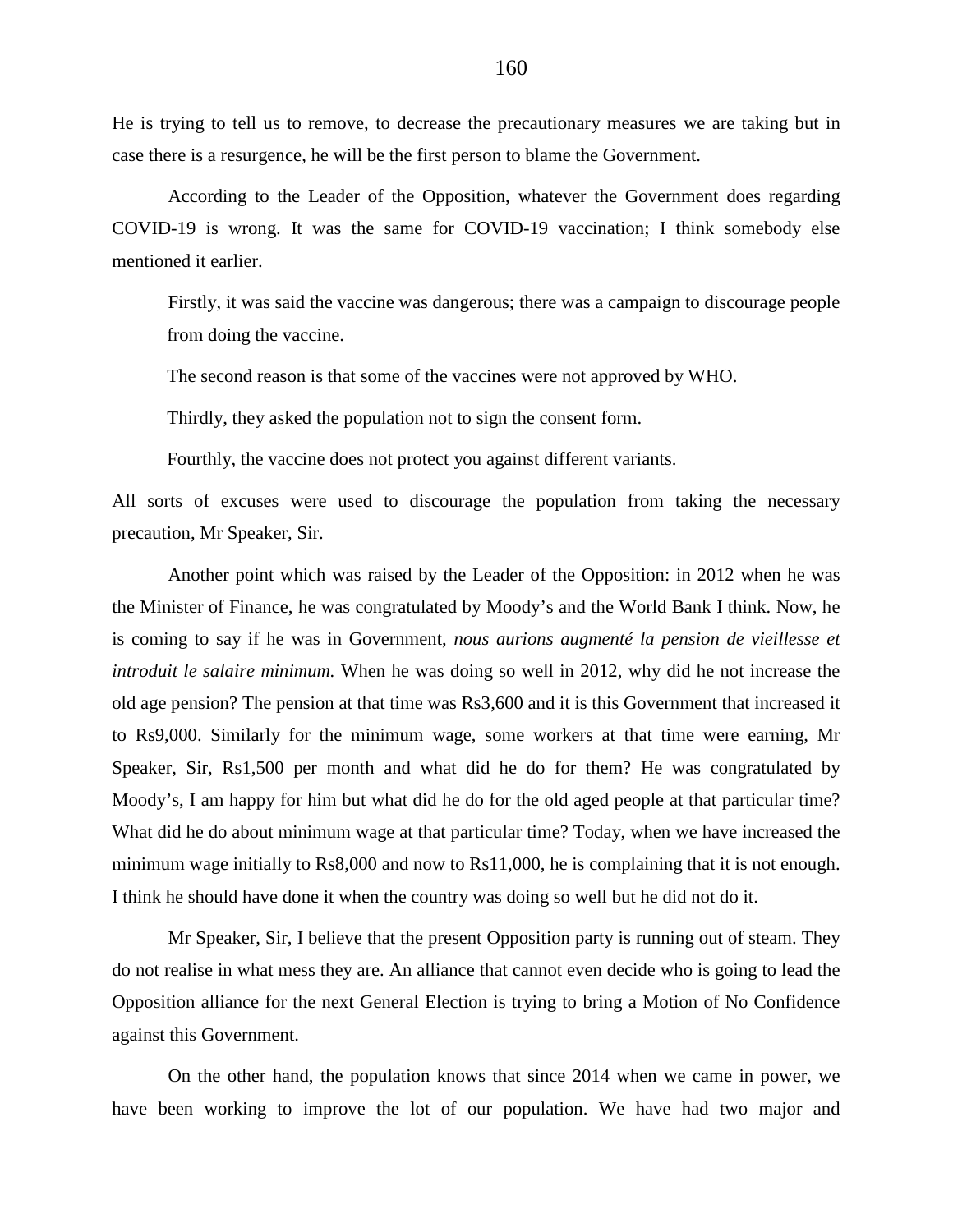He is trying to tell us to remove, to decrease the precautionary measures we are taking but in case there is a resurgence, he will be the first person to blame the Government.

According to the Leader of the Opposition, whatever the Government does regarding COVID-19 is wrong. It was the same for COVID-19 vaccination; I think somebody else mentioned it earlier.

Firstly, it was said the vaccine was dangerous; there was a campaign to discourage people from doing the vaccine.

The second reason is that some of the vaccines were not approved by WHO.

Thirdly, they asked the population not to sign the consent form.

Fourthly, the vaccine does not protect you against different variants.

All sorts of excuses were used to discourage the population from taking the necessary precaution, Mr Speaker, Sir.

Another point which was raised by the Leader of the Opposition: in 2012 when he was the Minister of Finance, he was congratulated by Moody's and the World Bank I think. Now, he is coming to say if he was in Government, *nous aurions augmenté la pension de vieillesse et introduit le salaire minimum.* When he was doing so well in 2012, why did he not increase the old age pension? The pension at that time was Rs3,600 and it is this Government that increased it to Rs9,000. Similarly for the minimum wage, some workers at that time were earning, Mr Speaker, Sir, Rs1,500 per month and what did he do for them? He was congratulated by Moody's, I am happy for him but what did he do for the old aged people at that particular time? What did he do about minimum wage at that particular time? Today, when we have increased the minimum wage initially to Rs8,000 and now to Rs11,000, he is complaining that it is not enough. I think he should have done it when the country was doing so well but he did not do it.

Mr Speaker, Sir, I believe that the present Opposition party is running out of steam. They do not realise in what mess they are. An alliance that cannot even decide who is going to lead the Opposition alliance for the next General Election is trying to bring a Motion of No Confidence against this Government.

On the other hand, the population knows that since 2014 when we came in power, we have been working to improve the lot of our population. We have had two major and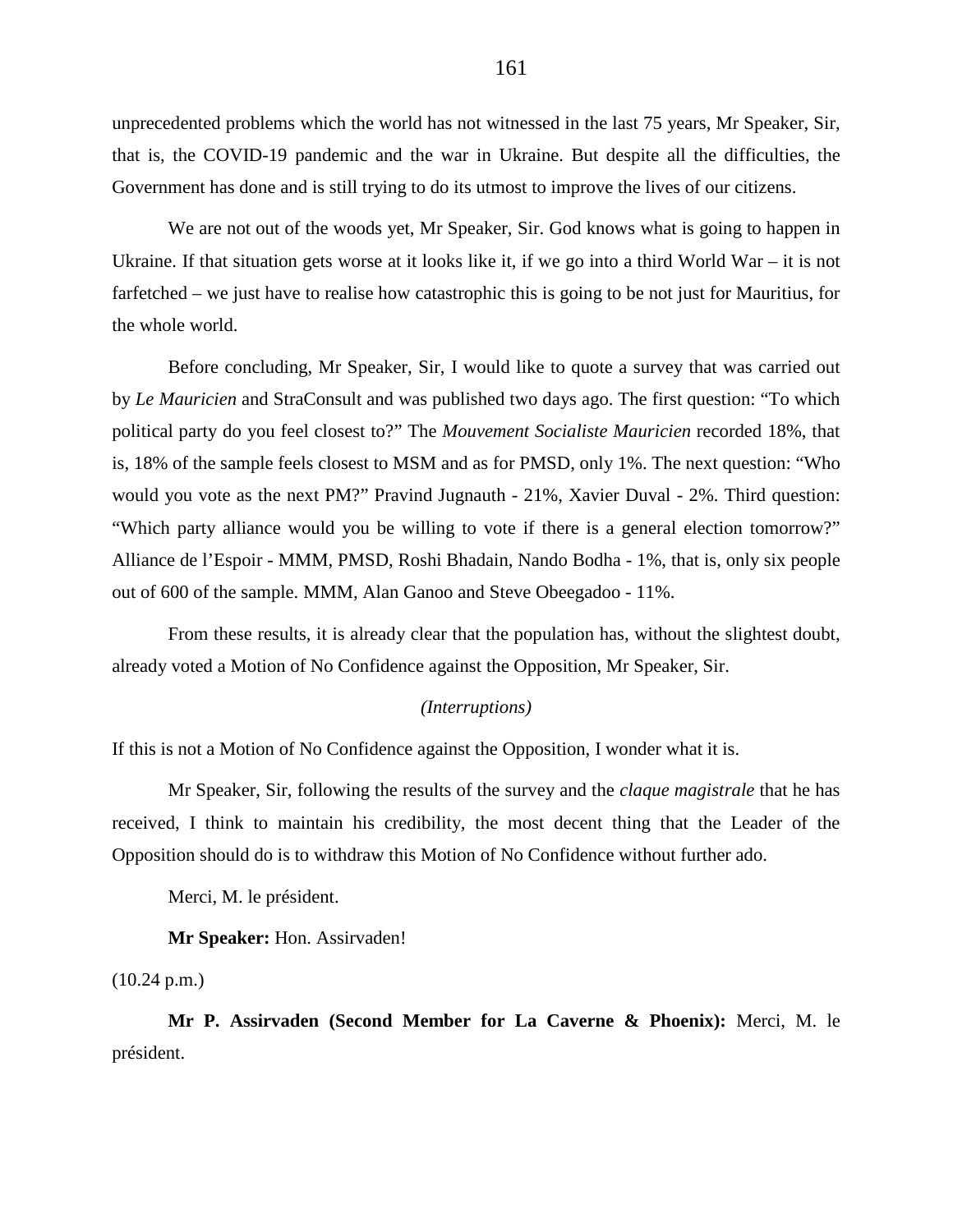unprecedented problems which the world has not witnessed in the last 75 years, Mr Speaker, Sir, that is, the COVID-19 pandemic and the war in Ukraine. But despite all the difficulties, the Government has done and is still trying to do its utmost to improve the lives of our citizens.

We are not out of the woods yet, Mr Speaker, Sir. God knows what is going to happen in Ukraine. If that situation gets worse at it looks like it, if we go into a third World War – it is not farfetched – we just have to realise how catastrophic this is going to be not just for Mauritius, for the whole world.

Before concluding, Mr Speaker, Sir, I would like to quote a survey that was carried out by *Le Mauricien* and StraConsult and was published two days ago. The first question: "To which political party do you feel closest to?" The *Mouvement Socialiste Mauricien* recorded 18%, that is, 18% of the sample feels closest to MSM and as for PMSD, only 1%. The next question: "Who would you vote as the next PM?" Pravind Jugnauth - 21%, Xavier Duval - 2%. Third question: "Which party alliance would you be willing to vote if there is a general election tomorrow?" Alliance de l'Espoir - MMM, PMSD, Roshi Bhadain, Nando Bodha - 1%, that is, only six people out of 600 of the sample. MMM, Alan Ganoo and Steve Obeegadoo - 11%.

From these results, it is already clear that the population has, without the slightest doubt, already voted a Motion of No Confidence against the Opposition, Mr Speaker, Sir.

*(Interruptions)*

If this is not a Motion of No Confidence against the Opposition, I wonder what it is.

Mr Speaker, Sir, following the results of the survey and the *claque magistrale* that he has received, I think to maintain his credibility, the most decent thing that the Leader of the Opposition should do is to withdraw this Motion of No Confidence without further ado.

Merci, M. le président.

**Mr Speaker:** Hon. Assirvaden!

(10.24 p.m.)

**Mr P. Assirvaden (Second Member for La Caverne & Phoenix):** Merci, M. le président.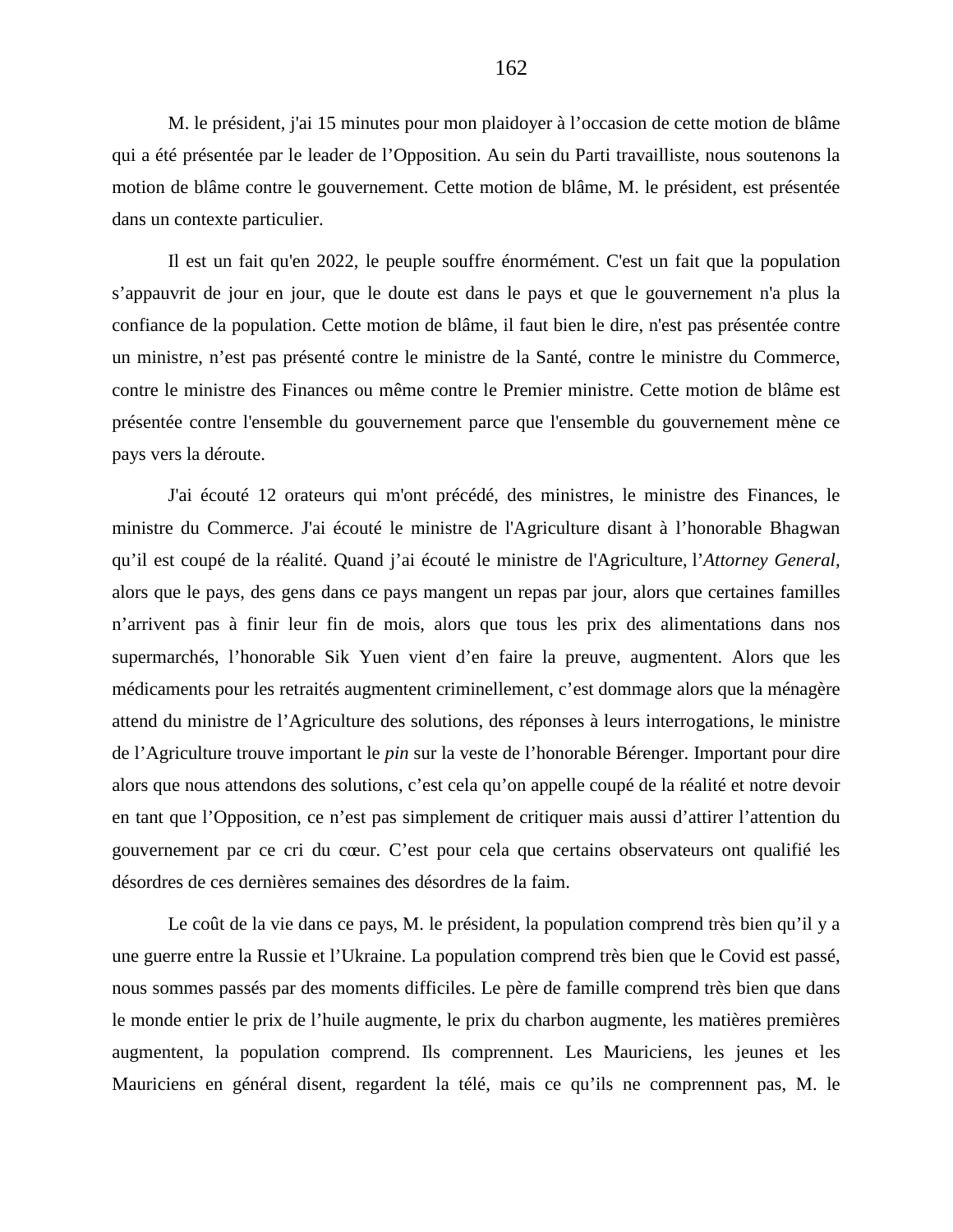M. le président, j'ai 15 minutes pour mon plaidoyer à l'occasion de cette motion de blâme qui a été présentée par le leader de l'Opposition. Au sein du Parti travailliste, nous soutenons la motion de blâme contre le gouvernement. Cette motion de blâme, M. le président, est présentée dans un contexte particulier.

Il est un fait qu'en 2022, le peuple souffre énormément. C'est un fait que la population s'appauvrit de jour en jour, que le doute est dans le pays et que le gouvernement n'a plus la confiance de la population. Cette motion de blâme, il faut bien le dire, n'est pas présentée contre un ministre, n'est pas présenté contre le ministre de la Santé, contre le ministre du Commerce, contre le ministre des Finances ou même contre le Premier ministre. Cette motion de blâme est présentée contre l'ensemble du gouvernement parce que l'ensemble du gouvernement mène ce pays vers la déroute.

J'ai écouté 12 orateurs qui m'ont précédé, des ministres, le ministre des Finances, le ministre du Commerce. J'ai écouté le ministre de l'Agriculture disant à l'honorable Bhagwan qu'il est coupé de la réalité. Quand j'ai écouté le ministre de l'Agriculture, l'*Attorney General*, alors que le pays, des gens dans ce pays mangent un repas par jour, alors que certaines familles n'arrivent pas à finir leur fin de mois, alors que tous les prix des alimentations dans nos supermarchés, l'honorable Sik Yuen vient d'en faire la preuve, augmentent. Alors que les médicaments pour les retraités augmentent criminellement, c'est dommage alors que la ménagère attend du ministre de l'Agriculture des solutions, des réponses à leurs interrogations, le ministre de l'Agriculture trouve important le *pin* sur la veste de l'honorable Bérenger. Important pour dire alors que nous attendons des solutions, c'est cela qu'on appelle coupé de la réalité et notre devoir en tant que l'Opposition, ce n'est pas simplement de critiquer mais aussi d'attirer l'attention du gouvernement par ce cri du cœur. C'est pour cela que certains observateurs ont qualifié les désordres de ces dernières semaines des désordres de la faim.

Le coût de la vie dans ce pays, M. le président, la population comprend très bien qu'il y a une guerre entre la Russie et l'Ukraine. La population comprend très bien que le Covid est passé, nous sommes passés par des moments difficiles. Le père de famille comprend très bien que dans le monde entier le prix de l'huile augmente, le prix du charbon augmente, les matières premières augmentent, la population comprend. Ils comprennent. Les Mauriciens, les jeunes et les Mauriciens en général disent, regardent la télé, mais ce qu'ils ne comprennent pas, M. le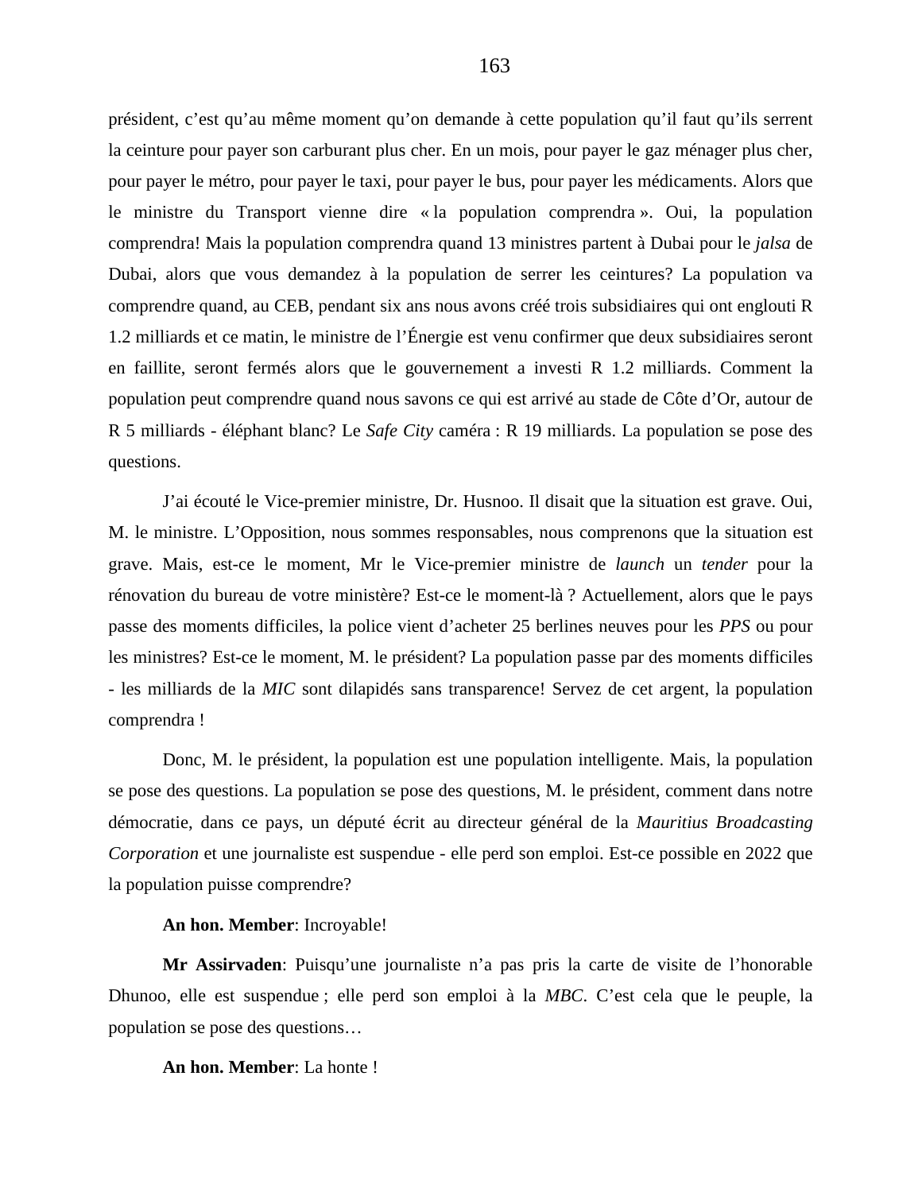président, c'est qu'au même moment qu'on demande à cette population qu'il faut qu'ils serrent la ceinture pour payer son carburant plus cher. En un mois, pour payer le gaz ménager plus cher, pour payer le métro, pour payer le taxi, pour payer le bus, pour payer les médicaments. Alors que le ministre du Transport vienne dire « la population comprendra ». Oui, la population comprendra! Mais la population comprendra quand 13 ministres partent à Dubai pour le *jalsa* de Dubai, alors que vous demandez à la population de serrer les ceintures? La population va comprendre quand, au CEB, pendant six ans nous avons créé trois subsidiaires qui ont englouti R 1.2 milliards et ce matin, le ministre de l'Énergie est venu confirmer que deux subsidiaires seront en faillite, seront fermés alors que le gouvernement a investi R 1.2 milliards. Comment la population peut comprendre quand nous savons ce qui est arrivé au stade de Côte d'Or, autour de R 5 milliards - éléphant blanc? Le *Safe City* caméra : R 19 milliards. La population se pose des questions.

J'ai écouté le Vice-premier ministre, Dr. Husnoo. Il disait que la situation est grave. Oui, M. le ministre. L'Opposition, nous sommes responsables, nous comprenons que la situation est grave. Mais, est-ce le moment, Mr le Vice-premier ministre de *launch* un *tender* pour la rénovation du bureau de votre ministère? Est-ce le moment-là ? Actuellement, alors que le pays passe des moments difficiles, la police vient d'acheter 25 berlines neuves pour les *PPS* ou pour les ministres? Est-ce le moment, M. le président? La population passe par des moments difficiles - les milliards de la *MIC* sont dilapidés sans transparence! Servez de cet argent, la population comprendra !

Donc, M. le président, la population est une population intelligente. Mais, la population se pose des questions. La population se pose des questions, M. le président, comment dans notre démocratie, dans ce pays, un député écrit au directeur général de la *Mauritius Broadcasting Corporation* et une journaliste est suspendue - elle perd son emploi. Est-ce possible en 2022 que la population puisse comprendre?

**An hon. Member**: Incroyable!

**Mr Assirvaden**: Puisqu'une journaliste n'a pas pris la carte de visite de l'honorable Dhunoo, elle est suspendue ; elle perd son emploi à la *MBC*. C'est cela que le peuple, la population se pose des questions…

**An hon. Member**: La honte !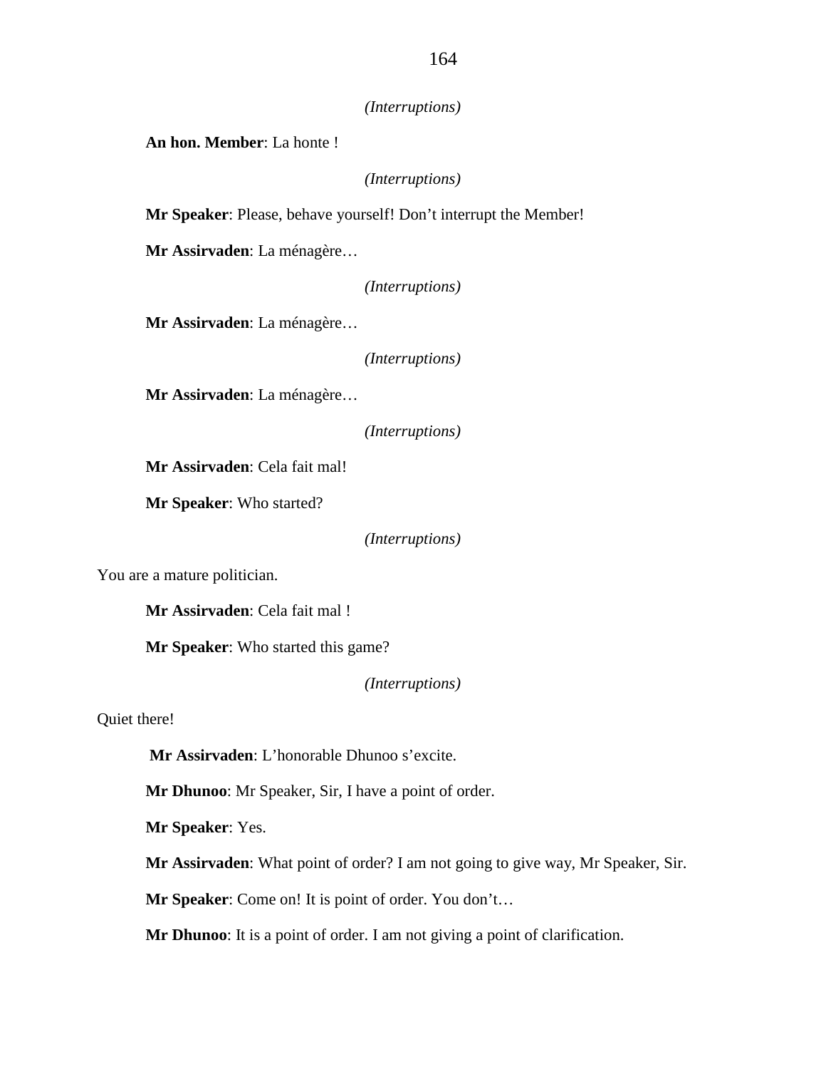*(Interruptions)*

**An hon. Member**: La honte !

*(Interruptions)*

**Mr Speaker**: Please, behave yourself! Don’t interrupt the Member!

**Mr Assirvaden**: La ménagère…

*(Interruptions)*

**Mr Assirvaden**: La ménagère…

*(Interruptions)*

**Mr Assirvaden**: La ménagère…

*(Interruptions)*

**Mr Assirvaden**: Cela fait mal!

**Mr Speaker**: Who started?

*(Interruptions)*

You are a mature politician.

**Mr Assirvaden**: Cela fait mal !

**Mr Speaker**: Who started this game?

*(Interruptions)*

Quiet there!

**Mr Assirvaden**: L’honorable Dhunoo s’excite.

**Mr Dhunoo**: Mr Speaker, Sir, I have a point of order.

**Mr Speaker**: Yes.

**Mr Assirvaden**: What point of order? I am not going to give way, Mr Speaker, Sir.

**Mr Speaker**: Come on! It is point of order. You don’t…

**Mr Dhunoo**: It is a point of order. I am not giving a point of clarification.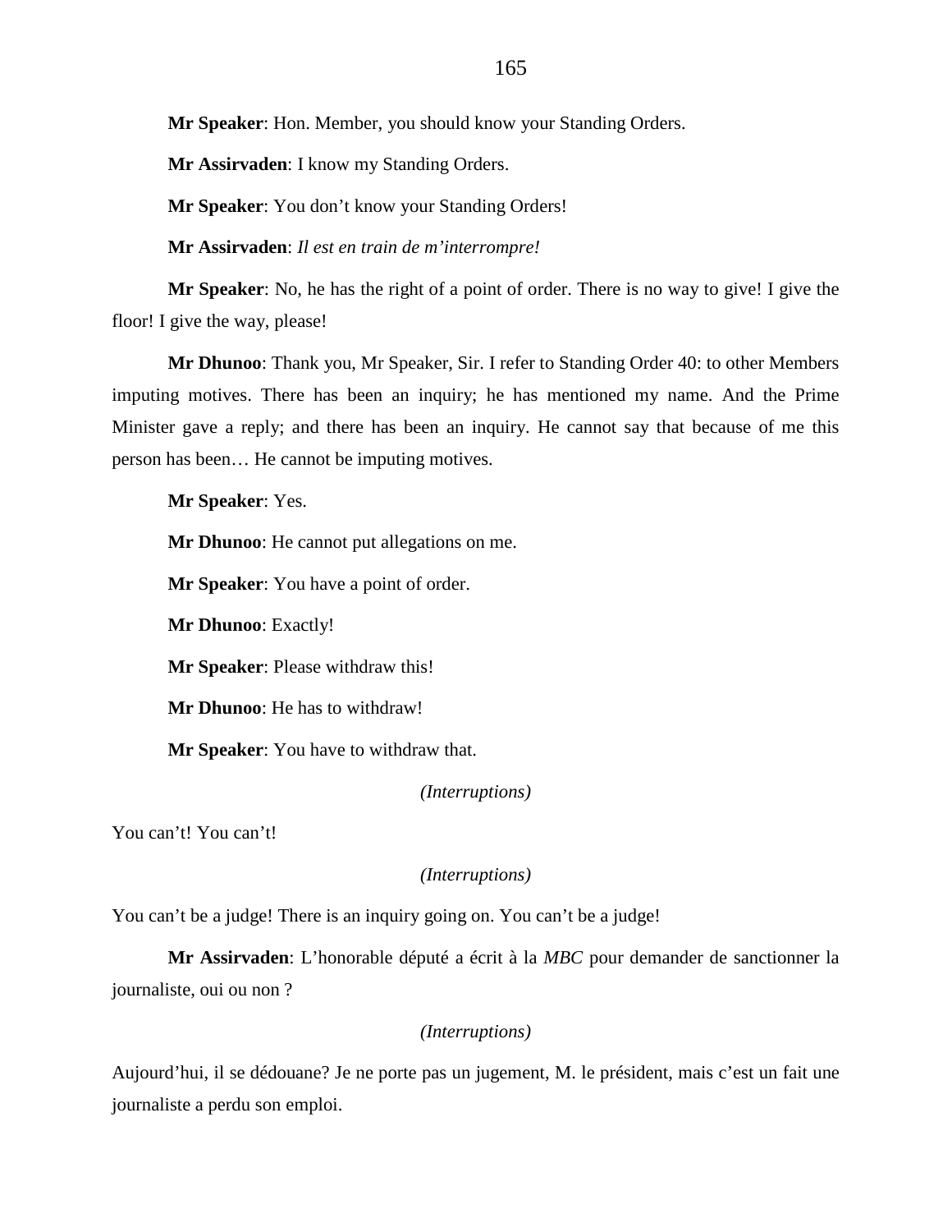**Mr Speaker**: Hon. Member, you should know your Standing Orders.

**Mr Assirvaden**: I know my Standing Orders.

**Mr Speaker**: You don't know your Standing Orders!

**Mr Assirvaden**: *Il est en train de m'interrompre!*

**Mr Speaker**: No, he has the right of a point of order. There is no way to give! I give the floor! I give the way, please!

**Mr Dhunoo**: Thank you, Mr Speaker, Sir. I refer to Standing Order 40: to other Members imputing motives. There has been an inquiry; he has mentioned my name. And the Prime Minister gave a reply; and there has been an inquiry. He cannot say that because of me this person has been… He cannot be imputing motives.

**Mr Speaker**: Yes.

**Mr Dhunoo**: He cannot put allegations on me.

**Mr Speaker**: You have a point of order.

**Mr Dhunoo**: Exactly!

**Mr Speaker**: Please withdraw this!

**Mr Dhunoo**: He has to withdraw!

**Mr Speaker**: You have to withdraw that.

*(Interruptions)*

You can't! You can't!

*(Interruptions)*

You can't be a judge! There is an inquiry going on. You can't be a judge!

**Mr Assirvaden**: L'honorable député a écrit à la *MBC* pour demander de sanctionner la journaliste, oui ou non ?

*(Interruptions)*

Aujourd'hui, il se dédouane? Je ne porte pas un jugement, M. le président, mais c'est un fait une journaliste a perdu son emploi.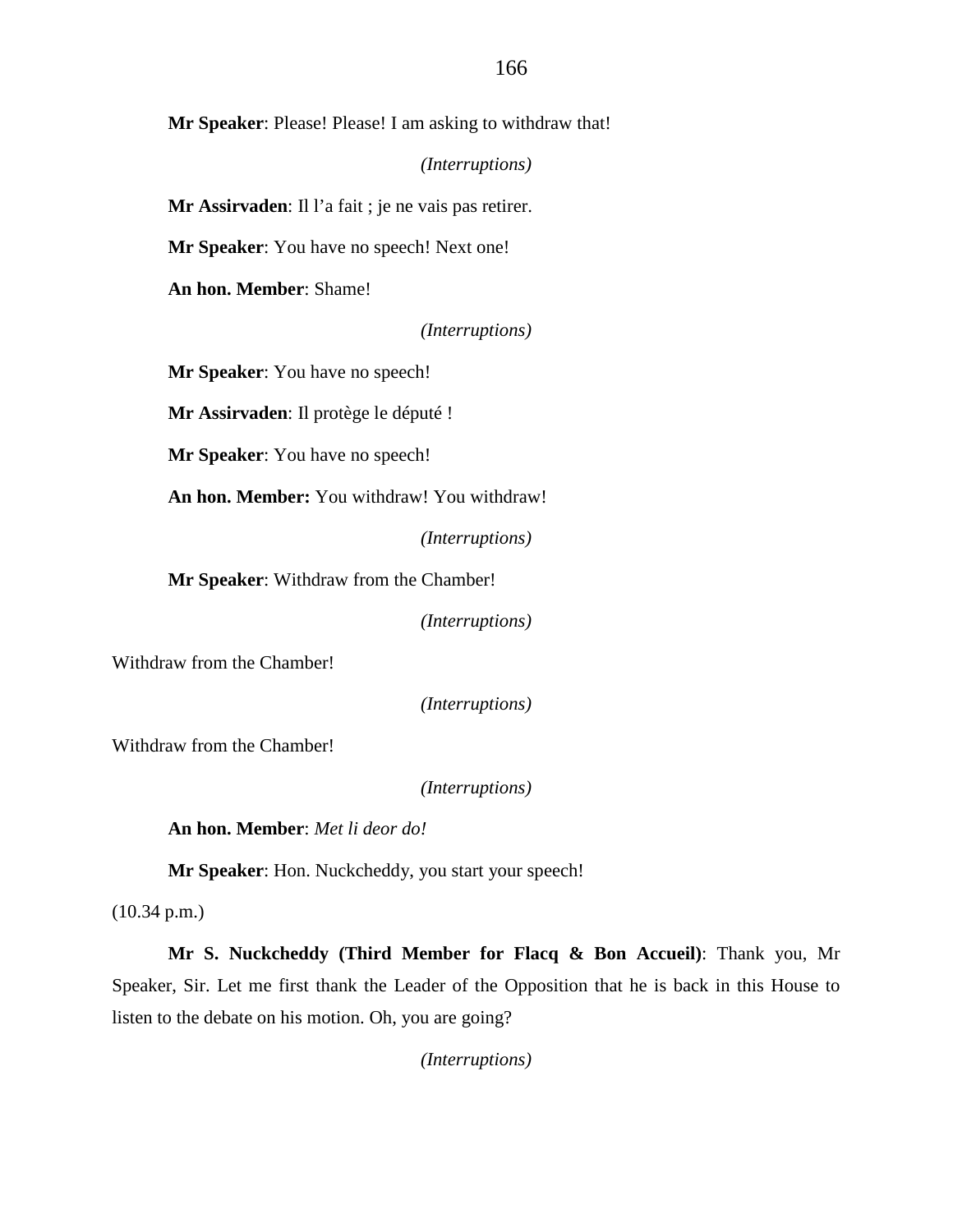**Mr Speaker**: Please! Please! I am asking to withdraw that!

*(Interruptions)*

**Mr Assirvaden**: Il l'a fait ; je ne vais pas retirer.

**Mr Speaker**: You have no speech! Next one!

**An hon. Member**: Shame!

*(Interruptions)*

**Mr Speaker**: You have no speech!

**Mr Assirvaden**: Il protège le député !

**Mr Speaker**: You have no speech!

**An hon. Member:** You withdraw! You withdraw!

*(Interruptions)*

**Mr Speaker**: Withdraw from the Chamber!

*(Interruptions)*

Withdraw from the Chamber!

*(Interruptions)*

Withdraw from the Chamber!

*(Interruptions)*

**An hon. Member**: *Met li deor do!*

**Mr Speaker**: Hon. Nuckcheddy, you start your speech!

(10.34 p.m.)

**Mr S. Nuckcheddy (Third Member for Flacq & Bon Accueil)**: Thank you, Mr Speaker, Sir. Let me first thank the Leader of the Opposition that he is back in this House to listen to the debate on his motion. Oh, you are going?

*(Interruptions)*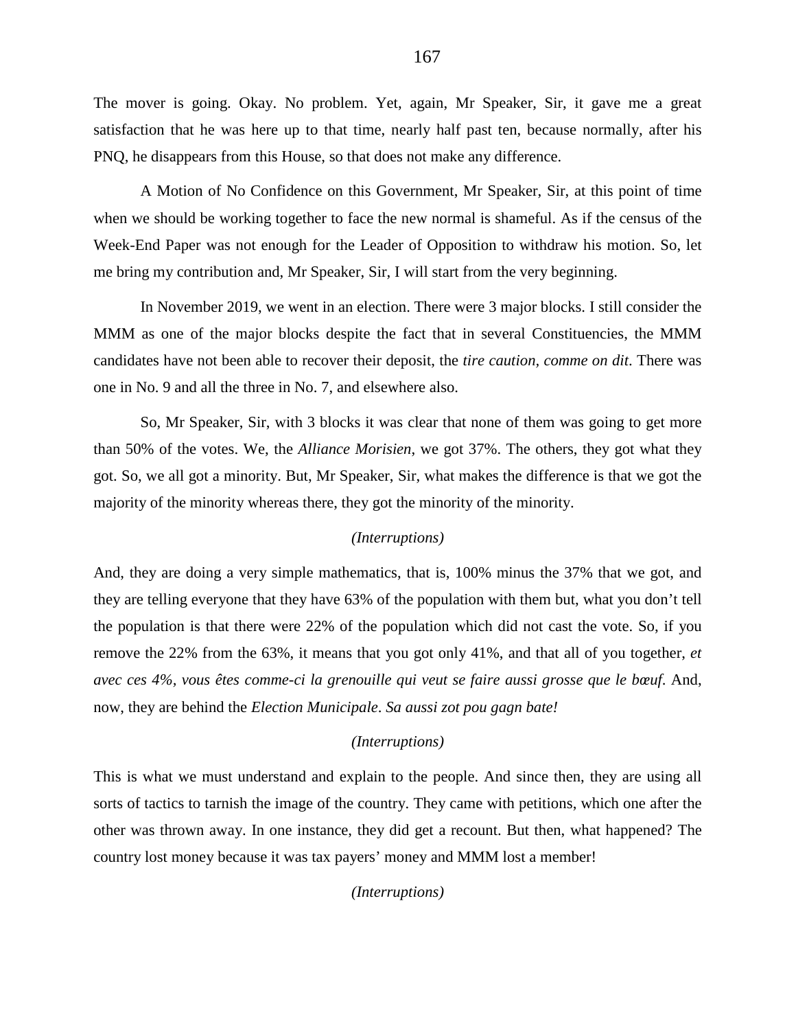The mover is going. Okay. No problem. Yet, again, Mr Speaker, Sir, it gave me a great satisfaction that he was here up to that time, nearly half past ten, because normally, after his PNQ, he disappears from this House, so that does not make any difference.

A Motion of No Confidence on this Government, Mr Speaker, Sir, at this point of time when we should be working together to face the new normal is shameful. As if the census of the Week-End Paper was not enough for the Leader of Opposition to withdraw his motion. So, let me bring my contribution and, Mr Speaker, Sir, I will start from the very beginning.

In November 2019, we went in an election. There were 3 major blocks. I still consider the MMM as one of the major blocks despite the fact that in several Constituencies, the MMM candidates have not been able to recover their deposit, the *tire caution, comme on dit*. There was one in No. 9 and all the three in No. 7, and elsewhere also.

So, Mr Speaker, Sir, with 3 blocks it was clear that none of them was going to get more than 50% of the votes. We, the *Alliance Morisien*, we got 37%. The others, they got what they got. So, we all got a minority. But, Mr Speaker, Sir, what makes the difference is that we got the majority of the minority whereas there, they got the minority of the minority.

*(Interruptions)*

And, they are doing a very simple mathematics, that is, 100% minus the 37% that we got, and they are telling everyone that they have 63% of the population with them but, what you don't tell the population is that there were 22% of the population which did not cast the vote. So, if you remove the 22% from the 63%, it means that you got only 41%, and that all of you together, *et avec ces 4%, vous êtes comme-ci la grenouille qui veut se faire aussi grosse que le bœuf*. And, now, they are behind the *Election Municipale*. *Sa aussi zot pou gagn bate!*

*(Interruptions)*

This is what we must understand and explain to the people. And since then, they are using all sorts of tactics to tarnish the image of the country. They came with petitions, which one after the other was thrown away. In one instance, they did get a recount. But then, what happened? The country lost money because it was tax payers' money and MMM lost a member!

*(Interruptions)*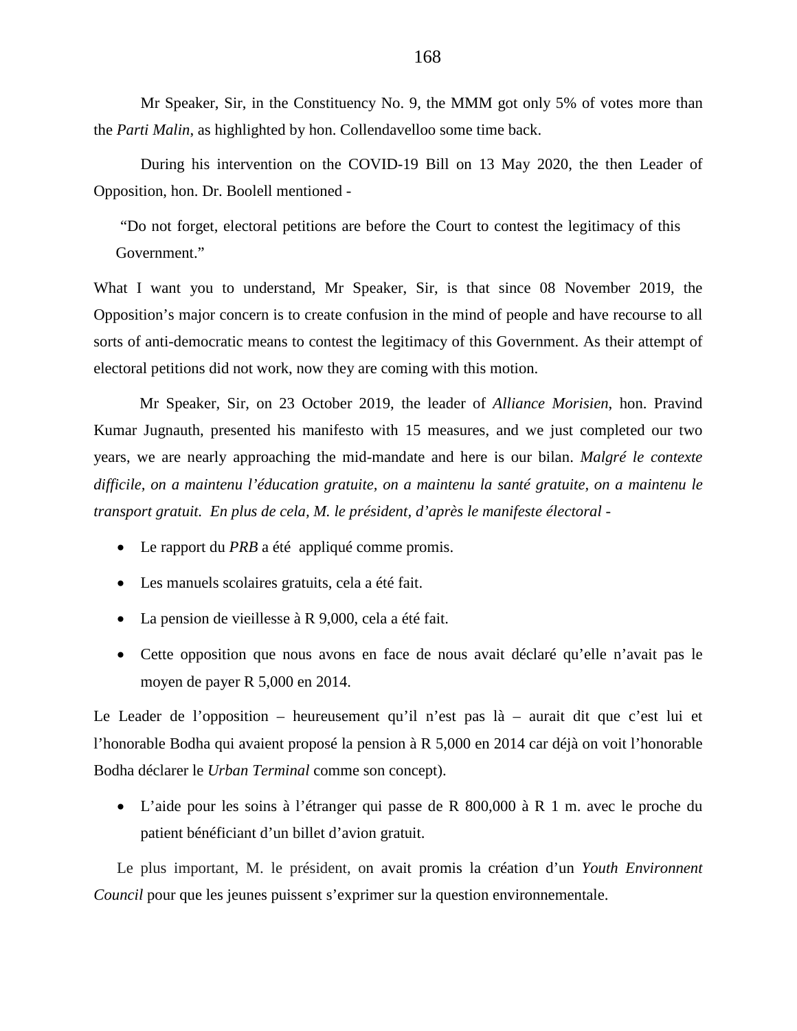Mr Speaker, Sir, in the Constituency No. 9, the MMM got only 5% of votes more than the *Parti Malin*, as highlighted by hon. Collendavelloo some time back.

During his intervention on the COVID-19 Bill on 13 May 2020, the then Leader of Opposition, hon. Dr. Boolell mentioned -

> "Do not forget, electoral petitions are before the Court to contest the legitimacy of this Government."

What I want you to understand, Mr Speaker, Sir, is that since 08 November 2019, the Opposition's major concern is to create confusion in the mind of people and have recourse to all sorts of anti-democratic means to contest the legitimacy of this Government. As their attempt of electoral petitions did not work, now they are coming with this motion.

Mr Speaker, Sir, on 23 October 2019, the leader of *Alliance Morisien*, hon. Pravind Kumar Jugnauth, presented his manifesto with 15 measures, and we just completed our two years, we are nearly approaching the mid-mandate and here is our bilan. *Malgré le contexte difficile, on a maintenu l'éducation gratuite, on a maintenu la santé gratuite, on a maintenu le transport gratuit. En plus de cela, M. le président, d'après le manifeste électoral* -

- Le rapport du *PRB* a été appliqué comme promis.
- Les manuels scolaires gratuits, cela a été fait.
- La pension de vieillesse à R 9,000, cela a été fait.
- Cette opposition que nous avons en face de nous avait déclaré qu'elle n'avait pas le moyen de payer R 5,000 en 2014.

Le Leader de l'opposition – heureusement qu'il n'est pas là – aurait dit que c'est lui et l'honorable Bodha qui avaient proposé la pension à R 5,000 en 2014 car déjà on voit l'honorable Bodha déclarer le *Urban Terminal* comme son concept).

- L'aide pour les soins à l'étranger qui passe de R 800,000 à R 1 m. avec le proche du patient bénéficiant d'un billet d'avion gratuit.

Le plus important, M. le président, on avait promis la création d'un *Youth Environnent Council* pour que les jeunes puissent s'exprimer sur la question environnementale.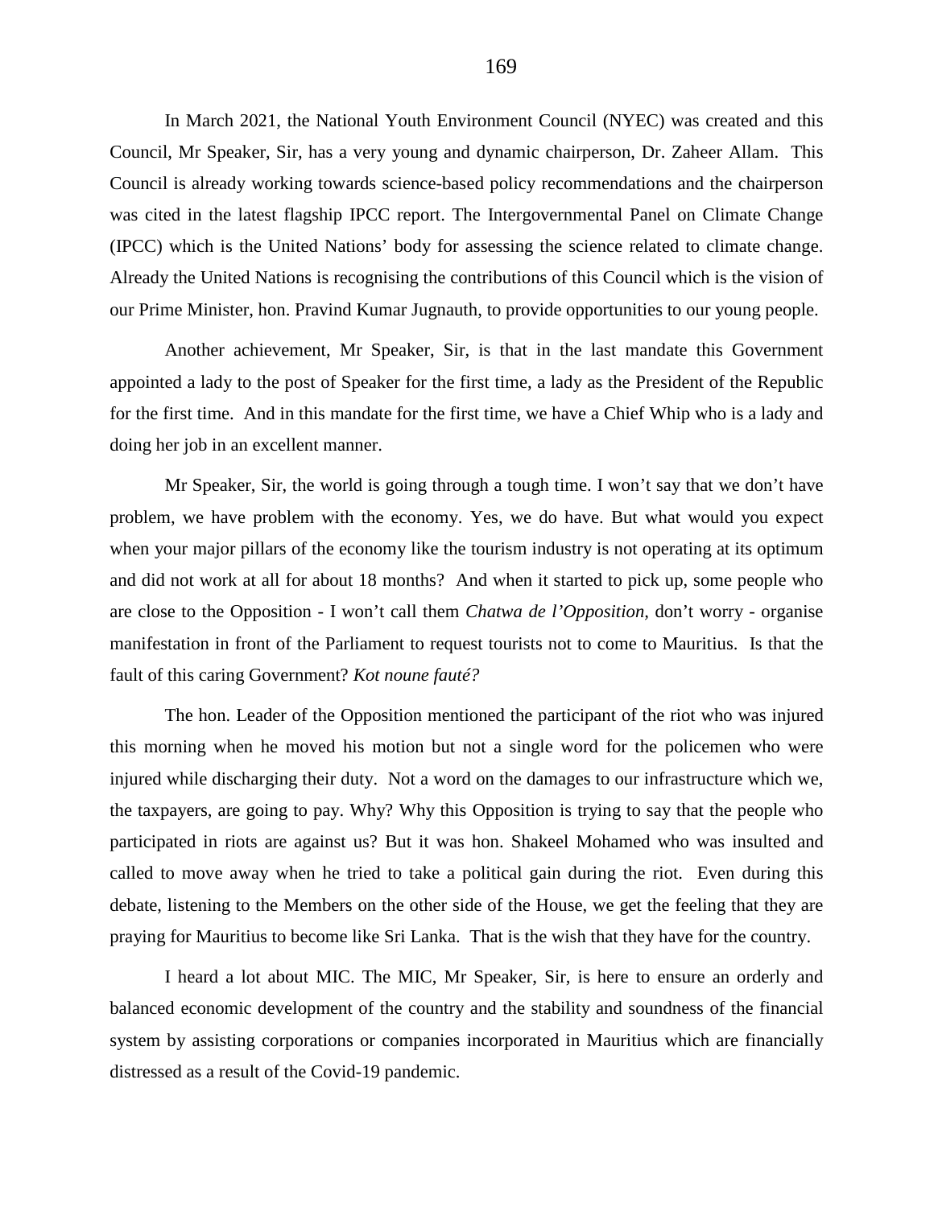In March 2021, the National Youth Environment Council (NYEC) was created and this Council, Mr Speaker, Sir, has a very young and dynamic chairperson, Dr. Zaheer Allam. This Council is already working towards science-based policy recommendations and the chairperson was cited in the latest flagship IPCC report. The Intergovernmental Panel on Climate Change (IPCC) which is the United Nations' body for assessing the science related to climate change. Already the United Nations is recognising the contributions of this Council which is the vision of our Prime Minister, hon. Pravind Kumar Jugnauth, to provide opportunities to our young people.

Another achievement, Mr Speaker, Sir, is that in the last mandate this Government appointed a lady to the post of Speaker for the first time, a lady as the President of the Republic for the first time. And in this mandate for the first time, we have a Chief Whip who is a lady and doing her job in an excellent manner.

Mr Speaker, Sir, the world is going through a tough time. I won't say that we don't have problem, we have problem with the economy. Yes, we do have. But what would you expect when your major pillars of the economy like the tourism industry is not operating at its optimum and did not work at all for about 18 months? And when it started to pick up, some people who are close to the Opposition - I won't call them *Chatwa de l'Opposition,* don't worry - organise manifestation in front of the Parliament to request tourists not to come to Mauritius. Is that the fault of this caring Government? *Kot noune fauté?*

The hon. Leader of the Opposition mentioned the participant of the riot who was injured this morning when he moved his motion but not a single word for the policemen who were injured while discharging their duty. Not a word on the damages to our infrastructure which we, the taxpayers, are going to pay. Why? Why this Opposition is trying to say that the people who participated in riots are against us? But it was hon. Shakeel Mohamed who was insulted and called to move away when he tried to take a political gain during the riot. Even during this debate, listening to the Members on the other side of the House, we get the feeling that they are praying for Mauritius to become like Sri Lanka. That is the wish that they have for the country.

I heard a lot about MIC. The MIC, Mr Speaker, Sir, is here to ensure an orderly and balanced economic development of the country and the stability and soundness of the financial system by assisting corporations or companies incorporated in Mauritius which are financially distressed as a result of the Covid-19 pandemic.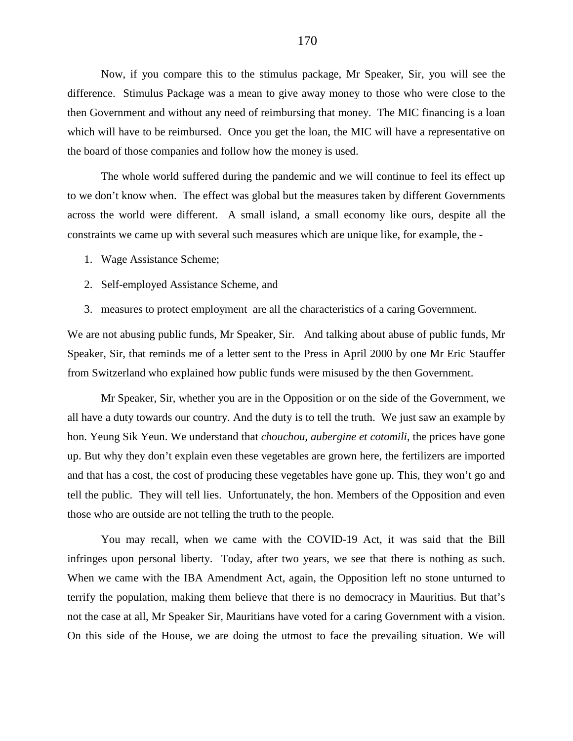Now, if you compare this to the stimulus package, Mr Speaker, Sir, you will see the difference. Stimulus Package was a mean to give away money to those who were close to the then Government and without any need of reimbursing that money. The MIC financing is a loan which will have to be reimbursed. Once you get the loan, the MIC will have a representative on the board of those companies and follow how the money is used.

The whole world suffered during the pandemic and we will continue to feel its effect up to we don't know when. The effect was global but the measures taken by different Governments across the world were different. A small island, a small economy like ours, despite all the constraints we came up with several such measures which are unique like, for example, the -

1. Wage Assistance Scheme;
2. Self-employed Assistance Scheme, and
3. measures to protect employment are all the characteristics of a caring Government.

We are not abusing public funds, Mr Speaker, Sir. And talking about abuse of public funds, Mr Speaker, Sir, that reminds me of a letter sent to the Press in April 2000 by one Mr Eric Stauffer from Switzerland who explained how public funds were misused by the then Government.

Mr Speaker, Sir, whether you are in the Opposition or on the side of the Government, we all have a duty towards our country. And the duty is to tell the truth. We just saw an example by hon. Yeung Sik Yeun. We understand that *chouchou, aubergine et cotomili*, the prices have gone up. But why they don't explain even these vegetables are grown here, the fertilizers are imported and that has a cost, the cost of producing these vegetables have gone up. This, they won't go and tell the public. They will tell lies. Unfortunately, the hon. Members of the Opposition and even those who are outside are not telling the truth to the people.

You may recall, when we came with the COVID-19 Act, it was said that the Bill infringes upon personal liberty. Today, after two years, we see that there is nothing as such. When we came with the IBA Amendment Act, again, the Opposition left no stone unturned to terrify the population, making them believe that there is no democracy in Mauritius. But that's not the case at all, Mr Speaker Sir, Mauritians have voted for a caring Government with a vision. On this side of the House, we are doing the utmost to face the prevailing situation. We will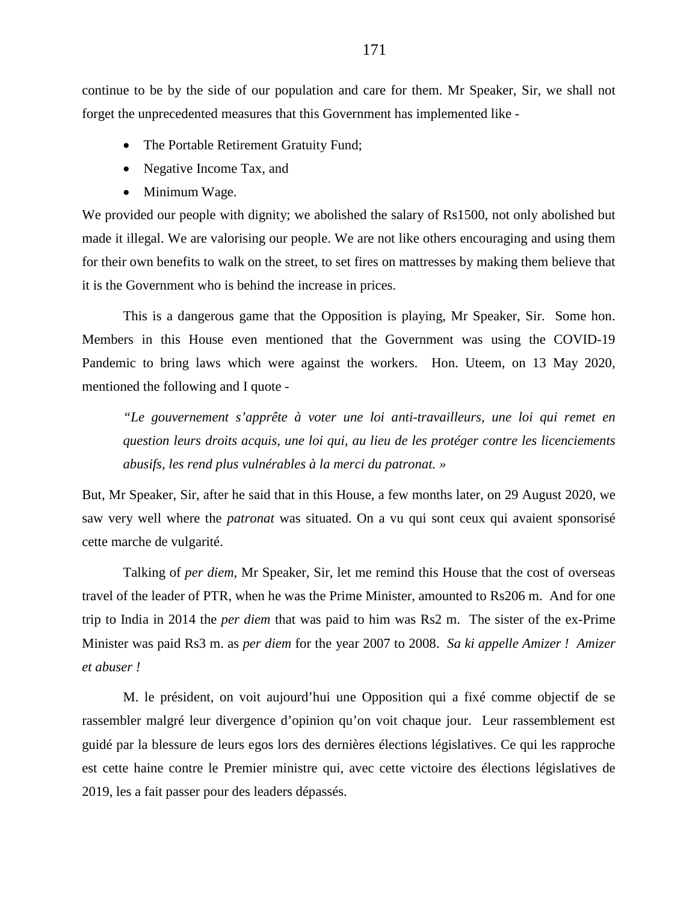continue to be by the side of our population and care for them. Mr Speaker, Sir, we shall not forget the unprecedented measures that this Government has implemented like -

- The Portable Retirement Gratuity Fund;
- Negative Income Tax, and
- Minimum Wage.

We provided our people with dignity; we abolished the salary of Rs1500, not only abolished but made it illegal. We are valorising our people. We are not like others encouraging and using them for their own benefits to walk on the street, to set fires on mattresses by making them believe that it is the Government who is behind the increase in prices.

This is a dangerous game that the Opposition is playing, Mr Speaker, Sir. Some hon. Members in this House even mentioned that the Government was using the COVID-19 Pandemic to bring laws which were against the workers. Hon. Uteem, on 13 May 2020, mentioned the following and I quote -

> *"Le gouvernement s'apprête à voter une loi anti-travailleurs, une loi qui remet en question leurs droits acquis, une loi qui, au lieu de les protéger contre les licenciements abusifs, les rend plus vulnérables à la merci du patronat. »*

But, Mr Speaker, Sir, after he said that in this House, a few months later, on 29 August 2020, we saw very well where the *patronat* was situated. On a vu qui sont ceux qui avaient sponsorisé cette marche de vulgarité.

Talking of *per diem,* Mr Speaker, Sir, let me remind this House that the cost of overseas travel of the leader of PTR, when he was the Prime Minister, amounted to Rs206 m. And for one trip to India in 2014 the *per diem* that was paid to him was Rs2 m. The sister of the ex-Prime Minister was paid Rs3 m. as *per diem* for the year 2007 to 2008. *Sa ki appelle Amizer ! Amizer et abuser !*

M. le président, on voit aujourd'hui une Opposition qui a fixé comme objectif de se rassembler malgré leur divergence d'opinion qu'on voit chaque jour. Leur rassemblement est guidé par la blessure de leurs egos lors des dernières élections législatives. Ce qui les rapproche est cette haine contre le Premier ministre qui, avec cette victoire des élections législatives de 2019, les a fait passer pour des leaders dépassés.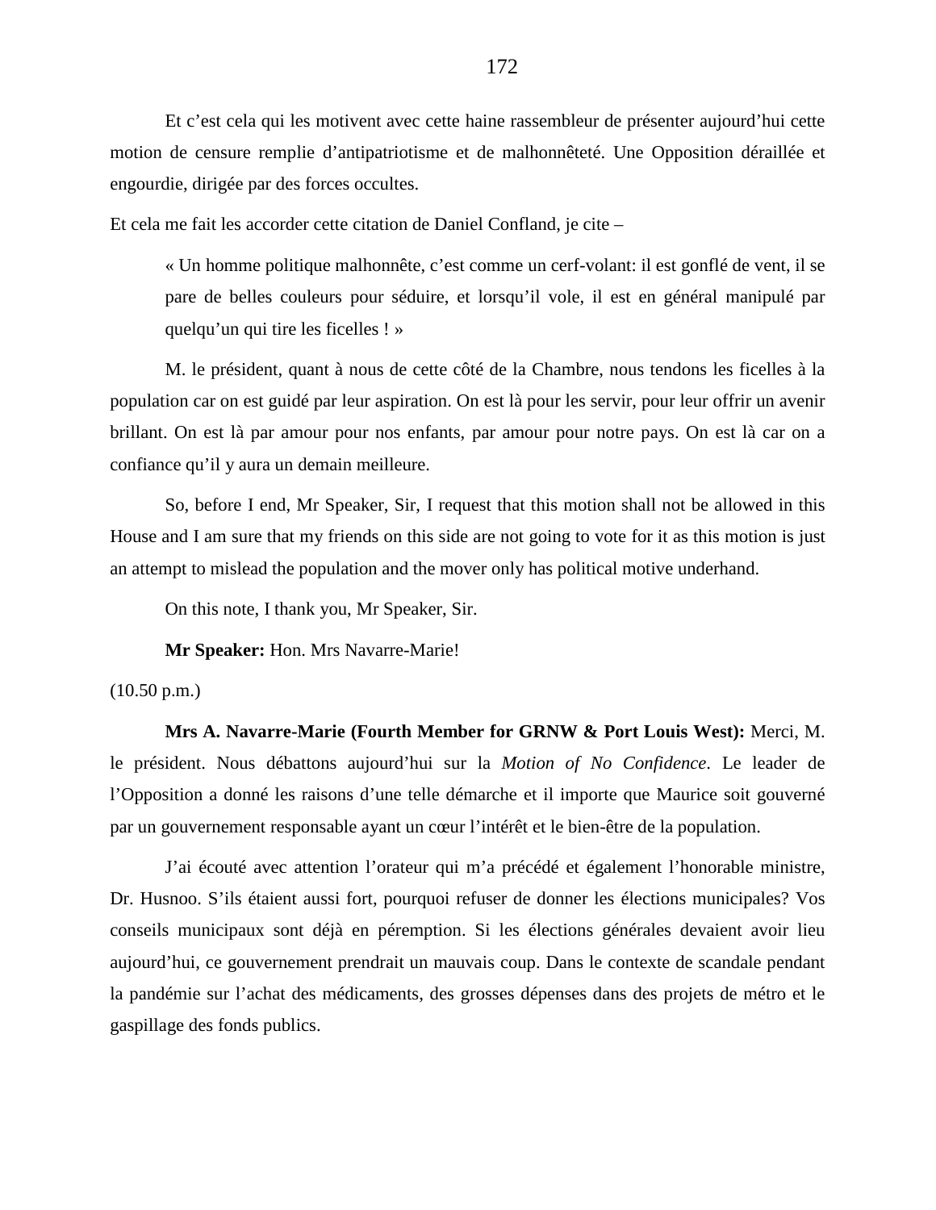Et c'est cela qui les motivent avec cette haine rassembleur de présenter aujourd'hui cette motion de censure remplie d'antipatriotisme et de malhonnêteté. Une Opposition déraillée et engourdie, dirigée par des forces occultes.

Et cela me fait les accorder cette citation de Daniel Confland, je cite –

> « Un homme politique malhonnête, c'est comme un cerf-volant: il est gonflé de vent, il se pare de belles couleurs pour séduire, et lorsqu'il vole, il est en général manipulé par quelqu'un qui tire les ficelles ! »

M. le président, quant à nous de cette côté de la Chambre, nous tendons les ficelles à la population car on est guidé par leur aspiration. On est là pour les servir, pour leur offrir un avenir brillant. On est là par amour pour nos enfants, par amour pour notre pays. On est là car on a confiance qu'il y aura un demain meilleure.

So, before I end, Mr Speaker, Sir, I request that this motion shall not be allowed in this House and I am sure that my friends on this side are not going to vote for it as this motion is just an attempt to mislead the population and the mover only has political motive underhand.

On this note, I thank you, Mr Speaker, Sir.

**Mr Speaker:** Hon. Mrs Navarre-Marie!

(10.50 p.m.)

**Mrs A. Navarre-Marie (Fourth Member for GRNW & Port Louis West):** Merci, M. le président. Nous débattons aujourd'hui sur la *Motion of No Confidence*. Le leader de l'Opposition a donné les raisons d'une telle démarche et il importe que Maurice soit gouverné par un gouvernement responsable ayant un cœur l'intérêt et le bien-être de la population.

J'ai écouté avec attention l'orateur qui m'a précédé et également l'honorable ministre, Dr. Husnoo. S'ils étaient aussi fort, pourquoi refuser de donner les élections municipales? Vos conseils municipaux sont déjà en péremption. Si les élections générales devaient avoir lieu aujourd'hui, ce gouvernement prendrait un mauvais coup. Dans le contexte de scandale pendant la pandémie sur l'achat des médicaments, des grosses dépenses dans des projets de métro et le gaspillage des fonds publics.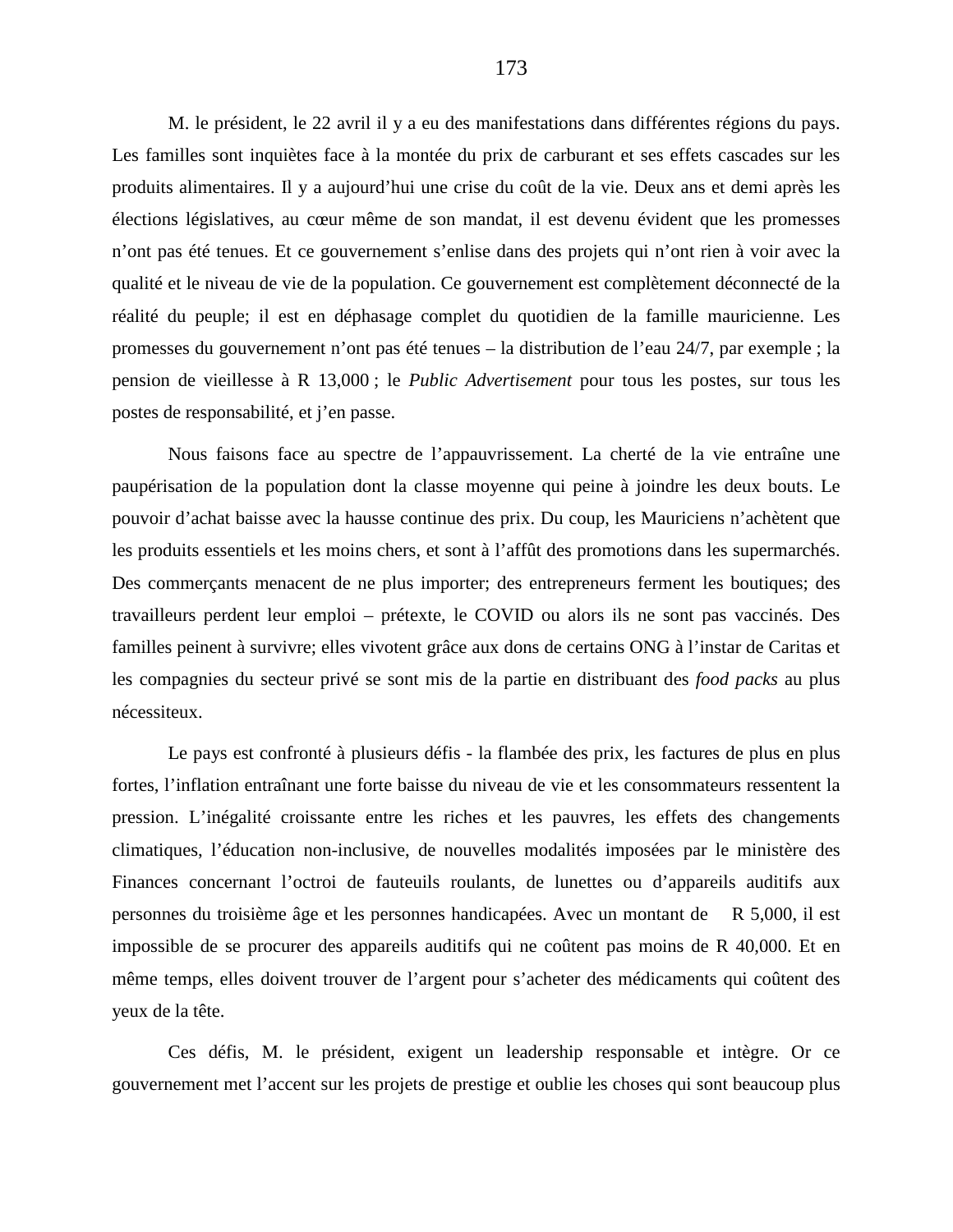M. le président, le 22 avril il y a eu des manifestations dans différentes régions du pays. Les familles sont inquiètes face à la montée du prix de carburant et ses effets cascades sur les produits alimentaires. Il y a aujourd'hui une crise du coût de la vie. Deux ans et demi après les élections législatives, au cœur même de son mandat, il est devenu évident que les promesses n'ont pas été tenues. Et ce gouvernement s'enlise dans des projets qui n'ont rien à voir avec la qualité et le niveau de vie de la population. Ce gouvernement est complètement déconnecté de la réalité du peuple; il est en déphasage complet du quotidien de la famille mauricienne. Les promesses du gouvernement n'ont pas été tenues – la distribution de l'eau 24/7, par exemple ; la pension de vieillesse à R 13,000 ; le *Public Advertisement* pour tous les postes, sur tous les postes de responsabilité, et j'en passe.

Nous faisons face au spectre de l'appauvrissement. La cherté de la vie entraîne une paupérisation de la population dont la classe moyenne qui peine à joindre les deux bouts. Le pouvoir d'achat baisse avec la hausse continue des prix. Du coup, les Mauriciens n'achètent que les produits essentiels et les moins chers, et sont à l'affût des promotions dans les supermarchés. Des commerçants menacent de ne plus importer; des entrepreneurs ferment les boutiques; des travailleurs perdent leur emploi – prétexte, le COVID ou alors ils ne sont pas vaccinés. Des familles peinent à survivre; elles vivotent grâce aux dons de certains ONG à l'instar de Caritas et les compagnies du secteur privé se sont mis de la partie en distribuant des *food packs* au plus nécessiteux.

Le pays est confronté à plusieurs défis - la flambée des prix, les factures de plus en plus fortes, l'inflation entraînant une forte baisse du niveau de vie et les consommateurs ressentent la pression. L'inégalité croissante entre les riches et les pauvres, les effets des changements climatiques, l'éducation non-inclusive, de nouvelles modalités imposées par le ministère des Finances concernant l'octroi de fauteuils roulants, de lunettes ou d'appareils auditifs aux personnes du troisième âge et les personnes handicapées. Avec un montant de R 5,000, il est impossible de se procurer des appareils auditifs qui ne coûtent pas moins de R 40,000. Et en même temps, elles doivent trouver de l'argent pour s'acheter des médicaments qui coûtent des yeux de la tête.

Ces défis, M. le président, exigent un leadership responsable et intègre. Or ce gouvernement met l'accent sur les projets de prestige et oublie les choses qui sont beaucoup plus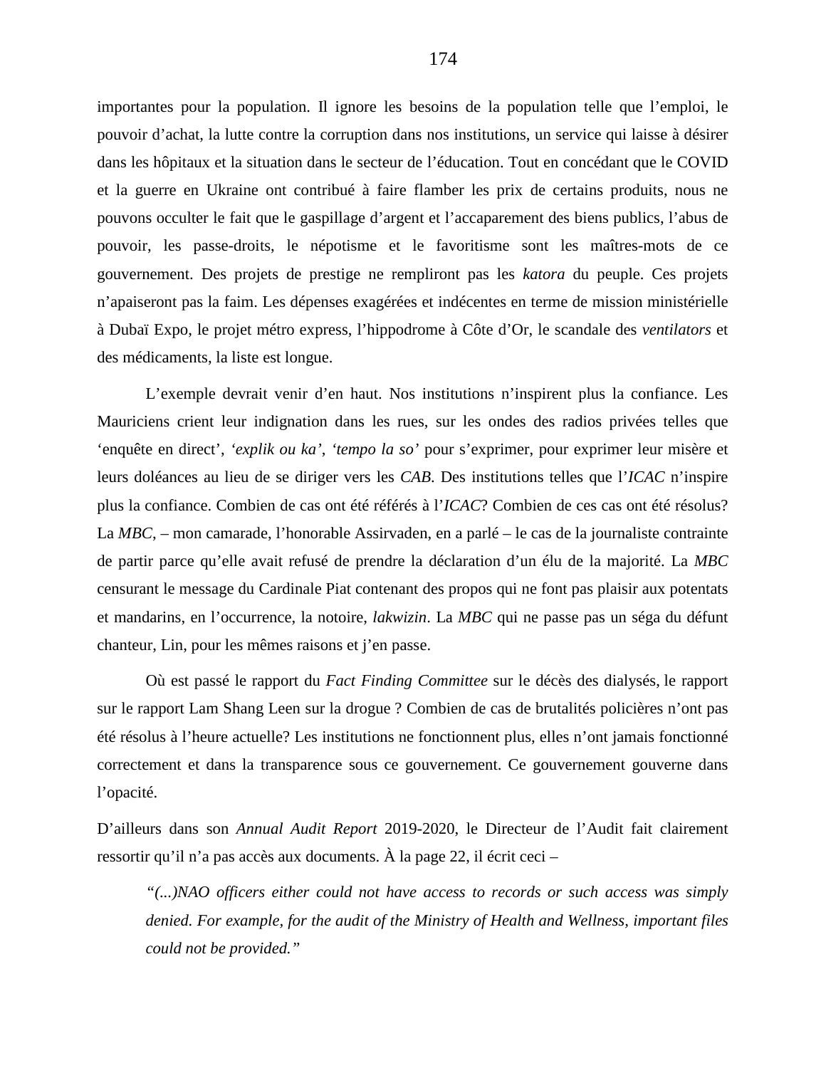importantes pour la population. Il ignore les besoins de la population telle que l'emploi, le pouvoir d'achat, la lutte contre la corruption dans nos institutions, un service qui laisse à désirer dans les hôpitaux et la situation dans le secteur de l'éducation. Tout en concédant que le COVID et la guerre en Ukraine ont contribué à faire flamber les prix de certains produits, nous ne pouvons occulter le fait que le gaspillage d'argent et l'accaparement des biens publics, l'abus de pouvoir, les passe-droits, le népotisme et le favoritisme sont les maîtres-mots de ce gouvernement. Des projets de prestige ne rempliront pas les *katora* du peuple. Ces projets n'apaiseront pas la faim. Les dépenses exagérées et indécentes en terme de mission ministérielle à Dubaï Expo, le projet métro express, l'hippodrome à Côte d'Or, le scandale des *ventilators* et des médicaments, la liste est longue.

L'exemple devrait venir d'en haut. Nos institutions n'inspirent plus la confiance. Les Mauriciens crient leur indignation dans les rues, sur les ondes des radios privées telles que 'enquête en direct', *'explik ou ka'*, *'tempo la so'* pour s'exprimer, pour exprimer leur misère et leurs doléances au lieu de se diriger vers les *CAB*. Des institutions telles que l'*ICAC* n'inspire plus la confiance. Combien de cas ont été référés à l'*ICAC*? Combien de ces cas ont été résolus? La *MBC*, – mon camarade, l'honorable Assirvaden, en a parlé – le cas de la journaliste contrainte de partir parce qu'elle avait refusé de prendre la déclaration d'un élu de la majorité. La *MBC* censurant le message du Cardinale Piat contenant des propos qui ne font pas plaisir aux potentats et mandarins, en l'occurrence, la notoire, *lakwizin*. La *MBC* qui ne passe pas un séga du défunt chanteur, Lin, pour les mêmes raisons et j'en passe.

Où est passé le rapport du *Fact Finding Committee* sur le décès des dialysés, le rapport sur le rapport Lam Shang Leen sur la drogue ? Combien de cas de brutalités policières n'ont pas été résolus à l'heure actuelle? Les institutions ne fonctionnent plus, elles n'ont jamais fonctionné correctement et dans la transparence sous ce gouvernement. Ce gouvernement gouverne dans l'opacité.

D'ailleurs dans son *Annual Audit Report* 2019-2020, le Directeur de l'Audit fait clairement ressortir qu'il n'a pas accès aux documents. À la page 22, il écrit ceci –

> *"(...)NAO officers either could not have access to records or such access was simply denied. For example, for the audit of the Ministry of Health and Wellness, important files could not be provided."*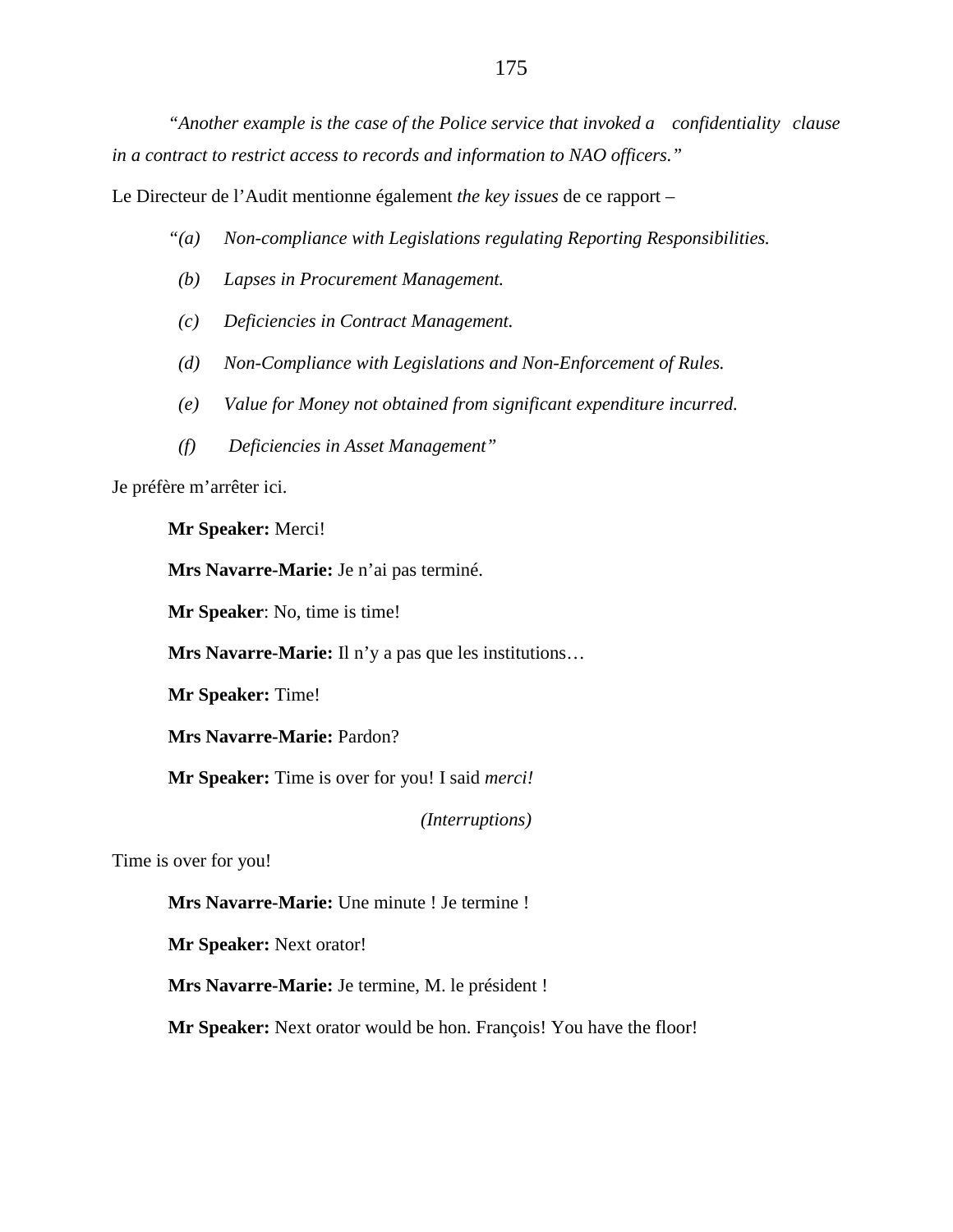*"Another example is the case of the Police service that invoked a confidentiality clause in a contract to restrict access to records and information to NAO officers."*

Le Directeur de l'Audit mentionne également *the key issues* de ce rapport –

*"(a) Non-compliance with Legislations regulating Reporting Responsibilities.*

*(b) Lapses in Procurement Management.*

*(c) Deficiencies in Contract Management.*

*(d) Non-Compliance with Legislations and Non-Enforcement of Rules.*

*(e) Value for Money not obtained from significant expenditure incurred.*

*(f) Deficiencies in Asset Management"*

Je préfère m'arrêter ici.

**Mr Speaker:** Merci!

**Mrs Navarre-Marie:** Je n'ai pas terminé.

**Mr Speaker**: No, time is time!

**Mrs Navarre-Marie:** Il n'y a pas que les institutions…

**Mr Speaker:** Time!

**Mrs Navarre-Marie:** Pardon?

**Mr Speaker:** Time is over for you! I said *merci!*

*(Interruptions)*

Time is over for you!

**Mrs Navarre-Marie:** Une minute ! Je termine !

**Mr Speaker:** Next orator!

**Mrs Navarre-Marie:** Je termine, M. le président !

**Mr Speaker:** Next orator would be hon. François! You have the floor!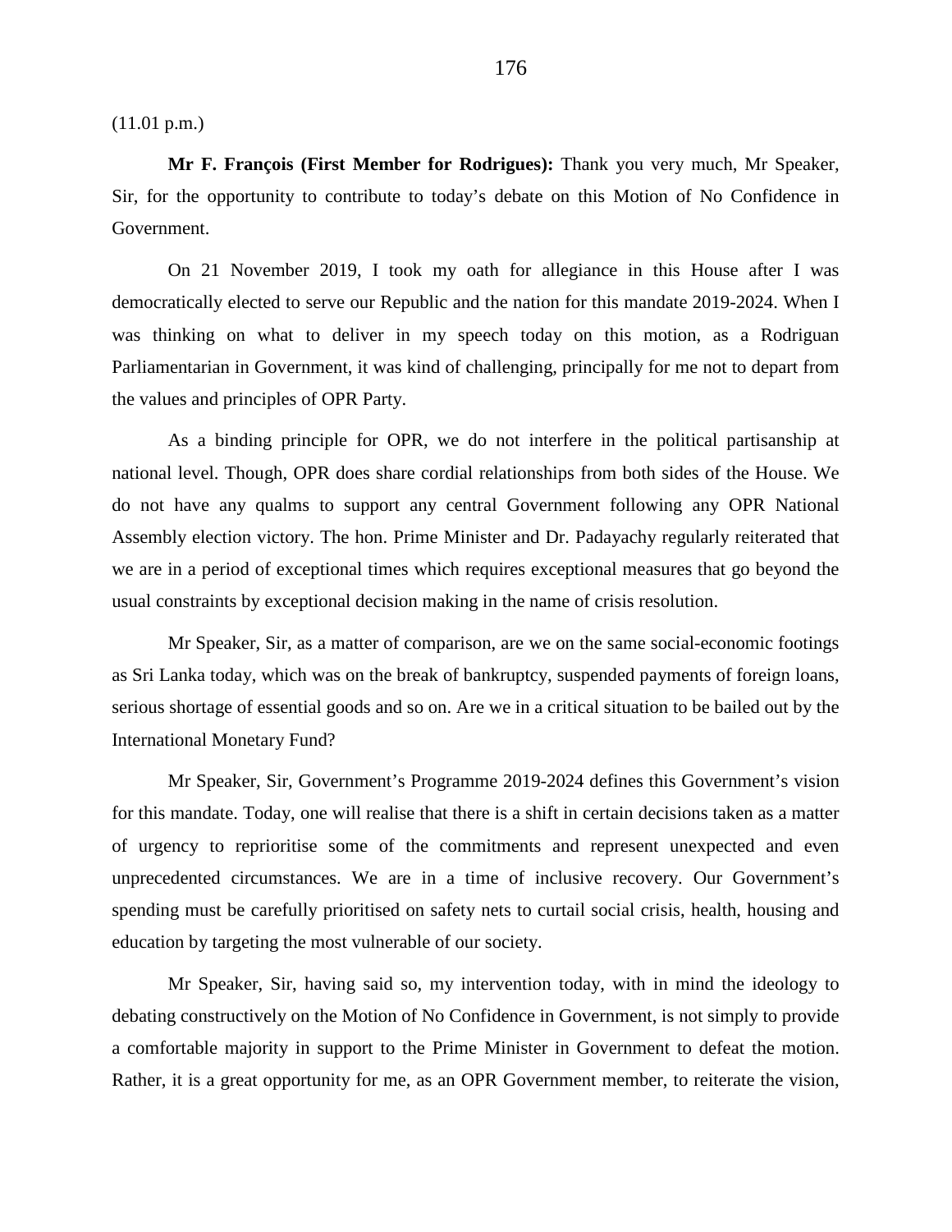(11.01 p.m.)

**Mr F. François (First Member for Rodrigues):** Thank you very much, Mr Speaker, Sir, for the opportunity to contribute to today's debate on this Motion of No Confidence in Government.

On 21 November 2019, I took my oath for allegiance in this House after I was democratically elected to serve our Republic and the nation for this mandate 2019-2024. When I was thinking on what to deliver in my speech today on this motion, as a Rodriguan Parliamentarian in Government, it was kind of challenging, principally for me not to depart from the values and principles of OPR Party.

As a binding principle for OPR, we do not interfere in the political partisanship at national level. Though, OPR does share cordial relationships from both sides of the House. We do not have any qualms to support any central Government following any OPR National Assembly election victory. The hon. Prime Minister and Dr. Padayachy regularly reiterated that we are in a period of exceptional times which requires exceptional measures that go beyond the usual constraints by exceptional decision making in the name of crisis resolution.

Mr Speaker, Sir, as a matter of comparison, are we on the same social-economic footings as Sri Lanka today, which was on the break of bankruptcy, suspended payments of foreign loans, serious shortage of essential goods and so on. Are we in a critical situation to be bailed out by the International Monetary Fund?

Mr Speaker, Sir, Government's Programme 2019-2024 defines this Government's vision for this mandate. Today, one will realise that there is a shift in certain decisions taken as a matter of urgency to reprioritise some of the commitments and represent unexpected and even unprecedented circumstances. We are in a time of inclusive recovery. Our Government's spending must be carefully prioritised on safety nets to curtail social crisis, health, housing and education by targeting the most vulnerable of our society.

Mr Speaker, Sir, having said so, my intervention today, with in mind the ideology to debating constructively on the Motion of No Confidence in Government, is not simply to provide a comfortable majority in support to the Prime Minister in Government to defeat the motion. Rather, it is a great opportunity for me, as an OPR Government member, to reiterate the vision,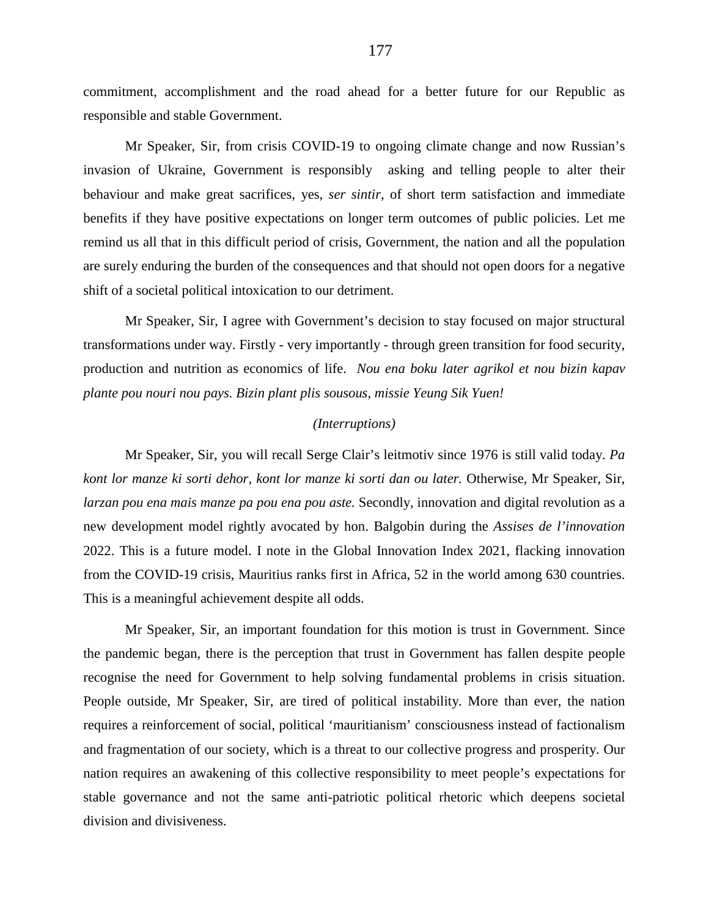commitment, accomplishment and the road ahead for a better future for our Republic as responsible and stable Government.

Mr Speaker, Sir, from crisis COVID-19 to ongoing climate change and now Russian's invasion of Ukraine, Government is responsibly asking and telling people to alter their behaviour and make great sacrifices, yes, *ser sintir,* of short term satisfaction and immediate benefits if they have positive expectations on longer term outcomes of public policies. Let me remind us all that in this difficult period of crisis, Government, the nation and all the population are surely enduring the burden of the consequences and that should not open doors for a negative shift of a societal political intoxication to our detriment.

Mr Speaker, Sir, I agree with Government's decision to stay focused on major structural transformations under way. Firstly - very importantly - through green transition for food security, production and nutrition as economics of life. *Nou ena boku later agrikol et nou bizin kapav plante pou nouri nou pays. Bizin plant plis sousous, missie Yeung Sik Yuen!*

*(Interruptions)*

Mr Speaker, Sir, you will recall Serge Clair's leitmotiv since 1976 is still valid today. *Pa kont lor manze ki sorti dehor, kont lor manze ki sorti dan ou later.* Otherwise, Mr Speaker, Sir, *larzan pou ena mais manze pa pou ena pou aste.* Secondly, innovation and digital revolution as a new development model rightly avocated by hon. Balgobin during the *Assises de l'innovation* 2022. This is a future model. I note in the Global Innovation Index 2021, flacking innovation from the COVID-19 crisis, Mauritius ranks first in Africa, 52 in the world among 630 countries. This is a meaningful achievement despite all odds.

Mr Speaker, Sir, an important foundation for this motion is trust in Government. Since the pandemic began, there is the perception that trust in Government has fallen despite people recognise the need for Government to help solving fundamental problems in crisis situation. People outside, Mr Speaker, Sir, are tired of political instability. More than ever, the nation requires a reinforcement of social, political 'mauritianism' consciousness instead of factionalism and fragmentation of our society, which is a threat to our collective progress and prosperity. Our nation requires an awakening of this collective responsibility to meet people's expectations for stable governance and not the same anti-patriotic political rhetoric which deepens societal division and divisiveness.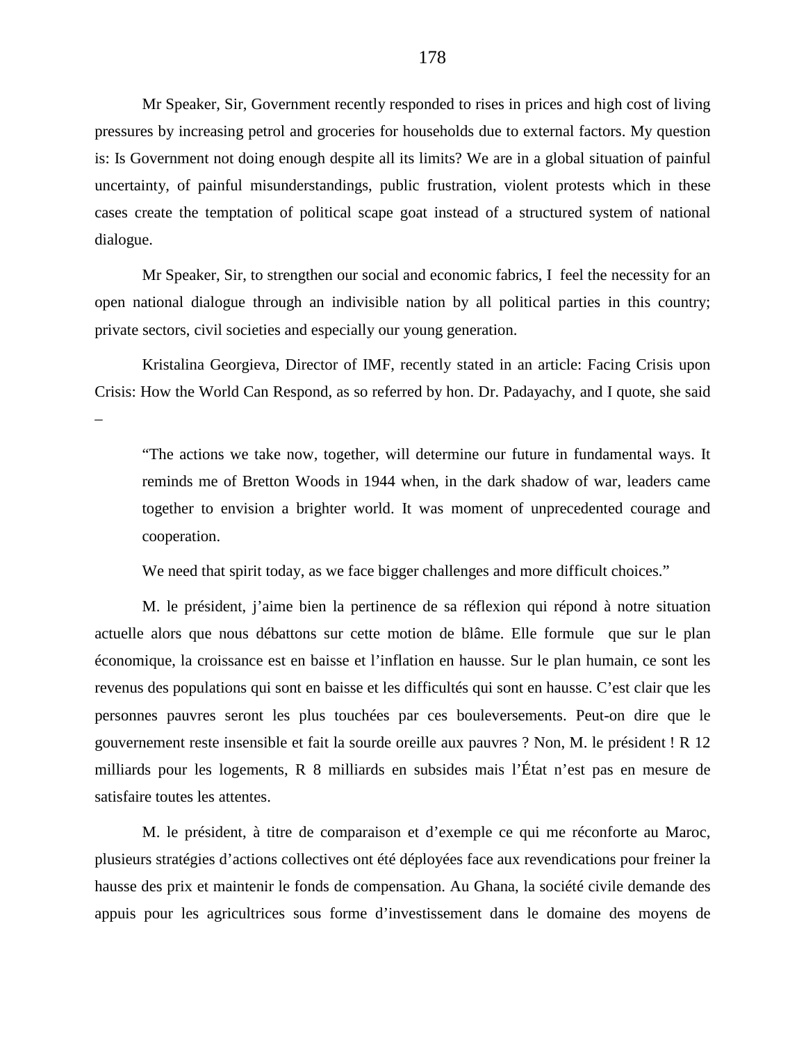Mr Speaker, Sir, Government recently responded to rises in prices and high cost of living pressures by increasing petrol and groceries for households due to external factors. My question is: Is Government not doing enough despite all its limits? We are in a global situation of painful uncertainty, of painful misunderstandings, public frustration, violent protests which in these cases create the temptation of political scape goat instead of a structured system of national dialogue.

Mr Speaker, Sir, to strengthen our social and economic fabrics, I feel the necessity for an open national dialogue through an indivisible nation by all political parties in this country; private sectors, civil societies and especially our young generation.

Kristalina Georgieva, Director of IMF, recently stated in an article: Facing Crisis upon Crisis: How the World Can Respond, as so referred by hon. Dr. Padayachy, and I quote, she said –

> "The actions we take now, together, will determine our future in fundamental ways. It reminds me of Bretton Woods in 1944 when, in the dark shadow of war, leaders came together to envision a brighter world. It was moment of unprecedented courage and cooperation.
>
> We need that spirit today, as we face bigger challenges and more difficult choices."

M. le président, j'aime bien la pertinence de sa réflexion qui répond à notre situation actuelle alors que nous débattons sur cette motion de blâme. Elle formule que sur le plan économique, la croissance est en baisse et l'inflation en hausse. Sur le plan humain, ce sont les revenus des populations qui sont en baisse et les difficultés qui sont en hausse. C'est clair que les personnes pauvres seront les plus touchées par ces bouleversements. Peut-on dire que le gouvernement reste insensible et fait la sourde oreille aux pauvres ? Non, M. le président ! R 12 milliards pour les logements, R 8 milliards en subsides mais l'État n'est pas en mesure de satisfaire toutes les attentes.

M. le président, à titre de comparaison et d'exemple ce qui me réconforte au Maroc, plusieurs stratégies d'actions collectives ont été déployées face aux revendications pour freiner la hausse des prix et maintenir le fonds de compensation. Au Ghana, la société civile demande des appuis pour les agricultrices sous forme d'investissement dans le domaine des moyens de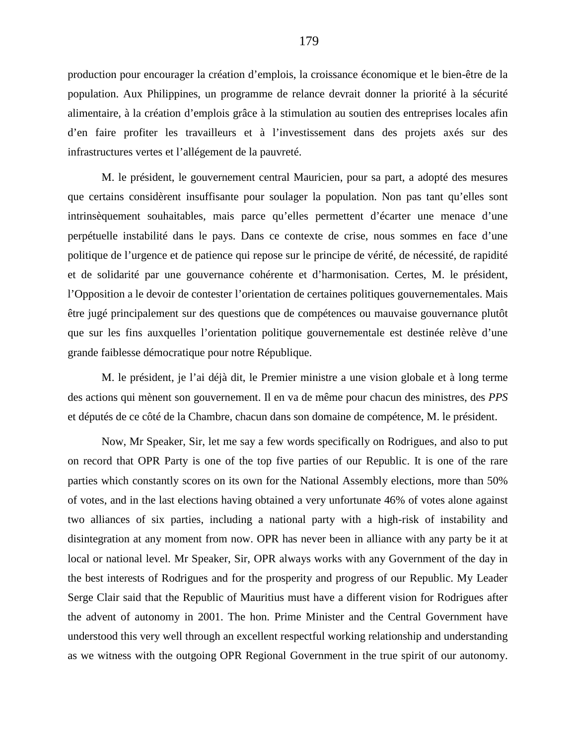production pour encourager la création d'emplois, la croissance économique et le bien-être de la population. Aux Philippines, un programme de relance devrait donner la priorité à la sécurité alimentaire, à la création d'emplois grâce à la stimulation au soutien des entreprises locales afin d'en faire profiter les travailleurs et à l'investissement dans des projets axés sur des infrastructures vertes et l'allégement de la pauvreté.

M. le président, le gouvernement central Mauricien, pour sa part, a adopté des mesures que certains considèrent insuffisante pour soulager la population. Non pas tant qu'elles sont intrinsèquement souhaitables, mais parce qu'elles permettent d'écarter une menace d'une perpétuelle instabilité dans le pays. Dans ce contexte de crise, nous sommes en face d'une politique de l'urgence et de patience qui repose sur le principe de vérité, de nécessité, de rapidité et de solidarité par une gouvernance cohérente et d'harmonisation. Certes, M. le président, l'Opposition a le devoir de contester l'orientation de certaines politiques gouvernementales. Mais être jugé principalement sur des questions que de compétences ou mauvaise gouvernance plutôt que sur les fins auxquelles l'orientation politique gouvernementale est destinée relève d'une grande faiblesse démocratique pour notre République.

M. le président, je l'ai déjà dit, le Premier ministre a une vision globale et à long terme des actions qui mènent son gouvernement. Il en va de même pour chacun des ministres, des *PPS* et députés de ce côté de la Chambre, chacun dans son domaine de compétence, M. le président.

Now, Mr Speaker, Sir, let me say a few words specifically on Rodrigues, and also to put on record that OPR Party is one of the top five parties of our Republic. It is one of the rare parties which constantly scores on its own for the National Assembly elections, more than 50% of votes, and in the last elections having obtained a very unfortunate 46% of votes alone against two alliances of six parties, including a national party with a high-risk of instability and disintegration at any moment from now. OPR has never been in alliance with any party be it at local or national level. Mr Speaker, Sir, OPR always works with any Government of the day in the best interests of Rodrigues and for the prosperity and progress of our Republic. My Leader Serge Clair said that the Republic of Mauritius must have a different vision for Rodrigues after the advent of autonomy in 2001. The hon. Prime Minister and the Central Government have understood this very well through an excellent respectful working relationship and understanding as we witness with the outgoing OPR Regional Government in the true spirit of our autonomy.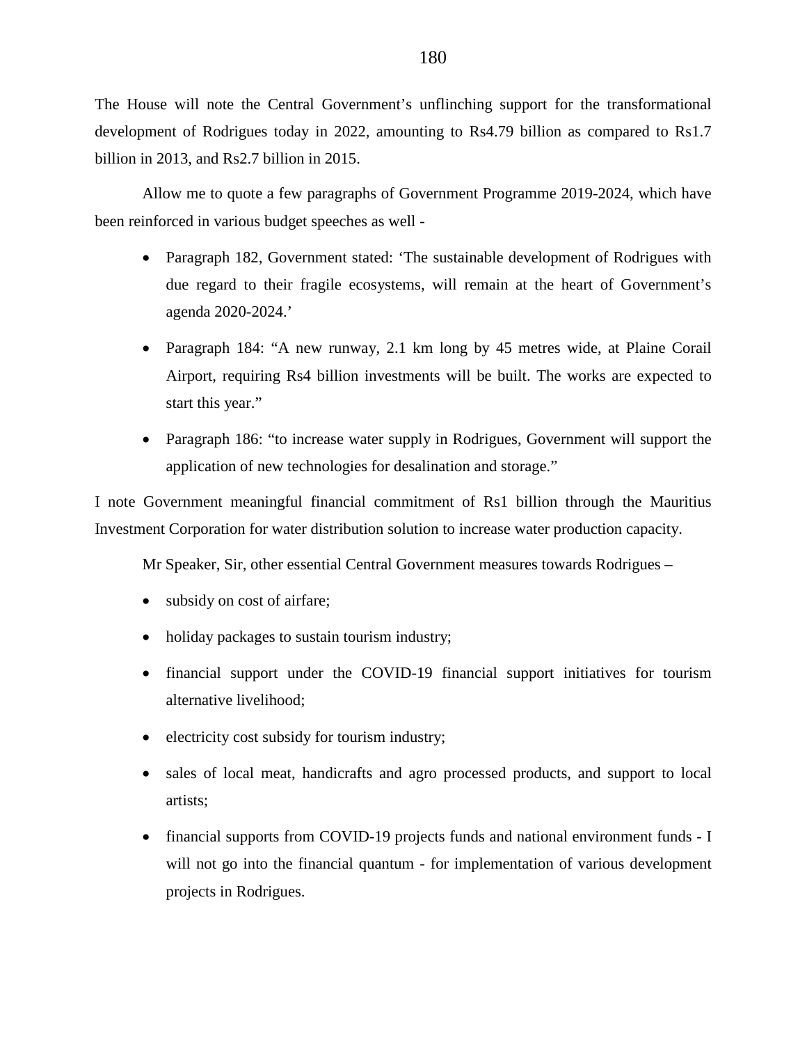The House will note the Central Government's unflinching support for the transformational development of Rodrigues today in 2022, amounting to Rs4.79 billion as compared to Rs1.7 billion in 2013, and Rs2.7 billion in 2015.

Allow me to quote a few paragraphs of Government Programme 2019-2024, which have been reinforced in various budget speeches as well -

- Paragraph 182, Government stated: 'The sustainable development of Rodrigues with due regard to their fragile ecosystems, will remain at the heart of Government's agenda 2020-2024.'
- Paragraph 184: "A new runway, 2.1 km long by 45 metres wide, at Plaine Corail Airport, requiring Rs4 billion investments will be built. The works are expected to start this year."
- Paragraph 186: "to increase water supply in Rodrigues, Government will support the application of new technologies for desalination and storage."

I note Government meaningful financial commitment of Rs1 billion through the Mauritius Investment Corporation for water distribution solution to increase water production capacity.

Mr Speaker, Sir, other essential Central Government measures towards Rodrigues –

- subsidy on cost of airfare;
- holiday packages to sustain tourism industry;
- financial support under the COVID-19 financial support initiatives for tourism alternative livelihood;
- electricity cost subsidy for tourism industry;
- sales of local meat, handicrafts and agro processed products, and support to local artists;
- financial supports from COVID-19 projects funds and national environment funds - I will not go into the financial quantum - for implementation of various development projects in Rodrigues.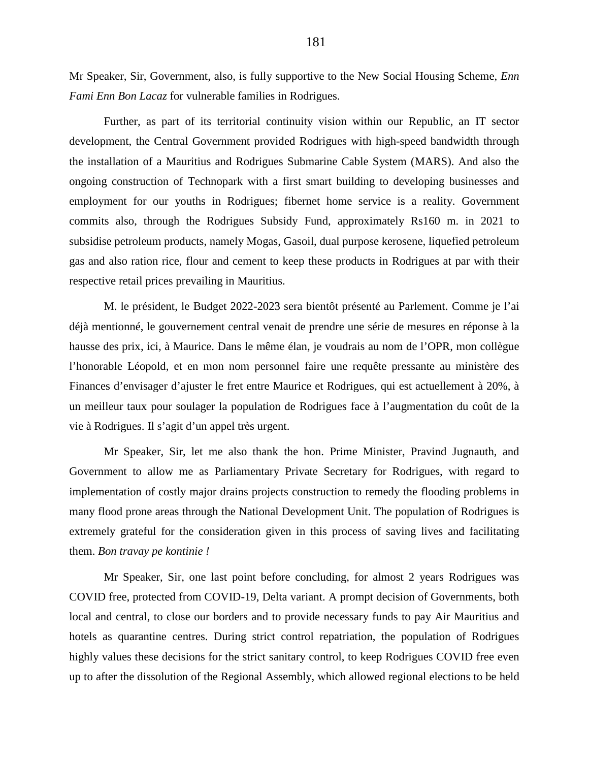Mr Speaker, Sir, Government, also, is fully supportive to the New Social Housing Scheme, *Enn Fami Enn Bon Lacaz* for vulnerable families in Rodrigues.

Further, as part of its territorial continuity vision within our Republic, an IT sector development, the Central Government provided Rodrigues with high-speed bandwidth through the installation of a Mauritius and Rodrigues Submarine Cable System (MARS). And also the ongoing construction of Technopark with a first smart building to developing businesses and employment for our youths in Rodrigues; fibernet home service is a reality. Government commits also, through the Rodrigues Subsidy Fund, approximately Rs160 m. in 2021 to subsidise petroleum products, namely Mogas, Gasoil, dual purpose kerosene, liquefied petroleum gas and also ration rice, flour and cement to keep these products in Rodrigues at par with their respective retail prices prevailing in Mauritius.

M. le président, le Budget 2022-2023 sera bientôt présenté au Parlement. Comme je l'ai déjà mentionné, le gouvernement central venait de prendre une série de mesures en réponse à la hausse des prix, ici, à Maurice. Dans le même élan, je voudrais au nom de l'OPR, mon collègue l'honorable Léopold, et en mon nom personnel faire une requête pressante au ministère des Finances d'envisager d'ajuster le fret entre Maurice et Rodrigues, qui est actuellement à 20%, à un meilleur taux pour soulager la population de Rodrigues face à l'augmentation du coût de la vie à Rodrigues. Il s'agit d'un appel très urgent.

Mr Speaker, Sir, let me also thank the hon. Prime Minister, Pravind Jugnauth, and Government to allow me as Parliamentary Private Secretary for Rodrigues, with regard to implementation of costly major drains projects construction to remedy the flooding problems in many flood prone areas through the National Development Unit. The population of Rodrigues is extremely grateful for the consideration given in this process of saving lives and facilitating them. *Bon travay pe kontinie !*

Mr Speaker, Sir, one last point before concluding, for almost 2 years Rodrigues was COVID free, protected from COVID-19, Delta variant. A prompt decision of Governments, both local and central, to close our borders and to provide necessary funds to pay Air Mauritius and hotels as quarantine centres. During strict control repatriation, the population of Rodrigues highly values these decisions for the strict sanitary control, to keep Rodrigues COVID free even up to after the dissolution of the Regional Assembly, which allowed regional elections to be held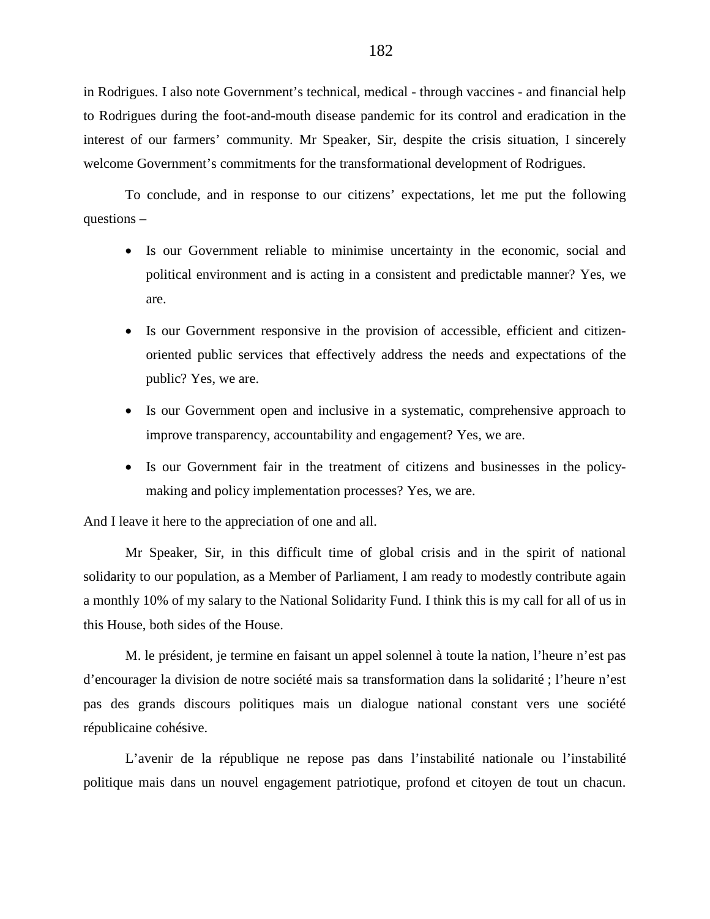in Rodrigues. I also note Government's technical, medical - through vaccines - and financial help to Rodrigues during the foot-and-mouth disease pandemic for its control and eradication in the interest of our farmers' community. Mr Speaker, Sir, despite the crisis situation, I sincerely welcome Government's commitments for the transformational development of Rodrigues.

To conclude, and in response to our citizens' expectations, let me put the following questions –

- Is our Government reliable to minimise uncertainty in the economic, social and political environment and is acting in a consistent and predictable manner? Yes, we are.
- Is our Government responsive in the provision of accessible, efficient and citizen-oriented public services that effectively address the needs and expectations of the public? Yes, we are.
- Is our Government open and inclusive in a systematic, comprehensive approach to improve transparency, accountability and engagement? Yes, we are.
- Is our Government fair in the treatment of citizens and businesses in the policy-making and policy implementation processes? Yes, we are.

And I leave it here to the appreciation of one and all.

Mr Speaker, Sir, in this difficult time of global crisis and in the spirit of national solidarity to our population, as a Member of Parliament, I am ready to modestly contribute again a monthly 10% of my salary to the National Solidarity Fund. I think this is my call for all of us in this House, both sides of the House.

M. le président, je termine en faisant un appel solennel à toute la nation, l'heure n'est pas d'encourager la division de notre société mais sa transformation dans la solidarité ; l'heure n'est pas des grands discours politiques mais un dialogue national constant vers une société républicaine cohésive.

L'avenir de la république ne repose pas dans l'instabilité nationale ou l'instabilité politique mais dans un nouvel engagement patriotique, profond et citoyen de tout un chacun.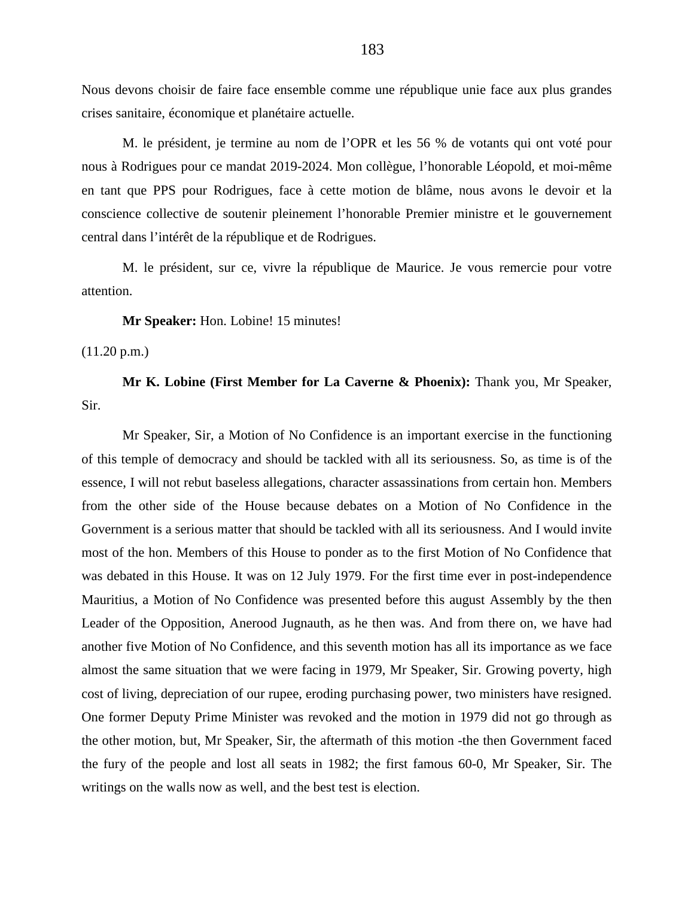Nous devons choisir de faire face ensemble comme une république unie face aux plus grandes crises sanitaire, économique et planétaire actuelle.

M. le président, je termine au nom de l'OPR et les 56 % de votants qui ont voté pour nous à Rodrigues pour ce mandat 2019-2024. Mon collègue, l'honorable Léopold, et moi-même en tant que PPS pour Rodrigues, face à cette motion de blâme, nous avons le devoir et la conscience collective de soutenir pleinement l'honorable Premier ministre et le gouvernement central dans l'intérêt de la république et de Rodrigues.

M. le président, sur ce, vivre la république de Maurice. Je vous remercie pour votre attention.

**Mr Speaker:** Hon. Lobine! 15 minutes!

(11.20 p.m.)

**Mr K. Lobine (First Member for La Caverne & Phoenix):** Thank you, Mr Speaker, Sir.

Mr Speaker, Sir, a Motion of No Confidence is an important exercise in the functioning of this temple of democracy and should be tackled with all its seriousness. So, as time is of the essence, I will not rebut baseless allegations, character assassinations from certain hon. Members from the other side of the House because debates on a Motion of No Confidence in the Government is a serious matter that should be tackled with all its seriousness. And I would invite most of the hon. Members of this House to ponder as to the first Motion of No Confidence that was debated in this House. It was on 12 July 1979. For the first time ever in post-independence Mauritius, a Motion of No Confidence was presented before this august Assembly by the then Leader of the Opposition, Anerood Jugnauth, as he then was. And from there on, we have had another five Motion of No Confidence, and this seventh motion has all its importance as we face almost the same situation that we were facing in 1979, Mr Speaker, Sir. Growing poverty, high cost of living, depreciation of our rupee, eroding purchasing power, two ministers have resigned. One former Deputy Prime Minister was revoked and the motion in 1979 did not go through as the other motion, but, Mr Speaker, Sir, the aftermath of this motion -the then Government faced the fury of the people and lost all seats in 1982; the first famous 60-0, Mr Speaker, Sir. The writings on the walls now as well, and the best test is election.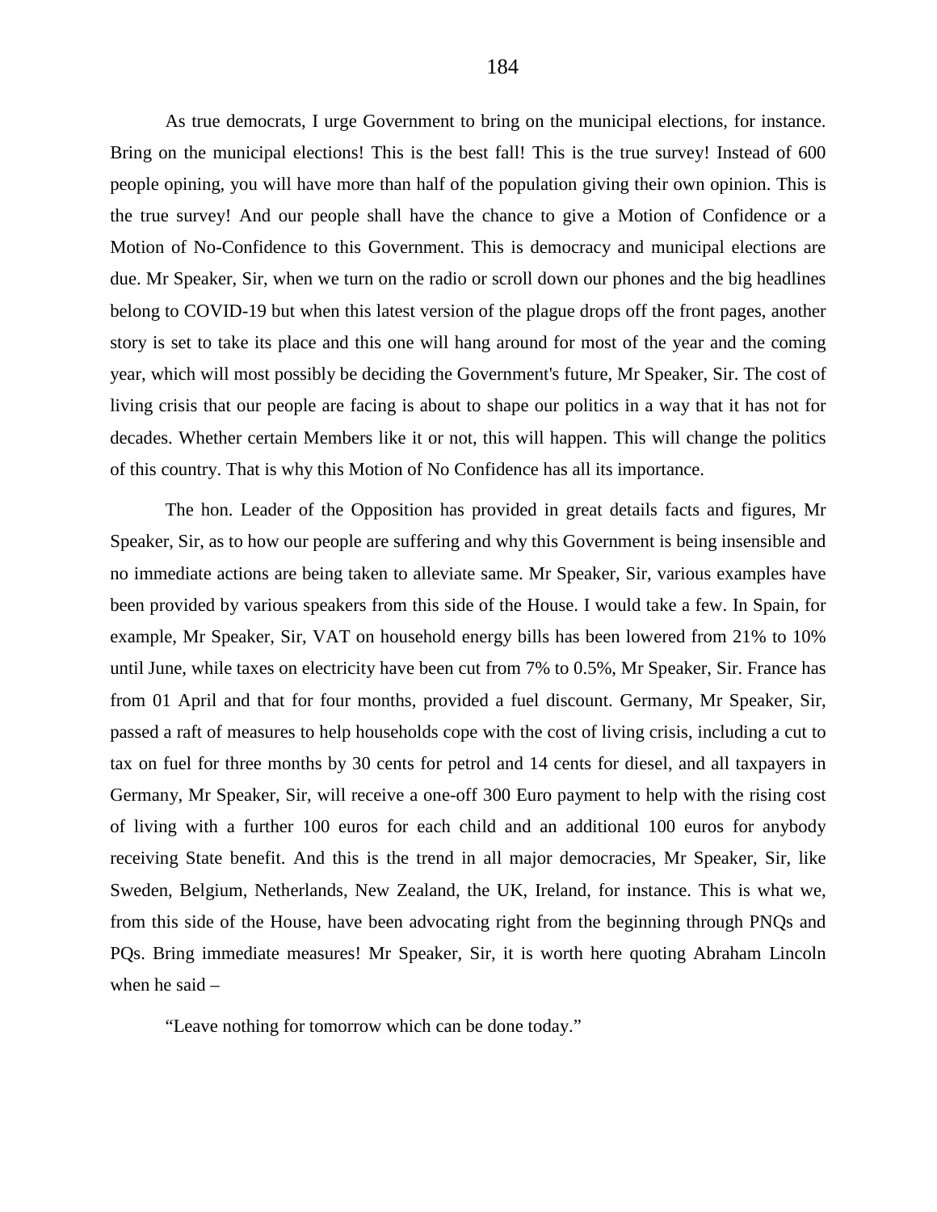As true democrats, I urge Government to bring on the municipal elections, for instance. Bring on the municipal elections! This is the best fall! This is the true survey! Instead of 600 people opining, you will have more than half of the population giving their own opinion. This is the true survey! And our people shall have the chance to give a Motion of Confidence or a Motion of No-Confidence to this Government. This is democracy and municipal elections are due. Mr Speaker, Sir, when we turn on the radio or scroll down our phones and the big headlines belong to COVID-19 but when this latest version of the plague drops off the front pages, another story is set to take its place and this one will hang around for most of the year and the coming year, which will most possibly be deciding the Government's future, Mr Speaker, Sir. The cost of living crisis that our people are facing is about to shape our politics in a way that it has not for decades. Whether certain Members like it or not, this will happen. This will change the politics of this country. That is why this Motion of No Confidence has all its importance.

The hon. Leader of the Opposition has provided in great details facts and figures, Mr Speaker, Sir, as to how our people are suffering and why this Government is being insensible and no immediate actions are being taken to alleviate same. Mr Speaker, Sir, various examples have been provided by various speakers from this side of the House. I would take a few. In Spain, for example, Mr Speaker, Sir, VAT on household energy bills has been lowered from 21% to 10% until June, while taxes on electricity have been cut from 7% to 0.5%, Mr Speaker, Sir. France has from 01 April and that for four months, provided a fuel discount. Germany, Mr Speaker, Sir, passed a raft of measures to help households cope with the cost of living crisis, including a cut to tax on fuel for three months by 30 cents for petrol and 14 cents for diesel, and all taxpayers in Germany, Mr Speaker, Sir, will receive a one-off 300 Euro payment to help with the rising cost of living with a further 100 euros for each child and an additional 100 euros for anybody receiving State benefit. And this is the trend in all major democracies, Mr Speaker, Sir, like Sweden, Belgium, Netherlands, New Zealand, the UK, Ireland, for instance. This is what we, from this side of the House, have been advocating right from the beginning through PNQs and PQs. Bring immediate measures! Mr Speaker, Sir, it is worth here quoting Abraham Lincoln when he said –

"Leave nothing for tomorrow which can be done today."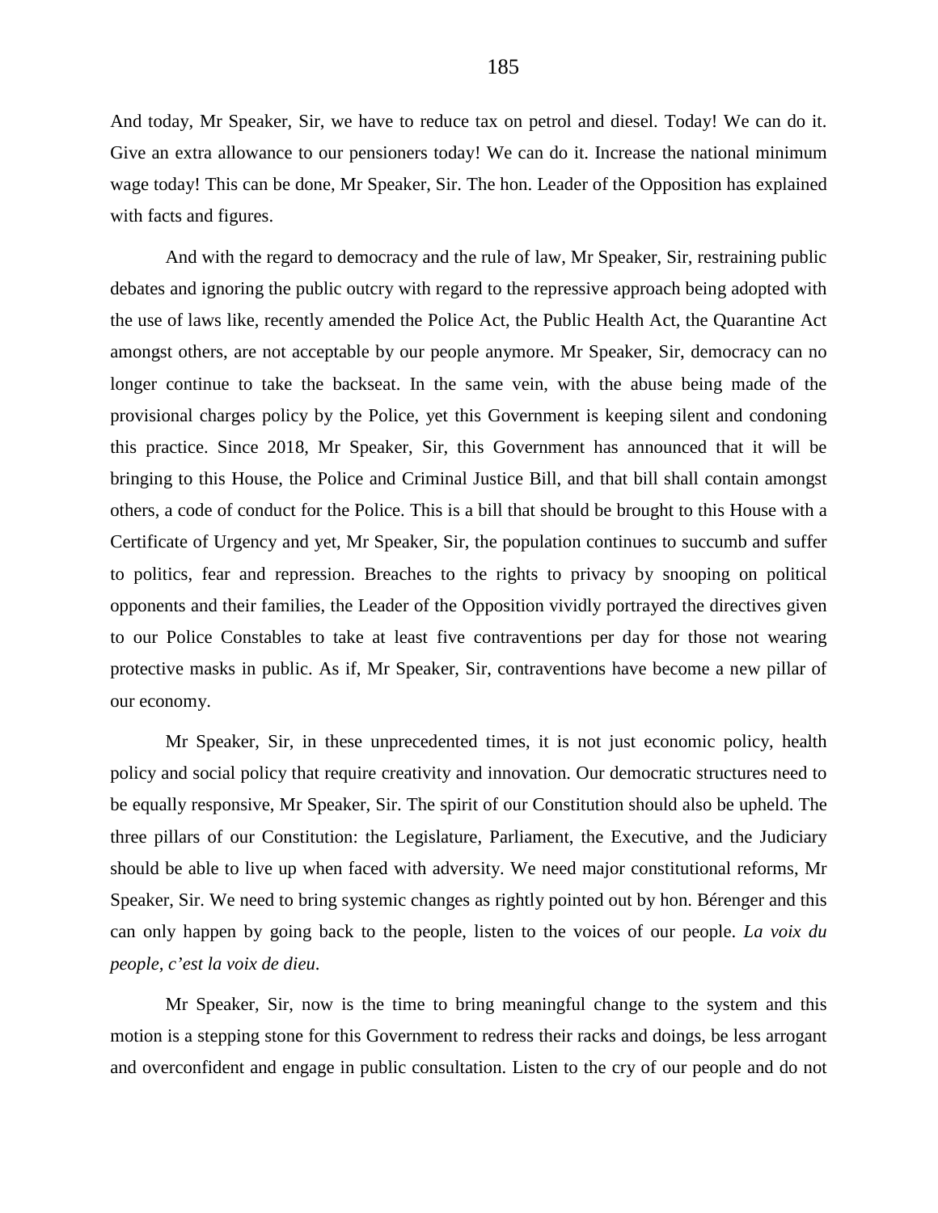And today, Mr Speaker, Sir, we have to reduce tax on petrol and diesel. Today! We can do it. Give an extra allowance to our pensioners today! We can do it. Increase the national minimum wage today! This can be done, Mr Speaker, Sir. The hon. Leader of the Opposition has explained with facts and figures.

And with the regard to democracy and the rule of law, Mr Speaker, Sir, restraining public debates and ignoring the public outcry with regard to the repressive approach being adopted with the use of laws like, recently amended the Police Act, the Public Health Act, the Quarantine Act amongst others, are not acceptable by our people anymore. Mr Speaker, Sir, democracy can no longer continue to take the backseat. In the same vein, with the abuse being made of the provisional charges policy by the Police, yet this Government is keeping silent and condoning this practice. Since 2018, Mr Speaker, Sir, this Government has announced that it will be bringing to this House, the Police and Criminal Justice Bill, and that bill shall contain amongst others, a code of conduct for the Police. This is a bill that should be brought to this House with a Certificate of Urgency and yet, Mr Speaker, Sir, the population continues to succumb and suffer to politics, fear and repression. Breaches to the rights to privacy by snooping on political opponents and their families, the Leader of the Opposition vividly portrayed the directives given to our Police Constables to take at least five contraventions per day for those not wearing protective masks in public. As if, Mr Speaker, Sir, contraventions have become a new pillar of our economy.

Mr Speaker, Sir, in these unprecedented times, it is not just economic policy, health policy and social policy that require creativity and innovation. Our democratic structures need to be equally responsive, Mr Speaker, Sir. The spirit of our Constitution should also be upheld. The three pillars of our Constitution: the Legislature, Parliament, the Executive, and the Judiciary should be able to live up when faced with adversity. We need major constitutional reforms, Mr Speaker, Sir. We need to bring systemic changes as rightly pointed out by hon. Bérenger and this can only happen by going back to the people, listen to the voices of our people. *La voix du people, c'est la voix de dieu.*

Mr Speaker, Sir, now is the time to bring meaningful change to the system and this motion is a stepping stone for this Government to redress their racks and doings, be less arrogant and overconfident and engage in public consultation. Listen to the cry of our people and do not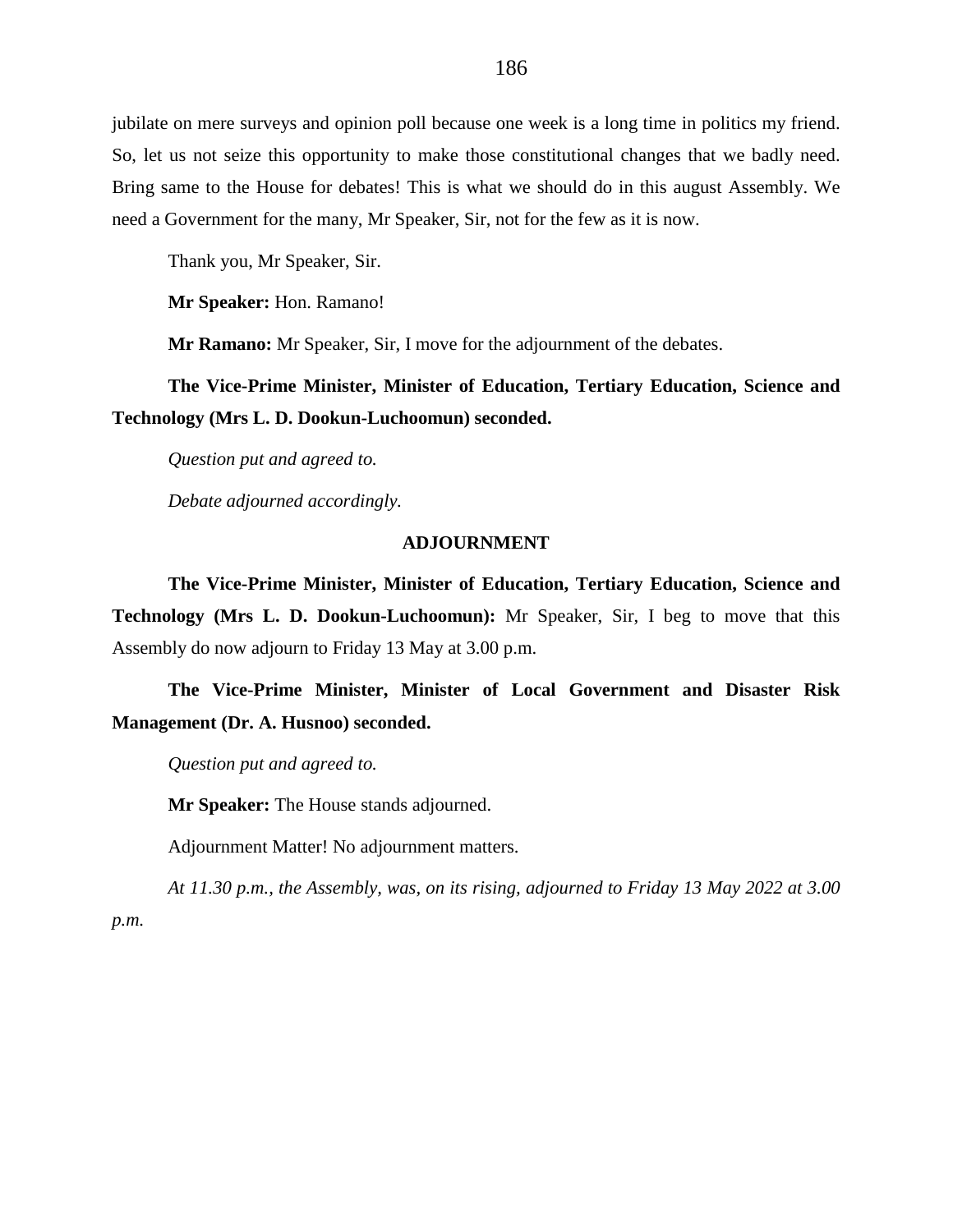jubilate on mere surveys and opinion poll because one week is a long time in politics my friend. So, let us not seize this opportunity to make those constitutional changes that we badly need. Bring same to the House for debates! This is what we should do in this august Assembly. We need a Government for the many, Mr Speaker, Sir, not for the few as it is now.

Thank you, Mr Speaker, Sir.

**Mr Speaker:** Hon. Ramano!

**Mr Ramano:** Mr Speaker, Sir, I move for the adjournment of the debates.

**The Vice-Prime Minister, Minister of Education, Tertiary Education, Science and Technology (Mrs L. D. Dookun-Luchoomun) seconded.**

*Question put and agreed to.*

*Debate adjourned accordingly.*

**ADJOURNMENT**

**The Vice-Prime Minister, Minister of Education, Tertiary Education, Science and Technology (Mrs L. D. Dookun-Luchoomun):** Mr Speaker, Sir, I beg to move that this Assembly do now adjourn to Friday 13 May at 3.00 p.m.

**The Vice-Prime Minister, Minister of Local Government and Disaster Risk Management (Dr. A. Husnoo) seconded.**

*Question put and agreed to.*

**Mr Speaker:** The House stands adjourned.

Adjournment Matter! No adjournment matters.

*At 11.30 p.m., the Assembly, was, on its rising, adjourned to Friday 13 May 2022 at 3.00 p.m.*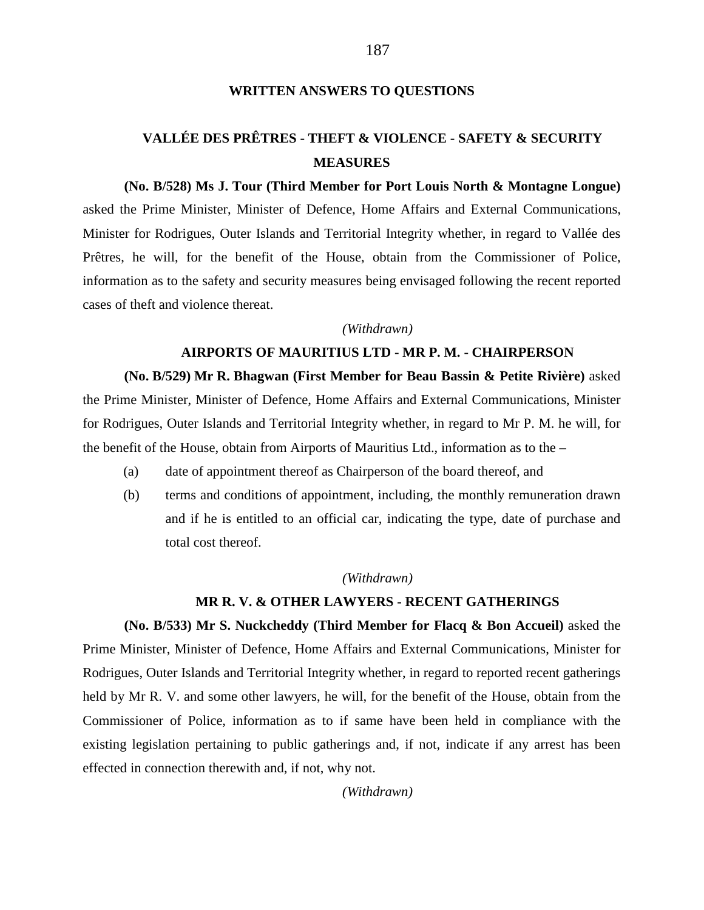## WRITTEN ANSWERS TO QUESTIONS

### VALLÉE DES PRÊTRES - THEFT & VIOLENCE - SAFETY & SECURITY MEASURES

**(No. B/528) Ms J. Tour (Third Member for Port Louis North & Montagne Longue)** asked the Prime Minister, Minister of Defence, Home Affairs and External Communications, Minister for Rodrigues, Outer Islands and Territorial Integrity whether, in regard to Vallée des Prêtres, he will, for the benefit of the House, obtain from the Commissioner of Police, information as to the safety and security measures being envisaged following the recent reported cases of theft and violence thereat.

*(Withdrawn)*

### AIRPORTS OF MAURITIUS LTD - MR P. M. - CHAIRPERSON

**(No. B/529) Mr R. Bhagwan (First Member for Beau Bassin & Petite Rivière)** asked the Prime Minister, Minister of Defence, Home Affairs and External Communications, Minister for Rodrigues, Outer Islands and Territorial Integrity whether, in regard to Mr P. M. he will, for the benefit of the House, obtain from Airports of Mauritius Ltd., information as to the –

(a) date of appointment thereof as Chairperson of the board thereof, and

(b) terms and conditions of appointment, including, the monthly remuneration drawn and if he is entitled to an official car, indicating the type, date of purchase and total cost thereof.

*(Withdrawn)*

### MR R. V. & OTHER LAWYERS - RECENT GATHERINGS

**(No. B/533) Mr S. Nuckcheddy (Third Member for Flacq & Bon Accueil)** asked the Prime Minister, Minister of Defence, Home Affairs and External Communications, Minister for Rodrigues, Outer Islands and Territorial Integrity whether, in regard to reported recent gatherings held by Mr R. V. and some other lawyers, he will, for the benefit of the House, obtain from the Commissioner of Police, information as to if same have been held in compliance with the existing legislation pertaining to public gatherings and, if not, indicate if any arrest has been effected in connection therewith and, if not, why not.

*(Withdrawn)*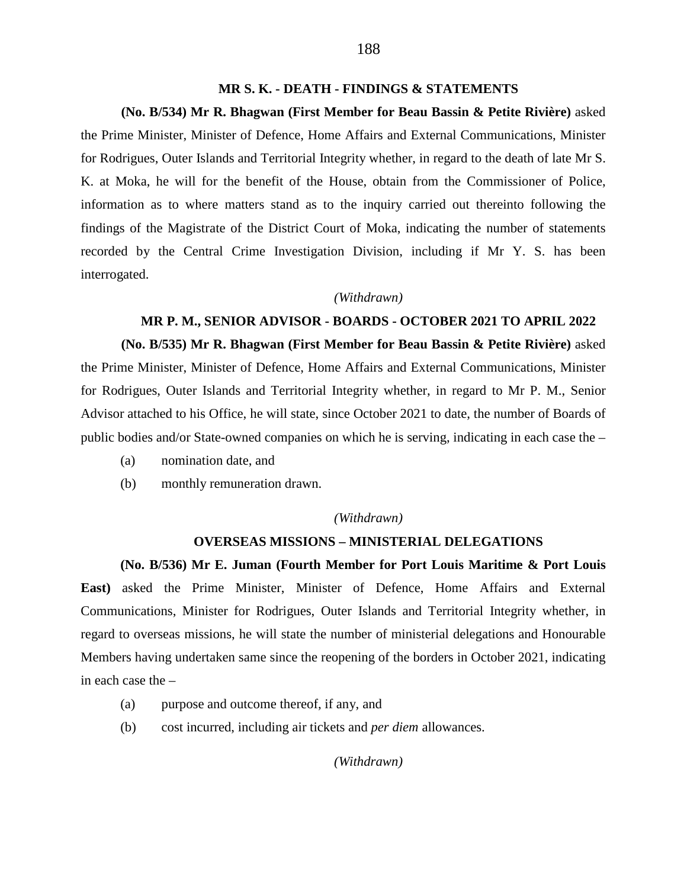### MR S. K. - DEATH - FINDINGS & STATEMENTS

**(No. B/534) Mr R. Bhagwan (First Member for Beau Bassin & Petite Rivière)** asked the Prime Minister, Minister of Defence, Home Affairs and External Communications, Minister for Rodrigues, Outer Islands and Territorial Integrity whether, in regard to the death of late Mr S. K. at Moka, he will for the benefit of the House, obtain from the Commissioner of Police, information as to where matters stand as to the inquiry carried out thereinto following the findings of the Magistrate of the District Court of Moka, indicating the number of statements recorded by the Central Crime Investigation Division, including if Mr Y. S. has been interrogated.

*(Withdrawn)*

### MR P. M., SENIOR ADVISOR - BOARDS - OCTOBER 2021 TO APRIL 2022

**(No. B/535) Mr R. Bhagwan (First Member for Beau Bassin & Petite Rivière)** asked the Prime Minister, Minister of Defence, Home Affairs and External Communications, Minister for Rodrigues, Outer Islands and Territorial Integrity whether, in regard to Mr P. M., Senior Advisor attached to his Office, he will state, since October 2021 to date, the number of Boards of public bodies and/or State-owned companies on which he is serving, indicating in each case the –

(a) nomination date, and

(b) monthly remuneration drawn.

*(Withdrawn)*

### OVERSEAS MISSIONS – MINISTERIAL DELEGATIONS

**(No. B/536) Mr E. Juman (Fourth Member for Port Louis Maritime & Port Louis East)** asked the Prime Minister, Minister of Defence, Home Affairs and External Communications, Minister for Rodrigues, Outer Islands and Territorial Integrity whether, in regard to overseas missions, he will state the number of ministerial delegations and Honourable Members having undertaken same since the reopening of the borders in October 2021, indicating in each case the –

(a) purpose and outcome thereof, if any, and

(b) cost incurred, including air tickets and *per diem* allowances.

*(Withdrawn)*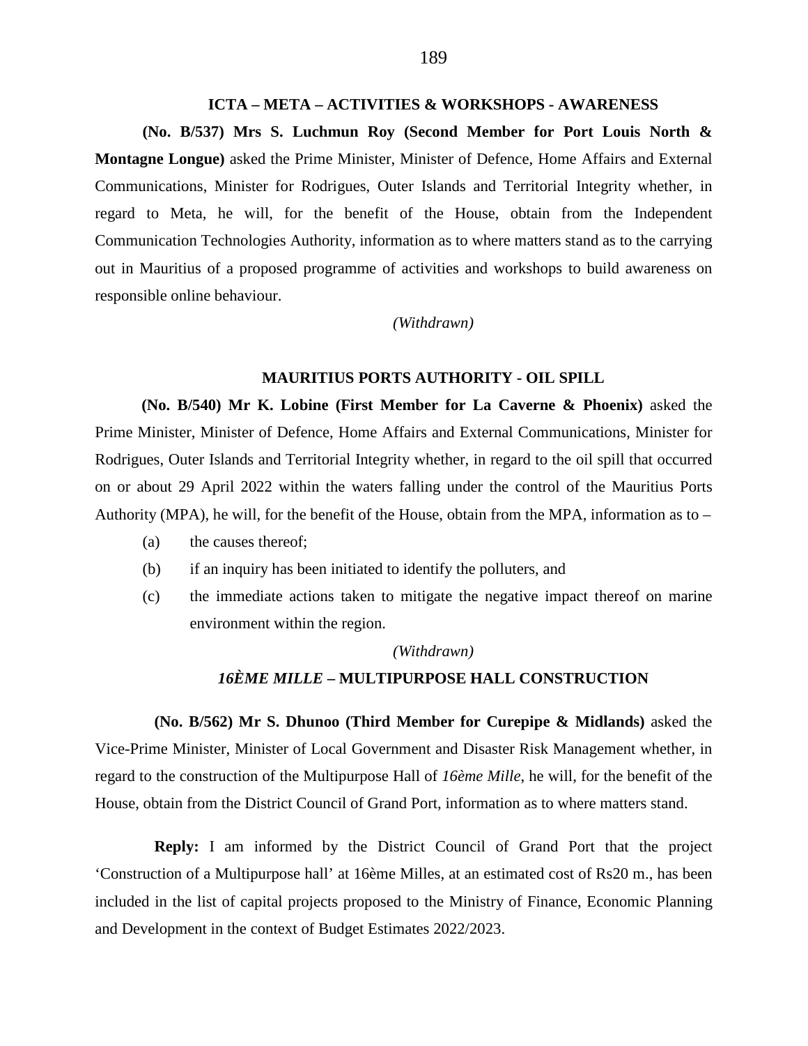**ICTA – META – ACTIVITIES & WORKSHOPS - AWARENESS**

**(No. B/537) Mrs S. Luchmun Roy (Second Member for Port Louis North & Montagne Longue)** asked the Prime Minister, Minister of Defence, Home Affairs and External Communications, Minister for Rodrigues, Outer Islands and Territorial Integrity whether, in regard to Meta, he will, for the benefit of the House, obtain from the Independent Communication Technologies Authority, information as to where matters stand as to the carrying out in Mauritius of a proposed programme of activities and workshops to build awareness on responsible online behaviour.

*(Withdrawn)*

**MAURITIUS PORTS AUTHORITY - OIL SPILL**

**(No. B/540) Mr K. Lobine (First Member for La Caverne & Phoenix)** asked the Prime Minister, Minister of Defence, Home Affairs and External Communications, Minister for Rodrigues, Outer Islands and Territorial Integrity whether, in regard to the oil spill that occurred on or about 29 April 2022 within the waters falling under the control of the Mauritius Ports Authority (MPA), he will, for the benefit of the House, obtain from the MPA, information as to –

(a) the causes thereof;

(b) if an inquiry has been initiated to identify the polluters, and

(c) the immediate actions taken to mitigate the negative impact thereof on marine environment within the region.

*(Withdrawn)*

***16ÈME MILLE* – MULTIPURPOSE HALL CONSTRUCTION**

**(No. B/562) Mr S. Dhunoo (Third Member for Curepipe & Midlands)** asked the Vice-Prime Minister, Minister of Local Government and Disaster Risk Management whether, in regard to the construction of the Multipurpose Hall of *16ème Mille*, he will, for the benefit of the House, obtain from the District Council of Grand Port, information as to where matters stand.

**Reply:** I am informed by the District Council of Grand Port that the project 'Construction of a Multipurpose hall' at 16ème Milles, at an estimated cost of Rs20 m., has been included in the list of capital projects proposed to the Ministry of Finance, Economic Planning and Development in the context of Budget Estimates 2022/2023.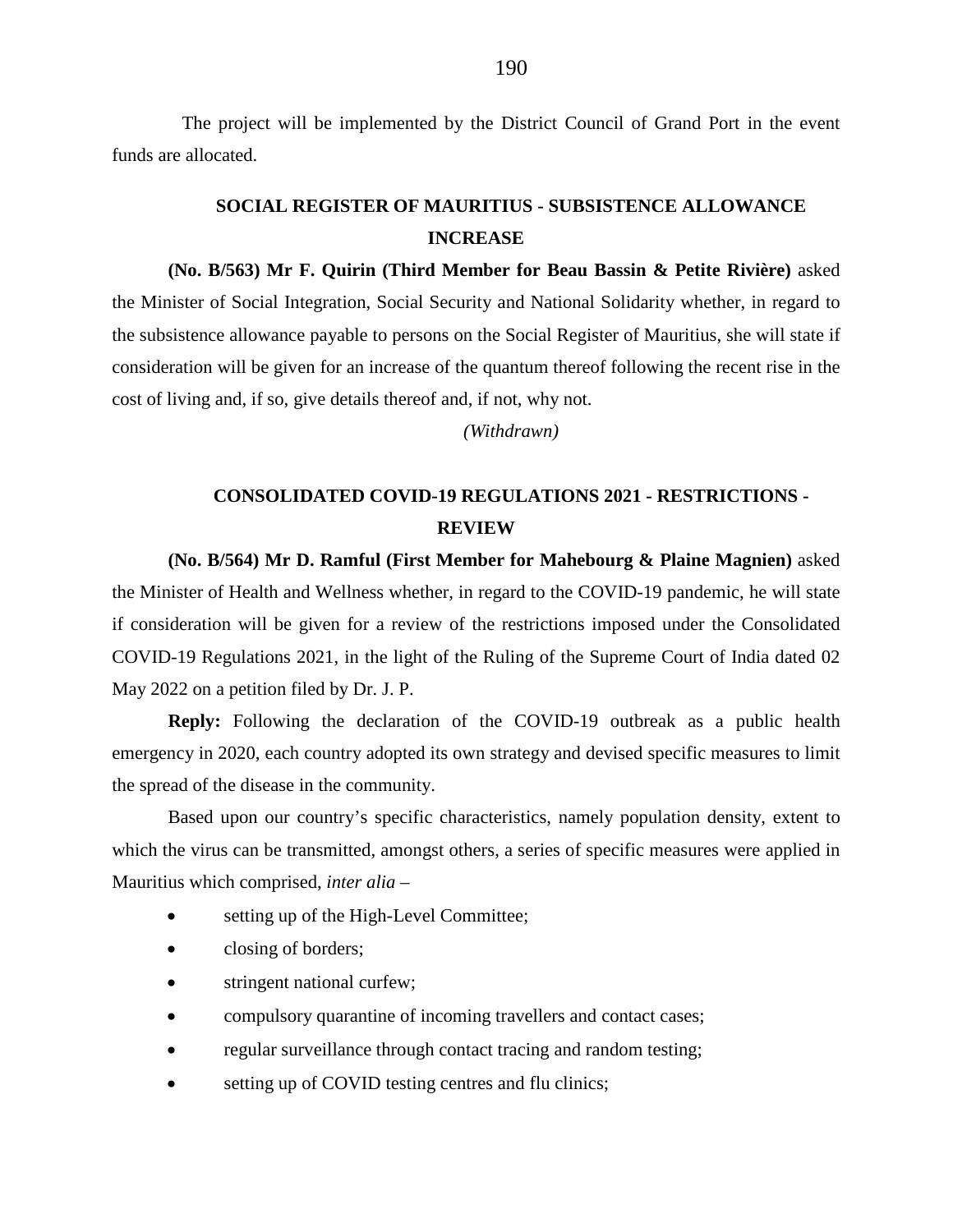The project will be implemented by the District Council of Grand Port in the event funds are allocated.

## SOCIAL REGISTER OF MAURITIUS - SUBSISTENCE ALLOWANCE INCREASE

**(No. B/563) Mr F. Quirin (Third Member for Beau Bassin & Petite Rivière)** asked the Minister of Social Integration, Social Security and National Solidarity whether, in regard to the subsistence allowance payable to persons on the Social Register of Mauritius, she will state if consideration will be given for an increase of the quantum thereof following the recent rise in the cost of living and, if so, give details thereof and, if not, why not.

*(Withdrawn)*

## CONSOLIDATED COVID-19 REGULATIONS 2021 - RESTRICTIONS - REVIEW

**(No. B/564) Mr D. Ramful (First Member for Mahebourg & Plaine Magnien)** asked the Minister of Health and Wellness whether, in regard to the COVID-19 pandemic, he will state if consideration will be given for a review of the restrictions imposed under the Consolidated COVID-19 Regulations 2021, in the light of the Ruling of the Supreme Court of India dated 02 May 2022 on a petition filed by Dr. J. P.

**Reply:** Following the declaration of the COVID-19 outbreak as a public health emergency in 2020, each country adopted its own strategy and devised specific measures to limit the spread of the disease in the community.

Based upon our country's specific characteristics, namely population density, extent to which the virus can be transmitted, amongst others, a series of specific measures were applied in Mauritius which comprised, *inter alia* –

- setting up of the High-Level Committee;
- closing of borders;
- stringent national curfew;
- compulsory quarantine of incoming travellers and contact cases;
- regular surveillance through contact tracing and random testing;
- setting up of COVID testing centres and flu clinics;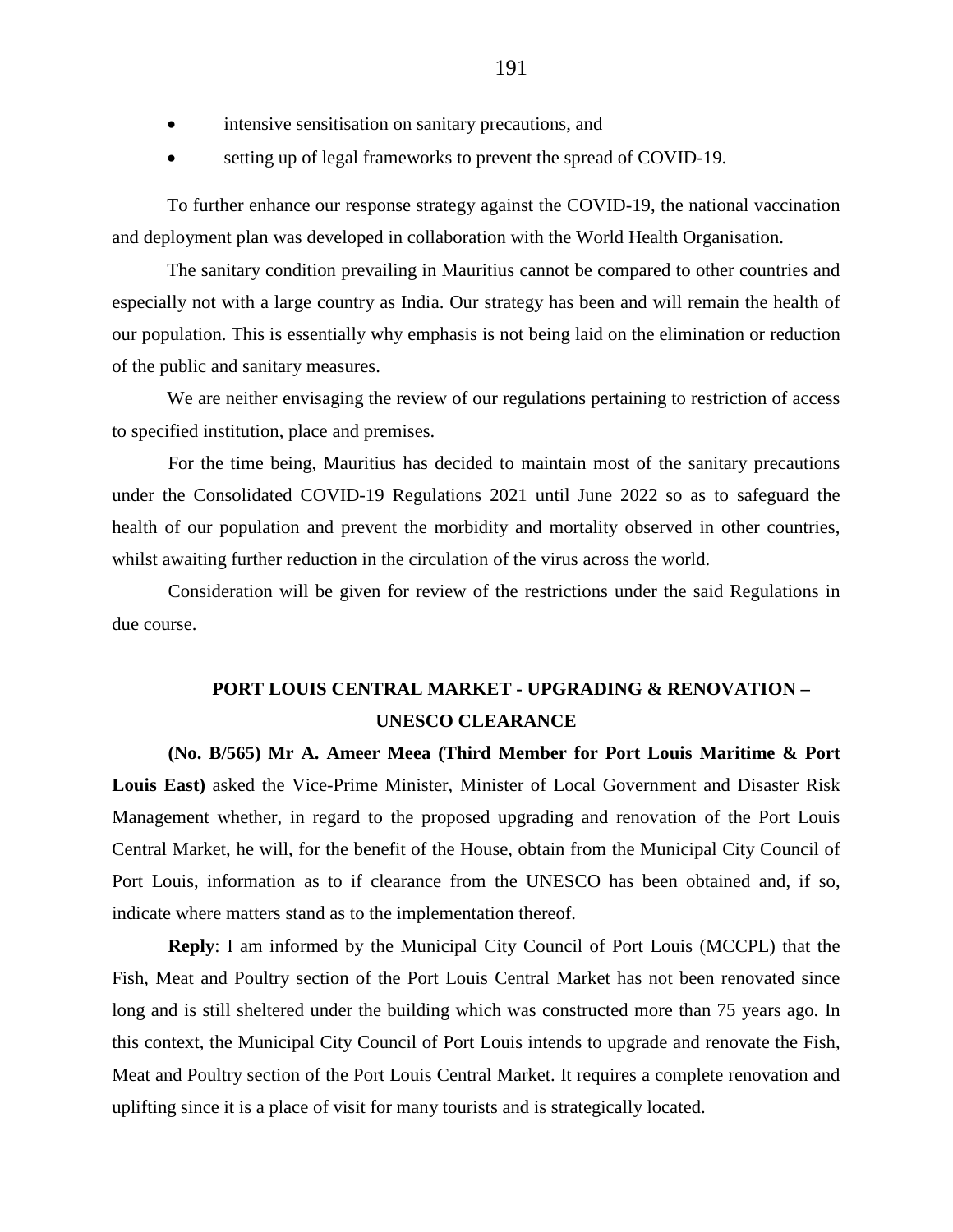- intensive sensitisation on sanitary precautions, and
- setting up of legal frameworks to prevent the spread of COVID-19.

To further enhance our response strategy against the COVID-19, the national vaccination and deployment plan was developed in collaboration with the World Health Organisation.

The sanitary condition prevailing in Mauritius cannot be compared to other countries and especially not with a large country as India. Our strategy has been and will remain the health of our population. This is essentially why emphasis is not being laid on the elimination or reduction of the public and sanitary measures.

We are neither envisaging the review of our regulations pertaining to restriction of access to specified institution, place and premises.

For the time being, Mauritius has decided to maintain most of the sanitary precautions under the Consolidated COVID-19 Regulations 2021 until June 2022 so as to safeguard the health of our population and prevent the morbidity and mortality observed in other countries, whilst awaiting further reduction in the circulation of the virus across the world.

Consideration will be given for review of the restrictions under the said Regulations in due course.

## PORT LOUIS CENTRAL MARKET - UPGRADING & RENOVATION – UNESCO CLEARANCE

**(No. B/565) Mr A. Ameer Meea (Third Member for Port Louis Maritime & Port Louis East)** asked the Vice-Prime Minister, Minister of Local Government and Disaster Risk Management whether, in regard to the proposed upgrading and renovation of the Port Louis Central Market, he will, for the benefit of the House, obtain from the Municipal City Council of Port Louis, information as to if clearance from the UNESCO has been obtained and, if so, indicate where matters stand as to the implementation thereof.

**Reply**: I am informed by the Municipal City Council of Port Louis (MCCPL) that the Fish, Meat and Poultry section of the Port Louis Central Market has not been renovated since long and is still sheltered under the building which was constructed more than 75 years ago. In this context, the Municipal City Council of Port Louis intends to upgrade and renovate the Fish, Meat and Poultry section of the Port Louis Central Market. It requires a complete renovation and uplifting since it is a place of visit for many tourists and is strategically located.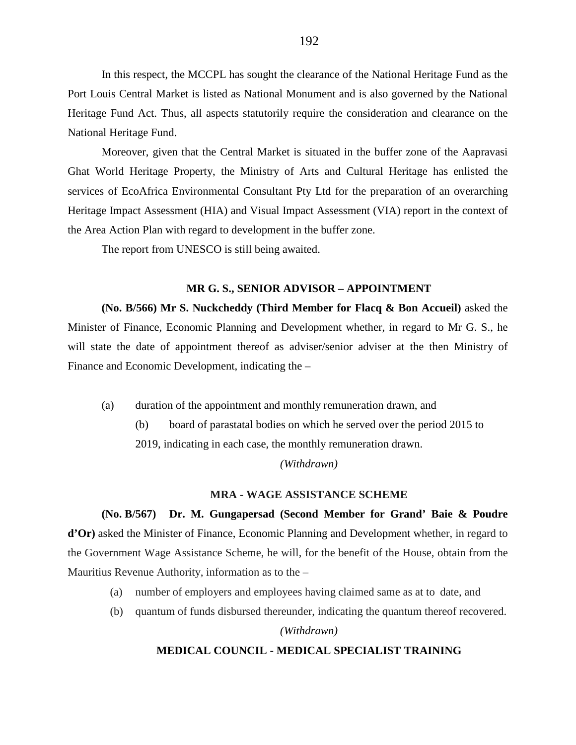In this respect, the MCCPL has sought the clearance of the National Heritage Fund as the Port Louis Central Market is listed as National Monument and is also governed by the National Heritage Fund Act. Thus, all aspects statutorily require the consideration and clearance on the National Heritage Fund.

Moreover, given that the Central Market is situated in the buffer zone of the Aapravasi Ghat World Heritage Property, the Ministry of Arts and Cultural Heritage has enlisted the services of EcoAfrica Environmental Consultant Pty Ltd for the preparation of an overarching Heritage Impact Assessment (HIA) and Visual Impact Assessment (VIA) report in the context of the Area Action Plan with regard to development in the buffer zone.

The report from UNESCO is still being awaited.

## MR G. S., SENIOR ADVISOR – APPOINTMENT

**(No. B/566) Mr S. Nuckcheddy (Third Member for Flacq & Bon Accueil)** asked the Minister of Finance, Economic Planning and Development whether, in regard to Mr G. S., he will state the date of appointment thereof as adviser/senior adviser at the then Ministry of Finance and Economic Development, indicating the –

(a) duration of the appointment and monthly remuneration drawn, and

(b) board of parastatal bodies on which he served over the period 2015 to 2019, indicating in each case, the monthly remuneration drawn.

*(Withdrawn)*

## MRA - WAGE ASSISTANCE SCHEME

**(No. B/567) Dr. M. Gungapersad (Second Member for Grand' Baie & Poudre d'Or)** asked the Minister of Finance, Economic Planning and Development whether, in regard to the Government Wage Assistance Scheme, he will, for the benefit of the House, obtain from the Mauritius Revenue Authority, information as to the –

(a) number of employers and employees having claimed same as at to date, and

(b) quantum of funds disbursed thereunder, indicating the quantum thereof recovered.

*(Withdrawn)*

## MEDICAL COUNCIL - MEDICAL SPECIALIST TRAINING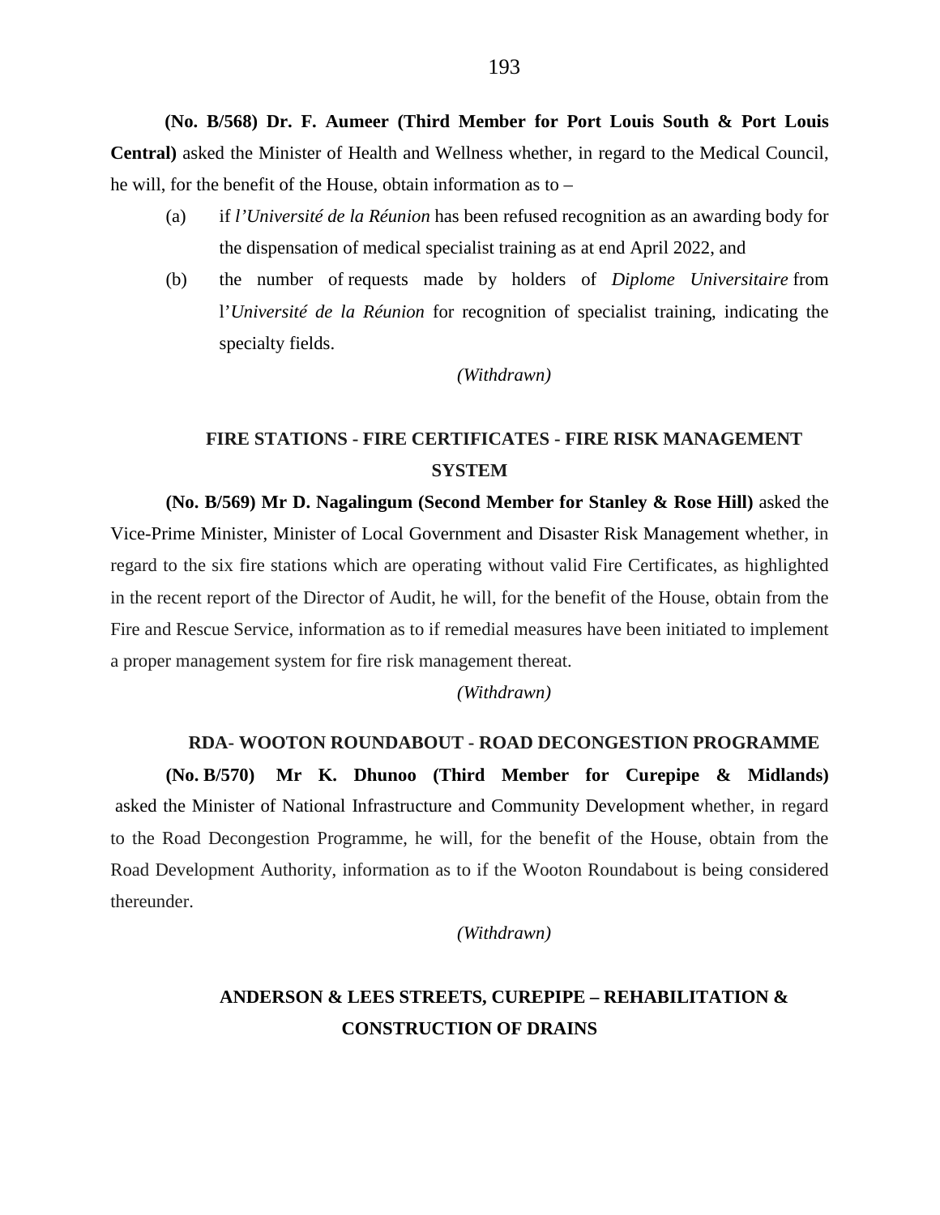**(No. B/568) Dr. F. Aumeer (Third Member for Port Louis South & Port Louis Central)** asked the Minister of Health and Wellness whether, in regard to the Medical Council, he will, for the benefit of the House, obtain information as to –

(a) if *l'Université de la Réunion* has been refused recognition as an awarding body for the dispensation of medical specialist training as at end April 2022, and

(b) the number of requests made by holders of *Diplome Universitaire* from l'*Université de la Réunion* for recognition of specialist training, indicating the specialty fields.

*(Withdrawn)*

## FIRE STATIONS - FIRE CERTIFICATES - FIRE RISK MANAGEMENT SYSTEM

**(No. B/569) Mr D. Nagalingum (Second Member for Stanley & Rose Hill)** asked the Vice-Prime Minister, Minister of Local Government and Disaster Risk Management whether, in regard to the six fire stations which are operating without valid Fire Certificates, as highlighted in the recent report of the Director of Audit, he will, for the benefit of the House, obtain from the Fire and Rescue Service, information as to if remedial measures have been initiated to implement a proper management system for fire risk management thereat.

*(Withdrawn)*

## RDA- WOOTON ROUNDABOUT - ROAD DECONGESTION PROGRAMME

**(No. B/570) Mr K. Dhunoo (Third Member for Curepipe & Midlands)** asked the Minister of National Infrastructure and Community Development whether, in regard to the Road Decongestion Programme, he will, for the benefit of the House, obtain from the Road Development Authority, information as to if the Wooton Roundabout is being considered thereunder.

*(Withdrawn)*

## ANDERSON & LEES STREETS, CUREPIPE – REHABILITATION & CONSTRUCTION OF DRAINS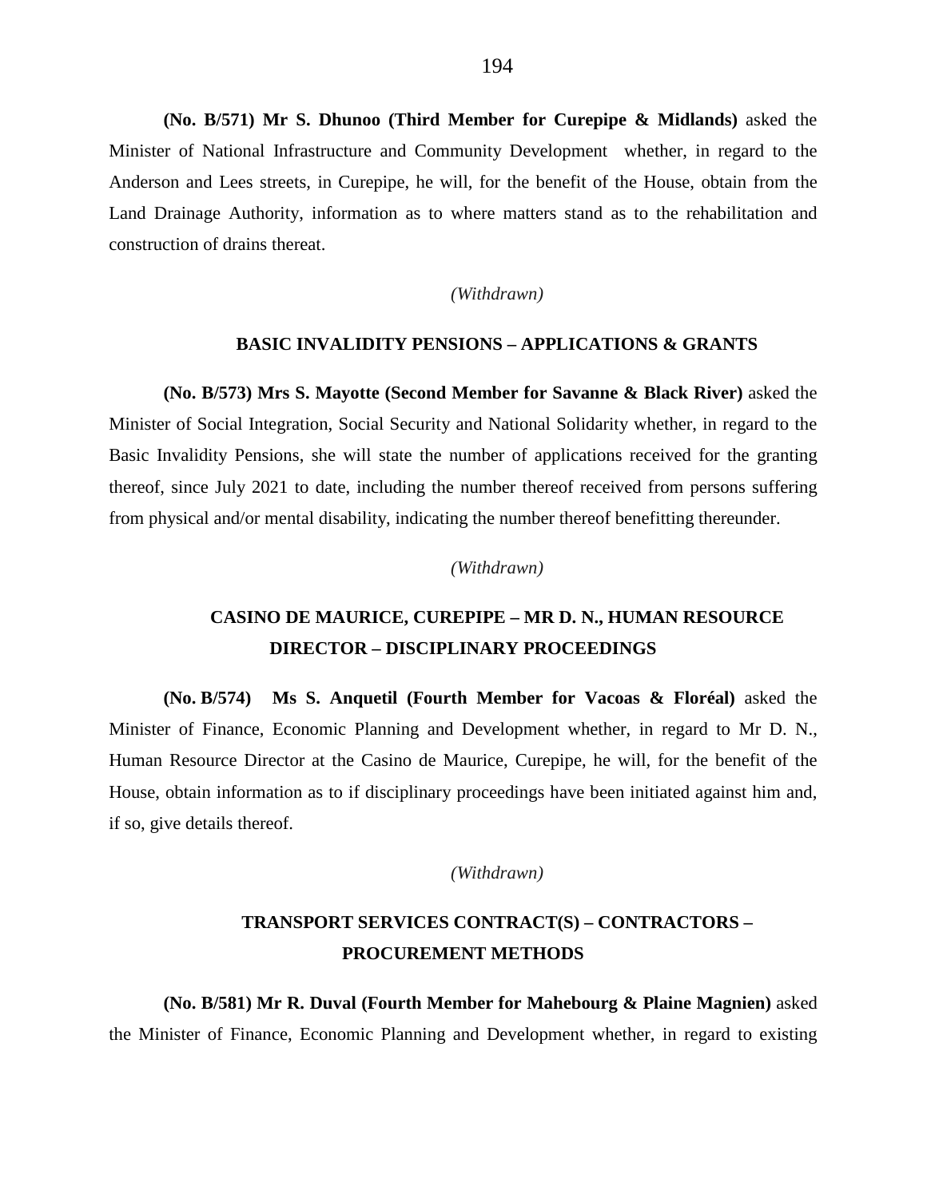**(No. B/571) Mr S. Dhunoo (Third Member for Curepipe & Midlands)** asked the Minister of National Infrastructure and Community Development whether, in regard to the Anderson and Lees streets, in Curepipe, he will, for the benefit of the House, obtain from the Land Drainage Authority, information as to where matters stand as to the rehabilitation and construction of drains thereat.

*(Withdrawn)*

## BASIC INVALIDITY PENSIONS – APPLICATIONS & GRANTS

**(No. B/573) Mrs S. Mayotte (Second Member for Savanne & Black River)** asked the Minister of Social Integration, Social Security and National Solidarity whether, in regard to the Basic Invalidity Pensions, she will state the number of applications received for the granting thereof, since July 2021 to date, including the number thereof received from persons suffering from physical and/or mental disability, indicating the number thereof benefitting thereunder.

*(Withdrawn)*

## CASINO DE MAURICE, CUREPIPE – MR D. N., HUMAN RESOURCE DIRECTOR – DISCIPLINARY PROCEEDINGS

**(No. B/574) Ms S. Anquetil (Fourth Member for Vacoas & Floréal)** asked the Minister of Finance, Economic Planning and Development whether, in regard to Mr D. N., Human Resource Director at the Casino de Maurice, Curepipe, he will, for the benefit of the House, obtain information as to if disciplinary proceedings have been initiated against him and, if so, give details thereof.

*(Withdrawn)*

## TRANSPORT SERVICES CONTRACT(S) – CONTRACTORS – PROCUREMENT METHODS

**(No. B/581) Mr R. Duval (Fourth Member for Mahebourg & Plaine Magnien)** asked the Minister of Finance, Economic Planning and Development whether, in regard to existing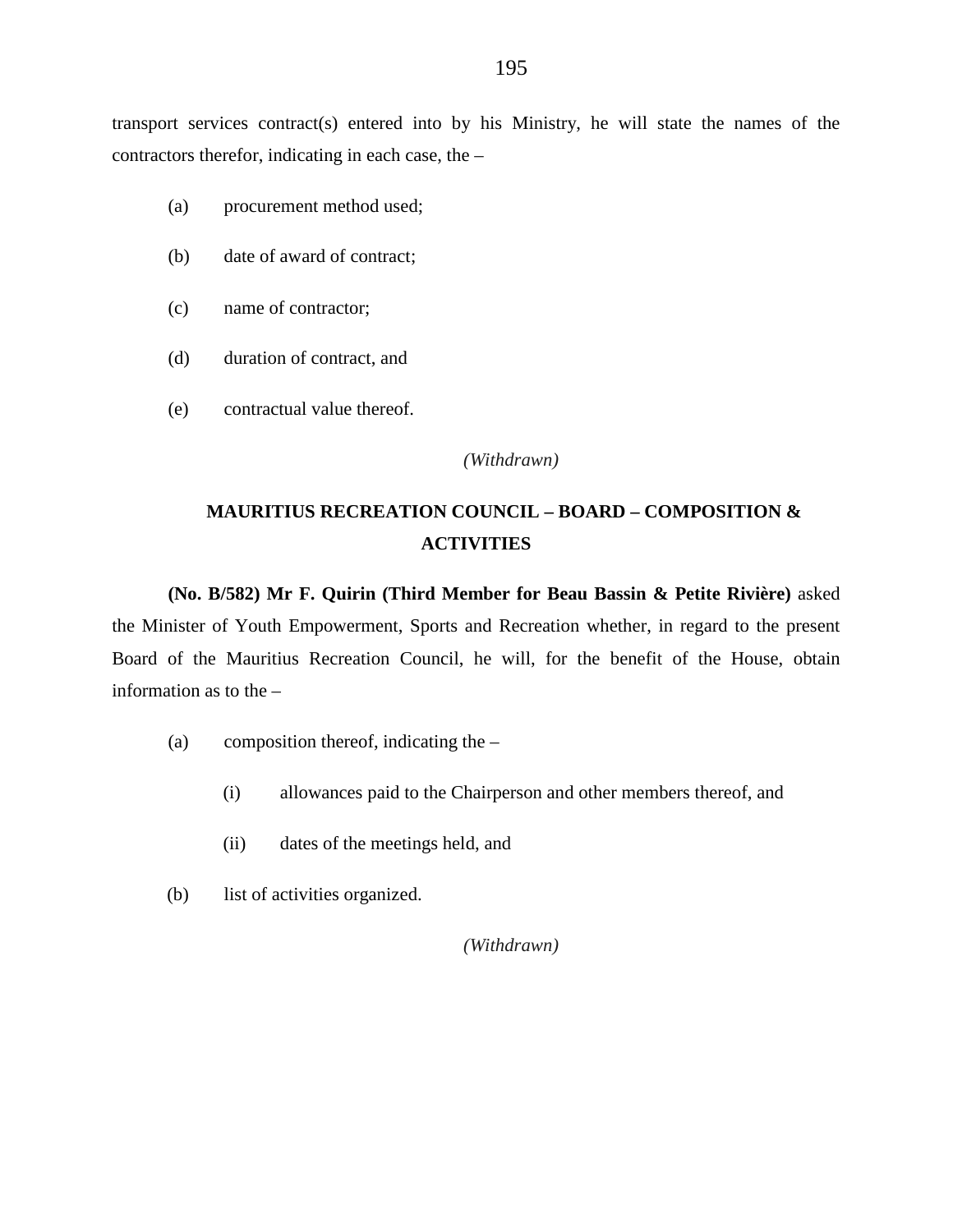transport services contract(s) entered into by his Ministry, he will state the names of the contractors therefor, indicating in each case, the –

(a) procurement method used;

(b) date of award of contract;

(c) name of contractor;

(d) duration of contract, and

(e) contractual value thereof.

*(Withdrawn)*

**MAURITIUS RECREATION COUNCIL – BOARD – COMPOSITION & ACTIVITIES**

**(No. B/582) Mr F. Quirin (Third Member for Beau Bassin & Petite Rivière)** asked the Minister of Youth Empowerment, Sports and Recreation whether, in regard to the present Board of the Mauritius Recreation Council, he will, for the benefit of the House, obtain information as to the –

(a) composition thereof, indicating the –

  (i) allowances paid to the Chairperson and other members thereof, and

  (ii) dates of the meetings held, and

(b) list of activities organized.

*(Withdrawn)*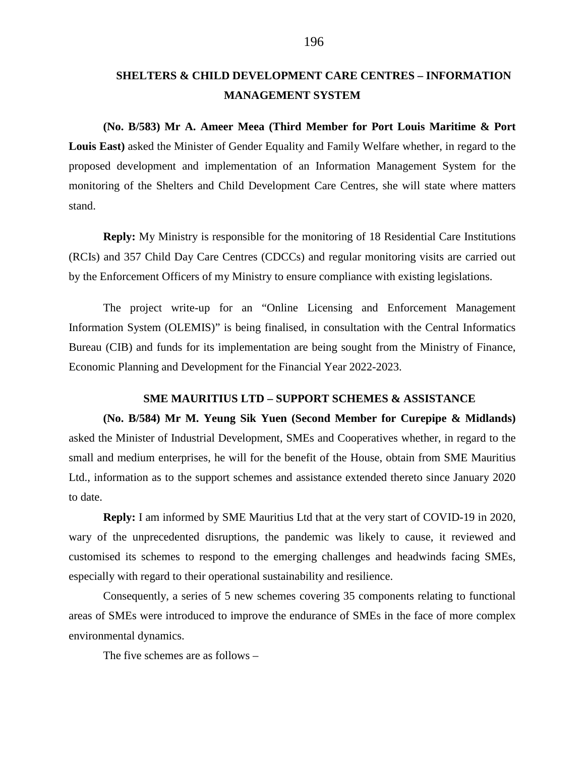## SHELTERS & CHILD DEVELOPMENT CARE CENTRES – INFORMATION MANAGEMENT SYSTEM

**(No. B/583) Mr A. Ameer Meea (Third Member for Port Louis Maritime & Port Louis East)** asked the Minister of Gender Equality and Family Welfare whether, in regard to the proposed development and implementation of an Information Management System for the monitoring of the Shelters and Child Development Care Centres, she will state where matters stand.

**Reply:** My Ministry is responsible for the monitoring of 18 Residential Care Institutions (RCIs) and 357 Child Day Care Centres (CDCCs) and regular monitoring visits are carried out by the Enforcement Officers of my Ministry to ensure compliance with existing legislations.

The project write-up for an "Online Licensing and Enforcement Management Information System (OLEMIS)" is being finalised, in consultation with the Central Informatics Bureau (CIB) and funds for its implementation are being sought from the Ministry of Finance, Economic Planning and Development for the Financial Year 2022-2023.

## SME MAURITIUS LTD – SUPPORT SCHEMES & ASSISTANCE

**(No. B/584) Mr M. Yeung Sik Yuen (Second Member for Curepipe & Midlands)** asked the Minister of Industrial Development, SMEs and Cooperatives whether, in regard to the small and medium enterprises, he will for the benefit of the House, obtain from SME Mauritius Ltd., information as to the support schemes and assistance extended thereto since January 2020 to date.

**Reply:** I am informed by SME Mauritius Ltd that at the very start of COVID-19 in 2020, wary of the unprecedented disruptions, the pandemic was likely to cause, it reviewed and customised its schemes to respond to the emerging challenges and headwinds facing SMEs, especially with regard to their operational sustainability and resilience.

Consequently, a series of 5 new schemes covering 35 components relating to functional areas of SMEs were introduced to improve the endurance of SMEs in the face of more complex environmental dynamics.

The five schemes are as follows –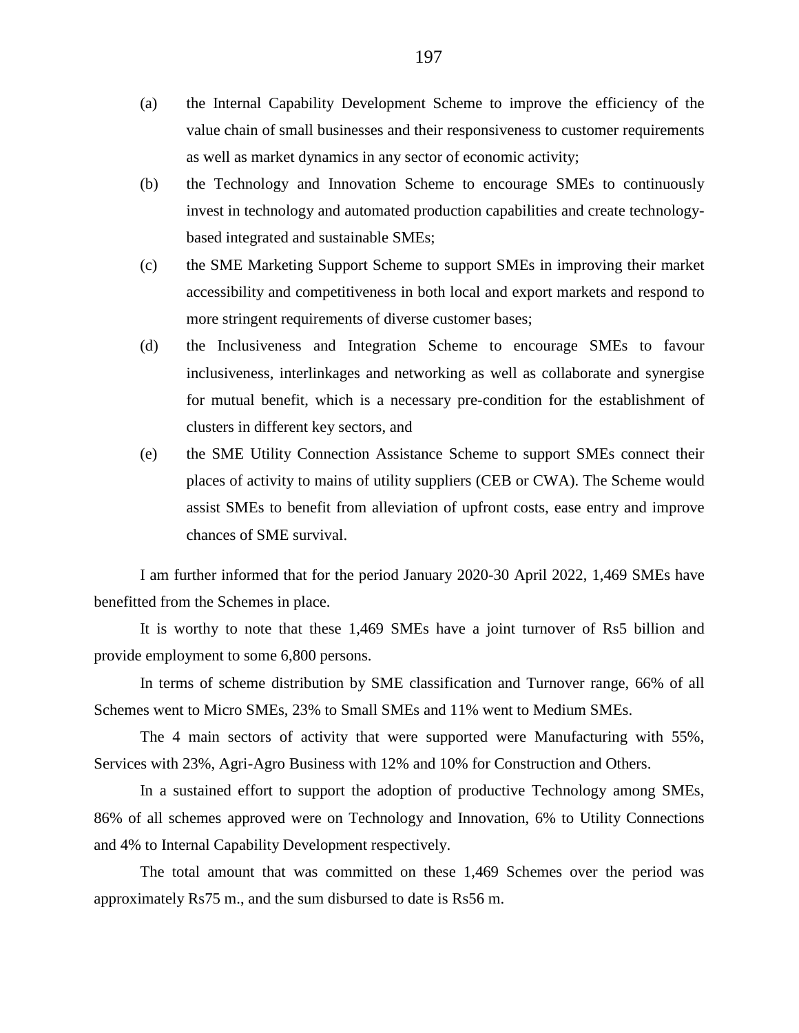(a) the Internal Capability Development Scheme to improve the efficiency of the value chain of small businesses and their responsiveness to customer requirements as well as market dynamics in any sector of economic activity;

(b) the Technology and Innovation Scheme to encourage SMEs to continuously invest in technology and automated production capabilities and create technology-based integrated and sustainable SMEs;

(c) the SME Marketing Support Scheme to support SMEs in improving their market accessibility and competitiveness in both local and export markets and respond to more stringent requirements of diverse customer bases;

(d) the Inclusiveness and Integration Scheme to encourage SMEs to favour inclusiveness, interlinkages and networking as well as collaborate and synergise for mutual benefit, which is a necessary pre-condition for the establishment of clusters in different key sectors, and

(e) the SME Utility Connection Assistance Scheme to support SMEs connect their places of activity to mains of utility suppliers (CEB or CWA). The Scheme would assist SMEs to benefit from alleviation of upfront costs, ease entry and improve chances of SME survival.

I am further informed that for the period January 2020-30 April 2022, 1,469 SMEs have benefitted from the Schemes in place.

It is worthy to note that these 1,469 SMEs have a joint turnover of Rs5 billion and provide employment to some 6,800 persons.

In terms of scheme distribution by SME classification and Turnover range, 66% of all Schemes went to Micro SMEs, 23% to Small SMEs and 11% went to Medium SMEs.

The 4 main sectors of activity that were supported were Manufacturing with 55%, Services with 23%, Agri-Agro Business with 12% and 10% for Construction and Others.

In a sustained effort to support the adoption of productive Technology among SMEs, 86% of all schemes approved were on Technology and Innovation, 6% to Utility Connections and 4% to Internal Capability Development respectively.

The total amount that was committed on these 1,469 Schemes over the period was approximately Rs75 m., and the sum disbursed to date is Rs56 m.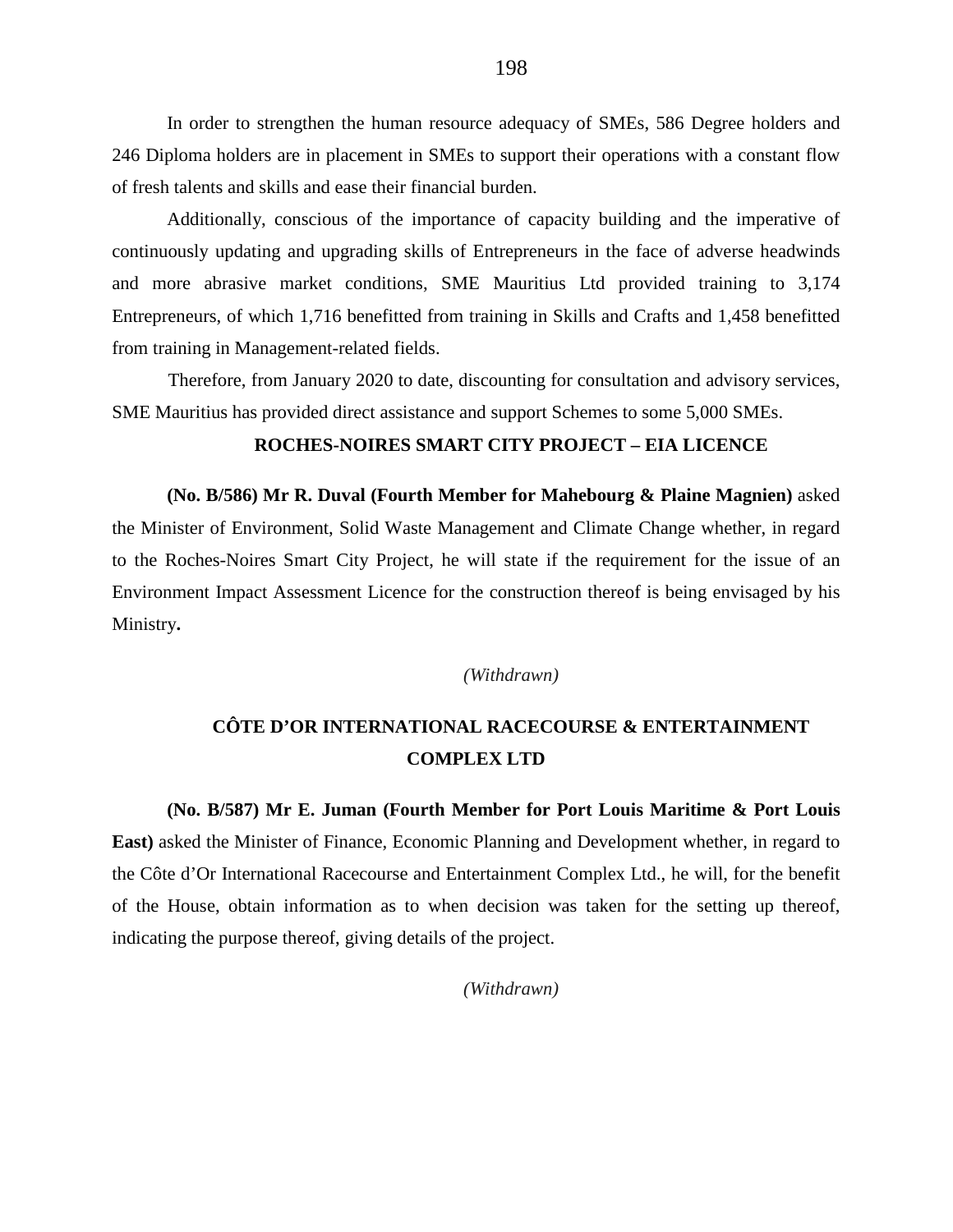In order to strengthen the human resource adequacy of SMEs, 586 Degree holders and 246 Diploma holders are in placement in SMEs to support their operations with a constant flow of fresh talents and skills and ease their financial burden.

Additionally, conscious of the importance of capacity building and the imperative of continuously updating and upgrading skills of Entrepreneurs in the face of adverse headwinds and more abrasive market conditions, SME Mauritius Ltd provided training to 3,174 Entrepreneurs, of which 1,716 benefitted from training in Skills and Crafts and 1,458 benefitted from training in Management-related fields.

Therefore, from January 2020 to date, discounting for consultation and advisory services, SME Mauritius has provided direct assistance and support Schemes to some 5,000 SMEs.

**ROCHES-NOIRES SMART CITY PROJECT – EIA LICENCE**

**(No. B/586) Mr R. Duval (Fourth Member for Mahebourg & Plaine Magnien)** asked the Minister of Environment, Solid Waste Management and Climate Change whether, in regard to the Roches-Noires Smart City Project, he will state if the requirement for the issue of an Environment Impact Assessment Licence for the construction thereof is being envisaged by his Ministry**.**

*(Withdrawn)*

**CÔTE D'OR INTERNATIONAL RACECOURSE & ENTERTAINMENT COMPLEX LTD**

**(No. B/587) Mr E. Juman (Fourth Member for Port Louis Maritime & Port Louis East)** asked the Minister of Finance, Economic Planning and Development whether, in regard to the Côte d'Or International Racecourse and Entertainment Complex Ltd., he will, for the benefit of the House, obtain information as to when decision was taken for the setting up thereof, indicating the purpose thereof, giving details of the project.

*(Withdrawn)*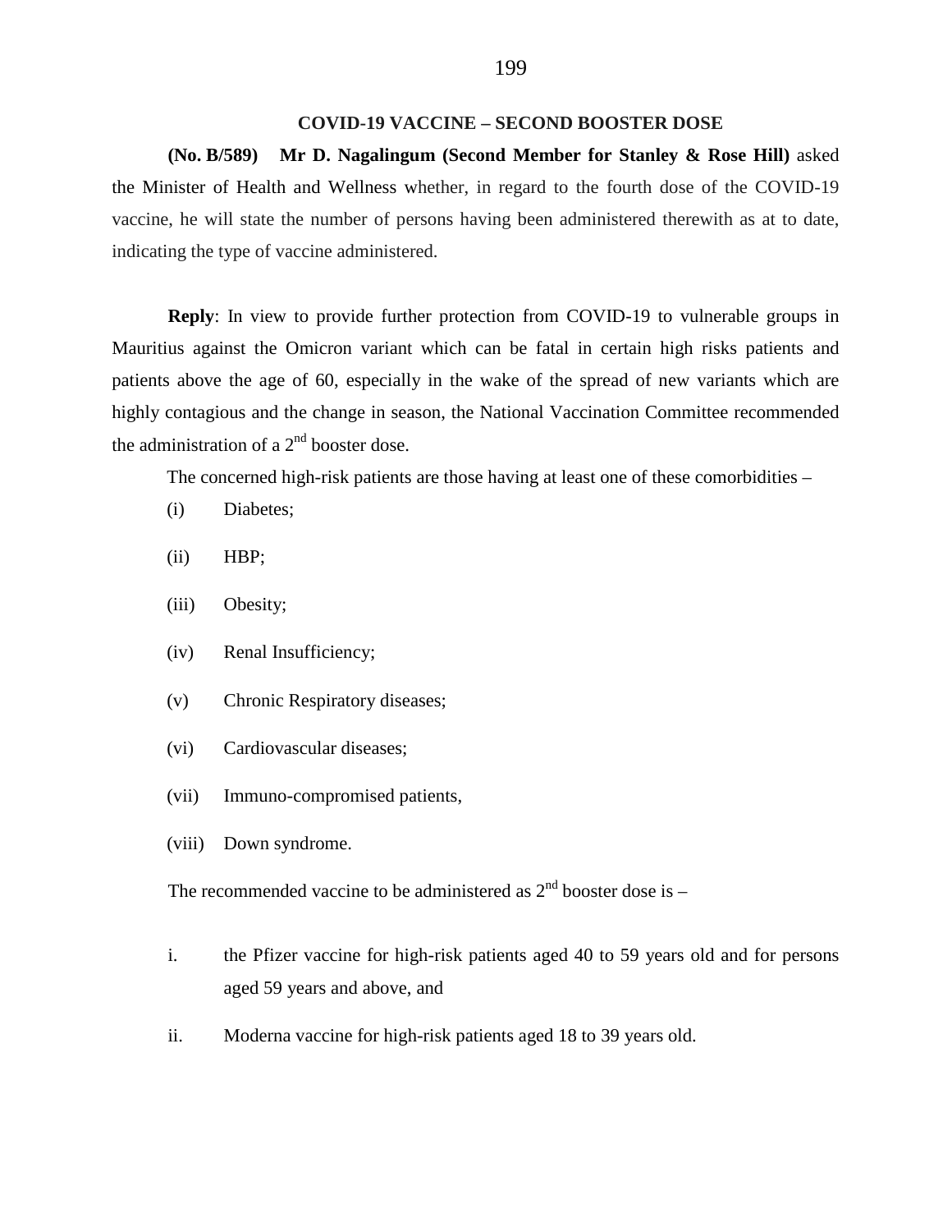## COVID-19 VACCINE – SECOND BOOSTER DOSE

**(No. B/589) Mr D. Nagalingum (Second Member for Stanley & Rose Hill)** asked the Minister of Health and Wellness whether, in regard to the fourth dose of the COVID-19 vaccine, he will state the number of persons having been administered therewith as at to date, indicating the type of vaccine administered.

**Reply**: In view to provide further protection from COVID-19 to vulnerable groups in Mauritius against the Omicron variant which can be fatal in certain high risks patients and patients above the age of 60, especially in the wake of the spread of new variants which are highly contagious and the change in season, the National Vaccination Committee recommended the administration of a 2nd booster dose.

The concerned high-risk patients are those having at least one of these comorbidities –

(i) Diabetes;

(ii) HBP;

(iii) Obesity;

(iv) Renal Insufficiency;

(v) Chronic Respiratory diseases;

(vi) Cardiovascular diseases;

(vii) Immuno-compromised patients,

(viii) Down syndrome.

The recommended vaccine to be administered as 2nd booster dose is –

i. the Pfizer vaccine for high-risk patients aged 40 to 59 years old and for persons aged 59 years and above, and

ii. Moderna vaccine for high-risk patients aged 18 to 39 years old.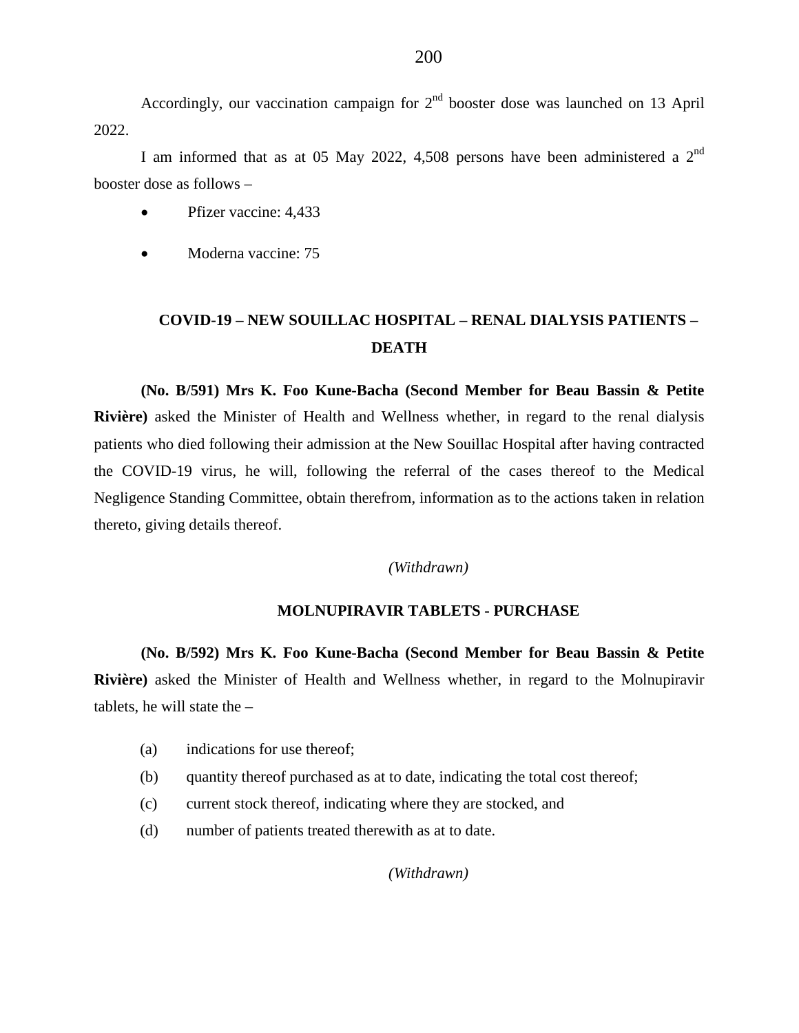Accordingly, our vaccination campaign for 2nd booster dose was launched on 13 April 2022.

I am informed that as at 05 May 2022, 4,508 persons have been administered a 2nd booster dose as follows –

- Pfizer vaccine: 4,433
- Moderna vaccine: 75

## COVID-19 – NEW SOUILLAC HOSPITAL – RENAL DIALYSIS PATIENTS – DEATH

**(No. B/591) Mrs K. Foo Kune-Bacha (Second Member for Beau Bassin & Petite Rivière)** asked the Minister of Health and Wellness whether, in regard to the renal dialysis patients who died following their admission at the New Souillac Hospital after having contracted the COVID-19 virus, he will, following the referral of the cases thereof to the Medical Negligence Standing Committee, obtain therefrom, information as to the actions taken in relation thereto, giving details thereof.

*(Withdrawn)*

## MOLNUPIRAVIR TABLETS - PURCHASE

**(No. B/592) Mrs K. Foo Kune-Bacha (Second Member for Beau Bassin & Petite Rivière)** asked the Minister of Health and Wellness whether, in regard to the Molnupiravir tablets, he will state the –

(a) indications for use thereof;

(b) quantity thereof purchased as at to date, indicating the total cost thereof;

(c) current stock thereof, indicating where they are stocked, and

(d) number of patients treated therewith as at to date.

*(Withdrawn)*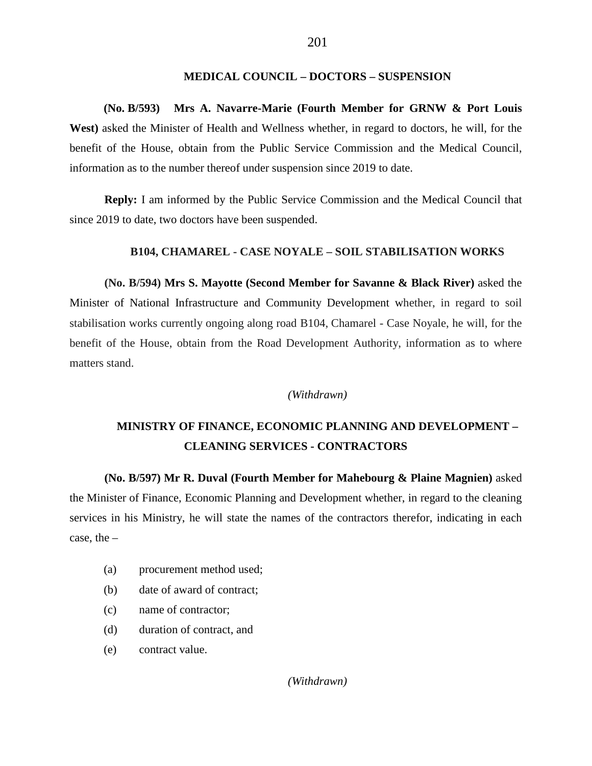## MEDICAL COUNCIL – DOCTORS – SUSPENSION

**(No. B/593) Mrs A. Navarre-Marie (Fourth Member for GRNW & Port Louis West)** asked the Minister of Health and Wellness whether, in regard to doctors, he will, for the benefit of the House, obtain from the Public Service Commission and the Medical Council, information as to the number thereof under suspension since 2019 to date.

**Reply:** I am informed by the Public Service Commission and the Medical Council that since 2019 to date, two doctors have been suspended.

## B104, CHAMAREL - CASE NOYALE – SOIL STABILISATION WORKS

**(No. B/594) Mrs S. Mayotte (Second Member for Savanne & Black River)** asked the Minister of National Infrastructure and Community Development whether, in regard to soil stabilisation works currently ongoing along road B104, Chamarel - Case Noyale, he will, for the benefit of the House, obtain from the Road Development Authority, information as to where matters stand.

*(Withdrawn)*

## MINISTRY OF FINANCE, ECONOMIC PLANNING AND DEVELOPMENT – CLEANING SERVICES - CONTRACTORS

**(No. B/597) Mr R. Duval (Fourth Member for Mahebourg & Plaine Magnien)** asked the Minister of Finance, Economic Planning and Development whether, in regard to the cleaning services in his Ministry, he will state the names of the contractors therefor, indicating in each case, the –

(a) procurement method used;

(b) date of award of contract;

(c) name of contractor;

(d) duration of contract, and

(e) contract value.

*(Withdrawn)*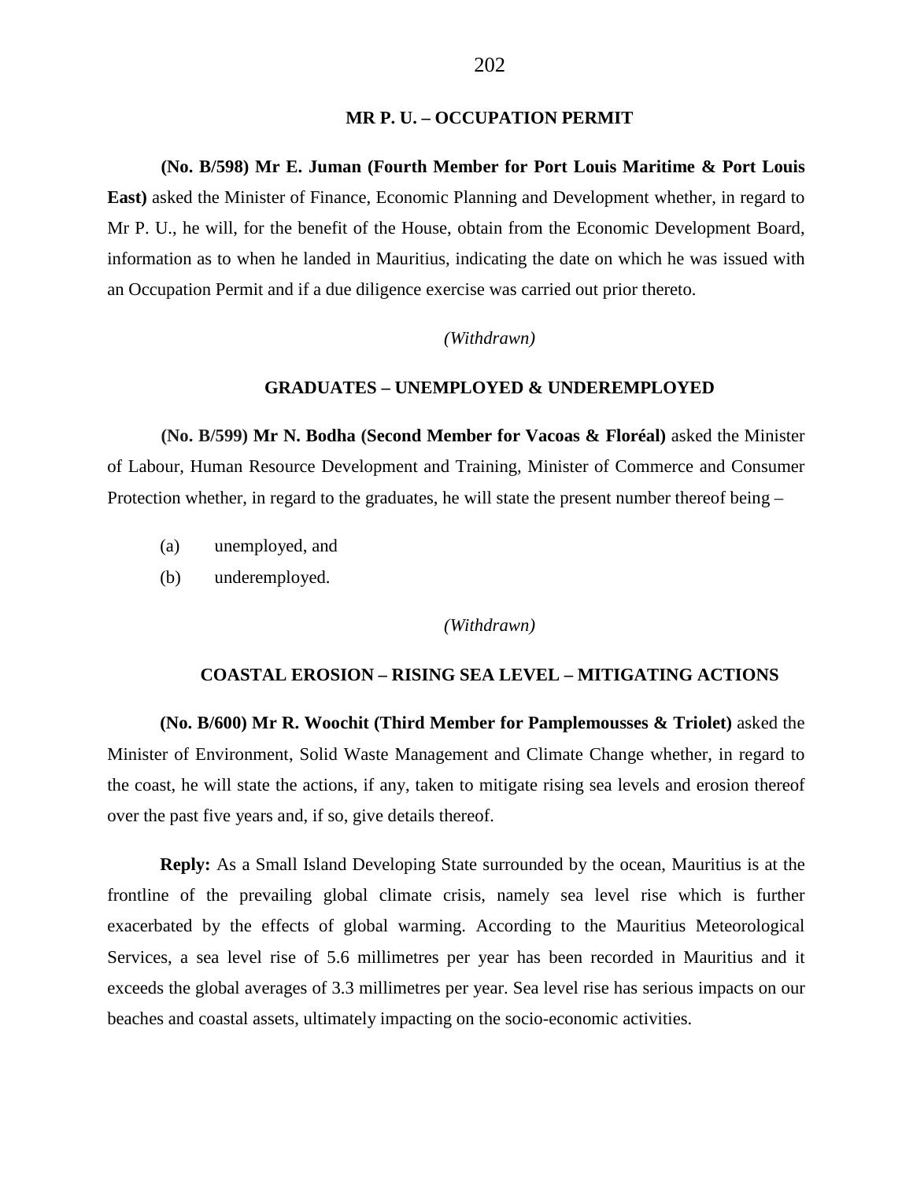### MR P. U. – OCCUPATION PERMIT

**(No. B/598) Mr E. Juman (Fourth Member for Port Louis Maritime & Port Louis East)** asked the Minister of Finance, Economic Planning and Development whether, in regard to Mr P. U., he will, for the benefit of the House, obtain from the Economic Development Board, information as to when he landed in Mauritius, indicating the date on which he was issued with an Occupation Permit and if a due diligence exercise was carried out prior thereto.

*(Withdrawn)*

### GRADUATES – UNEMPLOYED & UNDEREMPLOYED

**(No. B/599) Mr N. Bodha (Second Member for Vacoas & Floréal)** asked the Minister of Labour, Human Resource Development and Training, Minister of Commerce and Consumer Protection whether, in regard to the graduates, he will state the present number thereof being –

(a) unemployed, and

(b) underemployed.

*(Withdrawn)*

### COASTAL EROSION – RISING SEA LEVEL – MITIGATING ACTIONS

**(No. B/600) Mr R. Woochit (Third Member for Pamplemousses & Triolet)** asked the Minister of Environment, Solid Waste Management and Climate Change whether, in regard to the coast, he will state the actions, if any, taken to mitigate rising sea levels and erosion thereof over the past five years and, if so, give details thereof.

**Reply:** As a Small Island Developing State surrounded by the ocean, Mauritius is at the frontline of the prevailing global climate crisis, namely sea level rise which is further exacerbated by the effects of global warming. According to the Mauritius Meteorological Services, a sea level rise of 5.6 millimetres per year has been recorded in Mauritius and it exceeds the global averages of 3.3 millimetres per year. Sea level rise has serious impacts on our beaches and coastal assets, ultimately impacting on the socio-economic activities.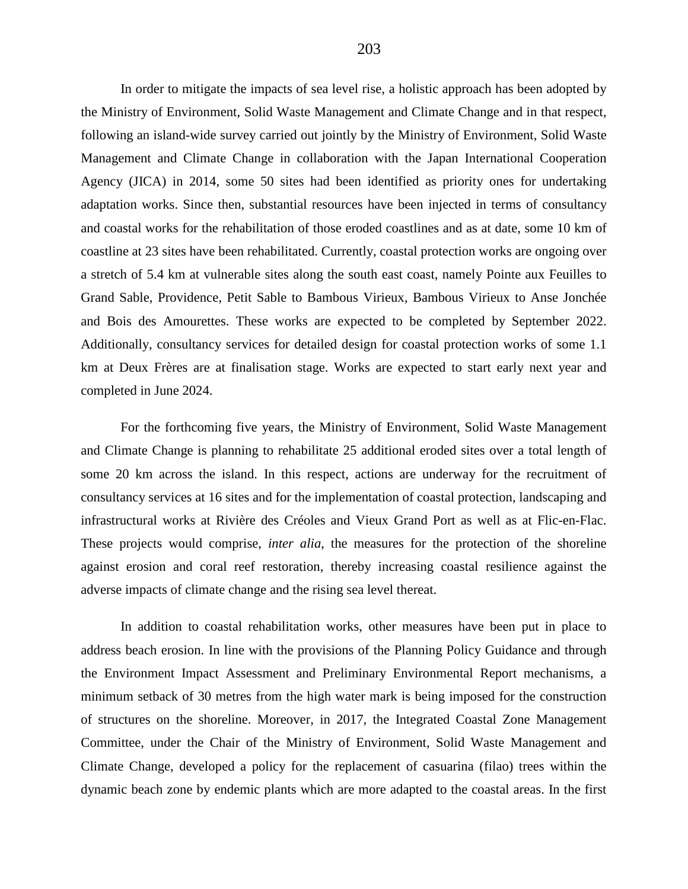In order to mitigate the impacts of sea level rise, a holistic approach has been adopted by the Ministry of Environment, Solid Waste Management and Climate Change and in that respect, following an island-wide survey carried out jointly by the Ministry of Environment, Solid Waste Management and Climate Change in collaboration with the Japan International Cooperation Agency (JICA) in 2014, some 50 sites had been identified as priority ones for undertaking adaptation works. Since then, substantial resources have been injected in terms of consultancy and coastal works for the rehabilitation of those eroded coastlines and as at date, some 10 km of coastline at 23 sites have been rehabilitated. Currently, coastal protection works are ongoing over a stretch of 5.4 km at vulnerable sites along the south east coast, namely Pointe aux Feuilles to Grand Sable, Providence, Petit Sable to Bambous Virieux, Bambous Virieux to Anse Jonchée and Bois des Amourettes. These works are expected to be completed by September 2022. Additionally, consultancy services for detailed design for coastal protection works of some 1.1 km at Deux Frères are at finalisation stage. Works are expected to start early next year and completed in June 2024.

For the forthcoming five years, the Ministry of Environment, Solid Waste Management and Climate Change is planning to rehabilitate 25 additional eroded sites over a total length of some 20 km across the island. In this respect, actions are underway for the recruitment of consultancy services at 16 sites and for the implementation of coastal protection, landscaping and infrastructural works at Rivière des Créoles and Vieux Grand Port as well as at Flic-en-Flac. These projects would comprise, *inter alia*, the measures for the protection of the shoreline against erosion and coral reef restoration, thereby increasing coastal resilience against the adverse impacts of climate change and the rising sea level thereat.

In addition to coastal rehabilitation works, other measures have been put in place to address beach erosion. In line with the provisions of the Planning Policy Guidance and through the Environment Impact Assessment and Preliminary Environmental Report mechanisms, a minimum setback of 30 metres from the high water mark is being imposed for the construction of structures on the shoreline. Moreover, in 2017, the Integrated Coastal Zone Management Committee, under the Chair of the Ministry of Environment, Solid Waste Management and Climate Change, developed a policy for the replacement of casuarina (filao) trees within the dynamic beach zone by endemic plants which are more adapted to the coastal areas. In the first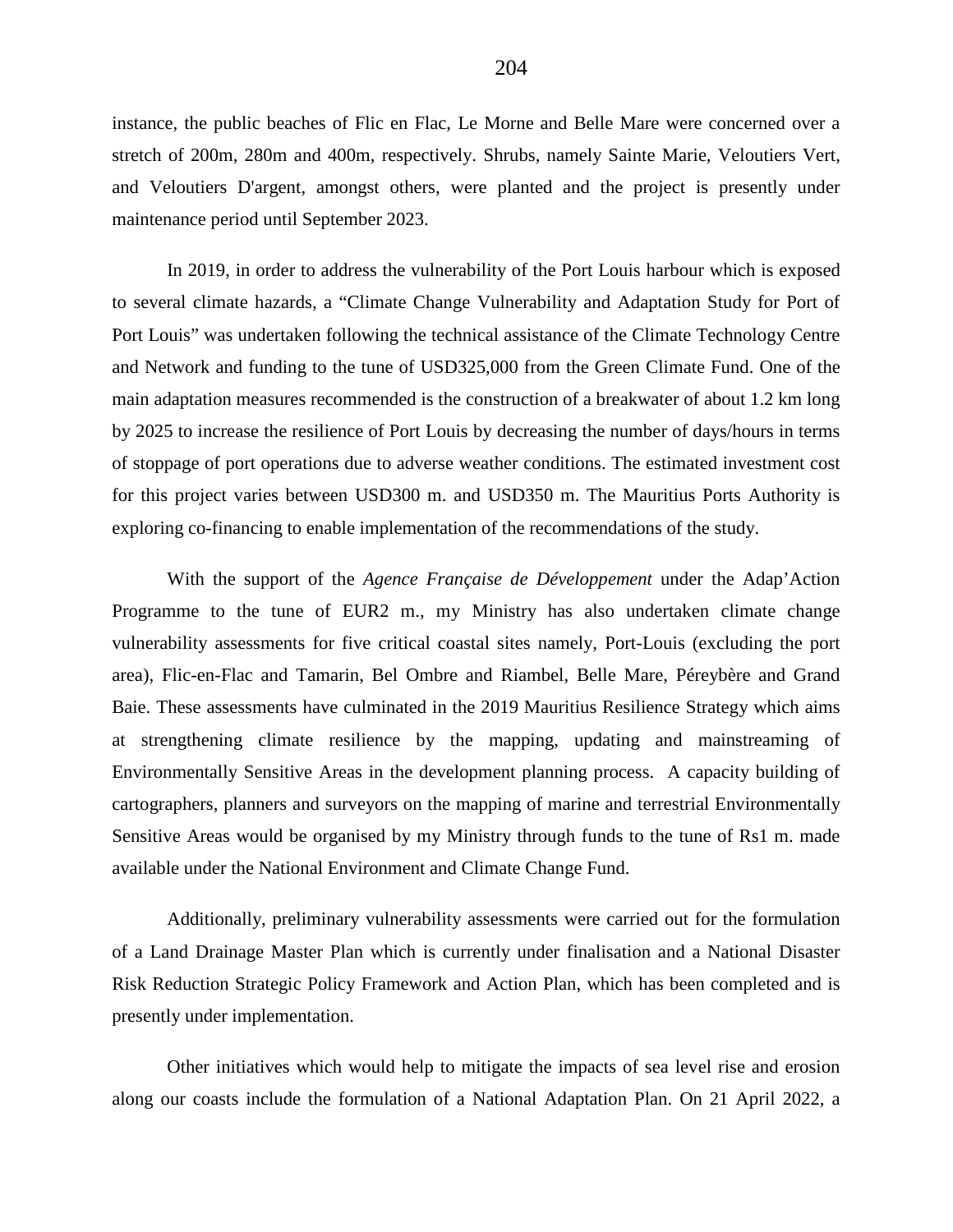instance, the public beaches of Flic en Flac, Le Morne and Belle Mare were concerned over a stretch of 200m, 280m and 400m, respectively. Shrubs, namely Sainte Marie, Veloutiers Vert, and Veloutiers D'argent, amongst others, were planted and the project is presently under maintenance period until September 2023.

In 2019, in order to address the vulnerability of the Port Louis harbour which is exposed to several climate hazards, a "Climate Change Vulnerability and Adaptation Study for Port of Port Louis" was undertaken following the technical assistance of the Climate Technology Centre and Network and funding to the tune of USD325,000 from the Green Climate Fund. One of the main adaptation measures recommended is the construction of a breakwater of about 1.2 km long by 2025 to increase the resilience of Port Louis by decreasing the number of days/hours in terms of stoppage of port operations due to adverse weather conditions. The estimated investment cost for this project varies between USD300 m. and USD350 m. The Mauritius Ports Authority is exploring co-financing to enable implementation of the recommendations of the study.

With the support of the *Agence Française de Développement* under the Adap'Action Programme to the tune of EUR2 m., my Ministry has also undertaken climate change vulnerability assessments for five critical coastal sites namely, Port-Louis (excluding the port area), Flic-en-Flac and Tamarin, Bel Ombre and Riambel, Belle Mare, Péreybère and Grand Baie. These assessments have culminated in the 2019 Mauritius Resilience Strategy which aims at strengthening climate resilience by the mapping, updating and mainstreaming of Environmentally Sensitive Areas in the development planning process. A capacity building of cartographers, planners and surveyors on the mapping of marine and terrestrial Environmentally Sensitive Areas would be organised by my Ministry through funds to the tune of Rs1 m. made available under the National Environment and Climate Change Fund.

Additionally, preliminary vulnerability assessments were carried out for the formulation of a Land Drainage Master Plan which is currently under finalisation and a National Disaster Risk Reduction Strategic Policy Framework and Action Plan, which has been completed and is presently under implementation.

Other initiatives which would help to mitigate the impacts of sea level rise and erosion along our coasts include the formulation of a National Adaptation Plan. On 21 April 2022, a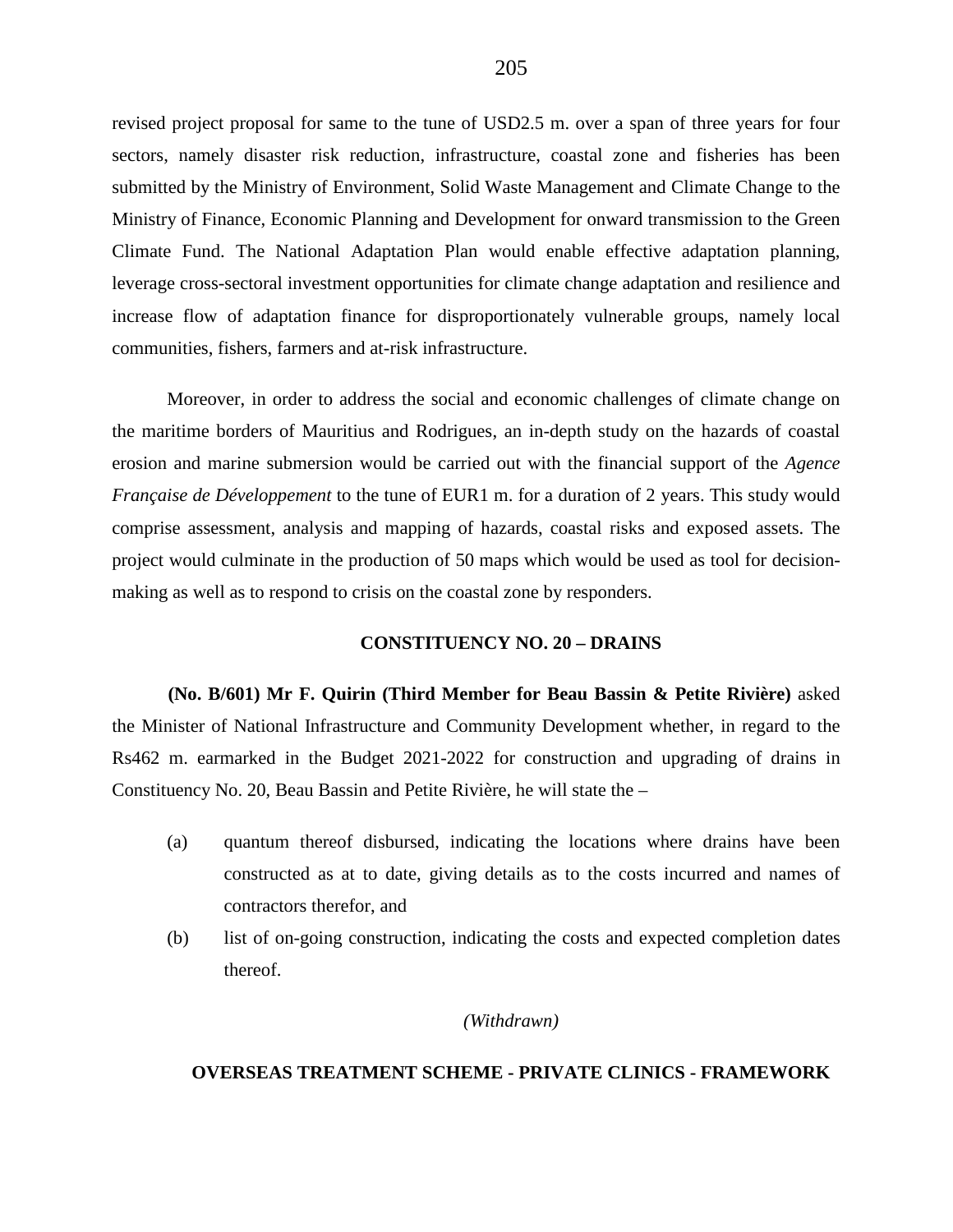revised project proposal for same to the tune of USD2.5 m. over a span of three years for four sectors, namely disaster risk reduction, infrastructure, coastal zone and fisheries has been submitted by the Ministry of Environment, Solid Waste Management and Climate Change to the Ministry of Finance, Economic Planning and Development for onward transmission to the Green Climate Fund. The National Adaptation Plan would enable effective adaptation planning, leverage cross-sectoral investment opportunities for climate change adaptation and resilience and increase flow of adaptation finance for disproportionately vulnerable groups, namely local communities, fishers, farmers and at-risk infrastructure.

Moreover, in order to address the social and economic challenges of climate change on the maritime borders of Mauritius and Rodrigues, an in-depth study on the hazards of coastal erosion and marine submersion would be carried out with the financial support of the *Agence Française de Développement* to the tune of EUR1 m. for a duration of 2 years. This study would comprise assessment, analysis and mapping of hazards, coastal risks and exposed assets. The project would culminate in the production of 50 maps which would be used as tool for decision-making as well as to respond to crisis on the coastal zone by responders.

## CONSTITUENCY NO. 20 – DRAINS

**(No. B/601) Mr F. Quirin (Third Member for Beau Bassin & Petite Rivière)** asked the Minister of National Infrastructure and Community Development whether, in regard to the Rs462 m. earmarked in the Budget 2021-2022 for construction and upgrading of drains in Constituency No. 20, Beau Bassin and Petite Rivière, he will state the –

(a) quantum thereof disbursed, indicating the locations where drains have been constructed as at to date, giving details as to the costs incurred and names of contractors therefor, and

(b) list of on-going construction, indicating the costs and expected completion dates thereof.

*(Withdrawn)*

## OVERSEAS TREATMENT SCHEME - PRIVATE CLINICS - FRAMEWORK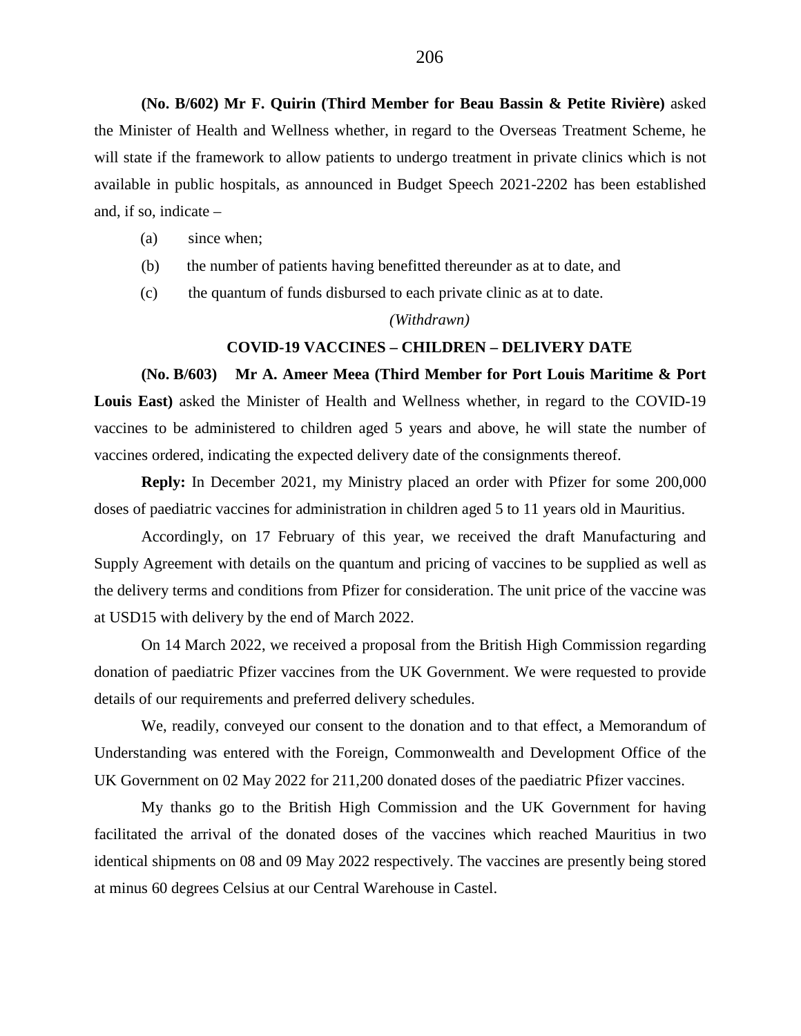**(No. B/602) Mr F. Quirin (Third Member for Beau Bassin & Petite Rivière)** asked the Minister of Health and Wellness whether, in regard to the Overseas Treatment Scheme, he will state if the framework to allow patients to undergo treatment in private clinics which is not available in public hospitals, as announced in Budget Speech 2021-2202 has been established and, if so, indicate –

(a) since when;

(b) the number of patients having benefitted thereunder as at to date, and

(c) the quantum of funds disbursed to each private clinic as at to date.

*(Withdrawn)*

**COVID-19 VACCINES – CHILDREN – DELIVERY DATE**

**(No. B/603) Mr A. Ameer Meea (Third Member for Port Louis Maritime & Port Louis East)** asked the Minister of Health and Wellness whether, in regard to the COVID-19 vaccines to be administered to children aged 5 years and above, he will state the number of vaccines ordered, indicating the expected delivery date of the consignments thereof.

**Reply:** In December 2021, my Ministry placed an order with Pfizer for some 200,000 doses of paediatric vaccines for administration in children aged 5 to 11 years old in Mauritius.

Accordingly, on 17 February of this year, we received the draft Manufacturing and Supply Agreement with details on the quantum and pricing of vaccines to be supplied as well as the delivery terms and conditions from Pfizer for consideration. The unit price of the vaccine was at USD15 with delivery by the end of March 2022.

On 14 March 2022, we received a proposal from the British High Commission regarding donation of paediatric Pfizer vaccines from the UK Government. We were requested to provide details of our requirements and preferred delivery schedules.

We, readily, conveyed our consent to the donation and to that effect, a Memorandum of Understanding was entered with the Foreign, Commonwealth and Development Office of the UK Government on 02 May 2022 for 211,200 donated doses of the paediatric Pfizer vaccines.

My thanks go to the British High Commission and the UK Government for having facilitated the arrival of the donated doses of the vaccines which reached Mauritius in two identical shipments on 08 and 09 May 2022 respectively. The vaccines are presently being stored at minus 60 degrees Celsius at our Central Warehouse in Castel.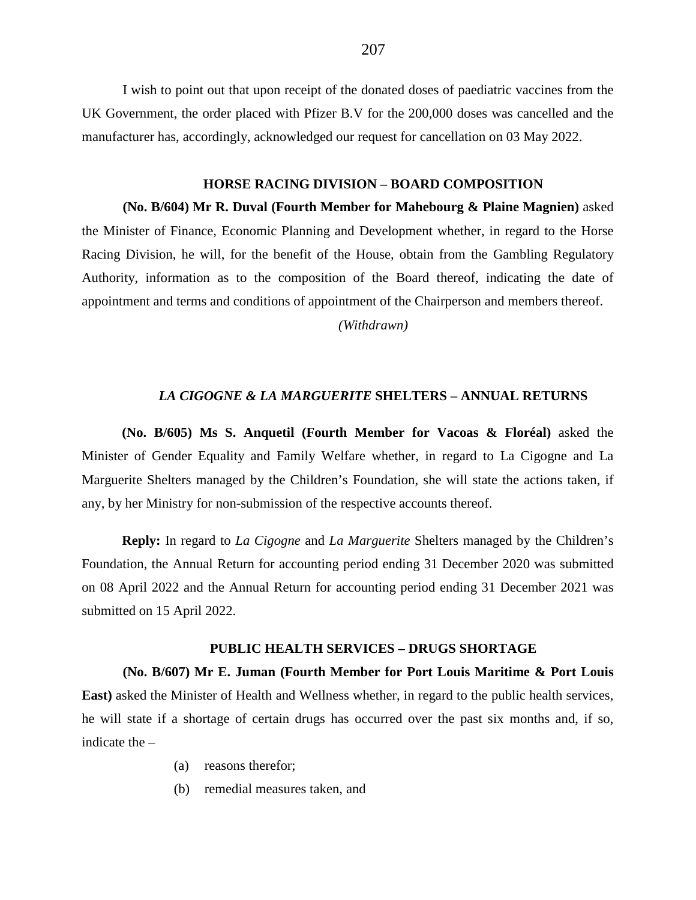I wish to point out that upon receipt of the donated doses of paediatric vaccines from the UK Government, the order placed with Pfizer B.V for the 200,000 doses was cancelled and the manufacturer has, accordingly, acknowledged our request for cancellation on 03 May 2022.

### HORSE RACING DIVISION – BOARD COMPOSITION

**(No. B/604) Mr R. Duval (Fourth Member for Mahebourg & Plaine Magnien)** asked the Minister of Finance, Economic Planning and Development whether, in regard to the Horse Racing Division, he will, for the benefit of the House, obtain from the Gambling Regulatory Authority, information as to the composition of the Board thereof, indicating the date of appointment and terms and conditions of appointment of the Chairperson and members thereof.

*(Withdrawn)*

### *LA CIGOGNE & LA MARGUERITE* SHELTERS – ANNUAL RETURNS

**(No. B/605) Ms S. Anquetil (Fourth Member for Vacoas & Floréal)** asked the Minister of Gender Equality and Family Welfare whether, in regard to La Cigogne and La Marguerite Shelters managed by the Children's Foundation, she will state the actions taken, if any, by her Ministry for non-submission of the respective accounts thereof.

**Reply:** In regard to *La Cigogne* and *La Marguerite* Shelters managed by the Children's Foundation, the Annual Return for accounting period ending 31 December 2020 was submitted on 08 April 2022 and the Annual Return for accounting period ending 31 December 2021 was submitted on 15 April 2022.

### PUBLIC HEALTH SERVICES – DRUGS SHORTAGE

**(No. B/607) Mr E. Juman (Fourth Member for Port Louis Maritime & Port Louis East)** asked the Minister of Health and Wellness whether, in regard to the public health services, he will state if a shortage of certain drugs has occurred over the past six months and, if so, indicate the –

(a) reasons therefor;

(b) remedial measures taken, and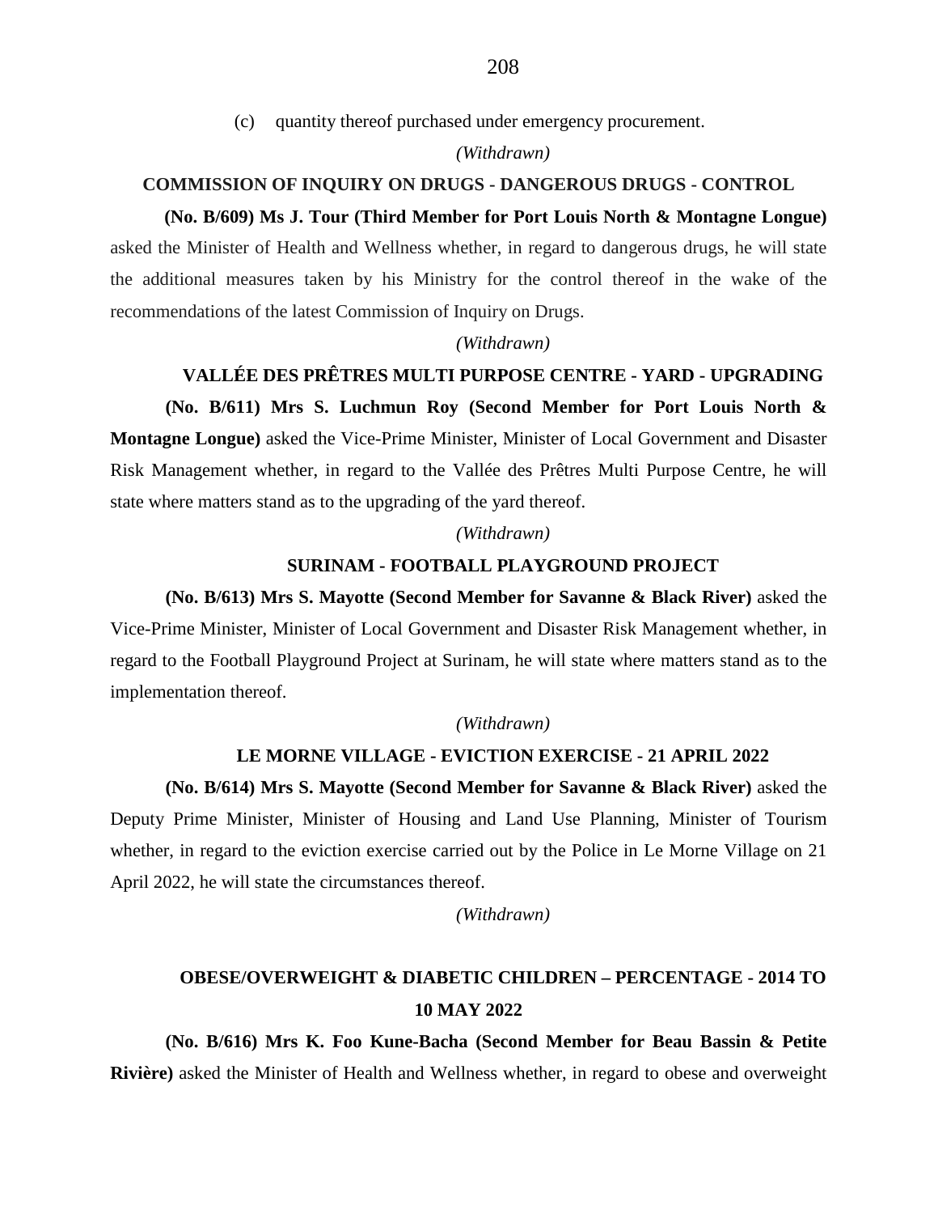(c) quantity thereof purchased under emergency procurement.

*(Withdrawn)*

**COMMISSION OF INQUIRY ON DRUGS - DANGEROUS DRUGS - CONTROL**

**(No. B/609) Ms J. Tour (Third Member for Port Louis North & Montagne Longue)** asked the Minister of Health and Wellness whether, in regard to dangerous drugs, he will state the additional measures taken by his Ministry for the control thereof in the wake of the recommendations of the latest Commission of Inquiry on Drugs.

*(Withdrawn)*

**VALLÉE DES PRÊTRES MULTI PURPOSE CENTRE - YARD - UPGRADING**

**(No. B/611) Mrs S. Luchmun Roy (Second Member for Port Louis North & Montagne Longue)** asked the Vice-Prime Minister, Minister of Local Government and Disaster Risk Management whether, in regard to the Vallée des Prêtres Multi Purpose Centre, he will state where matters stand as to the upgrading of the yard thereof.

*(Withdrawn)*

**SURINAM - FOOTBALL PLAYGROUND PROJECT**

**(No. B/613) Mrs S. Mayotte (Second Member for Savanne & Black River)** asked the Vice-Prime Minister, Minister of Local Government and Disaster Risk Management whether, in regard to the Football Playground Project at Surinam, he will state where matters stand as to the implementation thereof.

*(Withdrawn)*

**LE MORNE VILLAGE - EVICTION EXERCISE - 21 APRIL 2022**

**(No. B/614) Mrs S. Mayotte (Second Member for Savanne & Black River)** asked the Deputy Prime Minister, Minister of Housing and Land Use Planning, Minister of Tourism whether, in regard to the eviction exercise carried out by the Police in Le Morne Village on 21 April 2022, he will state the circumstances thereof.

*(Withdrawn)*

**OBESE/OVERWEIGHT & DIABETIC CHILDREN – PERCENTAGE - 2014 TO 10 MAY 2022**

**(No. B/616) Mrs K. Foo Kune-Bacha (Second Member for Beau Bassin & Petite Rivière)** asked the Minister of Health and Wellness whether, in regard to obese and overweight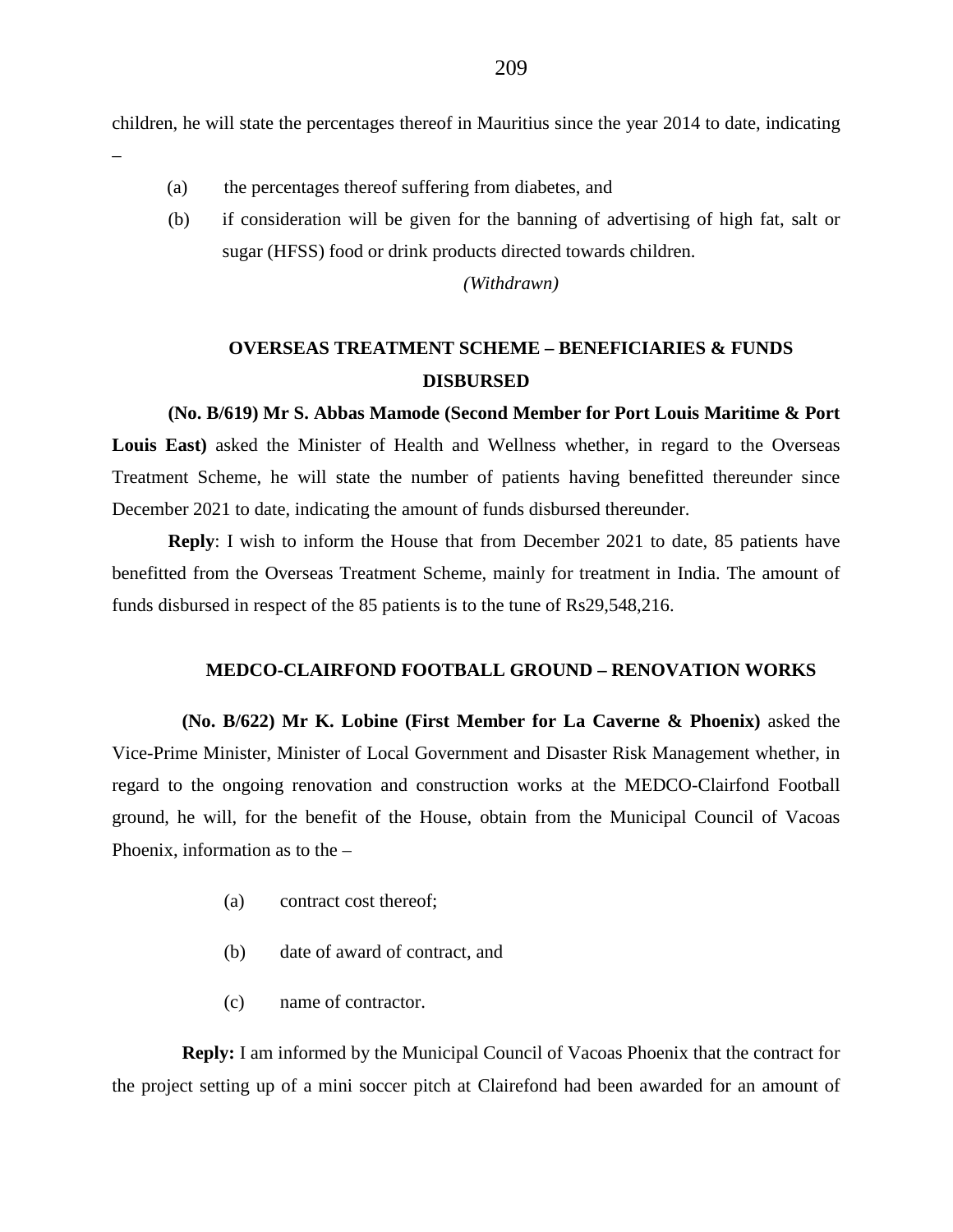children, he will state the percentages thereof in Mauritius since the year 2014 to date, indicating –

(a) the percentages thereof suffering from diabetes, and

(b) if consideration will be given for the banning of advertising of high fat, salt or sugar (HFSS) food or drink products directed towards children.

*(Withdrawn)*

## OVERSEAS TREATMENT SCHEME – BENEFICIARIES & FUNDS DISBURSED

**(No. B/619) Mr S. Abbas Mamode (Second Member for Port Louis Maritime & Port Louis East)** asked the Minister of Health and Wellness whether, in regard to the Overseas Treatment Scheme, he will state the number of patients having benefitted thereunder since December 2021 to date, indicating the amount of funds disbursed thereunder.

**Reply**: I wish to inform the House that from December 2021 to date, 85 patients have benefitted from the Overseas Treatment Scheme, mainly for treatment in India. The amount of funds disbursed in respect of the 85 patients is to the tune of Rs29,548,216.

## MEDCO-CLAIRFOND FOOTBALL GROUND – RENOVATION WORKS

**(No. B/622) Mr K. Lobine (First Member for La Caverne & Phoenix)** asked the Vice-Prime Minister, Minister of Local Government and Disaster Risk Management whether, in regard to the ongoing renovation and construction works at the MEDCO-Clairfond Football ground, he will, for the benefit of the House, obtain from the Municipal Council of Vacoas Phoenix, information as to the –

(a) contract cost thereof;

(b) date of award of contract, and

(c) name of contractor.

**Reply:** I am informed by the Municipal Council of Vacoas Phoenix that the contract for the project setting up of a mini soccer pitch at Clairefond had been awarded for an amount of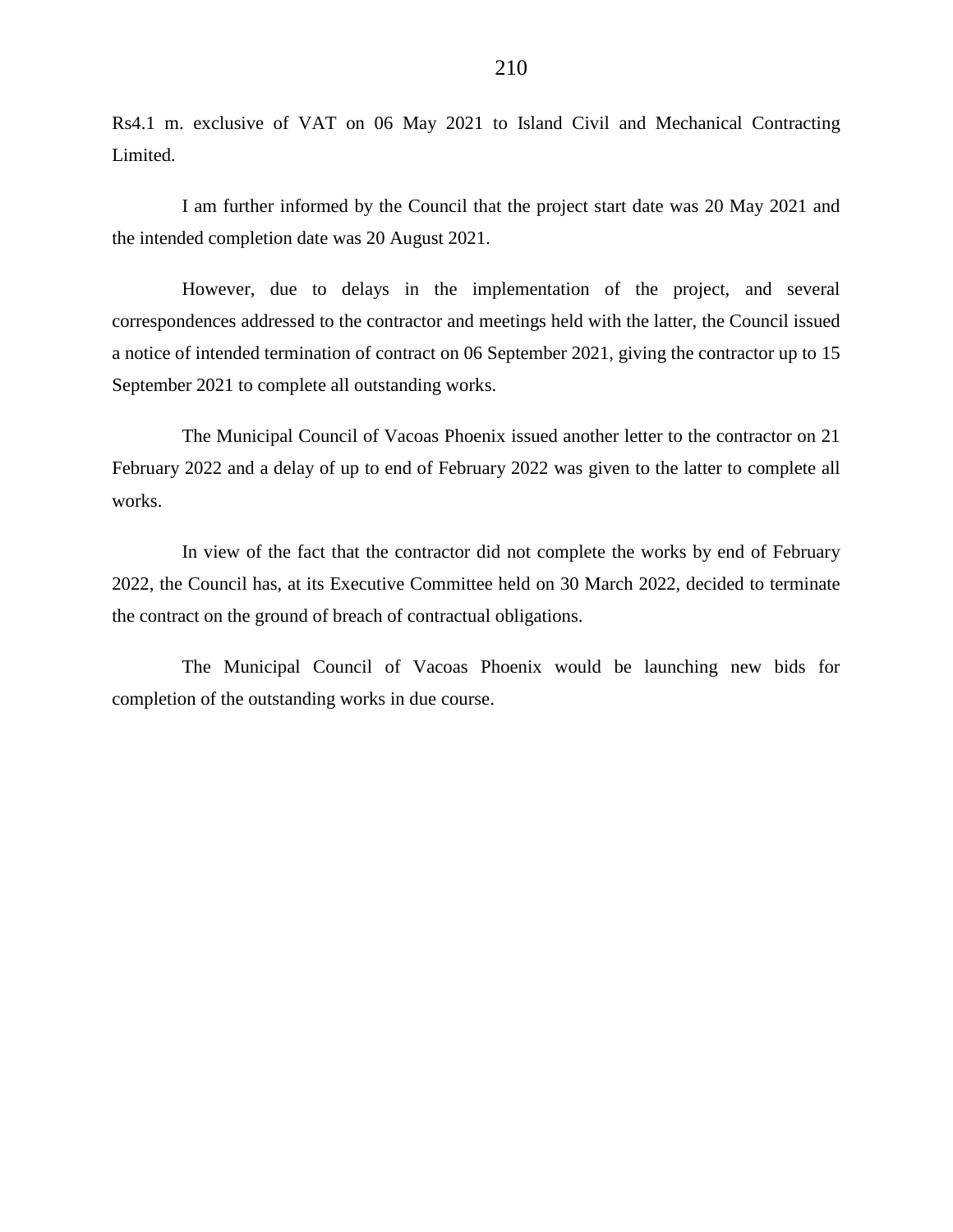Rs4.1 m. exclusive of VAT on 06 May 2021 to Island Civil and Mechanical Contracting Limited.

I am further informed by the Council that the project start date was 20 May 2021 and the intended completion date was 20 August 2021.

However, due to delays in the implementation of the project, and several correspondences addressed to the contractor and meetings held with the latter, the Council issued a notice of intended termination of contract on 06 September 2021, giving the contractor up to 15 September 2021 to complete all outstanding works.

The Municipal Council of Vacoas Phoenix issued another letter to the contractor on 21 February 2022 and a delay of up to end of February 2022 was given to the latter to complete all works.

In view of the fact that the contractor did not complete the works by end of February 2022, the Council has, at its Executive Committee held on 30 March 2022, decided to terminate the contract on the ground of breach of contractual obligations.

The Municipal Council of Vacoas Phoenix would be launching new bids for completion of the outstanding works in due course.